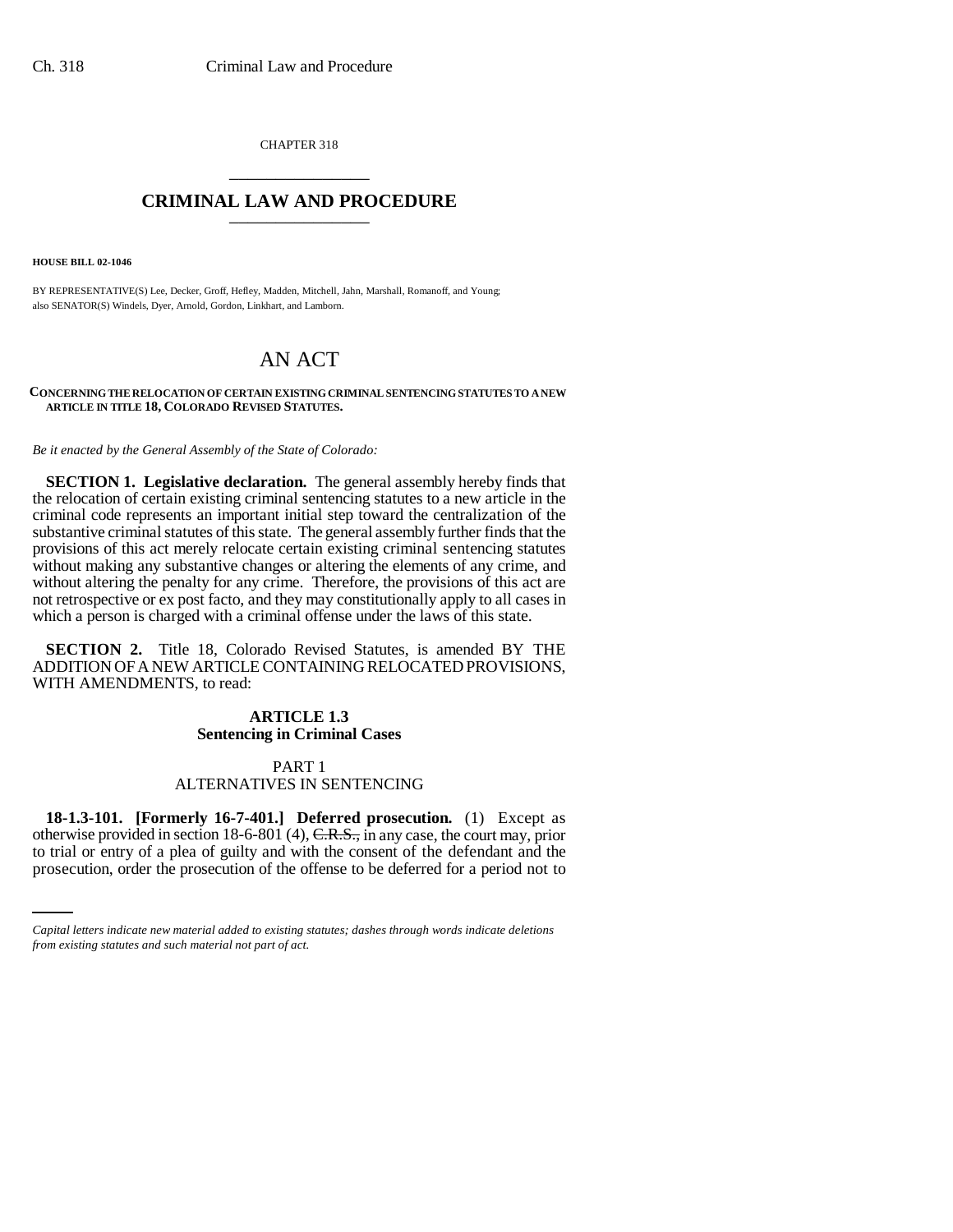CHAPTER 318

## CRIMINAL LAW AND PROCEDURE

**HOUSE BILL 02-1046**

BY REPRESENTATIVE(S) Lee, Decker, Groff, Hefley, Madden, Mitchell, Jahn, Marshall, Romanoff, and Young; also SENATOR(S) Windels, Dyer, Arnold, Gordon, Linkhart, and Lamborn.

# AN ACT

**CONCERNING THE RELOCATION OF CERTAIN EXISTING CRIMINAL SENTENCING STATUTES TO A NEW ARTICLE IN TITLE 18, COLORADO REVISED STATUTES.**

*Be it enacted by the General Assembly of the State of Colorado:*

**SECTION 1. Legislative declaration.** The general assembly hereby finds that the relocation of certain existing criminal sentencing statutes to a new article in the criminal code represents an important initial step toward the centralization of the substantive criminal statutes of this state. The general assembly further finds that the provisions of this act merely relocate certain existing criminal sentencing statutes without making any substantive changes or altering the elements of any crime, and without altering the penalty for any crime. Therefore, the provisions of this act are not retrospective or ex post facto, and they may constitutionally apply to all cases in which a person is charged with a criminal offense under the laws of this state.

**SECTION 2.** Title 18, Colorado Revised Statutes, is amended BY THE ADDITION OF A NEW ARTICLE CONTAINING RELOCATED PROVISIONS, WITH AMENDMENTS, to read:

**ARTICLE 1.3**
**Sentencing in Criminal Cases**

PART 1
ALTERNATIVES IN SENTENCING

**18-1.3-101. [Formerly 16-7-401.] Deferred prosecution.** (1) Except as otherwise provided in section 18-6-801 (4), ~~C.R.S.,~~ in any case, the court may, prior to trial or entry of a plea of guilty and with the consent of the defendant and the prosecution, order the prosecution of the offense to be deferred for a period not to

*Capital letters indicate new material added to existing statutes; dashes through words indicate deletions from existing statutes and such material not part of act.*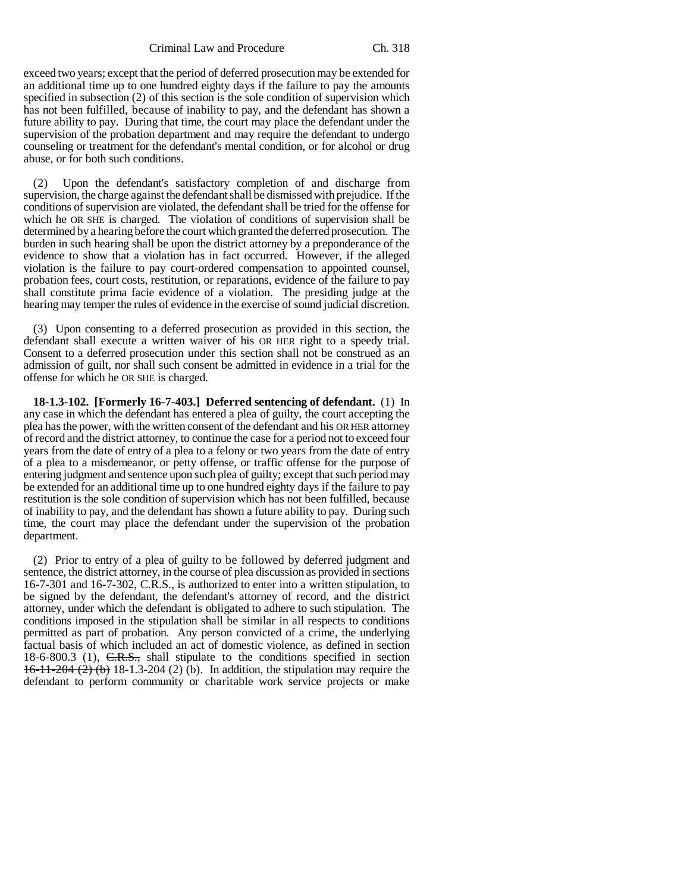exceed two years; except that the period of deferred prosecution may be extended for an additional time up to one hundred eighty days if the failure to pay the amounts specified in subsection (2) of this section is the sole condition of supervision which has not been fulfilled, because of inability to pay, and the defendant has shown a future ability to pay. During that time, the court may place the defendant under the supervision of the probation department and may require the defendant to undergo counseling or treatment for the defendant's mental condition, or for alcohol or drug abuse, or for both such conditions.

(2) Upon the defendant's satisfactory completion of and discharge from supervision, the charge against the defendant shall be dismissed with prejudice. If the conditions of supervision are violated, the defendant shall be tried for the offense for which he OR SHE is charged. The violation of conditions of supervision shall be determined by a hearing before the court which granted the deferred prosecution. The burden in such hearing shall be upon the district attorney by a preponderance of the evidence to show that a violation has in fact occurred. However, if the alleged violation is the failure to pay court-ordered compensation to appointed counsel, probation fees, court costs, restitution, or reparations, evidence of the failure to pay shall constitute prima facie evidence of a violation. The presiding judge at the hearing may temper the rules of evidence in the exercise of sound judicial discretion.

(3) Upon consenting to a deferred prosecution as provided in this section, the defendant shall execute a written waiver of his OR HER right to a speedy trial. Consent to a deferred prosecution under this section shall not be construed as an admission of guilt, nor shall such consent be admitted in evidence in a trial for the offense for which he OR SHE is charged.

**18-1.3-102. [Formerly 16-7-403.] Deferred sentencing of defendant.** (1) In any case in which the defendant has entered a plea of guilty, the court accepting the plea has the power, with the written consent of the defendant and his OR HER attorney of record and the district attorney, to continue the case for a period not to exceed four years from the date of entry of a plea to a felony or two years from the date of entry of a plea to a misdemeanor, or petty offense, or traffic offense for the purpose of entering judgment and sentence upon such plea of guilty; except that such period may be extended for an additional time up to one hundred eighty days if the failure to pay restitution is the sole condition of supervision which has not been fulfilled, because of inability to pay, and the defendant has shown a future ability to pay. During such time, the court may place the defendant under the supervision of the probation department.

(2) Prior to entry of a plea of guilty to be followed by deferred judgment and sentence, the district attorney, in the course of plea discussion as provided in sections 16-7-301 and 16-7-302, C.R.S., is authorized to enter into a written stipulation, to be signed by the defendant, the defendant's attorney of record, and the district attorney, under which the defendant is obligated to adhere to such stipulation. The conditions imposed in the stipulation shall be similar in all respects to conditions permitted as part of probation. Any person convicted of a crime, the underlying factual basis of which included an act of domestic violence, as defined in section 18-6-800.3 (1), ~~C.R.S.,~~ shall stipulate to the conditions specified in section ~~16-11-204 (2) (b)~~ 18-1.3-204 (2) (b). In addition, the stipulation may require the defendant to perform community or charitable work service projects or make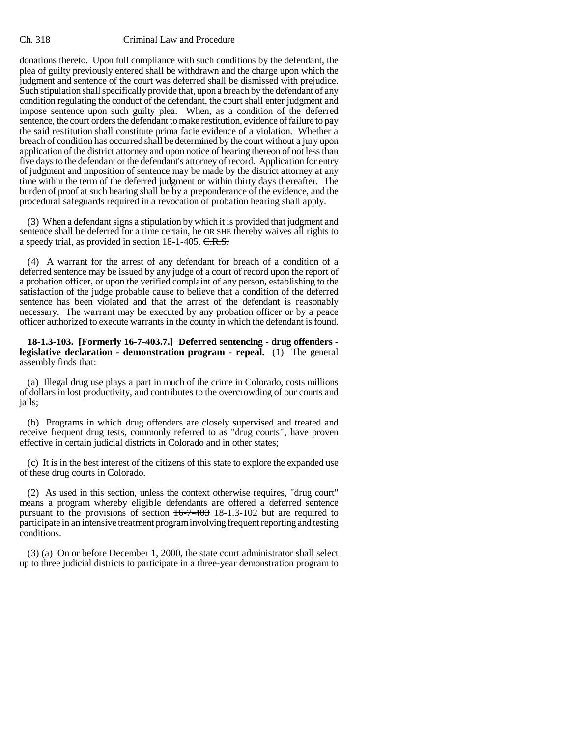donations thereto. Upon full compliance with such conditions by the defendant, the plea of guilty previously entered shall be withdrawn and the charge upon which the judgment and sentence of the court was deferred shall be dismissed with prejudice. Such stipulation shall specifically provide that, upon a breach by the defendant of any condition regulating the conduct of the defendant, the court shall enter judgment and impose sentence upon such guilty plea. When, as a condition of the deferred sentence, the court orders the defendant to make restitution, evidence of failure to pay the said restitution shall constitute prima facie evidence of a violation. Whether a breach of condition has occurred shall be determined by the court without a jury upon application of the district attorney and upon notice of hearing thereon of not less than five days to the defendant or the defendant's attorney of record. Application for entry of judgment and imposition of sentence may be made by the district attorney at any time within the term of the deferred judgment or within thirty days thereafter. The burden of proof at such hearing shall be by a preponderance of the evidence, and the procedural safeguards required in a revocation of probation hearing shall apply.

(3) When a defendant signs a stipulation by which it is provided that judgment and sentence shall be deferred for a time certain, he OR SHE thereby waives all rights to a speedy trial, as provided in section 18-1-405. ~~C.R.S.~~

(4) A warrant for the arrest of any defendant for breach of a condition of a deferred sentence may be issued by any judge of a court of record upon the report of a probation officer, or upon the verified complaint of any person, establishing to the satisfaction of the judge probable cause to believe that a condition of the deferred sentence has been violated and that the arrest of the defendant is reasonably necessary. The warrant may be executed by any probation officer or by a peace officer authorized to execute warrants in the county in which the defendant is found.

**18-1.3-103. [Formerly 16-7-403.7.] Deferred sentencing - drug offenders - legislative declaration - demonstration program - repeal.** (1) The general assembly finds that:

(a) Illegal drug use plays a part in much of the crime in Colorado, costs millions of dollars in lost productivity, and contributes to the overcrowding of our courts and jails;

(b) Programs in which drug offenders are closely supervised and treated and receive frequent drug tests, commonly referred to as "drug courts", have proven effective in certain judicial districts in Colorado and in other states;

(c) It is in the best interest of the citizens of this state to explore the expanded use of these drug courts in Colorado.

(2) As used in this section, unless the context otherwise requires, "drug court" means a program whereby eligible defendants are offered a deferred sentence pursuant to the provisions of section ~~16-7-403~~ 18-1.3-102 but are required to participate in an intensive treatment program involving frequent reporting and testing conditions.

(3) (a) On or before December 1, 2000, the state court administrator shall select up to three judicial districts to participate in a three-year demonstration program to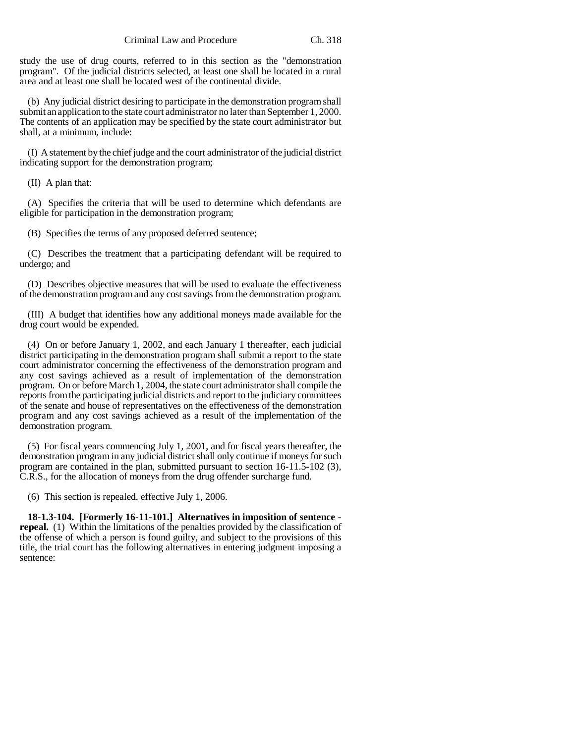study the use of drug courts, referred to in this section as the "demonstration program". Of the judicial districts selected, at least one shall be located in a rural area and at least one shall be located west of the continental divide.

(b) Any judicial district desiring to participate in the demonstration program shall submit an application to the state court administrator no later than September 1, 2000. The contents of an application may be specified by the state court administrator but shall, at a minimum, include:

(I) A statement by the chief judge and the court administrator of the judicial district indicating support for the demonstration program;

(II) A plan that:

(A) Specifies the criteria that will be used to determine which defendants are eligible for participation in the demonstration program;

(B) Specifies the terms of any proposed deferred sentence;

(C) Describes the treatment that a participating defendant will be required to undergo; and

(D) Describes objective measures that will be used to evaluate the effectiveness of the demonstration program and any cost savings from the demonstration program.

(III) A budget that identifies how any additional moneys made available for the drug court would be expended.

(4) On or before January 1, 2002, and each January 1 thereafter, each judicial district participating in the demonstration program shall submit a report to the state court administrator concerning the effectiveness of the demonstration program and any cost savings achieved as a result of implementation of the demonstration program. On or before March 1, 2004, the state court administrator shall compile the reports from the participating judicial districts and report to the judiciary committees of the senate and house of representatives on the effectiveness of the demonstration program and any cost savings achieved as a result of the implementation of the demonstration program.

(5) For fiscal years commencing July 1, 2001, and for fiscal years thereafter, the demonstration program in any judicial district shall only continue if moneys for such program are contained in the plan, submitted pursuant to section 16-11.5-102 (3), C.R.S., for the allocation of moneys from the drug offender surcharge fund.

(6) This section is repealed, effective July 1, 2006.

**18-1.3-104. [Formerly 16-11-101.] Alternatives in imposition of sentence - repeal.** (1) Within the limitations of the penalties provided by the classification of the offense of which a person is found guilty, and subject to the provisions of this title, the trial court has the following alternatives in entering judgment imposing a sentence: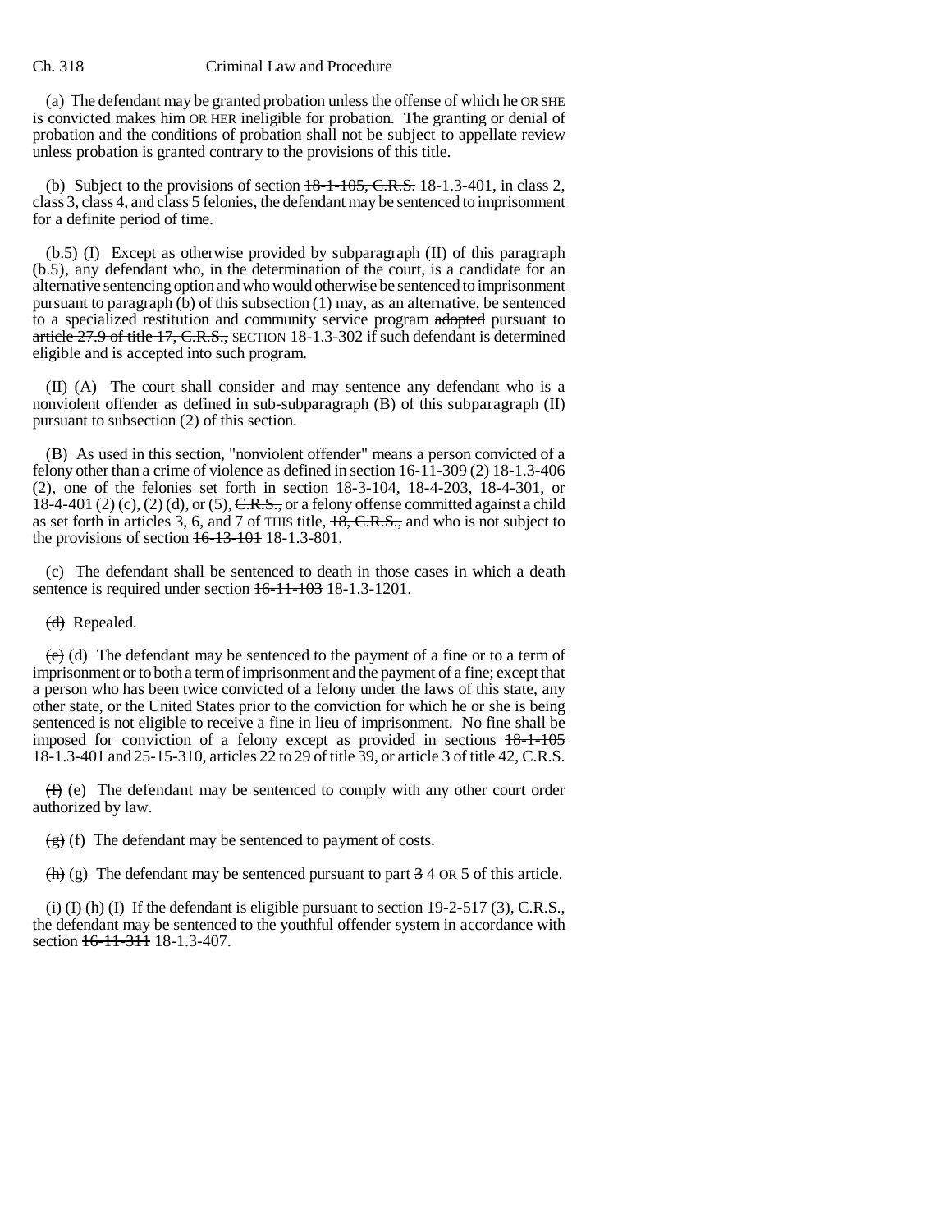(a) The defendant may be granted probation unless the offense of which he OR SHE is convicted makes him OR HER ineligible for probation. The granting or denial of probation and the conditions of probation shall not be subject to appellate review unless probation is granted contrary to the provisions of this title.

(b) Subject to the provisions of section ~~18-1-105, C.R.S.~~ 18-1.3-401, in class 2, class 3, class 4, and class 5 felonies, the defendant may be sentenced to imprisonment for a definite period of time.

(b.5) (I) Except as otherwise provided by subparagraph (II) of this paragraph (b.5), any defendant who, in the determination of the court, is a candidate for an alternative sentencing option and who would otherwise be sentenced to imprisonment pursuant to paragraph (b) of this subsection (1) may, as an alternative, be sentenced to a specialized restitution and community service program ~~adopted~~ pursuant to ~~article 27.9 of title 17, C.R.S.,~~ SECTION 18-1.3-302 if such defendant is determined eligible and is accepted into such program.

(II) (A) The court shall consider and may sentence any defendant who is a nonviolent offender as defined in sub-subparagraph (B) of this subparagraph (II) pursuant to subsection (2) of this section.

(B) As used in this section, "nonviolent offender" means a person convicted of a felony other than a crime of violence as defined in section ~~16-11-309 (2)~~ 18-1.3-406 (2), one of the felonies set forth in section 18-3-104, 18-4-203, 18-4-301, or 18-4-401 (2) (c), (2) (d), or (5), ~~C.R.S.,~~ or a felony offense committed against a child as set forth in articles 3, 6, and 7 of THIS title, ~~18, C.R.S.,~~ and who is not subject to the provisions of section ~~16-13-101~~ 18-1.3-801.

(c) The defendant shall be sentenced to death in those cases in which a death sentence is required under section ~~16-11-103~~ 18-1.3-1201.

~~(d)~~ Repealed.

~~(e)~~ (d) The defendant may be sentenced to the payment of a fine or to a term of imprisonment or to both a term of imprisonment and the payment of a fine; except that a person who has been twice convicted of a felony under the laws of this state, any other state, or the United States prior to the conviction for which he or she is being sentenced is not eligible to receive a fine in lieu of imprisonment. No fine shall be imposed for conviction of a felony except as provided in sections ~~18-1-105~~ 18-1.3-401 and 25-15-310, articles 22 to 29 of title 39, or article 3 of title 42, C.R.S.

~~(f)~~ (e) The defendant may be sentenced to comply with any other court order authorized by law.

~~(g)~~ (f) The defendant may be sentenced to payment of costs.

~~(h)~~ (g) The defendant may be sentenced pursuant to part ~~3~~ 4 OR 5 of this article.

~~(i) (I)~~ (h) (I) If the defendant is eligible pursuant to section 19-2-517 (3), C.R.S., the defendant may be sentenced to the youthful offender system in accordance with section ~~16-11-311~~ 18-1.3-407.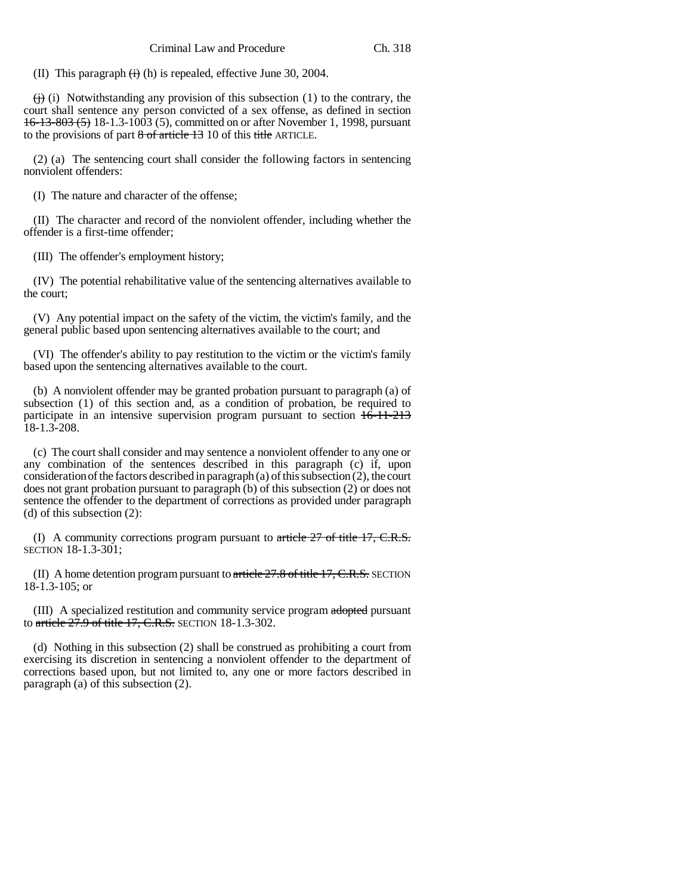(II) This paragraph ~~(i)~~ (h) is repealed, effective June 30, 2004.

~~(j)~~ (i) Notwithstanding any provision of this subsection (1) to the contrary, the court shall sentence any person convicted of a sex offense, as defined in section ~~16-13-803 (5)~~ 18-1.3-1003 (5), committed on or after November 1, 1998, pursuant to the provisions of part ~~8 of article 13~~ 10 of this ~~title~~ ARTICLE.

(2) (a) The sentencing court shall consider the following factors in sentencing nonviolent offenders:

(I) The nature and character of the offense;

(II) The character and record of the nonviolent offender, including whether the offender is a first-time offender;

(III) The offender's employment history;

(IV) The potential rehabilitative value of the sentencing alternatives available to the court;

(V) Any potential impact on the safety of the victim, the victim's family, and the general public based upon sentencing alternatives available to the court; and

(VI) The offender's ability to pay restitution to the victim or the victim's family based upon the sentencing alternatives available to the court.

(b) A nonviolent offender may be granted probation pursuant to paragraph (a) of subsection (1) of this section and, as a condition of probation, be required to participate in an intensive supervision program pursuant to section ~~16-11-213~~ 18-1.3-208.

(c) The court shall consider and may sentence a nonviolent offender to any one or any combination of the sentences described in this paragraph (c) if, upon consideration of the factors described in paragraph (a) of this subsection (2), the court does not grant probation pursuant to paragraph (b) of this subsection (2) or does not sentence the offender to the department of corrections as provided under paragraph (d) of this subsection (2):

(I) A community corrections program pursuant to ~~article 27 of title 17, C.R.S.~~ SECTION 18-1.3-301;

(II) A home detention program pursuant to ~~article 27.8 of title 17, C.R.S.~~ SECTION 18-1.3-105; or

(III) A specialized restitution and community service program ~~adopted~~ pursuant to ~~article 27.9 of title 17, C.R.S.~~ SECTION 18-1.3-302.

(d) Nothing in this subsection (2) shall be construed as prohibiting a court from exercising its discretion in sentencing a nonviolent offender to the department of corrections based upon, but not limited to, any one or more factors described in paragraph (a) of this subsection (2).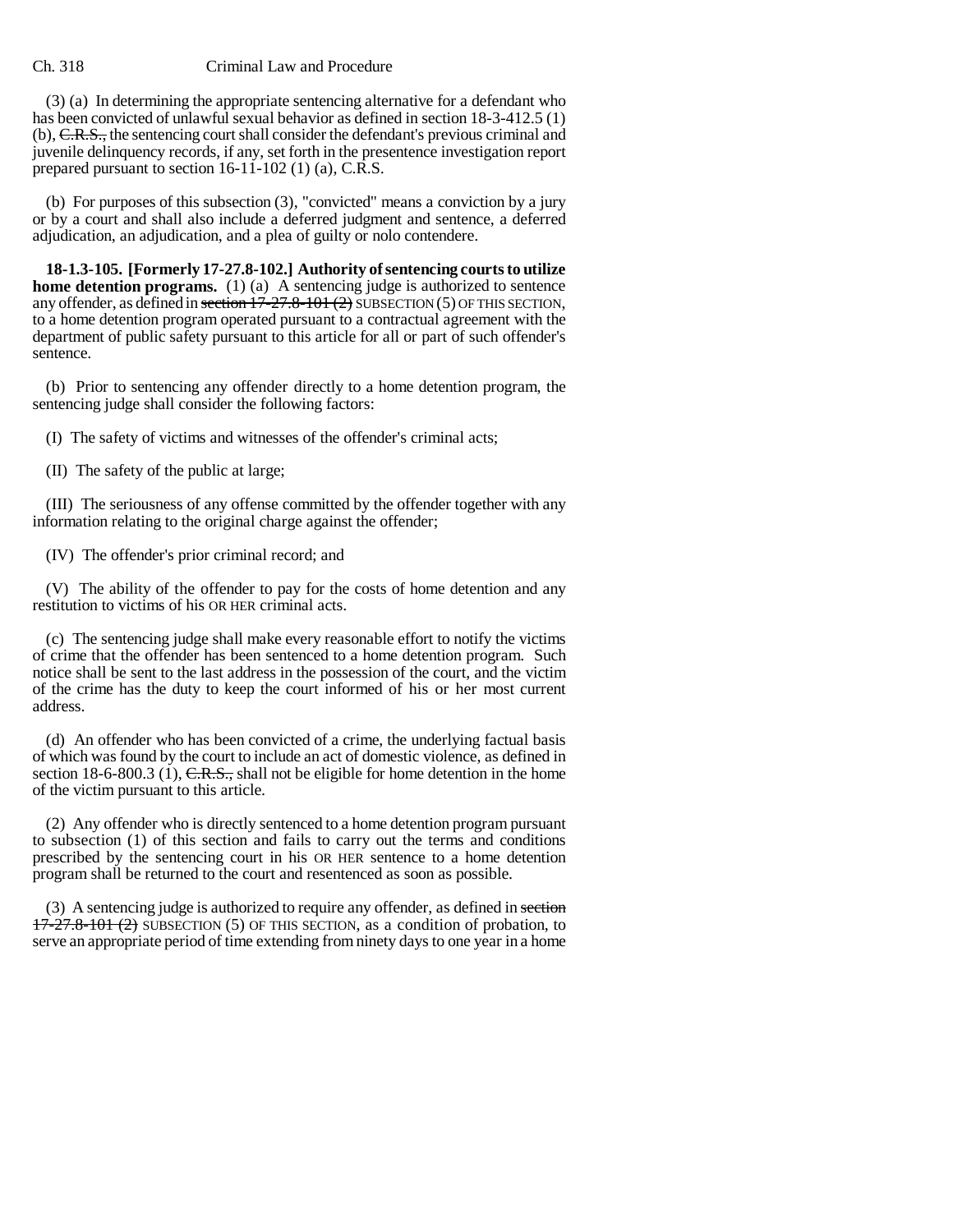(3) (a) In determining the appropriate sentencing alternative for a defendant who has been convicted of unlawful sexual behavior as defined in section 18-3-412.5 (1) (b), ~~C.R.S.,~~ the sentencing court shall consider the defendant's previous criminal and juvenile delinquency records, if any, set forth in the presentence investigation report prepared pursuant to section 16-11-102 (1) (a), C.R.S.

(b) For purposes of this subsection (3), "convicted" means a conviction by a jury or by a court and shall also include a deferred judgment and sentence, a deferred adjudication, an adjudication, and a plea of guilty or nolo contendere.

**18-1.3-105. [Formerly 17-27.8-102.] Authority of sentencing courts to utilize home detention programs.** (1) (a) A sentencing judge is authorized to sentence any offender, as defined in ~~section 17-27.8-101 (2)~~ SUBSECTION (5) OF THIS SECTION, to a home detention program operated pursuant to a contractual agreement with the department of public safety pursuant to this article for all or part of such offender's sentence.

(b) Prior to sentencing any offender directly to a home detention program, the sentencing judge shall consider the following factors:

(I) The safety of victims and witnesses of the offender's criminal acts;

(II) The safety of the public at large;

(III) The seriousness of any offense committed by the offender together with any information relating to the original charge against the offender;

(IV) The offender's prior criminal record; and

(V) The ability of the offender to pay for the costs of home detention and any restitution to victims of his OR HER criminal acts.

(c) The sentencing judge shall make every reasonable effort to notify the victims of crime that the offender has been sentenced to a home detention program. Such notice shall be sent to the last address in the possession of the court, and the victim of the crime has the duty to keep the court informed of his or her most current address.

(d) An offender who has been convicted of a crime, the underlying factual basis of which was found by the court to include an act of domestic violence, as defined in section 18-6-800.3 (1), ~~C.R.S.,~~ shall not be eligible for home detention in the home of the victim pursuant to this article.

(2) Any offender who is directly sentenced to a home detention program pursuant to subsection (1) of this section and fails to carry out the terms and conditions prescribed by the sentencing court in his OR HER sentence to a home detention program shall be returned to the court and resentenced as soon as possible.

(3) A sentencing judge is authorized to require any offender, as defined in ~~section 17-27.8-101 (2)~~ SUBSECTION (5) OF THIS SECTION, as a condition of probation, to serve an appropriate period of time extending from ninety days to one year in a home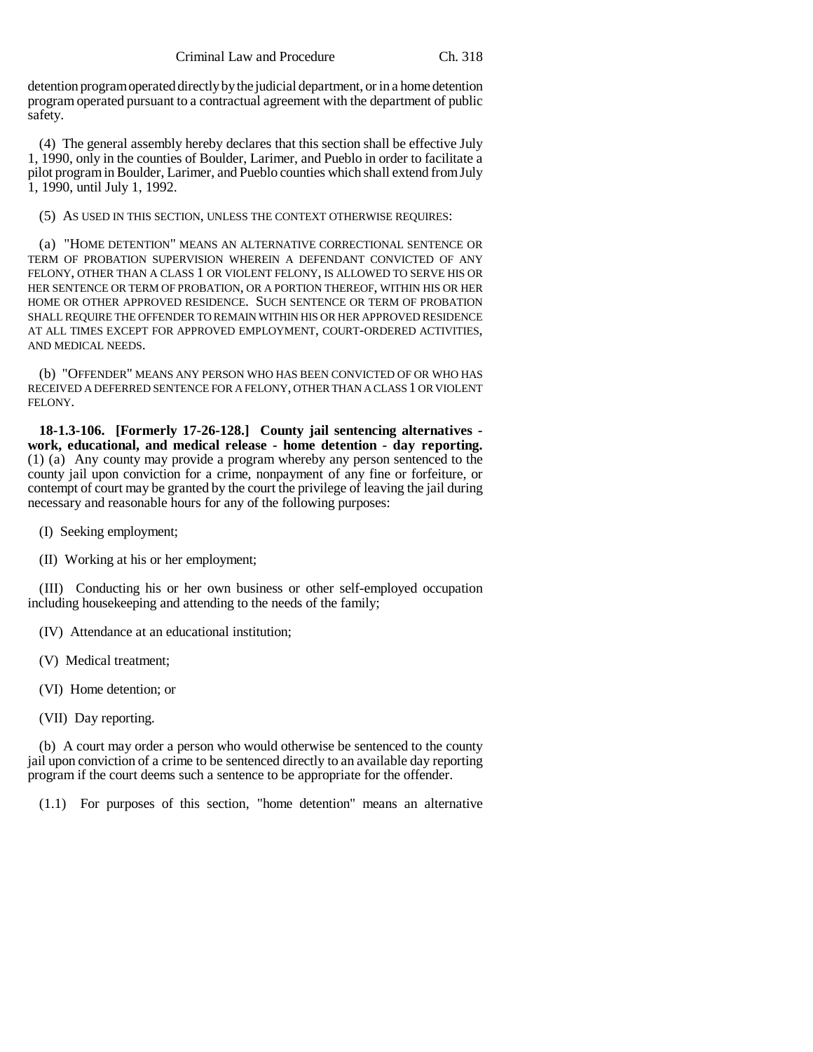detention program operated directly by the judicial department, or in a home detention program operated pursuant to a contractual agreement with the department of public safety.

(4) The general assembly hereby declares that this section shall be effective July 1, 1990, only in the counties of Boulder, Larimer, and Pueblo in order to facilitate a pilot program in Boulder, Larimer, and Pueblo counties which shall extend from July 1, 1990, until July 1, 1992.

(5) AS USED IN THIS SECTION, UNLESS THE CONTEXT OTHERWISE REQUIRES:

(a) "HOME DETENTION" MEANS AN ALTERNATIVE CORRECTIONAL SENTENCE OR TERM OF PROBATION SUPERVISION WHEREIN A DEFENDANT CONVICTED OF ANY FELONY, OTHER THAN A CLASS 1 OR VIOLENT FELONY, IS ALLOWED TO SERVE HIS OR HER SENTENCE OR TERM OF PROBATION, OR A PORTION THEREOF, WITHIN HIS OR HER HOME OR OTHER APPROVED RESIDENCE. SUCH SENTENCE OR TERM OF PROBATION SHALL REQUIRE THE OFFENDER TO REMAIN WITHIN HIS OR HER APPROVED RESIDENCE AT ALL TIMES EXCEPT FOR APPROVED EMPLOYMENT, COURT-ORDERED ACTIVITIES, AND MEDICAL NEEDS.

(b) "OFFENDER" MEANS ANY PERSON WHO HAS BEEN CONVICTED OF OR WHO HAS RECEIVED A DEFERRED SENTENCE FOR A FELONY, OTHER THAN A CLASS 1 OR VIOLENT FELONY.

**18-1.3-106. [Formerly 17-26-128.] County jail sentencing alternatives - work, educational, and medical release - home detention - day reporting.** (1) (a) Any county may provide a program whereby any person sentenced to the county jail upon conviction for a crime, nonpayment of any fine or forfeiture, or contempt of court may be granted by the court the privilege of leaving the jail during necessary and reasonable hours for any of the following purposes:

(I) Seeking employment;

(II) Working at his or her employment;

(III) Conducting his or her own business or other self-employed occupation including housekeeping and attending to the needs of the family;

(IV) Attendance at an educational institution;

(V) Medical treatment;

(VI) Home detention; or

(VII) Day reporting.

(b) A court may order a person who would otherwise be sentenced to the county jail upon conviction of a crime to be sentenced directly to an available day reporting program if the court deems such a sentence to be appropriate for the offender.

(1.1) For purposes of this section, "home detention" means an alternative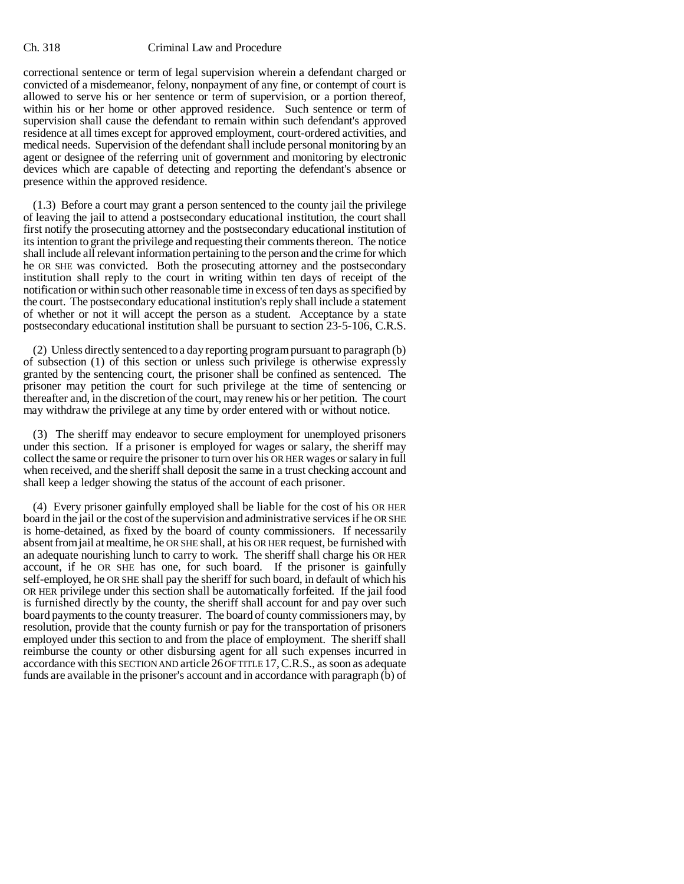correctional sentence or term of legal supervision wherein a defendant charged or convicted of a misdemeanor, felony, nonpayment of any fine, or contempt of court is allowed to serve his or her sentence or term of supervision, or a portion thereof, within his or her home or other approved residence. Such sentence or term of supervision shall cause the defendant to remain within such defendant's approved residence at all times except for approved employment, court-ordered activities, and medical needs. Supervision of the defendant shall include personal monitoring by an agent or designee of the referring unit of government and monitoring by electronic devices which are capable of detecting and reporting the defendant's absence or presence within the approved residence.

(1.3) Before a court may grant a person sentenced to the county jail the privilege of leaving the jail to attend a postsecondary educational institution, the court shall first notify the prosecuting attorney and the postsecondary educational institution of its intention to grant the privilege and requesting their comments thereon. The notice shall include all relevant information pertaining to the person and the crime for which he OR SHE was convicted. Both the prosecuting attorney and the postsecondary institution shall reply to the court in writing within ten days of receipt of the notification or within such other reasonable time in excess of ten days as specified by the court. The postsecondary educational institution's reply shall include a statement of whether or not it will accept the person as a student. Acceptance by a state postsecondary educational institution shall be pursuant to section 23-5-106, C.R.S.

(2) Unless directly sentenced to a day reporting program pursuant to paragraph (b) of subsection (1) of this section or unless such privilege is otherwise expressly granted by the sentencing court, the prisoner shall be confined as sentenced. The prisoner may petition the court for such privilege at the time of sentencing or thereafter and, in the discretion of the court, may renew his or her petition. The court may withdraw the privilege at any time by order entered with or without notice.

(3) The sheriff may endeavor to secure employment for unemployed prisoners under this section. If a prisoner is employed for wages or salary, the sheriff may collect the same or require the prisoner to turn over his OR HER wages or salary in full when received, and the sheriff shall deposit the same in a trust checking account and shall keep a ledger showing the status of the account of each prisoner.

(4) Every prisoner gainfully employed shall be liable for the cost of his OR HER board in the jail or the cost of the supervision and administrative services if he OR SHE is home-detained, as fixed by the board of county commissioners. If necessarily absent from jail at mealtime, he OR SHE shall, at his OR HER request, be furnished with an adequate nourishing lunch to carry to work. The sheriff shall charge his OR HER account, if he OR SHE has one, for such board. If the prisoner is gainfully self-employed, he OR SHE shall pay the sheriff for such board, in default of which his OR HER privilege under this section shall be automatically forfeited. If the jail food is furnished directly by the county, the sheriff shall account for and pay over such board payments to the county treasurer. The board of county commissioners may, by resolution, provide that the county furnish or pay for the transportation of prisoners employed under this section to and from the place of employment. The sheriff shall reimburse the county or other disbursing agent for all such expenses incurred in accordance with this SECTION AND article 26 OF TITLE 17, C.R.S., as soon as adequate funds are available in the prisoner's account and in accordance with paragraph (b) of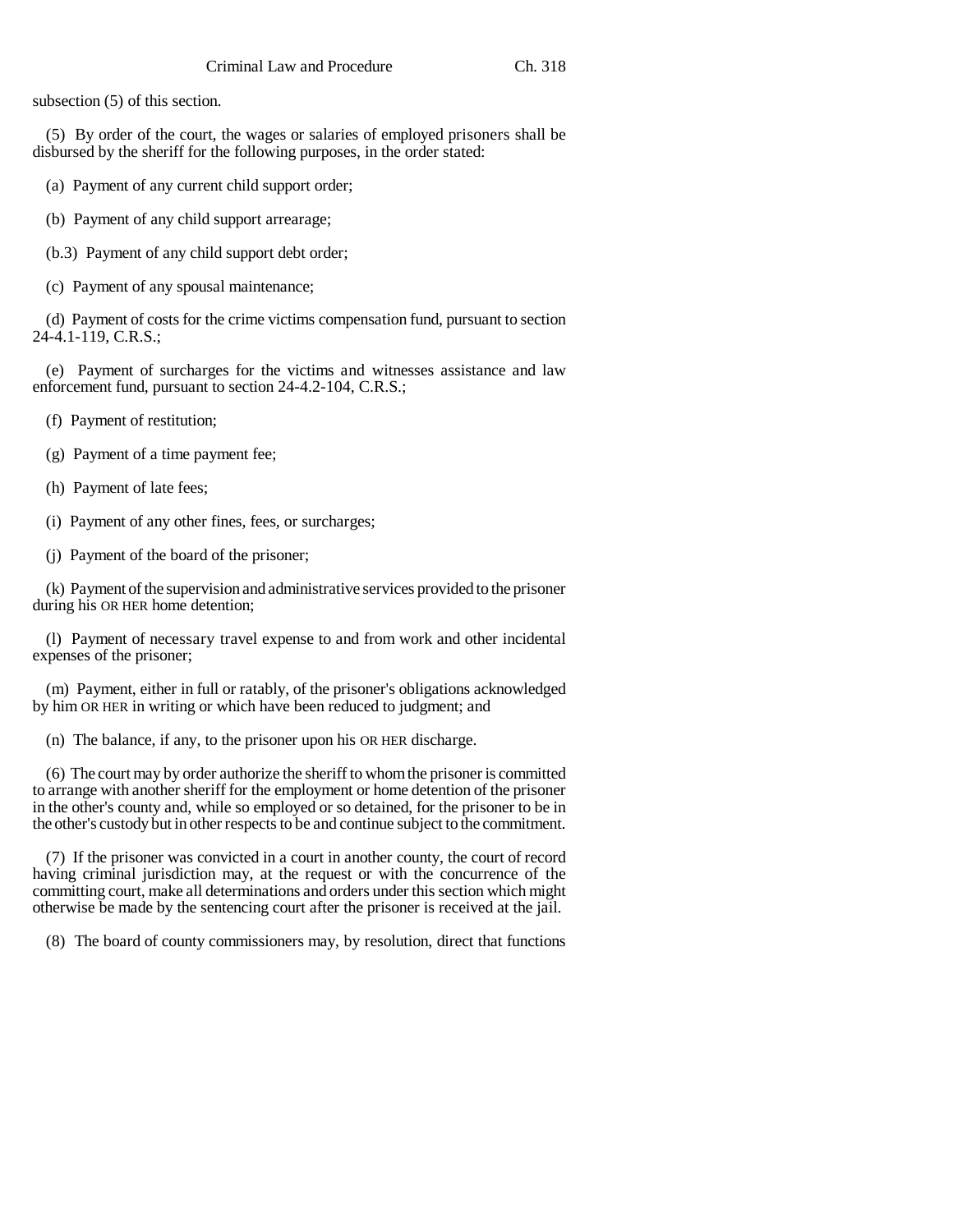subsection (5) of this section.

(5) By order of the court, the wages or salaries of employed prisoners shall be disbursed by the sheriff for the following purposes, in the order stated:

(a) Payment of any current child support order;

(b) Payment of any child support arrearage;

(b.3) Payment of any child support debt order;

(c) Payment of any spousal maintenance;

(d) Payment of costs for the crime victims compensation fund, pursuant to section 24-4.1-119, C.R.S.;

(e) Payment of surcharges for the victims and witnesses assistance and law enforcement fund, pursuant to section 24-4.2-104, C.R.S.;

(f) Payment of restitution;

(g) Payment of a time payment fee;

(h) Payment of late fees;

(i) Payment of any other fines, fees, or surcharges;

(j) Payment of the board of the prisoner;

(k) Payment of the supervision and administrative services provided to the prisoner during his OR HER home detention;

(l) Payment of necessary travel expense to and from work and other incidental expenses of the prisoner;

(m) Payment, either in full or ratably, of the prisoner's obligations acknowledged by him OR HER in writing or which have been reduced to judgment; and

(n) The balance, if any, to the prisoner upon his OR HER discharge.

(6) The court may by order authorize the sheriff to whom the prisoner is committed to arrange with another sheriff for the employment or home detention of the prisoner in the other's county and, while so employed or so detained, for the prisoner to be in the other's custody but in other respects to be and continue subject to the commitment.

(7) If the prisoner was convicted in a court in another county, the court of record having criminal jurisdiction may, at the request or with the concurrence of the committing court, make all determinations and orders under this section which might otherwise be made by the sentencing court after the prisoner is received at the jail.

(8) The board of county commissioners may, by resolution, direct that functions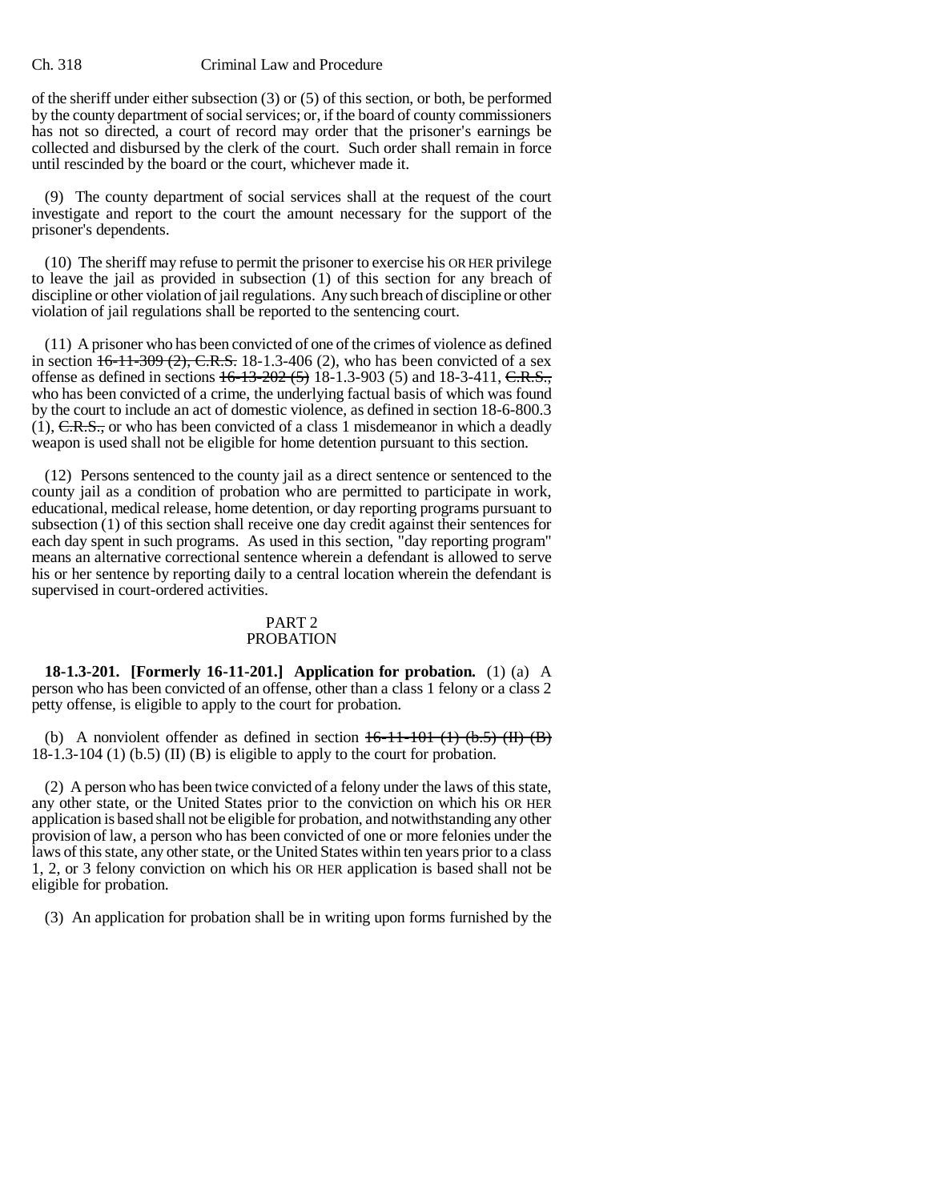of the sheriff under either subsection (3) or (5) of this section, or both, be performed by the county department of social services; or, if the board of county commissioners has not so directed, a court of record may order that the prisoner's earnings be collected and disbursed by the clerk of the court. Such order shall remain in force until rescinded by the board or the court, whichever made it.

(9) The county department of social services shall at the request of the court investigate and report to the court the amount necessary for the support of the prisoner's dependents.

(10) The sheriff may refuse to permit the prisoner to exercise his OR HER privilege to leave the jail as provided in subsection (1) of this section for any breach of discipline or other violation of jail regulations. Any such breach of discipline or other violation of jail regulations shall be reported to the sentencing court.

(11) A prisoner who has been convicted of one of the crimes of violence as defined in section ~~16-11-309 (2), C.R.S.~~ 18-1.3-406 (2), who has been convicted of a sex offense as defined in sections ~~16-13-202 (5)~~ 18-1.3-903 (5) and 18-3-411, ~~C.R.S.,~~ who has been convicted of a crime, the underlying factual basis of which was found by the court to include an act of domestic violence, as defined in section 18-6-800.3 (1), ~~C.R.S.,~~ or who has been convicted of a class 1 misdemeanor in which a deadly weapon is used shall not be eligible for home detention pursuant to this section.

(12) Persons sentenced to the county jail as a direct sentence or sentenced to the county jail as a condition of probation who are permitted to participate in work, educational, medical release, home detention, or day reporting programs pursuant to subsection (1) of this section shall receive one day credit against their sentences for each day spent in such programs. As used in this section, "day reporting program" means an alternative correctional sentence wherein a defendant is allowed to serve his or her sentence by reporting daily to a central location wherein the defendant is supervised in court-ordered activities.

## PART 2
## PROBATION

**18-1.3-201. [Formerly 16-11-201.] Application for probation.** (1) (a) A person who has been convicted of an offense, other than a class 1 felony or a class 2 petty offense, is eligible to apply to the court for probation.

(b) A nonviolent offender as defined in section ~~16-11-101 (1) (b.5) (II) (B)~~ 18-1.3-104 (1) (b.5) (II) (B) is eligible to apply to the court for probation.

(2) A person who has been twice convicted of a felony under the laws of this state, any other state, or the United States prior to the conviction on which his OR HER application is based shall not be eligible for probation, and notwithstanding any other provision of law, a person who has been convicted of one or more felonies under the laws of this state, any other state, or the United States within ten years prior to a class 1, 2, or 3 felony conviction on which his OR HER application is based shall not be eligible for probation.

(3) An application for probation shall be in writing upon forms furnished by the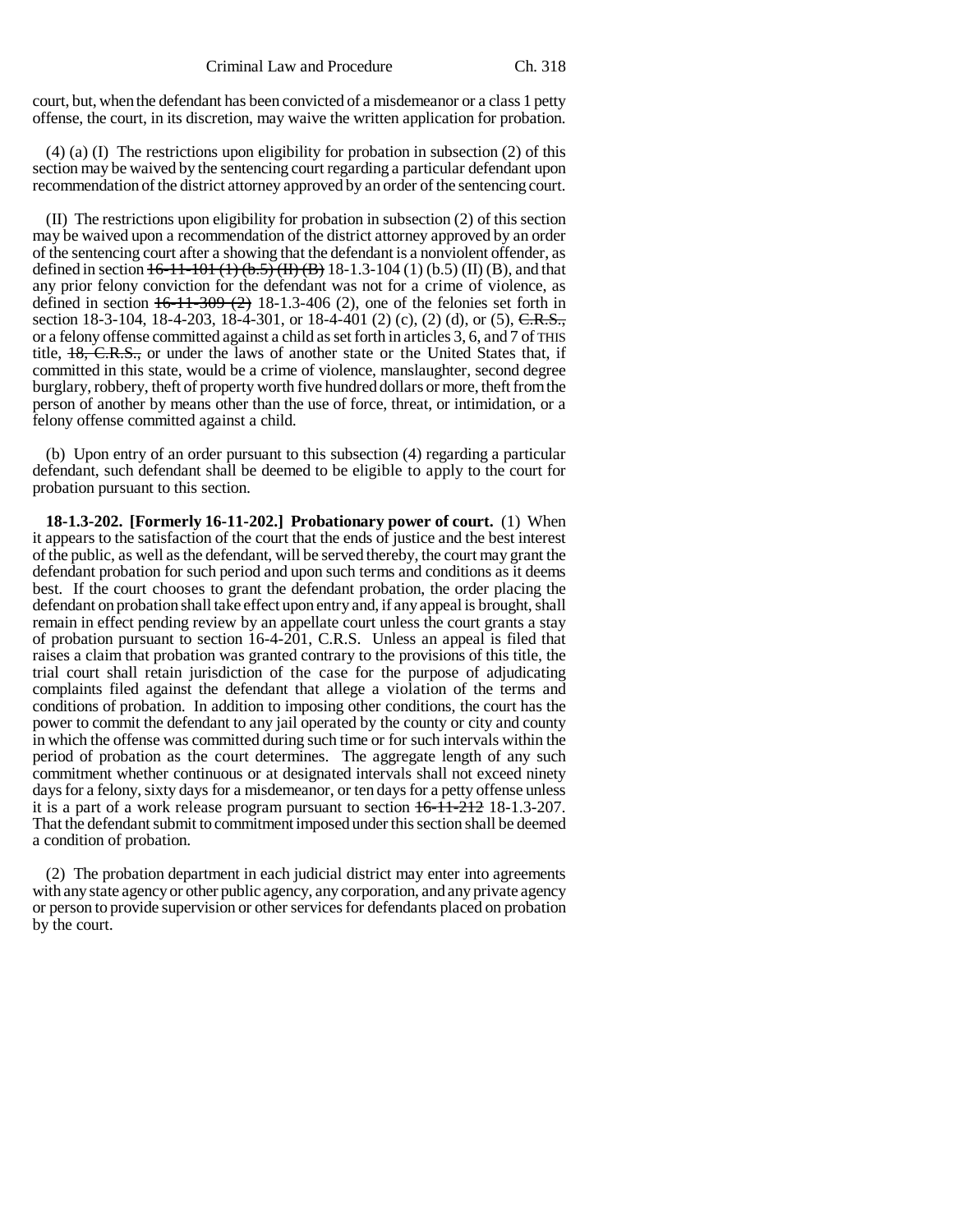court, but, when the defendant has been convicted of a misdemeanor or a class 1 petty offense, the court, in its discretion, may waive the written application for probation.

(4) (a) (I) The restrictions upon eligibility for probation in subsection (2) of this section may be waived by the sentencing court regarding a particular defendant upon recommendation of the district attorney approved by an order of the sentencing court.

(II) The restrictions upon eligibility for probation in subsection (2) of this section may be waived upon a recommendation of the district attorney approved by an order of the sentencing court after a showing that the defendant is a nonviolent offender, as defined in section ~~16-11-101 (1) (b.5) (II) (B)~~ 18-1.3-104 (1) (b.5) (II) (B), and that any prior felony conviction for the defendant was not for a crime of violence, as defined in section ~~16-11-309 (2)~~ 18-1.3-406 (2), one of the felonies set forth in section 18-3-104, 18-4-203, 18-4-301, or 18-4-401 (2) (c), (2) (d), or (5), ~~C.R.S.,~~ or a felony offense committed against a child as set forth in articles 3, 6, and 7 of THIS title, ~~18, C.R.S.,~~ or under the laws of another state or the United States that, if committed in this state, would be a crime of violence, manslaughter, second degree burglary, robbery, theft of property worth five hundred dollars or more, theft from the person of another by means other than the use of force, threat, or intimidation, or a felony offense committed against a child.

(b) Upon entry of an order pursuant to this subsection (4) regarding a particular defendant, such defendant shall be deemed to be eligible to apply to the court for probation pursuant to this section.

**18-1.3-202. [Formerly 16-11-202.] Probationary power of court.** (1) When it appears to the satisfaction of the court that the ends of justice and the best interest of the public, as well as the defendant, will be served thereby, the court may grant the defendant probation for such period and upon such terms and conditions as it deems best. If the court chooses to grant the defendant probation, the order placing the defendant on probation shall take effect upon entry and, if any appeal is brought, shall remain in effect pending review by an appellate court unless the court grants a stay of probation pursuant to section 16-4-201, C.R.S. Unless an appeal is filed that raises a claim that probation was granted contrary to the provisions of this title, the trial court shall retain jurisdiction of the case for the purpose of adjudicating complaints filed against the defendant that allege a violation of the terms and conditions of probation. In addition to imposing other conditions, the court has the power to commit the defendant to any jail operated by the county or city and county in which the offense was committed during such time or for such intervals within the period of probation as the court determines. The aggregate length of any such commitment whether continuous or at designated intervals shall not exceed ninety days for a felony, sixty days for a misdemeanor, or ten days for a petty offense unless it is a part of a work release program pursuant to section ~~16-11-212~~ 18-1.3-207. That the defendant submit to commitment imposed under this section shall be deemed a condition of probation.

(2) The probation department in each judicial district may enter into agreements with any state agency or other public agency, any corporation, and any private agency or person to provide supervision or other services for defendants placed on probation by the court.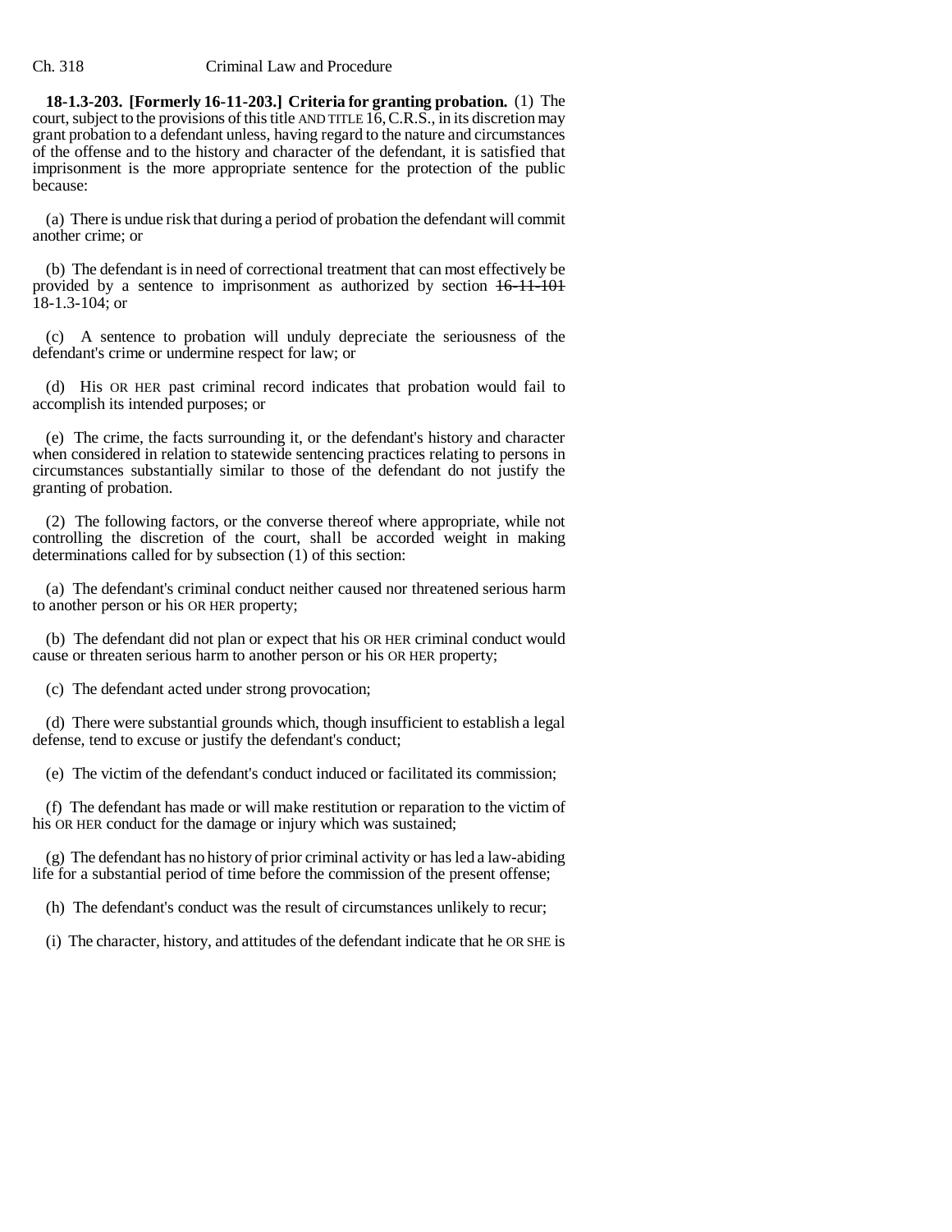**18-1.3-203. [Formerly 16-11-203.] Criteria for granting probation.** (1) The court, subject to the provisions of this title AND TITLE 16, C.R.S., in its discretion may grant probation to a defendant unless, having regard to the nature and circumstances of the offense and to the history and character of the defendant, it is satisfied that imprisonment is the more appropriate sentence for the protection of the public because:

(a) There is undue risk that during a period of probation the defendant will commit another crime; or

(b) The defendant is in need of correctional treatment that can most effectively be provided by a sentence to imprisonment as authorized by section ~~16-11-101~~ 18-1.3-104; or

(c) A sentence to probation will unduly depreciate the seriousness of the defendant's crime or undermine respect for law; or

(d) His OR HER past criminal record indicates that probation would fail to accomplish its intended purposes; or

(e) The crime, the facts surrounding it, or the defendant's history and character when considered in relation to statewide sentencing practices relating to persons in circumstances substantially similar to those of the defendant do not justify the granting of probation.

(2) The following factors, or the converse thereof where appropriate, while not controlling the discretion of the court, shall be accorded weight in making determinations called for by subsection (1) of this section:

(a) The defendant's criminal conduct neither caused nor threatened serious harm to another person or his OR HER property;

(b) The defendant did not plan or expect that his OR HER criminal conduct would cause or threaten serious harm to another person or his OR HER property;

(c) The defendant acted under strong provocation;

(d) There were substantial grounds which, though insufficient to establish a legal defense, tend to excuse or justify the defendant's conduct;

(e) The victim of the defendant's conduct induced or facilitated its commission;

(f) The defendant has made or will make restitution or reparation to the victim of his OR HER conduct for the damage or injury which was sustained;

(g) The defendant has no history of prior criminal activity or has led a law-abiding life for a substantial period of time before the commission of the present offense;

(h) The defendant's conduct was the result of circumstances unlikely to recur;

(i) The character, history, and attitudes of the defendant indicate that he OR SHE is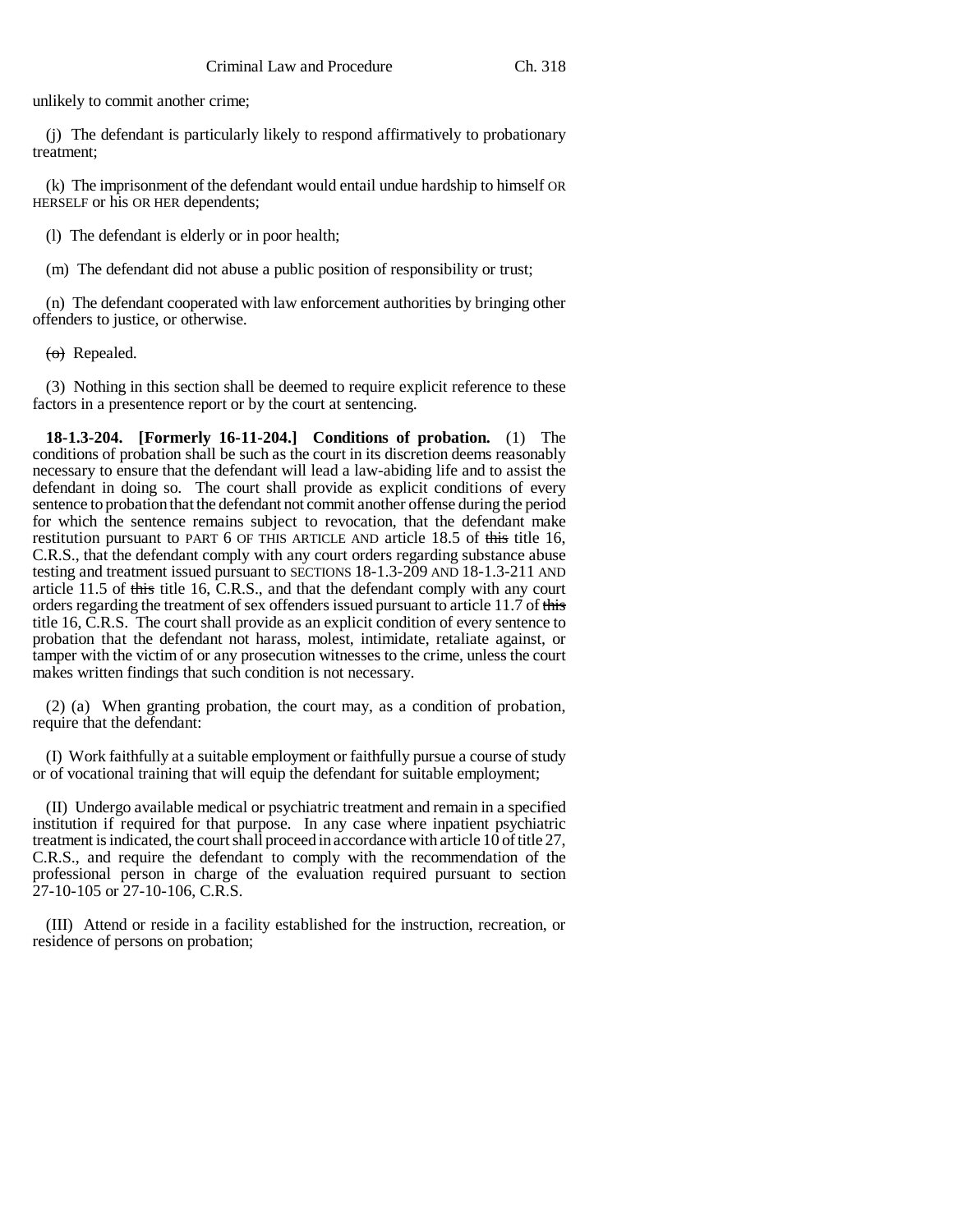unlikely to commit another crime;

(j) The defendant is particularly likely to respond affirmatively to probationary treatment;

(k) The imprisonment of the defendant would entail undue hardship to himself OR HERSELF or his OR HER dependents;

(l) The defendant is elderly or in poor health;

(m) The defendant did not abuse a public position of responsibility or trust;

(n) The defendant cooperated with law enforcement authorities by bringing other offenders to justice, or otherwise.

~~(o)~~ Repealed.

(3) Nothing in this section shall be deemed to require explicit reference to these factors in a presentence report or by the court at sentencing.

**18-1.3-204. [Formerly 16-11-204.] Conditions of probation.** (1) The conditions of probation shall be such as the court in its discretion deems reasonably necessary to ensure that the defendant will lead a law-abiding life and to assist the defendant in doing so. The court shall provide as explicit conditions of every sentence to probation that the defendant not commit another offense during the period for which the sentence remains subject to revocation, that the defendant make restitution pursuant to PART 6 OF THIS ARTICLE AND article 18.5 of ~~this~~ title 16, C.R.S., that the defendant comply with any court orders regarding substance abuse testing and treatment issued pursuant to SECTIONS 18-1.3-209 AND 18-1.3-211 AND article 11.5 of ~~this~~ title 16, C.R.S., and that the defendant comply with any court orders regarding the treatment of sex offenders issued pursuant to article 11.7 of ~~this~~ title 16, C.R.S. The court shall provide as an explicit condition of every sentence to probation that the defendant not harass, molest, intimidate, retaliate against, or tamper with the victim of or any prosecution witnesses to the crime, unless the court makes written findings that such condition is not necessary.

(2) (a) When granting probation, the court may, as a condition of probation, require that the defendant:

(I) Work faithfully at a suitable employment or faithfully pursue a course of study or of vocational training that will equip the defendant for suitable employment;

(II) Undergo available medical or psychiatric treatment and remain in a specified institution if required for that purpose. In any case where inpatient psychiatric treatment is indicated, the court shall proceed in accordance with article 10 of title 27, C.R.S., and require the defendant to comply with the recommendation of the professional person in charge of the evaluation required pursuant to section 27-10-105 or 27-10-106, C.R.S.

(III) Attend or reside in a facility established for the instruction, recreation, or residence of persons on probation;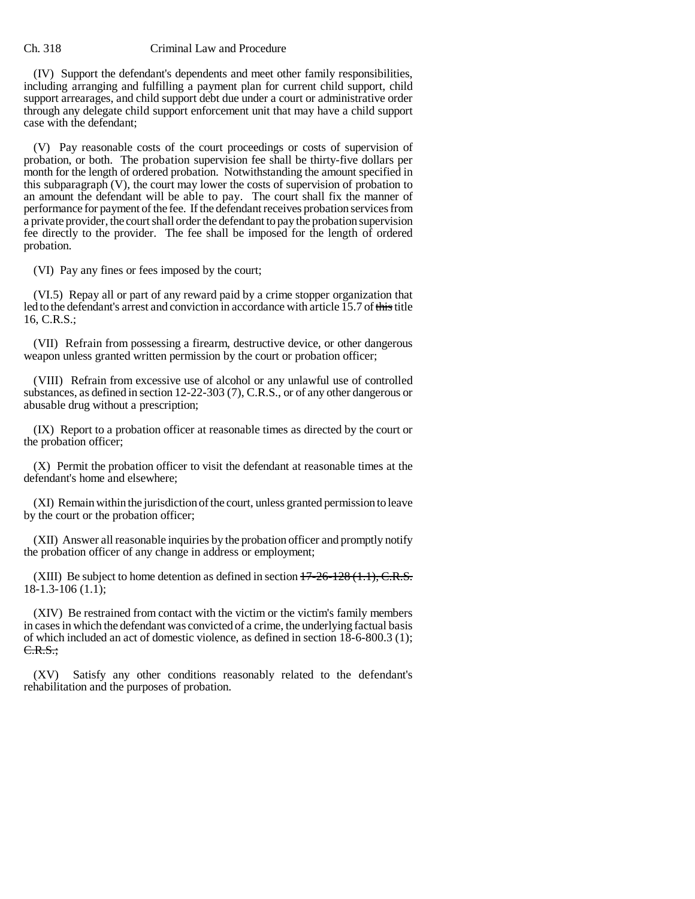(IV) Support the defendant's dependents and meet other family responsibilities, including arranging and fulfilling a payment plan for current child support, child support arrearages, and child support debt due under a court or administrative order through any delegate child support enforcement unit that may have a child support case with the defendant;

(V) Pay reasonable costs of the court proceedings or costs of supervision of probation, or both. The probation supervision fee shall be thirty-five dollars per month for the length of ordered probation. Notwithstanding the amount specified in this subparagraph (V), the court may lower the costs of supervision of probation to an amount the defendant will be able to pay. The court shall fix the manner of performance for payment of the fee. If the defendant receives probation services from a private provider, the court shall order the defendant to pay the probation supervision fee directly to the provider. The fee shall be imposed for the length of ordered probation.

(VI) Pay any fines or fees imposed by the court;

(VI.5) Repay all or part of any reward paid by a crime stopper organization that led to the defendant's arrest and conviction in accordance with article 15.7 of ~~this~~ title 16, C.R.S.;

(VII) Refrain from possessing a firearm, destructive device, or other dangerous weapon unless granted written permission by the court or probation officer;

(VIII) Refrain from excessive use of alcohol or any unlawful use of controlled substances, as defined in section 12-22-303 (7), C.R.S., or of any other dangerous or abusable drug without a prescription;

(IX) Report to a probation officer at reasonable times as directed by the court or the probation officer;

(X) Permit the probation officer to visit the defendant at reasonable times at the defendant's home and elsewhere;

(XI) Remain within the jurisdiction of the court, unless granted permission to leave by the court or the probation officer;

(XII) Answer all reasonable inquiries by the probation officer and promptly notify the probation officer of any change in address or employment;

(XIII) Be subject to home detention as defined in section ~~17-26-128 (1.1), C.R.S.~~ 18-1.3-106 (1.1);

(XIV) Be restrained from contact with the victim or the victim's family members in cases in which the defendant was convicted of a crime, the underlying factual basis of which included an act of domestic violence, as defined in section 18-6-800.3 (1); ~~C.R.S.;~~

(XV) Satisfy any other conditions reasonably related to the defendant's rehabilitation and the purposes of probation.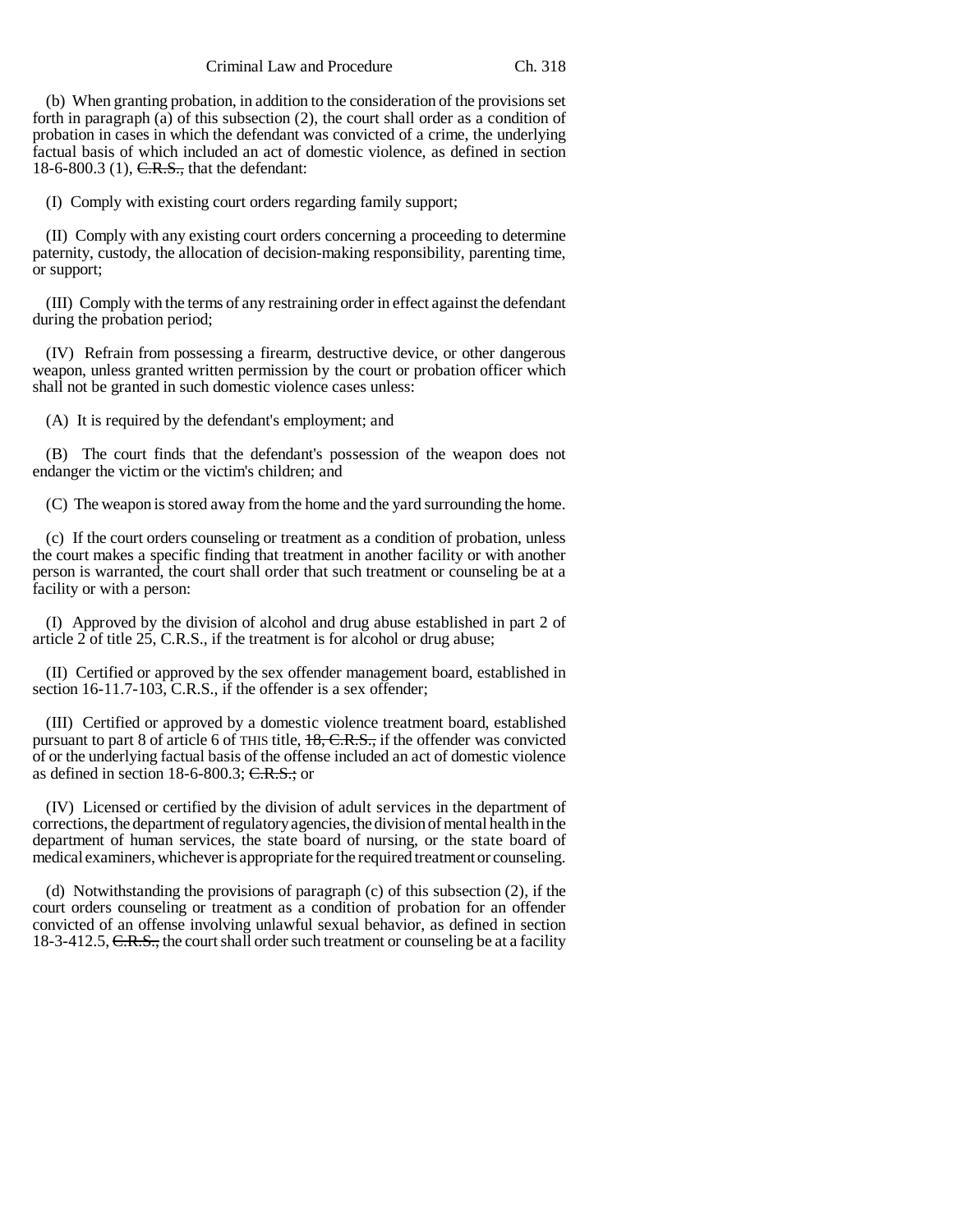(b) When granting probation, in addition to the consideration of the provisions set forth in paragraph (a) of this subsection (2), the court shall order as a condition of probation in cases in which the defendant was convicted of a crime, the underlying factual basis of which included an act of domestic violence, as defined in section 18-6-800.3 (1), ~~C.R.S.,~~ that the defendant:

(I) Comply with existing court orders regarding family support;

(II) Comply with any existing court orders concerning a proceeding to determine paternity, custody, the allocation of decision-making responsibility, parenting time, or support;

(III) Comply with the terms of any restraining order in effect against the defendant during the probation period;

(IV) Refrain from possessing a firearm, destructive device, or other dangerous weapon, unless granted written permission by the court or probation officer which shall not be granted in such domestic violence cases unless:

(A) It is required by the defendant's employment; and

(B) The court finds that the defendant's possession of the weapon does not endanger the victim or the victim's children; and

(C) The weapon is stored away from the home and the yard surrounding the home.

(c) If the court orders counseling or treatment as a condition of probation, unless the court makes a specific finding that treatment in another facility or with another person is warranted, the court shall order that such treatment or counseling be at a facility or with a person:

(I) Approved by the division of alcohol and drug abuse established in part 2 of article 2 of title 25, C.R.S., if the treatment is for alcohol or drug abuse;

(II) Certified or approved by the sex offender management board, established in section 16-11.7-103, C.R.S., if the offender is a sex offender;

(III) Certified or approved by a domestic violence treatment board, established pursuant to part 8 of article 6 of THIS title, ~~18, C.R.S.,~~ if the offender was convicted of or the underlying factual basis of the offense included an act of domestic violence as defined in section 18-6-800.3; ~~C.R.S.;~~ or

(IV) Licensed or certified by the division of adult services in the department of corrections, the department of regulatory agencies, the division of mental health in the department of human services, the state board of nursing, or the state board of medical examiners, whichever is appropriate for the required treatment or counseling.

(d) Notwithstanding the provisions of paragraph (c) of this subsection (2), if the court orders counseling or treatment as a condition of probation for an offender convicted of an offense involving unlawful sexual behavior, as defined in section 18-3-412.5, ~~C.R.S.,~~ the court shall order such treatment or counseling be at a facility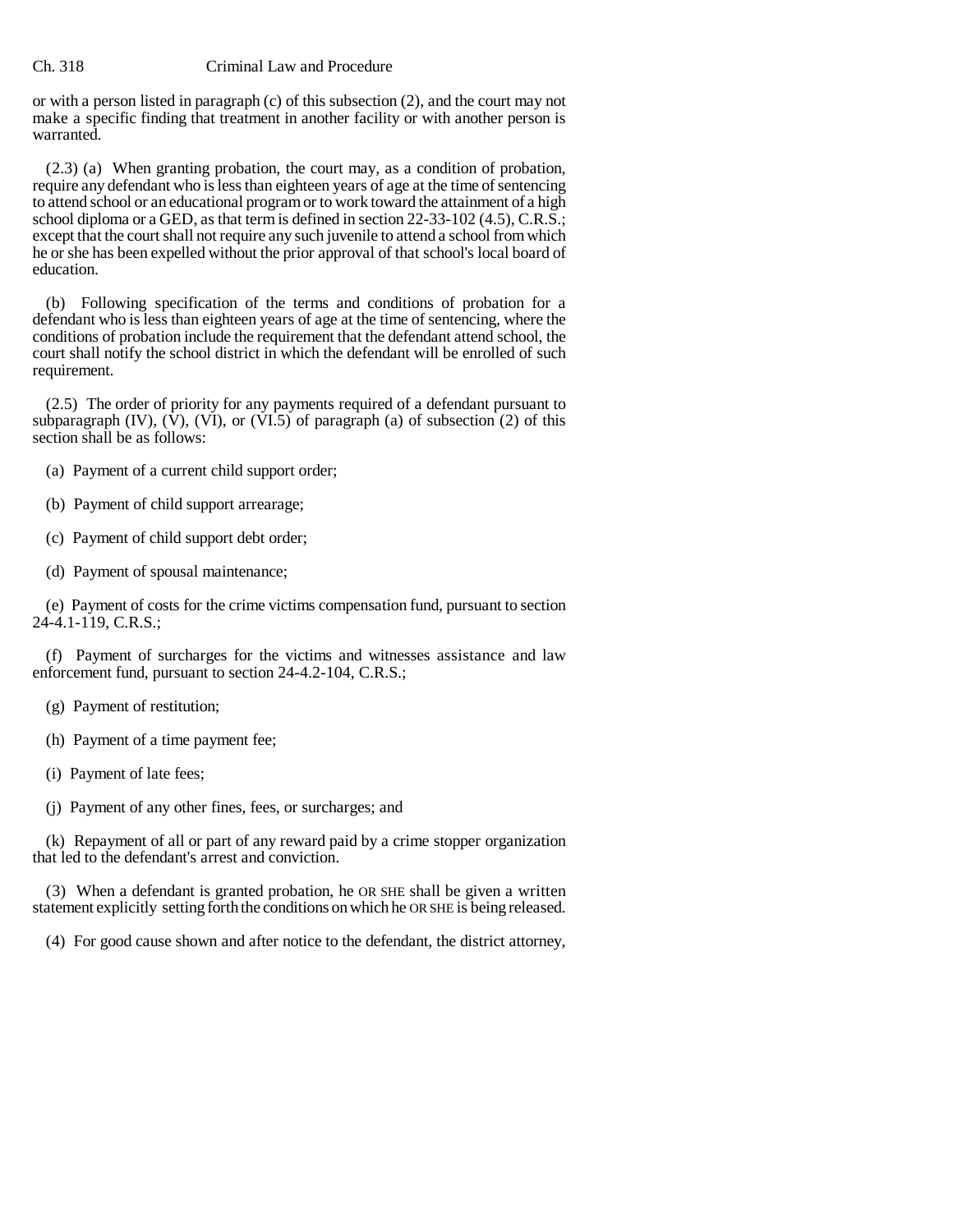or with a person listed in paragraph (c) of this subsection (2), and the court may not make a specific finding that treatment in another facility or with another person is warranted.

(2.3) (a) When granting probation, the court may, as a condition of probation, require any defendant who is less than eighteen years of age at the time of sentencing to attend school or an educational program or to work toward the attainment of a high school diploma or a GED, as that term is defined in section 22-33-102 (4.5), C.R.S.; except that the court shall not require any such juvenile to attend a school from which he or she has been expelled without the prior approval of that school's local board of education.

(b) Following specification of the terms and conditions of probation for a defendant who is less than eighteen years of age at the time of sentencing, where the conditions of probation include the requirement that the defendant attend school, the court shall notify the school district in which the defendant will be enrolled of such requirement.

(2.5) The order of priority for any payments required of a defendant pursuant to subparagraph (IV), (V), (VI), or (VI.5) of paragraph (a) of subsection (2) of this section shall be as follows:

(a) Payment of a current child support order;

(b) Payment of child support arrearage;

(c) Payment of child support debt order;

(d) Payment of spousal maintenance;

(e) Payment of costs for the crime victims compensation fund, pursuant to section 24-4.1-119, C.R.S.;

(f) Payment of surcharges for the victims and witnesses assistance and law enforcement fund, pursuant to section 24-4.2-104, C.R.S.;

(g) Payment of restitution;

(h) Payment of a time payment fee;

(i) Payment of late fees;

(j) Payment of any other fines, fees, or surcharges; and

(k) Repayment of all or part of any reward paid by a crime stopper organization that led to the defendant's arrest and conviction.

(3) When a defendant is granted probation, he OR SHE shall be given a written statement explicitly setting forth the conditions on which he OR SHE is being released.

(4) For good cause shown and after notice to the defendant, the district attorney,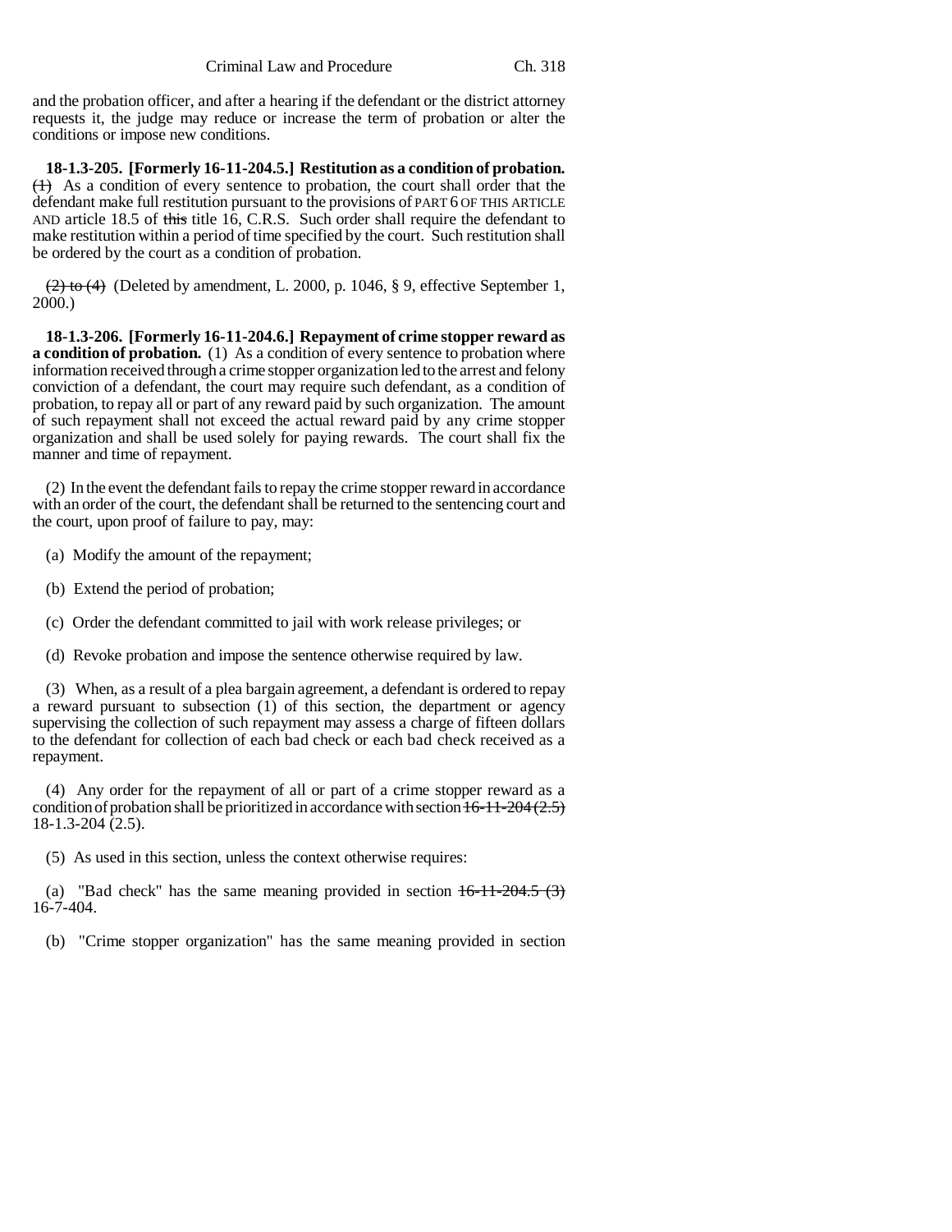and the probation officer, and after a hearing if the defendant or the district attorney requests it, the judge may reduce or increase the term of probation or alter the conditions or impose new conditions.

**18-1.3-205. [Formerly 16-11-204.5.] Restitution as a condition of probation.** ~~(1)~~ As a condition of every sentence to probation, the court shall order that the defendant make full restitution pursuant to the provisions of PART 6 OF THIS ARTICLE AND article 18.5 of ~~this~~ title 16, C.R.S. Such order shall require the defendant to make restitution within a period of time specified by the court. Such restitution shall be ordered by the court as a condition of probation.

~~(2) to (4)~~ (Deleted by amendment, L. 2000, p. 1046, § 9, effective September 1, 2000.)

**18-1.3-206. [Formerly 16-11-204.6.] Repayment of crime stopper reward as a condition of probation.** (1) As a condition of every sentence to probation where information received through a crime stopper organization led to the arrest and felony conviction of a defendant, the court may require such defendant, as a condition of probation, to repay all or part of any reward paid by such organization. The amount of such repayment shall not exceed the actual reward paid by any crime stopper organization and shall be used solely for paying rewards. The court shall fix the manner and time of repayment.

(2) In the event the defendant fails to repay the crime stopper reward in accordance with an order of the court, the defendant shall be returned to the sentencing court and the court, upon proof of failure to pay, may:

(a) Modify the amount of the repayment;

(b) Extend the period of probation;

(c) Order the defendant committed to jail with work release privileges; or

(d) Revoke probation and impose the sentence otherwise required by law.

(3) When, as a result of a plea bargain agreement, a defendant is ordered to repay a reward pursuant to subsection (1) of this section, the department or agency supervising the collection of such repayment may assess a charge of fifteen dollars to the defendant for collection of each bad check or each bad check received as a repayment.

(4) Any order for the repayment of all or part of a crime stopper reward as a condition of probation shall be prioritized in accordance with section ~~16-11-204 (2.5)~~ 18-1.3-204 (2.5).

(5) As used in this section, unless the context otherwise requires:

(a) "Bad check" has the same meaning provided in section ~~16-11-204.5 (3)~~ 16-7-404.

(b) "Crime stopper organization" has the same meaning provided in section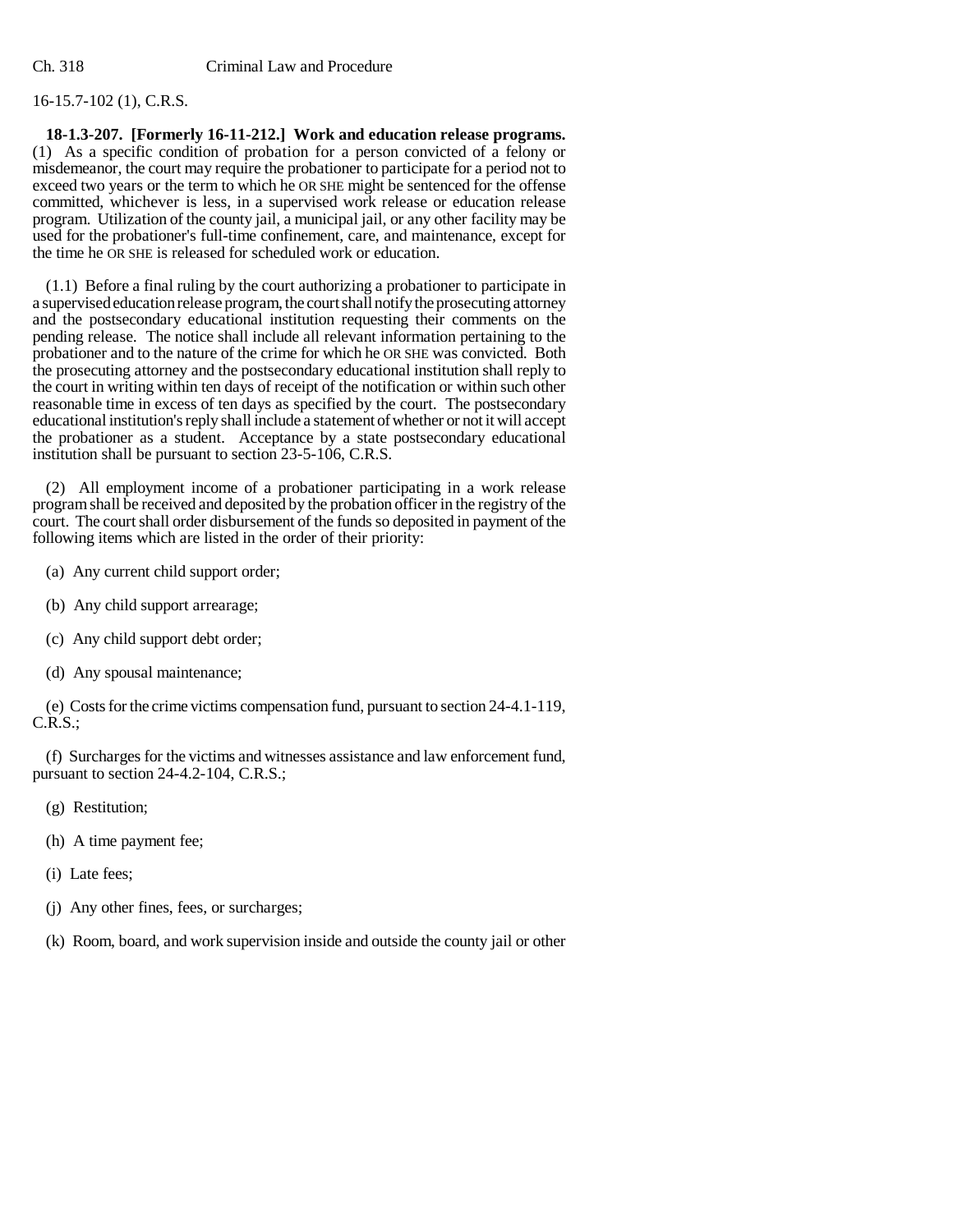16-15.7-102 (1), C.R.S.

**18-1.3-207. [Formerly 16-11-212.] Work and education release programs.** (1) As a specific condition of probation for a person convicted of a felony or misdemeanor, the court may require the probationer to participate for a period not to exceed two years or the term to which he OR SHE might be sentenced for the offense committed, whichever is less, in a supervised work release or education release program. Utilization of the county jail, a municipal jail, or any other facility may be used for the probationer's full-time confinement, care, and maintenance, except for the time he OR SHE is released for scheduled work or education.

(1.1) Before a final ruling by the court authorizing a probationer to participate in a supervised education release program, the court shall notify the prosecuting attorney and the postsecondary educational institution requesting their comments on the pending release. The notice shall include all relevant information pertaining to the probationer and to the nature of the crime for which he OR SHE was convicted. Both the prosecuting attorney and the postsecondary educational institution shall reply to the court in writing within ten days of receipt of the notification or within such other reasonable time in excess of ten days as specified by the court. The postsecondary educational institution's reply shall include a statement of whether or not it will accept the probationer as a student. Acceptance by a state postsecondary educational institution shall be pursuant to section 23-5-106, C.R.S.

(2) All employment income of a probationer participating in a work release program shall be received and deposited by the probation officer in the registry of the court. The court shall order disbursement of the funds so deposited in payment of the following items which are listed in the order of their priority:

(a) Any current child support order;

(b) Any child support arrearage;

(c) Any child support debt order;

(d) Any spousal maintenance;

(e) Costs for the crime victims compensation fund, pursuant to section 24-4.1-119, C.R.S.;

(f) Surcharges for the victims and witnesses assistance and law enforcement fund, pursuant to section 24-4.2-104, C.R.S.;

(g) Restitution;

(h) A time payment fee;

(i) Late fees;

(j) Any other fines, fees, or surcharges;

(k) Room, board, and work supervision inside and outside the county jail or other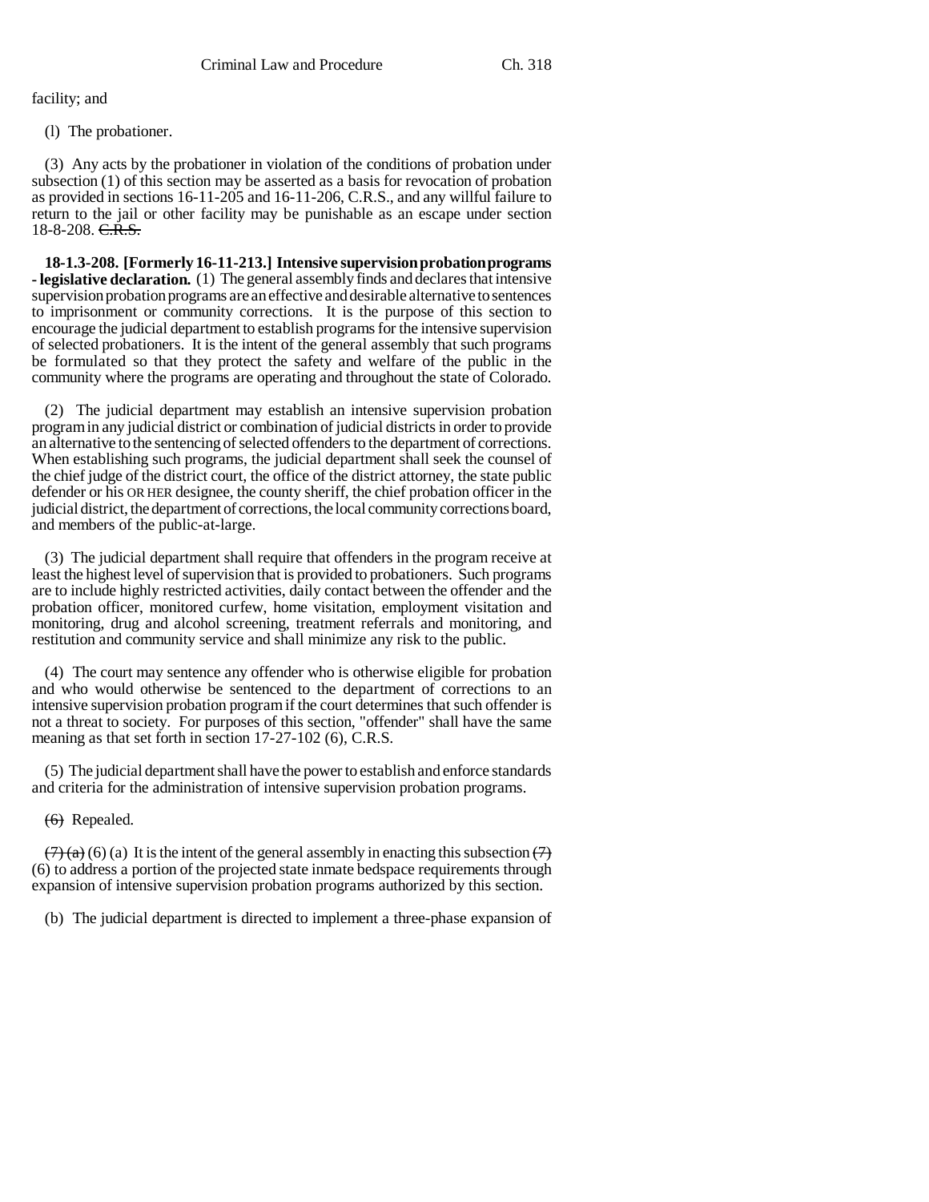facility; and

(l) The probationer.

(3) Any acts by the probationer in violation of the conditions of probation under subsection (1) of this section may be asserted as a basis for revocation of probation as provided in sections 16-11-205 and 16-11-206, C.R.S., and any willful failure to return to the jail or other facility may be punishable as an escape under section 18-8-208. ~~C.R.S.~~

**18-1.3-208. [Formerly 16-11-213.] Intensive supervision probation programs - legislative declaration.** (1) The general assembly finds and declares that intensive supervision probation programs are an effective and desirable alternative to sentences to imprisonment or community corrections. It is the purpose of this section to encourage the judicial department to establish programs for the intensive supervision of selected probationers. It is the intent of the general assembly that such programs be formulated so that they protect the safety and welfare of the public in the community where the programs are operating and throughout the state of Colorado.

(2) The judicial department may establish an intensive supervision probation program in any judicial district or combination of judicial districts in order to provide an alternative to the sentencing of selected offenders to the department of corrections. When establishing such programs, the judicial department shall seek the counsel of the chief judge of the district court, the office of the district attorney, the state public defender or his OR HER designee, the county sheriff, the chief probation officer in the judicial district, the department of corrections, the local community corrections board, and members of the public-at-large.

(3) The judicial department shall require that offenders in the program receive at least the highest level of supervision that is provided to probationers. Such programs are to include highly restricted activities, daily contact between the offender and the probation officer, monitored curfew, home visitation, employment visitation and monitoring, drug and alcohol screening, treatment referrals and monitoring, and restitution and community service and shall minimize any risk to the public.

(4) The court may sentence any offender who is otherwise eligible for probation and who would otherwise be sentenced to the department of corrections to an intensive supervision probation program if the court determines that such offender is not a threat to society. For purposes of this section, "offender" shall have the same meaning as that set forth in section 17-27-102 (6), C.R.S.

(5) The judicial department shall have the power to establish and enforce standards and criteria for the administration of intensive supervision probation programs.

~~(6)~~ Repealed.

~~(7) (a)~~ (6) (a) It is the intent of the general assembly in enacting this subsection ~~(7)~~ (6) to address a portion of the projected state inmate bedspace requirements through expansion of intensive supervision probation programs authorized by this section.

(b) The judicial department is directed to implement a three-phase expansion of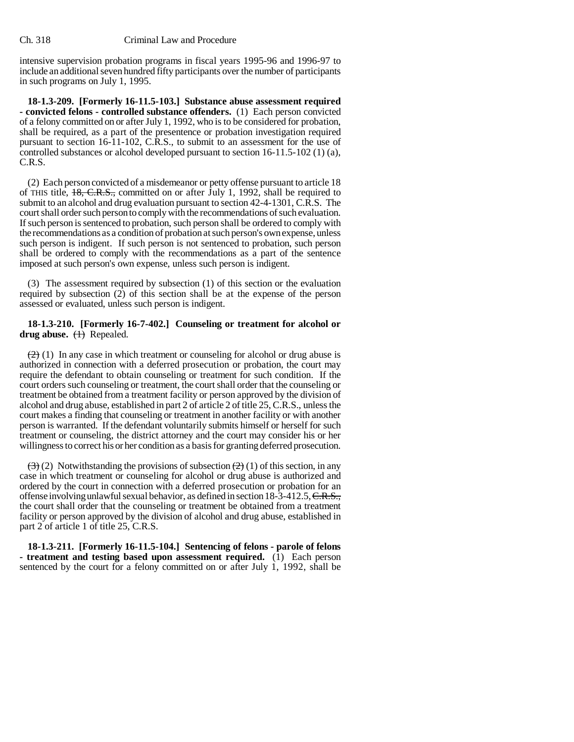intensive supervision probation programs in fiscal years 1995-96 and 1996-97 to include an additional seven hundred fifty participants over the number of participants in such programs on July 1, 1995.

**18-1.3-209. [Formerly 16-11.5-103.] Substance abuse assessment required - convicted felons - controlled substance offenders.** (1) Each person convicted of a felony committed on or after July 1, 1992, who is to be considered for probation, shall be required, as a part of the presentence or probation investigation required pursuant to section 16-11-102, C.R.S., to submit to an assessment for the use of controlled substances or alcohol developed pursuant to section 16-11.5-102 (1) (a), C.R.S.

(2) Each person convicted of a misdemeanor or petty offense pursuant to article 18 of THIS title, ~~18, C.R.S.,~~ committed on or after July 1, 1992, shall be required to submit to an alcohol and drug evaluation pursuant to section 42-4-1301, C.R.S. The court shall order such person to comply with the recommendations of such evaluation. If such person is sentenced to probation, such person shall be ordered to comply with the recommendations as a condition of probation at such person's own expense, unless such person is indigent. If such person is not sentenced to probation, such person shall be ordered to comply with the recommendations as a part of the sentence imposed at such person's own expense, unless such person is indigent.

(3) The assessment required by subsection (1) of this section or the evaluation required by subsection (2) of this section shall be at the expense of the person assessed or evaluated, unless such person is indigent.

**18-1.3-210. [Formerly 16-7-402.] Counseling or treatment for alcohol or drug abuse.** ~~(1)~~ Repealed.

~~(2)~~ (1) In any case in which treatment or counseling for alcohol or drug abuse is authorized in connection with a deferred prosecution or probation, the court may require the defendant to obtain counseling or treatment for such condition. If the court orders such counseling or treatment, the court shall order that the counseling or treatment be obtained from a treatment facility or person approved by the division of alcohol and drug abuse, established in part 2 of article 2 of title 25, C.R.S., unless the court makes a finding that counseling or treatment in another facility or with another person is warranted. If the defendant voluntarily submits himself or herself for such treatment or counseling, the district attorney and the court may consider his or her willingness to correct his or her condition as a basis for granting deferred prosecution.

~~(3)~~ (2) Notwithstanding the provisions of subsection ~~(2)~~ (1) of this section, in any case in which treatment or counseling for alcohol or drug abuse is authorized and ordered by the court in connection with a deferred prosecution or probation for an offense involving unlawful sexual behavior, as defined in section 18-3-412.5, ~~C.R.S.,~~ the court shall order that the counseling or treatment be obtained from a treatment facility or person approved by the division of alcohol and drug abuse, established in part 2 of article 1 of title 25, C.R.S.

**18-1.3-211. [Formerly 16-11.5-104.] Sentencing of felons - parole of felons - treatment and testing based upon assessment required.** (1) Each person sentenced by the court for a felony committed on or after July 1, 1992, shall be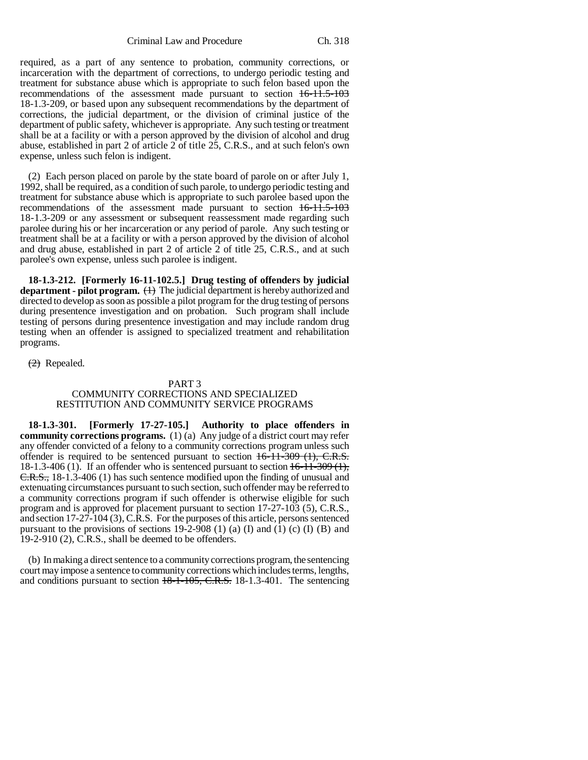required, as a part of any sentence to probation, community corrections, or incarceration with the department of corrections, to undergo periodic testing and treatment for substance abuse which is appropriate to such felon based upon the recommendations of the assessment made pursuant to section ~~16-11.5-103~~ 18-1.3-209, or based upon any subsequent recommendations by the department of corrections, the judicial department, or the division of criminal justice of the department of public safety, whichever is appropriate. Any such testing or treatment shall be at a facility or with a person approved by the division of alcohol and drug abuse, established in part 2 of article 2 of title 25, C.R.S., and at such felon's own expense, unless such felon is indigent.

(2) Each person placed on parole by the state board of parole on or after July 1, 1992, shall be required, as a condition of such parole, to undergo periodic testing and treatment for substance abuse which is appropriate to such parolee based upon the recommendations of the assessment made pursuant to section ~~16-11.5-103~~ 18-1.3-209 or any assessment or subsequent reassessment made regarding such parolee during his or her incarceration or any period of parole. Any such testing or treatment shall be at a facility or with a person approved by the division of alcohol and drug abuse, established in part 2 of article 2 of title 25, C.R.S., and at such parolee's own expense, unless such parolee is indigent.

**18-1.3-212. [Formerly 16-11-102.5.] Drug testing of offenders by judicial department - pilot program.** ~~(1)~~ The judicial department is hereby authorized and directed to develop as soon as possible a pilot program for the drug testing of persons during presentence investigation and on probation. Such program shall include testing of persons during presentence investigation and may include random drug testing when an offender is assigned to specialized treatment and rehabilitation programs.

~~(2)~~ ~~Repealed.~~

PART 3
COMMUNITY CORRECTIONS AND SPECIALIZED RESTITUTION AND COMMUNITY SERVICE PROGRAMS

**18-1.3-301. [Formerly 17-27-105.] Authority to place offenders in community corrections programs.** (1) (a) Any judge of a district court may refer any offender convicted of a felony to a community corrections program unless such offender is required to be sentenced pursuant to section ~~16-11-309 (1), C.R.S.~~ 18-1.3-406 (1). If an offender who is sentenced pursuant to section ~~16-11-309 (1), C.R.S.,~~ 18-1.3-406 (1) has such sentence modified upon the finding of unusual and extenuating circumstances pursuant to such section, such offender may be referred to a community corrections program if such offender is otherwise eligible for such program and is approved for placement pursuant to section 17-27-103 (5), C.R.S., and section 17-27-104 (3), C.R.S. For the purposes of this article, persons sentenced pursuant to the provisions of sections 19-2-908 (1) (a) (I) and (1) (c) (I) (B) and 19-2-910 (2), C.R.S., shall be deemed to be offenders.

(b) In making a direct sentence to a community corrections program, the sentencing court may impose a sentence to community corrections which includes terms, lengths, and conditions pursuant to section ~~18-1-105, C.R.S.~~ 18-1.3-401. The sentencing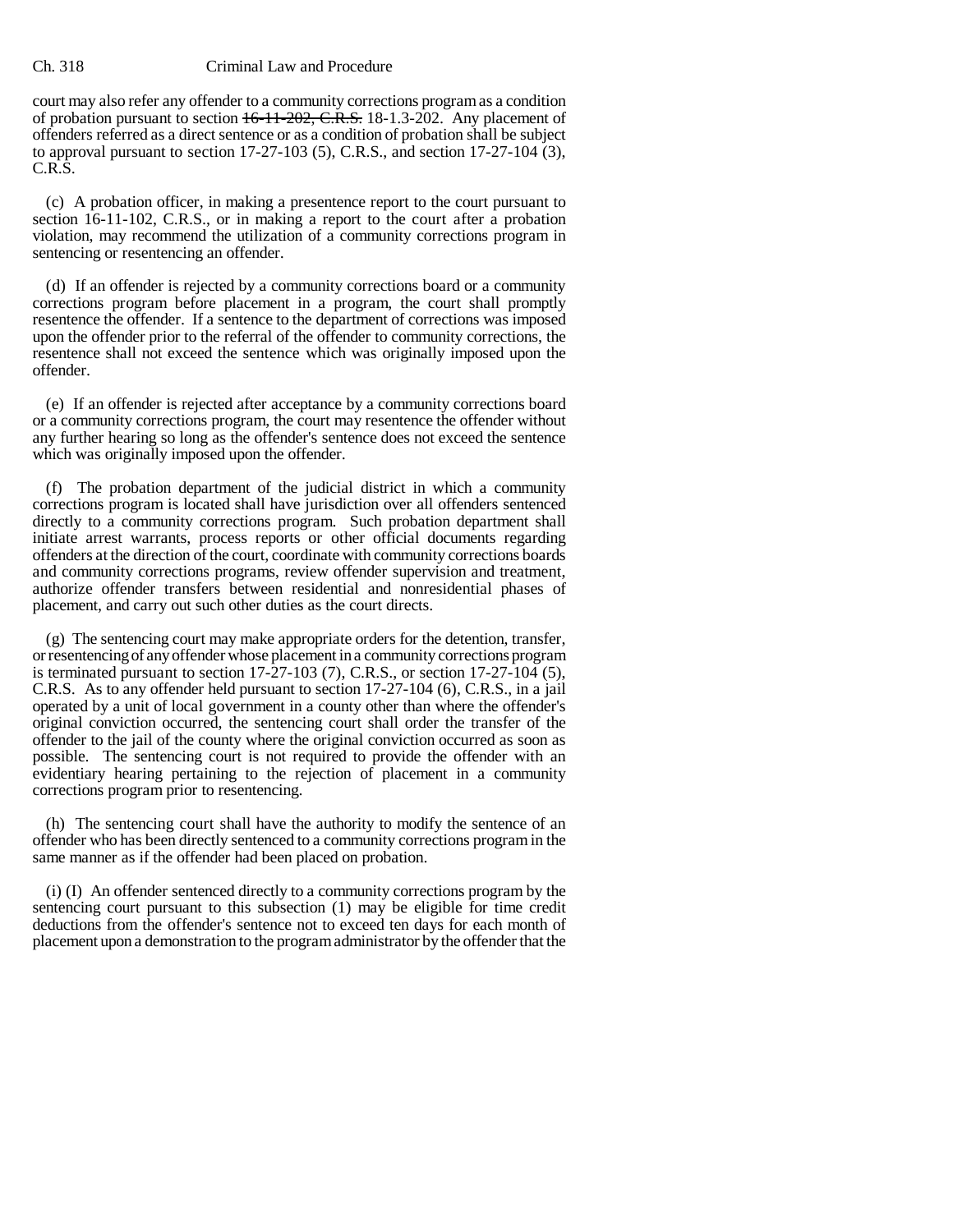court may also refer any offender to a community corrections program as a condition of probation pursuant to section ~~16-11-202, C.R.S.~~ 18-1.3-202. Any placement of offenders referred as a direct sentence or as a condition of probation shall be subject to approval pursuant to section 17-27-103 (5), C.R.S., and section 17-27-104 (3), C.R.S.

(c) A probation officer, in making a presentence report to the court pursuant to section 16-11-102, C.R.S., or in making a report to the court after a probation violation, may recommend the utilization of a community corrections program in sentencing or resentencing an offender.

(d) If an offender is rejected by a community corrections board or a community corrections program before placement in a program, the court shall promptly resentence the offender. If a sentence to the department of corrections was imposed upon the offender prior to the referral of the offender to community corrections, the resentence shall not exceed the sentence which was originally imposed upon the offender.

(e) If an offender is rejected after acceptance by a community corrections board or a community corrections program, the court may resentence the offender without any further hearing so long as the offender's sentence does not exceed the sentence which was originally imposed upon the offender.

(f) The probation department of the judicial district in which a community corrections program is located shall have jurisdiction over all offenders sentenced directly to a community corrections program. Such probation department shall initiate arrest warrants, process reports or other official documents regarding offenders at the direction of the court, coordinate with community corrections boards and community corrections programs, review offender supervision and treatment, authorize offender transfers between residential and nonresidential phases of placement, and carry out such other duties as the court directs.

(g) The sentencing court may make appropriate orders for the detention, transfer, or resentencing of any offender whose placement in a community corrections program is terminated pursuant to section 17-27-103 (7), C.R.S., or section 17-27-104 (5), C.R.S. As to any offender held pursuant to section 17-27-104 (6), C.R.S., in a jail operated by a unit of local government in a county other than where the offender's original conviction occurred, the sentencing court shall order the transfer of the offender to the jail of the county where the original conviction occurred as soon as possible. The sentencing court is not required to provide the offender with an evidentiary hearing pertaining to the rejection of placement in a community corrections program prior to resentencing.

(h) The sentencing court shall have the authority to modify the sentence of an offender who has been directly sentenced to a community corrections program in the same manner as if the offender had been placed on probation.

(i) (I) An offender sentenced directly to a community corrections program by the sentencing court pursuant to this subsection (1) may be eligible for time credit deductions from the offender's sentence not to exceed ten days for each month of placement upon a demonstration to the program administrator by the offender that the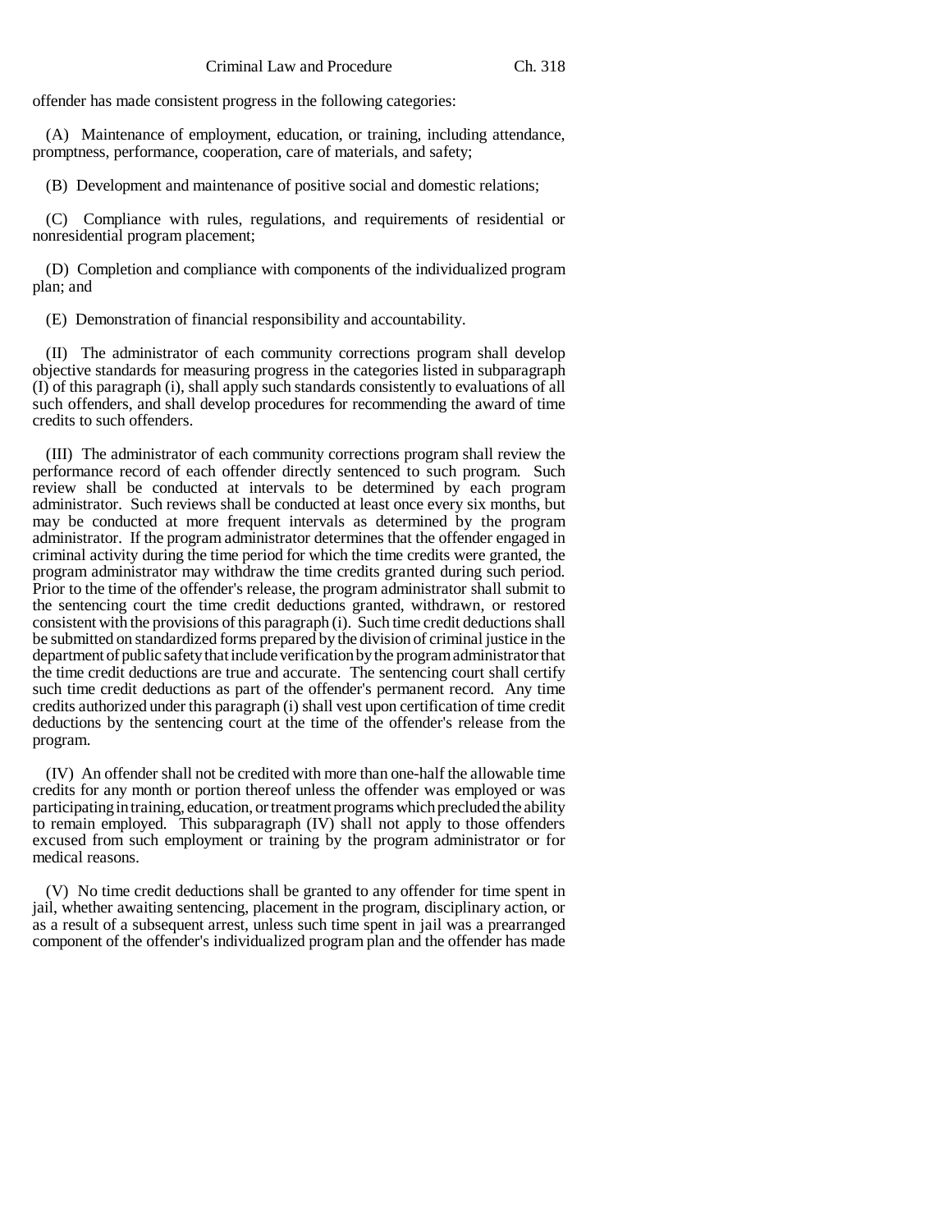offender has made consistent progress in the following categories:

(A) Maintenance of employment, education, or training, including attendance, promptness, performance, cooperation, care of materials, and safety;

(B) Development and maintenance of positive social and domestic relations;

(C) Compliance with rules, regulations, and requirements of residential or nonresidential program placement;

(D) Completion and compliance with components of the individualized program plan; and

(E) Demonstration of financial responsibility and accountability.

(II) The administrator of each community corrections program shall develop objective standards for measuring progress in the categories listed in subparagraph (I) of this paragraph (i), shall apply such standards consistently to evaluations of all such offenders, and shall develop procedures for recommending the award of time credits to such offenders.

(III) The administrator of each community corrections program shall review the performance record of each offender directly sentenced to such program. Such review shall be conducted at intervals to be determined by each program administrator. Such reviews shall be conducted at least once every six months, but may be conducted at more frequent intervals as determined by the program administrator. If the program administrator determines that the offender engaged in criminal activity during the time period for which the time credits were granted, the program administrator may withdraw the time credits granted during such period. Prior to the time of the offender's release, the program administrator shall submit to the sentencing court the time credit deductions granted, withdrawn, or restored consistent with the provisions of this paragraph (i). Such time credit deductions shall be submitted on standardized forms prepared by the division of criminal justice in the department of public safety that include verification by the program administrator that the time credit deductions are true and accurate. The sentencing court shall certify such time credit deductions as part of the offender's permanent record. Any time credits authorized under this paragraph (i) shall vest upon certification of time credit deductions by the sentencing court at the time of the offender's release from the program.

(IV) An offender shall not be credited with more than one-half the allowable time credits for any month or portion thereof unless the offender was employed or was participating in training, education, or treatment programs which precluded the ability to remain employed. This subparagraph (IV) shall not apply to those offenders excused from such employment or training by the program administrator or for medical reasons.

(V) No time credit deductions shall be granted to any offender for time spent in jail, whether awaiting sentencing, placement in the program, disciplinary action, or as a result of a subsequent arrest, unless such time spent in jail was a prearranged component of the offender's individualized program plan and the offender has made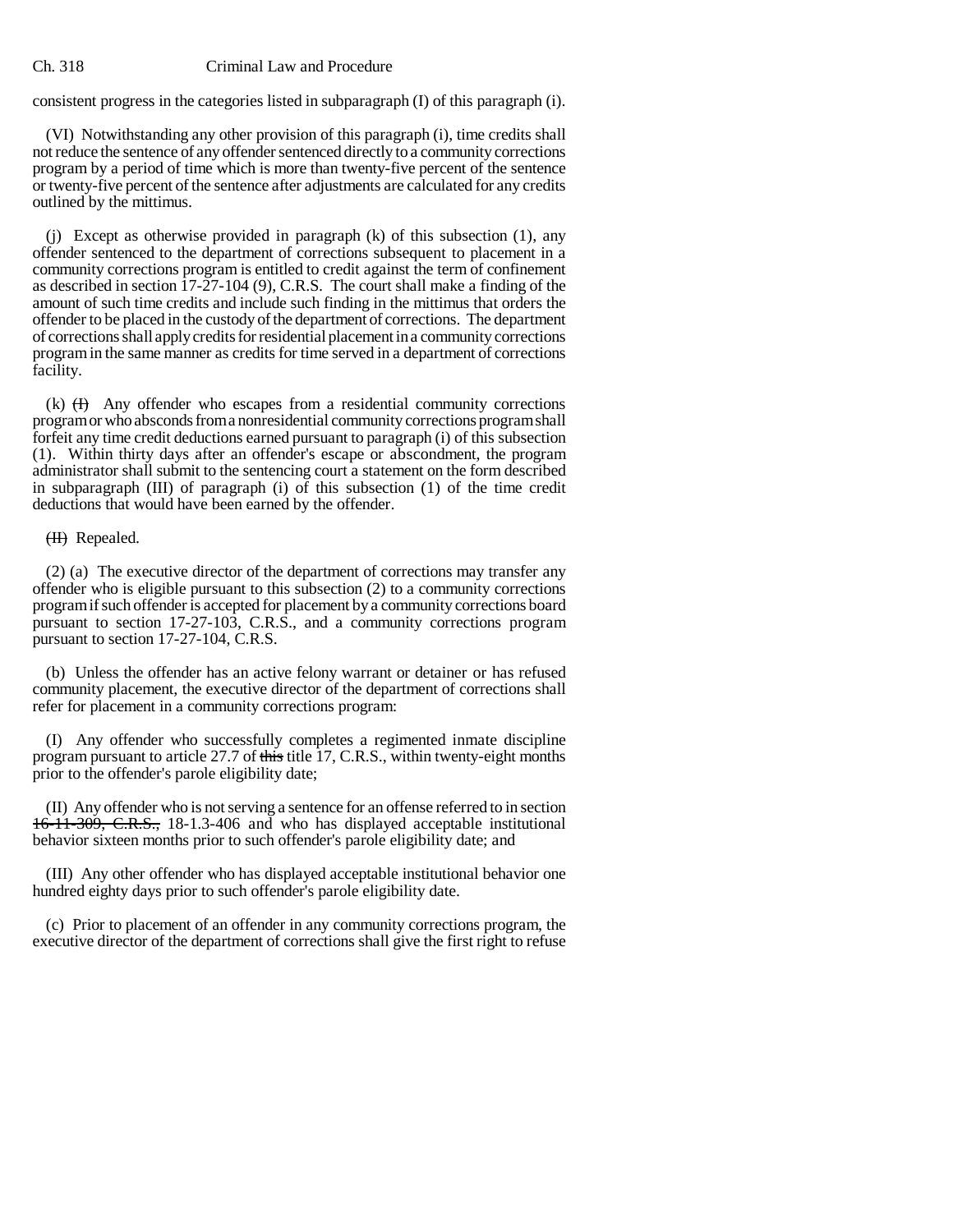consistent progress in the categories listed in subparagraph (I) of this paragraph (i).

(VI) Notwithstanding any other provision of this paragraph (i), time credits shall not reduce the sentence of any offender sentenced directly to a community corrections program by a period of time which is more than twenty-five percent of the sentence or twenty-five percent of the sentence after adjustments are calculated for any credits outlined by the mittimus.

(j) Except as otherwise provided in paragraph (k) of this subsection (1), any offender sentenced to the department of corrections subsequent to placement in a community corrections program is entitled to credit against the term of confinement as described in section 17-27-104 (9), C.R.S. The court shall make a finding of the amount of such time credits and include such finding in the mittimus that orders the offender to be placed in the custody of the department of corrections. The department of corrections shall apply credits for residential placement in a community corrections program in the same manner as credits for time served in a department of corrections facility.

(k) ~~(I)~~ Any offender who escapes from a residential community corrections program or who absconds from a nonresidential community corrections program shall forfeit any time credit deductions earned pursuant to paragraph (i) of this subsection (1). Within thirty days after an offender's escape or abscondment, the program administrator shall submit to the sentencing court a statement on the form described in subparagraph (III) of paragraph (i) of this subsection (1) of the time credit deductions that would have been earned by the offender.

~~(II)~~ Repealed.

(2) (a) The executive director of the department of corrections may transfer any offender who is eligible pursuant to this subsection (2) to a community corrections program if such offender is accepted for placement by a community corrections board pursuant to section 17-27-103, C.R.S., and a community corrections program pursuant to section 17-27-104, C.R.S.

(b) Unless the offender has an active felony warrant or detainer or has refused community placement, the executive director of the department of corrections shall refer for placement in a community corrections program:

(I) Any offender who successfully completes a regimented inmate discipline program pursuant to article 27.7 of ~~this~~ title 17, C.R.S., within twenty-eight months prior to the offender's parole eligibility date;

(II) Any offender who is not serving a sentence for an offense referred to in section ~~16-11-309, C.R.S.,~~ 18-1.3-406 and who has displayed acceptable institutional behavior sixteen months prior to such offender's parole eligibility date; and

(III) Any other offender who has displayed acceptable institutional behavior one hundred eighty days prior to such offender's parole eligibility date.

(c) Prior to placement of an offender in any community corrections program, the executive director of the department of corrections shall give the first right to refuse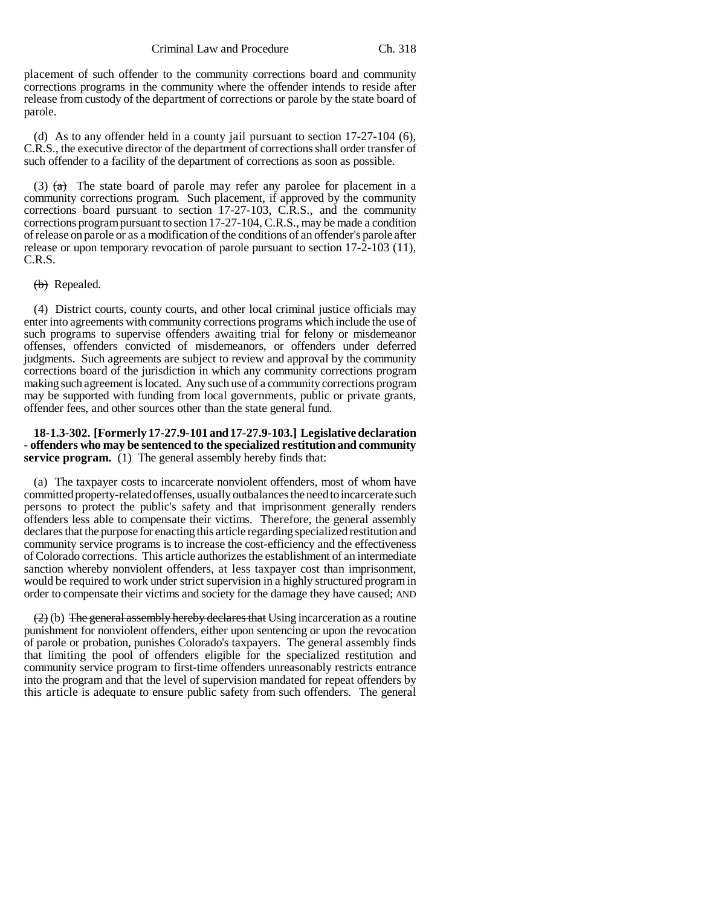placement of such offender to the community corrections board and community corrections programs in the community where the offender intends to reside after release from custody of the department of corrections or parole by the state board of parole.

(d) As to any offender held in a county jail pursuant to section 17-27-104 (6), C.R.S., the executive director of the department of corrections shall order transfer of such offender to a facility of the department of corrections as soon as possible.

(3) ~~(a)~~ The state board of parole may refer any parolee for placement in a community corrections program. Such placement, if approved by the community corrections board pursuant to section 17-27-103, C.R.S., and the community corrections program pursuant to section 17-27-104, C.R.S., may be made a condition of release on parole or as a modification of the conditions of an offender's parole after release or upon temporary revocation of parole pursuant to section 17-2-103 (11), C.R.S.

~~(b)~~ Repealed.

(4) District courts, county courts, and other local criminal justice officials may enter into agreements with community corrections programs which include the use of such programs to supervise offenders awaiting trial for felony or misdemeanor offenses, offenders convicted of misdemeanors, or offenders under deferred judgments. Such agreements are subject to review and approval by the community corrections board of the jurisdiction in which any community corrections program making such agreement is located. Any such use of a community corrections program may be supported with funding from local governments, public or private grants, offender fees, and other sources other than the state general fund.

**18-1.3-302. [Formerly 17-27.9-101 and 17-27.9-103.] Legislative declaration - offenders who may be sentenced to the specialized restitution and community service program.** (1) The general assembly hereby finds that:

(a) The taxpayer costs to incarcerate nonviolent offenders, most of whom have committed property-related offenses, usually outbalances the need to incarcerate such persons to protect the public's safety and that imprisonment generally renders offenders less able to compensate their victims. Therefore, the general assembly declares that the purpose for enacting this article regarding specialized restitution and community service programs is to increase the cost-efficiency and the effectiveness of Colorado corrections. This article authorizes the establishment of an intermediate sanction whereby nonviolent offenders, at less taxpayer cost than imprisonment, would be required to work under strict supervision in a highly structured program in order to compensate their victims and society for the damage they have caused; AND

~~(2)~~ (b) ~~The general assembly hereby declares that~~ Using incarceration as a routine punishment for nonviolent offenders, either upon sentencing or upon the revocation of parole or probation, punishes Colorado's taxpayers. The general assembly finds that limiting the pool of offenders eligible for the specialized restitution and community service program to first-time offenders unreasonably restricts entrance into the program and that the level of supervision mandated for repeat offenders by this article is adequate to ensure public safety from such offenders. The general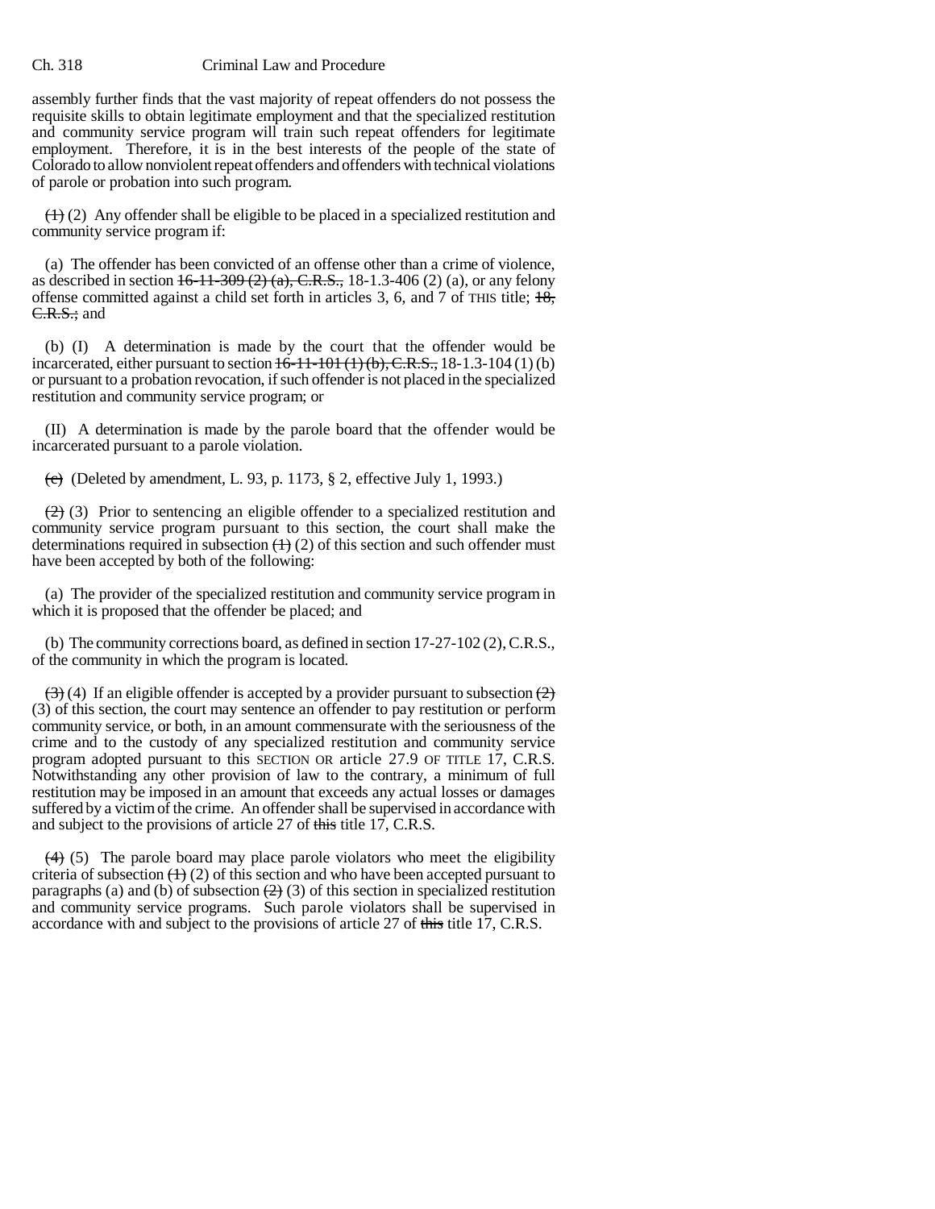assembly further finds that the vast majority of repeat offenders do not possess the requisite skills to obtain legitimate employment and that the specialized restitution and community service program will train such repeat offenders for legitimate employment. Therefore, it is in the best interests of the people of the state of Colorado to allow nonviolent repeat offenders and offenders with technical violations of parole or probation into such program.

~~(1)~~ (2) Any offender shall be eligible to be placed in a specialized restitution and community service program if:

(a) The offender has been convicted of an offense other than a crime of violence, as described in section ~~16-11-309 (2) (a), C.R.S.,~~ 18-1.3-406 (2) (a), or any felony offense committed against a child set forth in articles 3, 6, and 7 of THIS title; ~~18, C.R.S.;~~ and

(b) (I) A determination is made by the court that the offender would be incarcerated, either pursuant to section ~~16-11-101 (1) (b), C.R.S.,~~ 18-1.3-104 (1) (b) or pursuant to a probation revocation, if such offender is not placed in the specialized restitution and community service program; or

(II) A determination is made by the parole board that the offender would be incarcerated pursuant to a parole violation.

~~(c)~~ (Deleted by amendment, L. 93, p. 1173, § 2, effective July 1, 1993.)

~~(2)~~ (3) Prior to sentencing an eligible offender to a specialized restitution and community service program pursuant to this section, the court shall make the determinations required in subsection ~~(1)~~ (2) of this section and such offender must have been accepted by both of the following:

(a) The provider of the specialized restitution and community service program in which it is proposed that the offender be placed; and

(b) The community corrections board, as defined in section 17-27-102 (2), C.R.S., of the community in which the program is located.

~~(3)~~ (4) If an eligible offender is accepted by a provider pursuant to subsection ~~(2)~~ (3) of this section, the court may sentence an offender to pay restitution or perform community service, or both, in an amount commensurate with the seriousness of the crime and to the custody of any specialized restitution and community service program adopted pursuant to this SECTION OR article 27.9 OF TITLE 17, C.R.S. Notwithstanding any other provision of law to the contrary, a minimum of full restitution may be imposed in an amount that exceeds any actual losses or damages suffered by a victim of the crime. An offender shall be supervised in accordance with and subject to the provisions of article 27 of ~~this~~ title 17, C.R.S.

~~(4)~~ (5) The parole board may place parole violators who meet the eligibility criteria of subsection ~~(1)~~ (2) of this section and who have been accepted pursuant to paragraphs (a) and (b) of subsection ~~(2)~~ (3) of this section in specialized restitution and community service programs. Such parole violators shall be supervised in accordance with and subject to the provisions of article 27 of ~~this~~ title 17, C.R.S.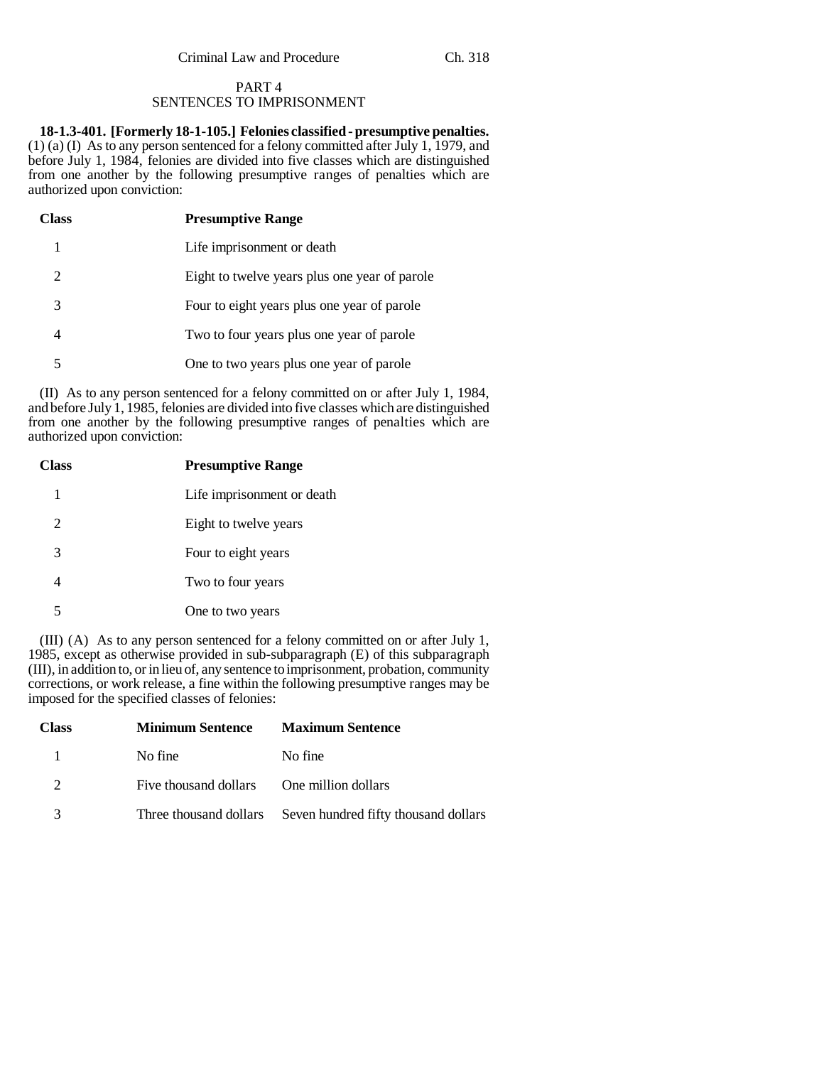## PART 4
## SENTENCES TO IMPRISONMENT

**18-1.3-401. [Formerly 18-1-105.] Felonies classified - presumptive penalties.** (1) (a) (I) As to any person sentenced for a felony committed after July 1, 1979, and before July 1, 1984, felonies are divided into five classes which are distinguished from one another by the following presumptive ranges of penalties which are authorized upon conviction:

| Class | Presumptive Range |
|---|---|
| 1 | Life imprisonment or death |
| 2 | Eight to twelve years plus one year of parole |
| 3 | Four to eight years plus one year of parole |
| 4 | Two to four years plus one year of parole |
| 5 | One to two years plus one year of parole |

(II) As to any person sentenced for a felony committed on or after July 1, 1984, and before July 1, 1985, felonies are divided into five classes which are distinguished from one another by the following presumptive ranges of penalties which are authorized upon conviction:

| Class | Presumptive Range |
|---|---|
| 1 | Life imprisonment or death |
| 2 | Eight to twelve years |
| 3 | Four to eight years |
| 4 | Two to four years |
| 5 | One to two years |

(III) (A) As to any person sentenced for a felony committed on or after July 1, 1985, except as otherwise provided in sub-subparagraph (E) of this subparagraph (III), in addition to, or in lieu of, any sentence to imprisonment, probation, community corrections, or work release, a fine within the following presumptive ranges may be imposed for the specified classes of felonies:

| Class | Minimum Sentence | Maximum Sentence |
|---|---|---|
| 1 | No fine | No fine |
| 2 | Five thousand dollars | One million dollars |
| 3 | Three thousand dollars | Seven hundred fifty thousand dollars |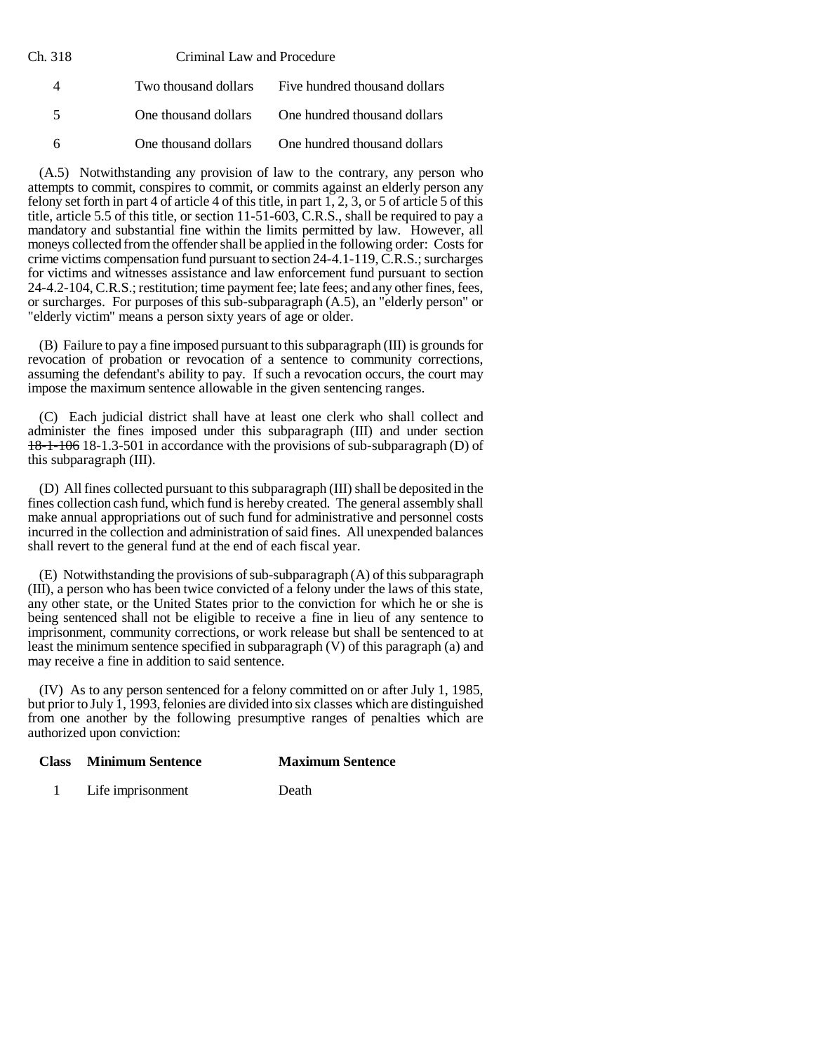| | | |
|---|---|---|
| 4 | Two thousand dollars | Five hundred thousand dollars |
| 5 | One thousand dollars | One hundred thousand dollars |
| 6 | One thousand dollars | One hundred thousand dollars |

(A.5) Notwithstanding any provision of law to the contrary, any person who attempts to commit, conspires to commit, or commits against an elderly person any felony set forth in part 4 of article 4 of this title, in part 1, 2, 3, or 5 of article 5 of this title, article 5.5 of this title, or section 11-51-603, C.R.S., shall be required to pay a mandatory and substantial fine within the limits permitted by law. However, all moneys collected from the offender shall be applied in the following order: Costs for crime victims compensation fund pursuant to section 24-4.1-119, C.R.S.; surcharges for victims and witnesses assistance and law enforcement fund pursuant to section 24-4.2-104, C.R.S.; restitution; time payment fee; late fees; and any other fines, fees, or surcharges. For purposes of this sub-subparagraph (A.5), an "elderly person" or "elderly victim" means a person sixty years of age or older.

(B) Failure to pay a fine imposed pursuant to this subparagraph (III) is grounds for revocation of probation or revocation of a sentence to community corrections, assuming the defendant's ability to pay. If such a revocation occurs, the court may impose the maximum sentence allowable in the given sentencing ranges.

(C) Each judicial district shall have at least one clerk who shall collect and administer the fines imposed under this subparagraph (III) and under section ~~18-1-106~~ 18-1.3-501 in accordance with the provisions of sub-subparagraph (D) of this subparagraph (III).

(D) All fines collected pursuant to this subparagraph (III) shall be deposited in the fines collection cash fund, which fund is hereby created. The general assembly shall make annual appropriations out of such fund for administrative and personnel costs incurred in the collection and administration of said fines. All unexpended balances shall revert to the general fund at the end of each fiscal year.

(E) Notwithstanding the provisions of sub-subparagraph (A) of this subparagraph (III), a person who has been twice convicted of a felony under the laws of this state, any other state, or the United States prior to the conviction for which he or she is being sentenced shall not be eligible to receive a fine in lieu of any sentence to imprisonment, community corrections, or work release but shall be sentenced to at least the minimum sentence specified in subparagraph (V) of this paragraph (a) and may receive a fine in addition to said sentence.

(IV) As to any person sentenced for a felony committed on or after July 1, 1985, but prior to July 1, 1993, felonies are divided into six classes which are distinguished from one another by the following presumptive ranges of penalties which are authorized upon conviction:

| Class | Minimum Sentence | Maximum Sentence |
|---|---|---|
| 1 | Life imprisonment | Death |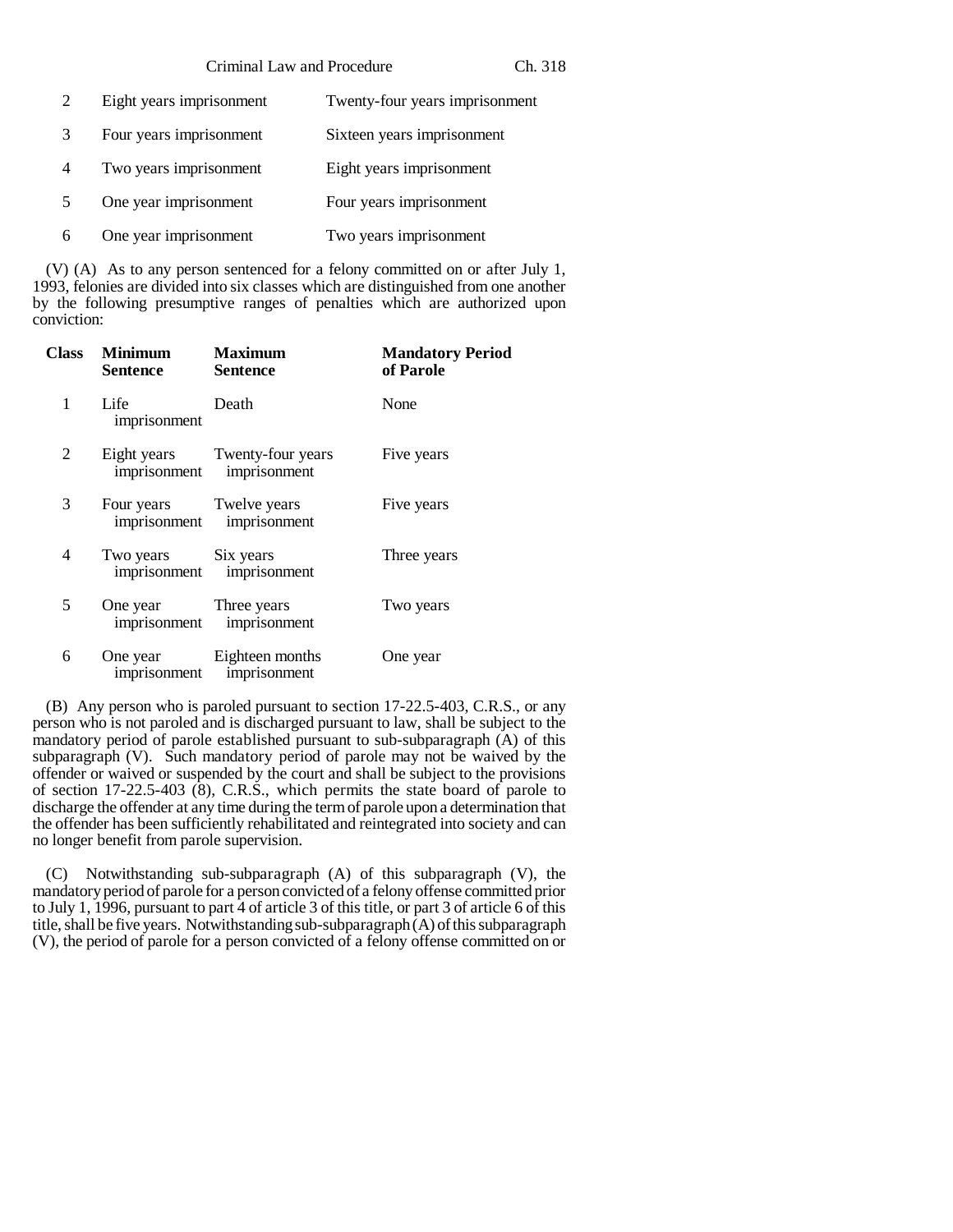| | | |
|---|---|---|
| 2 | Eight years imprisonment | Twenty-four years imprisonment |
| 3 | Four years imprisonment | Sixteen years imprisonment |
| 4 | Two years imprisonment | Eight years imprisonment |
| 5 | One year imprisonment | Four years imprisonment |
| 6 | One year imprisonment | Two years imprisonment |

(V) (A) As to any person sentenced for a felony committed on or after July 1, 1993, felonies are divided into six classes which are distinguished from one another by the following presumptive ranges of penalties which are authorized upon conviction:

| **Class** | **Minimum Sentence** | **Maximum Sentence** | **Mandatory Period of Parole** |
|---|---|---|---|
| 1 | Life imprisonment | Death | None |
| 2 | Eight years imprisonment | Twenty-four years imprisonment | Five years |
| 3 | Four years imprisonment | Twelve years imprisonment | Five years |
| 4 | Two years imprisonment | Six years imprisonment | Three years |
| 5 | One year imprisonment | Three years imprisonment | Two years |
| 6 | One year imprisonment | Eighteen months imprisonment | One year |

(B) Any person who is paroled pursuant to section 17-22.5-403, C.R.S., or any person who is not paroled and is discharged pursuant to law, shall be subject to the mandatory period of parole established pursuant to sub-subparagraph (A) of this subparagraph (V). Such mandatory period of parole may not be waived by the offender or waived or suspended by the court and shall be subject to the provisions of section 17-22.5-403 (8), C.R.S., which permits the state board of parole to discharge the offender at any time during the term of parole upon a determination that the offender has been sufficiently rehabilitated and reintegrated into society and can no longer benefit from parole supervision.

(C) Notwithstanding sub-subparagraph (A) of this subparagraph (V), the mandatory period of parole for a person convicted of a felony offense committed prior to July 1, 1996, pursuant to part 4 of article 3 of this title, or part 3 of article 6 of this title, shall be five years. Notwithstanding sub-subparagraph (A) of this subparagraph (V), the period of parole for a person convicted of a felony offense committed on or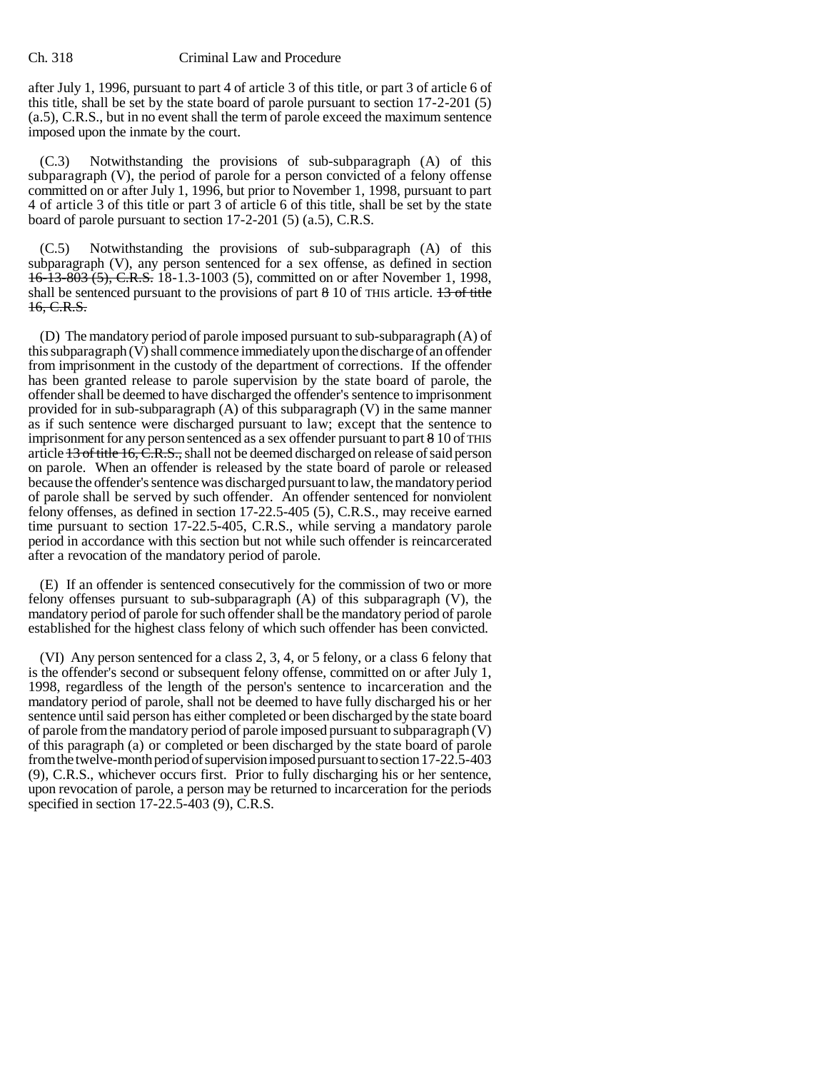after July 1, 1996, pursuant to part 4 of article 3 of this title, or part 3 of article 6 of this title, shall be set by the state board of parole pursuant to section 17-2-201 (5) (a.5), C.R.S., but in no event shall the term of parole exceed the maximum sentence imposed upon the inmate by the court.

(C.3) Notwithstanding the provisions of sub-subparagraph (A) of this subparagraph (V), the period of parole for a person convicted of a felony offense committed on or after July 1, 1996, but prior to November 1, 1998, pursuant to part 4 of article 3 of this title or part 3 of article 6 of this title, shall be set by the state board of parole pursuant to section 17-2-201 (5) (a.5), C.R.S.

(C.5) Notwithstanding the provisions of sub-subparagraph (A) of this subparagraph (V), any person sentenced for a sex offense, as defined in section ~~16-13-803 (5), C.R.S.~~ 18-1.3-1003 (5), committed on or after November 1, 1998, shall be sentenced pursuant to the provisions of part ~~8~~ 10 of THIS article. ~~13 of title 16, C.R.S.~~

(D) The mandatory period of parole imposed pursuant to sub-subparagraph (A) of this subparagraph (V) shall commence immediately upon the discharge of an offender from imprisonment in the custody of the department of corrections. If the offender has been granted release to parole supervision by the state board of parole, the offender shall be deemed to have discharged the offender's sentence to imprisonment provided for in sub-subparagraph (A) of this subparagraph (V) in the same manner as if such sentence were discharged pursuant to law; except that the sentence to imprisonment for any person sentenced as a sex offender pursuant to part ~~8~~ 10 of THIS article ~~13 of title 16, C.R.S.,~~ shall not be deemed discharged on release of said person on parole. When an offender is released by the state board of parole or released because the offender's sentence was discharged pursuant to law, the mandatory period of parole shall be served by such offender. An offender sentenced for nonviolent felony offenses, as defined in section 17-22.5-405 (5), C.R.S., may receive earned time pursuant to section 17-22.5-405, C.R.S., while serving a mandatory parole period in accordance with this section but not while such offender is reincarcerated after a revocation of the mandatory period of parole.

(E) If an offender is sentenced consecutively for the commission of two or more felony offenses pursuant to sub-subparagraph (A) of this subparagraph (V), the mandatory period of parole for such offender shall be the mandatory period of parole established for the highest class felony of which such offender has been convicted.

(VI) Any person sentenced for a class 2, 3, 4, or 5 felony, or a class 6 felony that is the offender's second or subsequent felony offense, committed on or after July 1, 1998, regardless of the length of the person's sentence to incarceration and the mandatory period of parole, shall not be deemed to have fully discharged his or her sentence until said person has either completed or been discharged by the state board of parole from the mandatory period of parole imposed pursuant to subparagraph (V) of this paragraph (a) or completed or been discharged by the state board of parole from the twelve-month period of supervision imposed pursuant to section 17-22.5-403 (9), C.R.S., whichever occurs first. Prior to fully discharging his or her sentence, upon revocation of parole, a person may be returned to incarceration for the periods specified in section 17-22.5-403 (9), C.R.S.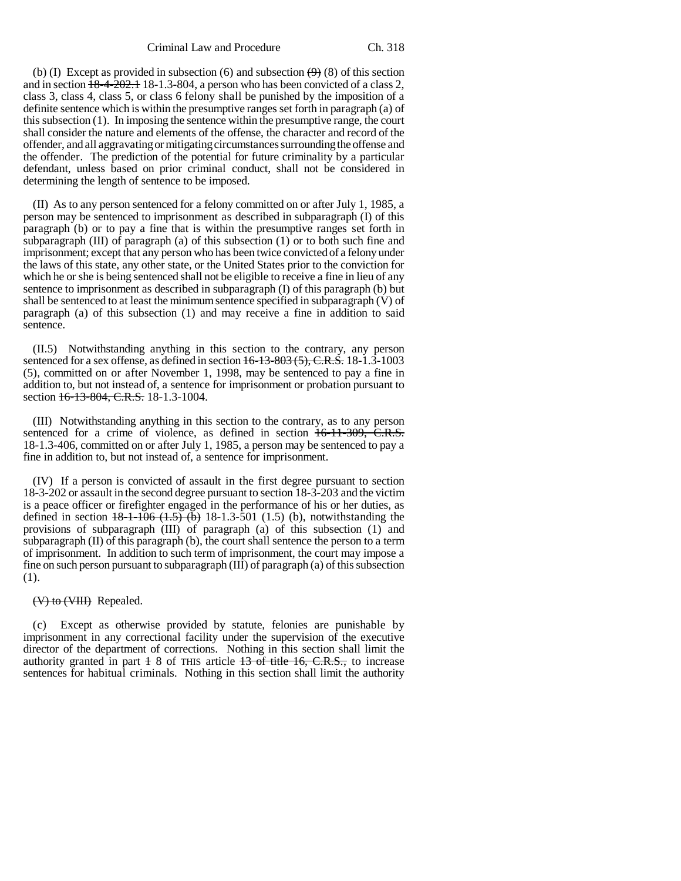(b) (I) Except as provided in subsection (6) and subsection ~~(9)~~ (8) of this section and in section ~~18-4-202.1~~ 18-1.3-804, a person who has been convicted of a class 2, class 3, class 4, class 5, or class 6 felony shall be punished by the imposition of a definite sentence which is within the presumptive ranges set forth in paragraph (a) of this subsection (1). In imposing the sentence within the presumptive range, the court shall consider the nature and elements of the offense, the character and record of the offender, and all aggravating or mitigating circumstances surrounding the offense and the offender. The prediction of the potential for future criminality by a particular defendant, unless based on prior criminal conduct, shall not be considered in determining the length of sentence to be imposed.

(II) As to any person sentenced for a felony committed on or after July 1, 1985, a person may be sentenced to imprisonment as described in subparagraph (I) of this paragraph (b) or to pay a fine that is within the presumptive ranges set forth in subparagraph (III) of paragraph (a) of this subsection (1) or to both such fine and imprisonment; except that any person who has been twice convicted of a felony under the laws of this state, any other state, or the United States prior to the conviction for which he or she is being sentenced shall not be eligible to receive a fine in lieu of any sentence to imprisonment as described in subparagraph (I) of this paragraph (b) but shall be sentenced to at least the minimum sentence specified in subparagraph (V) of paragraph (a) of this subsection (1) and may receive a fine in addition to said sentence.

(II.5) Notwithstanding anything in this section to the contrary, any person sentenced for a sex offense, as defined in section ~~16-13-803 (5), C.R.S.~~ 18-1.3-1003 (5), committed on or after November 1, 1998, may be sentenced to pay a fine in addition to, but not instead of, a sentence for imprisonment or probation pursuant to section ~~16-13-804, C.R.S.~~ 18-1.3-1004.

(III) Notwithstanding anything in this section to the contrary, as to any person sentenced for a crime of violence, as defined in section ~~16-11-309, C.R.S.~~ 18-1.3-406, committed on or after July 1, 1985, a person may be sentenced to pay a fine in addition to, but not instead of, a sentence for imprisonment.

(IV) If a person is convicted of assault in the first degree pursuant to section 18-3-202 or assault in the second degree pursuant to section 18-3-203 and the victim is a peace officer or firefighter engaged in the performance of his or her duties, as defined in section ~~18-1-106 (1.5) (b)~~ 18-1.3-501 (1.5) (b), notwithstanding the provisions of subparagraph (III) of paragraph (a) of this subsection (1) and subparagraph (II) of this paragraph (b), the court shall sentence the person to a term of imprisonment. In addition to such term of imprisonment, the court may impose a fine on such person pursuant to subparagraph (III) of paragraph (a) of this subsection (1).

~~(V) to (VIII)~~ Repealed.

(c) Except as otherwise provided by statute, felonies are punishable by imprisonment in any correctional facility under the supervision of the executive director of the department of corrections. Nothing in this section shall limit the authority granted in part ~~1~~ 8 of THIS article ~~13 of title 16, C.R.S.,~~ to increase sentences for habitual criminals. Nothing in this section shall limit the authority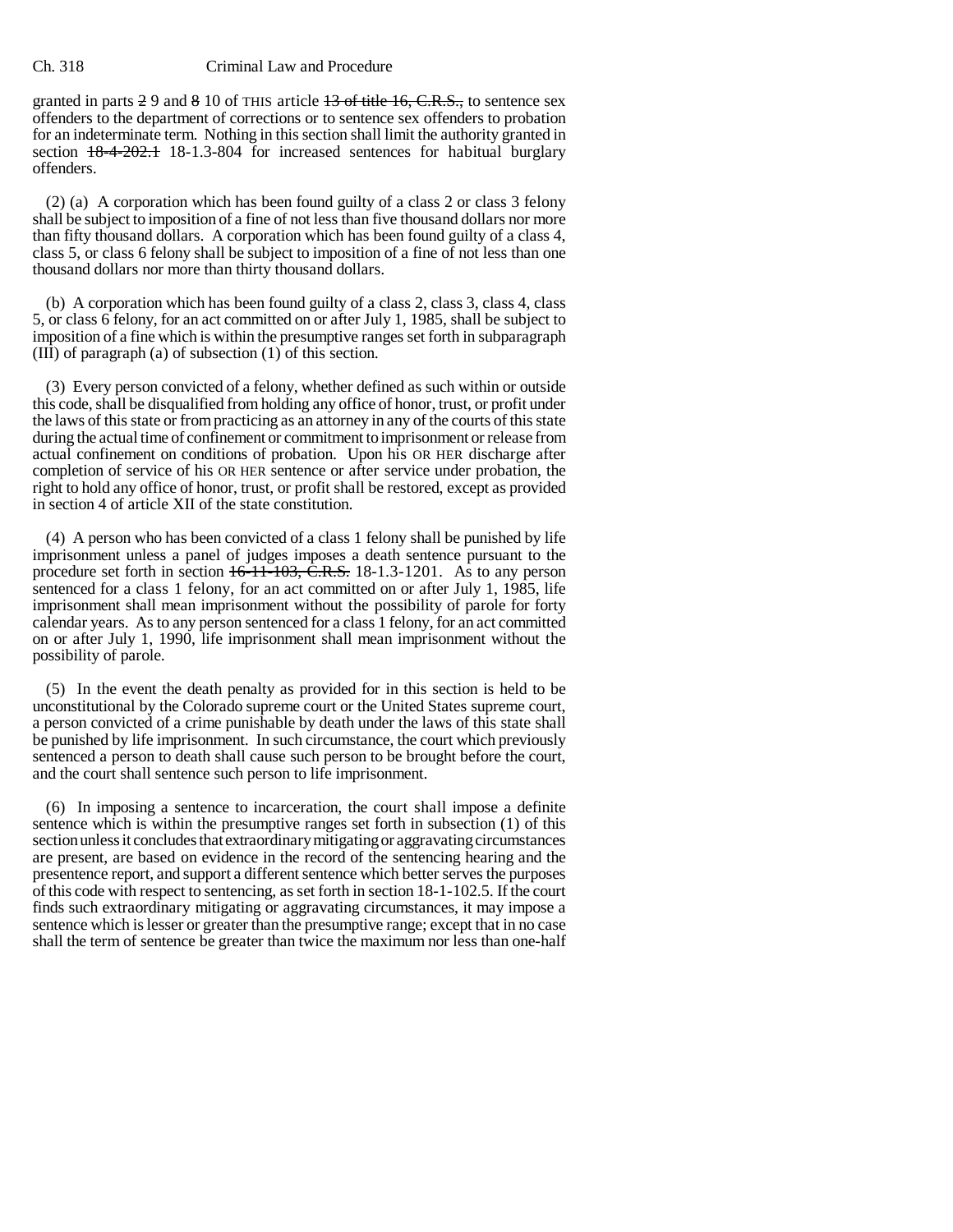granted in parts ~~2~~ 9 and ~~8~~ 10 of THIS article ~~13 of title 16, C.R.S.,~~ to sentence sex offenders to the department of corrections or to sentence sex offenders to probation for an indeterminate term. Nothing in this section shall limit the authority granted in section ~~18-4-202.1~~ 18-1.3-804 for increased sentences for habitual burglary offenders.

(2) (a) A corporation which has been found guilty of a class 2 or class 3 felony shall be subject to imposition of a fine of not less than five thousand dollars nor more than fifty thousand dollars. A corporation which has been found guilty of a class 4, class 5, or class 6 felony shall be subject to imposition of a fine of not less than one thousand dollars nor more than thirty thousand dollars.

(b) A corporation which has been found guilty of a class 2, class 3, class 4, class 5, or class 6 felony, for an act committed on or after July 1, 1985, shall be subject to imposition of a fine which is within the presumptive ranges set forth in subparagraph (III) of paragraph (a) of subsection (1) of this section.

(3) Every person convicted of a felony, whether defined as such within or outside this code, shall be disqualified from holding any office of honor, trust, or profit under the laws of this state or from practicing as an attorney in any of the courts of this state during the actual time of confinement or commitment to imprisonment or release from actual confinement on conditions of probation. Upon his OR HER discharge after completion of service of his OR HER sentence or after service under probation, the right to hold any office of honor, trust, or profit shall be restored, except as provided in section 4 of article XII of the state constitution.

(4) A person who has been convicted of a class 1 felony shall be punished by life imprisonment unless a panel of judges imposes a death sentence pursuant to the procedure set forth in section ~~16-11-103, C.R.S.~~ 18-1.3-1201. As to any person sentenced for a class 1 felony, for an act committed on or after July 1, 1985, life imprisonment shall mean imprisonment without the possibility of parole for forty calendar years. As to any person sentenced for a class 1 felony, for an act committed on or after July 1, 1990, life imprisonment shall mean imprisonment without the possibility of parole.

(5) In the event the death penalty as provided for in this section is held to be unconstitutional by the Colorado supreme court or the United States supreme court, a person convicted of a crime punishable by death under the laws of this state shall be punished by life imprisonment. In such circumstance, the court which previously sentenced a person to death shall cause such person to be brought before the court, and the court shall sentence such person to life imprisonment.

(6) In imposing a sentence to incarceration, the court shall impose a definite sentence which is within the presumptive ranges set forth in subsection (1) of this section unless it concludes that extraordinary mitigating or aggravating circumstances are present, are based on evidence in the record of the sentencing hearing and the presentence report, and support a different sentence which better serves the purposes of this code with respect to sentencing, as set forth in section 18-1-102.5. If the court finds such extraordinary mitigating or aggravating circumstances, it may impose a sentence which is lesser or greater than the presumptive range; except that in no case shall the term of sentence be greater than twice the maximum nor less than one-half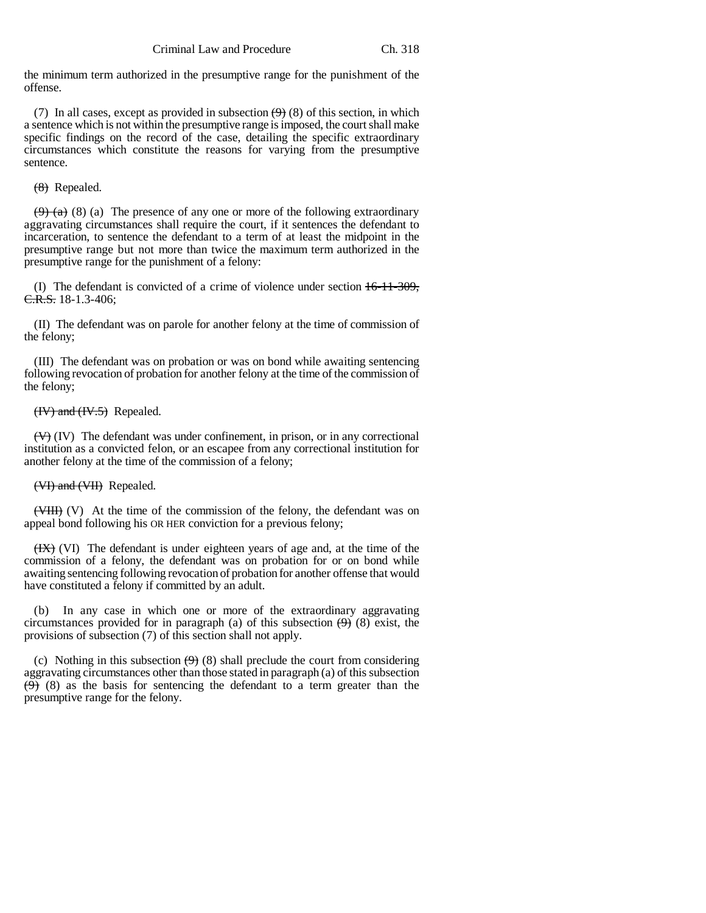the minimum term authorized in the presumptive range for the punishment of the offense.

(7) In all cases, except as provided in subsection ~~(9)~~ (8) of this section, in which a sentence which is not within the presumptive range is imposed, the court shall make specific findings on the record of the case, detailing the specific extraordinary circumstances which constitute the reasons for varying from the presumptive sentence.

~~(8)~~ Repealed.

~~(9) (a)~~ (8) (a) The presence of any one or more of the following extraordinary aggravating circumstances shall require the court, if it sentences the defendant to incarceration, to sentence the defendant to a term of at least the midpoint in the presumptive range but not more than twice the maximum term authorized in the presumptive range for the punishment of a felony:

(I) The defendant is convicted of a crime of violence under section ~~16-11-309, C.R.S.~~ 18-1.3-406;

(II) The defendant was on parole for another felony at the time of commission of the felony;

(III) The defendant was on probation or was on bond while awaiting sentencing following revocation of probation for another felony at the time of the commission of the felony;

~~(IV) and (IV.5)~~ Repealed.

~~(V)~~ (IV) The defendant was under confinement, in prison, or in any correctional institution as a convicted felon, or an escapee from any correctional institution for another felony at the time of the commission of a felony;

~~(VI) and (VII)~~ Repealed.

~~(VIII)~~ (V) At the time of the commission of the felony, the defendant was on appeal bond following his OR HER conviction for a previous felony;

~~(IX)~~ (VI) The defendant is under eighteen years of age and, at the time of the commission of a felony, the defendant was on probation for or on bond while awaiting sentencing following revocation of probation for another offense that would have constituted a felony if committed by an adult.

(b) In any case in which one or more of the extraordinary aggravating circumstances provided for in paragraph (a) of this subsection ~~(9)~~ (8) exist, the provisions of subsection (7) of this section shall not apply.

(c) Nothing in this subsection ~~(9)~~ (8) shall preclude the court from considering aggravating circumstances other than those stated in paragraph (a) of this subsection ~~(9)~~ (8) as the basis for sentencing the defendant to a term greater than the presumptive range for the felony.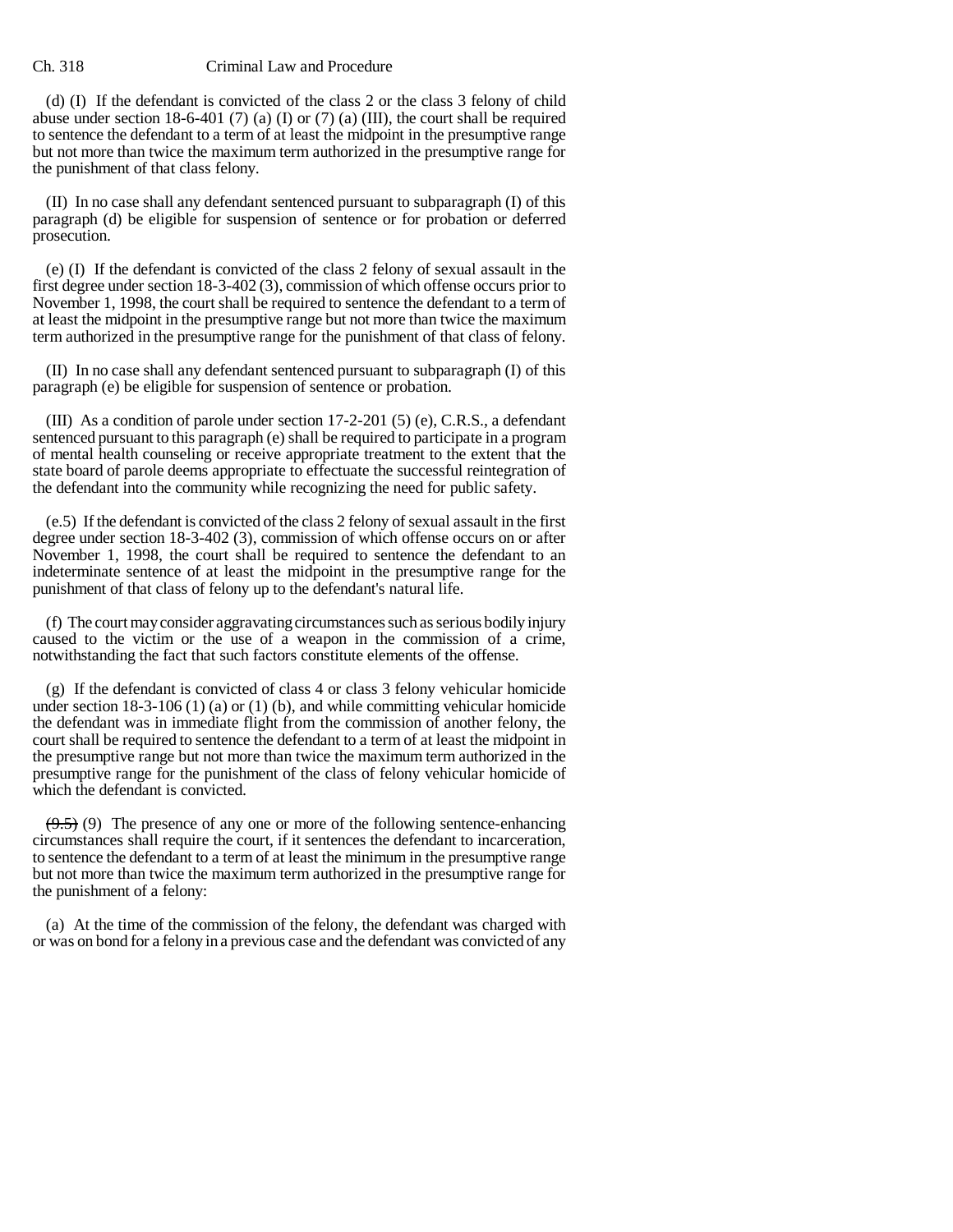(d) (I) If the defendant is convicted of the class 2 or the class 3 felony of child abuse under section 18-6-401 (7) (a) (I) or (7) (a) (III), the court shall be required to sentence the defendant to a term of at least the midpoint in the presumptive range but not more than twice the maximum term authorized in the presumptive range for the punishment of that class felony.

(II) In no case shall any defendant sentenced pursuant to subparagraph (I) of this paragraph (d) be eligible for suspension of sentence or for probation or deferred prosecution.

(e) (I) If the defendant is convicted of the class 2 felony of sexual assault in the first degree under section 18-3-402 (3), commission of which offense occurs prior to November 1, 1998, the court shall be required to sentence the defendant to a term of at least the midpoint in the presumptive range but not more than twice the maximum term authorized in the presumptive range for the punishment of that class of felony.

(II) In no case shall any defendant sentenced pursuant to subparagraph (I) of this paragraph (e) be eligible for suspension of sentence or probation.

(III) As a condition of parole under section 17-2-201 (5) (e), C.R.S., a defendant sentenced pursuant to this paragraph (e) shall be required to participate in a program of mental health counseling or receive appropriate treatment to the extent that the state board of parole deems appropriate to effectuate the successful reintegration of the defendant into the community while recognizing the need for public safety.

(e.5) If the defendant is convicted of the class 2 felony of sexual assault in the first degree under section 18-3-402 (3), commission of which offense occurs on or after November 1, 1998, the court shall be required to sentence the defendant to an indeterminate sentence of at least the midpoint in the presumptive range for the punishment of that class of felony up to the defendant's natural life.

(f) The court may consider aggravating circumstances such as serious bodily injury caused to the victim or the use of a weapon in the commission of a crime, notwithstanding the fact that such factors constitute elements of the offense.

(g) If the defendant is convicted of class 4 or class 3 felony vehicular homicide under section 18-3-106 (1) (a) or (1) (b), and while committing vehicular homicide the defendant was in immediate flight from the commission of another felony, the court shall be required to sentence the defendant to a term of at least the midpoint in the presumptive range but not more than twice the maximum term authorized in the presumptive range for the punishment of the class of felony vehicular homicide of which the defendant is convicted.

~~(9.5)~~ (9) The presence of any one or more of the following sentence-enhancing circumstances shall require the court, if it sentences the defendant to incarceration, to sentence the defendant to a term of at least the minimum in the presumptive range but not more than twice the maximum term authorized in the presumptive range for the punishment of a felony:

(a) At the time of the commission of the felony, the defendant was charged with or was on bond for a felony in a previous case and the defendant was convicted of any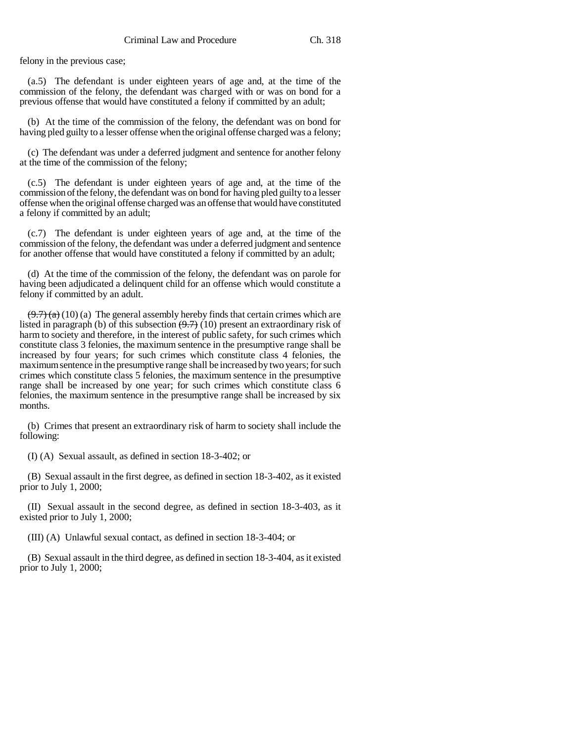felony in the previous case;

(a.5) The defendant is under eighteen years of age and, at the time of the commission of the felony, the defendant was charged with or was on bond for a previous offense that would have constituted a felony if committed by an adult;

(b) At the time of the commission of the felony, the defendant was on bond for having pled guilty to a lesser offense when the original offense charged was a felony;

(c) The defendant was under a deferred judgment and sentence for another felony at the time of the commission of the felony;

(c.5) The defendant is under eighteen years of age and, at the time of the commission of the felony, the defendant was on bond for having pled guilty to a lesser offense when the original offense charged was an offense that would have constituted a felony if committed by an adult;

(c.7) The defendant is under eighteen years of age and, at the time of the commission of the felony, the defendant was under a deferred judgment and sentence for another offense that would have constituted a felony if committed by an adult;

(d) At the time of the commission of the felony, the defendant was on parole for having been adjudicated a delinquent child for an offense which would constitute a felony if committed by an adult.

~~(9.7) (a)~~ (10) (a) The general assembly hereby finds that certain crimes which are listed in paragraph (b) of this subsection ~~(9.7)~~ (10) present an extraordinary risk of harm to society and therefore, in the interest of public safety, for such crimes which constitute class 3 felonies, the maximum sentence in the presumptive range shall be increased by four years; for such crimes which constitute class 4 felonies, the maximum sentence in the presumptive range shall be increased by two years; for such crimes which constitute class 5 felonies, the maximum sentence in the presumptive range shall be increased by one year; for such crimes which constitute class 6 felonies, the maximum sentence in the presumptive range shall be increased by six months.

(b) Crimes that present an extraordinary risk of harm to society shall include the following:

(I) (A) Sexual assault, as defined in section 18-3-402; or

(B) Sexual assault in the first degree, as defined in section 18-3-402, as it existed prior to July 1, 2000;

(II) Sexual assault in the second degree, as defined in section 18-3-403, as it existed prior to July 1, 2000;

(III) (A) Unlawful sexual contact, as defined in section 18-3-404; or

(B) Sexual assault in the third degree, as defined in section 18-3-404, as it existed prior to July 1, 2000;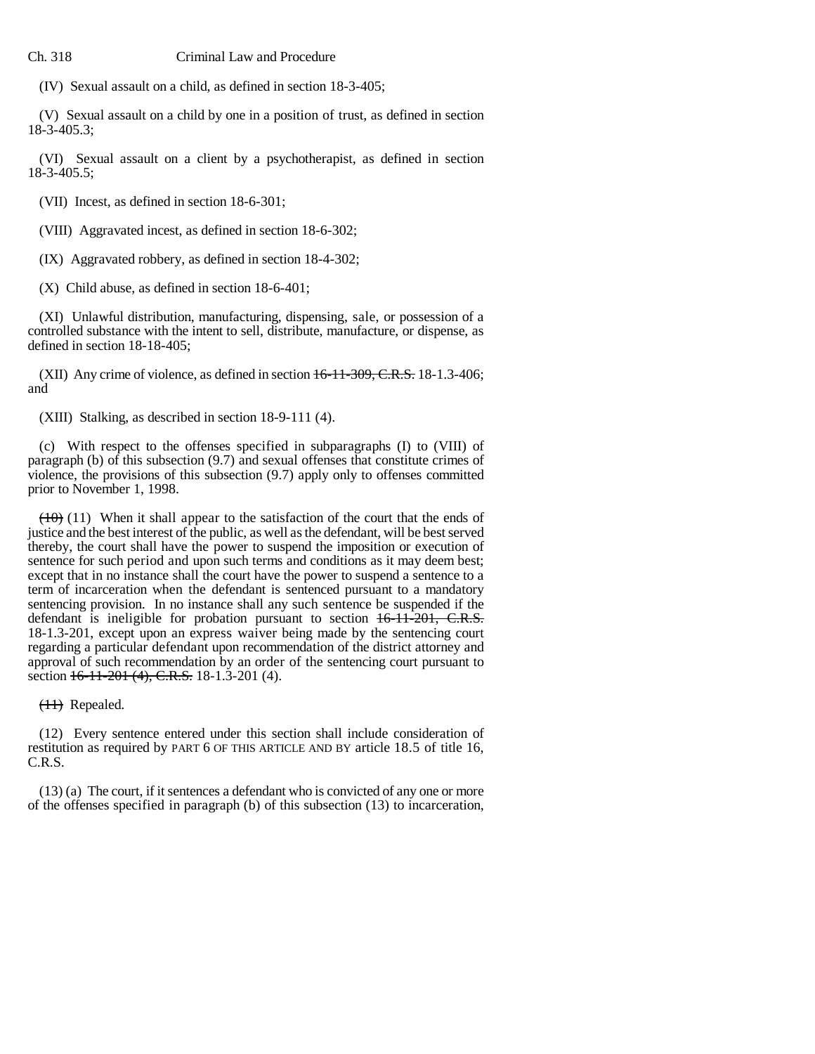(IV) Sexual assault on a child, as defined in section 18-3-405;

(V) Sexual assault on a child by one in a position of trust, as defined in section 18-3-405.3;

(VI) Sexual assault on a client by a psychotherapist, as defined in section 18-3-405.5;

(VII) Incest, as defined in section 18-6-301;

(VIII) Aggravated incest, as defined in section 18-6-302;

(IX) Aggravated robbery, as defined in section 18-4-302;

(X) Child abuse, as defined in section 18-6-401;

(XI) Unlawful distribution, manufacturing, dispensing, sale, or possession of a controlled substance with the intent to sell, distribute, manufacture, or dispense, as defined in section 18-18-405;

(XII) Any crime of violence, as defined in section ~~16-11-309, C.R.S.~~ 18-1.3-406; and

(XIII) Stalking, as described in section 18-9-111 (4).

(c) With respect to the offenses specified in subparagraphs (I) to (VIII) of paragraph (b) of this subsection (9.7) and sexual offenses that constitute crimes of violence, the provisions of this subsection (9.7) apply only to offenses committed prior to November 1, 1998.

~~(10)~~ (11) When it shall appear to the satisfaction of the court that the ends of justice and the best interest of the public, as well as the defendant, will be best served thereby, the court shall have the power to suspend the imposition or execution of sentence for such period and upon such terms and conditions as it may deem best; except that in no instance shall the court have the power to suspend a sentence to a term of incarceration when the defendant is sentenced pursuant to a mandatory sentencing provision. In no instance shall any such sentence be suspended if the defendant is ineligible for probation pursuant to section ~~16-11-201, C.R.S.~~ 18-1.3-201, except upon an express waiver being made by the sentencing court regarding a particular defendant upon recommendation of the district attorney and approval of such recommendation by an order of the sentencing court pursuant to section ~~16-11-201 (4), C.R.S.~~ 18-1.3-201 (4).

~~(11)~~ Repealed.

(12) Every sentence entered under this section shall include consideration of restitution as required by PART 6 OF THIS ARTICLE AND BY article 18.5 of title 16, C.R.S.

(13) (a) The court, if it sentences a defendant who is convicted of any one or more of the offenses specified in paragraph (b) of this subsection (13) to incarceration,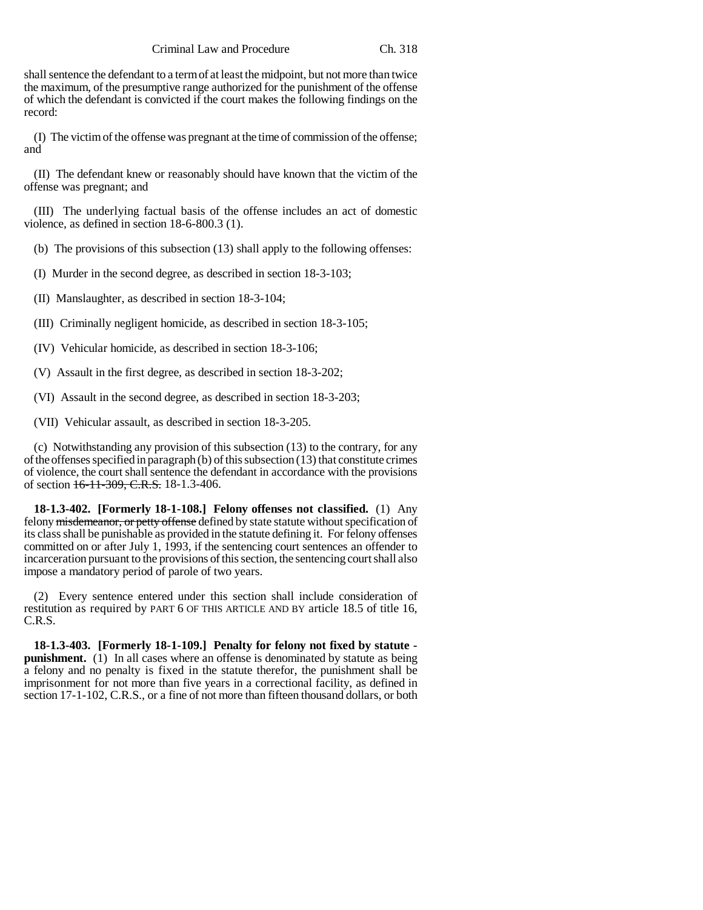shall sentence the defendant to a term of at least the midpoint, but not more than twice the maximum, of the presumptive range authorized for the punishment of the offense of which the defendant is convicted if the court makes the following findings on the record:

(I) The victim of the offense was pregnant at the time of commission of the offense; and

(II) The defendant knew or reasonably should have known that the victim of the offense was pregnant; and

(III) The underlying factual basis of the offense includes an act of domestic violence, as defined in section 18-6-800.3 (1).

(b) The provisions of this subsection (13) shall apply to the following offenses:

(I) Murder in the second degree, as described in section 18-3-103;

(II) Manslaughter, as described in section 18-3-104;

(III) Criminally negligent homicide, as described in section 18-3-105;

(IV) Vehicular homicide, as described in section 18-3-106;

(V) Assault in the first degree, as described in section 18-3-202;

(VI) Assault in the second degree, as described in section 18-3-203;

(VII) Vehicular assault, as described in section 18-3-205.

(c) Notwithstanding any provision of this subsection (13) to the contrary, for any of the offenses specified in paragraph (b) of this subsection (13) that constitute crimes of violence, the court shall sentence the defendant in accordance with the provisions of section ~~16-11-309, C.R.S.~~ 18-1.3-406.

**18-1.3-402. [Formerly 18-1-108.] Felony offenses not classified.** (1) Any felony ~~misdemeanor, or petty offense~~ defined by state statute without specification of its class shall be punishable as provided in the statute defining it. For felony offenses committed on or after July 1, 1993, if the sentencing court sentences an offender to incarceration pursuant to the provisions of this section, the sentencing court shall also impose a mandatory period of parole of two years.

(2) Every sentence entered under this section shall include consideration of restitution as required by PART 6 OF THIS ARTICLE AND BY article 18.5 of title 16, C.R.S.

**18-1.3-403. [Formerly 18-1-109.] Penalty for felony not fixed by statute - punishment.** (1) In all cases where an offense is denominated by statute as being a felony and no penalty is fixed in the statute therefor, the punishment shall be imprisonment for not more than five years in a correctional facility, as defined in section 17-1-102, C.R.S., or a fine of not more than fifteen thousand dollars, or both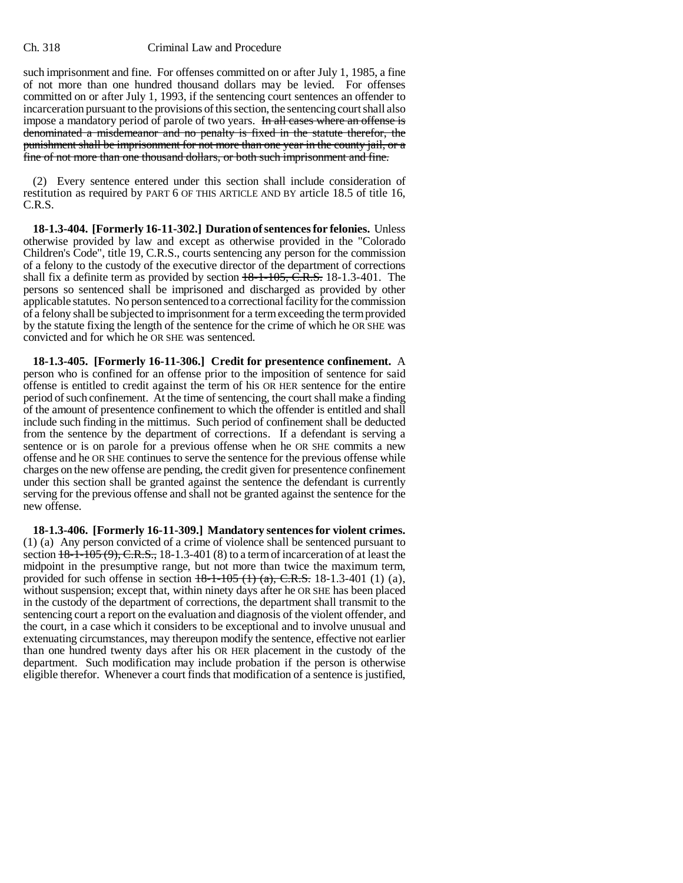such imprisonment and fine. For offenses committed on or after July 1, 1985, a fine of not more than one hundred thousand dollars may be levied. For offenses committed on or after July 1, 1993, if the sentencing court sentences an offender to incarceration pursuant to the provisions of this section, the sentencing court shall also impose a mandatory period of parole of two years. ~~In all cases where an offense is denominated a misdemeanor and no penalty is fixed in the statute therefor, the punishment shall be imprisonment for not more than one year in the county jail, or a fine of not more than one thousand dollars, or both such imprisonment and fine.~~

(2) Every sentence entered under this section shall include consideration of restitution as required by PART 6 OF THIS ARTICLE AND BY article 18.5 of title 16, C.R.S.

**18-1.3-404. [Formerly 16-11-302.] Duration of sentences for felonies.** Unless otherwise provided by law and except as otherwise provided in the "Colorado Children's Code", title 19, C.R.S., courts sentencing any person for the commission of a felony to the custody of the executive director of the department of corrections shall fix a definite term as provided by section ~~18-1-105, C.R.S.~~ 18-1.3-401. The persons so sentenced shall be imprisoned and discharged as provided by other applicable statutes. No person sentenced to a correctional facility for the commission of a felony shall be subjected to imprisonment for a term exceeding the term provided by the statute fixing the length of the sentence for the crime of which he OR SHE was convicted and for which he OR SHE was sentenced.

**18-1.3-405. [Formerly 16-11-306.] Credit for presentence confinement.** A person who is confined for an offense prior to the imposition of sentence for said offense is entitled to credit against the term of his OR HER sentence for the entire period of such confinement. At the time of sentencing, the court shall make a finding of the amount of presentence confinement to which the offender is entitled and shall include such finding in the mittimus. Such period of confinement shall be deducted from the sentence by the department of corrections. If a defendant is serving a sentence or is on parole for a previous offense when he OR SHE commits a new offense and he OR SHE continues to serve the sentence for the previous offense while charges on the new offense are pending, the credit given for presentence confinement under this section shall be granted against the sentence the defendant is currently serving for the previous offense and shall not be granted against the sentence for the new offense.

**18-1.3-406. [Formerly 16-11-309.] Mandatory sentences for violent crimes.** (1) (a) Any person convicted of a crime of violence shall be sentenced pursuant to section ~~18-1-105 (9), C.R.S.,~~ 18-1.3-401 (8) to a term of incarceration of at least the midpoint in the presumptive range, but not more than twice the maximum term, provided for such offense in section ~~18-1-105 (1) (a), C.R.S.~~ 18-1.3-401 (1) (a), without suspension; except that, within ninety days after he OR SHE has been placed in the custody of the department of corrections, the department shall transmit to the sentencing court a report on the evaluation and diagnosis of the violent offender, and the court, in a case which it considers to be exceptional and to involve unusual and extenuating circumstances, may thereupon modify the sentence, effective not earlier than one hundred twenty days after his OR HER placement in the custody of the department. Such modification may include probation if the person is otherwise eligible therefor. Whenever a court finds that modification of a sentence is justified,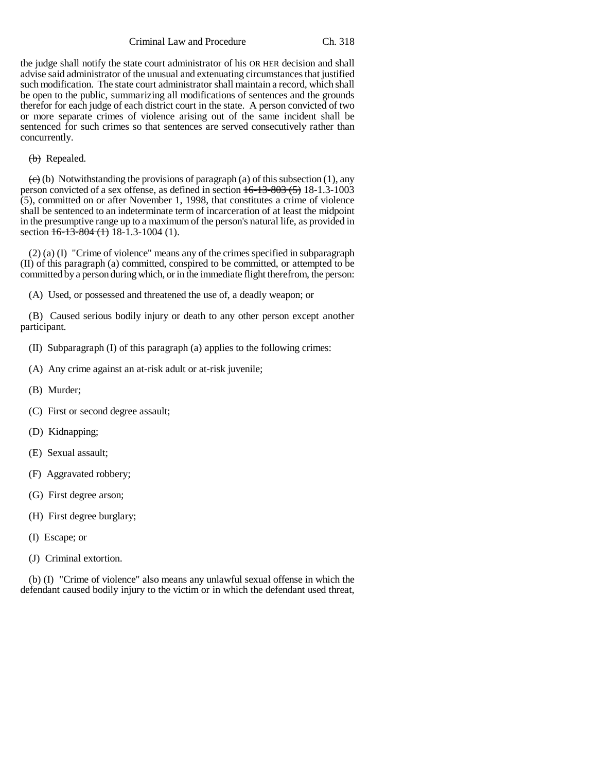the judge shall notify the state court administrator of his OR HER decision and shall advise said administrator of the unusual and extenuating circumstances that justified such modification. The state court administrator shall maintain a record, which shall be open to the public, summarizing all modifications of sentences and the grounds therefor for each judge of each district court in the state. A person convicted of two or more separate crimes of violence arising out of the same incident shall be sentenced for such crimes so that sentences are served consecutively rather than concurrently.

~~(b)~~ Repealed.

~~(c)~~ (b) Notwithstanding the provisions of paragraph (a) of this subsection (1), any person convicted of a sex offense, as defined in section ~~16-13-803 (5)~~ 18-1.3-1003 (5), committed on or after November 1, 1998, that constitutes a crime of violence shall be sentenced to an indeterminate term of incarceration of at least the midpoint in the presumptive range up to a maximum of the person's natural life, as provided in section ~~16-13-804 (1)~~ 18-1.3-1004 (1).

(2) (a) (I) "Crime of violence" means any of the crimes specified in subparagraph (II) of this paragraph (a) committed, conspired to be committed, or attempted to be committed by a person during which, or in the immediate flight therefrom, the person:

(A) Used, or possessed and threatened the use of, a deadly weapon; or

(B) Caused serious bodily injury or death to any other person except another participant.

(II) Subparagraph (I) of this paragraph (a) applies to the following crimes:

(A) Any crime against an at-risk adult or at-risk juvenile;

(B) Murder;

(C) First or second degree assault;

(D) Kidnapping;

(E) Sexual assault;

(F) Aggravated robbery;

(G) First degree arson;

(H) First degree burglary;

(I) Escape; or

(J) Criminal extortion.

(b) (I) "Crime of violence" also means any unlawful sexual offense in which the defendant caused bodily injury to the victim or in which the defendant used threat,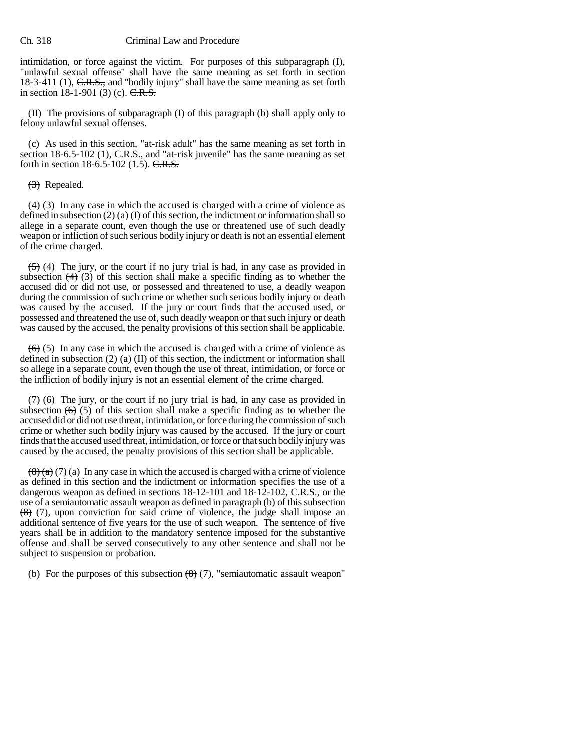intimidation, or force against the victim. For purposes of this subparagraph (I), "unlawful sexual offense" shall have the same meaning as set forth in section 18-3-411 (1), ~~C.R.S.,~~ and "bodily injury" shall have the same meaning as set forth in section 18-1-901 (3) (c). ~~C.R.S.~~

(II) The provisions of subparagraph (I) of this paragraph (b) shall apply only to felony unlawful sexual offenses.

(c) As used in this section, "at-risk adult" has the same meaning as set forth in section 18-6.5-102 (1), ~~C.R.S.,~~ and "at-risk juvenile" has the same meaning as set forth in section 18-6.5-102 (1.5). ~~C.R.S.~~

~~(3)~~ Repealed.

~~(4)~~ (3) In any case in which the accused is charged with a crime of violence as defined in subsection (2) (a) (I) of this section, the indictment or information shall so allege in a separate count, even though the use or threatened use of such deadly weapon or infliction of such serious bodily injury or death is not an essential element of the crime charged.

~~(5)~~ (4) The jury, or the court if no jury trial is had, in any case as provided in subsection ~~(4)~~ (3) of this section shall make a specific finding as to whether the accused did or did not use, or possessed and threatened to use, a deadly weapon during the commission of such crime or whether such serious bodily injury or death was caused by the accused. If the jury or court finds that the accused used, or possessed and threatened the use of, such deadly weapon or that such injury or death was caused by the accused, the penalty provisions of this section shall be applicable.

~~(6)~~ (5) In any case in which the accused is charged with a crime of violence as defined in subsection (2) (a) (II) of this section, the indictment or information shall so allege in a separate count, even though the use of threat, intimidation, or force or the infliction of bodily injury is not an essential element of the crime charged.

~~(7)~~ (6) The jury, or the court if no jury trial is had, in any case as provided in subsection ~~(6)~~ (5) of this section shall make a specific finding as to whether the accused did or did not use threat, intimidation, or force during the commission of such crime or whether such bodily injury was caused by the accused. If the jury or court finds that the accused used threat, intimidation, or force or that such bodily injury was caused by the accused, the penalty provisions of this section shall be applicable.

~~(8) (a)~~ (7) (a) In any case in which the accused is charged with a crime of violence as defined in this section and the indictment or information specifies the use of a dangerous weapon as defined in sections 18-12-101 and 18-12-102, ~~C.R.S.,~~ or the use of a semiautomatic assault weapon as defined in paragraph (b) of this subsection ~~(8)~~ (7), upon conviction for said crime of violence, the judge shall impose an additional sentence of five years for the use of such weapon. The sentence of five years shall be in addition to the mandatory sentence imposed for the substantive offense and shall be served consecutively to any other sentence and shall not be subject to suspension or probation.

(b) For the purposes of this subsection ~~(8)~~ (7), "semiautomatic assault weapon"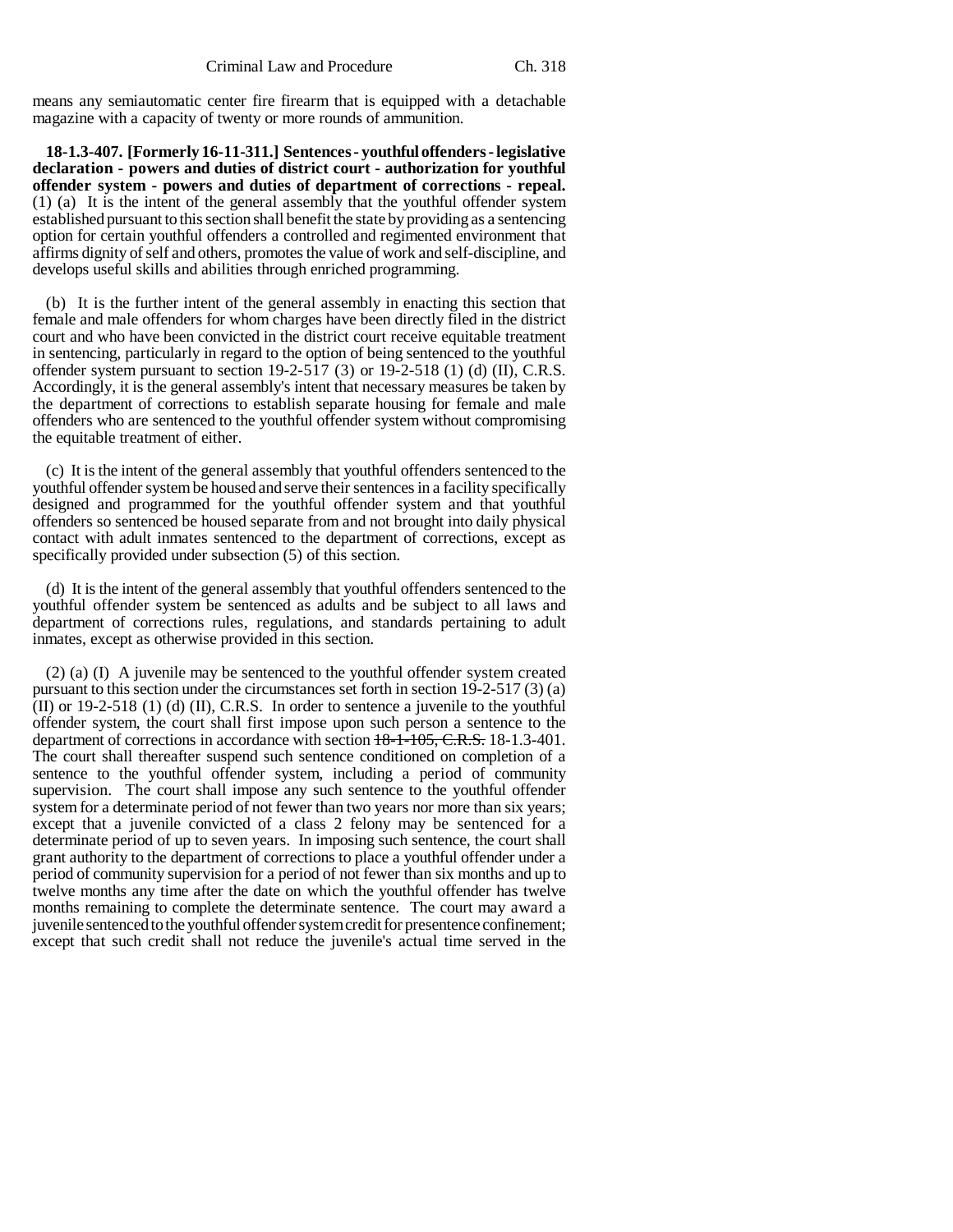means any semiautomatic center fire firearm that is equipped with a detachable magazine with a capacity of twenty or more rounds of ammunition.

**18-1.3-407. [Formerly 16-11-311.] Sentences - youthful offenders - legislative declaration - powers and duties of district court - authorization for youthful offender system - powers and duties of department of corrections - repeal.** (1) (a) It is the intent of the general assembly that the youthful offender system established pursuant to this section shall benefit the state by providing as a sentencing option for certain youthful offenders a controlled and regimented environment that affirms dignity of self and others, promotes the value of work and self-discipline, and develops useful skills and abilities through enriched programming.

(b) It is the further intent of the general assembly in enacting this section that female and male offenders for whom charges have been directly filed in the district court and who have been convicted in the district court receive equitable treatment in sentencing, particularly in regard to the option of being sentenced to the youthful offender system pursuant to section 19-2-517 (3) or 19-2-518 (1) (d) (II), C.R.S. Accordingly, it is the general assembly's intent that necessary measures be taken by the department of corrections to establish separate housing for female and male offenders who are sentenced to the youthful offender system without compromising the equitable treatment of either.

(c) It is the intent of the general assembly that youthful offenders sentenced to the youthful offender system be housed and serve their sentences in a facility specifically designed and programmed for the youthful offender system and that youthful offenders so sentenced be housed separate from and not brought into daily physical contact with adult inmates sentenced to the department of corrections, except as specifically provided under subsection (5) of this section.

(d) It is the intent of the general assembly that youthful offenders sentenced to the youthful offender system be sentenced as adults and be subject to all laws and department of corrections rules, regulations, and standards pertaining to adult inmates, except as otherwise provided in this section.

(2) (a) (I) A juvenile may be sentenced to the youthful offender system created pursuant to this section under the circumstances set forth in section 19-2-517 (3) (a) (II) or 19-2-518 (1) (d) (II), C.R.S. In order to sentence a juvenile to the youthful offender system, the court shall first impose upon such person a sentence to the department of corrections in accordance with section ~~18-1-105, C.R.S.~~ 18-1.3-401. The court shall thereafter suspend such sentence conditioned on completion of a sentence to the youthful offender system, including a period of community supervision. The court shall impose any such sentence to the youthful offender system for a determinate period of not fewer than two years nor more than six years; except that a juvenile convicted of a class 2 felony may be sentenced for a determinate period of up to seven years. In imposing such sentence, the court shall grant authority to the department of corrections to place a youthful offender under a period of community supervision for a period of not fewer than six months and up to twelve months any time after the date on which the youthful offender has twelve months remaining to complete the determinate sentence. The court may award a juvenile sentenced to the youthful offender system credit for presentence confinement; except that such credit shall not reduce the juvenile's actual time served in the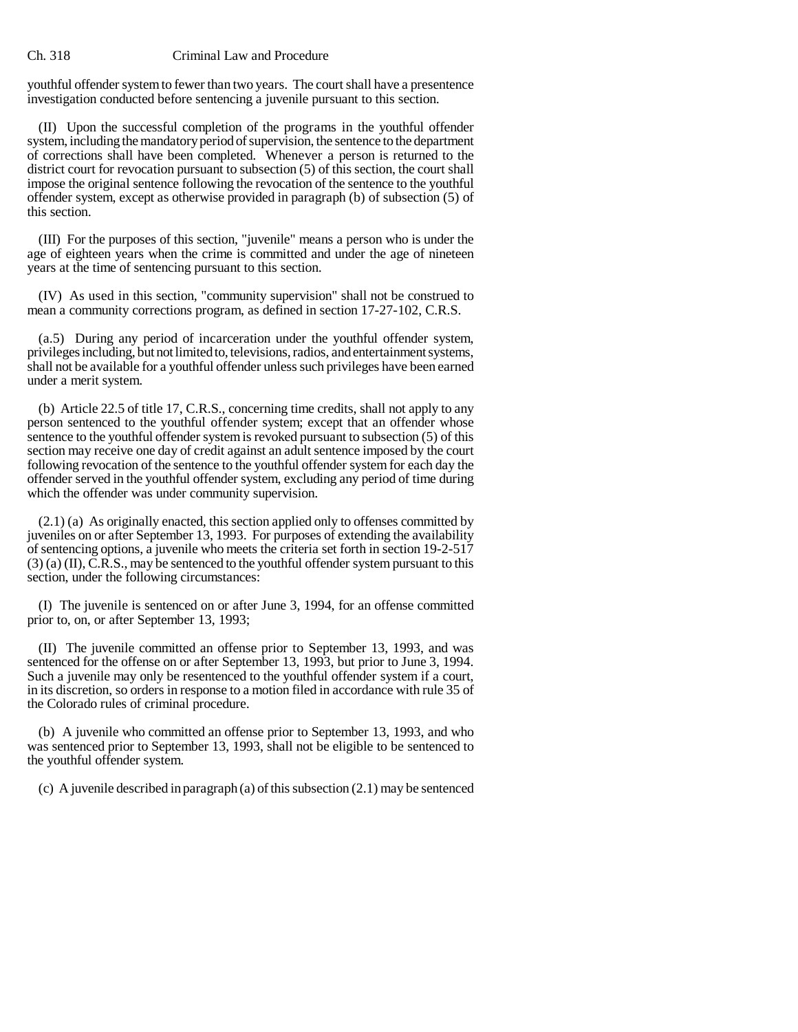youthful offender system to fewer than two years. The court shall have a presentence investigation conducted before sentencing a juvenile pursuant to this section.

(II) Upon the successful completion of the programs in the youthful offender system, including the mandatory period of supervision, the sentence to the department of corrections shall have been completed. Whenever a person is returned to the district court for revocation pursuant to subsection (5) of this section, the court shall impose the original sentence following the revocation of the sentence to the youthful offender system, except as otherwise provided in paragraph (b) of subsection (5) of this section.

(III) For the purposes of this section, "juvenile" means a person who is under the age of eighteen years when the crime is committed and under the age of nineteen years at the time of sentencing pursuant to this section.

(IV) As used in this section, "community supervision" shall not be construed to mean a community corrections program, as defined in section 17-27-102, C.R.S.

(a.5) During any period of incarceration under the youthful offender system, privileges including, but not limited to, televisions, radios, and entertainment systems, shall not be available for a youthful offender unless such privileges have been earned under a merit system.

(b) Article 22.5 of title 17, C.R.S., concerning time credits, shall not apply to any person sentenced to the youthful offender system; except that an offender whose sentence to the youthful offender system is revoked pursuant to subsection (5) of this section may receive one day of credit against an adult sentence imposed by the court following revocation of the sentence to the youthful offender system for each day the offender served in the youthful offender system, excluding any period of time during which the offender was under community supervision.

(2.1) (a) As originally enacted, this section applied only to offenses committed by juveniles on or after September 13, 1993. For purposes of extending the availability of sentencing options, a juvenile who meets the criteria set forth in section 19-2-517 (3) (a) (II), C.R.S., may be sentenced to the youthful offender system pursuant to this section, under the following circumstances:

(I) The juvenile is sentenced on or after June 3, 1994, for an offense committed prior to, on, or after September 13, 1993;

(II) The juvenile committed an offense prior to September 13, 1993, and was sentenced for the offense on or after September 13, 1993, but prior to June 3, 1994. Such a juvenile may only be resentenced to the youthful offender system if a court, in its discretion, so orders in response to a motion filed in accordance with rule 35 of the Colorado rules of criminal procedure.

(b) A juvenile who committed an offense prior to September 13, 1993, and who was sentenced prior to September 13, 1993, shall not be eligible to be sentenced to the youthful offender system.

(c) A juvenile described in paragraph (a) of this subsection (2.1) may be sentenced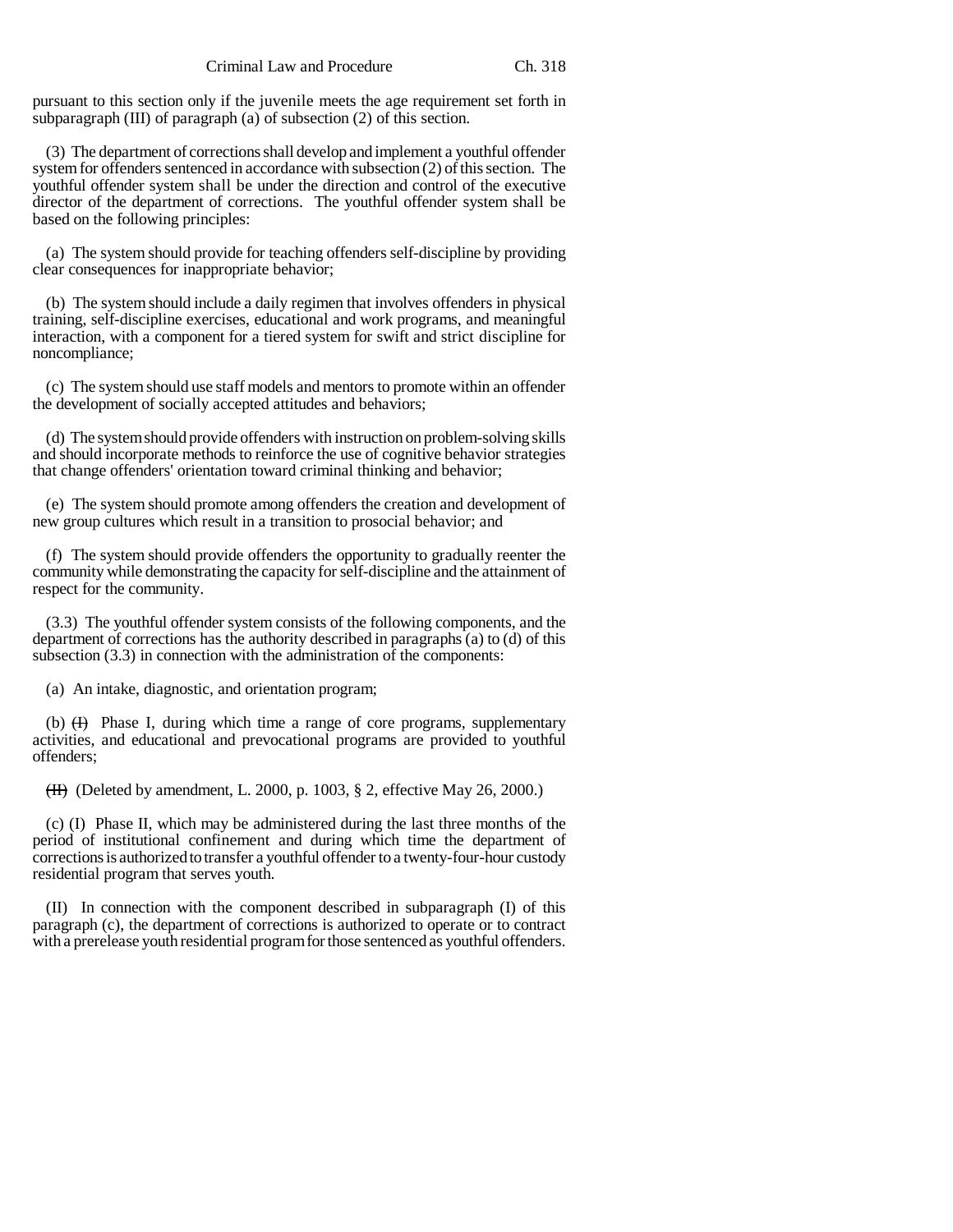pursuant to this section only if the juvenile meets the age requirement set forth in subparagraph (III) of paragraph (a) of subsection (2) of this section.

(3) The department of corrections shall develop and implement a youthful offender system for offenders sentenced in accordance with subsection (2) of this section. The youthful offender system shall be under the direction and control of the executive director of the department of corrections. The youthful offender system shall be based on the following principles:

(a) The system should provide for teaching offenders self-discipline by providing clear consequences for inappropriate behavior;

(b) The system should include a daily regimen that involves offenders in physical training, self-discipline exercises, educational and work programs, and meaningful interaction, with a component for a tiered system for swift and strict discipline for noncompliance;

(c) The system should use staff models and mentors to promote within an offender the development of socially accepted attitudes and behaviors;

(d) The system should provide offenders with instruction on problem-solving skills and should incorporate methods to reinforce the use of cognitive behavior strategies that change offenders' orientation toward criminal thinking and behavior;

(e) The system should promote among offenders the creation and development of new group cultures which result in a transition to prosocial behavior; and

(f) The system should provide offenders the opportunity to gradually reenter the community while demonstrating the capacity for self-discipline and the attainment of respect for the community.

(3.3) The youthful offender system consists of the following components, and the department of corrections has the authority described in paragraphs (a) to (d) of this subsection (3.3) in connection with the administration of the components:

(a) An intake, diagnostic, and orientation program;

(b) ~~(I)~~ Phase I, during which time a range of core programs, supplementary activities, and educational and prevocational programs are provided to youthful offenders;

~~(II)~~ (Deleted by amendment, L. 2000, p. 1003, § 2, effective May 26, 2000.)

(c) (I) Phase II, which may be administered during the last three months of the period of institutional confinement and during which time the department of corrections is authorized to transfer a youthful offender to a twenty-four-hour custody residential program that serves youth.

(II) In connection with the component described in subparagraph (I) of this paragraph (c), the department of corrections is authorized to operate or to contract with a prerelease youth residential program for those sentenced as youthful offenders.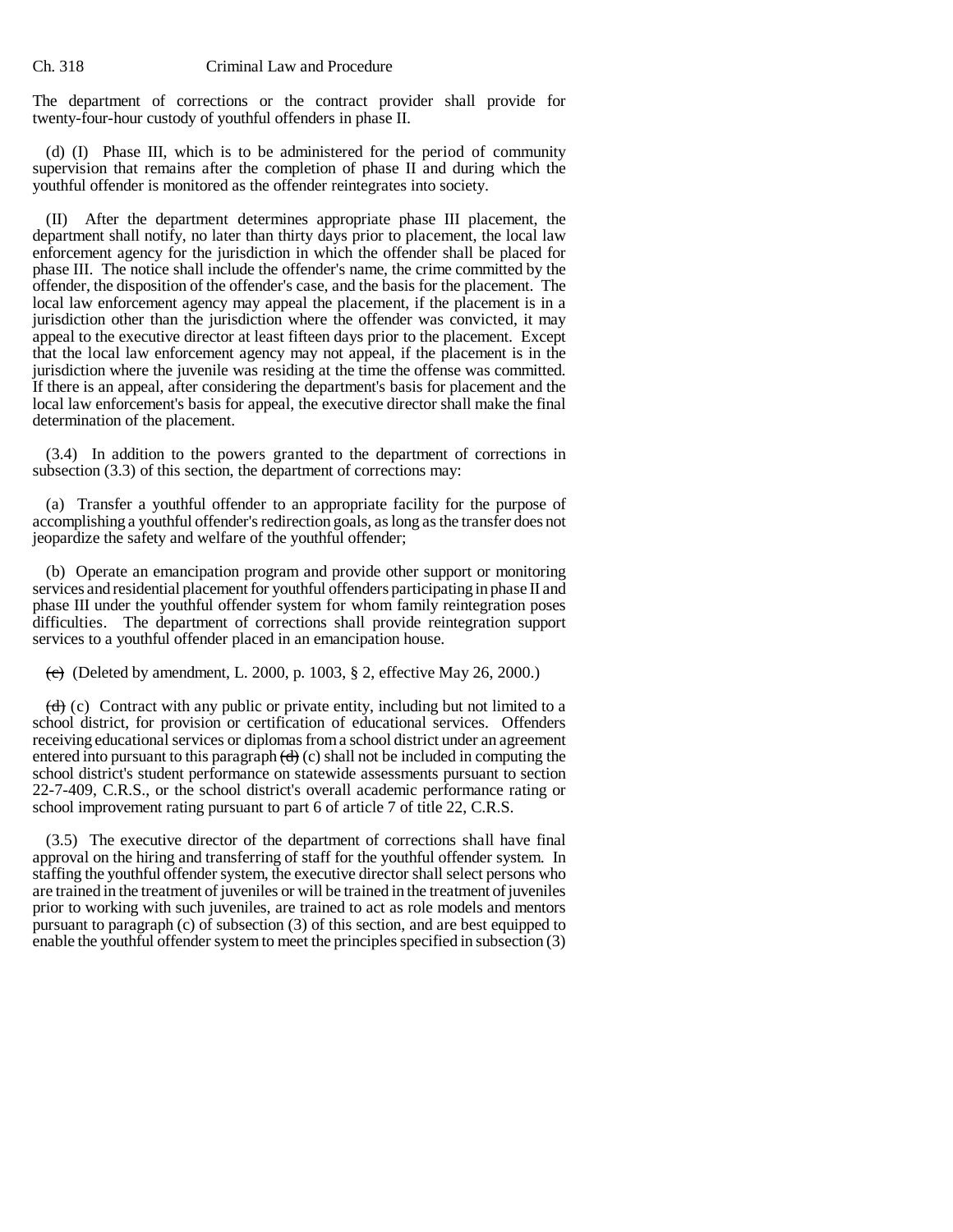The department of corrections or the contract provider shall provide for twenty-four-hour custody of youthful offenders in phase II.

(d) (I) Phase III, which is to be administered for the period of community supervision that remains after the completion of phase II and during which the youthful offender is monitored as the offender reintegrates into society.

(II) After the department determines appropriate phase III placement, the department shall notify, no later than thirty days prior to placement, the local law enforcement agency for the jurisdiction in which the offender shall be placed for phase III. The notice shall include the offender's name, the crime committed by the offender, the disposition of the offender's case, and the basis for the placement. The local law enforcement agency may appeal the placement, if the placement is in a jurisdiction other than the jurisdiction where the offender was convicted, it may appeal to the executive director at least fifteen days prior to the placement. Except that the local law enforcement agency may not appeal, if the placement is in the jurisdiction where the juvenile was residing at the time the offense was committed. If there is an appeal, after considering the department's basis for placement and the local law enforcement's basis for appeal, the executive director shall make the final determination of the placement.

(3.4) In addition to the powers granted to the department of corrections in subsection (3.3) of this section, the department of corrections may:

(a) Transfer a youthful offender to an appropriate facility for the purpose of accomplishing a youthful offender's redirection goals, as long as the transfer does not jeopardize the safety and welfare of the youthful offender;

(b) Operate an emancipation program and provide other support or monitoring services and residential placement for youthful offenders participating in phase II and phase III under the youthful offender system for whom family reintegration poses difficulties. The department of corrections shall provide reintegration support services to a youthful offender placed in an emancipation house.

~~(c)~~ (Deleted by amendment, L. 2000, p. 1003, § 2, effective May 26, 2000.)

~~(d)~~ (c) Contract with any public or private entity, including but not limited to a school district, for provision or certification of educational services. Offenders receiving educational services or diplomas from a school district under an agreement entered into pursuant to this paragraph ~~(d)~~ (c) shall not be included in computing the school district's student performance on statewide assessments pursuant to section 22-7-409, C.R.S., or the school district's overall academic performance rating or school improvement rating pursuant to part 6 of article 7 of title 22, C.R.S.

(3.5) The executive director of the department of corrections shall have final approval on the hiring and transferring of staff for the youthful offender system. In staffing the youthful offender system, the executive director shall select persons who are trained in the treatment of juveniles or will be trained in the treatment of juveniles prior to working with such juveniles, are trained to act as role models and mentors pursuant to paragraph (c) of subsection (3) of this section, and are best equipped to enable the youthful offender system to meet the principles specified in subsection (3)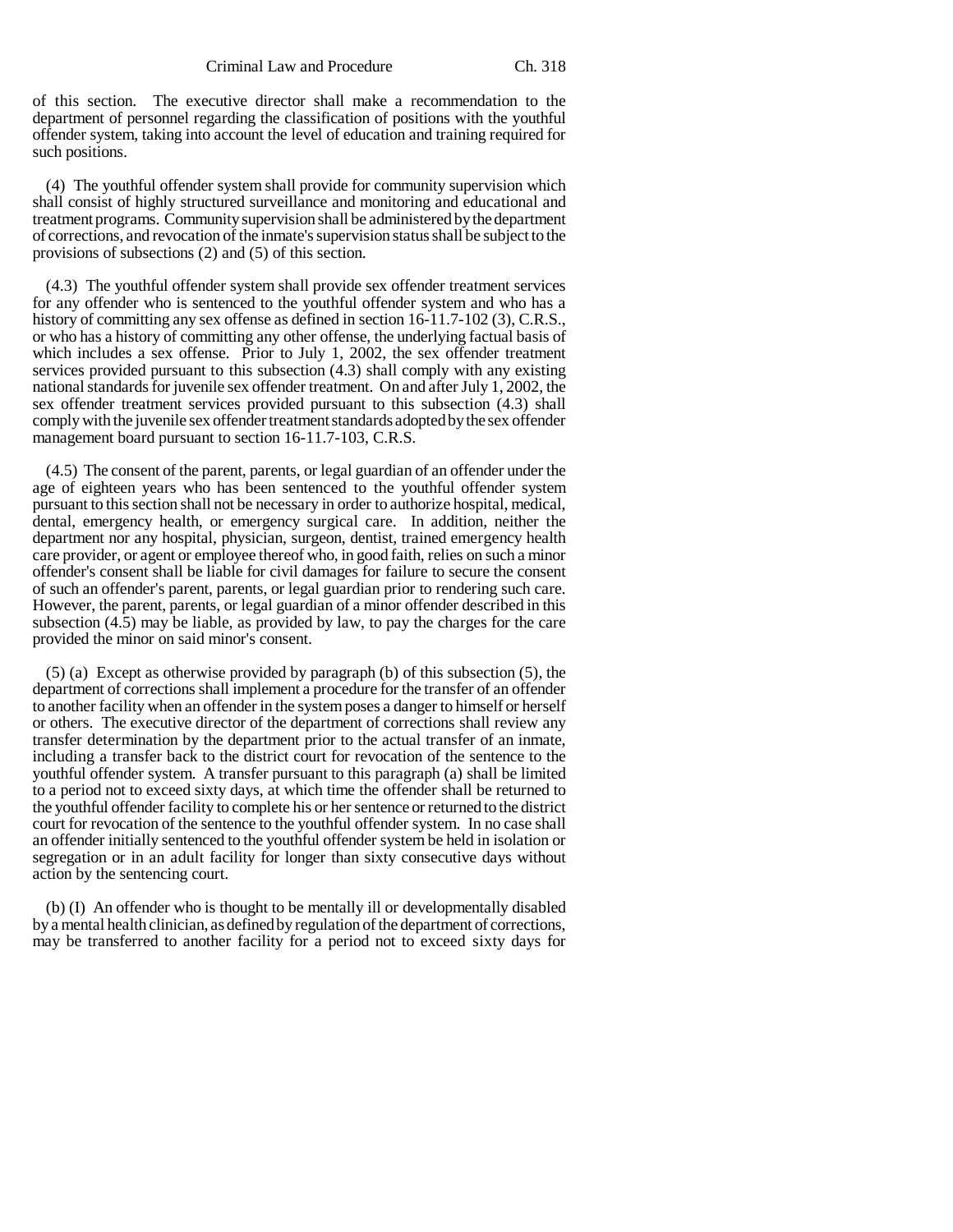of this section. The executive director shall make a recommendation to the department of personnel regarding the classification of positions with the youthful offender system, taking into account the level of education and training required for such positions.

(4) The youthful offender system shall provide for community supervision which shall consist of highly structured surveillance and monitoring and educational and treatment programs. Community supervision shall be administered by the department of corrections, and revocation of the inmate's supervision status shall be subject to the provisions of subsections (2) and (5) of this section.

(4.3) The youthful offender system shall provide sex offender treatment services for any offender who is sentenced to the youthful offender system and who has a history of committing any sex offense as defined in section 16-11.7-102 (3), C.R.S., or who has a history of committing any other offense, the underlying factual basis of which includes a sex offense. Prior to July 1, 2002, the sex offender treatment services provided pursuant to this subsection (4.3) shall comply with any existing national standards for juvenile sex offender treatment. On and after July 1, 2002, the sex offender treatment services provided pursuant to this subsection (4.3) shall comply with the juvenile sex offender treatment standards adopted by the sex offender management board pursuant to section 16-11.7-103, C.R.S.

(4.5) The consent of the parent, parents, or legal guardian of an offender under the age of eighteen years who has been sentenced to the youthful offender system pursuant to this section shall not be necessary in order to authorize hospital, medical, dental, emergency health, or emergency surgical care. In addition, neither the department nor any hospital, physician, surgeon, dentist, trained emergency health care provider, or agent or employee thereof who, in good faith, relies on such a minor offender's consent shall be liable for civil damages for failure to secure the consent of such an offender's parent, parents, or legal guardian prior to rendering such care. However, the parent, parents, or legal guardian of a minor offender described in this subsection (4.5) may be liable, as provided by law, to pay the charges for the care provided the minor on said minor's consent.

(5) (a) Except as otherwise provided by paragraph (b) of this subsection (5), the department of corrections shall implement a procedure for the transfer of an offender to another facility when an offender in the system poses a danger to himself or herself or others. The executive director of the department of corrections shall review any transfer determination by the department prior to the actual transfer of an inmate, including a transfer back to the district court for revocation of the sentence to the youthful offender system. A transfer pursuant to this paragraph (a) shall be limited to a period not to exceed sixty days, at which time the offender shall be returned to the youthful offender facility to complete his or her sentence or returned to the district court for revocation of the sentence to the youthful offender system. In no case shall an offender initially sentenced to the youthful offender system be held in isolation or segregation or in an adult facility for longer than sixty consecutive days without action by the sentencing court.

(b) (I) An offender who is thought to be mentally ill or developmentally disabled by a mental health clinician, as defined by regulation of the department of corrections, may be transferred to another facility for a period not to exceed sixty days for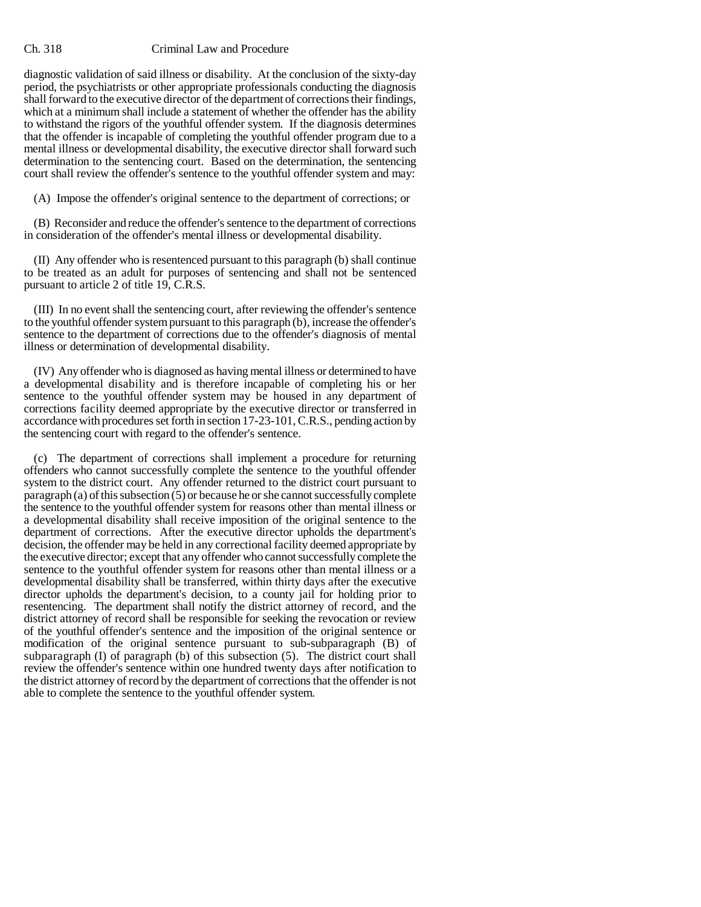diagnostic validation of said illness or disability. At the conclusion of the sixty-day period, the psychiatrists or other appropriate professionals conducting the diagnosis shall forward to the executive director of the department of corrections their findings, which at a minimum shall include a statement of whether the offender has the ability to withstand the rigors of the youthful offender system. If the diagnosis determines that the offender is incapable of completing the youthful offender program due to a mental illness or developmental disability, the executive director shall forward such determination to the sentencing court. Based on the determination, the sentencing court shall review the offender's sentence to the youthful offender system and may:

(A) Impose the offender's original sentence to the department of corrections; or

(B) Reconsider and reduce the offender's sentence to the department of corrections in consideration of the offender's mental illness or developmental disability.

(II) Any offender who is resentenced pursuant to this paragraph (b) shall continue to be treated as an adult for purposes of sentencing and shall not be sentenced pursuant to article 2 of title 19, C.R.S.

(III) In no event shall the sentencing court, after reviewing the offender's sentence to the youthful offender system pursuant to this paragraph (b), increase the offender's sentence to the department of corrections due to the offender's diagnosis of mental illness or determination of developmental disability.

(IV) Any offender who is diagnosed as having mental illness or determined to have a developmental disability and is therefore incapable of completing his or her sentence to the youthful offender system may be housed in any department of corrections facility deemed appropriate by the executive director or transferred in accordance with procedures set forth in section 17-23-101, C.R.S., pending action by the sentencing court with regard to the offender's sentence.

(c) The department of corrections shall implement a procedure for returning offenders who cannot successfully complete the sentence to the youthful offender system to the district court. Any offender returned to the district court pursuant to paragraph (a) of this subsection (5) or because he or she cannot successfully complete the sentence to the youthful offender system for reasons other than mental illness or a developmental disability shall receive imposition of the original sentence to the department of corrections. After the executive director upholds the department's decision, the offender may be held in any correctional facility deemed appropriate by the executive director; except that any offender who cannot successfully complete the sentence to the youthful offender system for reasons other than mental illness or a developmental disability shall be transferred, within thirty days after the executive director upholds the department's decision, to a county jail for holding prior to resentencing. The department shall notify the district attorney of record, and the district attorney of record shall be responsible for seeking the revocation or review of the youthful offender's sentence and the imposition of the original sentence or modification of the original sentence pursuant to sub-subparagraph (B) of subparagraph (I) of paragraph (b) of this subsection (5). The district court shall review the offender's sentence within one hundred twenty days after notification to the district attorney of record by the department of corrections that the offender is not able to complete the sentence to the youthful offender system.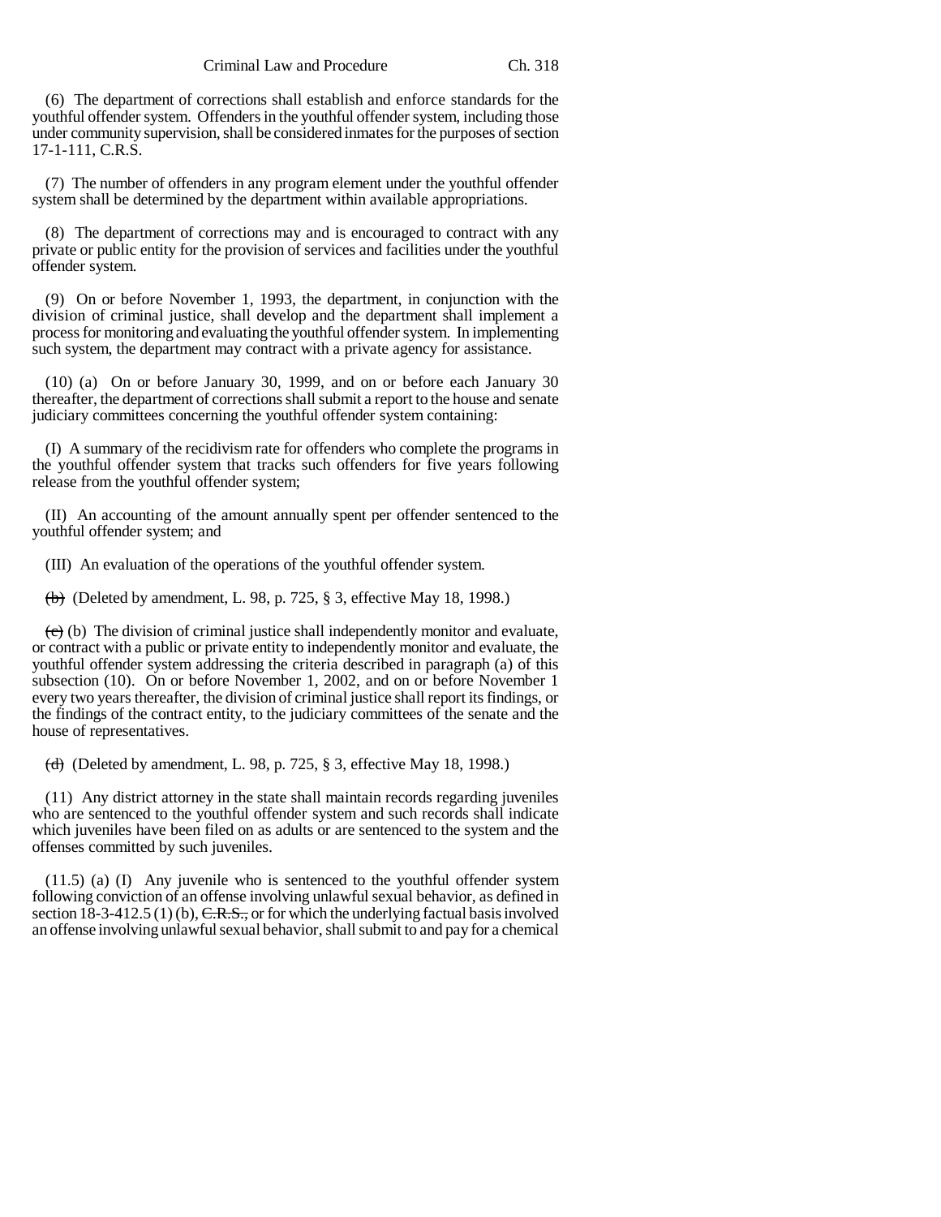(6) The department of corrections shall establish and enforce standards for the youthful offender system. Offenders in the youthful offender system, including those under community supervision, shall be considered inmates for the purposes of section 17-1-111, C.R.S.

(7) The number of offenders in any program element under the youthful offender system shall be determined by the department within available appropriations.

(8) The department of corrections may and is encouraged to contract with any private or public entity for the provision of services and facilities under the youthful offender system.

(9) On or before November 1, 1993, the department, in conjunction with the division of criminal justice, shall develop and the department shall implement a process for monitoring and evaluating the youthful offender system. In implementing such system, the department may contract with a private agency for assistance.

(10) (a) On or before January 30, 1999, and on or before each January 30 thereafter, the department of corrections shall submit a report to the house and senate judiciary committees concerning the youthful offender system containing:

(I) A summary of the recidivism rate for offenders who complete the programs in the youthful offender system that tracks such offenders for five years following release from the youthful offender system;

(II) An accounting of the amount annually spent per offender sentenced to the youthful offender system; and

(III) An evaluation of the operations of the youthful offender system.

~~(b)~~ (Deleted by amendment, L. 98, p. 725, § 3, effective May 18, 1998.)

~~(c)~~ (b) The division of criminal justice shall independently monitor and evaluate, or contract with a public or private entity to independently monitor and evaluate, the youthful offender system addressing the criteria described in paragraph (a) of this subsection (10). On or before November 1, 2002, and on or before November 1 every two years thereafter, the division of criminal justice shall report its findings, or the findings of the contract entity, to the judiciary committees of the senate and the house of representatives.

~~(d)~~ (Deleted by amendment, L. 98, p. 725, § 3, effective May 18, 1998.)

(11) Any district attorney in the state shall maintain records regarding juveniles who are sentenced to the youthful offender system and such records shall indicate which juveniles have been filed on as adults or are sentenced to the system and the offenses committed by such juveniles.

(11.5) (a) (I) Any juvenile who is sentenced to the youthful offender system following conviction of an offense involving unlawful sexual behavior, as defined in section 18-3-412.5 (1) (b), ~~C.R.S.,~~ or for which the underlying factual basis involved an offense involving unlawful sexual behavior, shall submit to and pay for a chemical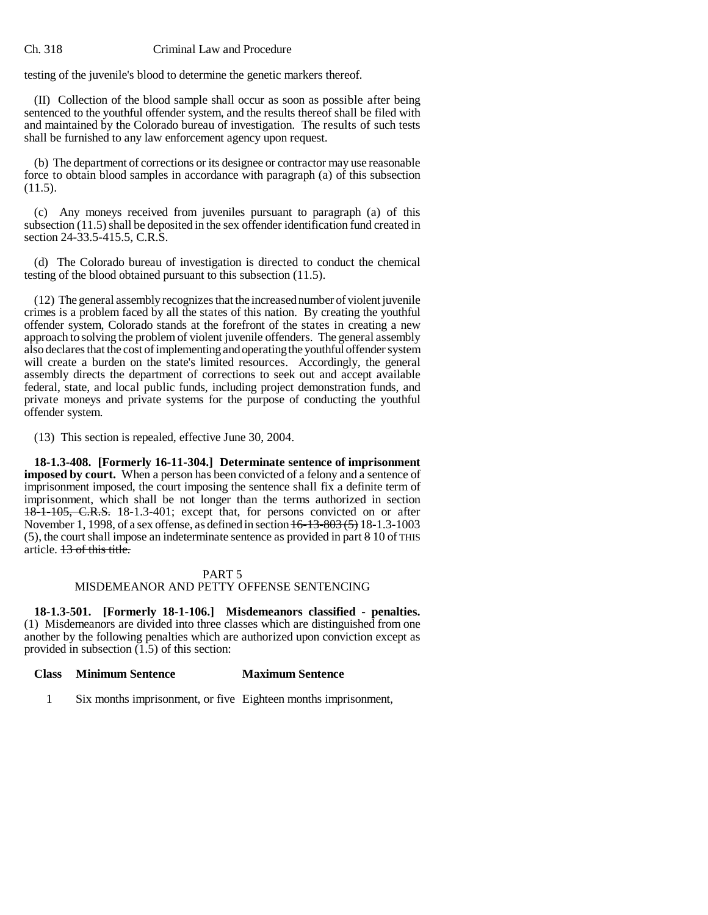testing of the juvenile's blood to determine the genetic markers thereof.

(II) Collection of the blood sample shall occur as soon as possible after being sentenced to the youthful offender system, and the results thereof shall be filed with and maintained by the Colorado bureau of investigation. The results of such tests shall be furnished to any law enforcement agency upon request.

(b) The department of corrections or its designee or contractor may use reasonable force to obtain blood samples in accordance with paragraph (a) of this subsection (11.5).

(c) Any moneys received from juveniles pursuant to paragraph (a) of this subsection (11.5) shall be deposited in the sex offender identification fund created in section 24-33.5-415.5, C.R.S.

(d) The Colorado bureau of investigation is directed to conduct the chemical testing of the blood obtained pursuant to this subsection (11.5).

(12) The general assembly recognizes that the increased number of violent juvenile crimes is a problem faced by all the states of this nation. By creating the youthful offender system, Colorado stands at the forefront of the states in creating a new approach to solving the problem of violent juvenile offenders. The general assembly also declares that the cost of implementing and operating the youthful offender system will create a burden on the state's limited resources. Accordingly, the general assembly directs the department of corrections to seek out and accept available federal, state, and local public funds, including project demonstration funds, and private moneys and private systems for the purpose of conducting the youthful offender system.

(13) This section is repealed, effective June 30, 2004.

**18-1.3-408. [Formerly 16-11-304.] Determinate sentence of imprisonment imposed by court.** When a person has been convicted of a felony and a sentence of imprisonment imposed, the court imposing the sentence shall fix a definite term of imprisonment, which shall be not longer than the terms authorized in section ~~18-1-105, C.R.S.~~ 18-1.3-401; except that, for persons convicted on or after November 1, 1998, of a sex offense, as defined in section ~~16-13-803 (5)~~ 18-1.3-1003 (5), the court shall impose an indeterminate sentence as provided in part ~~8~~ 10 of THIS article. ~~13 of this title.~~

PART 5
MISDEMEANOR AND PETTY OFFENSE SENTENCING

**18-1.3-501. [Formerly 18-1-106.] Misdemeanors classified - penalties.** (1) Misdemeanors are divided into three classes which are distinguished from one another by the following penalties which are authorized upon conviction except as provided in subsection (1.5) of this section:

| Class | Minimum Sentence | Maximum Sentence |
|---|---|---|
| 1 | Six months imprisonment, or five | Eighteen months imprisonment, |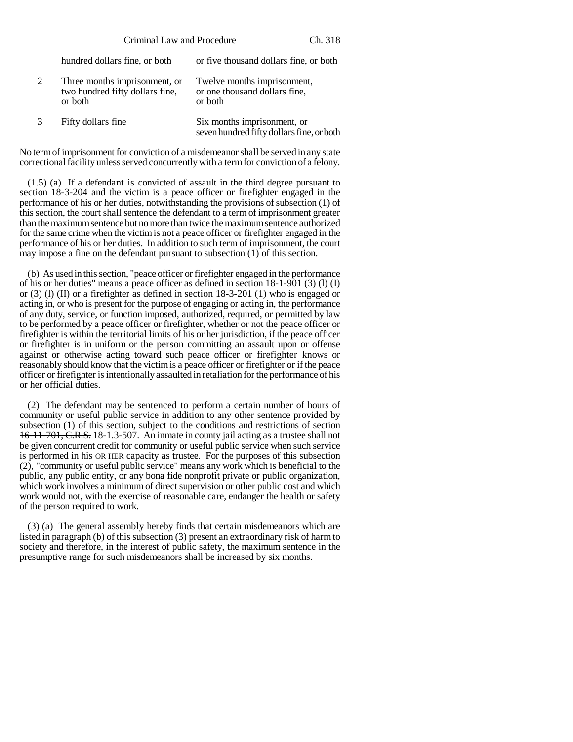| | hundred dollars fine, or both | or five thousand dollars fine, or both |
|---|---|---|
| 2 | Three months imprisonment, or two hundred fifty dollars fine, or both | Twelve months imprisonment, or one thousand dollars fine, or both |
| 3 | Fifty dollars fine | Six months imprisonment, or seven hundred fifty dollars fine, or both |

No term of imprisonment for conviction of a misdemeanor shall be served in any state correctional facility unless served concurrently with a term for conviction of a felony.

(1.5) (a) If a defendant is convicted of assault in the third degree pursuant to section 18-3-204 and the victim is a peace officer or firefighter engaged in the performance of his or her duties, notwithstanding the provisions of subsection (1) of this section, the court shall sentence the defendant to a term of imprisonment greater than the maximum sentence but no more than twice the maximum sentence authorized for the same crime when the victim is not a peace officer or firefighter engaged in the performance of his or her duties. In addition to such term of imprisonment, the court may impose a fine on the defendant pursuant to subsection (1) of this section.

(b) As used in this section, "peace officer or firefighter engaged in the performance of his or her duties" means a peace officer as defined in section 18-1-901 (3) (l) (I) or (3) (l) (II) or a firefighter as defined in section 18-3-201 (1) who is engaged or acting in, or who is present for the purpose of engaging or acting in, the performance of any duty, service, or function imposed, authorized, required, or permitted by law to be performed by a peace officer or firefighter, whether or not the peace officer or firefighter is within the territorial limits of his or her jurisdiction, if the peace officer or firefighter is in uniform or the person committing an assault upon or offense against or otherwise acting toward such peace officer or firefighter knows or reasonably should know that the victim is a peace officer or firefighter or if the peace officer or firefighter is intentionally assaulted in retaliation for the performance of his or her official duties.

(2) The defendant may be sentenced to perform a certain number of hours of community or useful public service in addition to any other sentence provided by subsection (1) of this section, subject to the conditions and restrictions of section ~~16-11-701, C.R.S.~~ 18-1.3-507. An inmate in county jail acting as a trustee shall not be given concurrent credit for community or useful public service when such service is performed in his OR HER capacity as trustee. For the purposes of this subsection (2), "community or useful public service" means any work which is beneficial to the public, any public entity, or any bona fide nonprofit private or public organization, which work involves a minimum of direct supervision or other public cost and which work would not, with the exercise of reasonable care, endanger the health or safety of the person required to work.

(3) (a) The general assembly hereby finds that certain misdemeanors which are listed in paragraph (b) of this subsection (3) present an extraordinary risk of harm to society and therefore, in the interest of public safety, the maximum sentence in the presumptive range for such misdemeanors shall be increased by six months.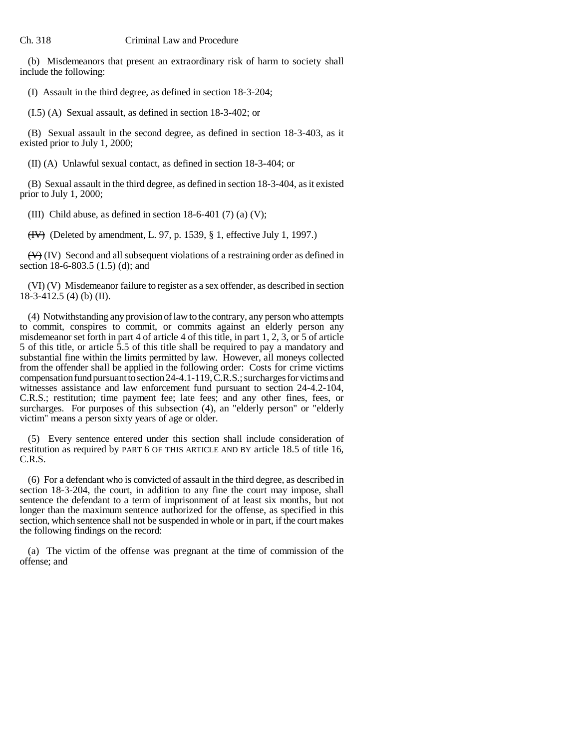(b) Misdemeanors that present an extraordinary risk of harm to society shall include the following:

(I) Assault in the third degree, as defined in section 18-3-204;

(I.5) (A) Sexual assault, as defined in section 18-3-402; or

(B) Sexual assault in the second degree, as defined in section 18-3-403, as it existed prior to July 1, 2000;

(II) (A) Unlawful sexual contact, as defined in section 18-3-404; or

(B) Sexual assault in the third degree, as defined in section 18-3-404, as it existed prior to July 1, 2000;

(III) Child abuse, as defined in section 18-6-401 (7) (a) (V);

~~(IV)~~ (Deleted by amendment, L. 97, p. 1539, § 1, effective July 1, 1997.)

~~(V)~~ (IV) Second and all subsequent violations of a restraining order as defined in section 18-6-803.5 (1.5) (d); and

~~(VI)~~ (V) Misdemeanor failure to register as a sex offender, as described in section 18-3-412.5 (4) (b) (II).

(4) Notwithstanding any provision of law to the contrary, any person who attempts to commit, conspires to commit, or commits against an elderly person any misdemeanor set forth in part 4 of article 4 of this title, in part 1, 2, 3, or 5 of article 5 of this title, or article 5.5 of this title shall be required to pay a mandatory and substantial fine within the limits permitted by law. However, all moneys collected from the offender shall be applied in the following order: Costs for crime victims compensation fund pursuant to section 24-4.1-119, C.R.S.; surcharges for victims and witnesses assistance and law enforcement fund pursuant to section 24-4.2-104, C.R.S.; restitution; time payment fee; late fees; and any other fines, fees, or surcharges. For purposes of this subsection (4), an "elderly person" or "elderly victim" means a person sixty years of age or older.

(5) Every sentence entered under this section shall include consideration of restitution as required by PART 6 OF THIS ARTICLE AND BY article 18.5 of title 16, C.R.S.

(6) For a defendant who is convicted of assault in the third degree, as described in section 18-3-204, the court, in addition to any fine the court may impose, shall sentence the defendant to a term of imprisonment of at least six months, but not longer than the maximum sentence authorized for the offense, as specified in this section, which sentence shall not be suspended in whole or in part, if the court makes the following findings on the record:

(a) The victim of the offense was pregnant at the time of commission of the offense; and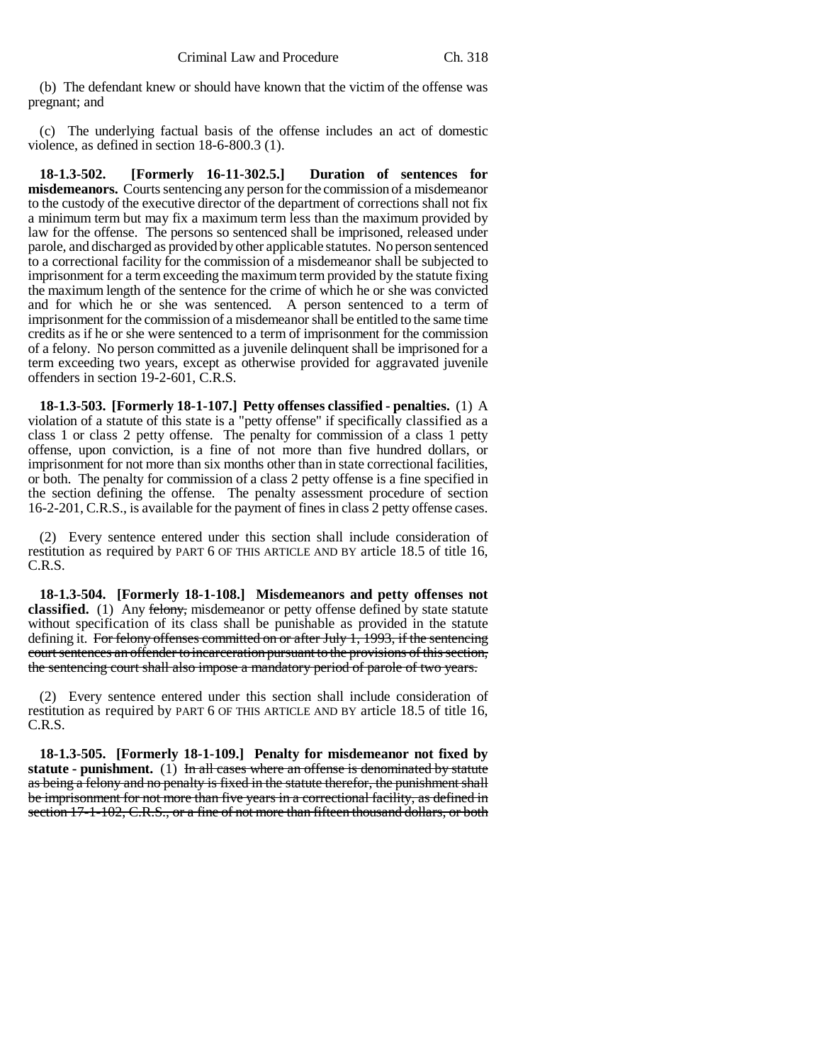(b) The defendant knew or should have known that the victim of the offense was pregnant; and

(c) The underlying factual basis of the offense includes an act of domestic violence, as defined in section 18-6-800.3 (1).

**18-1.3-502. [Formerly 16-11-302.5.] Duration of sentences for misdemeanors.** Courts sentencing any person for the commission of a misdemeanor to the custody of the executive director of the department of corrections shall not fix a minimum term but may fix a maximum term less than the maximum provided by law for the offense. The persons so sentenced shall be imprisoned, released under parole, and discharged as provided by other applicable statutes. No person sentenced to a correctional facility for the commission of a misdemeanor shall be subjected to imprisonment for a term exceeding the maximum term provided by the statute fixing the maximum length of the sentence for the crime of which he or she was convicted and for which he or she was sentenced. A person sentenced to a term of imprisonment for the commission of a misdemeanor shall be entitled to the same time credits as if he or she were sentenced to a term of imprisonment for the commission of a felony. No person committed as a juvenile delinquent shall be imprisoned for a term exceeding two years, except as otherwise provided for aggravated juvenile offenders in section 19-2-601, C.R.S.

**18-1.3-503. [Formerly 18-1-107.] Petty offenses classified - penalties.** (1) A violation of a statute of this state is a "petty offense" if specifically classified as a class 1 or class 2 petty offense. The penalty for commission of a class 1 petty offense, upon conviction, is a fine of not more than five hundred dollars, or imprisonment for not more than six months other than in state correctional facilities, or both. The penalty for commission of a class 2 petty offense is a fine specified in the section defining the offense. The penalty assessment procedure of section 16-2-201, C.R.S., is available for the payment of fines in class 2 petty offense cases.

(2) Every sentence entered under this section shall include consideration of restitution as required by PART 6 OF THIS ARTICLE AND BY article 18.5 of title 16, C.R.S.

**18-1.3-504. [Formerly 18-1-108.] Misdemeanors and petty offenses not classified.** (1) Any ~~felony,~~ misdemeanor or petty offense defined by state statute without specification of its class shall be punishable as provided in the statute defining it. ~~For felony offenses committed on or after July 1, 1993, if the sentencing court sentences an offender to incarceration pursuant to the provisions of this section, the sentencing court shall also impose a mandatory period of parole of two years.~~

(2) Every sentence entered under this section shall include consideration of restitution as required by PART 6 OF THIS ARTICLE AND BY article 18.5 of title 16, C.R.S.

**18-1.3-505. [Formerly 18-1-109.] Penalty for misdemeanor not fixed by statute - punishment.** (1) ~~In all cases where an offense is denominated by statute as being a felony and no penalty is fixed in the statute therefor, the punishment shall be imprisonment for not more than five years in a correctional facility, as defined in section 17-1-102, C.R.S., or a fine of not more than fifteen thousand dollars, or both~~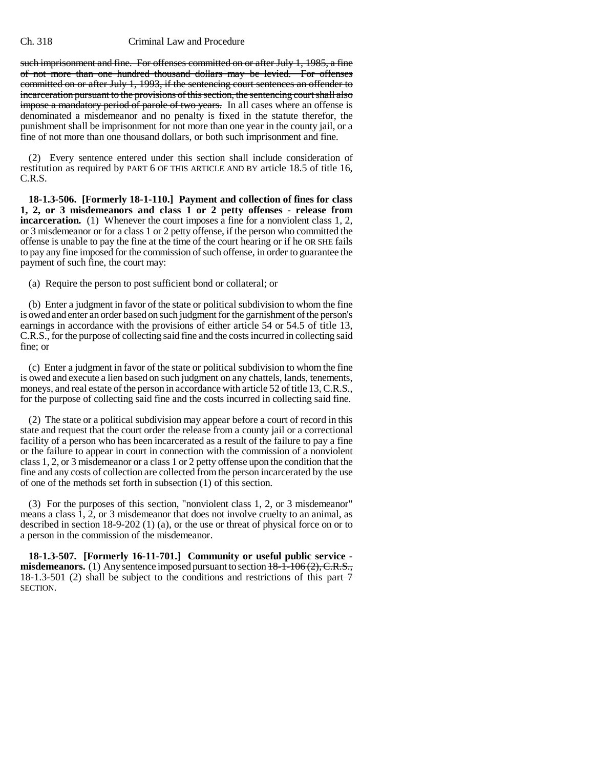~~such imprisonment and fine. For offenses committed on or after July 1, 1985, a fine of not more than one hundred thousand dollars may be levied. For offenses committed on or after July 1, 1993, if the sentencing court sentences an offender to incarceration pursuant to the provisions of this section, the sentencing court shall also impose a mandatory period of parole of two years.~~ In all cases where an offense is denominated a misdemeanor and no penalty is fixed in the statute therefor, the punishment shall be imprisonment for not more than one year in the county jail, or a fine of not more than one thousand dollars, or both such imprisonment and fine.

(2) Every sentence entered under this section shall include consideration of restitution as required by PART 6 OF THIS ARTICLE AND BY article 18.5 of title 16, C.R.S.

**18-1.3-506. [Formerly 18-1-110.] Payment and collection of fines for class 1, 2, or 3 misdemeanors and class 1 or 2 petty offenses - release from incarceration.** (1) Whenever the court imposes a fine for a nonviolent class 1, 2, or 3 misdemeanor or for a class 1 or 2 petty offense, if the person who committed the offense is unable to pay the fine at the time of the court hearing or if he OR SHE fails to pay any fine imposed for the commission of such offense, in order to guarantee the payment of such fine, the court may:

(a) Require the person to post sufficient bond or collateral; or

(b) Enter a judgment in favor of the state or political subdivision to whom the fine is owed and enter an order based on such judgment for the garnishment of the person's earnings in accordance with the provisions of either article 54 or 54.5 of title 13, C.R.S., for the purpose of collecting said fine and the costs incurred in collecting said fine; or

(c) Enter a judgment in favor of the state or political subdivision to whom the fine is owed and execute a lien based on such judgment on any chattels, lands, tenements, moneys, and real estate of the person in accordance with article 52 of title 13, C.R.S., for the purpose of collecting said fine and the costs incurred in collecting said fine.

(2) The state or a political subdivision may appear before a court of record in this state and request that the court order the release from a county jail or a correctional facility of a person who has been incarcerated as a result of the failure to pay a fine or the failure to appear in court in connection with the commission of a nonviolent class 1, 2, or 3 misdemeanor or a class 1 or 2 petty offense upon the condition that the fine and any costs of collection are collected from the person incarcerated by the use of one of the methods set forth in subsection (1) of this section.

(3) For the purposes of this section, "nonviolent class 1, 2, or 3 misdemeanor" means a class 1, 2, or 3 misdemeanor that does not involve cruelty to an animal, as described in section 18-9-202 (1) (a), or the use or threat of physical force on or to a person in the commission of the misdemeanor.

**18-1.3-507. [Formerly 16-11-701.] Community or useful public service - misdemeanors.** (1) Any sentence imposed pursuant to section ~~18-1-106 (2), C.R.S.,~~ 18-1.3-501 (2) shall be subject to the conditions and restrictions of this ~~part 7~~ SECTION.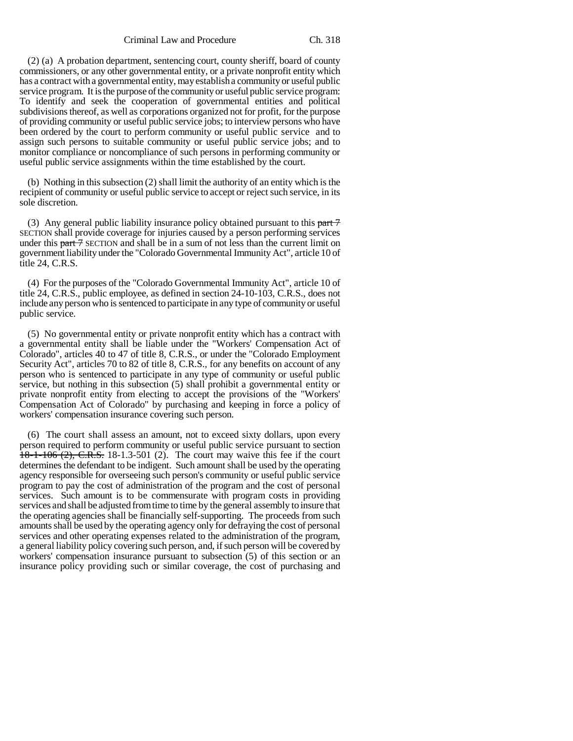(2) (a) A probation department, sentencing court, county sheriff, board of county commissioners, or any other governmental entity, or a private nonprofit entity which has a contract with a governmental entity, may establish a community or useful public service program. It is the purpose of the community or useful public service program: To identify and seek the cooperation of governmental entities and political subdivisions thereof, as well as corporations organized not for profit, for the purpose of providing community or useful public service jobs; to interview persons who have been ordered by the court to perform community or useful public service and to assign such persons to suitable community or useful public service jobs; and to monitor compliance or noncompliance of such persons in performing community or useful public service assignments within the time established by the court.

(b) Nothing in this subsection (2) shall limit the authority of an entity which is the recipient of community or useful public service to accept or reject such service, in its sole discretion.

(3) Any general public liability insurance policy obtained pursuant to this ~~part 7~~ SECTION shall provide coverage for injuries caused by a person performing services under this ~~part 7~~ SECTION and shall be in a sum of not less than the current limit on government liability under the "Colorado Governmental Immunity Act", article 10 of title 24, C.R.S.

(4) For the purposes of the "Colorado Governmental Immunity Act", article 10 of title 24, C.R.S., public employee, as defined in section 24-10-103, C.R.S., does not include any person who is sentenced to participate in any type of community or useful public service.

(5) No governmental entity or private nonprofit entity which has a contract with a governmental entity shall be liable under the "Workers' Compensation Act of Colorado", articles 40 to 47 of title 8, C.R.S., or under the "Colorado Employment Security Act", articles 70 to 82 of title 8, C.R.S., for any benefits on account of any person who is sentenced to participate in any type of community or useful public service, but nothing in this subsection (5) shall prohibit a governmental entity or private nonprofit entity from electing to accept the provisions of the "Workers' Compensation Act of Colorado" by purchasing and keeping in force a policy of workers' compensation insurance covering such person.

(6) The court shall assess an amount, not to exceed sixty dollars, upon every person required to perform community or useful public service pursuant to section ~~18-1-106 (2), C.R.S.~~ 18-1.3-501 (2). The court may waive this fee if the court determines the defendant to be indigent. Such amount shall be used by the operating agency responsible for overseeing such person's community or useful public service program to pay the cost of administration of the program and the cost of personal services. Such amount is to be commensurate with program costs in providing services and shall be adjusted from time to time by the general assembly to insure that the operating agencies shall be financially self-supporting. The proceeds from such amounts shall be used by the operating agency only for defraying the cost of personal services and other operating expenses related to the administration of the program, a general liability policy covering such person, and, if such person will be covered by workers' compensation insurance pursuant to subsection (5) of this section or an insurance policy providing such or similar coverage, the cost of purchasing and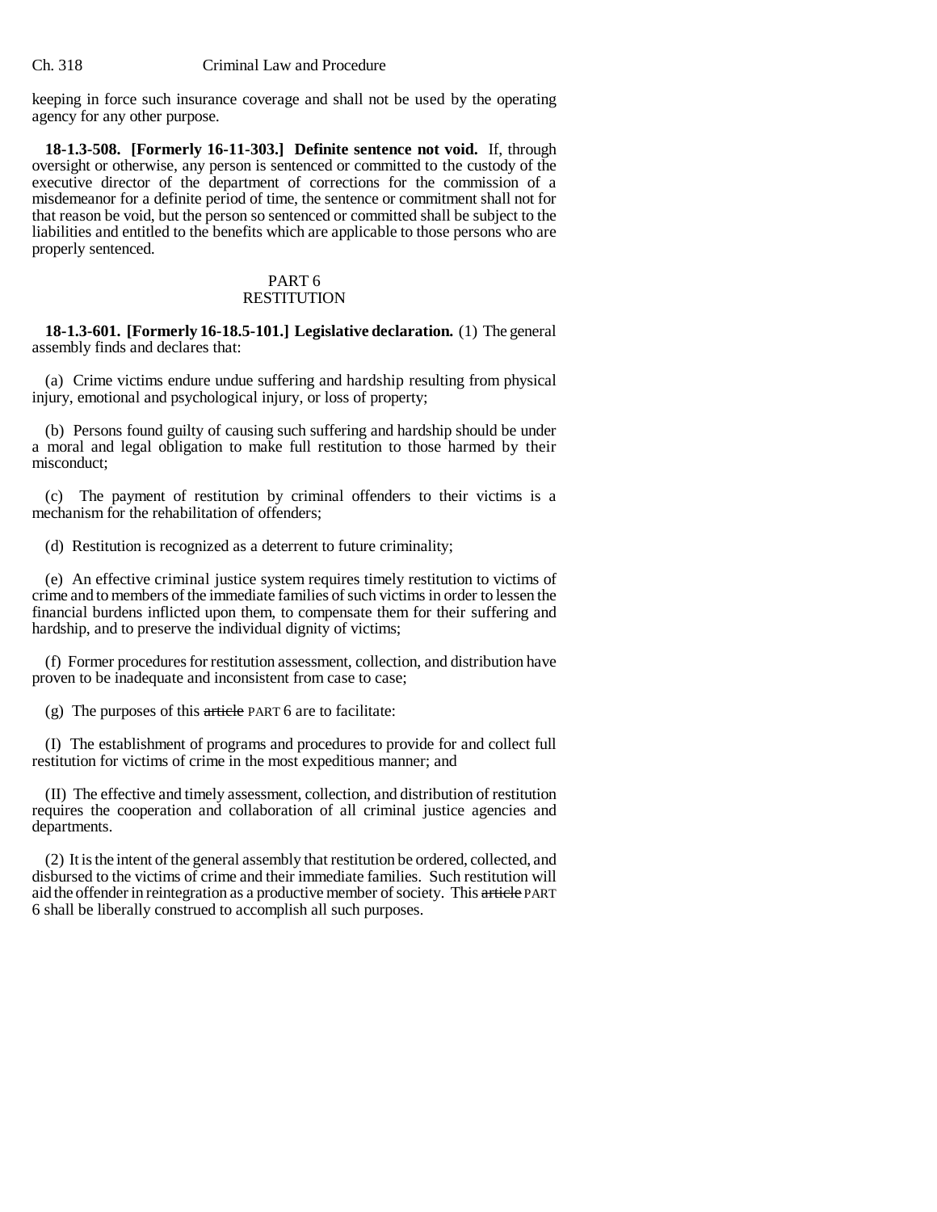keeping in force such insurance coverage and shall not be used by the operating agency for any other purpose.

**18-1.3-508. [Formerly 16-11-303.] Definite sentence not void.** If, through oversight or otherwise, any person is sentenced or committed to the custody of the executive director of the department of corrections for the commission of a misdemeanor for a definite period of time, the sentence or commitment shall not for that reason be void, but the person so sentenced or committed shall be subject to the liabilities and entitled to the benefits which are applicable to those persons who are properly sentenced.

## PART 6
## RESTITUTION

**18-1.3-601. [Formerly 16-18.5-101.] Legislative declaration.** (1) The general assembly finds and declares that:

(a) Crime victims endure undue suffering and hardship resulting from physical injury, emotional and psychological injury, or loss of property;

(b) Persons found guilty of causing such suffering and hardship should be under a moral and legal obligation to make full restitution to those harmed by their misconduct;

(c) The payment of restitution by criminal offenders to their victims is a mechanism for the rehabilitation of offenders;

(d) Restitution is recognized as a deterrent to future criminality;

(e) An effective criminal justice system requires timely restitution to victims of crime and to members of the immediate families of such victims in order to lessen the financial burdens inflicted upon them, to compensate them for their suffering and hardship, and to preserve the individual dignity of victims;

(f) Former procedures for restitution assessment, collection, and distribution have proven to be inadequate and inconsistent from case to case;

(g) The purposes of this ~~article~~ PART 6 are to facilitate:

(I) The establishment of programs and procedures to provide for and collect full restitution for victims of crime in the most expeditious manner; and

(II) The effective and timely assessment, collection, and distribution of restitution requires the cooperation and collaboration of all criminal justice agencies and departments.

(2) It is the intent of the general assembly that restitution be ordered, collected, and disbursed to the victims of crime and their immediate families. Such restitution will aid the offender in reintegration as a productive member of society. This ~~article~~ PART 6 shall be liberally construed to accomplish all such purposes.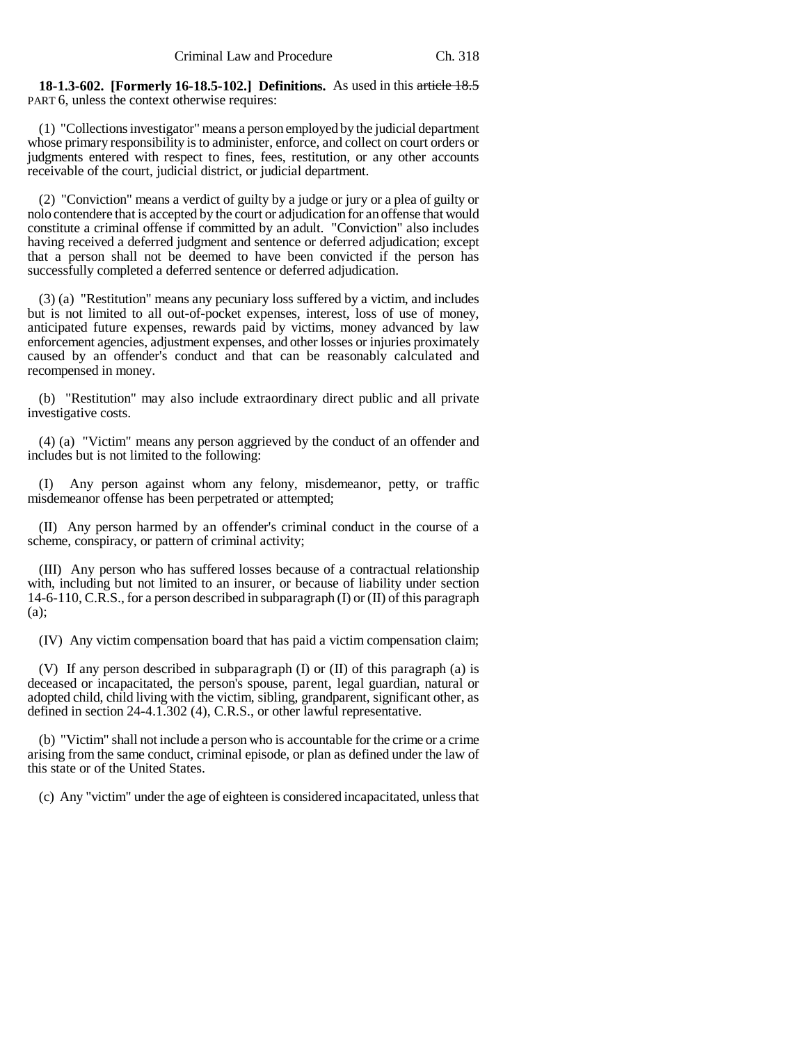**18-1.3-602. [Formerly 16-18.5-102.] Definitions.** As used in this ~~article 18.5~~ PART 6, unless the context otherwise requires:

(1) "Collections investigator" means a person employed by the judicial department whose primary responsibility is to administer, enforce, and collect on court orders or judgments entered with respect to fines, fees, restitution, or any other accounts receivable of the court, judicial district, or judicial department.

(2) "Conviction" means a verdict of guilty by a judge or jury or a plea of guilty or nolo contendere that is accepted by the court or adjudication for an offense that would constitute a criminal offense if committed by an adult. "Conviction" also includes having received a deferred judgment and sentence or deferred adjudication; except that a person shall not be deemed to have been convicted if the person has successfully completed a deferred sentence or deferred adjudication.

(3) (a) "Restitution" means any pecuniary loss suffered by a victim, and includes but is not limited to all out-of-pocket expenses, interest, loss of use of money, anticipated future expenses, rewards paid by victims, money advanced by law enforcement agencies, adjustment expenses, and other losses or injuries proximately caused by an offender's conduct and that can be reasonably calculated and recompensed in money.

(b) "Restitution" may also include extraordinary direct public and all private investigative costs.

(4) (a) "Victim" means any person aggrieved by the conduct of an offender and includes but is not limited to the following:

(I) Any person against whom any felony, misdemeanor, petty, or traffic misdemeanor offense has been perpetrated or attempted;

(II) Any person harmed by an offender's criminal conduct in the course of a scheme, conspiracy, or pattern of criminal activity;

(III) Any person who has suffered losses because of a contractual relationship with, including but not limited to an insurer, or because of liability under section 14-6-110, C.R.S., for a person described in subparagraph (I) or (II) of this paragraph (a);

(IV) Any victim compensation board that has paid a victim compensation claim;

(V) If any person described in subparagraph (I) or (II) of this paragraph (a) is deceased or incapacitated, the person's spouse, parent, legal guardian, natural or adopted child, child living with the victim, sibling, grandparent, significant other, as defined in section 24-4.1.302 (4), C.R.S., or other lawful representative.

(b) "Victim" shall not include a person who is accountable for the crime or a crime arising from the same conduct, criminal episode, or plan as defined under the law of this state or of the United States.

(c) Any "victim" under the age of eighteen is considered incapacitated, unless that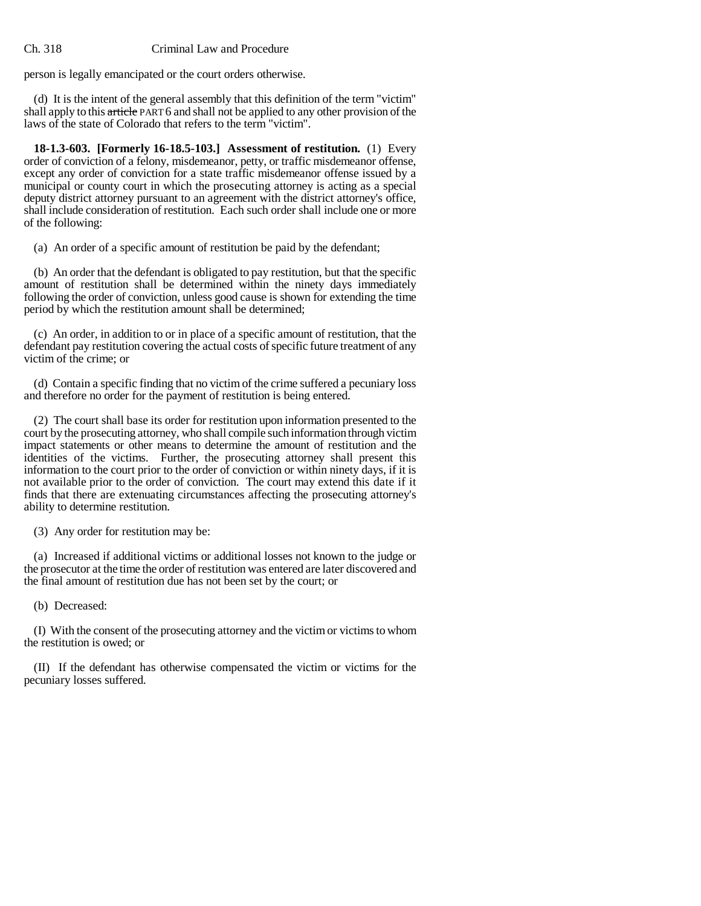person is legally emancipated or the court orders otherwise.

(d) It is the intent of the general assembly that this definition of the term "victim" shall apply to this ~~article~~ PART 6 and shall not be applied to any other provision of the laws of the state of Colorado that refers to the term "victim".

**18-1.3-603. [Formerly 16-18.5-103.] Assessment of restitution.** (1) Every order of conviction of a felony, misdemeanor, petty, or traffic misdemeanor offense, except any order of conviction for a state traffic misdemeanor offense issued by a municipal or county court in which the prosecuting attorney is acting as a special deputy district attorney pursuant to an agreement with the district attorney's office, shall include consideration of restitution. Each such order shall include one or more of the following:

(a) An order of a specific amount of restitution be paid by the defendant;

(b) An order that the defendant is obligated to pay restitution, but that the specific amount of restitution shall be determined within the ninety days immediately following the order of conviction, unless good cause is shown for extending the time period by which the restitution amount shall be determined;

(c) An order, in addition to or in place of a specific amount of restitution, that the defendant pay restitution covering the actual costs of specific future treatment of any victim of the crime; or

(d) Contain a specific finding that no victim of the crime suffered a pecuniary loss and therefore no order for the payment of restitution is being entered.

(2) The court shall base its order for restitution upon information presented to the court by the prosecuting attorney, who shall compile such information through victim impact statements or other means to determine the amount of restitution and the identities of the victims. Further, the prosecuting attorney shall present this information to the court prior to the order of conviction or within ninety days, if it is not available prior to the order of conviction. The court may extend this date if it finds that there are extenuating circumstances affecting the prosecuting attorney's ability to determine restitution.

(3) Any order for restitution may be:

(a) Increased if additional victims or additional losses not known to the judge or the prosecutor at the time the order of restitution was entered are later discovered and the final amount of restitution due has not been set by the court; or

(b) Decreased:

(I) With the consent of the prosecuting attorney and the victim or victims to whom the restitution is owed; or

(II) If the defendant has otherwise compensated the victim or victims for the pecuniary losses suffered.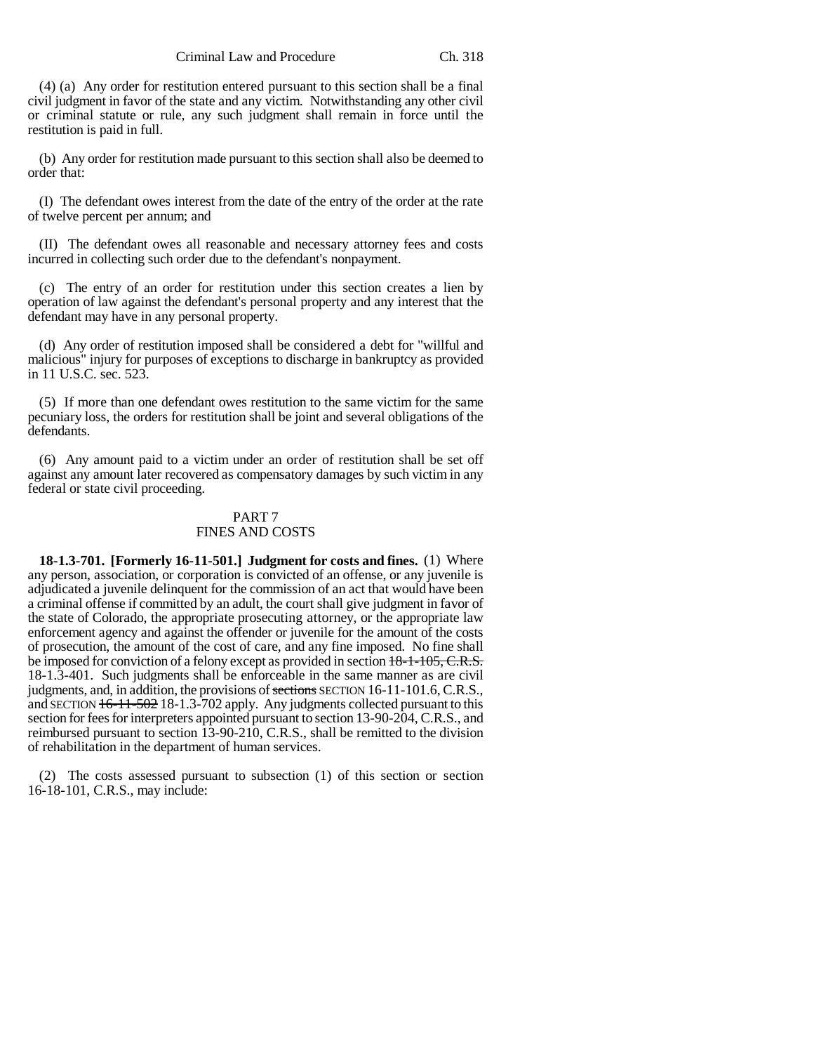(4) (a) Any order for restitution entered pursuant to this section shall be a final civil judgment in favor of the state and any victim. Notwithstanding any other civil or criminal statute or rule, any such judgment shall remain in force until the restitution is paid in full.

(b) Any order for restitution made pursuant to this section shall also be deemed to order that:

(I) The defendant owes interest from the date of the entry of the order at the rate of twelve percent per annum; and

(II) The defendant owes all reasonable and necessary attorney fees and costs incurred in collecting such order due to the defendant's nonpayment.

(c) The entry of an order for restitution under this section creates a lien by operation of law against the defendant's personal property and any interest that the defendant may have in any personal property.

(d) Any order of restitution imposed shall be considered a debt for "willful and malicious" injury for purposes of exceptions to discharge in bankruptcy as provided in 11 U.S.C. sec. 523.

(5) If more than one defendant owes restitution to the same victim for the same pecuniary loss, the orders for restitution shall be joint and several obligations of the defendants.

(6) Any amount paid to a victim under an order of restitution shall be set off against any amount later recovered as compensatory damages by such victim in any federal or state civil proceeding.

## PART 7
## FINES AND COSTS

**18-1.3-701. [Formerly 16-11-501.] Judgment for costs and fines.** (1) Where any person, association, or corporation is convicted of an offense, or any juvenile is adjudicated a juvenile delinquent for the commission of an act that would have been a criminal offense if committed by an adult, the court shall give judgment in favor of the state of Colorado, the appropriate prosecuting attorney, or the appropriate law enforcement agency and against the offender or juvenile for the amount of the costs of prosecution, the amount of the cost of care, and any fine imposed. No fine shall be imposed for conviction of a felony except as provided in section ~~18-1-105, C.R.S.~~ 18-1.3-401. Such judgments shall be enforceable in the same manner as are civil judgments, and, in addition, the provisions of ~~sections~~ SECTION 16-11-101.6, C.R.S., and SECTION ~~16-11-502~~ 18-1.3-702 apply. Any judgments collected pursuant to this section for fees for interpreters appointed pursuant to section 13-90-204, C.R.S., and reimbursed pursuant to section 13-90-210, C.R.S., shall be remitted to the division of rehabilitation in the department of human services.

(2) The costs assessed pursuant to subsection (1) of this section or section 16-18-101, C.R.S., may include: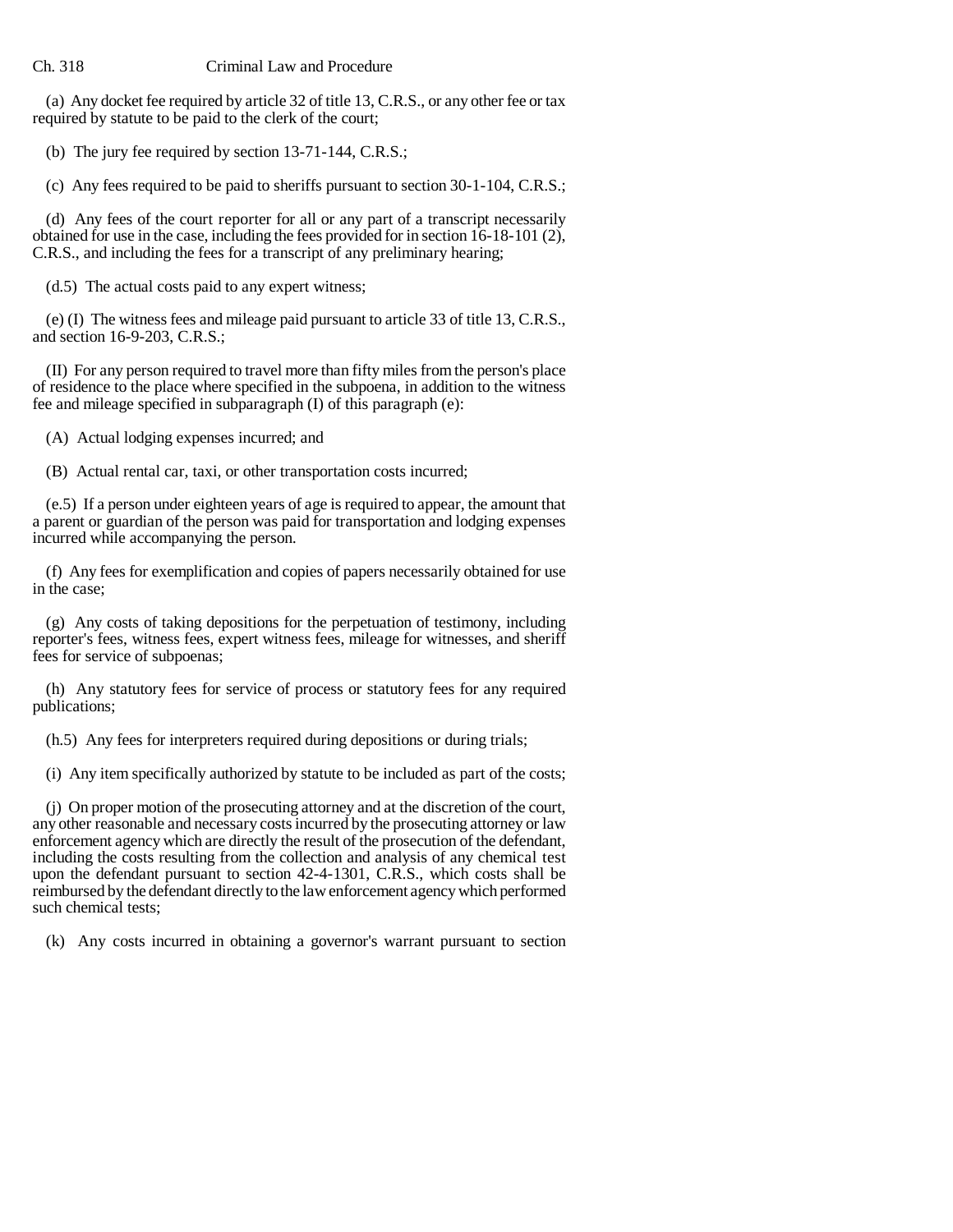(a) Any docket fee required by article 32 of title 13, C.R.S., or any other fee or tax required by statute to be paid to the clerk of the court;

(b) The jury fee required by section 13-71-144, C.R.S.;

(c) Any fees required to be paid to sheriffs pursuant to section 30-1-104, C.R.S.;

(d) Any fees of the court reporter for all or any part of a transcript necessarily obtained for use in the case, including the fees provided for in section 16-18-101 (2), C.R.S., and including the fees for a transcript of any preliminary hearing;

(d.5) The actual costs paid to any expert witness;

(e) (I) The witness fees and mileage paid pursuant to article 33 of title 13, C.R.S., and section 16-9-203, C.R.S.;

(II) For any person required to travel more than fifty miles from the person's place of residence to the place where specified in the subpoena, in addition to the witness fee and mileage specified in subparagraph (I) of this paragraph (e):

(A) Actual lodging expenses incurred; and

(B) Actual rental car, taxi, or other transportation costs incurred;

(e.5) If a person under eighteen years of age is required to appear, the amount that a parent or guardian of the person was paid for transportation and lodging expenses incurred while accompanying the person.

(f) Any fees for exemplification and copies of papers necessarily obtained for use in the case;

(g) Any costs of taking depositions for the perpetuation of testimony, including reporter's fees, witness fees, expert witness fees, mileage for witnesses, and sheriff fees for service of subpoenas;

(h) Any statutory fees for service of process or statutory fees for any required publications;

(h.5) Any fees for interpreters required during depositions or during trials;

(i) Any item specifically authorized by statute to be included as part of the costs;

(j) On proper motion of the prosecuting attorney and at the discretion of the court, any other reasonable and necessary costs incurred by the prosecuting attorney or law enforcement agency which are directly the result of the prosecution of the defendant, including the costs resulting from the collection and analysis of any chemical test upon the defendant pursuant to section 42-4-1301, C.R.S., which costs shall be reimbursed by the defendant directly to the law enforcement agency which performed such chemical tests;

(k) Any costs incurred in obtaining a governor's warrant pursuant to section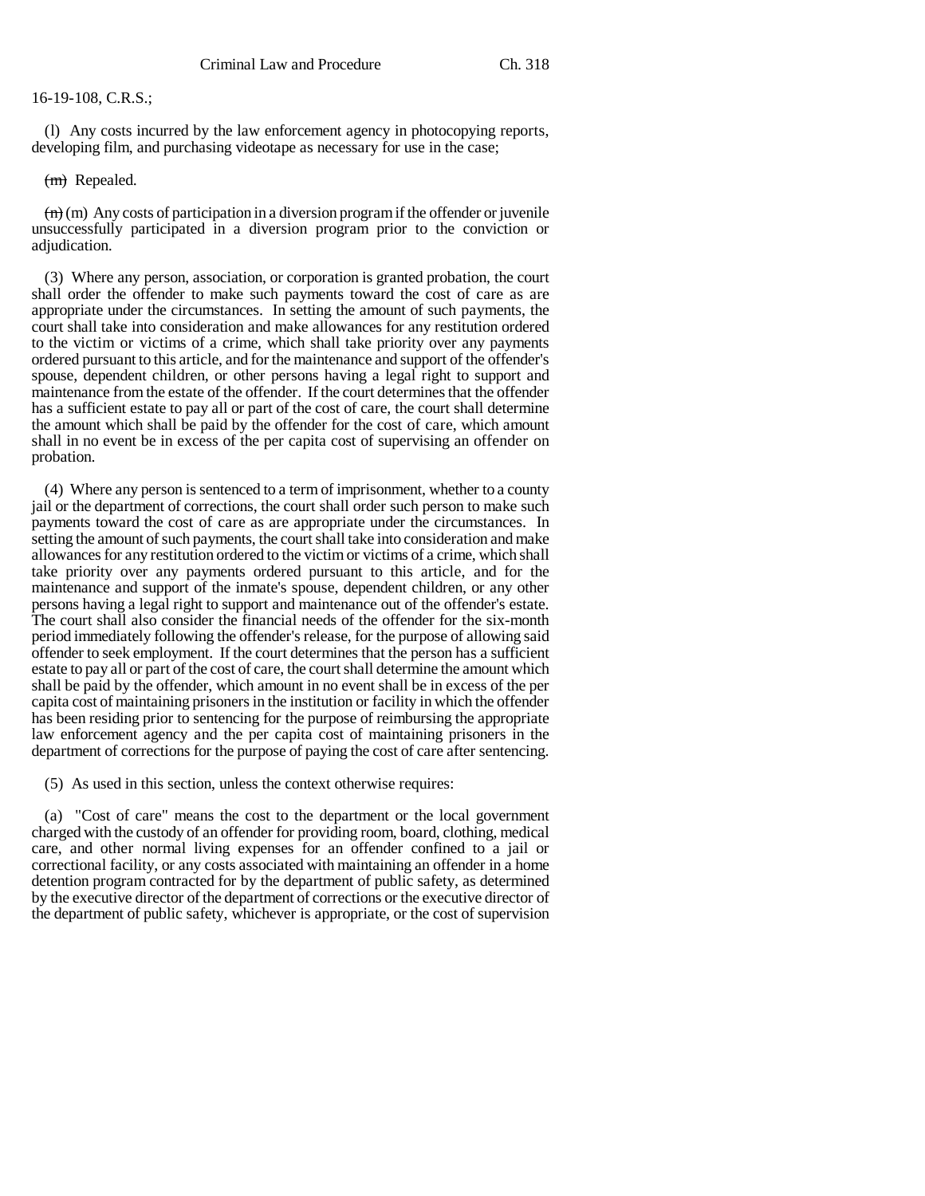16-19-108, C.R.S.;

(l) Any costs incurred by the law enforcement agency in photocopying reports, developing film, and purchasing videotape as necessary for use in the case;

~~(m)~~ Repealed.

~~(n)~~ (m) Any costs of participation in a diversion program if the offender or juvenile unsuccessfully participated in a diversion program prior to the conviction or adjudication.

(3) Where any person, association, or corporation is granted probation, the court shall order the offender to make such payments toward the cost of care as are appropriate under the circumstances. In setting the amount of such payments, the court shall take into consideration and make allowances for any restitution ordered to the victim or victims of a crime, which shall take priority over any payments ordered pursuant to this article, and for the maintenance and support of the offender's spouse, dependent children, or other persons having a legal right to support and maintenance from the estate of the offender. If the court determines that the offender has a sufficient estate to pay all or part of the cost of care, the court shall determine the amount which shall be paid by the offender for the cost of care, which amount shall in no event be in excess of the per capita cost of supervising an offender on probation.

(4) Where any person is sentenced to a term of imprisonment, whether to a county jail or the department of corrections, the court shall order such person to make such payments toward the cost of care as are appropriate under the circumstances. In setting the amount of such payments, the court shall take into consideration and make allowances for any restitution ordered to the victim or victims of a crime, which shall take priority over any payments ordered pursuant to this article, and for the maintenance and support of the inmate's spouse, dependent children, or any other persons having a legal right to support and maintenance out of the offender's estate. The court shall also consider the financial needs of the offender for the six-month period immediately following the offender's release, for the purpose of allowing said offender to seek employment. If the court determines that the person has a sufficient estate to pay all or part of the cost of care, the court shall determine the amount which shall be paid by the offender, which amount in no event shall be in excess of the per capita cost of maintaining prisoners in the institution or facility in which the offender has been residing prior to sentencing for the purpose of reimbursing the appropriate law enforcement agency and the per capita cost of maintaining prisoners in the department of corrections for the purpose of paying the cost of care after sentencing.

(5) As used in this section, unless the context otherwise requires:

(a) "Cost of care" means the cost to the department or the local government charged with the custody of an offender for providing room, board, clothing, medical care, and other normal living expenses for an offender confined to a jail or correctional facility, or any costs associated with maintaining an offender in a home detention program contracted for by the department of public safety, as determined by the executive director of the department of corrections or the executive director of the department of public safety, whichever is appropriate, or the cost of supervision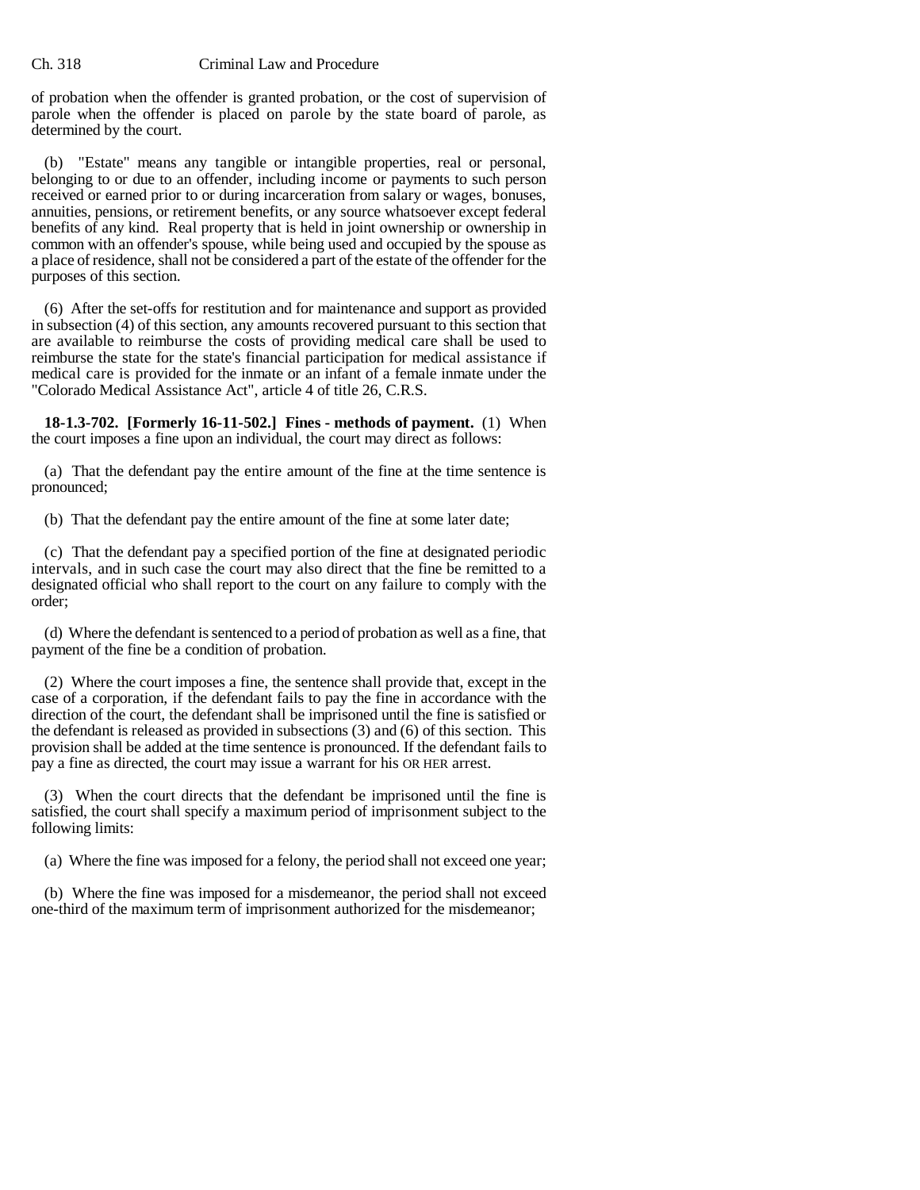of probation when the offender is granted probation, or the cost of supervision of parole when the offender is placed on parole by the state board of parole, as determined by the court.

(b) "Estate" means any tangible or intangible properties, real or personal, belonging to or due to an offender, including income or payments to such person received or earned prior to or during incarceration from salary or wages, bonuses, annuities, pensions, or retirement benefits, or any source whatsoever except federal benefits of any kind. Real property that is held in joint ownership or ownership in common with an offender's spouse, while being used and occupied by the spouse as a place of residence, shall not be considered a part of the estate of the offender for the purposes of this section.

(6) After the set-offs for restitution and for maintenance and support as provided in subsection (4) of this section, any amounts recovered pursuant to this section that are available to reimburse the costs of providing medical care shall be used to reimburse the state for the state's financial participation for medical assistance if medical care is provided for the inmate or an infant of a female inmate under the "Colorado Medical Assistance Act", article 4 of title 26, C.R.S.

**18-1.3-702. [Formerly 16-11-502.] Fines - methods of payment.** (1) When the court imposes a fine upon an individual, the court may direct as follows:

(a) That the defendant pay the entire amount of the fine at the time sentence is pronounced;

(b) That the defendant pay the entire amount of the fine at some later date;

(c) That the defendant pay a specified portion of the fine at designated periodic intervals, and in such case the court may also direct that the fine be remitted to a designated official who shall report to the court on any failure to comply with the order;

(d) Where the defendant is sentenced to a period of probation as well as a fine, that payment of the fine be a condition of probation.

(2) Where the court imposes a fine, the sentence shall provide that, except in the case of a corporation, if the defendant fails to pay the fine in accordance with the direction of the court, the defendant shall be imprisoned until the fine is satisfied or the defendant is released as provided in subsections (3) and (6) of this section. This provision shall be added at the time sentence is pronounced. If the defendant fails to pay a fine as directed, the court may issue a warrant for his OR HER arrest.

(3) When the court directs that the defendant be imprisoned until the fine is satisfied, the court shall specify a maximum period of imprisonment subject to the following limits:

(a) Where the fine was imposed for a felony, the period shall not exceed one year;

(b) Where the fine was imposed for a misdemeanor, the period shall not exceed one-third of the maximum term of imprisonment authorized for the misdemeanor;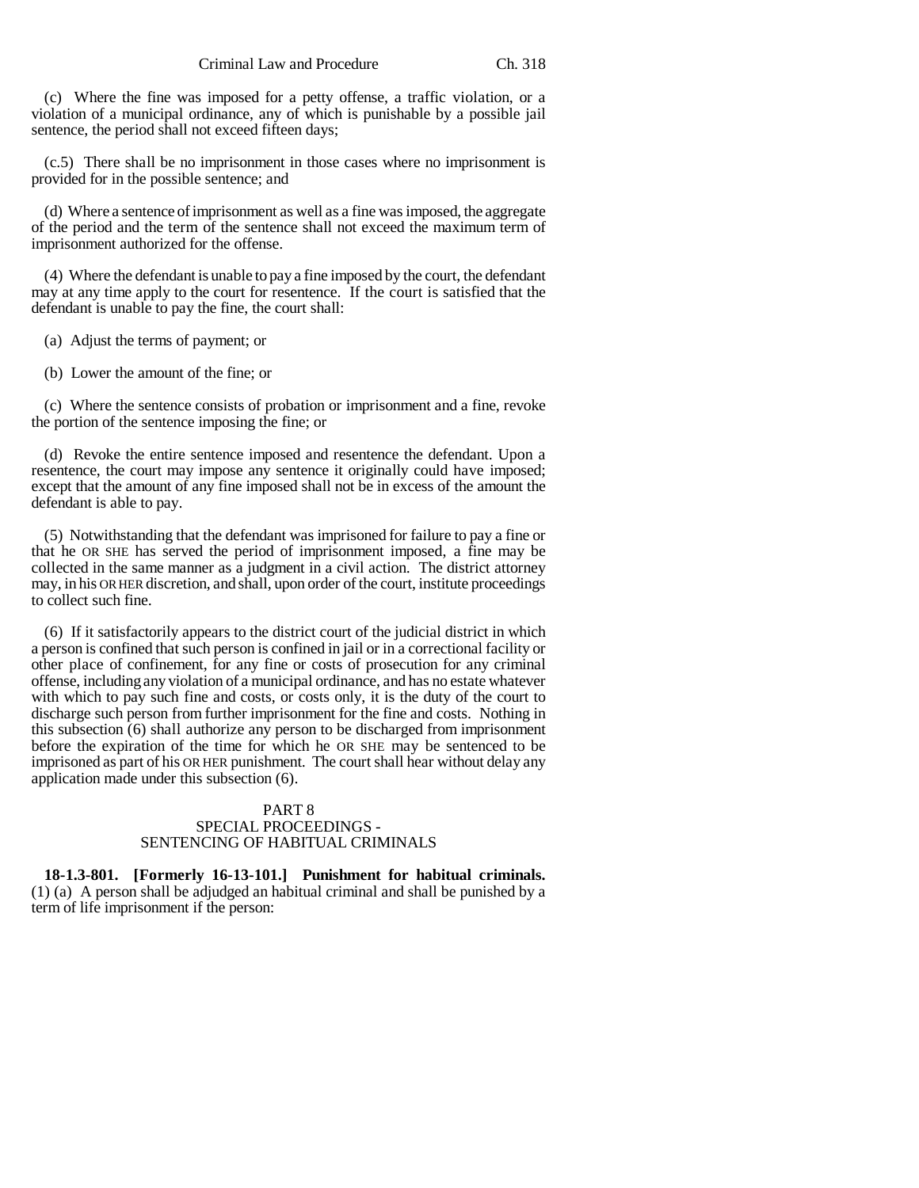(c) Where the fine was imposed for a petty offense, a traffic violation, or a violation of a municipal ordinance, any of which is punishable by a possible jail sentence, the period shall not exceed fifteen days;

(c.5) There shall be no imprisonment in those cases where no imprisonment is provided for in the possible sentence; and

(d) Where a sentence of imprisonment as well as a fine was imposed, the aggregate of the period and the term of the sentence shall not exceed the maximum term of imprisonment authorized for the offense.

(4) Where the defendant is unable to pay a fine imposed by the court, the defendant may at any time apply to the court for resentence. If the court is satisfied that the defendant is unable to pay the fine, the court shall:

(a) Adjust the terms of payment; or

(b) Lower the amount of the fine; or

(c) Where the sentence consists of probation or imprisonment and a fine, revoke the portion of the sentence imposing the fine; or

(d) Revoke the entire sentence imposed and resentence the defendant. Upon a resentence, the court may impose any sentence it originally could have imposed; except that the amount of any fine imposed shall not be in excess of the amount the defendant is able to pay.

(5) Notwithstanding that the defendant was imprisoned for failure to pay a fine or that he OR SHE has served the period of imprisonment imposed, a fine may be collected in the same manner as a judgment in a civil action. The district attorney may, in his OR HER discretion, and shall, upon order of the court, institute proceedings to collect such fine.

(6) If it satisfactorily appears to the district court of the judicial district in which a person is confined that such person is confined in jail or in a correctional facility or other place of confinement, for any fine or costs of prosecution for any criminal offense, including any violation of a municipal ordinance, and has no estate whatever with which to pay such fine and costs, or costs only, it is the duty of the court to discharge such person from further imprisonment for the fine and costs. Nothing in this subsection (6) shall authorize any person to be discharged from imprisonment before the expiration of the time for which he OR SHE may be sentenced to be imprisoned as part of his OR HER punishment. The court shall hear without delay any application made under this subsection (6).

## PART 8
## SPECIAL PROCEEDINGS - SENTENCING OF HABITUAL CRIMINALS

**18-1.3-801. [Formerly 16-13-101.] Punishment for habitual criminals.** (1) (a) A person shall be adjudged an habitual criminal and shall be punished by a term of life imprisonment if the person: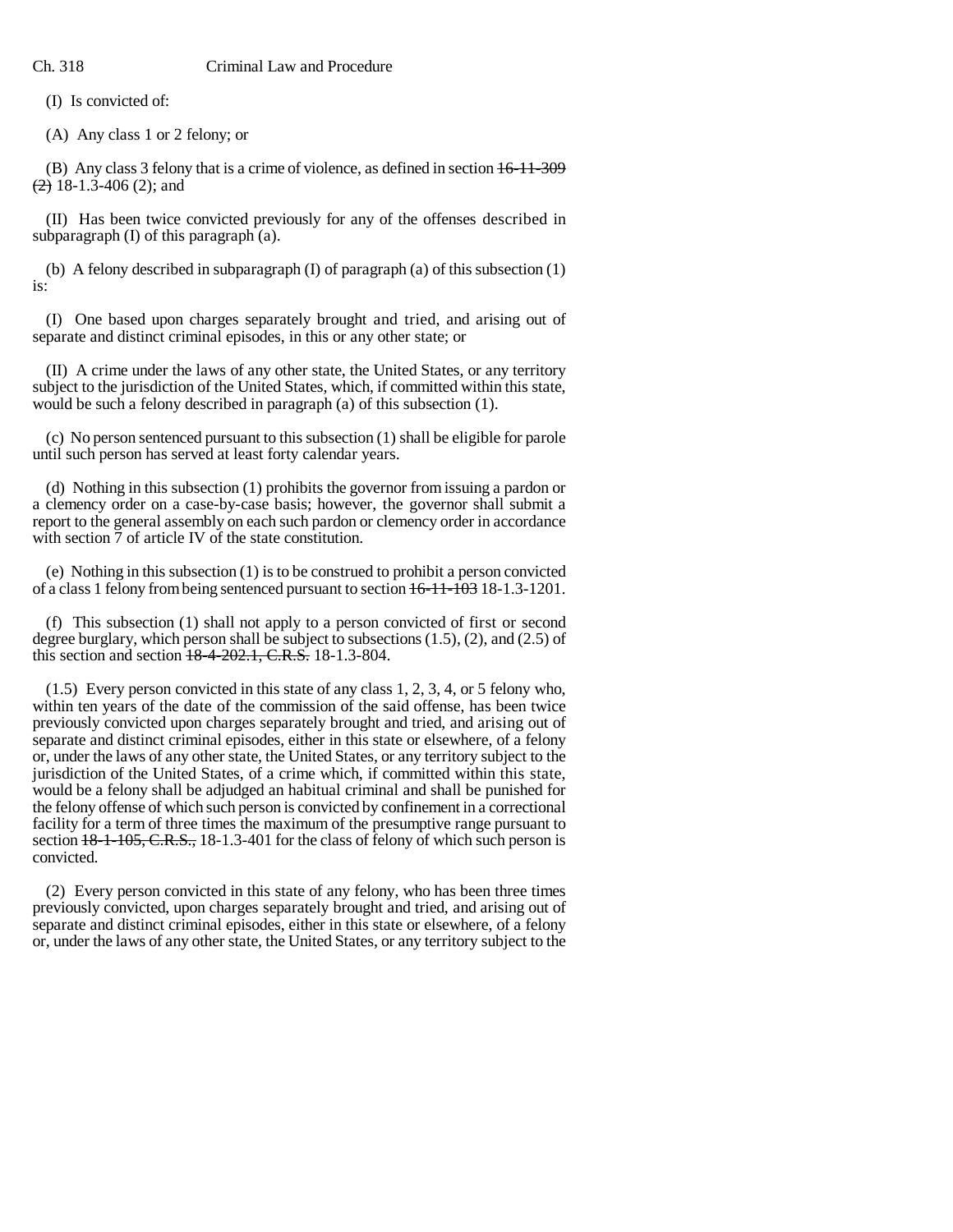(I) Is convicted of:

(A) Any class 1 or 2 felony; or

(B) Any class 3 felony that is a crime of violence, as defined in section ~~16-11-309 (2)~~ 18-1.3-406 (2); and

(II) Has been twice convicted previously for any of the offenses described in subparagraph (I) of this paragraph (a).

(b) A felony described in subparagraph (I) of paragraph (a) of this subsection (1) is:

(I) One based upon charges separately brought and tried, and arising out of separate and distinct criminal episodes, in this or any other state; or

(II) A crime under the laws of any other state, the United States, or any territory subject to the jurisdiction of the United States, which, if committed within this state, would be such a felony described in paragraph (a) of this subsection (1).

(c) No person sentenced pursuant to this subsection (1) shall be eligible for parole until such person has served at least forty calendar years.

(d) Nothing in this subsection (1) prohibits the governor from issuing a pardon or a clemency order on a case-by-case basis; however, the governor shall submit a report to the general assembly on each such pardon or clemency order in accordance with section 7 of article IV of the state constitution.

(e) Nothing in this subsection (1) is to be construed to prohibit a person convicted of a class 1 felony from being sentenced pursuant to section ~~16-11-103~~ 18-1.3-1201.

(f) This subsection (1) shall not apply to a person convicted of first or second degree burglary, which person shall be subject to subsections (1.5), (2), and (2.5) of this section and section ~~18-4-202.1, C.R.S.~~ 18-1.3-804.

(1.5) Every person convicted in this state of any class 1, 2, 3, 4, or 5 felony who, within ten years of the date of the commission of the said offense, has been twice previously convicted upon charges separately brought and tried, and arising out of separate and distinct criminal episodes, either in this state or elsewhere, of a felony or, under the laws of any other state, the United States, or any territory subject to the jurisdiction of the United States, of a crime which, if committed within this state, would be a felony shall be adjudged an habitual criminal and shall be punished for the felony offense of which such person is convicted by confinement in a correctional facility for a term of three times the maximum of the presumptive range pursuant to section ~~18-1-105, C.R.S.,~~ 18-1.3-401 for the class of felony of which such person is convicted.

(2) Every person convicted in this state of any felony, who has been three times previously convicted, upon charges separately brought and tried, and arising out of separate and distinct criminal episodes, either in this state or elsewhere, of a felony or, under the laws of any other state, the United States, or any territory subject to the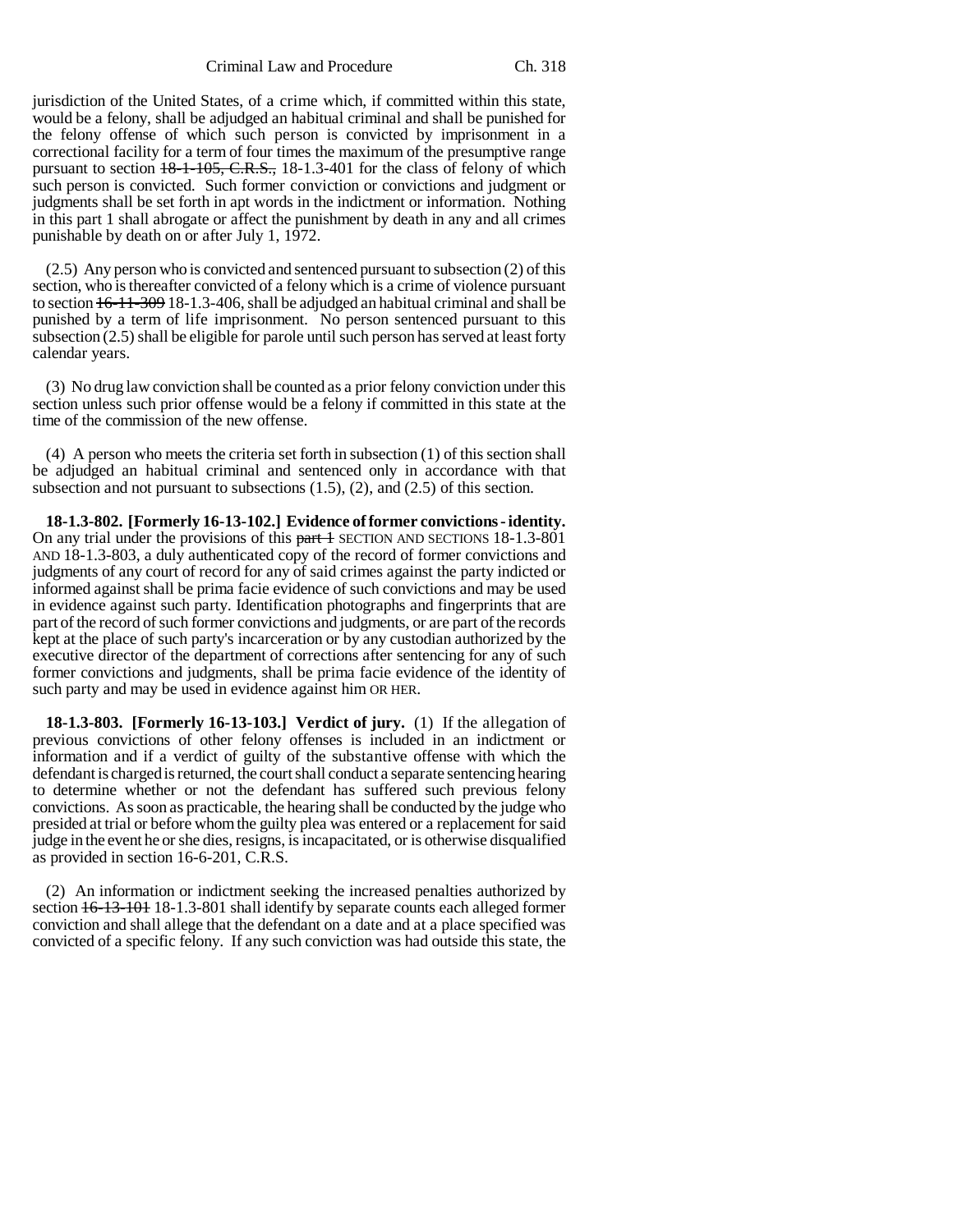jurisdiction of the United States, of a crime which, if committed within this state, would be a felony, shall be adjudged an habitual criminal and shall be punished for the felony offense of which such person is convicted by imprisonment in a correctional facility for a term of four times the maximum of the presumptive range pursuant to section ~~18-1-105, C.R.S.,~~ 18-1.3-401 for the class of felony of which such person is convicted. Such former conviction or convictions and judgment or judgments shall be set forth in apt words in the indictment or information. Nothing in this part 1 shall abrogate or affect the punishment by death in any and all crimes punishable by death on or after July 1, 1972.

(2.5) Any person who is convicted and sentenced pursuant to subsection (2) of this section, who is thereafter convicted of a felony which is a crime of violence pursuant to section ~~16-11-309~~ 18-1.3-406, shall be adjudged an habitual criminal and shall be punished by a term of life imprisonment. No person sentenced pursuant to this subsection (2.5) shall be eligible for parole until such person has served at least forty calendar years.

(3) No drug law conviction shall be counted as a prior felony conviction under this section unless such prior offense would be a felony if committed in this state at the time of the commission of the new offense.

(4) A person who meets the criteria set forth in subsection (1) of this section shall be adjudged an habitual criminal and sentenced only in accordance with that subsection and not pursuant to subsections (1.5), (2), and (2.5) of this section.

**18-1.3-802. [Formerly 16-13-102.] Evidence of former convictions - identity.** On any trial under the provisions of this ~~part 1~~ SECTION AND SECTIONS 18-1.3-801 AND 18-1.3-803, a duly authenticated copy of the record of former convictions and judgments of any court of record for any of said crimes against the party indicted or informed against shall be prima facie evidence of such convictions and may be used in evidence against such party. Identification photographs and fingerprints that are part of the record of such former convictions and judgments, or are part of the records kept at the place of such party's incarceration or by any custodian authorized by the executive director of the department of corrections after sentencing for any of such former convictions and judgments, shall be prima facie evidence of the identity of such party and may be used in evidence against him OR HER.

**18-1.3-803. [Formerly 16-13-103.] Verdict of jury.** (1) If the allegation of previous convictions of other felony offenses is included in an indictment or information and if a verdict of guilty of the substantive offense with which the defendant is charged is returned, the court shall conduct a separate sentencing hearing to determine whether or not the defendant has suffered such previous felony convictions. As soon as practicable, the hearing shall be conducted by the judge who presided at trial or before whom the guilty plea was entered or a replacement for said judge in the event he or she dies, resigns, is incapacitated, or is otherwise disqualified as provided in section 16-6-201, C.R.S.

(2) An information or indictment seeking the increased penalties authorized by section ~~16-13-101~~ 18-1.3-801 shall identify by separate counts each alleged former conviction and shall allege that the defendant on a date and at a place specified was convicted of a specific felony. If any such conviction was had outside this state, the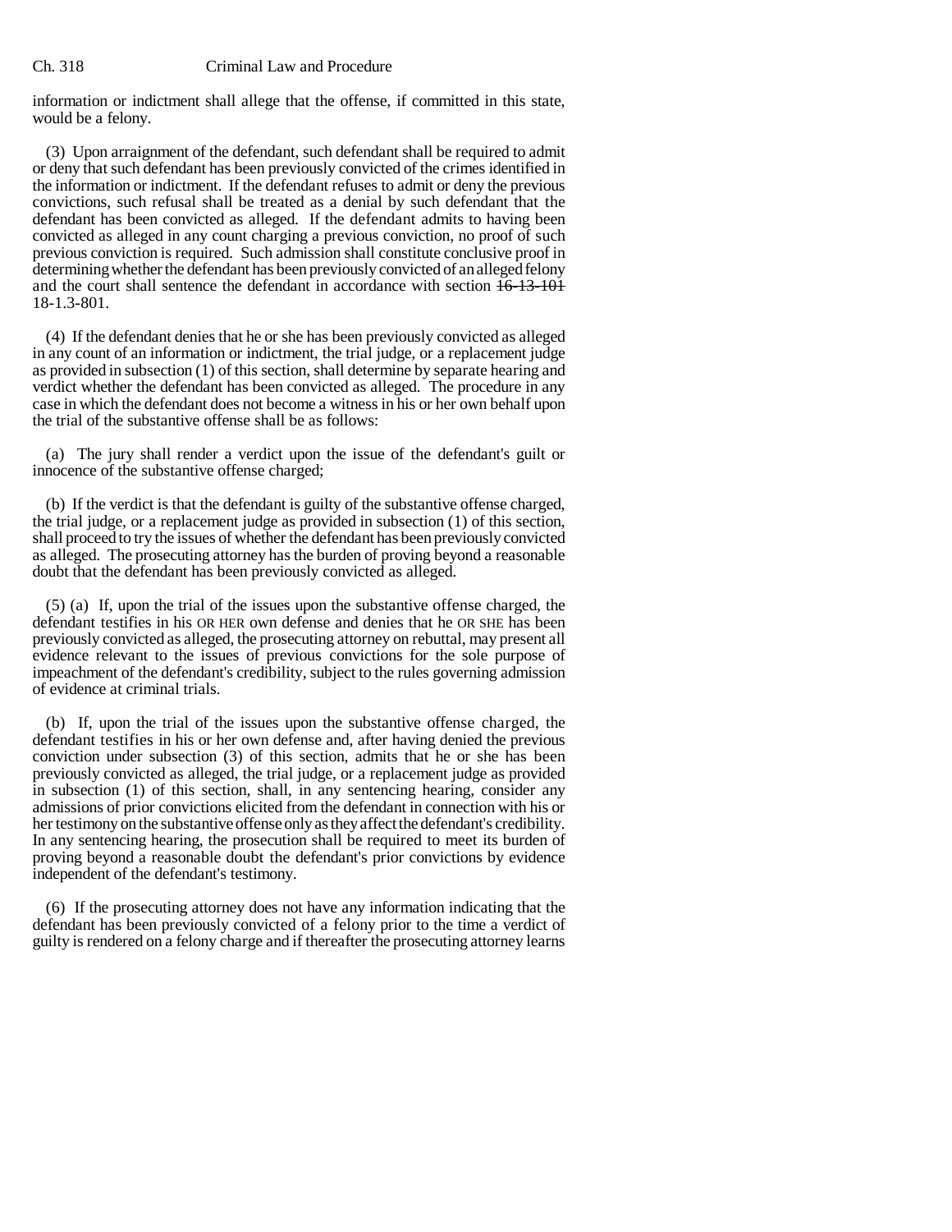information or indictment shall allege that the offense, if committed in this state, would be a felony.

(3) Upon arraignment of the defendant, such defendant shall be required to admit or deny that such defendant has been previously convicted of the crimes identified in the information or indictment. If the defendant refuses to admit or deny the previous convictions, such refusal shall be treated as a denial by such defendant that the defendant has been convicted as alleged. If the defendant admits to having been convicted as alleged in any count charging a previous conviction, no proof of such previous conviction is required. Such admission shall constitute conclusive proof in determining whether the defendant has been previously convicted of an alleged felony and the court shall sentence the defendant in accordance with section ~~16-13-101~~ 18-1.3-801.

(4) If the defendant denies that he or she has been previously convicted as alleged in any count of an information or indictment, the trial judge, or a replacement judge as provided in subsection (1) of this section, shall determine by separate hearing and verdict whether the defendant has been convicted as alleged. The procedure in any case in which the defendant does not become a witness in his or her own behalf upon the trial of the substantive offense shall be as follows:

(a) The jury shall render a verdict upon the issue of the defendant's guilt or innocence of the substantive offense charged;

(b) If the verdict is that the defendant is guilty of the substantive offense charged, the trial judge, or a replacement judge as provided in subsection (1) of this section, shall proceed to try the issues of whether the defendant has been previously convicted as alleged. The prosecuting attorney has the burden of proving beyond a reasonable doubt that the defendant has been previously convicted as alleged.

(5) (a) If, upon the trial of the issues upon the substantive offense charged, the defendant testifies in his OR HER own defense and denies that he OR SHE has been previously convicted as alleged, the prosecuting attorney on rebuttal, may present all evidence relevant to the issues of previous convictions for the sole purpose of impeachment of the defendant's credibility, subject to the rules governing admission of evidence at criminal trials.

(b) If, upon the trial of the issues upon the substantive offense charged, the defendant testifies in his or her own defense and, after having denied the previous conviction under subsection (3) of this section, admits that he or she has been previously convicted as alleged, the trial judge, or a replacement judge as provided in subsection (1) of this section, shall, in any sentencing hearing, consider any admissions of prior convictions elicited from the defendant in connection with his or her testimony on the substantive offense only as they affect the defendant's credibility. In any sentencing hearing, the prosecution shall be required to meet its burden of proving beyond a reasonable doubt the defendant's prior convictions by evidence independent of the defendant's testimony.

(6) If the prosecuting attorney does not have any information indicating that the defendant has been previously convicted of a felony prior to the time a verdict of guilty is rendered on a felony charge and if thereafter the prosecuting attorney learns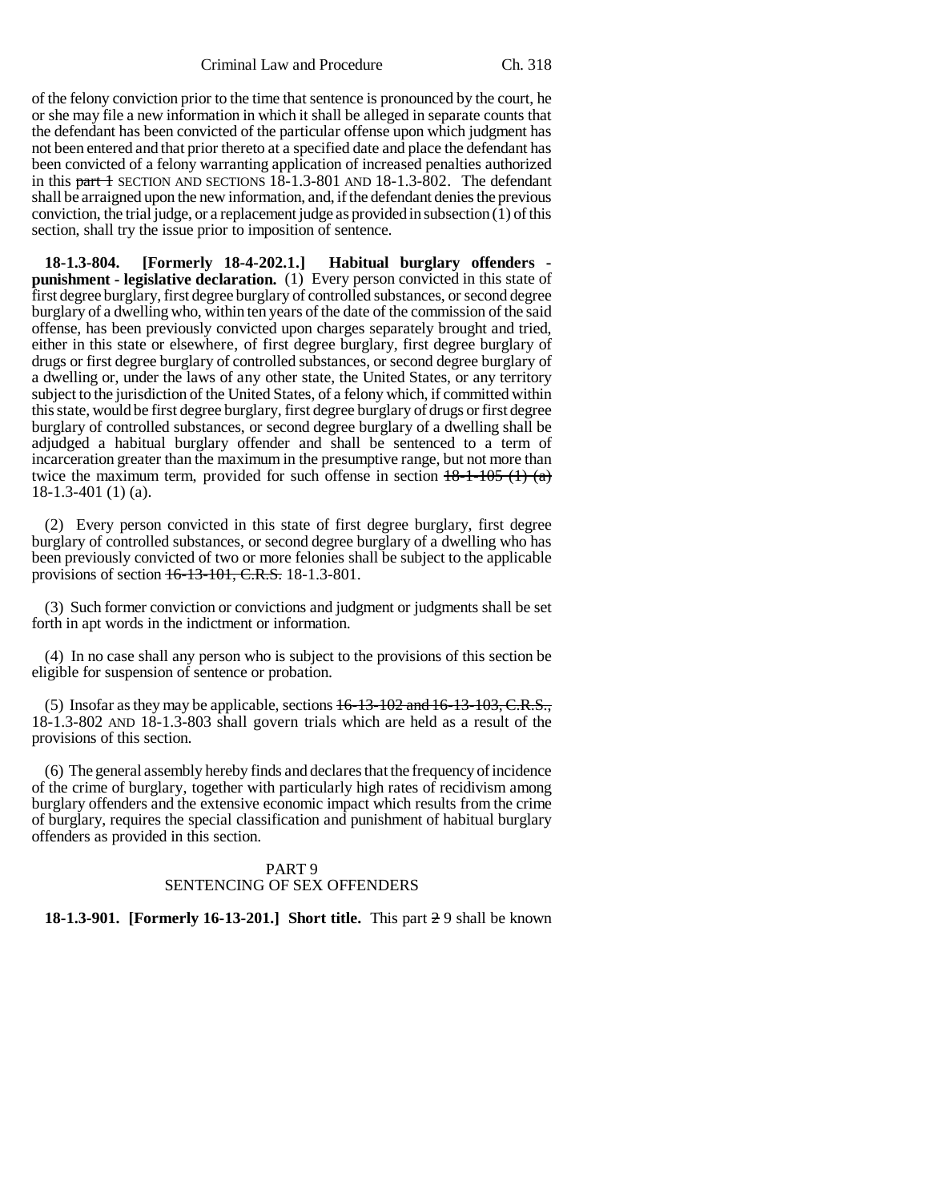of the felony conviction prior to the time that sentence is pronounced by the court, he or she may file a new information in which it shall be alleged in separate counts that the defendant has been convicted of the particular offense upon which judgment has not been entered and that prior thereto at a specified date and place the defendant has been convicted of a felony warranting application of increased penalties authorized in this ~~part 1~~ SECTION AND SECTIONS 18-1.3-801 AND 18-1.3-802. The defendant shall be arraigned upon the new information, and, if the defendant denies the previous conviction, the trial judge, or a replacement judge as provided in subsection (1) of this section, shall try the issue prior to imposition of sentence.

**18-1.3-804. [Formerly 18-4-202.1.] Habitual burglary offenders - punishment - legislative declaration.** (1) Every person convicted in this state of first degree burglary, first degree burglary of controlled substances, or second degree burglary of a dwelling who, within ten years of the date of the commission of the said offense, has been previously convicted upon charges separately brought and tried, either in this state or elsewhere, of first degree burglary, first degree burglary of drugs or first degree burglary of controlled substances, or second degree burglary of a dwelling or, under the laws of any other state, the United States, or any territory subject to the jurisdiction of the United States, of a felony which, if committed within this state, would be first degree burglary, first degree burglary of drugs or first degree burglary of controlled substances, or second degree burglary of a dwelling shall be adjudged a habitual burglary offender and shall be sentenced to a term of incarceration greater than the maximum in the presumptive range, but not more than twice the maximum term, provided for such offense in section ~~18-1-105 (1) (a)~~ 18-1.3-401 (1) (a).

(2) Every person convicted in this state of first degree burglary, first degree burglary of controlled substances, or second degree burglary of a dwelling who has been previously convicted of two or more felonies shall be subject to the applicable provisions of section ~~16-13-101, C.R.S.~~ 18-1.3-801.

(3) Such former conviction or convictions and judgment or judgments shall be set forth in apt words in the indictment or information.

(4) In no case shall any person who is subject to the provisions of this section be eligible for suspension of sentence or probation.

(5) Insofar as they may be applicable, sections ~~16-13-102 and 16-13-103, C.R.S.,~~ 18-1.3-802 AND 18-1.3-803 shall govern trials which are held as a result of the provisions of this section.

(6) The general assembly hereby finds and declares that the frequency of incidence of the crime of burglary, together with particularly high rates of recidivism among burglary offenders and the extensive economic impact which results from the crime of burglary, requires the special classification and punishment of habitual burglary offenders as provided in this section.

PART 9
SENTENCING OF SEX OFFENDERS

**18-1.3-901. [Formerly 16-13-201.] Short title.** This part ~~2~~ 9 shall be known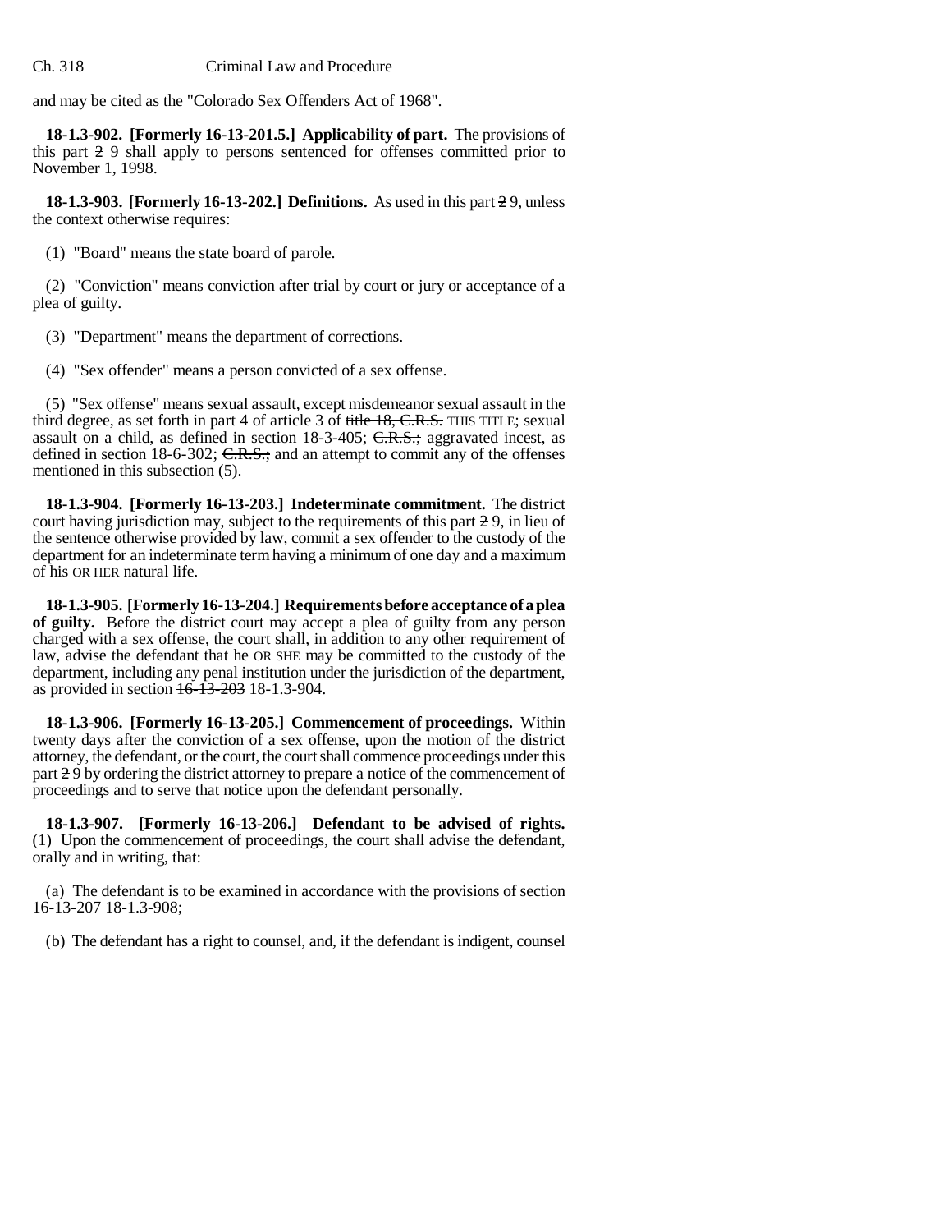and may be cited as the "Colorado Sex Offenders Act of 1968".

**18-1.3-902. [Formerly 16-13-201.5.] Applicability of part.** The provisions of this part ~~2~~ 9 shall apply to persons sentenced for offenses committed prior to November 1, 1998.

**18-1.3-903. [Formerly 16-13-202.] Definitions.** As used in this part ~~2~~ 9, unless the context otherwise requires:

(1) "Board" means the state board of parole.

(2) "Conviction" means conviction after trial by court or jury or acceptance of a plea of guilty.

(3) "Department" means the department of corrections.

(4) "Sex offender" means a person convicted of a sex offense.

(5) "Sex offense" means sexual assault, except misdemeanor sexual assault in the third degree, as set forth in part 4 of article 3 of ~~title 18, C.R.S.~~ THIS TITLE; sexual assault on a child, as defined in section 18-3-405; ~~C.R.S.;~~ aggravated incest, as defined in section 18-6-302; ~~C.R.S.;~~ and an attempt to commit any of the offenses mentioned in this subsection (5).

**18-1.3-904. [Formerly 16-13-203.] Indeterminate commitment.** The district court having jurisdiction may, subject to the requirements of this part ~~2~~ 9, in lieu of the sentence otherwise provided by law, commit a sex offender to the custody of the department for an indeterminate term having a minimum of one day and a maximum of his OR HER natural life.

**18-1.3-905. [Formerly 16-13-204.] Requirements before acceptance of a plea of guilty.** Before the district court may accept a plea of guilty from any person charged with a sex offense, the court shall, in addition to any other requirement of law, advise the defendant that he OR SHE may be committed to the custody of the department, including any penal institution under the jurisdiction of the department, as provided in section ~~16-13-203~~ 18-1.3-904.

**18-1.3-906. [Formerly 16-13-205.] Commencement of proceedings.** Within twenty days after the conviction of a sex offense, upon the motion of the district attorney, the defendant, or the court, the court shall commence proceedings under this part ~~2~~ 9 by ordering the district attorney to prepare a notice of the commencement of proceedings and to serve that notice upon the defendant personally.

**18-1.3-907. [Formerly 16-13-206.] Defendant to be advised of rights.** (1) Upon the commencement of proceedings, the court shall advise the defendant, orally and in writing, that:

(a) The defendant is to be examined in accordance with the provisions of section ~~16-13-207~~ 18-1.3-908;

(b) The defendant has a right to counsel, and, if the defendant is indigent, counsel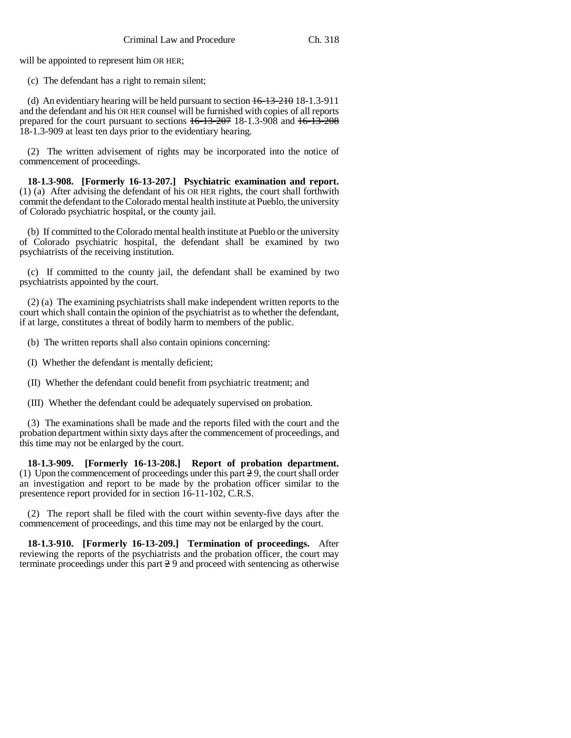will be appointed to represent him OR HER;

(c) The defendant has a right to remain silent;

(d) An evidentiary hearing will be held pursuant to section ~~16-13-210~~ 18-1.3-911 and the defendant and his OR HER counsel will be furnished with copies of all reports prepared for the court pursuant to sections ~~16-13-207~~ 18-1.3-908 and ~~16-13-208~~ 18-1.3-909 at least ten days prior to the evidentiary hearing.

(2) The written advisement of rights may be incorporated into the notice of commencement of proceedings.

**18-1.3-908. [Formerly 16-13-207.] Psychiatric examination and report.** (1) (a) After advising the defendant of his OR HER rights, the court shall forthwith commit the defendant to the Colorado mental health institute at Pueblo, the university of Colorado psychiatric hospital, or the county jail.

(b) If committed to the Colorado mental health institute at Pueblo or the university of Colorado psychiatric hospital, the defendant shall be examined by two psychiatrists of the receiving institution.

(c) If committed to the county jail, the defendant shall be examined by two psychiatrists appointed by the court.

(2) (a) The examining psychiatrists shall make independent written reports to the court which shall contain the opinion of the psychiatrist as to whether the defendant, if at large, constitutes a threat of bodily harm to members of the public.

(b) The written reports shall also contain opinions concerning:

(I) Whether the defendant is mentally deficient;

(II) Whether the defendant could benefit from psychiatric treatment; and

(III) Whether the defendant could be adequately supervised on probation.

(3) The examinations shall be made and the reports filed with the court and the probation department within sixty days after the commencement of proceedings, and this time may not be enlarged by the court.

**18-1.3-909. [Formerly 16-13-208.] Report of probation department.** (1) Upon the commencement of proceedings under this part ~~2~~ 9, the court shall order an investigation and report to be made by the probation officer similar to the presentence report provided for in section 16-11-102, C.R.S.

(2) The report shall be filed with the court within seventy-five days after the commencement of proceedings, and this time may not be enlarged by the court.

**18-1.3-910. [Formerly 16-13-209.] Termination of proceedings.** After reviewing the reports of the psychiatrists and the probation officer, the court may terminate proceedings under this part ~~2~~ 9 and proceed with sentencing as otherwise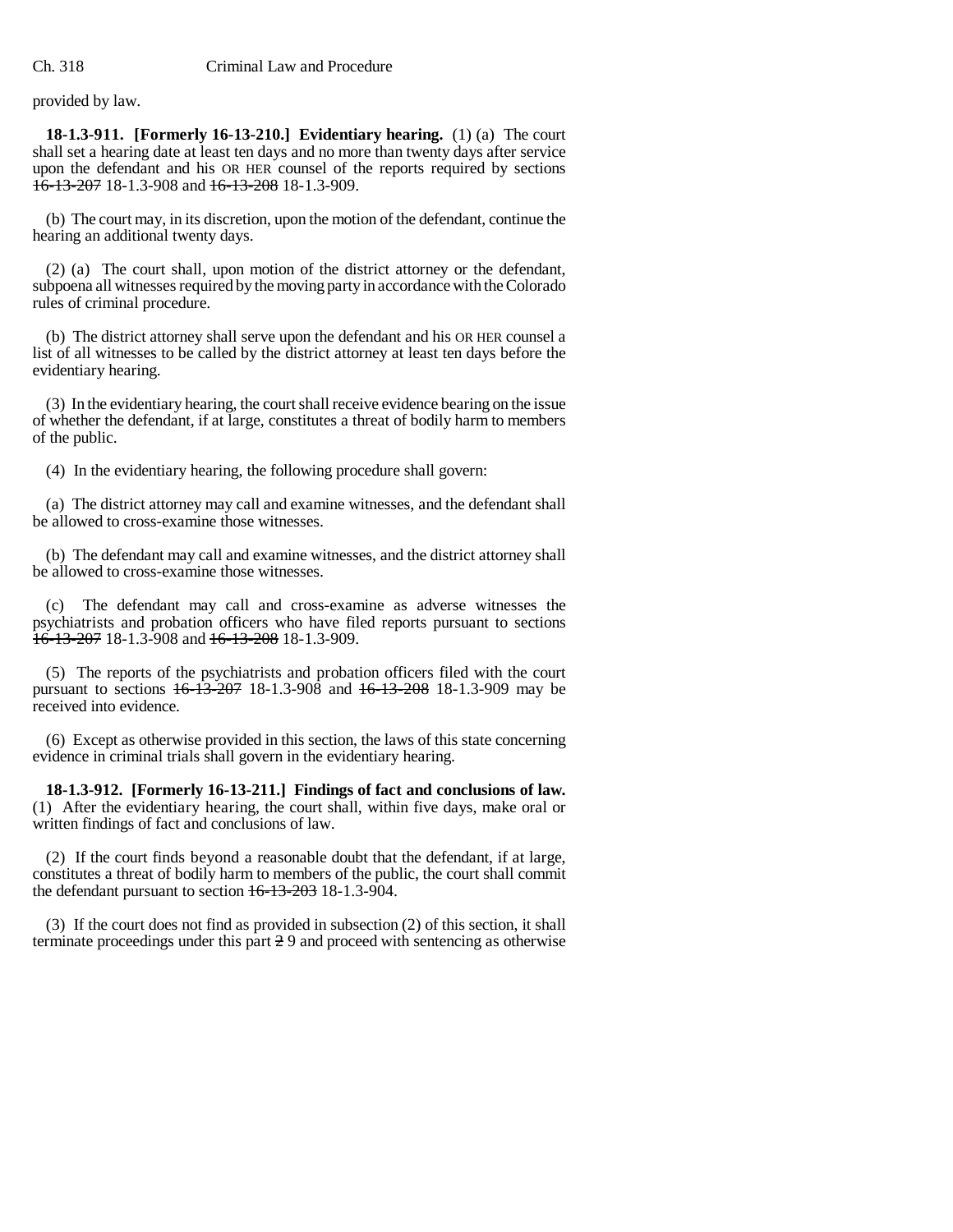provided by law.

**18-1.3-911. [Formerly 16-13-210.] Evidentiary hearing.** (1) (a) The court shall set a hearing date at least ten days and no more than twenty days after service upon the defendant and his OR HER counsel of the reports required by sections ~~16-13-207~~ 18-1.3-908 and ~~16-13-208~~ 18-1.3-909.

(b) The court may, in its discretion, upon the motion of the defendant, continue the hearing an additional twenty days.

(2) (a) The court shall, upon motion of the district attorney or the defendant, subpoena all witnesses required by the moving party in accordance with the Colorado rules of criminal procedure.

(b) The district attorney shall serve upon the defendant and his OR HER counsel a list of all witnesses to be called by the district attorney at least ten days before the evidentiary hearing.

(3) In the evidentiary hearing, the court shall receive evidence bearing on the issue of whether the defendant, if at large, constitutes a threat of bodily harm to members of the public.

(4) In the evidentiary hearing, the following procedure shall govern:

(a) The district attorney may call and examine witnesses, and the defendant shall be allowed to cross-examine those witnesses.

(b) The defendant may call and examine witnesses, and the district attorney shall be allowed to cross-examine those witnesses.

(c) The defendant may call and cross-examine as adverse witnesses the psychiatrists and probation officers who have filed reports pursuant to sections ~~16-13-207~~ 18-1.3-908 and ~~16-13-208~~ 18-1.3-909.

(5) The reports of the psychiatrists and probation officers filed with the court pursuant to sections ~~16-13-207~~ 18-1.3-908 and ~~16-13-208~~ 18-1.3-909 may be received into evidence.

(6) Except as otherwise provided in this section, the laws of this state concerning evidence in criminal trials shall govern in the evidentiary hearing.

**18-1.3-912. [Formerly 16-13-211.] Findings of fact and conclusions of law.** (1) After the evidentiary hearing, the court shall, within five days, make oral or written findings of fact and conclusions of law.

(2) If the court finds beyond a reasonable doubt that the defendant, if at large, constitutes a threat of bodily harm to members of the public, the court shall commit the defendant pursuant to section ~~16-13-203~~ 18-1.3-904.

(3) If the court does not find as provided in subsection (2) of this section, it shall terminate proceedings under this part ~~2~~ 9 and proceed with sentencing as otherwise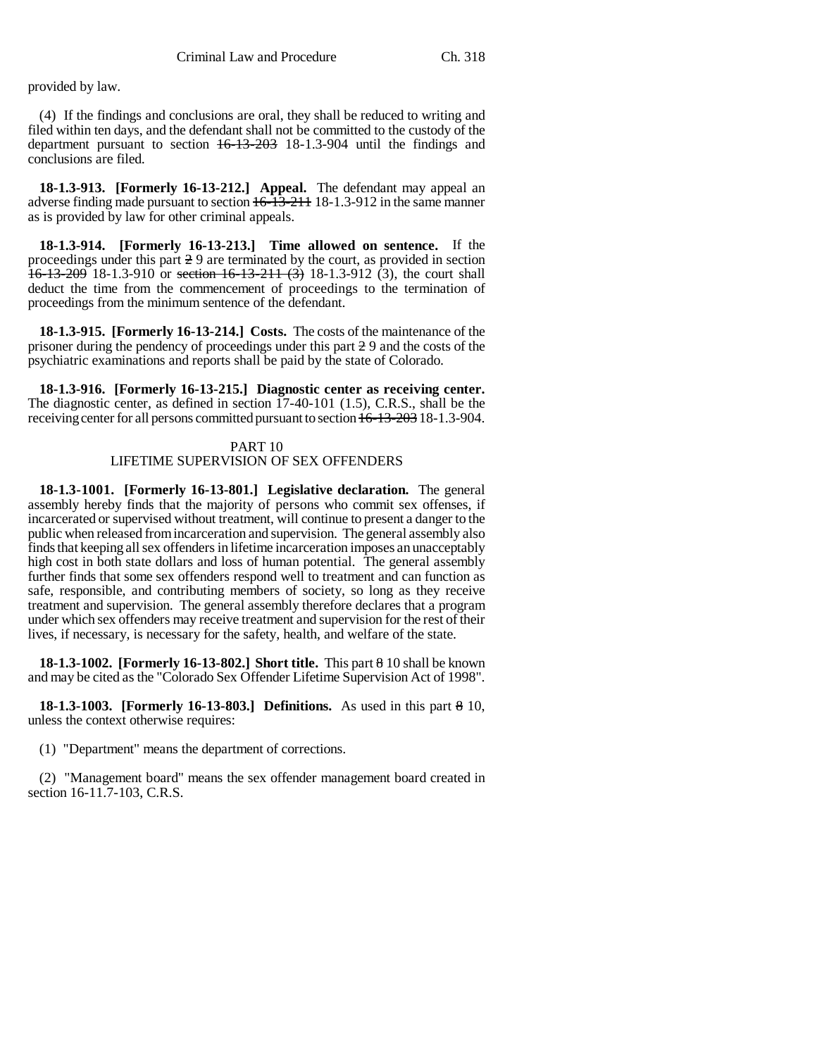provided by law.

(4) If the findings and conclusions are oral, they shall be reduced to writing and filed within ten days, and the defendant shall not be committed to the custody of the department pursuant to section ~~16-13-203~~ 18-1.3-904 until the findings and conclusions are filed.

**18-1.3-913. [Formerly 16-13-212.] Appeal.** The defendant may appeal an adverse finding made pursuant to section ~~16-13-211~~ 18-1.3-912 in the same manner as is provided by law for other criminal appeals.

**18-1.3-914. [Formerly 16-13-213.] Time allowed on sentence.** If the proceedings under this part ~~2~~ 9 are terminated by the court, as provided in section ~~16-13-209~~ 18-1.3-910 or ~~section 16-13-211 (3)~~ 18-1.3-912 (3), the court shall deduct the time from the commencement of proceedings to the termination of proceedings from the minimum sentence of the defendant.

**18-1.3-915. [Formerly 16-13-214.] Costs.** The costs of the maintenance of the prisoner during the pendency of proceedings under this part ~~2~~ 9 and the costs of the psychiatric examinations and reports shall be paid by the state of Colorado.

**18-1.3-916. [Formerly 16-13-215.] Diagnostic center as receiving center.** The diagnostic center, as defined in section 17-40-101 (1.5), C.R.S., shall be the receiving center for all persons committed pursuant to section ~~16-13-203~~ 18-1.3-904.

## PART 10
## LIFETIME SUPERVISION OF SEX OFFENDERS

**18-1.3-1001. [Formerly 16-13-801.] Legislative declaration.** The general assembly hereby finds that the majority of persons who commit sex offenses, if incarcerated or supervised without treatment, will continue to present a danger to the public when released from incarceration and supervision. The general assembly also finds that keeping all sex offenders in lifetime incarceration imposes an unacceptably high cost in both state dollars and loss of human potential. The general assembly further finds that some sex offenders respond well to treatment and can function as safe, responsible, and contributing members of society, so long as they receive treatment and supervision. The general assembly therefore declares that a program under which sex offenders may receive treatment and supervision for the rest of their lives, if necessary, is necessary for the safety, health, and welfare of the state.

**18-1.3-1002. [Formerly 16-13-802.] Short title.** This part ~~8~~ 10 shall be known and may be cited as the "Colorado Sex Offender Lifetime Supervision Act of 1998".

**18-1.3-1003. [Formerly 16-13-803.] Definitions.** As used in this part ~~8~~ 10, unless the context otherwise requires:

(1) "Department" means the department of corrections.

(2) "Management board" means the sex offender management board created in section 16-11.7-103, C.R.S.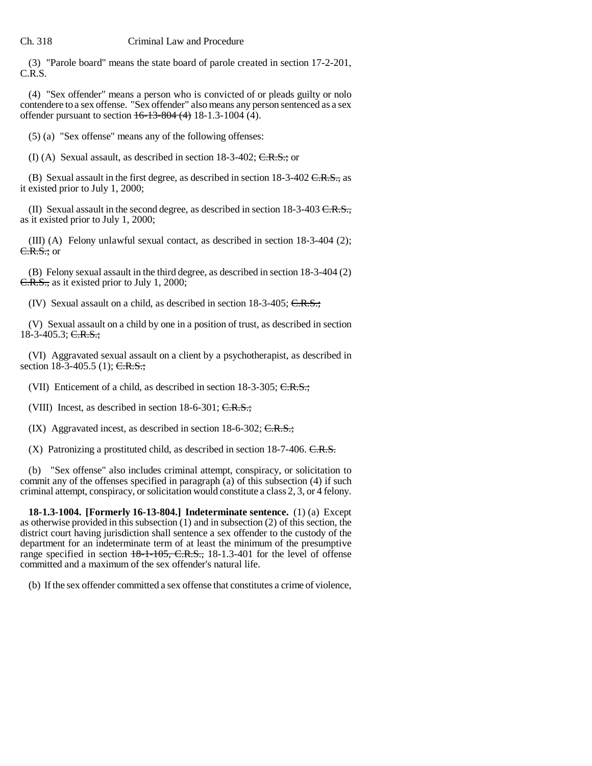(3) "Parole board" means the state board of parole created in section 17-2-201, C.R.S.

(4) "Sex offender" means a person who is convicted of or pleads guilty or nolo contendere to a sex offense. "Sex offender" also means any person sentenced as a sex offender pursuant to section ~~16-13-804 (4)~~ 18-1.3-1004 (4).

(5) (a) "Sex offense" means any of the following offenses:

(I) (A) Sexual assault, as described in section 18-3-402; ~~C.R.S.;~~ or

(B) Sexual assault in the first degree, as described in section 18-3-402 ~~C.R.S.,~~ as it existed prior to July 1, 2000;

(II) Sexual assault in the second degree, as described in section 18-3-403 ~~C.R.S.,~~ as it existed prior to July 1, 2000;

(III) (A) Felony unlawful sexual contact, as described in section 18-3-404 (2); ~~C.R.S.;~~ or

(B) Felony sexual assault in the third degree, as described in section 18-3-404 (2) ~~C.R.S.,~~ as it existed prior to July 1, 2000;

(IV) Sexual assault on a child, as described in section 18-3-405; ~~C.R.S.;~~

(V) Sexual assault on a child by one in a position of trust, as described in section 18-3-405.3; ~~C.R.S.;~~

(VI) Aggravated sexual assault on a client by a psychotherapist, as described in section 18-3-405.5 (1); ~~C.R.S.;~~

(VII) Enticement of a child, as described in section 18-3-305; ~~C.R.S.;~~

(VIII) Incest, as described in section 18-6-301; ~~C.R.S.;~~

(IX) Aggravated incest, as described in section 18-6-302; ~~C.R.S.;~~

(X) Patronizing a prostituted child, as described in section 18-7-406. ~~C.R.S.~~

(b) "Sex offense" also includes criminal attempt, conspiracy, or solicitation to commit any of the offenses specified in paragraph (a) of this subsection (4) if such criminal attempt, conspiracy, or solicitation would constitute a class 2, 3, or 4 felony.

**18-1.3-1004. [Formerly 16-13-804.] Indeterminate sentence.** (1) (a) Except as otherwise provided in this subsection (1) and in subsection (2) of this section, the district court having jurisdiction shall sentence a sex offender to the custody of the department for an indeterminate term of at least the minimum of the presumptive range specified in section ~~18-1-105, C.R.S.,~~ 18-1.3-401 for the level of offense committed and a maximum of the sex offender's natural life.

(b) If the sex offender committed a sex offense that constitutes a crime of violence,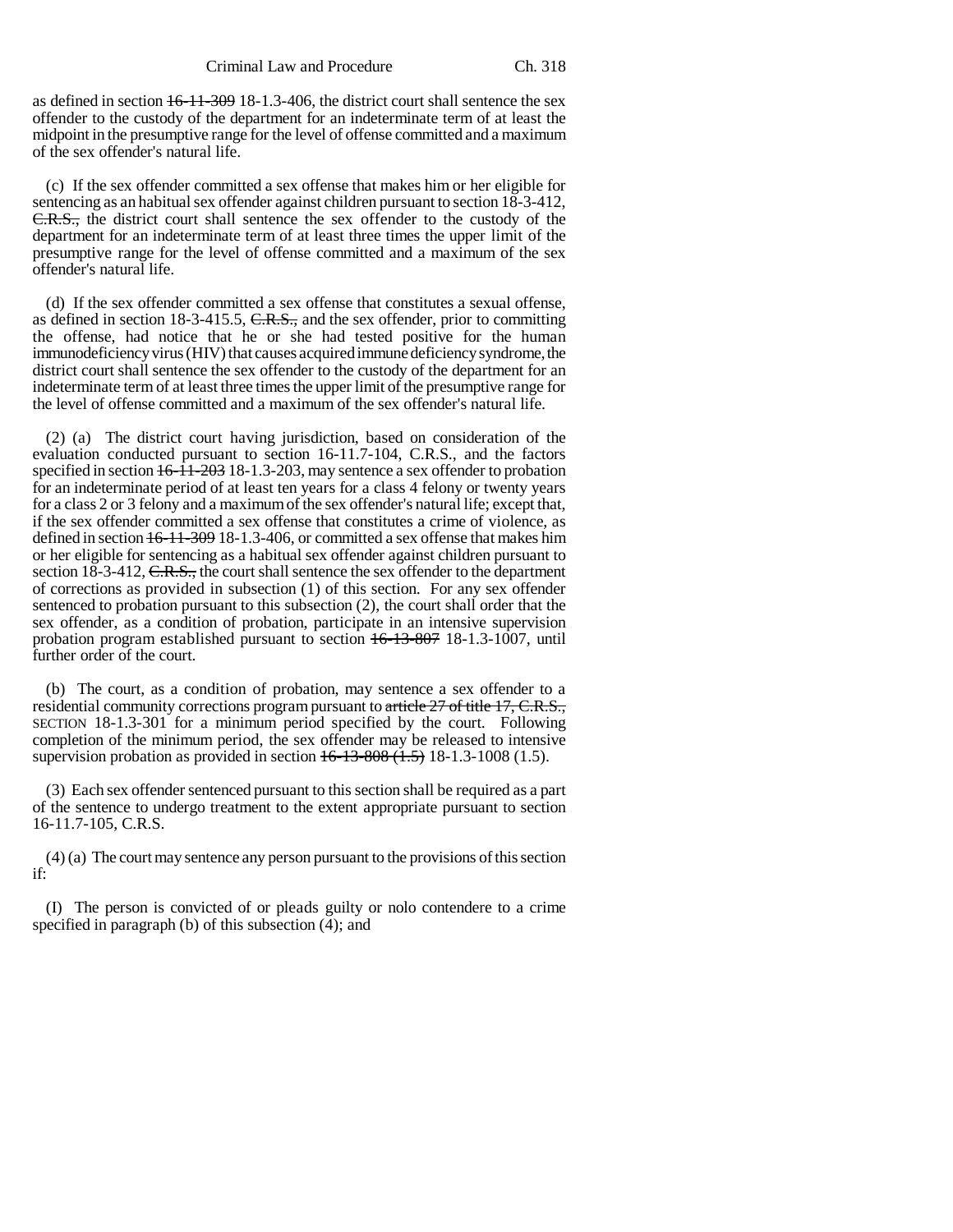as defined in section ~~16-11-309~~ 18-1.3-406, the district court shall sentence the sex offender to the custody of the department for an indeterminate term of at least the midpoint in the presumptive range for the level of offense committed and a maximum of the sex offender's natural life.

(c) If the sex offender committed a sex offense that makes him or her eligible for sentencing as an habitual sex offender against children pursuant to section 18-3-412, ~~C.R.S.,~~ the district court shall sentence the sex offender to the custody of the department for an indeterminate term of at least three times the upper limit of the presumptive range for the level of offense committed and a maximum of the sex offender's natural life.

(d) If the sex offender committed a sex offense that constitutes a sexual offense, as defined in section 18-3-415.5, ~~C.R.S.,~~ and the sex offender, prior to committing the offense, had notice that he or she had tested positive for the human immunodeficiency virus (HIV) that causes acquired immune deficiency syndrome, the district court shall sentence the sex offender to the custody of the department for an indeterminate term of at least three times the upper limit of the presumptive range for the level of offense committed and a maximum of the sex offender's natural life.

(2) (a) The district court having jurisdiction, based on consideration of the evaluation conducted pursuant to section 16-11.7-104, C.R.S., and the factors specified in section ~~16-11-203~~ 18-1.3-203, may sentence a sex offender to probation for an indeterminate period of at least ten years for a class 4 felony or twenty years for a class 2 or 3 felony and a maximum of the sex offender's natural life; except that, if the sex offender committed a sex offense that constitutes a crime of violence, as defined in section ~~16-11-309~~ 18-1.3-406, or committed a sex offense that makes him or her eligible for sentencing as a habitual sex offender against children pursuant to section 18-3-412, ~~C.R.S.,~~ the court shall sentence the sex offender to the department of corrections as provided in subsection (1) of this section. For any sex offender sentenced to probation pursuant to this subsection (2), the court shall order that the sex offender, as a condition of probation, participate in an intensive supervision probation program established pursuant to section ~~16-13-807~~ 18-1.3-1007, until further order of the court.

(b) The court, as a condition of probation, may sentence a sex offender to a residential community corrections program pursuant to ~~article 27 of title 17, C.R.S.,~~ SECTION 18-1.3-301 for a minimum period specified by the court. Following completion of the minimum period, the sex offender may be released to intensive supervision probation as provided in section ~~16-13-808 (1.5)~~ 18-1.3-1008 (1.5).

(3) Each sex offender sentenced pursuant to this section shall be required as a part of the sentence to undergo treatment to the extent appropriate pursuant to section 16-11.7-105, C.R.S.

(4) (a) The court may sentence any person pursuant to the provisions of this section if:

(I) The person is convicted of or pleads guilty or nolo contendere to a crime specified in paragraph (b) of this subsection (4); and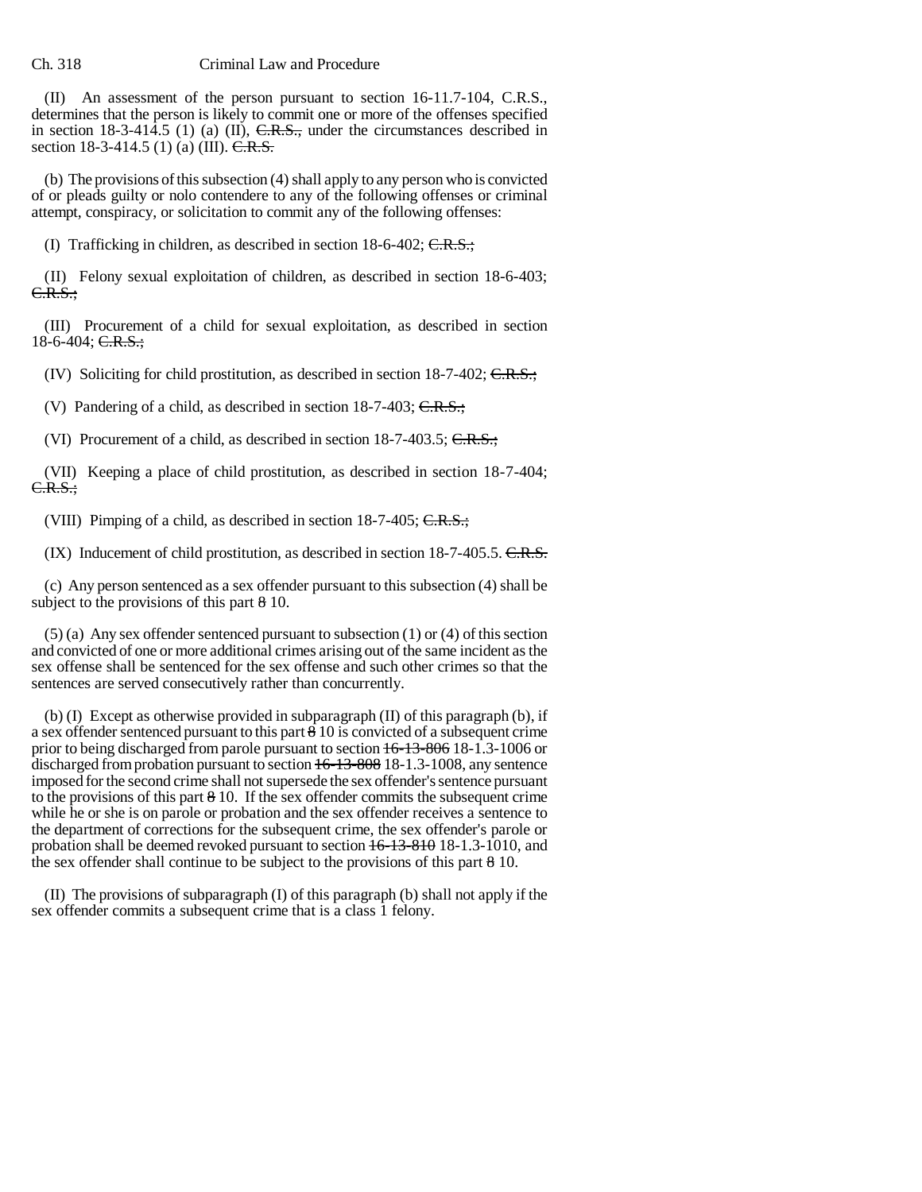(II) An assessment of the person pursuant to section 16-11.7-104, C.R.S., determines that the person is likely to commit one or more of the offenses specified in section 18-3-414.5 (1) (a) (II), ~~C.R.S.,~~ under the circumstances described in section 18-3-414.5 (1) (a) (III). ~~C.R.S.~~

(b) The provisions of this subsection (4) shall apply to any person who is convicted of or pleads guilty or nolo contendere to any of the following offenses or criminal attempt, conspiracy, or solicitation to commit any of the following offenses:

(I) Trafficking in children, as described in section 18-6-402; ~~C.R.S.;~~

(II) Felony sexual exploitation of children, as described in section 18-6-403; ~~C.R.S.;~~

(III) Procurement of a child for sexual exploitation, as described in section 18-6-404; ~~C.R.S.;~~

(IV) Soliciting for child prostitution, as described in section 18-7-402; ~~C.R.S.;~~

(V) Pandering of a child, as described in section 18-7-403; ~~C.R.S.;~~

(VI) Procurement of a child, as described in section 18-7-403.5; ~~C.R.S.;~~

(VII) Keeping a place of child prostitution, as described in section 18-7-404; ~~C.R.S.;~~

(VIII) Pimping of a child, as described in section 18-7-405; ~~C.R.S.;~~

(IX) Inducement of child prostitution, as described in section 18-7-405.5. ~~C.R.S.~~

(c) Any person sentenced as a sex offender pursuant to this subsection (4) shall be subject to the provisions of this part ~~8~~ 10.

(5) (a) Any sex offender sentenced pursuant to subsection (1) or (4) of this section and convicted of one or more additional crimes arising out of the same incident as the sex offense shall be sentenced for the sex offense and such other crimes so that the sentences are served consecutively rather than concurrently.

(b) (I) Except as otherwise provided in subparagraph (II) of this paragraph (b), if a sex offender sentenced pursuant to this part ~~8~~ 10 is convicted of a subsequent crime prior to being discharged from parole pursuant to section ~~16-13-806~~ 18-1.3-1006 or discharged from probation pursuant to section ~~16-13-808~~ 18-1.3-1008, any sentence imposed for the second crime shall not supersede the sex offender's sentence pursuant to the provisions of this part ~~8~~ 10. If the sex offender commits the subsequent crime while he or she is on parole or probation and the sex offender receives a sentence to the department of corrections for the subsequent crime, the sex offender's parole or probation shall be deemed revoked pursuant to section ~~16-13-810~~ 18-1.3-1010, and the sex offender shall continue to be subject to the provisions of this part ~~8~~ 10.

(II) The provisions of subparagraph (I) of this paragraph (b) shall not apply if the sex offender commits a subsequent crime that is a class 1 felony.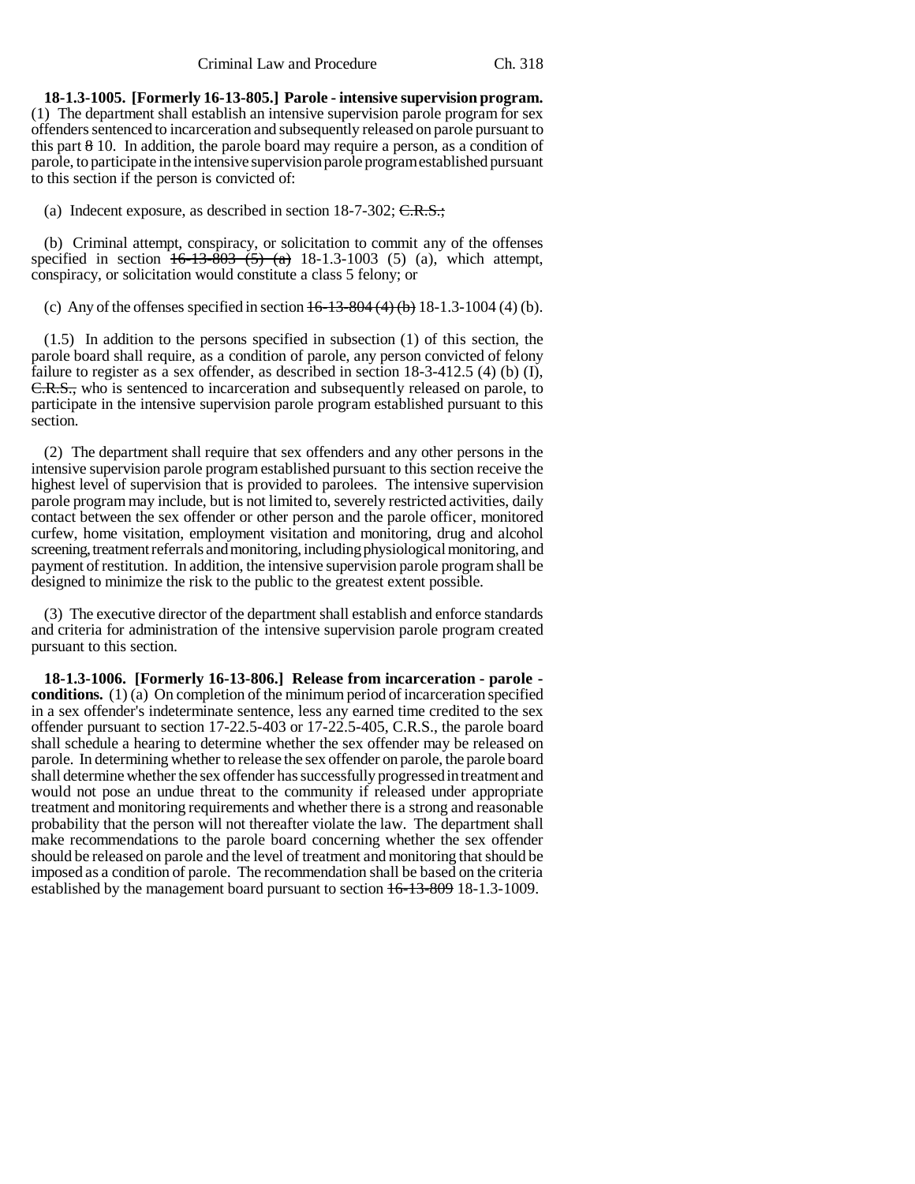**18-1.3-1005. [Formerly 16-13-805.] Parole - intensive supervision program.** (1) The department shall establish an intensive supervision parole program for sex offenders sentenced to incarceration and subsequently released on parole pursuant to this part ~~8~~ 10. In addition, the parole board may require a person, as a condition of parole, to participate in the intensive supervision parole program established pursuant to this section if the person is convicted of:

(a) Indecent exposure, as described in section 18-7-302; ~~C.R.S.;~~

(b) Criminal attempt, conspiracy, or solicitation to commit any of the offenses specified in section ~~16-13-803 (5) (a)~~ 18-1.3-1003 (5) (a), which attempt, conspiracy, or solicitation would constitute a class 5 felony; or

(c) Any of the offenses specified in section ~~16-13-804 (4) (b)~~ 18-1.3-1004 (4) (b).

(1.5) In addition to the persons specified in subsection (1) of this section, the parole board shall require, as a condition of parole, any person convicted of felony failure to register as a sex offender, as described in section 18-3-412.5 (4) (b) (I), ~~C.R.S.,~~ who is sentenced to incarceration and subsequently released on parole, to participate in the intensive supervision parole program established pursuant to this section.

(2) The department shall require that sex offenders and any other persons in the intensive supervision parole program established pursuant to this section receive the highest level of supervision that is provided to parolees. The intensive supervision parole program may include, but is not limited to, severely restricted activities, daily contact between the sex offender or other person and the parole officer, monitored curfew, home visitation, employment visitation and monitoring, drug and alcohol screening, treatment referrals and monitoring, including physiological monitoring, and payment of restitution. In addition, the intensive supervision parole program shall be designed to minimize the risk to the public to the greatest extent possible.

(3) The executive director of the department shall establish and enforce standards and criteria for administration of the intensive supervision parole program created pursuant to this section.

**18-1.3-1006. [Formerly 16-13-806.] Release from incarceration - parole - conditions.** (1) (a) On completion of the minimum period of incarceration specified in a sex offender's indeterminate sentence, less any earned time credited to the sex offender pursuant to section 17-22.5-403 or 17-22.5-405, C.R.S., the parole board shall schedule a hearing to determine whether the sex offender may be released on parole. In determining whether to release the sex offender on parole, the parole board shall determine whether the sex offender has successfully progressed in treatment and would not pose an undue threat to the community if released under appropriate treatment and monitoring requirements and whether there is a strong and reasonable probability that the person will not thereafter violate the law. The department shall make recommendations to the parole board concerning whether the sex offender should be released on parole and the level of treatment and monitoring that should be imposed as a condition of parole. The recommendation shall be based on the criteria established by the management board pursuant to section ~~16-13-809~~ 18-1.3-1009.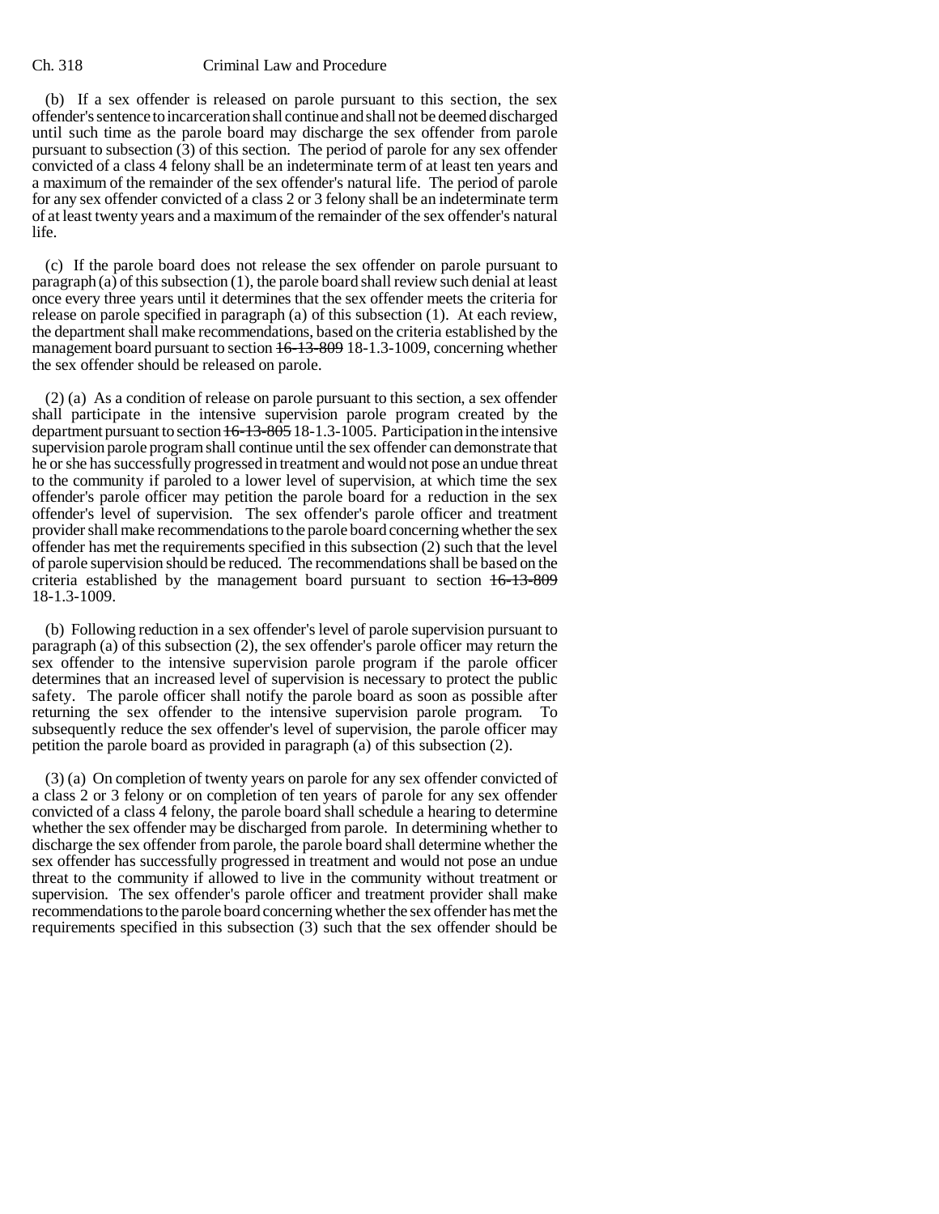(b) If a sex offender is released on parole pursuant to this section, the sex offender's sentence to incarceration shall continue and shall not be deemed discharged until such time as the parole board may discharge the sex offender from parole pursuant to subsection (3) of this section. The period of parole for any sex offender convicted of a class 4 felony shall be an indeterminate term of at least ten years and a maximum of the remainder of the sex offender's natural life. The period of parole for any sex offender convicted of a class 2 or 3 felony shall be an indeterminate term of at least twenty years and a maximum of the remainder of the sex offender's natural life.

(c) If the parole board does not release the sex offender on parole pursuant to paragraph (a) of this subsection (1), the parole board shall review such denial at least once every three years until it determines that the sex offender meets the criteria for release on parole specified in paragraph (a) of this subsection (1). At each review, the department shall make recommendations, based on the criteria established by the management board pursuant to section ~~16-13-809~~ 18-1.3-1009, concerning whether the sex offender should be released on parole.

(2) (a) As a condition of release on parole pursuant to this section, a sex offender shall participate in the intensive supervision parole program created by the department pursuant to section ~~16-13-805~~ 18-1.3-1005. Participation in the intensive supervision parole program shall continue until the sex offender can demonstrate that he or she has successfully progressed in treatment and would not pose an undue threat to the community if paroled to a lower level of supervision, at which time the sex offender's parole officer may petition the parole board for a reduction in the sex offender's level of supervision. The sex offender's parole officer and treatment provider shall make recommendations to the parole board concerning whether the sex offender has met the requirements specified in this subsection (2) such that the level of parole supervision should be reduced. The recommendations shall be based on the criteria established by the management board pursuant to section ~~16-13-809~~ 18-1.3-1009.

(b) Following reduction in a sex offender's level of parole supervision pursuant to paragraph (a) of this subsection (2), the sex offender's parole officer may return the sex offender to the intensive supervision parole program if the parole officer determines that an increased level of supervision is necessary to protect the public safety. The parole officer shall notify the parole board as soon as possible after returning the sex offender to the intensive supervision parole program. To subsequently reduce the sex offender's level of supervision, the parole officer may petition the parole board as provided in paragraph (a) of this subsection (2).

(3) (a) On completion of twenty years on parole for any sex offender convicted of a class 2 or 3 felony or on completion of ten years of parole for any sex offender convicted of a class 4 felony, the parole board shall schedule a hearing to determine whether the sex offender may be discharged from parole. In determining whether to discharge the sex offender from parole, the parole board shall determine whether the sex offender has successfully progressed in treatment and would not pose an undue threat to the community if allowed to live in the community without treatment or supervision. The sex offender's parole officer and treatment provider shall make recommendations to the parole board concerning whether the sex offender has met the requirements specified in this subsection (3) such that the sex offender should be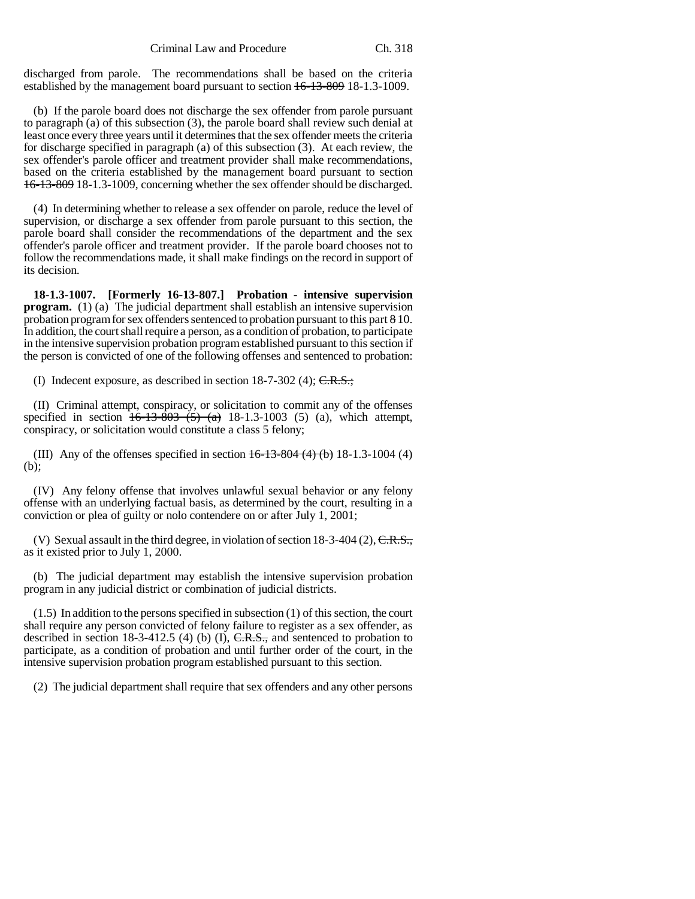discharged from parole. The recommendations shall be based on the criteria established by the management board pursuant to section ~~16-13-809~~ 18-1.3-1009.

(b) If the parole board does not discharge the sex offender from parole pursuant to paragraph (a) of this subsection (3), the parole board shall review such denial at least once every three years until it determines that the sex offender meets the criteria for discharge specified in paragraph (a) of this subsection (3). At each review, the sex offender's parole officer and treatment provider shall make recommendations, based on the criteria established by the management board pursuant to section ~~16-13-809~~ 18-1.3-1009, concerning whether the sex offender should be discharged.

(4) In determining whether to release a sex offender on parole, reduce the level of supervision, or discharge a sex offender from parole pursuant to this section, the parole board shall consider the recommendations of the department and the sex offender's parole officer and treatment provider. If the parole board chooses not to follow the recommendations made, it shall make findings on the record in support of its decision.

**18-1.3-1007. [Formerly 16-13-807.] Probation - intensive supervision program.** (1) (a) The judicial department shall establish an intensive supervision probation program for sex offenders sentenced to probation pursuant to this part ~~8~~ 10. In addition, the court shall require a person, as a condition of probation, to participate in the intensive supervision probation program established pursuant to this section if the person is convicted of one of the following offenses and sentenced to probation:

(I) Indecent exposure, as described in section 18-7-302 (4); ~~C.R.S.;~~

(II) Criminal attempt, conspiracy, or solicitation to commit any of the offenses specified in section ~~16-13-803 (5) (a)~~ 18-1.3-1003 (5) (a), which attempt, conspiracy, or solicitation would constitute a class 5 felony;

(III) Any of the offenses specified in section ~~16-13-804 (4) (b)~~ 18-1.3-1004 (4) (b);

(IV) Any felony offense that involves unlawful sexual behavior or any felony offense with an underlying factual basis, as determined by the court, resulting in a conviction or plea of guilty or nolo contendere on or after July 1, 2001;

(V) Sexual assault in the third degree, in violation of section 18-3-404 (2), ~~C.R.S.,~~ as it existed prior to July 1, 2000.

(b) The judicial department may establish the intensive supervision probation program in any judicial district or combination of judicial districts.

(1.5) In addition to the persons specified in subsection (1) of this section, the court shall require any person convicted of felony failure to register as a sex offender, as described in section 18-3-412.5 (4) (b) (I), ~~C.R.S.,~~ and sentenced to probation to participate, as a condition of probation and until further order of the court, in the intensive supervision probation program established pursuant to this section.

(2) The judicial department shall require that sex offenders and any other persons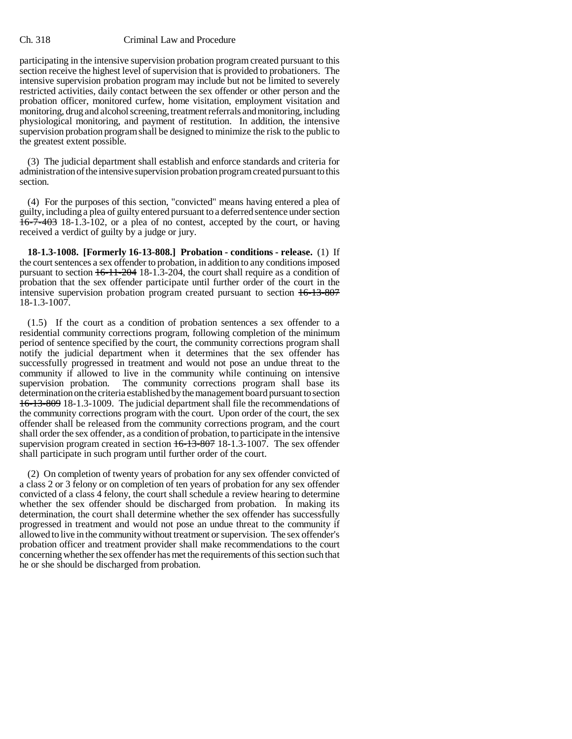participating in the intensive supervision probation program created pursuant to this section receive the highest level of supervision that is provided to probationers. The intensive supervision probation program may include but not be limited to severely restricted activities, daily contact between the sex offender or other person and the probation officer, monitored curfew, home visitation, employment visitation and monitoring, drug and alcohol screening, treatment referrals and monitoring, including physiological monitoring, and payment of restitution. In addition, the intensive supervision probation program shall be designed to minimize the risk to the public to the greatest extent possible.

(3) The judicial department shall establish and enforce standards and criteria for administration of the intensive supervision probation program created pursuant to this section.

(4) For the purposes of this section, "convicted" means having entered a plea of guilty, including a plea of guilty entered pursuant to a deferred sentence under section ~~16-7-403~~ 18-1.3-102, or a plea of no contest, accepted by the court, or having received a verdict of guilty by a judge or jury.

**18-1.3-1008. [Formerly 16-13-808.] Probation - conditions - release.** (1) If the court sentences a sex offender to probation, in addition to any conditions imposed pursuant to section ~~16-11-204~~ 18-1.3-204, the court shall require as a condition of probation that the sex offender participate until further order of the court in the intensive supervision probation program created pursuant to section ~~16-13-807~~ 18-1.3-1007.

(1.5) If the court as a condition of probation sentences a sex offender to a residential community corrections program, following completion of the minimum period of sentence specified by the court, the community corrections program shall notify the judicial department when it determines that the sex offender has successfully progressed in treatment and would not pose an undue threat to the community if allowed to live in the community while continuing on intensive supervision probation. The community corrections program shall base its determination on the criteria established by the management board pursuant to section ~~16-13-809~~ 18-1.3-1009. The judicial department shall file the recommendations of the community corrections program with the court. Upon order of the court, the sex offender shall be released from the community corrections program, and the court shall order the sex offender, as a condition of probation, to participate in the intensive supervision program created in section ~~16-13-807~~ 18-1.3-1007. The sex offender shall participate in such program until further order of the court.

(2) On completion of twenty years of probation for any sex offender convicted of a class 2 or 3 felony or on completion of ten years of probation for any sex offender convicted of a class 4 felony, the court shall schedule a review hearing to determine whether the sex offender should be discharged from probation. In making its determination, the court shall determine whether the sex offender has successfully progressed in treatment and would not pose an undue threat to the community if allowed to live in the community without treatment or supervision. The sex offender's probation officer and treatment provider shall make recommendations to the court concerning whether the sex offender has met the requirements of this section such that he or she should be discharged from probation.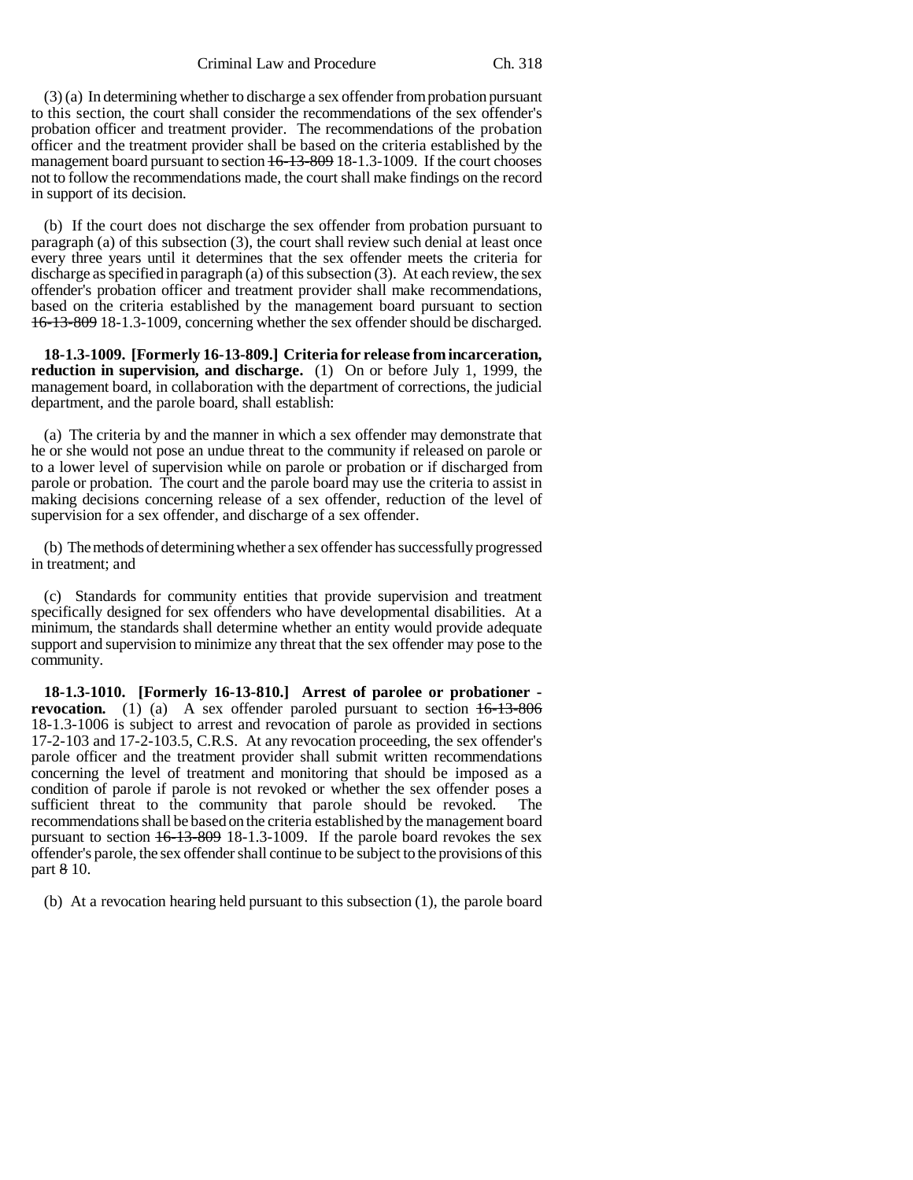(3) (a) In determining whether to discharge a sex offender from probation pursuant to this section, the court shall consider the recommendations of the sex offender's probation officer and treatment provider. The recommendations of the probation officer and the treatment provider shall be based on the criteria established by the management board pursuant to section ~~16-13-809~~ 18-1.3-1009. If the court chooses not to follow the recommendations made, the court shall make findings on the record in support of its decision.

(b) If the court does not discharge the sex offender from probation pursuant to paragraph (a) of this subsection (3), the court shall review such denial at least once every three years until it determines that the sex offender meets the criteria for discharge as specified in paragraph (a) of this subsection (3). At each review, the sex offender's probation officer and treatment provider shall make recommendations, based on the criteria established by the management board pursuant to section ~~16-13-809~~ 18-1.3-1009, concerning whether the sex offender should be discharged.

**18-1.3-1009. [Formerly 16-13-809.] Criteria for release from incarceration, reduction in supervision, and discharge.** (1) On or before July 1, 1999, the management board, in collaboration with the department of corrections, the judicial department, and the parole board, shall establish:

(a) The criteria by and the manner in which a sex offender may demonstrate that he or she would not pose an undue threat to the community if released on parole or to a lower level of supervision while on parole or probation or if discharged from parole or probation. The court and the parole board may use the criteria to assist in making decisions concerning release of a sex offender, reduction of the level of supervision for a sex offender, and discharge of a sex offender.

(b) The methods of determining whether a sex offender has successfully progressed in treatment; and

(c) Standards for community entities that provide supervision and treatment specifically designed for sex offenders who have developmental disabilities. At a minimum, the standards shall determine whether an entity would provide adequate support and supervision to minimize any threat that the sex offender may pose to the community.

**18-1.3-1010. [Formerly 16-13-810.] Arrest of parolee or probationer - revocation.** (1) (a) A sex offender paroled pursuant to section ~~16-13-806~~ 18-1.3-1006 is subject to arrest and revocation of parole as provided in sections 17-2-103 and 17-2-103.5, C.R.S. At any revocation proceeding, the sex offender's parole officer and the treatment provider shall submit written recommendations concerning the level of treatment and monitoring that should be imposed as a condition of parole if parole is not revoked or whether the sex offender poses a sufficient threat to the community that parole should be revoked. The recommendations shall be based on the criteria established by the management board pursuant to section ~~16-13-809~~ 18-1.3-1009. If the parole board revokes the sex offender's parole, the sex offender shall continue to be subject to the provisions of this part ~~8~~ 10.

(b) At a revocation hearing held pursuant to this subsection (1), the parole board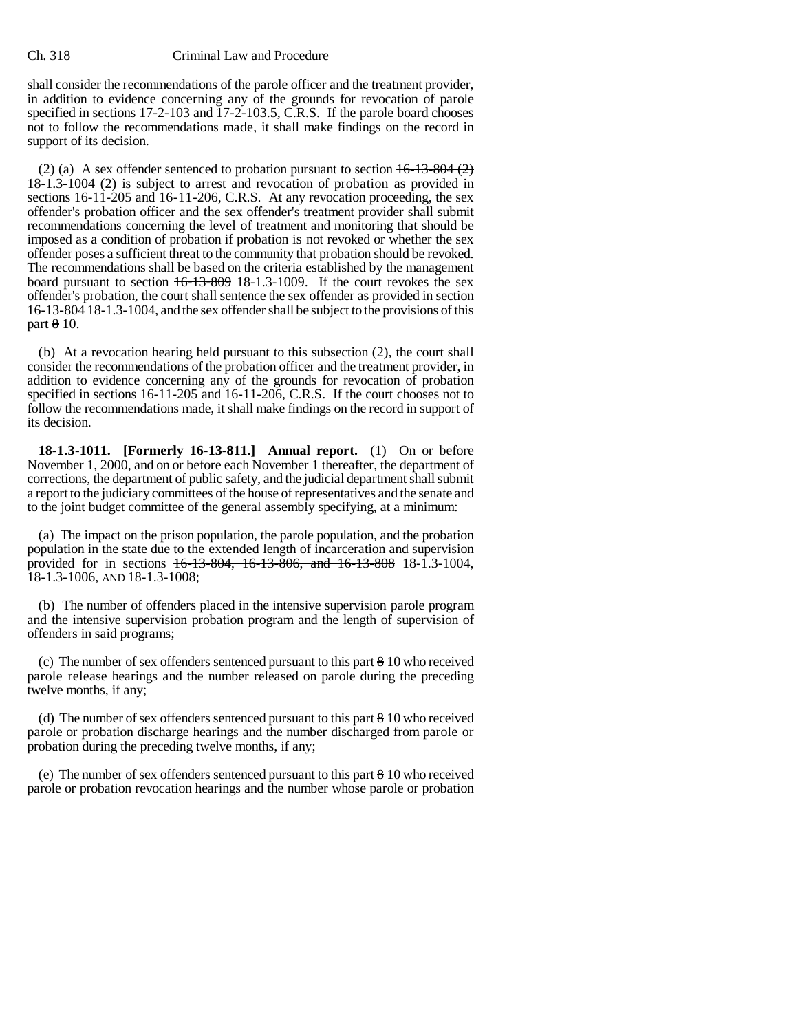shall consider the recommendations of the parole officer and the treatment provider, in addition to evidence concerning any of the grounds for revocation of parole specified in sections 17-2-103 and 17-2-103.5, C.R.S. If the parole board chooses not to follow the recommendations made, it shall make findings on the record in support of its decision.

(2) (a) A sex offender sentenced to probation pursuant to section ~~16-13-804 (2)~~ 18-1.3-1004 (2) is subject to arrest and revocation of probation as provided in sections 16-11-205 and 16-11-206, C.R.S. At any revocation proceeding, the sex offender's probation officer and the sex offender's treatment provider shall submit recommendations concerning the level of treatment and monitoring that should be imposed as a condition of probation if probation is not revoked or whether the sex offender poses a sufficient threat to the community that probation should be revoked. The recommendations shall be based on the criteria established by the management board pursuant to section ~~16-13-809~~ 18-1.3-1009. If the court revokes the sex offender's probation, the court shall sentence the sex offender as provided in section ~~16-13-804~~ 18-1.3-1004, and the sex offender shall be subject to the provisions of this part ~~8~~ 10.

(b) At a revocation hearing held pursuant to this subsection (2), the court shall consider the recommendations of the probation officer and the treatment provider, in addition to evidence concerning any of the grounds for revocation of probation specified in sections 16-11-205 and 16-11-206, C.R.S. If the court chooses not to follow the recommendations made, it shall make findings on the record in support of its decision.

**18-1.3-1011. [Formerly 16-13-811.] Annual report.** (1) On or before November 1, 2000, and on or before each November 1 thereafter, the department of corrections, the department of public safety, and the judicial department shall submit a report to the judiciary committees of the house of representatives and the senate and to the joint budget committee of the general assembly specifying, at a minimum:

(a) The impact on the prison population, the parole population, and the probation population in the state due to the extended length of incarceration and supervision provided for in sections ~~16-13-804, 16-13-806, and 16-13-808~~ 18-1.3-1004, 18-1.3-1006, AND 18-1.3-1008;

(b) The number of offenders placed in the intensive supervision parole program and the intensive supervision probation program and the length of supervision of offenders in said programs;

(c) The number of sex offenders sentenced pursuant to this part ~~8~~ 10 who received parole release hearings and the number released on parole during the preceding twelve months, if any;

(d) The number of sex offenders sentenced pursuant to this part ~~8~~ 10 who received parole or probation discharge hearings and the number discharged from parole or probation during the preceding twelve months, if any;

(e) The number of sex offenders sentenced pursuant to this part ~~8~~ 10 who received parole or probation revocation hearings and the number whose parole or probation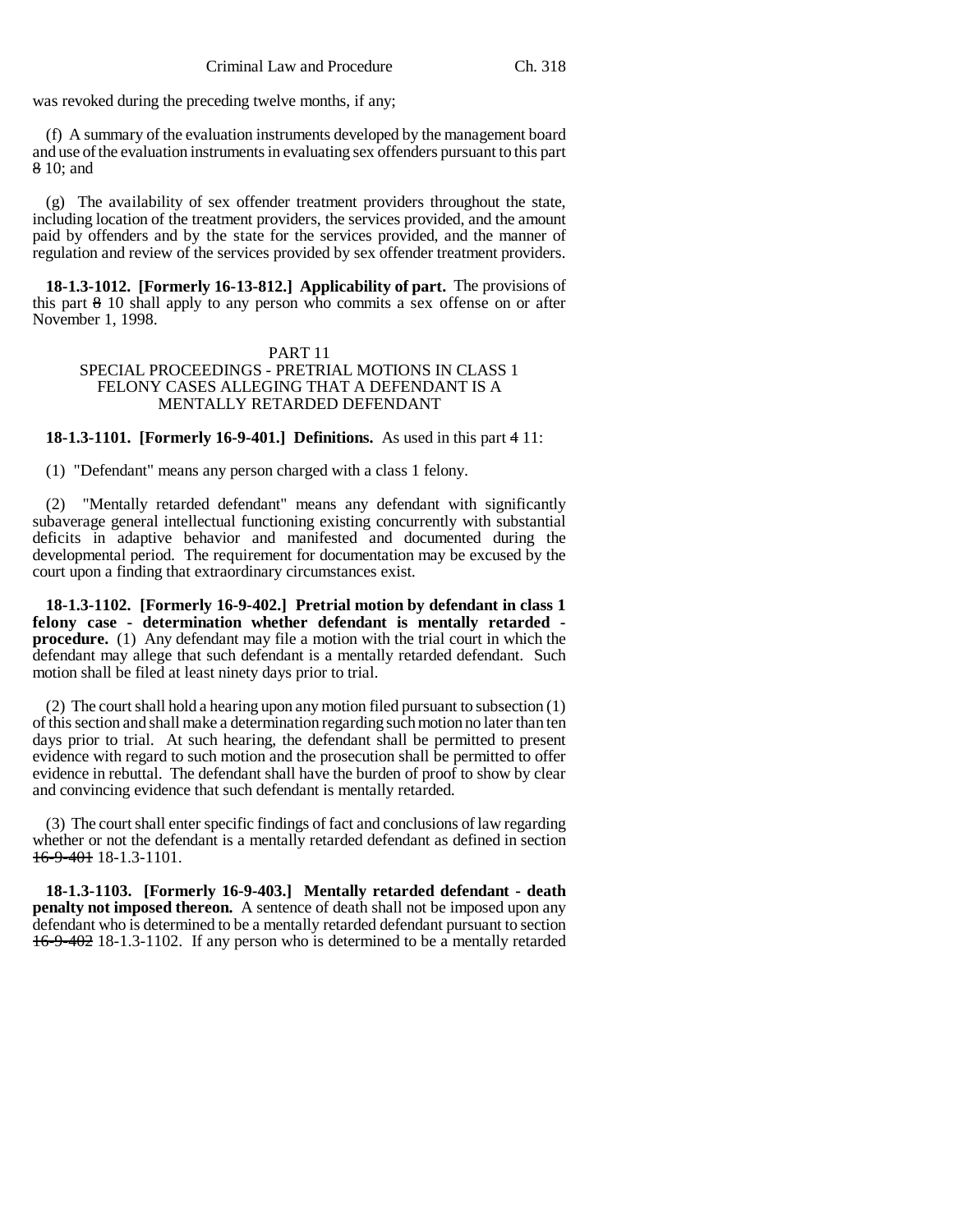was revoked during the preceding twelve months, if any;

(f) A summary of the evaluation instruments developed by the management board and use of the evaluation instruments in evaluating sex offenders pursuant to this part ~~8~~ 10; and

(g) The availability of sex offender treatment providers throughout the state, including location of the treatment providers, the services provided, and the amount paid by offenders and by the state for the services provided, and the manner of regulation and review of the services provided by sex offender treatment providers.

**18-1.3-1012. [Formerly 16-13-812.] Applicability of part.** The provisions of this part ~~8~~ 10 shall apply to any person who commits a sex offense on or after November 1, 1998.

PART 11
SPECIAL PROCEEDINGS - PRETRIAL MOTIONS IN CLASS 1 FELONY CASES ALLEGING THAT A DEFENDANT IS A MENTALLY RETARDED DEFENDANT

**18-1.3-1101. [Formerly 16-9-401.] Definitions.** As used in this part ~~4~~ 11:

(1) "Defendant" means any person charged with a class 1 felony.

(2) "Mentally retarded defendant" means any defendant with significantly subaverage general intellectual functioning existing concurrently with substantial deficits in adaptive behavior and manifested and documented during the developmental period. The requirement for documentation may be excused by the court upon a finding that extraordinary circumstances exist.

**18-1.3-1102. [Formerly 16-9-402.] Pretrial motion by defendant in class 1 felony case - determination whether defendant is mentally retarded - procedure.** (1) Any defendant may file a motion with the trial court in which the defendant may allege that such defendant is a mentally retarded defendant. Such motion shall be filed at least ninety days prior to trial.

(2) The court shall hold a hearing upon any motion filed pursuant to subsection (1) of this section and shall make a determination regarding such motion no later than ten days prior to trial. At such hearing, the defendant shall be permitted to present evidence with regard to such motion and the prosecution shall be permitted to offer evidence in rebuttal. The defendant shall have the burden of proof to show by clear and convincing evidence that such defendant is mentally retarded.

(3) The court shall enter specific findings of fact and conclusions of law regarding whether or not the defendant is a mentally retarded defendant as defined in section ~~16-9-401~~ 18-1.3-1101.

**18-1.3-1103. [Formerly 16-9-403.] Mentally retarded defendant - death penalty not imposed thereon.** A sentence of death shall not be imposed upon any defendant who is determined to be a mentally retarded defendant pursuant to section ~~16-9-402~~ 18-1.3-1102. If any person who is determined to be a mentally retarded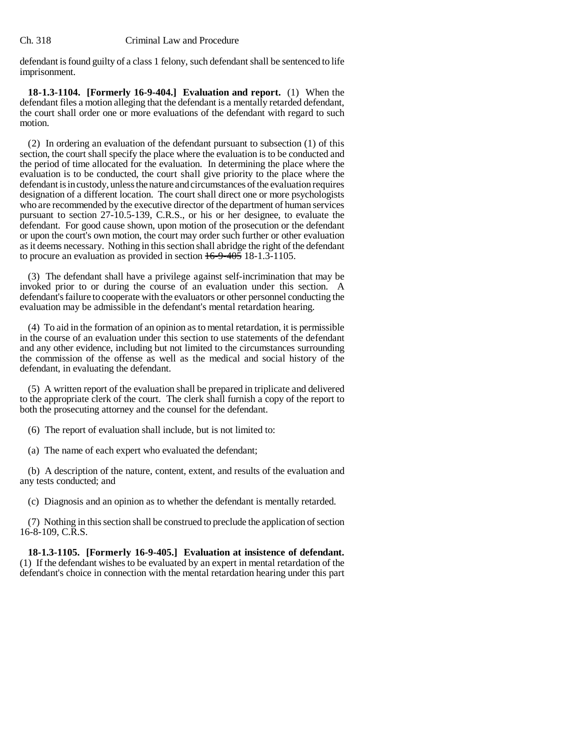defendant is found guilty of a class 1 felony, such defendant shall be sentenced to life imprisonment.

**18-1.3-1104. [Formerly 16-9-404.] Evaluation and report.** (1) When the defendant files a motion alleging that the defendant is a mentally retarded defendant, the court shall order one or more evaluations of the defendant with regard to such motion.

(2) In ordering an evaluation of the defendant pursuant to subsection (1) of this section, the court shall specify the place where the evaluation is to be conducted and the period of time allocated for the evaluation. In determining the place where the evaluation is to be conducted, the court shall give priority to the place where the defendant is in custody, unless the nature and circumstances of the evaluation requires designation of a different location. The court shall direct one or more psychologists who are recommended by the executive director of the department of human services pursuant to section 27-10.5-139, C.R.S., or his or her designee, to evaluate the defendant. For good cause shown, upon motion of the prosecution or the defendant or upon the court's own motion, the court may order such further or other evaluation as it deems necessary. Nothing in this section shall abridge the right of the defendant to procure an evaluation as provided in section ~~16-9-405~~ 18-1.3-1105.

(3) The defendant shall have a privilege against self-incrimination that may be invoked prior to or during the course of an evaluation under this section. A defendant's failure to cooperate with the evaluators or other personnel conducting the evaluation may be admissible in the defendant's mental retardation hearing.

(4) To aid in the formation of an opinion as to mental retardation, it is permissible in the course of an evaluation under this section to use statements of the defendant and any other evidence, including but not limited to the circumstances surrounding the commission of the offense as well as the medical and social history of the defendant, in evaluating the defendant.

(5) A written report of the evaluation shall be prepared in triplicate and delivered to the appropriate clerk of the court. The clerk shall furnish a copy of the report to both the prosecuting attorney and the counsel for the defendant.

(6) The report of evaluation shall include, but is not limited to:

(a) The name of each expert who evaluated the defendant;

(b) A description of the nature, content, extent, and results of the evaluation and any tests conducted; and

(c) Diagnosis and an opinion as to whether the defendant is mentally retarded.

(7) Nothing in this section shall be construed to preclude the application of section 16-8-109, C.R.S.

**18-1.3-1105. [Formerly 16-9-405.] Evaluation at insistence of defendant.** (1) If the defendant wishes to be evaluated by an expert in mental retardation of the defendant's choice in connection with the mental retardation hearing under this part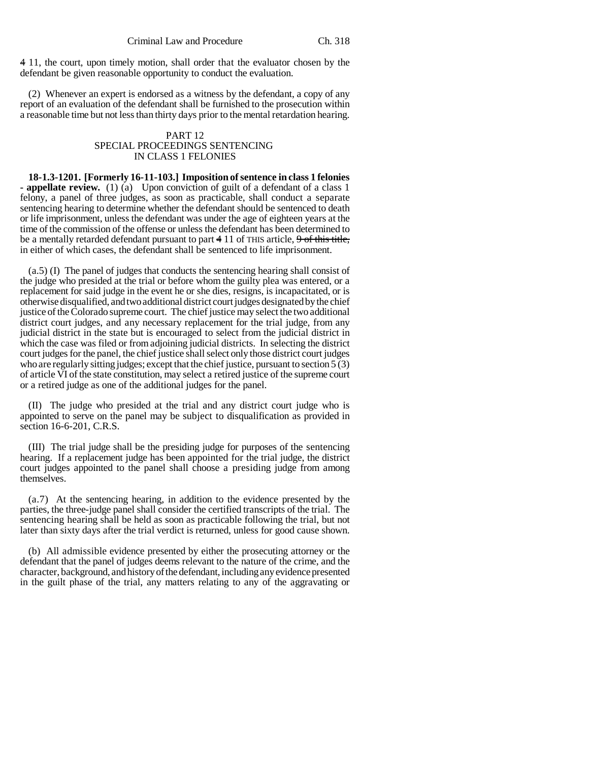~~4~~ 11, the court, upon timely motion, shall order that the evaluator chosen by the defendant be given reasonable opportunity to conduct the evaluation.

(2) Whenever an expert is endorsed as a witness by the defendant, a copy of any report of an evaluation of the defendant shall be furnished to the prosecution within a reasonable time but not less than thirty days prior to the mental retardation hearing.

PART 12
SPECIAL PROCEEDINGS SENTENCING
IN CLASS 1 FELONIES

**18-1.3-1201. [Formerly 16-11-103.] Imposition of sentence in class 1 felonies - appellate review.** (1) (a) Upon conviction of guilt of a defendant of a class 1 felony, a panel of three judges, as soon as practicable, shall conduct a separate sentencing hearing to determine whether the defendant should be sentenced to death or life imprisonment, unless the defendant was under the age of eighteen years at the time of the commission of the offense or unless the defendant has been determined to be a mentally retarded defendant pursuant to part ~~4~~ 11 of THIS article, ~~9 of this title,~~ in either of which cases, the defendant shall be sentenced to life imprisonment.

(a.5) (I) The panel of judges that conducts the sentencing hearing shall consist of the judge who presided at the trial or before whom the guilty plea was entered, or a replacement for said judge in the event he or she dies, resigns, is incapacitated, or is otherwise disqualified, and two additional district court judges designated by the chief justice of the Colorado supreme court. The chief justice may select the two additional district court judges, and any necessary replacement for the trial judge, from any judicial district in the state but is encouraged to select from the judicial district in which the case was filed or from adjoining judicial districts. In selecting the district court judges for the panel, the chief justice shall select only those district court judges who are regularly sitting judges; except that the chief justice, pursuant to section 5 (3) of article VI of the state constitution, may select a retired justice of the supreme court or a retired judge as one of the additional judges for the panel.

(II) The judge who presided at the trial and any district court judge who is appointed to serve on the panel may be subject to disqualification as provided in section 16-6-201, C.R.S.

(III) The trial judge shall be the presiding judge for purposes of the sentencing hearing. If a replacement judge has been appointed for the trial judge, the district court judges appointed to the panel shall choose a presiding judge from among themselves.

(a.7) At the sentencing hearing, in addition to the evidence presented by the parties, the three-judge panel shall consider the certified transcripts of the trial. The sentencing hearing shall be held as soon as practicable following the trial, but not later than sixty days after the trial verdict is returned, unless for good cause shown.

(b) All admissible evidence presented by either the prosecuting attorney or the defendant that the panel of judges deems relevant to the nature of the crime, and the character, background, and history of the defendant, including any evidence presented in the guilt phase of the trial, any matters relating to any of the aggravating or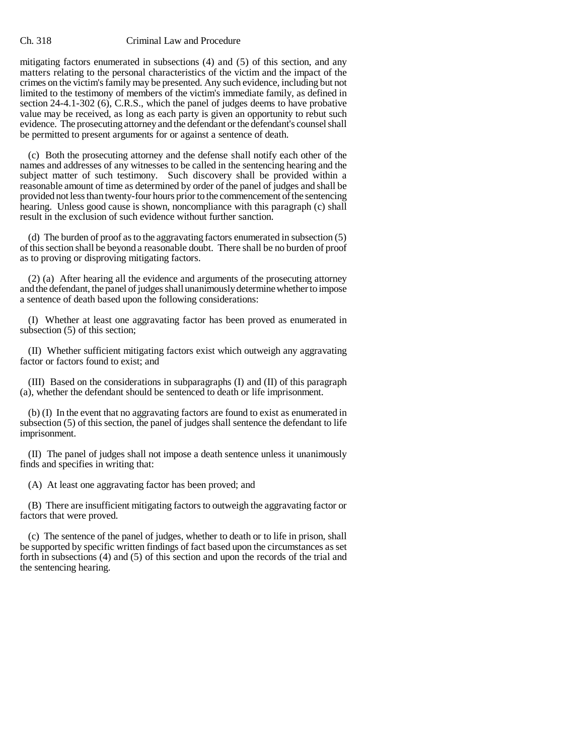mitigating factors enumerated in subsections (4) and (5) of this section, and any matters relating to the personal characteristics of the victim and the impact of the crimes on the victim's family may be presented. Any such evidence, including but not limited to the testimony of members of the victim's immediate family, as defined in section 24-4.1-302 (6), C.R.S., which the panel of judges deems to have probative value may be received, as long as each party is given an opportunity to rebut such evidence. The prosecuting attorney and the defendant or the defendant's counsel shall be permitted to present arguments for or against a sentence of death.

(c) Both the prosecuting attorney and the defense shall notify each other of the names and addresses of any witnesses to be called in the sentencing hearing and the subject matter of such testimony. Such discovery shall be provided within a reasonable amount of time as determined by order of the panel of judges and shall be provided not less than twenty-four hours prior to the commencement of the sentencing hearing. Unless good cause is shown, noncompliance with this paragraph (c) shall result in the exclusion of such evidence without further sanction.

(d) The burden of proof as to the aggravating factors enumerated in subsection (5) of this section shall be beyond a reasonable doubt. There shall be no burden of proof as to proving or disproving mitigating factors.

(2) (a) After hearing all the evidence and arguments of the prosecuting attorney and the defendant, the panel of judges shall unanimously determine whether to impose a sentence of death based upon the following considerations:

(I) Whether at least one aggravating factor has been proved as enumerated in subsection (5) of this section;

(II) Whether sufficient mitigating factors exist which outweigh any aggravating factor or factors found to exist; and

(III) Based on the considerations in subparagraphs (I) and (II) of this paragraph (a), whether the defendant should be sentenced to death or life imprisonment.

(b) (I) In the event that no aggravating factors are found to exist as enumerated in subsection (5) of this section, the panel of judges shall sentence the defendant to life imprisonment.

(II) The panel of judges shall not impose a death sentence unless it unanimously finds and specifies in writing that:

(A) At least one aggravating factor has been proved; and

(B) There are insufficient mitigating factors to outweigh the aggravating factor or factors that were proved.

(c) The sentence of the panel of judges, whether to death or to life in prison, shall be supported by specific written findings of fact based upon the circumstances as set forth in subsections (4) and (5) of this section and upon the records of the trial and the sentencing hearing.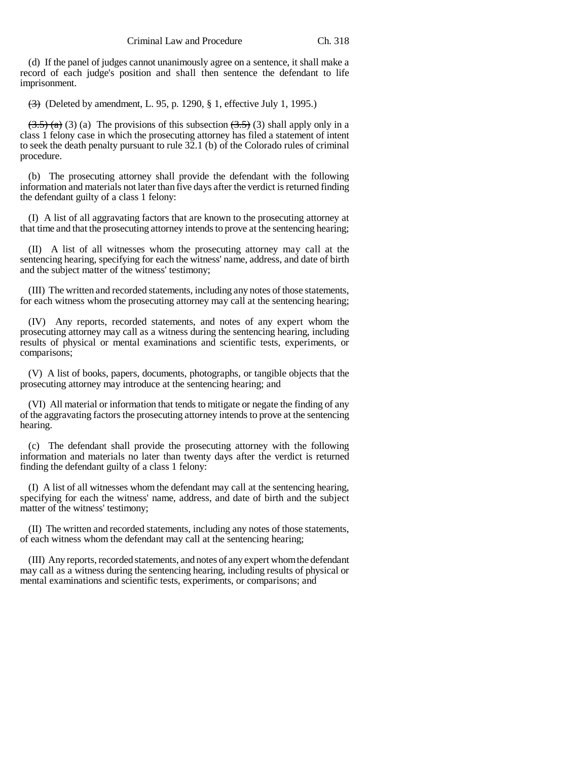(d) If the panel of judges cannot unanimously agree on a sentence, it shall make a record of each judge's position and shall then sentence the defendant to life imprisonment.

~~(3)~~ (Deleted by amendment, L. 95, p. 1290, § 1, effective July 1, 1995.)

~~(3.5) (a)~~ (3) (a) The provisions of this subsection ~~(3.5)~~ (3) shall apply only in a class 1 felony case in which the prosecuting attorney has filed a statement of intent to seek the death penalty pursuant to rule 32.1 (b) of the Colorado rules of criminal procedure.

(b) The prosecuting attorney shall provide the defendant with the following information and materials not later than five days after the verdict is returned finding the defendant guilty of a class 1 felony:

(I) A list of all aggravating factors that are known to the prosecuting attorney at that time and that the prosecuting attorney intends to prove at the sentencing hearing;

(II) A list of all witnesses whom the prosecuting attorney may call at the sentencing hearing, specifying for each the witness' name, address, and date of birth and the subject matter of the witness' testimony;

(III) The written and recorded statements, including any notes of those statements, for each witness whom the prosecuting attorney may call at the sentencing hearing;

(IV) Any reports, recorded statements, and notes of any expert whom the prosecuting attorney may call as a witness during the sentencing hearing, including results of physical or mental examinations and scientific tests, experiments, or comparisons;

(V) A list of books, papers, documents, photographs, or tangible objects that the prosecuting attorney may introduce at the sentencing hearing; and

(VI) All material or information that tends to mitigate or negate the finding of any of the aggravating factors the prosecuting attorney intends to prove at the sentencing hearing.

(c) The defendant shall provide the prosecuting attorney with the following information and materials no later than twenty days after the verdict is returned finding the defendant guilty of a class 1 felony:

(I) A list of all witnesses whom the defendant may call at the sentencing hearing, specifying for each the witness' name, address, and date of birth and the subject matter of the witness' testimony;

(II) The written and recorded statements, including any notes of those statements, of each witness whom the defendant may call at the sentencing hearing;

(III) Any reports, recorded statements, and notes of any expert whom the defendant may call as a witness during the sentencing hearing, including results of physical or mental examinations and scientific tests, experiments, or comparisons; and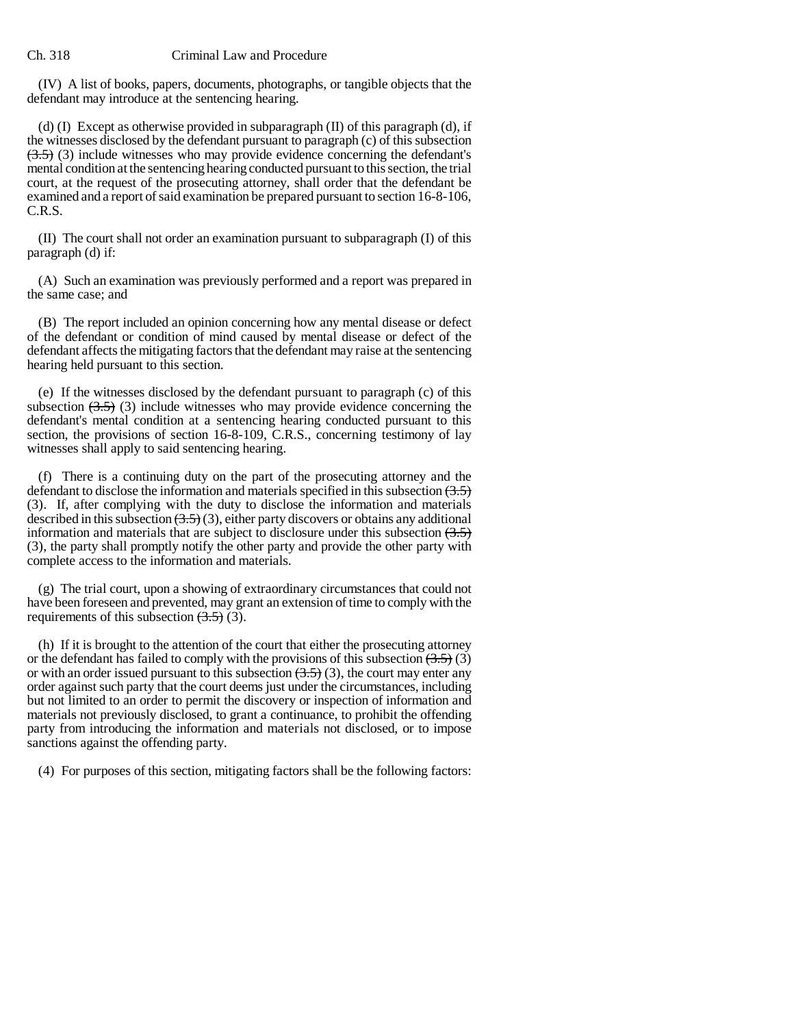(IV) A list of books, papers, documents, photographs, or tangible objects that the defendant may introduce at the sentencing hearing.

(d) (I) Except as otherwise provided in subparagraph (II) of this paragraph (d), if the witnesses disclosed by the defendant pursuant to paragraph (c) of this subsection ~~(3.5)~~ (3) include witnesses who may provide evidence concerning the defendant's mental condition at the sentencing hearing conducted pursuant to this section, the trial court, at the request of the prosecuting attorney, shall order that the defendant be examined and a report of said examination be prepared pursuant to section 16-8-106, C.R.S.

(II) The court shall not order an examination pursuant to subparagraph (I) of this paragraph (d) if:

(A) Such an examination was previously performed and a report was prepared in the same case; and

(B) The report included an opinion concerning how any mental disease or defect of the defendant or condition of mind caused by mental disease or defect of the defendant affects the mitigating factors that the defendant may raise at the sentencing hearing held pursuant to this section.

(e) If the witnesses disclosed by the defendant pursuant to paragraph (c) of this subsection ~~(3.5)~~ (3) include witnesses who may provide evidence concerning the defendant's mental condition at a sentencing hearing conducted pursuant to this section, the provisions of section 16-8-109, C.R.S., concerning testimony of lay witnesses shall apply to said sentencing hearing.

(f) There is a continuing duty on the part of the prosecuting attorney and the defendant to disclose the information and materials specified in this subsection ~~(3.5)~~ (3). If, after complying with the duty to disclose the information and materials described in this subsection ~~(3.5)~~ (3), either party discovers or obtains any additional information and materials that are subject to disclosure under this subsection ~~(3.5)~~ (3), the party shall promptly notify the other party and provide the other party with complete access to the information and materials.

(g) The trial court, upon a showing of extraordinary circumstances that could not have been foreseen and prevented, may grant an extension of time to comply with the requirements of this subsection ~~(3.5)~~ (3).

(h) If it is brought to the attention of the court that either the prosecuting attorney or the defendant has failed to comply with the provisions of this subsection ~~(3.5)~~ (3) or with an order issued pursuant to this subsection ~~(3.5)~~ (3), the court may enter any order against such party that the court deems just under the circumstances, including but not limited to an order to permit the discovery or inspection of information and materials not previously disclosed, to grant a continuance, to prohibit the offending party from introducing the information and materials not disclosed, or to impose sanctions against the offending party.

(4) For purposes of this section, mitigating factors shall be the following factors: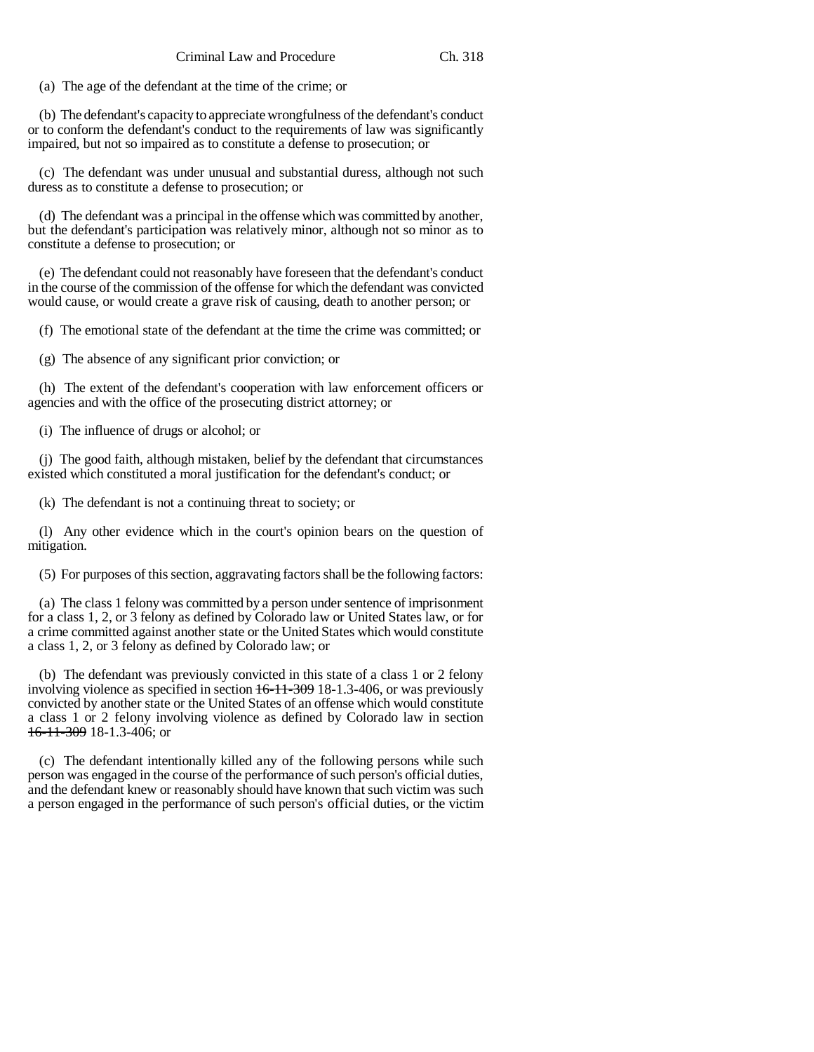(a) The age of the defendant at the time of the crime; or

(b) The defendant's capacity to appreciate wrongfulness of the defendant's conduct or to conform the defendant's conduct to the requirements of law was significantly impaired, but not so impaired as to constitute a defense to prosecution; or

(c) The defendant was under unusual and substantial duress, although not such duress as to constitute a defense to prosecution; or

(d) The defendant was a principal in the offense which was committed by another, but the defendant's participation was relatively minor, although not so minor as to constitute a defense to prosecution; or

(e) The defendant could not reasonably have foreseen that the defendant's conduct in the course of the commission of the offense for which the defendant was convicted would cause, or would create a grave risk of causing, death to another person; or

(f) The emotional state of the defendant at the time the crime was committed; or

(g) The absence of any significant prior conviction; or

(h) The extent of the defendant's cooperation with law enforcement officers or agencies and with the office of the prosecuting district attorney; or

(i) The influence of drugs or alcohol; or

(j) The good faith, although mistaken, belief by the defendant that circumstances existed which constituted a moral justification for the defendant's conduct; or

(k) The defendant is not a continuing threat to society; or

(l) Any other evidence which in the court's opinion bears on the question of mitigation.

(5) For purposes of this section, aggravating factors shall be the following factors:

(a) The class 1 felony was committed by a person under sentence of imprisonment for a class 1, 2, or 3 felony as defined by Colorado law or United States law, or for a crime committed against another state or the United States which would constitute a class 1, 2, or 3 felony as defined by Colorado law; or

(b) The defendant was previously convicted in this state of a class 1 or 2 felony involving violence as specified in section ~~16-11-309~~ 18-1.3-406, or was previously convicted by another state or the United States of an offense which would constitute a class 1 or 2 felony involving violence as defined by Colorado law in section ~~16-11-309~~ 18-1.3-406; or

(c) The defendant intentionally killed any of the following persons while such person was engaged in the course of the performance of such person's official duties, and the defendant knew or reasonably should have known that such victim was such a person engaged in the performance of such person's official duties, or the victim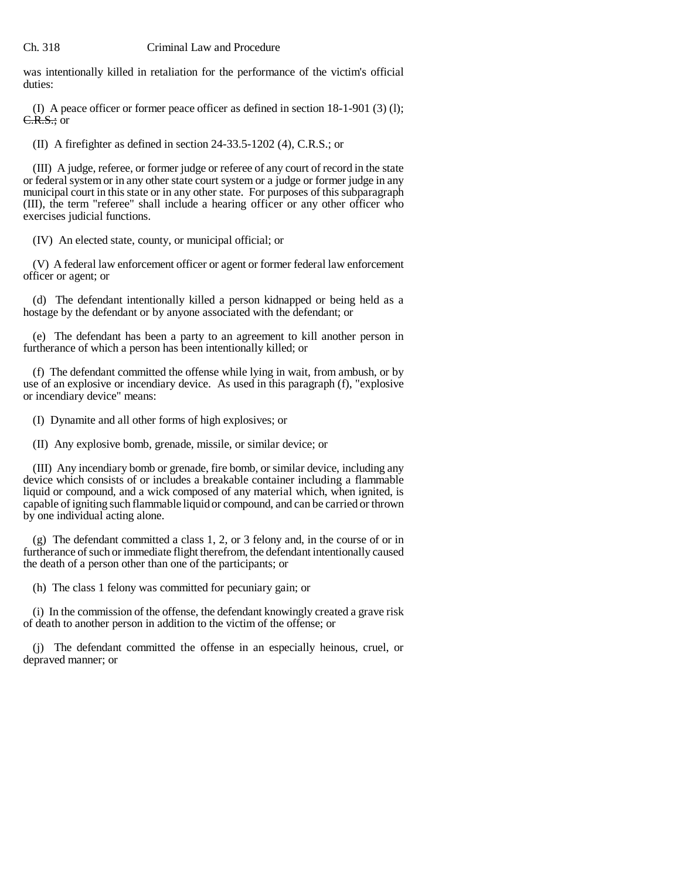was intentionally killed in retaliation for the performance of the victim's official duties:

(I) A peace officer or former peace officer as defined in section 18-1-901 (3) (l); ~~C.R.S.;~~ or

(II) A firefighter as defined in section 24-33.5-1202 (4), C.R.S.; or

(III) A judge, referee, or former judge or referee of any court of record in the state or federal system or in any other state court system or a judge or former judge in any municipal court in this state or in any other state. For purposes of this subparagraph (III), the term "referee" shall include a hearing officer or any other officer who exercises judicial functions.

(IV) An elected state, county, or municipal official; or

(V) A federal law enforcement officer or agent or former federal law enforcement officer or agent; or

(d) The defendant intentionally killed a person kidnapped or being held as a hostage by the defendant or by anyone associated with the defendant; or

(e) The defendant has been a party to an agreement to kill another person in furtherance of which a person has been intentionally killed; or

(f) The defendant committed the offense while lying in wait, from ambush, or by use of an explosive or incendiary device. As used in this paragraph (f), "explosive or incendiary device" means:

(I) Dynamite and all other forms of high explosives; or

(II) Any explosive bomb, grenade, missile, or similar device; or

(III) Any incendiary bomb or grenade, fire bomb, or similar device, including any device which consists of or includes a breakable container including a flammable liquid or compound, and a wick composed of any material which, when ignited, is capable of igniting such flammable liquid or compound, and can be carried or thrown by one individual acting alone.

(g) The defendant committed a class 1, 2, or 3 felony and, in the course of or in furtherance of such or immediate flight therefrom, the defendant intentionally caused the death of a person other than one of the participants; or

(h) The class 1 felony was committed for pecuniary gain; or

(i) In the commission of the offense, the defendant knowingly created a grave risk of death to another person in addition to the victim of the offense; or

(j) The defendant committed the offense in an especially heinous, cruel, or depraved manner; or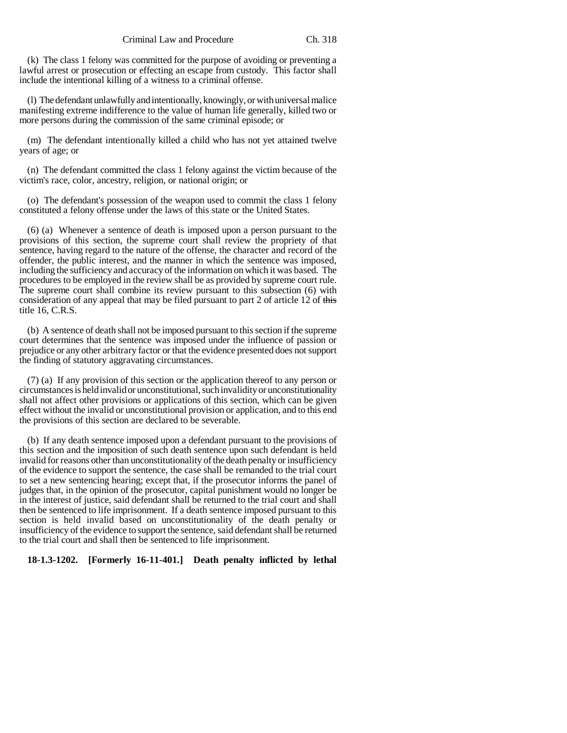(k) The class 1 felony was committed for the purpose of avoiding or preventing a lawful arrest or prosecution or effecting an escape from custody. This factor shall include the intentional killing of a witness to a criminal offense.

(l) The defendant unlawfully and intentionally, knowingly, or with universal malice manifesting extreme indifference to the value of human life generally, killed two or more persons during the commission of the same criminal episode; or

(m) The defendant intentionally killed a child who has not yet attained twelve years of age; or

(n) The defendant committed the class 1 felony against the victim because of the victim's race, color, ancestry, religion, or national origin; or

(o) The defendant's possession of the weapon used to commit the class 1 felony constituted a felony offense under the laws of this state or the United States.

(6) (a) Whenever a sentence of death is imposed upon a person pursuant to the provisions of this section, the supreme court shall review the propriety of that sentence, having regard to the nature of the offense, the character and record of the offender, the public interest, and the manner in which the sentence was imposed, including the sufficiency and accuracy of the information on which it was based. The procedures to be employed in the review shall be as provided by supreme court rule. The supreme court shall combine its review pursuant to this subsection (6) with consideration of any appeal that may be filed pursuant to part 2 of article 12 of ~~this~~ title 16, C.R.S.

(b) A sentence of death shall not be imposed pursuant to this section if the supreme court determines that the sentence was imposed under the influence of passion or prejudice or any other arbitrary factor or that the evidence presented does not support the finding of statutory aggravating circumstances.

(7) (a) If any provision of this section or the application thereof to any person or circumstances is held invalid or unconstitutional, such invalidity or unconstitutionality shall not affect other provisions or applications of this section, which can be given effect without the invalid or unconstitutional provision or application, and to this end the provisions of this section are declared to be severable.

(b) If any death sentence imposed upon a defendant pursuant to the provisions of this section and the imposition of such death sentence upon such defendant is held invalid for reasons other than unconstitutionality of the death penalty or insufficiency of the evidence to support the sentence, the case shall be remanded to the trial court to set a new sentencing hearing; except that, if the prosecutor informs the panel of judges that, in the opinion of the prosecutor, capital punishment would no longer be in the interest of justice, said defendant shall be returned to the trial court and shall then be sentenced to life imprisonment. If a death sentence imposed pursuant to this section is held invalid based on unconstitutionality of the death penalty or insufficiency of the evidence to support the sentence, said defendant shall be returned to the trial court and shall then be sentenced to life imprisonment.

**18-1.3-1202. [Formerly 16-11-401.] Death penalty inflicted by lethal**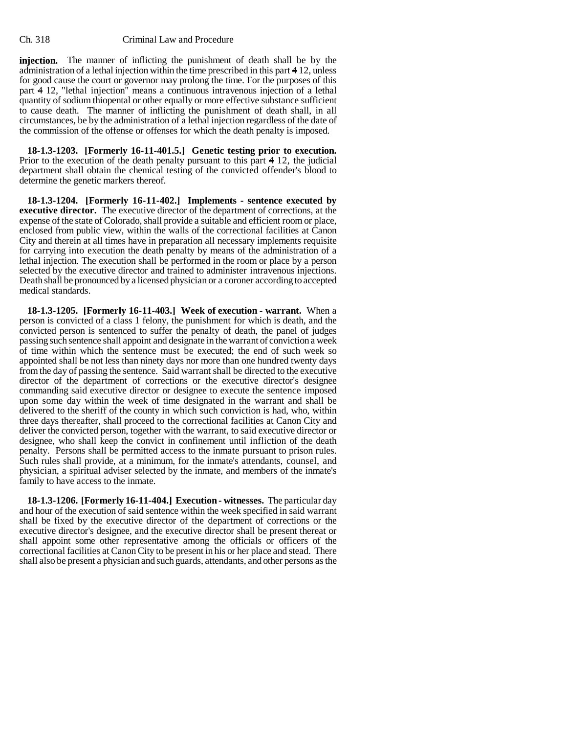**injection.** The manner of inflicting the punishment of death shall be by the administration of a lethal injection within the time prescribed in this part 4 12, unless for good cause the court or governor may prolong the time. For the purposes of this part 4 12, "lethal injection" means a continuous intravenous injection of a lethal quantity of sodium thiopental or other equally or more effective substance sufficient to cause death. The manner of inflicting the punishment of death shall, in all circumstances, be by the administration of a lethal injection regardless of the date of the commission of the offense or offenses for which the death penalty is imposed.

**18-1.3-1203. [Formerly 16-11-401.5.] Genetic testing prior to execution.** Prior to the execution of the death penalty pursuant to this part 4 12, the judicial department shall obtain the chemical testing of the convicted offender's blood to determine the genetic markers thereof.

**18-1.3-1204. [Formerly 16-11-402.] Implements - sentence executed by executive director.** The executive director of the department of corrections, at the expense of the state of Colorado, shall provide a suitable and efficient room or place, enclosed from public view, within the walls of the correctional facilities at Canon City and therein at all times have in preparation all necessary implements requisite for carrying into execution the death penalty by means of the administration of a lethal injection. The execution shall be performed in the room or place by a person selected by the executive director and trained to administer intravenous injections. Death shall be pronounced by a licensed physician or a coroner according to accepted medical standards.

**18-1.3-1205. [Formerly 16-11-403.] Week of execution - warrant.** When a person is convicted of a class 1 felony, the punishment for which is death, and the convicted person is sentenced to suffer the penalty of death, the panel of judges passing such sentence shall appoint and designate in the warrant of conviction a week of time within which the sentence must be executed; the end of such week so appointed shall be not less than ninety days nor more than one hundred twenty days from the day of passing the sentence. Said warrant shall be directed to the executive director of the department of corrections or the executive director's designee commanding said executive director or designee to execute the sentence imposed upon some day within the week of time designated in the warrant and shall be delivered to the sheriff of the county in which such conviction is had, who, within three days thereafter, shall proceed to the correctional facilities at Canon City and deliver the convicted person, together with the warrant, to said executive director or designee, who shall keep the convict in confinement until infliction of the death penalty. Persons shall be permitted access to the inmate pursuant to prison rules. Such rules shall provide, at a minimum, for the inmate's attendants, counsel, and physician, a spiritual adviser selected by the inmate, and members of the inmate's family to have access to the inmate.

**18-1.3-1206. [Formerly 16-11-404.] Execution - witnesses.** The particular day and hour of the execution of said sentence within the week specified in said warrant shall be fixed by the executive director of the department of corrections or the executive director's designee, and the executive director shall be present thereat or shall appoint some other representative among the officials or officers of the correctional facilities at Canon City to be present in his or her place and stead. There shall also be present a physician and such guards, attendants, and other persons as the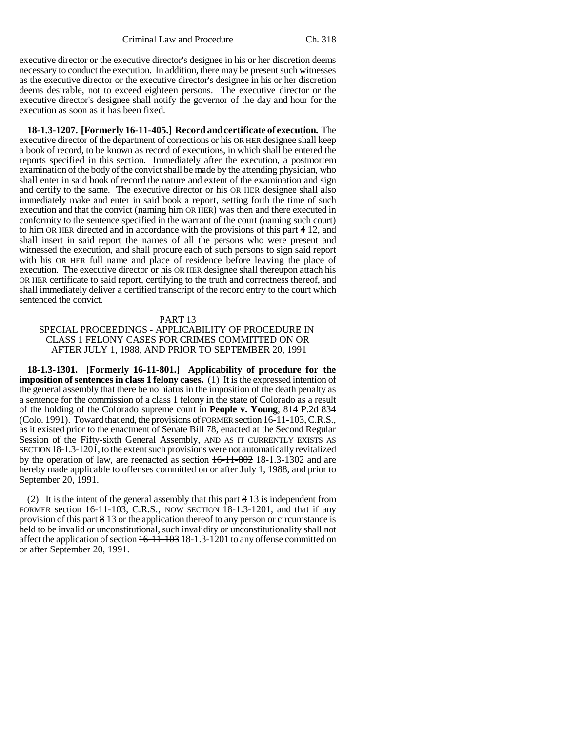executive director or the executive director's designee in his or her discretion deems necessary to conduct the execution. In addition, there may be present such witnesses as the executive director or the executive director's designee in his or her discretion deems desirable, not to exceed eighteen persons. The executive director or the executive director's designee shall notify the governor of the day and hour for the execution as soon as it has been fixed.

**18-1.3-1207. [Formerly 16-11-405.] Record and certificate of execution.** The executive director of the department of corrections or his OR HER designee shall keep a book of record, to be known as record of executions, in which shall be entered the reports specified in this section. Immediately after the execution, a postmortem examination of the body of the convict shall be made by the attending physician, who shall enter in said book of record the nature and extent of the examination and sign and certify to the same. The executive director or his OR HER designee shall also immediately make and enter in said book a report, setting forth the time of such execution and that the convict (naming him OR HER) was then and there executed in conformity to the sentence specified in the warrant of the court (naming such court) to him OR HER directed and in accordance with the provisions of this part ~~4~~ 12, and shall insert in said report the names of all the persons who were present and witnessed the execution, and shall procure each of such persons to sign said report with his OR HER full name and place of residence before leaving the place of execution. The executive director or his OR HER designee shall thereupon attach his OR HER certificate to said report, certifying to the truth and correctness thereof, and shall immediately deliver a certified transcript of the record entry to the court which sentenced the convict.

PART 13
SPECIAL PROCEEDINGS - APPLICABILITY OF PROCEDURE IN CLASS 1 FELONY CASES FOR CRIMES COMMITTED ON OR AFTER JULY 1, 1988, AND PRIOR TO SEPTEMBER 20, 1991

**18-1.3-1301. [Formerly 16-11-801.] Applicability of procedure for the imposition of sentences in class 1 felony cases.** (1) It is the expressed intention of the general assembly that there be no hiatus in the imposition of the death penalty as a sentence for the commission of a class 1 felony in the state of Colorado as a result of the holding of the Colorado supreme court in **People v. Young**, 814 P.2d 834 (Colo. 1991). Toward that end, the provisions of FORMER section 16-11-103, C.R.S., as it existed prior to the enactment of Senate Bill 78, enacted at the Second Regular Session of the Fifty-sixth General Assembly, AND AS IT CURRENTLY EXISTS AS SECTION 18-1.3-1201, to the extent such provisions were not automatically revitalized by the operation of law, are reenacted as section ~~16-11-802~~ 18-1.3-1302 and are hereby made applicable to offenses committed on or after July 1, 1988, and prior to September 20, 1991.

(2) It is the intent of the general assembly that this part ~~8~~ 13 is independent from FORMER section 16-11-103, C.R.S., NOW SECTION 18-1.3-1201, and that if any provision of this part ~~8~~ 13 or the application thereof to any person or circumstance is held to be invalid or unconstitutional, such invalidity or unconstitutionality shall not affect the application of section ~~16-11-103~~ 18-1.3-1201 to any offense committed on or after September 20, 1991.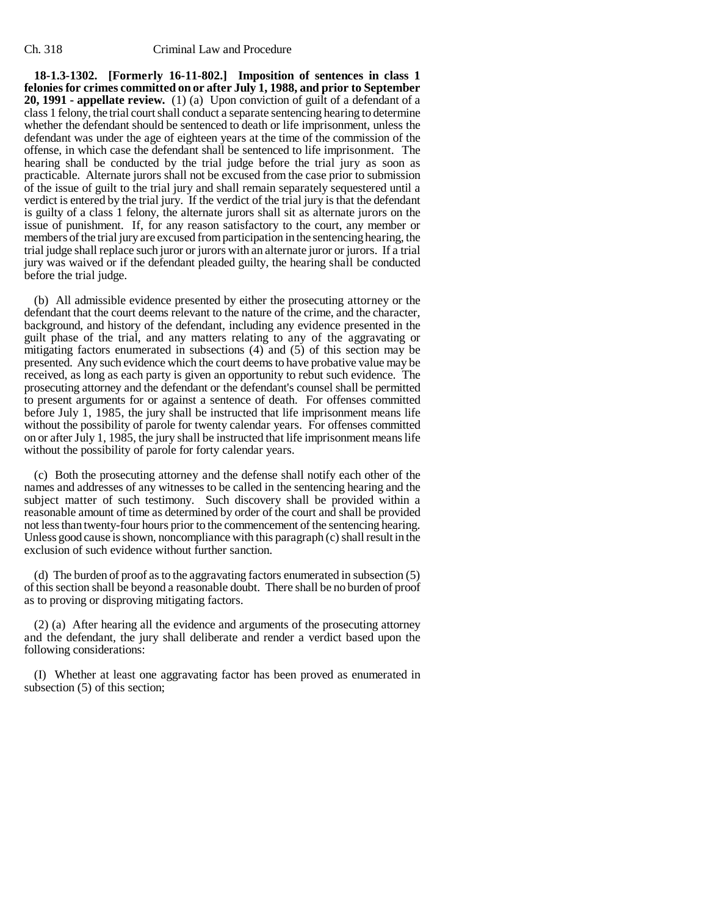**18-1.3-1302. [Formerly 16-11-802.] Imposition of sentences in class 1 felonies for crimes committed on or after July 1, 1988, and prior to September 20, 1991 - appellate review.** (1) (a) Upon conviction of guilt of a defendant of a class 1 felony, the trial court shall conduct a separate sentencing hearing to determine whether the defendant should be sentenced to death or life imprisonment, unless the defendant was under the age of eighteen years at the time of the commission of the offense, in which case the defendant shall be sentenced to life imprisonment. The hearing shall be conducted by the trial judge before the trial jury as soon as practicable. Alternate jurors shall not be excused from the case prior to submission of the issue of guilt to the trial jury and shall remain separately sequestered until a verdict is entered by the trial jury. If the verdict of the trial jury is that the defendant is guilty of a class 1 felony, the alternate jurors shall sit as alternate jurors on the issue of punishment. If, for any reason satisfactory to the court, any member or members of the trial jury are excused from participation in the sentencing hearing, the trial judge shall replace such juror or jurors with an alternate juror or jurors. If a trial jury was waived or if the defendant pleaded guilty, the hearing shall be conducted before the trial judge.

(b) All admissible evidence presented by either the prosecuting attorney or the defendant that the court deems relevant to the nature of the crime, and the character, background, and history of the defendant, including any evidence presented in the guilt phase of the trial, and any matters relating to any of the aggravating or mitigating factors enumerated in subsections (4) and (5) of this section may be presented. Any such evidence which the court deems to have probative value may be received, as long as each party is given an opportunity to rebut such evidence. The prosecuting attorney and the defendant or the defendant's counsel shall be permitted to present arguments for or against a sentence of death. For offenses committed before July 1, 1985, the jury shall be instructed that life imprisonment means life without the possibility of parole for twenty calendar years. For offenses committed on or after July 1, 1985, the jury shall be instructed that life imprisonment means life without the possibility of parole for forty calendar years.

(c) Both the prosecuting attorney and the defense shall notify each other of the names and addresses of any witnesses to be called in the sentencing hearing and the subject matter of such testimony. Such discovery shall be provided within a reasonable amount of time as determined by order of the court and shall be provided not less than twenty-four hours prior to the commencement of the sentencing hearing. Unless good cause is shown, noncompliance with this paragraph (c) shall result in the exclusion of such evidence without further sanction.

(d) The burden of proof as to the aggravating factors enumerated in subsection (5) of this section shall be beyond a reasonable doubt. There shall be no burden of proof as to proving or disproving mitigating factors.

(2) (a) After hearing all the evidence and arguments of the prosecuting attorney and the defendant, the jury shall deliberate and render a verdict based upon the following considerations:

(I) Whether at least one aggravating factor has been proved as enumerated in subsection (5) of this section;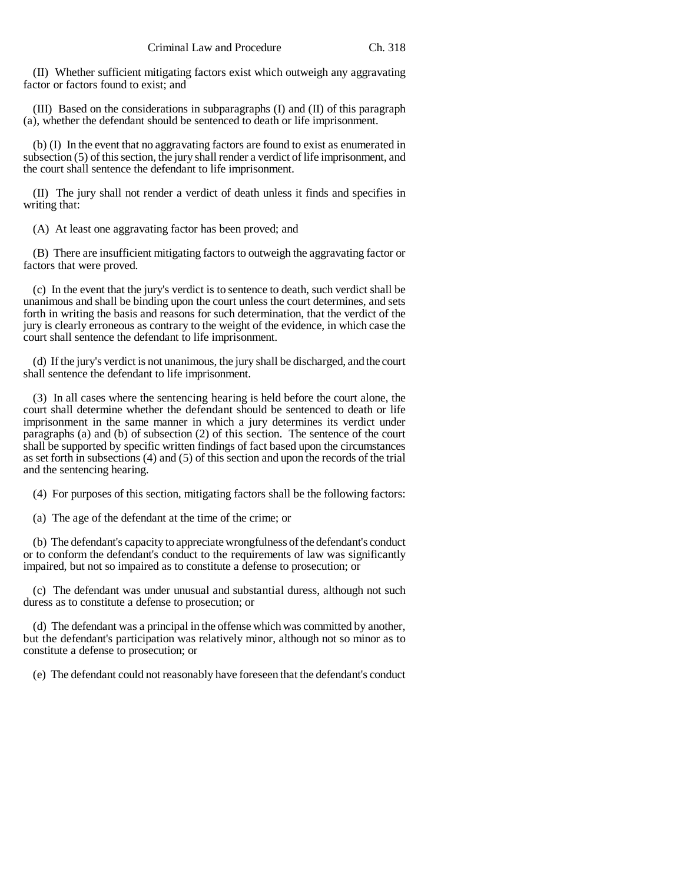(II) Whether sufficient mitigating factors exist which outweigh any aggravating factor or factors found to exist; and

(III) Based on the considerations in subparagraphs (I) and (II) of this paragraph (a), whether the defendant should be sentenced to death or life imprisonment.

(b) (I) In the event that no aggravating factors are found to exist as enumerated in subsection (5) of this section, the jury shall render a verdict of life imprisonment, and the court shall sentence the defendant to life imprisonment.

(II) The jury shall not render a verdict of death unless it finds and specifies in writing that:

(A) At least one aggravating factor has been proved; and

(B) There are insufficient mitigating factors to outweigh the aggravating factor or factors that were proved.

(c) In the event that the jury's verdict is to sentence to death, such verdict shall be unanimous and shall be binding upon the court unless the court determines, and sets forth in writing the basis and reasons for such determination, that the verdict of the jury is clearly erroneous as contrary to the weight of the evidence, in which case the court shall sentence the defendant to life imprisonment.

(d) If the jury's verdict is not unanimous, the jury shall be discharged, and the court shall sentence the defendant to life imprisonment.

(3) In all cases where the sentencing hearing is held before the court alone, the court shall determine whether the defendant should be sentenced to death or life imprisonment in the same manner in which a jury determines its verdict under paragraphs (a) and (b) of subsection (2) of this section. The sentence of the court shall be supported by specific written findings of fact based upon the circumstances as set forth in subsections (4) and (5) of this section and upon the records of the trial and the sentencing hearing.

(4) For purposes of this section, mitigating factors shall be the following factors:

(a) The age of the defendant at the time of the crime; or

(b) The defendant's capacity to appreciate wrongfulness of the defendant's conduct or to conform the defendant's conduct to the requirements of law was significantly impaired, but not so impaired as to constitute a defense to prosecution; or

(c) The defendant was under unusual and substantial duress, although not such duress as to constitute a defense to prosecution; or

(d) The defendant was a principal in the offense which was committed by another, but the defendant's participation was relatively minor, although not so minor as to constitute a defense to prosecution; or

(e) The defendant could not reasonably have foreseen that the defendant's conduct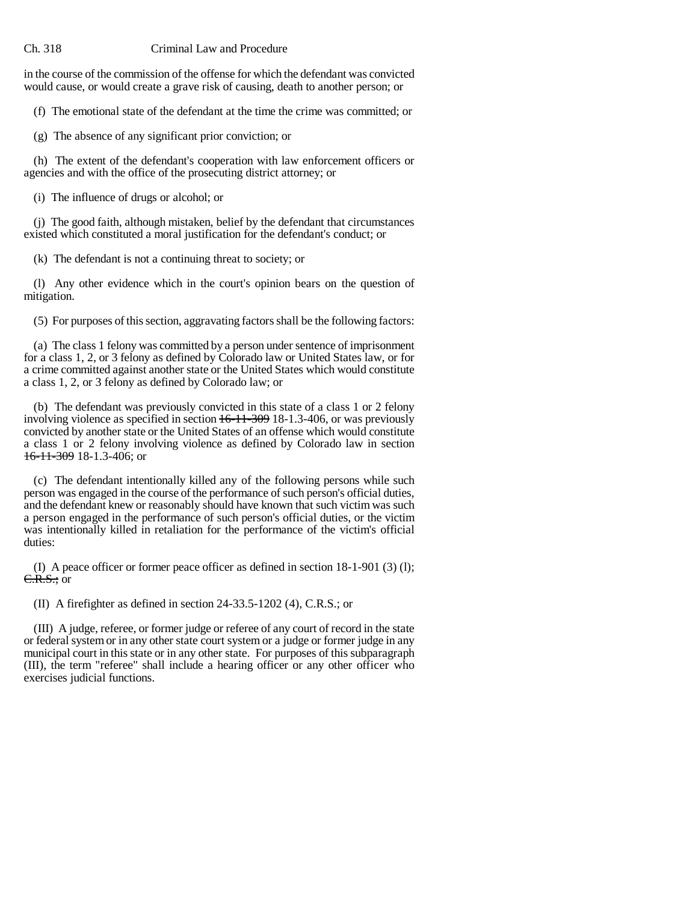in the course of the commission of the offense for which the defendant was convicted would cause, or would create a grave risk of causing, death to another person; or

(f) The emotional state of the defendant at the time the crime was committed; or

(g) The absence of any significant prior conviction; or

(h) The extent of the defendant's cooperation with law enforcement officers or agencies and with the office of the prosecuting district attorney; or

(i) The influence of drugs or alcohol; or

(j) The good faith, although mistaken, belief by the defendant that circumstances existed which constituted a moral justification for the defendant's conduct; or

(k) The defendant is not a continuing threat to society; or

(l) Any other evidence which in the court's opinion bears on the question of mitigation.

(5) For purposes of this section, aggravating factors shall be the following factors:

(a) The class 1 felony was committed by a person under sentence of imprisonment for a class 1, 2, or 3 felony as defined by Colorado law or United States law, or for a crime committed against another state or the United States which would constitute a class 1, 2, or 3 felony as defined by Colorado law; or

(b) The defendant was previously convicted in this state of a class 1 or 2 felony involving violence as specified in section ~~16-11-309~~ 18-1.3-406, or was previously convicted by another state or the United States of an offense which would constitute a class 1 or 2 felony involving violence as defined by Colorado law in section ~~16-11-309~~ 18-1.3-406; or

(c) The defendant intentionally killed any of the following persons while such person was engaged in the course of the performance of such person's official duties, and the defendant knew or reasonably should have known that such victim was such a person engaged in the performance of such person's official duties, or the victim was intentionally killed in retaliation for the performance of the victim's official duties:

(I) A peace officer or former peace officer as defined in section 18-1-901 (3) (l); ~~C.R.S.;~~ or

(II) A firefighter as defined in section 24-33.5-1202 (4), C.R.S.; or

(III) A judge, referee, or former judge or referee of any court of record in the state or federal system or in any other state court system or a judge or former judge in any municipal court in this state or in any other state. For purposes of this subparagraph (III), the term "referee" shall include a hearing officer or any other officer who exercises judicial functions.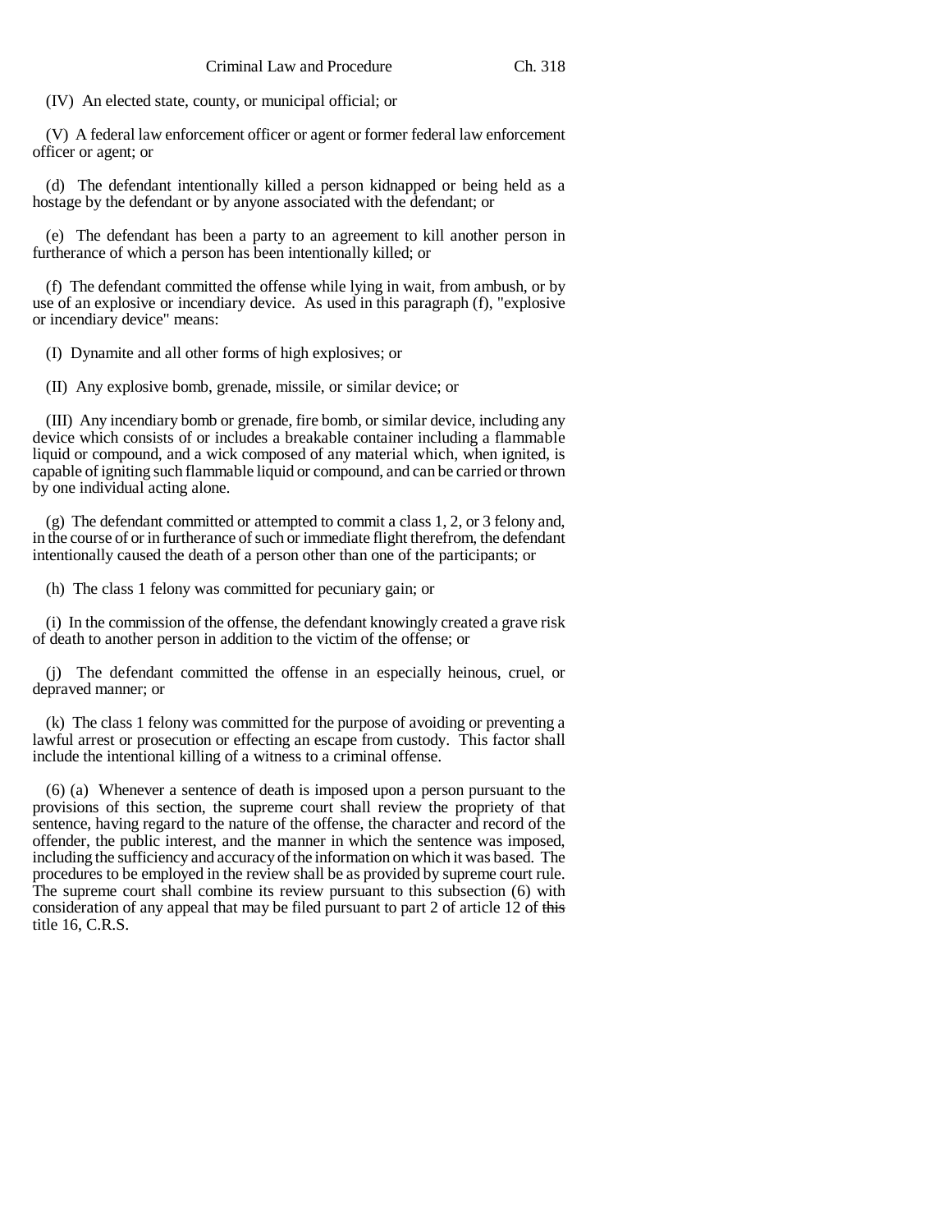(IV) An elected state, county, or municipal official; or

(V) A federal law enforcement officer or agent or former federal law enforcement officer or agent; or

(d) The defendant intentionally killed a person kidnapped or being held as a hostage by the defendant or by anyone associated with the defendant; or

(e) The defendant has been a party to an agreement to kill another person in furtherance of which a person has been intentionally killed; or

(f) The defendant committed the offense while lying in wait, from ambush, or by use of an explosive or incendiary device. As used in this paragraph (f), "explosive or incendiary device" means:

(I) Dynamite and all other forms of high explosives; or

(II) Any explosive bomb, grenade, missile, or similar device; or

(III) Any incendiary bomb or grenade, fire bomb, or similar device, including any device which consists of or includes a breakable container including a flammable liquid or compound, and a wick composed of any material which, when ignited, is capable of igniting such flammable liquid or compound, and can be carried or thrown by one individual acting alone.

(g) The defendant committed or attempted to commit a class 1, 2, or 3 felony and, in the course of or in furtherance of such or immediate flight therefrom, the defendant intentionally caused the death of a person other than one of the participants; or

(h) The class 1 felony was committed for pecuniary gain; or

(i) In the commission of the offense, the defendant knowingly created a grave risk of death to another person in addition to the victim of the offense; or

(j) The defendant committed the offense in an especially heinous, cruel, or depraved manner; or

(k) The class 1 felony was committed for the purpose of avoiding or preventing a lawful arrest or prosecution or effecting an escape from custody. This factor shall include the intentional killing of a witness to a criminal offense.

(6) (a) Whenever a sentence of death is imposed upon a person pursuant to the provisions of this section, the supreme court shall review the propriety of that sentence, having regard to the nature of the offense, the character and record of the offender, the public interest, and the manner in which the sentence was imposed, including the sufficiency and accuracy of the information on which it was based. The procedures to be employed in the review shall be as provided by supreme court rule. The supreme court shall combine its review pursuant to this subsection (6) with consideration of any appeal that may be filed pursuant to part 2 of article 12 of ~~this~~ title 16, C.R.S.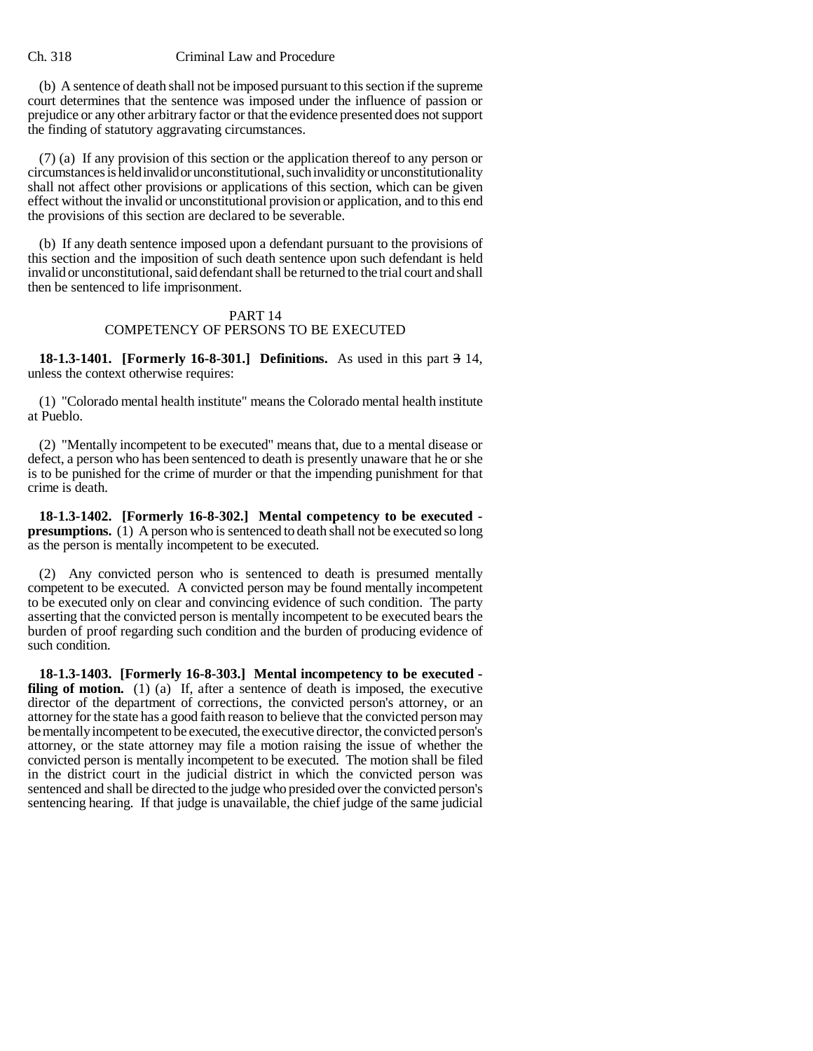(b) A sentence of death shall not be imposed pursuant to this section if the supreme court determines that the sentence was imposed under the influence of passion or prejudice or any other arbitrary factor or that the evidence presented does not support the finding of statutory aggravating circumstances.

(7) (a) If any provision of this section or the application thereof to any person or circumstances is held invalid or unconstitutional, such invalidity or unconstitutionality shall not affect other provisions or applications of this section, which can be given effect without the invalid or unconstitutional provision or application, and to this end the provisions of this section are declared to be severable.

(b) If any death sentence imposed upon a defendant pursuant to the provisions of this section and the imposition of such death sentence upon such defendant is held invalid or unconstitutional, said defendant shall be returned to the trial court and shall then be sentenced to life imprisonment.

PART 14
COMPETENCY OF PERSONS TO BE EXECUTED

**18-1.3-1401. [Formerly 16-8-301.] Definitions.** As used in this part ~~3~~ 14, unless the context otherwise requires:

(1) "Colorado mental health institute" means the Colorado mental health institute at Pueblo.

(2) "Mentally incompetent to be executed" means that, due to a mental disease or defect, a person who has been sentenced to death is presently unaware that he or she is to be punished for the crime of murder or that the impending punishment for that crime is death.

**18-1.3-1402. [Formerly 16-8-302.] Mental competency to be executed - presumptions.** (1) A person who is sentenced to death shall not be executed so long as the person is mentally incompetent to be executed.

(2) Any convicted person who is sentenced to death is presumed mentally competent to be executed. A convicted person may be found mentally incompetent to be executed only on clear and convincing evidence of such condition. The party asserting that the convicted person is mentally incompetent to be executed bears the burden of proof regarding such condition and the burden of producing evidence of such condition.

**18-1.3-1403. [Formerly 16-8-303.] Mental incompetency to be executed - filing of motion.** (1) (a) If, after a sentence of death is imposed, the executive director of the department of corrections, the convicted person's attorney, or an attorney for the state has a good faith reason to believe that the convicted person may be mentally incompetent to be executed, the executive director, the convicted person's attorney, or the state attorney may file a motion raising the issue of whether the convicted person is mentally incompetent to be executed. The motion shall be filed in the district court in the judicial district in which the convicted person was sentenced and shall be directed to the judge who presided over the convicted person's sentencing hearing. If that judge is unavailable, the chief judge of the same judicial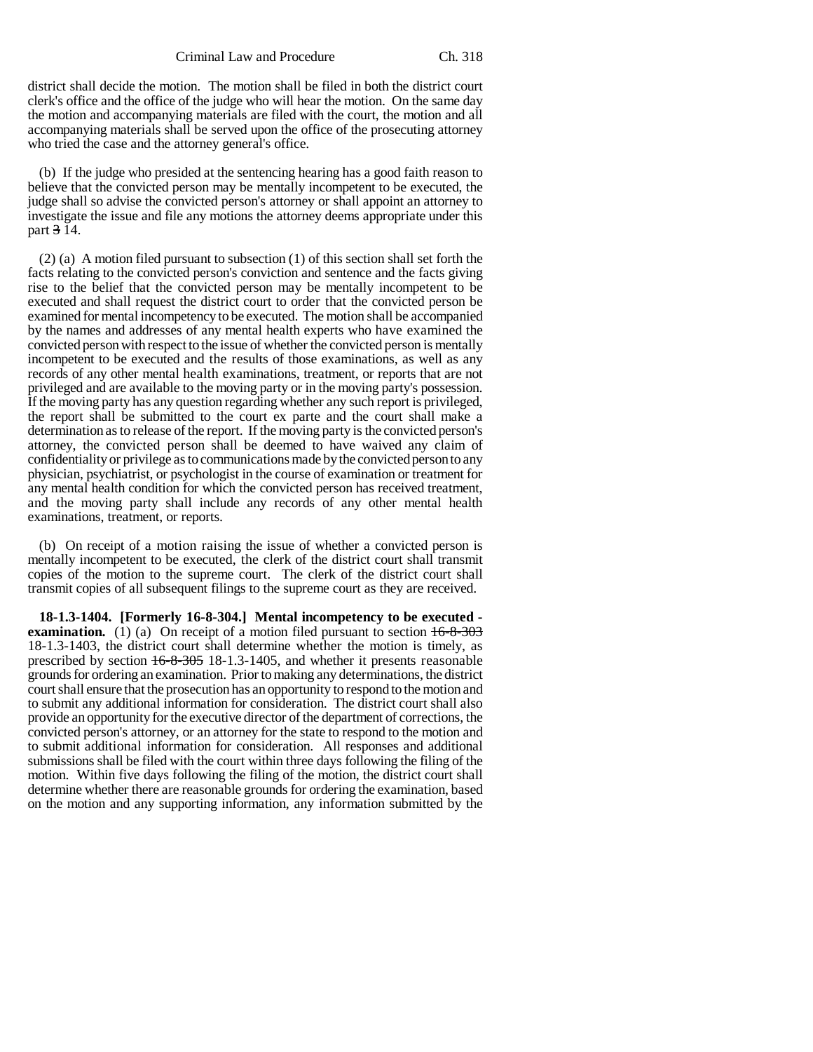district shall decide the motion. The motion shall be filed in both the district court clerk's office and the office of the judge who will hear the motion. On the same day the motion and accompanying materials are filed with the court, the motion and all accompanying materials shall be served upon the office of the prosecuting attorney who tried the case and the attorney general's office.

(b) If the judge who presided at the sentencing hearing has a good faith reason to believe that the convicted person may be mentally incompetent to be executed, the judge shall so advise the convicted person's attorney or shall appoint an attorney to investigate the issue and file any motions the attorney deems appropriate under this part ~~3~~ 14.

(2) (a) A motion filed pursuant to subsection (1) of this section shall set forth the facts relating to the convicted person's conviction and sentence and the facts giving rise to the belief that the convicted person may be mentally incompetent to be executed and shall request the district court to order that the convicted person be examined for mental incompetency to be executed. The motion shall be accompanied by the names and addresses of any mental health experts who have examined the convicted person with respect to the issue of whether the convicted person is mentally incompetent to be executed and the results of those examinations, as well as any records of any other mental health examinations, treatment, or reports that are not privileged and are available to the moving party or in the moving party's possession. If the moving party has any question regarding whether any such report is privileged, the report shall be submitted to the court ex parte and the court shall make a determination as to release of the report. If the moving party is the convicted person's attorney, the convicted person shall be deemed to have waived any claim of confidentiality or privilege as to communications made by the convicted person to any physician, psychiatrist, or psychologist in the course of examination or treatment for any mental health condition for which the convicted person has received treatment, and the moving party shall include any records of any other mental health examinations, treatment, or reports.

(b) On receipt of a motion raising the issue of whether a convicted person is mentally incompetent to be executed, the clerk of the district court shall transmit copies of the motion to the supreme court. The clerk of the district court shall transmit copies of all subsequent filings to the supreme court as they are received.

**18-1.3-1404. [Formerly 16-8-304.] Mental incompetency to be executed - examination.** (1) (a) On receipt of a motion filed pursuant to section ~~16-8-303~~ 18-1.3-1403, the district court shall determine whether the motion is timely, as prescribed by section ~~16-8-305~~ 18-1.3-1405, and whether it presents reasonable grounds for ordering an examination. Prior to making any determinations, the district court shall ensure that the prosecution has an opportunity to respond to the motion and to submit any additional information for consideration. The district court shall also provide an opportunity for the executive director of the department of corrections, the convicted person's attorney, or an attorney for the state to respond to the motion and to submit additional information for consideration. All responses and additional submissions shall be filed with the court within three days following the filing of the motion. Within five days following the filing of the motion, the district court shall determine whether there are reasonable grounds for ordering the examination, based on the motion and any supporting information, any information submitted by the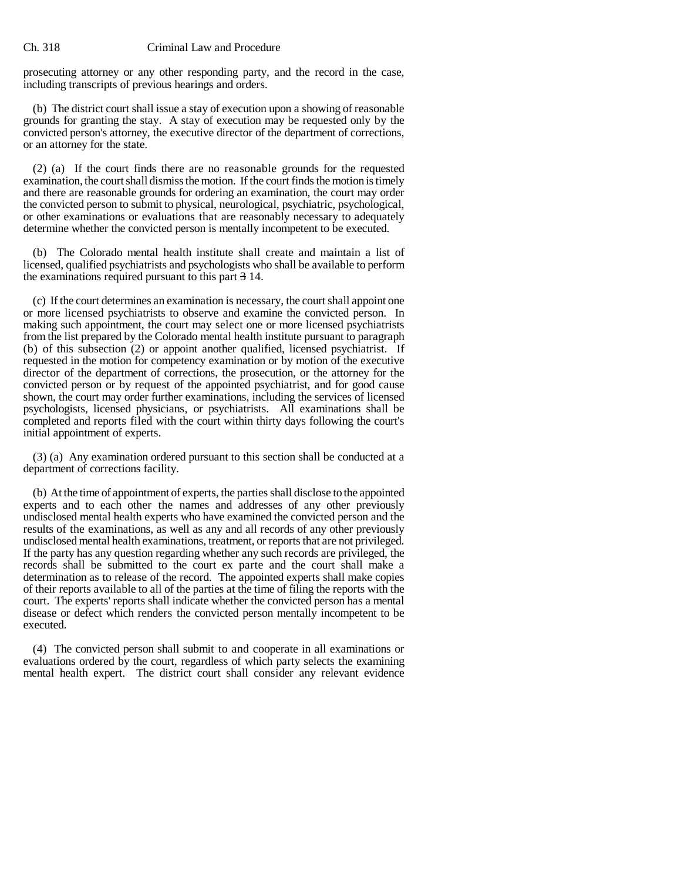prosecuting attorney or any other responding party, and the record in the case, including transcripts of previous hearings and orders.

(b) The district court shall issue a stay of execution upon a showing of reasonable grounds for granting the stay. A stay of execution may be requested only by the convicted person's attorney, the executive director of the department of corrections, or an attorney for the state.

(2) (a) If the court finds there are no reasonable grounds for the requested examination, the court shall dismiss the motion. If the court finds the motion is timely and there are reasonable grounds for ordering an examination, the court may order the convicted person to submit to physical, neurological, psychiatric, psychological, or other examinations or evaluations that are reasonably necessary to adequately determine whether the convicted person is mentally incompetent to be executed.

(b) The Colorado mental health institute shall create and maintain a list of licensed, qualified psychiatrists and psychologists who shall be available to perform the examinations required pursuant to this part ~~3~~ 14.

(c) If the court determines an examination is necessary, the court shall appoint one or more licensed psychiatrists to observe and examine the convicted person. In making such appointment, the court may select one or more licensed psychiatrists from the list prepared by the Colorado mental health institute pursuant to paragraph (b) of this subsection (2) or appoint another qualified, licensed psychiatrist. If requested in the motion for competency examination or by motion of the executive director of the department of corrections, the prosecution, or the attorney for the convicted person or by request of the appointed psychiatrist, and for good cause shown, the court may order further examinations, including the services of licensed psychologists, licensed physicians, or psychiatrists. All examinations shall be completed and reports filed with the court within thirty days following the court's initial appointment of experts.

(3) (a) Any examination ordered pursuant to this section shall be conducted at a department of corrections facility.

(b) At the time of appointment of experts, the parties shall disclose to the appointed experts and to each other the names and addresses of any other previously undisclosed mental health experts who have examined the convicted person and the results of the examinations, as well as any and all records of any other previously undisclosed mental health examinations, treatment, or reports that are not privileged. If the party has any question regarding whether any such records are privileged, the records shall be submitted to the court ex parte and the court shall make a determination as to release of the record. The appointed experts shall make copies of their reports available to all of the parties at the time of filing the reports with the court. The experts' reports shall indicate whether the convicted person has a mental disease or defect which renders the convicted person mentally incompetent to be executed.

(4) The convicted person shall submit to and cooperate in all examinations or evaluations ordered by the court, regardless of which party selects the examining mental health expert. The district court shall consider any relevant evidence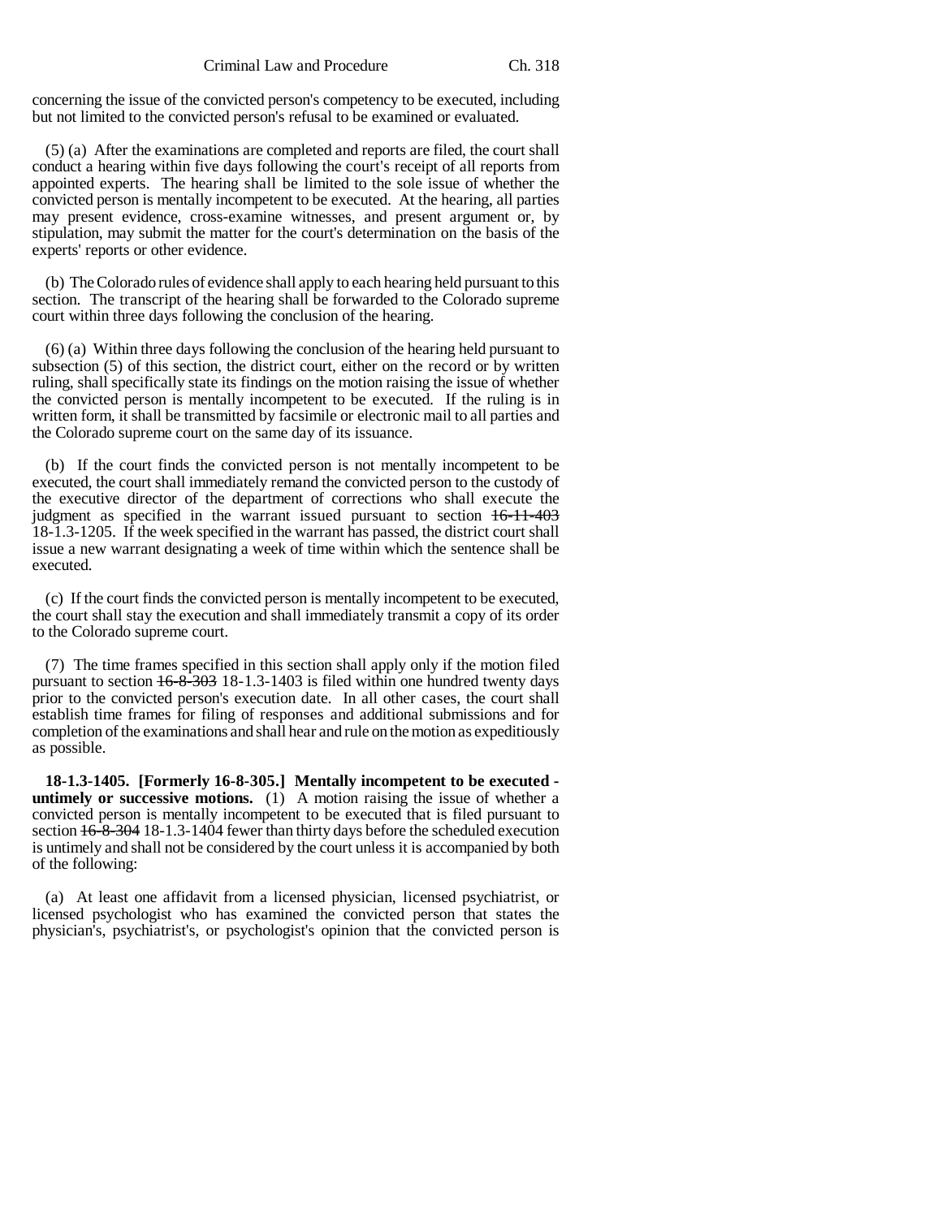concerning the issue of the convicted person's competency to be executed, including but not limited to the convicted person's refusal to be examined or evaluated.

(5) (a) After the examinations are completed and reports are filed, the court shall conduct a hearing within five days following the court's receipt of all reports from appointed experts. The hearing shall be limited to the sole issue of whether the convicted person is mentally incompetent to be executed. At the hearing, all parties may present evidence, cross-examine witnesses, and present argument or, by stipulation, may submit the matter for the court's determination on the basis of the experts' reports or other evidence.

(b) The Colorado rules of evidence shall apply to each hearing held pursuant to this section. The transcript of the hearing shall be forwarded to the Colorado supreme court within three days following the conclusion of the hearing.

(6) (a) Within three days following the conclusion of the hearing held pursuant to subsection (5) of this section, the district court, either on the record or by written ruling, shall specifically state its findings on the motion raising the issue of whether the convicted person is mentally incompetent to be executed. If the ruling is in written form, it shall be transmitted by facsimile or electronic mail to all parties and the Colorado supreme court on the same day of its issuance.

(b) If the court finds the convicted person is not mentally incompetent to be executed, the court shall immediately remand the convicted person to the custody of the executive director of the department of corrections who shall execute the judgment as specified in the warrant issued pursuant to section ~~16-11-403~~ 18-1.3-1205. If the week specified in the warrant has passed, the district court shall issue a new warrant designating a week of time within which the sentence shall be executed.

(c) If the court finds the convicted person is mentally incompetent to be executed, the court shall stay the execution and shall immediately transmit a copy of its order to the Colorado supreme court.

(7) The time frames specified in this section shall apply only if the motion filed pursuant to section ~~16-8-303~~ 18-1.3-1403 is filed within one hundred twenty days prior to the convicted person's execution date. In all other cases, the court shall establish time frames for filing of responses and additional submissions and for completion of the examinations and shall hear and rule on the motion as expeditiously as possible.

**18-1.3-1405. [Formerly 16-8-305.] Mentally incompetent to be executed - untimely or successive motions.** (1) A motion raising the issue of whether a convicted person is mentally incompetent to be executed that is filed pursuant to section ~~16-8-304~~ 18-1.3-1404 fewer than thirty days before the scheduled execution is untimely and shall not be considered by the court unless it is accompanied by both of the following:

(a) At least one affidavit from a licensed physician, licensed psychiatrist, or licensed psychologist who has examined the convicted person that states the physician's, psychiatrist's, or psychologist's opinion that the convicted person is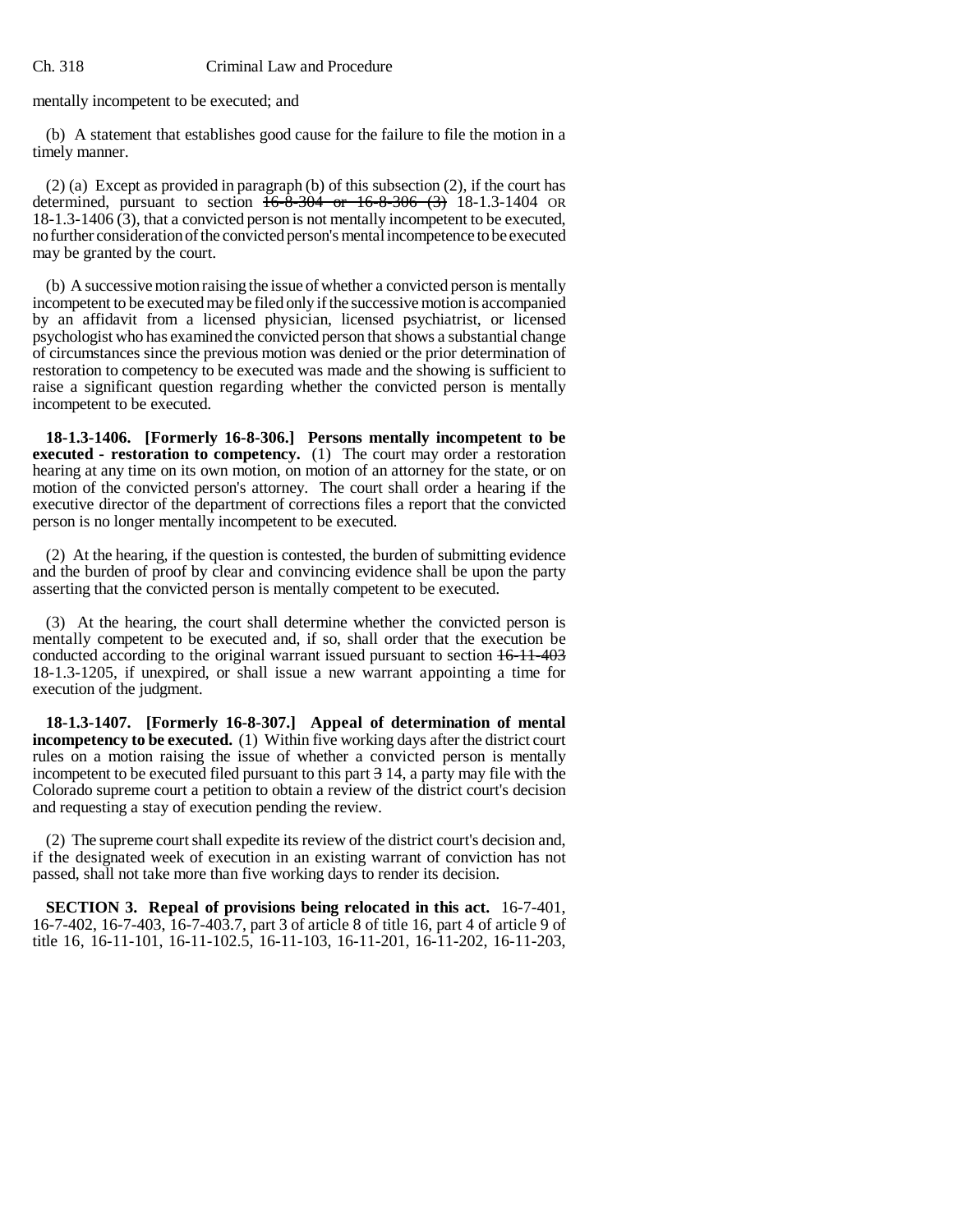mentally incompetent to be executed; and

(b) A statement that establishes good cause for the failure to file the motion in a timely manner.

(2) (a) Except as provided in paragraph (b) of this subsection (2), if the court has determined, pursuant to section ~~16-8-304 or 16-8-306 (3)~~ 18-1.3-1404 OR 18-1.3-1406 (3), that a convicted person is not mentally incompetent to be executed, no further consideration of the convicted person's mental incompetence to be executed may be granted by the court.

(b) A successive motion raising the issue of whether a convicted person is mentally incompetent to be executed may be filed only if the successive motion is accompanied by an affidavit from a licensed physician, licensed psychiatrist, or licensed psychologist who has examined the convicted person that shows a substantial change of circumstances since the previous motion was denied or the prior determination of restoration to competency to be executed was made and the showing is sufficient to raise a significant question regarding whether the convicted person is mentally incompetent to be executed.

**18-1.3-1406. [Formerly 16-8-306.] Persons mentally incompetent to be executed - restoration to competency.** (1) The court may order a restoration hearing at any time on its own motion, on motion of an attorney for the state, or on motion of the convicted person's attorney. The court shall order a hearing if the executive director of the department of corrections files a report that the convicted person is no longer mentally incompetent to be executed.

(2) At the hearing, if the question is contested, the burden of submitting evidence and the burden of proof by clear and convincing evidence shall be upon the party asserting that the convicted person is mentally competent to be executed.

(3) At the hearing, the court shall determine whether the convicted person is mentally competent to be executed and, if so, shall order that the execution be conducted according to the original warrant issued pursuant to section ~~16-11-403~~ 18-1.3-1205, if unexpired, or shall issue a new warrant appointing a time for execution of the judgment.

**18-1.3-1407. [Formerly 16-8-307.] Appeal of determination of mental incompetency to be executed.** (1) Within five working days after the district court rules on a motion raising the issue of whether a convicted person is mentally incompetent to be executed filed pursuant to this part ~~3~~ 14, a party may file with the Colorado supreme court a petition to obtain a review of the district court's decision and requesting a stay of execution pending the review.

(2) The supreme court shall expedite its review of the district court's decision and, if the designated week of execution in an existing warrant of conviction has not passed, shall not take more than five working days to render its decision.

**SECTION 3. Repeal of provisions being relocated in this act.** 16-7-401, 16-7-402, 16-7-403, 16-7-403.7, part 3 of article 8 of title 16, part 4 of article 9 of title 16, 16-11-101, 16-11-102.5, 16-11-103, 16-11-201, 16-11-202, 16-11-203,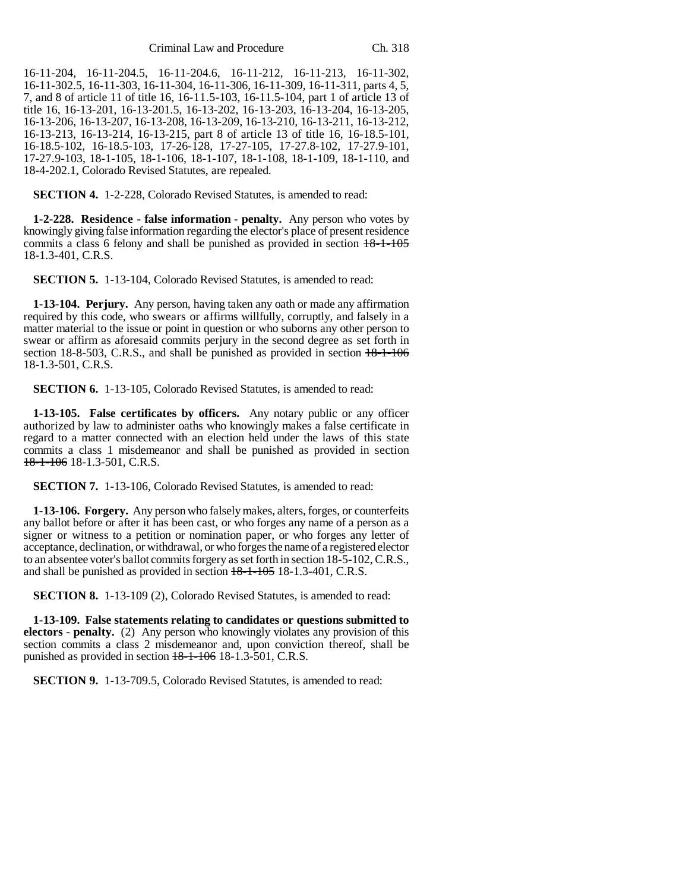16-11-204, 16-11-204.5, 16-11-204.6, 16-11-212, 16-11-213, 16-11-302, 16-11-302.5, 16-11-303, 16-11-304, 16-11-306, 16-11-309, 16-11-311, parts 4, 5, 7, and 8 of article 11 of title 16, 16-11.5-103, 16-11.5-104, part 1 of article 13 of title 16, 16-13-201, 16-13-201.5, 16-13-202, 16-13-203, 16-13-204, 16-13-205, 16-13-206, 16-13-207, 16-13-208, 16-13-209, 16-13-210, 16-13-211, 16-13-212, 16-13-213, 16-13-214, 16-13-215, part 8 of article 13 of title 16, 16-18.5-101, 16-18.5-102, 16-18.5-103, 17-26-128, 17-27-105, 17-27.8-102, 17-27.9-101, 17-27.9-103, 18-1-105, 18-1-106, 18-1-107, 18-1-108, 18-1-109, 18-1-110, and 18-4-202.1, Colorado Revised Statutes, are repealed.

**SECTION 4.** 1-2-228, Colorado Revised Statutes, is amended to read:

**1-2-228. Residence - false information - penalty.** Any person who votes by knowingly giving false information regarding the elector's place of present residence commits a class 6 felony and shall be punished as provided in section ~~18-1-105~~ 18-1.3-401, C.R.S.

**SECTION 5.** 1-13-104, Colorado Revised Statutes, is amended to read:

**1-13-104. Perjury.** Any person, having taken any oath or made any affirmation required by this code, who swears or affirms willfully, corruptly, and falsely in a matter material to the issue or point in question or who suborns any other person to swear or affirm as aforesaid commits perjury in the second degree as set forth in section 18-8-503, C.R.S., and shall be punished as provided in section ~~18-1-106~~ 18-1.3-501, C.R.S.

**SECTION 6.** 1-13-105, Colorado Revised Statutes, is amended to read:

**1-13-105. False certificates by officers.** Any notary public or any officer authorized by law to administer oaths who knowingly makes a false certificate in regard to a matter connected with an election held under the laws of this state commits a class 1 misdemeanor and shall be punished as provided in section ~~18-1-106~~ 18-1.3-501, C.R.S.

**SECTION 7.** 1-13-106, Colorado Revised Statutes, is amended to read:

**1-13-106. Forgery.** Any person who falsely makes, alters, forges, or counterfeits any ballot before or after it has been cast, or who forges any name of a person as a signer or witness to a petition or nomination paper, or who forges any letter of acceptance, declination, or withdrawal, or who forges the name of a registered elector to an absentee voter's ballot commits forgery as set forth in section 18-5-102, C.R.S., and shall be punished as provided in section ~~18-1-105~~ 18-1.3-401, C.R.S.

**SECTION 8.** 1-13-109 (2), Colorado Revised Statutes, is amended to read:

**1-13-109. False statements relating to candidates or questions submitted to electors - penalty.** (2) Any person who knowingly violates any provision of this section commits a class 2 misdemeanor and, upon conviction thereof, shall be punished as provided in section ~~18-1-106~~ 18-1.3-501, C.R.S.

**SECTION 9.** 1-13-709.5, Colorado Revised Statutes, is amended to read: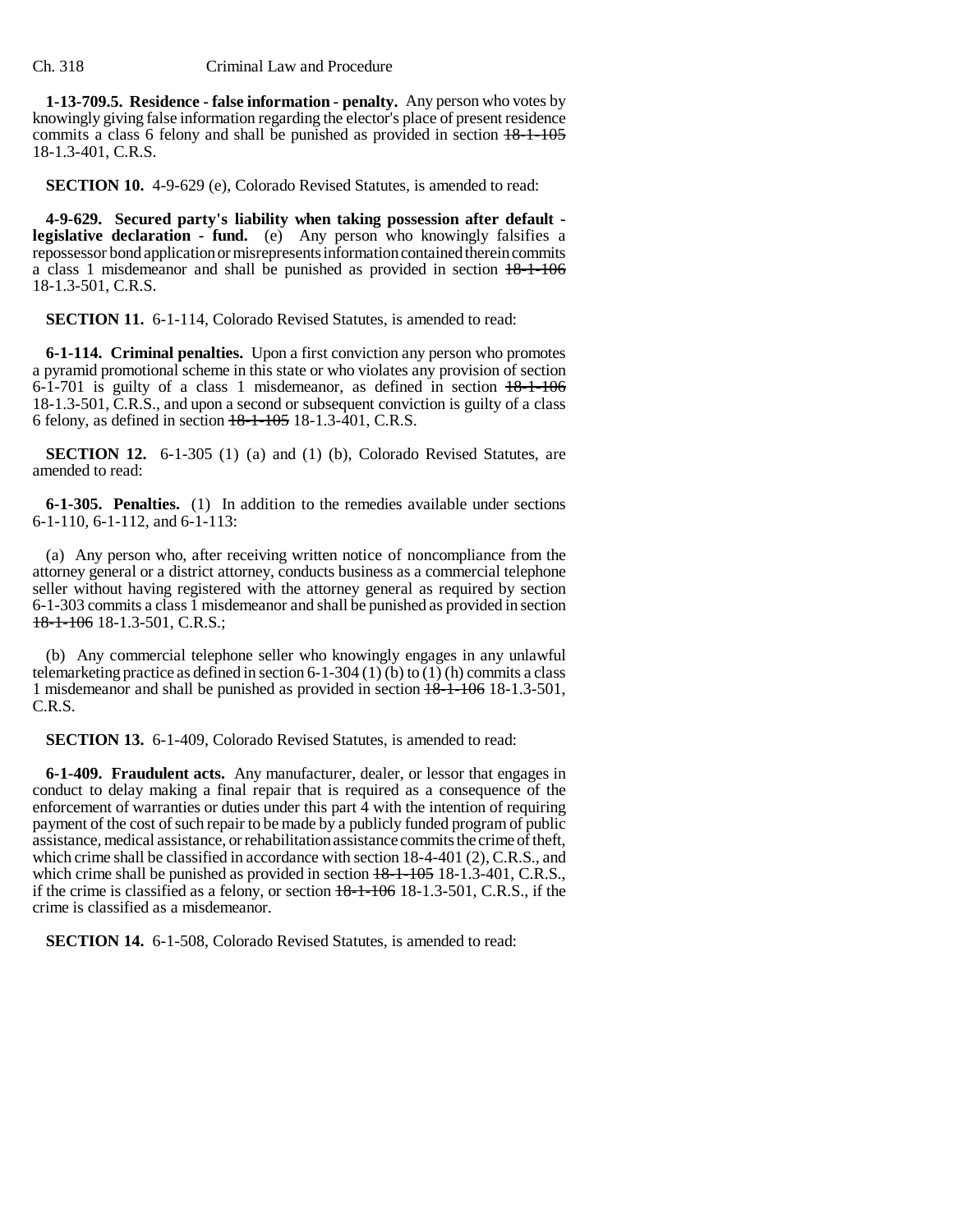**1-13-709.5. Residence - false information - penalty.** Any person who votes by knowingly giving false information regarding the elector's place of present residence commits a class 6 felony and shall be punished as provided in section ~~18-1-105~~ 18-1.3-401, C.R.S.

**SECTION 10.** 4-9-629 (e), Colorado Revised Statutes, is amended to read:

**4-9-629. Secured party's liability when taking possession after default - legislative declaration - fund.** (e) Any person who knowingly falsifies a repossessor bond application or misrepresents information contained therein commits a class 1 misdemeanor and shall be punished as provided in section ~~18-1-106~~ 18-1.3-501, C.R.S.

**SECTION 11.** 6-1-114, Colorado Revised Statutes, is amended to read:

**6-1-114. Criminal penalties.** Upon a first conviction any person who promotes a pyramid promotional scheme in this state or who violates any provision of section 6-1-701 is guilty of a class 1 misdemeanor, as defined in section ~~18-1-106~~ 18-1.3-501, C.R.S., and upon a second or subsequent conviction is guilty of a class 6 felony, as defined in section ~~18-1-105~~ 18-1.3-401, C.R.S.

**SECTION 12.** 6-1-305 (1) (a) and (1) (b), Colorado Revised Statutes, are amended to read:

**6-1-305. Penalties.** (1) In addition to the remedies available under sections 6-1-110, 6-1-112, and 6-1-113:

(a) Any person who, after receiving written notice of noncompliance from the attorney general or a district attorney, conducts business as a commercial telephone seller without having registered with the attorney general as required by section 6-1-303 commits a class 1 misdemeanor and shall be punished as provided in section ~~18-1-106~~ 18-1.3-501, C.R.S.;

(b) Any commercial telephone seller who knowingly engages in any unlawful telemarketing practice as defined in section 6-1-304 (1) (b) to (1) (h) commits a class 1 misdemeanor and shall be punished as provided in section ~~18-1-106~~ 18-1.3-501, C.R.S.

**SECTION 13.** 6-1-409, Colorado Revised Statutes, is amended to read:

**6-1-409. Fraudulent acts.** Any manufacturer, dealer, or lessor that engages in conduct to delay making a final repair that is required as a consequence of the enforcement of warranties or duties under this part 4 with the intention of requiring payment of the cost of such repair to be made by a publicly funded program of public assistance, medical assistance, or rehabilitation assistance commits the crime of theft, which crime shall be classified in accordance with section 18-4-401 (2), C.R.S., and which crime shall be punished as provided in section ~~18-1-105~~ 18-1.3-401, C.R.S., if the crime is classified as a felony, or section ~~18-1-106~~ 18-1.3-501, C.R.S., if the crime is classified as a misdemeanor.

**SECTION 14.** 6-1-508, Colorado Revised Statutes, is amended to read: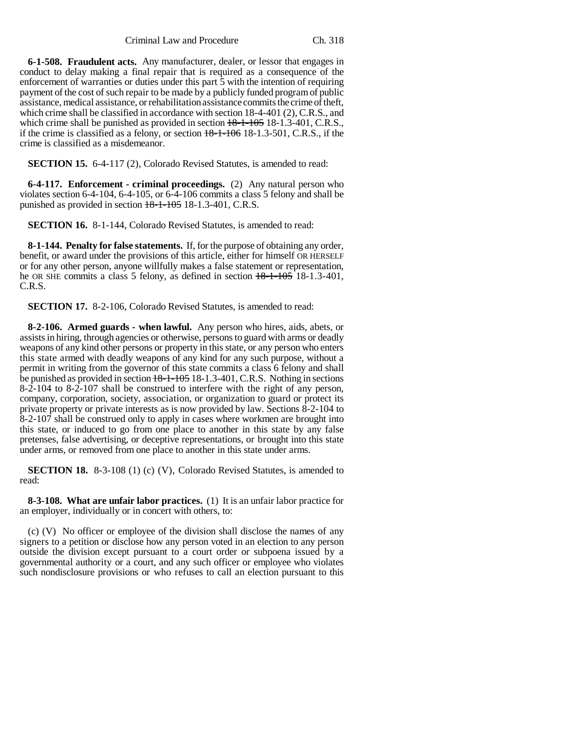**6-1-508. Fraudulent acts.** Any manufacturer, dealer, or lessor that engages in conduct to delay making a final repair that is required as a consequence of the enforcement of warranties or duties under this part 5 with the intention of requiring payment of the cost of such repair to be made by a publicly funded program of public assistance, medical assistance, or rehabilitation assistance commits the crime of theft, which crime shall be classified in accordance with section 18-4-401 (2), C.R.S., and which crime shall be punished as provided in section ~~18-1-105~~ 18-1.3-401, C.R.S., if the crime is classified as a felony, or section ~~18-1-106~~ 18-1.3-501, C.R.S., if the crime is classified as a misdemeanor.

**SECTION 15.** 6-4-117 (2), Colorado Revised Statutes, is amended to read:

**6-4-117. Enforcement - criminal proceedings.** (2) Any natural person who violates section 6-4-104, 6-4-105, or 6-4-106 commits a class 5 felony and shall be punished as provided in section ~~18-1-105~~ 18-1.3-401, C.R.S.

**SECTION 16.** 8-1-144, Colorado Revised Statutes, is amended to read:

**8-1-144. Penalty for false statements.** If, for the purpose of obtaining any order, benefit, or award under the provisions of this article, either for himself OR HERSELF or for any other person, anyone willfully makes a false statement or representation, he OR SHE commits a class 5 felony, as defined in section ~~18-1-105~~ 18-1.3-401, C.R.S.

**SECTION 17.** 8-2-106, Colorado Revised Statutes, is amended to read:

**8-2-106. Armed guards - when lawful.** Any person who hires, aids, abets, or assists in hiring, through agencies or otherwise, persons to guard with arms or deadly weapons of any kind other persons or property in this state, or any person who enters this state armed with deadly weapons of any kind for any such purpose, without a permit in writing from the governor of this state commits a class 6 felony and shall be punished as provided in section ~~18-1-105~~ 18-1.3-401, C.R.S. Nothing in sections 8-2-104 to 8-2-107 shall be construed to interfere with the right of any person, company, corporation, society, association, or organization to guard or protect its private property or private interests as is now provided by law. Sections 8-2-104 to 8-2-107 shall be construed only to apply in cases where workmen are brought into this state, or induced to go from one place to another in this state by any false pretenses, false advertising, or deceptive representations, or brought into this state under arms, or removed from one place to another in this state under arms.

**SECTION 18.** 8-3-108 (1) (c) (V), Colorado Revised Statutes, is amended to read:

**8-3-108. What are unfair labor practices.** (1) It is an unfair labor practice for an employer, individually or in concert with others, to:

(c) (V) No officer or employee of the division shall disclose the names of any signers to a petition or disclose how any person voted in an election to any person outside the division except pursuant to a court order or subpoena issued by a governmental authority or a court, and any such officer or employee who violates such nondisclosure provisions or who refuses to call an election pursuant to this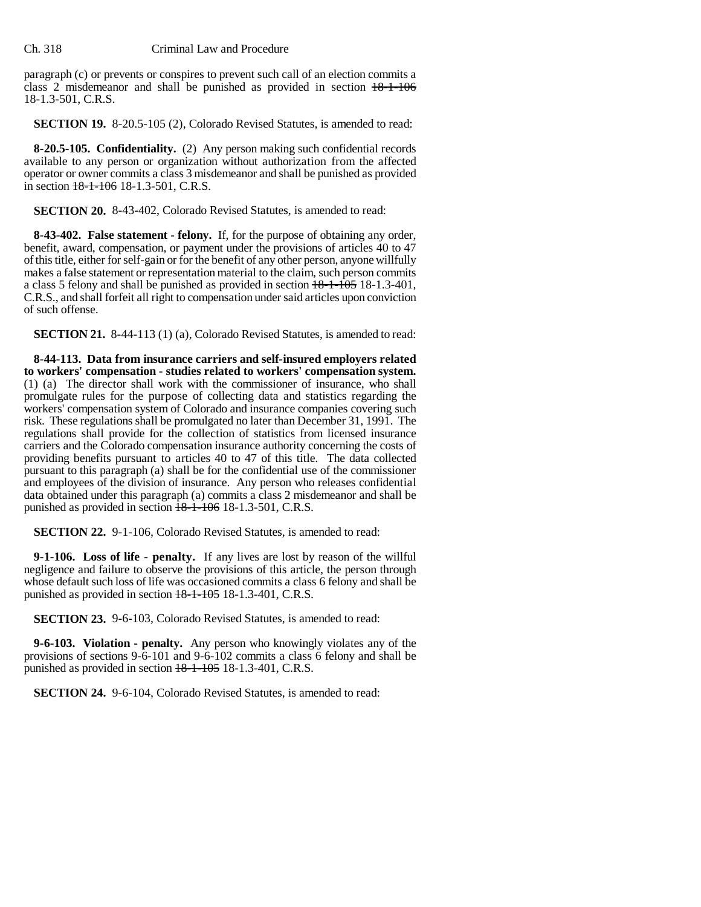paragraph (c) or prevents or conspires to prevent such call of an election commits a class 2 misdemeanor and shall be punished as provided in section ~~18-1-106~~ 18-1.3-501, C.R.S.

**SECTION 19.** 8-20.5-105 (2), Colorado Revised Statutes, is amended to read:

**8-20.5-105. Confidentiality.** (2) Any person making such confidential records available to any person or organization without authorization from the affected operator or owner commits a class 3 misdemeanor and shall be punished as provided in section ~~18-1-106~~ 18-1.3-501, C.R.S.

**SECTION 20.** 8-43-402, Colorado Revised Statutes, is amended to read:

**8-43-402. False statement - felony.** If, for the purpose of obtaining any order, benefit, award, compensation, or payment under the provisions of articles 40 to 47 of this title, either for self-gain or for the benefit of any other person, anyone willfully makes a false statement or representation material to the claim, such person commits a class 5 felony and shall be punished as provided in section ~~18-1-105~~ 18-1.3-401, C.R.S., and shall forfeit all right to compensation under said articles upon conviction of such offense.

**SECTION 21.** 8-44-113 (1) (a), Colorado Revised Statutes, is amended to read:

**8-44-113. Data from insurance carriers and self-insured employers related to workers' compensation - studies related to workers' compensation system.** (1) (a) The director shall work with the commissioner of insurance, who shall promulgate rules for the purpose of collecting data and statistics regarding the workers' compensation system of Colorado and insurance companies covering such risk. These regulations shall be promulgated no later than December 31, 1991. The regulations shall provide for the collection of statistics from licensed insurance carriers and the Colorado compensation insurance authority concerning the costs of providing benefits pursuant to articles 40 to 47 of this title. The data collected pursuant to this paragraph (a) shall be for the confidential use of the commissioner and employees of the division of insurance. Any person who releases confidential data obtained under this paragraph (a) commits a class 2 misdemeanor and shall be punished as provided in section ~~18-1-106~~ 18-1.3-501, C.R.S.

**SECTION 22.** 9-1-106, Colorado Revised Statutes, is amended to read:

**9-1-106. Loss of life - penalty.** If any lives are lost by reason of the willful negligence and failure to observe the provisions of this article, the person through whose default such loss of life was occasioned commits a class 6 felony and shall be punished as provided in section ~~18-1-105~~ 18-1.3-401, C.R.S.

**SECTION 23.** 9-6-103, Colorado Revised Statutes, is amended to read:

**9-6-103. Violation - penalty.** Any person who knowingly violates any of the provisions of sections 9-6-101 and 9-6-102 commits a class 6 felony and shall be punished as provided in section ~~18-1-105~~ 18-1.3-401, C.R.S.

**SECTION 24.** 9-6-104, Colorado Revised Statutes, is amended to read: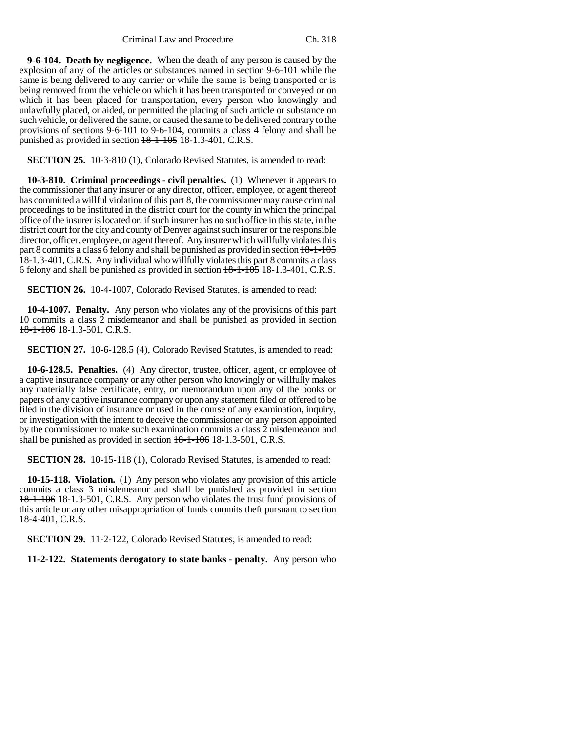**9-6-104. Death by negligence.** When the death of any person is caused by the explosion of any of the articles or substances named in section 9-6-101 while the same is being delivered to any carrier or while the same is being transported or is being removed from the vehicle on which it has been transported or conveyed or on which it has been placed for transportation, every person who knowingly and unlawfully placed, or aided, or permitted the placing of such article or substance on such vehicle, or delivered the same, or caused the same to be delivered contrary to the provisions of sections 9-6-101 to 9-6-104, commits a class 4 felony and shall be punished as provided in section ~~18-1-105~~ 18-1.3-401, C.R.S.

**SECTION 25.** 10-3-810 (1), Colorado Revised Statutes, is amended to read:

**10-3-810. Criminal proceedings - civil penalties.** (1) Whenever it appears to the commissioner that any insurer or any director, officer, employee, or agent thereof has committed a willful violation of this part 8, the commissioner may cause criminal proceedings to be instituted in the district court for the county in which the principal office of the insurer is located or, if such insurer has no such office in this state, in the district court for the city and county of Denver against such insurer or the responsible director, officer, employee, or agent thereof. Any insurer which willfully violates this part 8 commits a class 6 felony and shall be punished as provided in section ~~18-1-105~~ 18-1.3-401, C.R.S. Any individual who willfully violates this part 8 commits a class 6 felony and shall be punished as provided in section ~~18-1-105~~ 18-1.3-401, C.R.S.

**SECTION 26.** 10-4-1007, Colorado Revised Statutes, is amended to read:

**10-4-1007. Penalty.** Any person who violates any of the provisions of this part 10 commits a class 2 misdemeanor and shall be punished as provided in section ~~18-1-106~~ 18-1.3-501, C.R.S.

**SECTION 27.** 10-6-128.5 (4), Colorado Revised Statutes, is amended to read:

**10-6-128.5. Penalties.** (4) Any director, trustee, officer, agent, or employee of a captive insurance company or any other person who knowingly or willfully makes any materially false certificate, entry, or memorandum upon any of the books or papers of any captive insurance company or upon any statement filed or offered to be filed in the division of insurance or used in the course of any examination, inquiry, or investigation with the intent to deceive the commissioner or any person appointed by the commissioner to make such examination commits a class 2 misdemeanor and shall be punished as provided in section ~~18-1-106~~ 18-1.3-501, C.R.S.

**SECTION 28.** 10-15-118 (1), Colorado Revised Statutes, is amended to read:

**10-15-118. Violation.** (1) Any person who violates any provision of this article commits a class 3 misdemeanor and shall be punished as provided in section ~~18-1-106~~ 18-1.3-501, C.R.S. Any person who violates the trust fund provisions of this article or any other misappropriation of funds commits theft pursuant to section 18-4-401, C.R.S.

**SECTION 29.** 11-2-122, Colorado Revised Statutes, is amended to read:

**11-2-122. Statements derogatory to state banks - penalty.** Any person who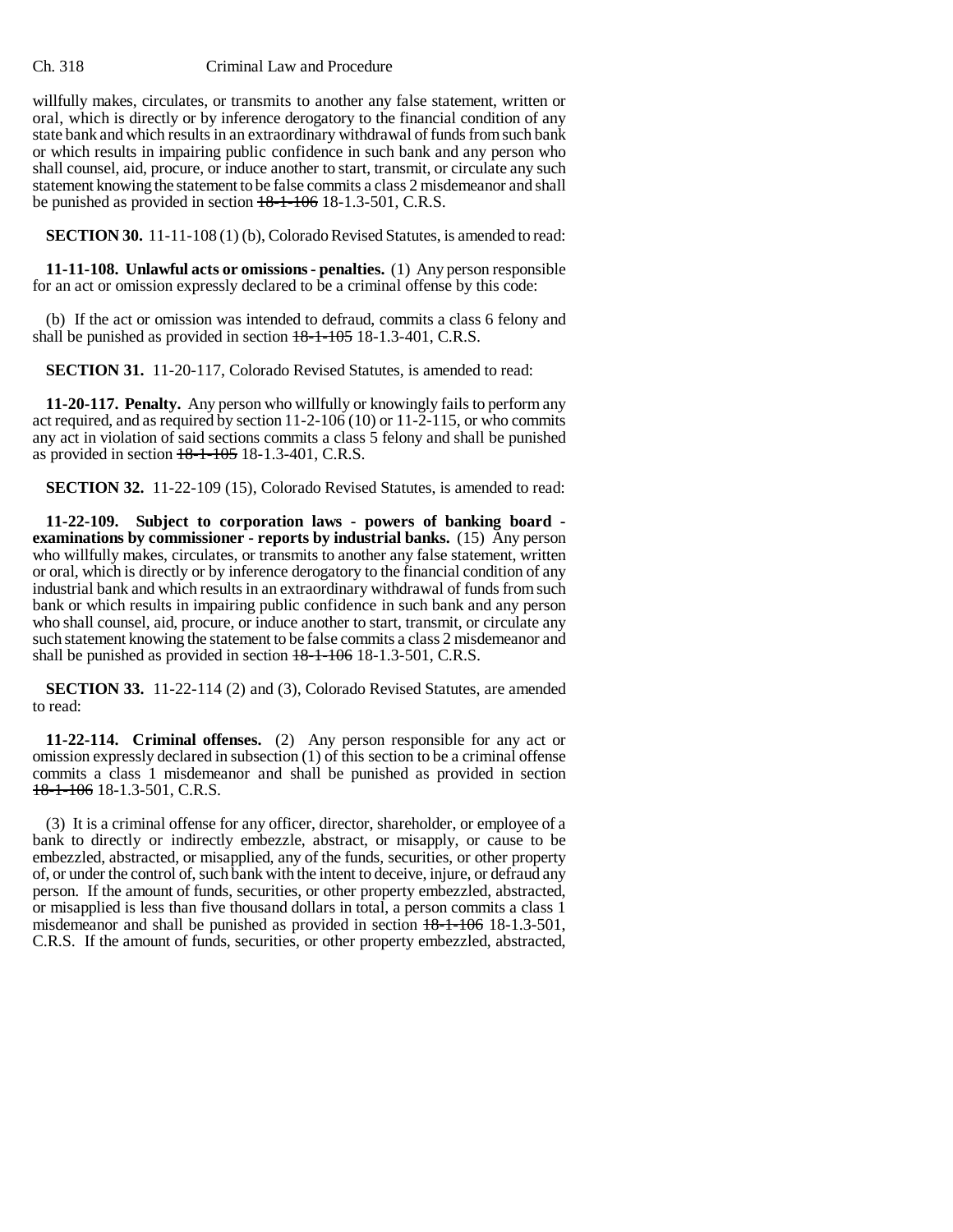willfully makes, circulates, or transmits to another any false statement, written or oral, which is directly or by inference derogatory to the financial condition of any state bank and which results in an extraordinary withdrawal of funds from such bank or which results in impairing public confidence in such bank and any person who shall counsel, aid, procure, or induce another to start, transmit, or circulate any such statement knowing the statement to be false commits a class 2 misdemeanor and shall be punished as provided in section ~~18-1-106~~ 18-1.3-501, C.R.S.

**SECTION 30.** 11-11-108 (1) (b), Colorado Revised Statutes, is amended to read:

**11-11-108. Unlawful acts or omissions - penalties.** (1) Any person responsible for an act or omission expressly declared to be a criminal offense by this code:

(b) If the act or omission was intended to defraud, commits a class 6 felony and shall be punished as provided in section ~~18-1-105~~ 18-1.3-401, C.R.S.

**SECTION 31.** 11-20-117, Colorado Revised Statutes, is amended to read:

**11-20-117. Penalty.** Any person who willfully or knowingly fails to perform any act required, and as required by section 11-2-106 (10) or 11-2-115, or who commits any act in violation of said sections commits a class 5 felony and shall be punished as provided in section ~~18-1-105~~ 18-1.3-401, C.R.S.

**SECTION 32.** 11-22-109 (15), Colorado Revised Statutes, is amended to read:

**11-22-109. Subject to corporation laws - powers of banking board - examinations by commissioner - reports by industrial banks.** (15) Any person who willfully makes, circulates, or transmits to another any false statement, written or oral, which is directly or by inference derogatory to the financial condition of any industrial bank and which results in an extraordinary withdrawal of funds from such bank or which results in impairing public confidence in such bank and any person who shall counsel, aid, procure, or induce another to start, transmit, or circulate any such statement knowing the statement to be false commits a class 2 misdemeanor and shall be punished as provided in section ~~18-1-106~~ 18-1.3-501, C.R.S.

**SECTION 33.** 11-22-114 (2) and (3), Colorado Revised Statutes, are amended to read:

**11-22-114. Criminal offenses.** (2) Any person responsible for any act or omission expressly declared in subsection (1) of this section to be a criminal offense commits a class 1 misdemeanor and shall be punished as provided in section ~~18-1-106~~ 18-1.3-501, C.R.S.

(3) It is a criminal offense for any officer, director, shareholder, or employee of a bank to directly or indirectly embezzle, abstract, or misapply, or cause to be embezzled, abstracted, or misapplied, any of the funds, securities, or other property of, or under the control of, such bank with the intent to deceive, injure, or defraud any person. If the amount of funds, securities, or other property embezzled, abstracted, or misapplied is less than five thousand dollars in total, a person commits a class 1 misdemeanor and shall be punished as provided in section ~~18-1-106~~ 18-1.3-501, C.R.S. If the amount of funds, securities, or other property embezzled, abstracted,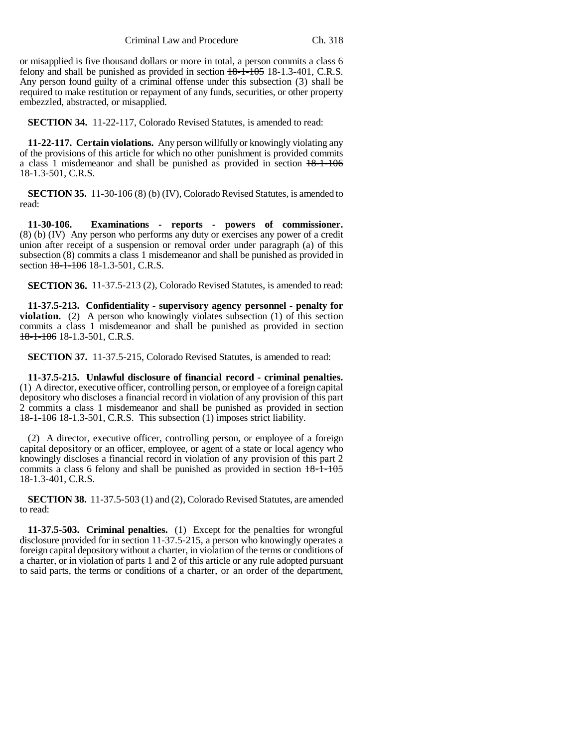or misapplied is five thousand dollars or more in total, a person commits a class 6 felony and shall be punished as provided in section ~~18-1-105~~ 18-1.3-401, C.R.S. Any person found guilty of a criminal offense under this subsection (3) shall be required to make restitution or repayment of any funds, securities, or other property embezzled, abstracted, or misapplied.

**SECTION 34.** 11-22-117, Colorado Revised Statutes, is amended to read:

**11-22-117. Certain violations.** Any person willfully or knowingly violating any of the provisions of this article for which no other punishment is provided commits a class 1 misdemeanor and shall be punished as provided in section ~~18-1-106~~ 18-1.3-501, C.R.S.

**SECTION 35.** 11-30-106 (8) (b) (IV), Colorado Revised Statutes, is amended to read:

**11-30-106. Examinations - reports - powers of commissioner.** (8) (b) (IV) Any person who performs any duty or exercises any power of a credit union after receipt of a suspension or removal order under paragraph (a) of this subsection (8) commits a class 1 misdemeanor and shall be punished as provided in section ~~18-1-106~~ 18-1.3-501, C.R.S.

**SECTION 36.** 11-37.5-213 (2), Colorado Revised Statutes, is amended to read:

**11-37.5-213. Confidentiality - supervisory agency personnel - penalty for violation.** (2) A person who knowingly violates subsection (1) of this section commits a class 1 misdemeanor and shall be punished as provided in section ~~18-1-106~~ 18-1.3-501, C.R.S.

**SECTION 37.** 11-37.5-215, Colorado Revised Statutes, is amended to read:

**11-37.5-215. Unlawful disclosure of financial record - criminal penalties.** (1) A director, executive officer, controlling person, or employee of a foreign capital depository who discloses a financial record in violation of any provision of this part 2 commits a class 1 misdemeanor and shall be punished as provided in section ~~18-1-106~~ 18-1.3-501, C.R.S. This subsection (1) imposes strict liability.

(2) A director, executive officer, controlling person, or employee of a foreign capital depository or an officer, employee, or agent of a state or local agency who knowingly discloses a financial record in violation of any provision of this part 2 commits a class 6 felony and shall be punished as provided in section ~~18-1-105~~ 18-1.3-401, C.R.S.

**SECTION 38.** 11-37.5-503 (1) and (2), Colorado Revised Statutes, are amended to read:

**11-37.5-503. Criminal penalties.** (1) Except for the penalties for wrongful disclosure provided for in section 11-37.5-215, a person who knowingly operates a foreign capital depository without a charter, in violation of the terms or conditions of a charter, or in violation of parts 1 and 2 of this article or any rule adopted pursuant to said parts, the terms or conditions of a charter, or an order of the department,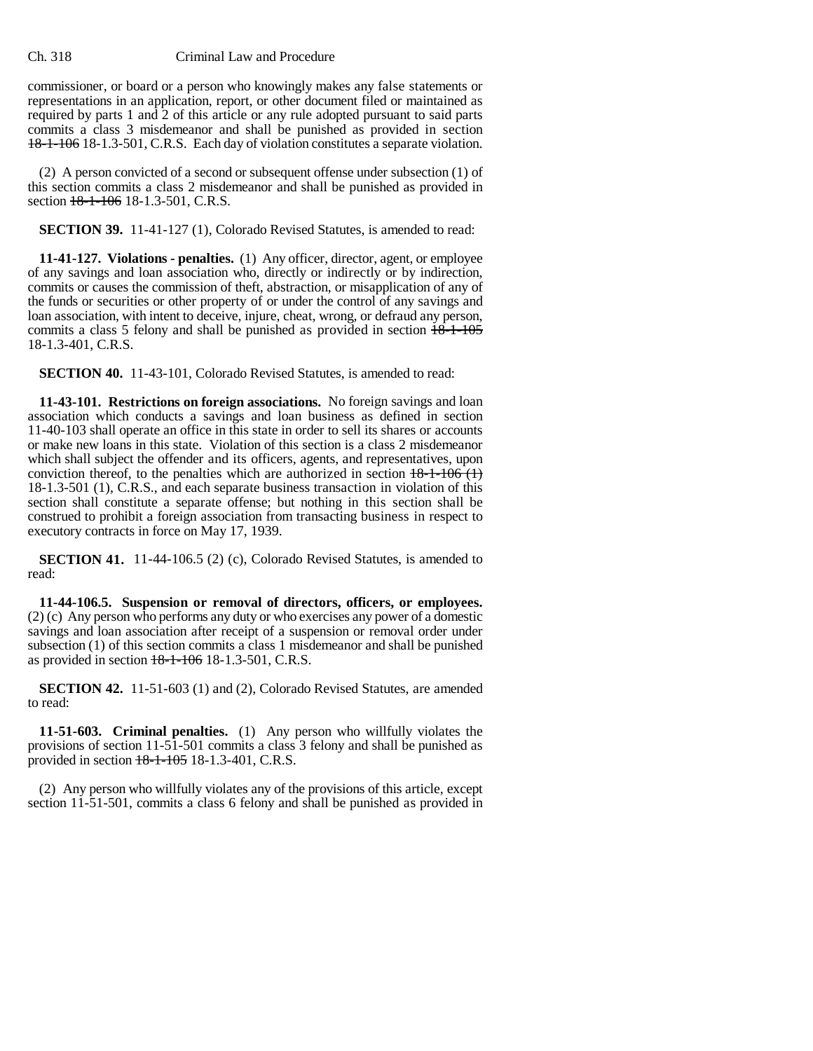commissioner, or board or a person who knowingly makes any false statements or representations in an application, report, or other document filed or maintained as required by parts 1 and 2 of this article or any rule adopted pursuant to said parts commits a class 3 misdemeanor and shall be punished as provided in section ~~18-1-106~~ 18-1.3-501, C.R.S. Each day of violation constitutes a separate violation.

(2) A person convicted of a second or subsequent offense under subsection (1) of this section commits a class 2 misdemeanor and shall be punished as provided in section ~~18-1-106~~ 18-1.3-501, C.R.S.

**SECTION 39.** 11-41-127 (1), Colorado Revised Statutes, is amended to read:

**11-41-127. Violations - penalties.** (1) Any officer, director, agent, or employee of any savings and loan association who, directly or indirectly or by indirection, commits or causes the commission of theft, abstraction, or misapplication of any of the funds or securities or other property of or under the control of any savings and loan association, with intent to deceive, injure, cheat, wrong, or defraud any person, commits a class 5 felony and shall be punished as provided in section ~~18-1-105~~ 18-1.3-401, C.R.S.

**SECTION 40.** 11-43-101, Colorado Revised Statutes, is amended to read:

**11-43-101. Restrictions on foreign associations.** No foreign savings and loan association which conducts a savings and loan business as defined in section 11-40-103 shall operate an office in this state in order to sell its shares or accounts or make new loans in this state. Violation of this section is a class 2 misdemeanor which shall subject the offender and its officers, agents, and representatives, upon conviction thereof, to the penalties which are authorized in section ~~18-1-106 (1)~~ 18-1.3-501 (1), C.R.S., and each separate business transaction in violation of this section shall constitute a separate offense; but nothing in this section shall be construed to prohibit a foreign association from transacting business in respect to executory contracts in force on May 17, 1939.

**SECTION 41.** 11-44-106.5 (2) (c), Colorado Revised Statutes, is amended to read:

**11-44-106.5. Suspension or removal of directors, officers, or employees.** (2) (c) Any person who performs any duty or who exercises any power of a domestic savings and loan association after receipt of a suspension or removal order under subsection (1) of this section commits a class 1 misdemeanor and shall be punished as provided in section ~~18-1-106~~ 18-1.3-501, C.R.S.

**SECTION 42.** 11-51-603 (1) and (2), Colorado Revised Statutes, are amended to read:

**11-51-603. Criminal penalties.** (1) Any person who willfully violates the provisions of section 11-51-501 commits a class 3 felony and shall be punished as provided in section ~~18-1-105~~ 18-1.3-401, C.R.S.

(2) Any person who willfully violates any of the provisions of this article, except section 11-51-501, commits a class 6 felony and shall be punished as provided in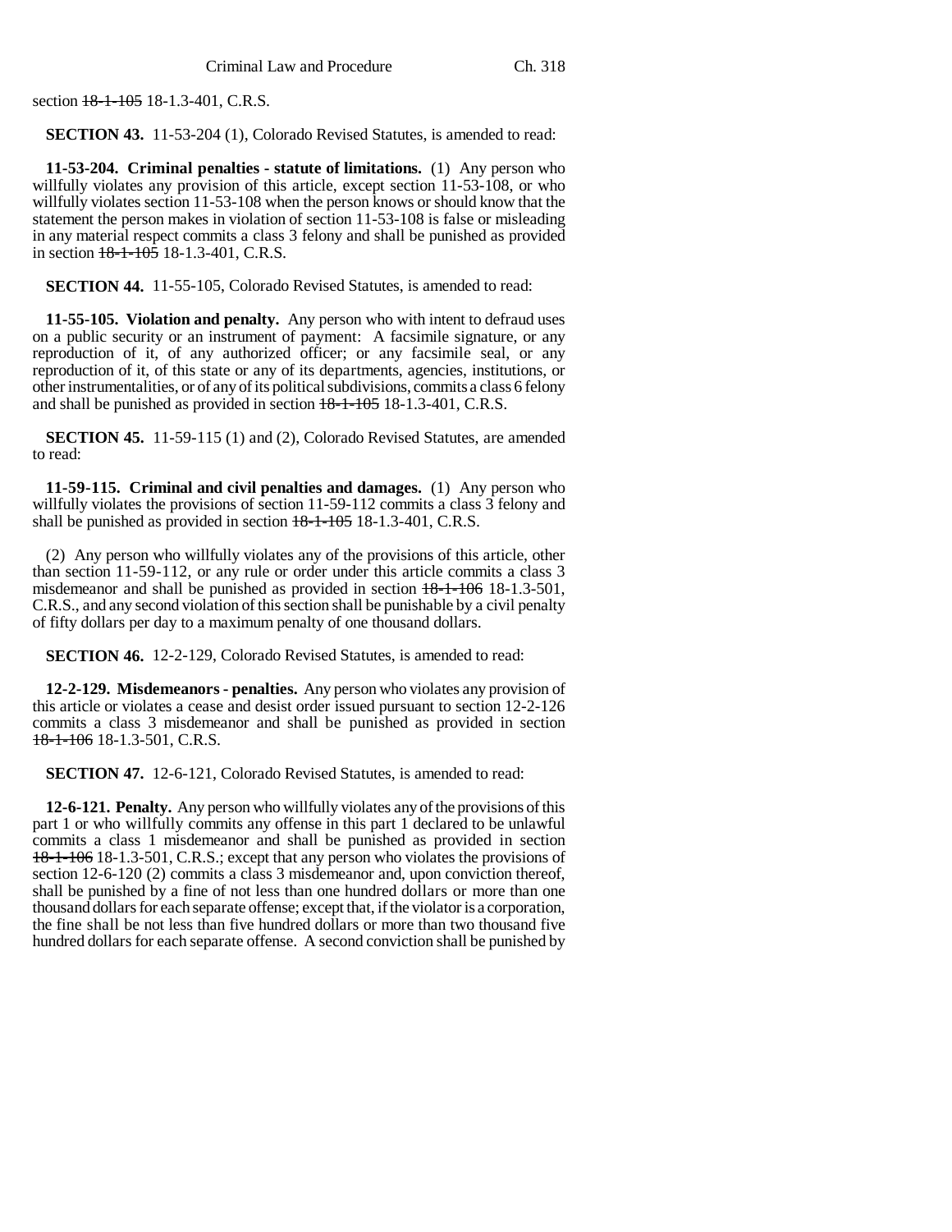section ~~18-1-105~~ 18-1.3-401, C.R.S.

**SECTION 43.** 11-53-204 (1), Colorado Revised Statutes, is amended to read:

**11-53-204. Criminal penalties - statute of limitations.** (1) Any person who willfully violates any provision of this article, except section 11-53-108, or who willfully violates section 11-53-108 when the person knows or should know that the statement the person makes in violation of section 11-53-108 is false or misleading in any material respect commits a class 3 felony and shall be punished as provided in section ~~18-1-105~~ 18-1.3-401, C.R.S.

**SECTION 44.** 11-55-105, Colorado Revised Statutes, is amended to read:

**11-55-105. Violation and penalty.** Any person who with intent to defraud uses on a public security or an instrument of payment: A facsimile signature, or any reproduction of it, of any authorized officer; or any facsimile seal, or any reproduction of it, of this state or any of its departments, agencies, institutions, or other instrumentalities, or of any of its political subdivisions, commits a class 6 felony and shall be punished as provided in section ~~18-1-105~~ 18-1.3-401, C.R.S.

**SECTION 45.** 11-59-115 (1) and (2), Colorado Revised Statutes, are amended to read:

**11-59-115. Criminal and civil penalties and damages.** (1) Any person who willfully violates the provisions of section 11-59-112 commits a class 3 felony and shall be punished as provided in section ~~18-1-105~~ 18-1.3-401, C.R.S.

(2) Any person who willfully violates any of the provisions of this article, other than section 11-59-112, or any rule or order under this article commits a class 3 misdemeanor and shall be punished as provided in section ~~18-1-106~~ 18-1.3-501, C.R.S., and any second violation of this section shall be punishable by a civil penalty of fifty dollars per day to a maximum penalty of one thousand dollars.

**SECTION 46.** 12-2-129, Colorado Revised Statutes, is amended to read:

**12-2-129. Misdemeanors - penalties.** Any person who violates any provision of this article or violates a cease and desist order issued pursuant to section 12-2-126 commits a class 3 misdemeanor and shall be punished as provided in section ~~18-1-106~~ 18-1.3-501, C.R.S.

**SECTION 47.** 12-6-121, Colorado Revised Statutes, is amended to read:

**12-6-121. Penalty.** Any person who willfully violates any of the provisions of this part 1 or who willfully commits any offense in this part 1 declared to be unlawful commits a class 1 misdemeanor and shall be punished as provided in section ~~18-1-106~~ 18-1.3-501, C.R.S.; except that any person who violates the provisions of section 12-6-120 (2) commits a class 3 misdemeanor and, upon conviction thereof, shall be punished by a fine of not less than one hundred dollars or more than one thousand dollars for each separate offense; except that, if the violator is a corporation, the fine shall be not less than five hundred dollars or more than two thousand five hundred dollars for each separate offense. A second conviction shall be punished by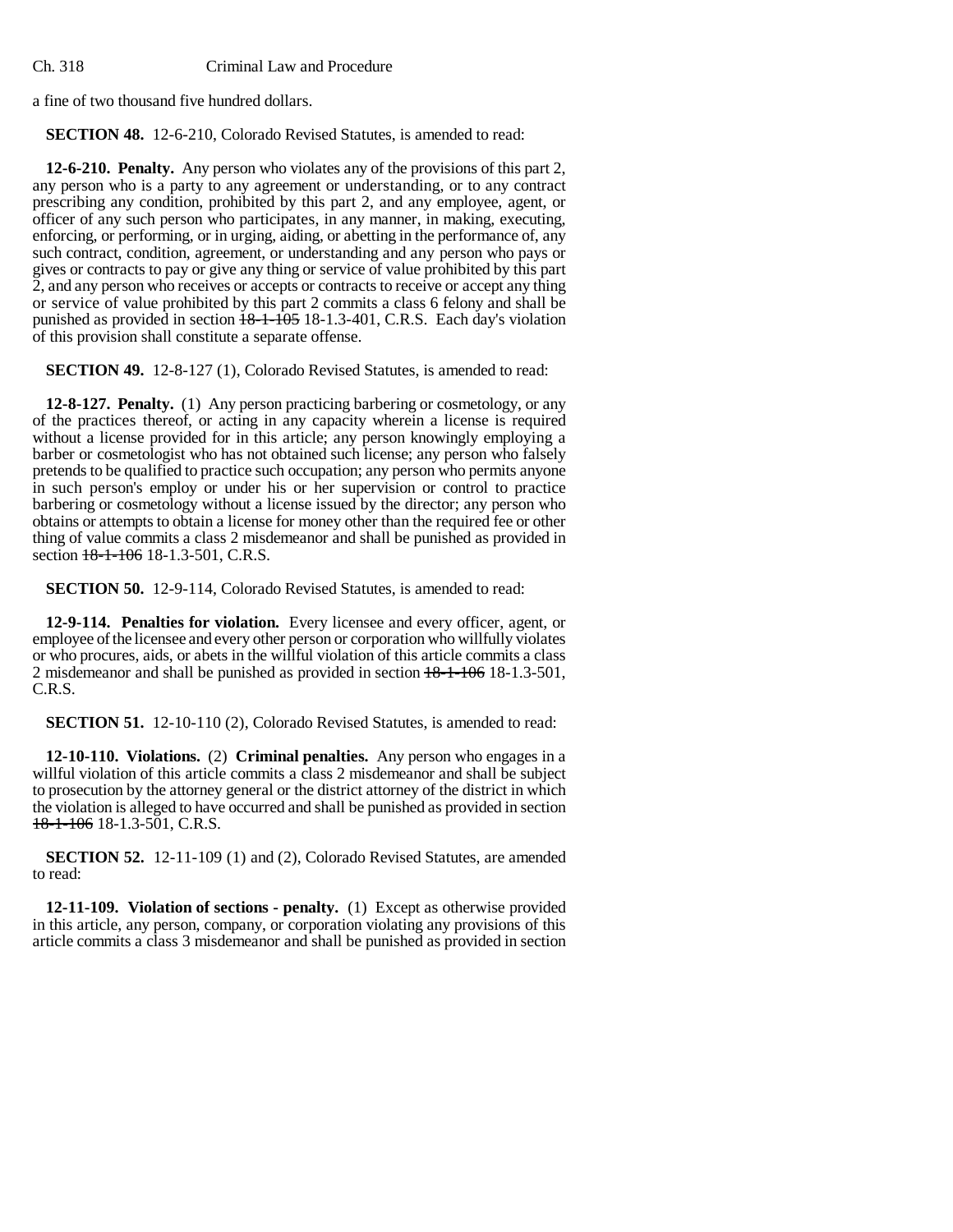a fine of two thousand five hundred dollars.

**SECTION 48.** 12-6-210, Colorado Revised Statutes, is amended to read:

**12-6-210. Penalty.** Any person who violates any of the provisions of this part 2, any person who is a party to any agreement or understanding, or to any contract prescribing any condition, prohibited by this part 2, and any employee, agent, or officer of any such person who participates, in any manner, in making, executing, enforcing, or performing, or in urging, aiding, or abetting in the performance of, any such contract, condition, agreement, or understanding and any person who pays or gives or contracts to pay or give any thing or service of value prohibited by this part 2, and any person who receives or accepts or contracts to receive or accept any thing or service of value prohibited by this part 2 commits a class 6 felony and shall be punished as provided in section ~~18-1-105~~ 18-1.3-401, C.R.S. Each day's violation of this provision shall constitute a separate offense.

**SECTION 49.** 12-8-127 (1), Colorado Revised Statutes, is amended to read:

**12-8-127. Penalty.** (1) Any person practicing barbering or cosmetology, or any of the practices thereof, or acting in any capacity wherein a license is required without a license provided for in this article; any person knowingly employing a barber or cosmetologist who has not obtained such license; any person who falsely pretends to be qualified to practice such occupation; any person who permits anyone in such person's employ or under his or her supervision or control to practice barbering or cosmetology without a license issued by the director; any person who obtains or attempts to obtain a license for money other than the required fee or other thing of value commits a class 2 misdemeanor and shall be punished as provided in section ~~18-1-106~~ 18-1.3-501, C.R.S.

**SECTION 50.** 12-9-114, Colorado Revised Statutes, is amended to read:

**12-9-114. Penalties for violation.** Every licensee and every officer, agent, or employee of the licensee and every other person or corporation who willfully violates or who procures, aids, or abets in the willful violation of this article commits a class 2 misdemeanor and shall be punished as provided in section ~~18-1-106~~ 18-1.3-501, C.R.S.

**SECTION 51.** 12-10-110 (2), Colorado Revised Statutes, is amended to read:

**12-10-110. Violations.** (2) **Criminal penalties.** Any person who engages in a willful violation of this article commits a class 2 misdemeanor and shall be subject to prosecution by the attorney general or the district attorney of the district in which the violation is alleged to have occurred and shall be punished as provided in section ~~18-1-106~~ 18-1.3-501, C.R.S.

**SECTION 52.** 12-11-109 (1) and (2), Colorado Revised Statutes, are amended to read:

**12-11-109. Violation of sections - penalty.** (1) Except as otherwise provided in this article, any person, company, or corporation violating any provisions of this article commits a class 3 misdemeanor and shall be punished as provided in section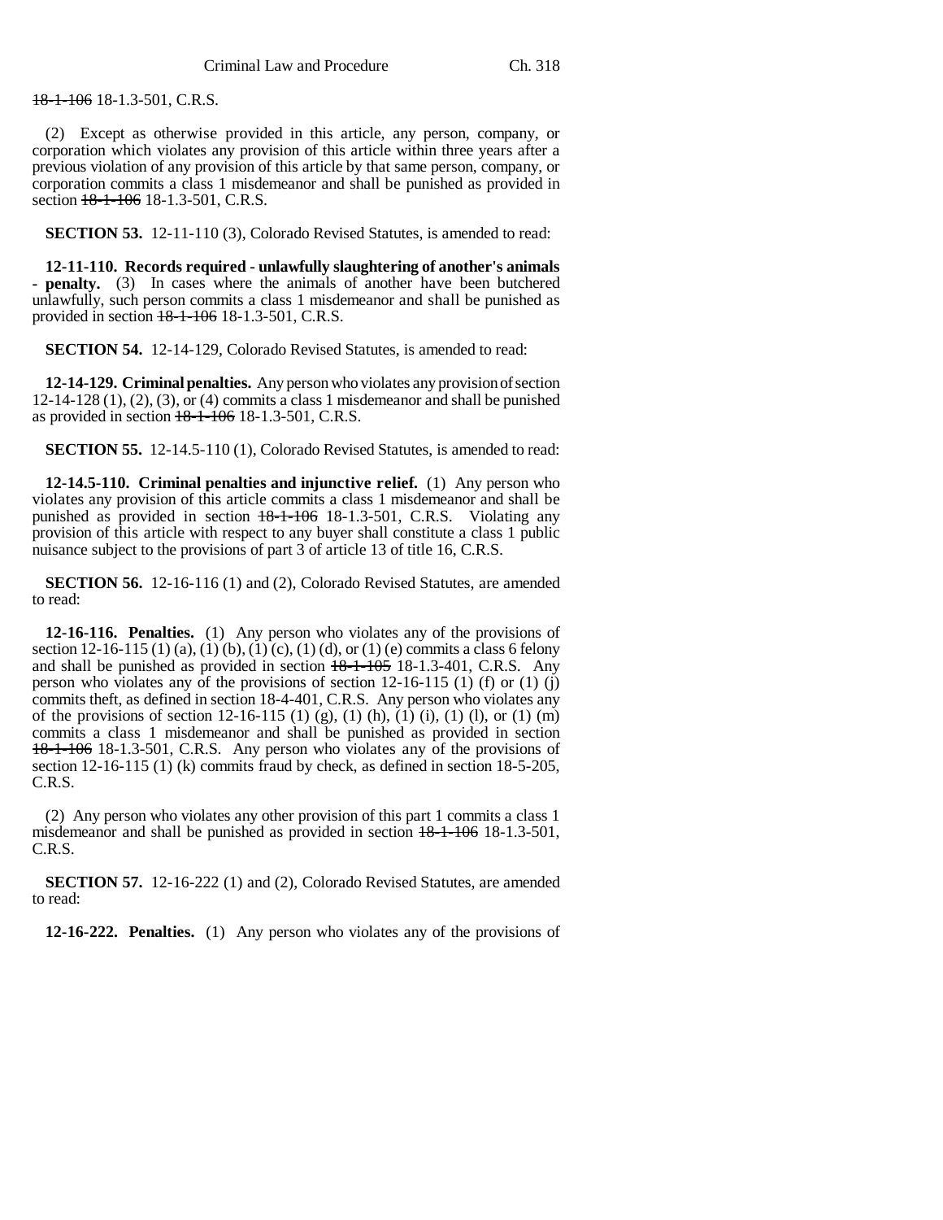~~18-1-106~~ 18-1.3-501, C.R.S.

(2) Except as otherwise provided in this article, any person, company, or corporation which violates any provision of this article within three years after a previous violation of any provision of this article by that same person, company, or corporation commits a class 1 misdemeanor and shall be punished as provided in section ~~18-1-106~~ 18-1.3-501, C.R.S.

**SECTION 53.** 12-11-110 (3), Colorado Revised Statutes, is amended to read:

**12-11-110. Records required - unlawfully slaughtering of another's animals - penalty.** (3) In cases where the animals of another have been butchered unlawfully, such person commits a class 1 misdemeanor and shall be punished as provided in section ~~18-1-106~~ 18-1.3-501, C.R.S.

**SECTION 54.** 12-14-129, Colorado Revised Statutes, is amended to read:

**12-14-129. Criminal penalties.** Any person who violates any provision of section 12-14-128 (1), (2), (3), or (4) commits a class 1 misdemeanor and shall be punished as provided in section ~~18-1-106~~ 18-1.3-501, C.R.S.

**SECTION 55.** 12-14.5-110 (1), Colorado Revised Statutes, is amended to read:

**12-14.5-110. Criminal penalties and injunctive relief.** (1) Any person who violates any provision of this article commits a class 1 misdemeanor and shall be punished as provided in section ~~18-1-106~~ 18-1.3-501, C.R.S. Violating any provision of this article with respect to any buyer shall constitute a class 1 public nuisance subject to the provisions of part 3 of article 13 of title 16, C.R.S.

**SECTION 56.** 12-16-116 (1) and (2), Colorado Revised Statutes, are amended to read:

**12-16-116. Penalties.** (1) Any person who violates any of the provisions of section 12-16-115 (1) (a), (1) (b), (1) (c), (1) (d), or (1) (e) commits a class 6 felony and shall be punished as provided in section ~~18-1-105~~ 18-1.3-401, C.R.S. Any person who violates any of the provisions of section 12-16-115 (1) (f) or (1) (j) commits theft, as defined in section 18-4-401, C.R.S. Any person who violates any of the provisions of section 12-16-115 (1) (g), (1) (h), (1) (i), (1) (l), or (1) (m) commits a class 1 misdemeanor and shall be punished as provided in section ~~18-1-106~~ 18-1.3-501, C.R.S. Any person who violates any of the provisions of section 12-16-115 (1) (k) commits fraud by check, as defined in section 18-5-205, C.R.S.

(2) Any person who violates any other provision of this part 1 commits a class 1 misdemeanor and shall be punished as provided in section ~~18-1-106~~ 18-1.3-501, C.R.S.

**SECTION 57.** 12-16-222 (1) and (2), Colorado Revised Statutes, are amended to read:

**12-16-222. Penalties.** (1) Any person who violates any of the provisions of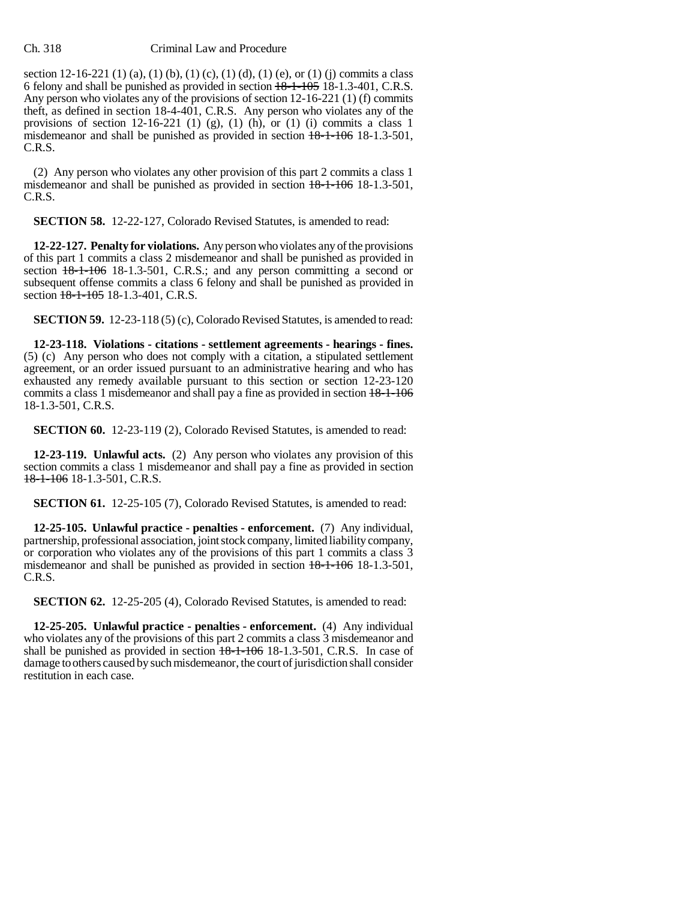section 12-16-221 (1) (a), (1) (b), (1) (c), (1) (d), (1) (e), or (1) (j) commits a class 6 felony and shall be punished as provided in section ~~18-1-105~~ 18-1.3-401, C.R.S. Any person who violates any of the provisions of section 12-16-221 (1) (f) commits theft, as defined in section 18-4-401, C.R.S. Any person who violates any of the provisions of section 12-16-221 (1) (g), (1) (h), or (1) (i) commits a class 1 misdemeanor and shall be punished as provided in section ~~18-1-106~~ 18-1.3-501, C.R.S.

(2) Any person who violates any other provision of this part 2 commits a class 1 misdemeanor and shall be punished as provided in section ~~18-1-106~~ 18-1.3-501, C.R.S.

**SECTION 58.** 12-22-127, Colorado Revised Statutes, is amended to read:

**12-22-127. Penalty for violations.** Any person who violates any of the provisions of this part 1 commits a class 2 misdemeanor and shall be punished as provided in section ~~18-1-106~~ 18-1.3-501, C.R.S.; and any person committing a second or subsequent offense commits a class 6 felony and shall be punished as provided in section ~~18-1-105~~ 18-1.3-401, C.R.S.

**SECTION 59.** 12-23-118 (5) (c), Colorado Revised Statutes, is amended to read:

**12-23-118. Violations - citations - settlement agreements - hearings - fines.** (5) (c) Any person who does not comply with a citation, a stipulated settlement agreement, or an order issued pursuant to an administrative hearing and who has exhausted any remedy available pursuant to this section or section 12-23-120 commits a class 1 misdemeanor and shall pay a fine as provided in section ~~18-1-106~~ 18-1.3-501, C.R.S.

**SECTION 60.** 12-23-119 (2), Colorado Revised Statutes, is amended to read:

**12-23-119. Unlawful acts.** (2) Any person who violates any provision of this section commits a class 1 misdemeanor and shall pay a fine as provided in section ~~18-1-106~~ 18-1.3-501, C.R.S.

**SECTION 61.** 12-25-105 (7), Colorado Revised Statutes, is amended to read:

**12-25-105. Unlawful practice - penalties - enforcement.** (7) Any individual, partnership, professional association, joint stock company, limited liability company, or corporation who violates any of the provisions of this part 1 commits a class 3 misdemeanor and shall be punished as provided in section ~~18-1-106~~ 18-1.3-501, C.R.S.

**SECTION 62.** 12-25-205 (4), Colorado Revised Statutes, is amended to read:

**12-25-205. Unlawful practice - penalties - enforcement.** (4) Any individual who violates any of the provisions of this part 2 commits a class 3 misdemeanor and shall be punished as provided in section ~~18-1-106~~ 18-1.3-501, C.R.S. In case of damage to others caused by such misdemeanor, the court of jurisdiction shall consider restitution in each case.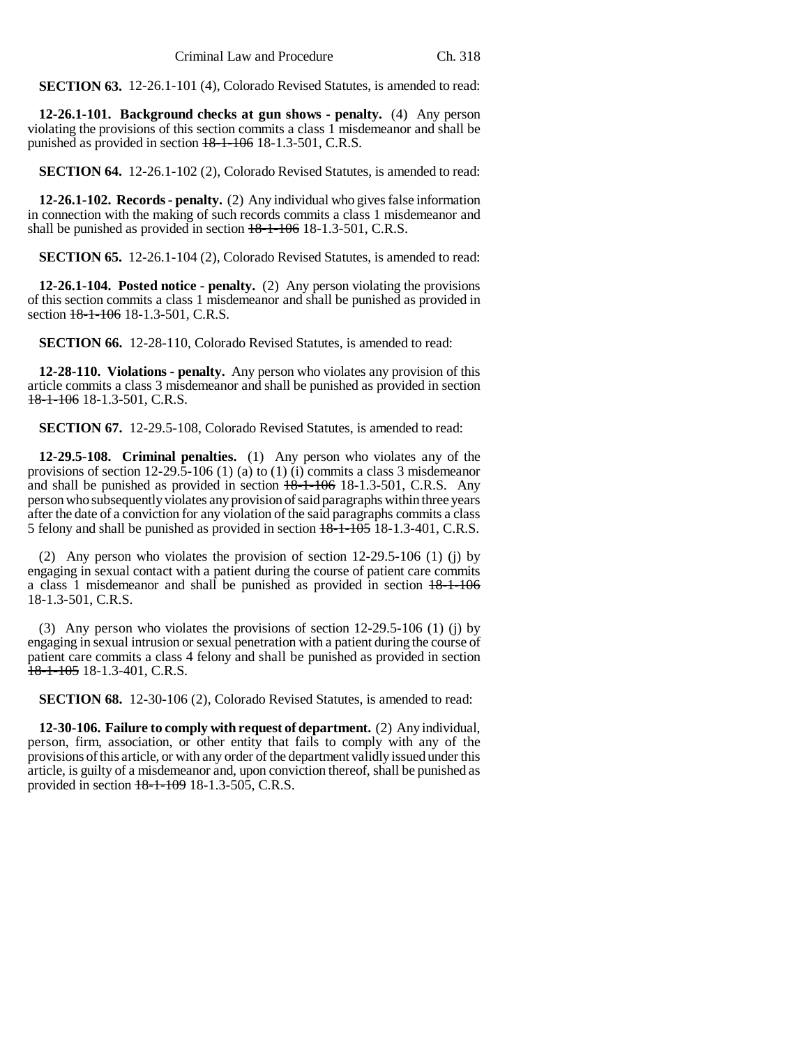**SECTION 63.** 12-26.1-101 (4), Colorado Revised Statutes, is amended to read:

**12-26.1-101. Background checks at gun shows - penalty.** (4) Any person violating the provisions of this section commits a class 1 misdemeanor and shall be punished as provided in section ~~18-1-106~~ 18-1.3-501, C.R.S.

**SECTION 64.** 12-26.1-102 (2), Colorado Revised Statutes, is amended to read:

**12-26.1-102. Records - penalty.** (2) Any individual who gives false information in connection with the making of such records commits a class 1 misdemeanor and shall be punished as provided in section ~~18-1-106~~ 18-1.3-501, C.R.S.

**SECTION 65.** 12-26.1-104 (2), Colorado Revised Statutes, is amended to read:

**12-26.1-104. Posted notice - penalty.** (2) Any person violating the provisions of this section commits a class 1 misdemeanor and shall be punished as provided in section ~~18-1-106~~ 18-1.3-501, C.R.S.

**SECTION 66.** 12-28-110, Colorado Revised Statutes, is amended to read:

**12-28-110. Violations - penalty.** Any person who violates any provision of this article commits a class 3 misdemeanor and shall be punished as provided in section ~~18-1-106~~ 18-1.3-501, C.R.S.

**SECTION 67.** 12-29.5-108, Colorado Revised Statutes, is amended to read:

**12-29.5-108. Criminal penalties.** (1) Any person who violates any of the provisions of section 12-29.5-106 (1) (a) to (1) (i) commits a class 3 misdemeanor and shall be punished as provided in section ~~18-1-106~~ 18-1.3-501, C.R.S. Any person who subsequently violates any provision of said paragraphs within three years after the date of a conviction for any violation of the said paragraphs commits a class 5 felony and shall be punished as provided in section ~~18-1-105~~ 18-1.3-401, C.R.S.

(2) Any person who violates the provision of section 12-29.5-106 (1) (j) by engaging in sexual contact with a patient during the course of patient care commits a class 1 misdemeanor and shall be punished as provided in section ~~18-1-106~~ 18-1.3-501, C.R.S.

(3) Any person who violates the provisions of section 12-29.5-106 (1) (j) by engaging in sexual intrusion or sexual penetration with a patient during the course of patient care commits a class 4 felony and shall be punished as provided in section ~~18-1-105~~ 18-1.3-401, C.R.S.

**SECTION 68.** 12-30-106 (2), Colorado Revised Statutes, is amended to read:

**12-30-106. Failure to comply with request of department.** (2) Any individual, person, firm, association, or other entity that fails to comply with any of the provisions of this article, or with any order of the department validly issued under this article, is guilty of a misdemeanor and, upon conviction thereof, shall be punished as provided in section ~~18-1-109~~ 18-1.3-505, C.R.S.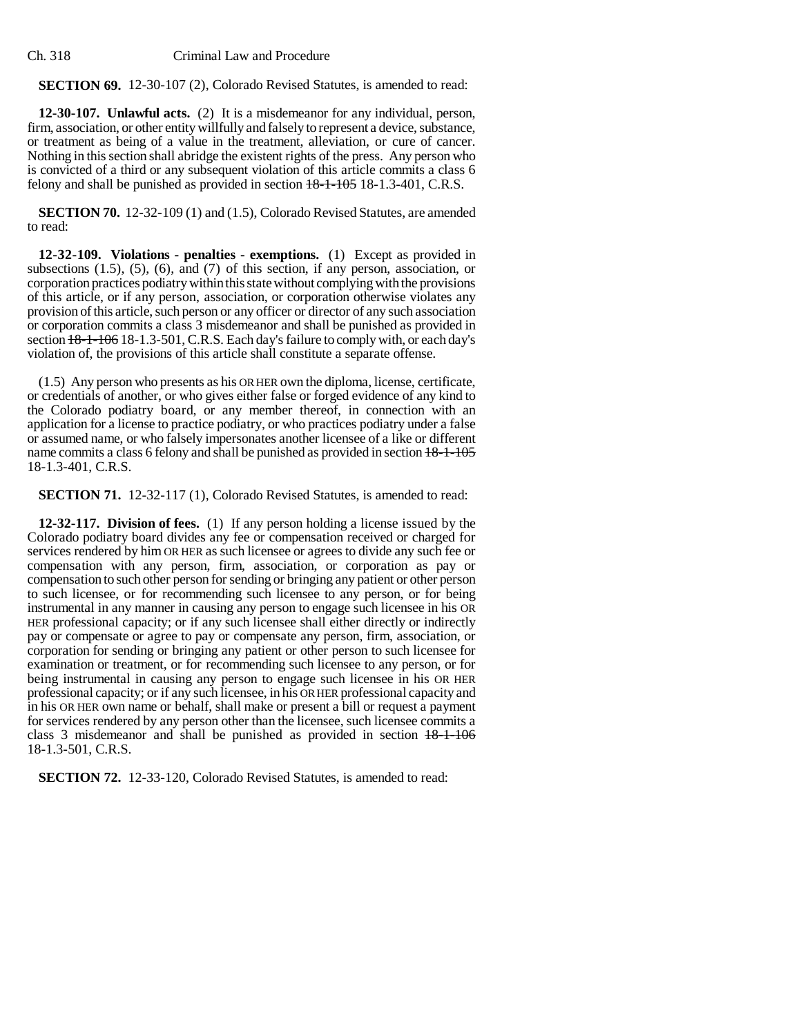**SECTION 69.** 12-30-107 (2), Colorado Revised Statutes, is amended to read:

**12-30-107. Unlawful acts.** (2) It is a misdemeanor for any individual, person, firm, association, or other entity willfully and falsely to represent a device, substance, or treatment as being of a value in the treatment, alleviation, or cure of cancer. Nothing in this section shall abridge the existent rights of the press. Any person who is convicted of a third or any subsequent violation of this article commits a class 6 felony and shall be punished as provided in section ~~18-1-105~~ 18-1.3-401, C.R.S.

**SECTION 70.** 12-32-109 (1) and (1.5), Colorado Revised Statutes, are amended to read:

**12-32-109. Violations - penalties - exemptions.** (1) Except as provided in subsections (1.5), (5), (6), and (7) of this section, if any person, association, or corporation practices podiatry within this state without complying with the provisions of this article, or if any person, association, or corporation otherwise violates any provision of this article, such person or any officer or director of any such association or corporation commits a class 3 misdemeanor and shall be punished as provided in section ~~18-1-106~~ 18-1.3-501, C.R.S. Each day's failure to comply with, or each day's violation of, the provisions of this article shall constitute a separate offense.

(1.5) Any person who presents as his OR HER own the diploma, license, certificate, or credentials of another, or who gives either false or forged evidence of any kind to the Colorado podiatry board, or any member thereof, in connection with an application for a license to practice podiatry, or who practices podiatry under a false or assumed name, or who falsely impersonates another licensee of a like or different name commits a class 6 felony and shall be punished as provided in section ~~18-1-105~~ 18-1.3-401, C.R.S.

**SECTION 71.** 12-32-117 (1), Colorado Revised Statutes, is amended to read:

**12-32-117. Division of fees.** (1) If any person holding a license issued by the Colorado podiatry board divides any fee or compensation received or charged for services rendered by him OR HER as such licensee or agrees to divide any such fee or compensation with any person, firm, association, or corporation as pay or compensation to such other person for sending or bringing any patient or other person to such licensee, or for recommending such licensee to any person, or for being instrumental in any manner in causing any person to engage such licensee in his OR HER professional capacity; or if any such licensee shall either directly or indirectly pay or compensate or agree to pay or compensate any person, firm, association, or corporation for sending or bringing any patient or other person to such licensee for examination or treatment, or for recommending such licensee to any person, or for being instrumental in causing any person to engage such licensee in his OR HER professional capacity; or if any such licensee, in his OR HER professional capacity and in his OR HER own name or behalf, shall make or present a bill or request a payment for services rendered by any person other than the licensee, such licensee commits a class 3 misdemeanor and shall be punished as provided in section ~~18-1-106~~ 18-1.3-501, C.R.S.

**SECTION 72.** 12-33-120, Colorado Revised Statutes, is amended to read: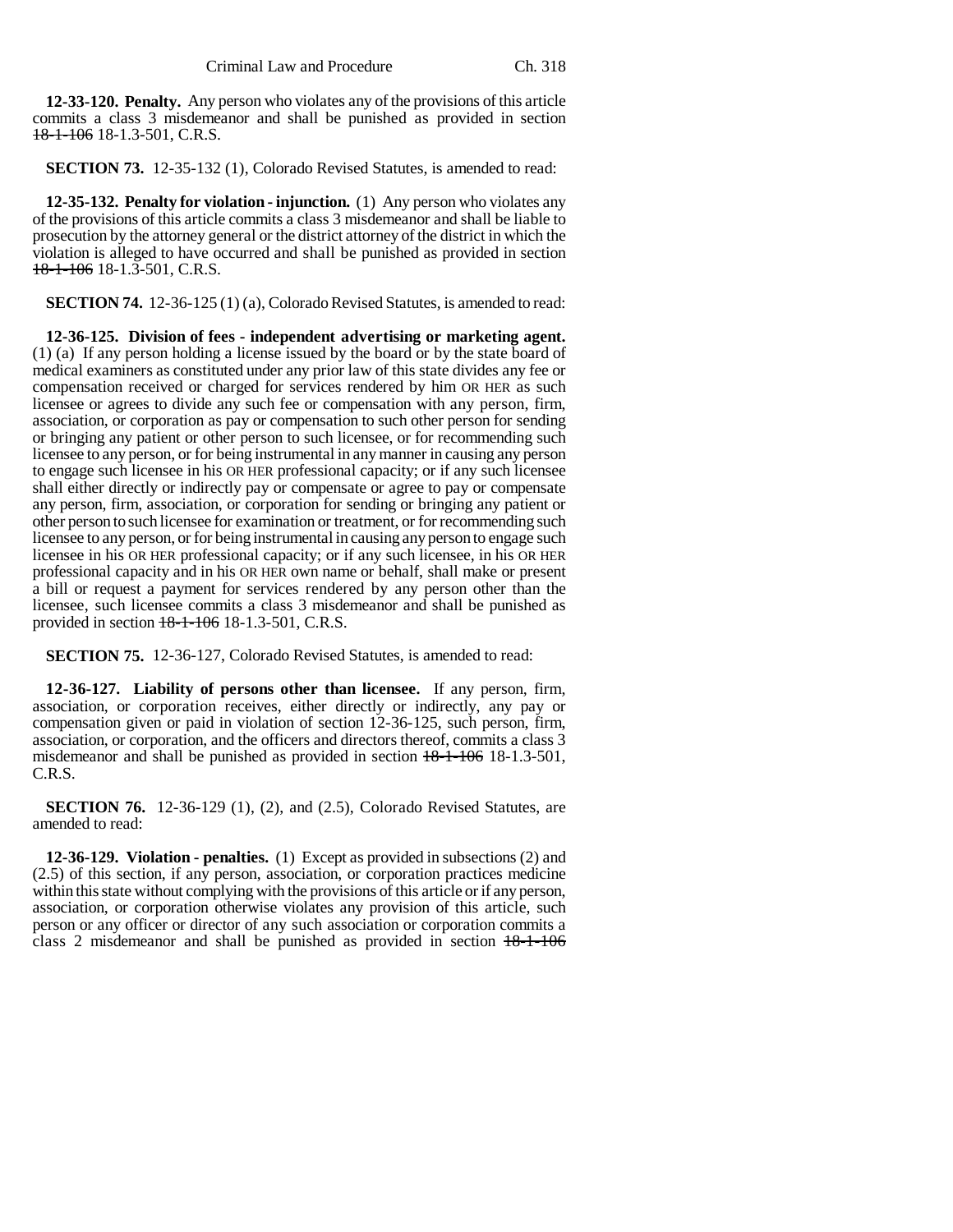**12-33-120. Penalty.** Any person who violates any of the provisions of this article commits a class 3 misdemeanor and shall be punished as provided in section ~~18-1-106~~ 18-1.3-501, C.R.S.

**SECTION 73.** 12-35-132 (1), Colorado Revised Statutes, is amended to read:

**12-35-132. Penalty for violation - injunction.** (1) Any person who violates any of the provisions of this article commits a class 3 misdemeanor and shall be liable to prosecution by the attorney general or the district attorney of the district in which the violation is alleged to have occurred and shall be punished as provided in section ~~18-1-106~~ 18-1.3-501, C.R.S.

**SECTION 74.** 12-36-125 (1) (a), Colorado Revised Statutes, is amended to read:

**12-36-125. Division of fees - independent advertising or marketing agent.** (1) (a) If any person holding a license issued by the board or by the state board of medical examiners as constituted under any prior law of this state divides any fee or compensation received or charged for services rendered by him OR HER as such licensee or agrees to divide any such fee or compensation with any person, firm, association, or corporation as pay or compensation to such other person for sending or bringing any patient or other person to such licensee, or for recommending such licensee to any person, or for being instrumental in any manner in causing any person to engage such licensee in his OR HER professional capacity; or if any such licensee shall either directly or indirectly pay or compensate or agree to pay or compensate any person, firm, association, or corporation for sending or bringing any patient or other person to such licensee for examination or treatment, or for recommending such licensee to any person, or for being instrumental in causing any person to engage such licensee in his OR HER professional capacity; or if any such licensee, in his OR HER professional capacity and in his OR HER own name or behalf, shall make or present a bill or request a payment for services rendered by any person other than the licensee, such licensee commits a class 3 misdemeanor and shall be punished as provided in section ~~18-1-106~~ 18-1.3-501, C.R.S.

**SECTION 75.** 12-36-127, Colorado Revised Statutes, is amended to read:

**12-36-127. Liability of persons other than licensee.** If any person, firm, association, or corporation receives, either directly or indirectly, any pay or compensation given or paid in violation of section 12-36-125, such person, firm, association, or corporation, and the officers and directors thereof, commits a class 3 misdemeanor and shall be punished as provided in section ~~18-1-106~~ 18-1.3-501, C.R.S.

**SECTION 76.** 12-36-129 (1), (2), and (2.5), Colorado Revised Statutes, are amended to read:

**12-36-129. Violation - penalties.** (1) Except as provided in subsections (2) and (2.5) of this section, if any person, association, or corporation practices medicine within this state without complying with the provisions of this article or if any person, association, or corporation otherwise violates any provision of this article, such person or any officer or director of any such association or corporation commits a class 2 misdemeanor and shall be punished as provided in section ~~18-1-106~~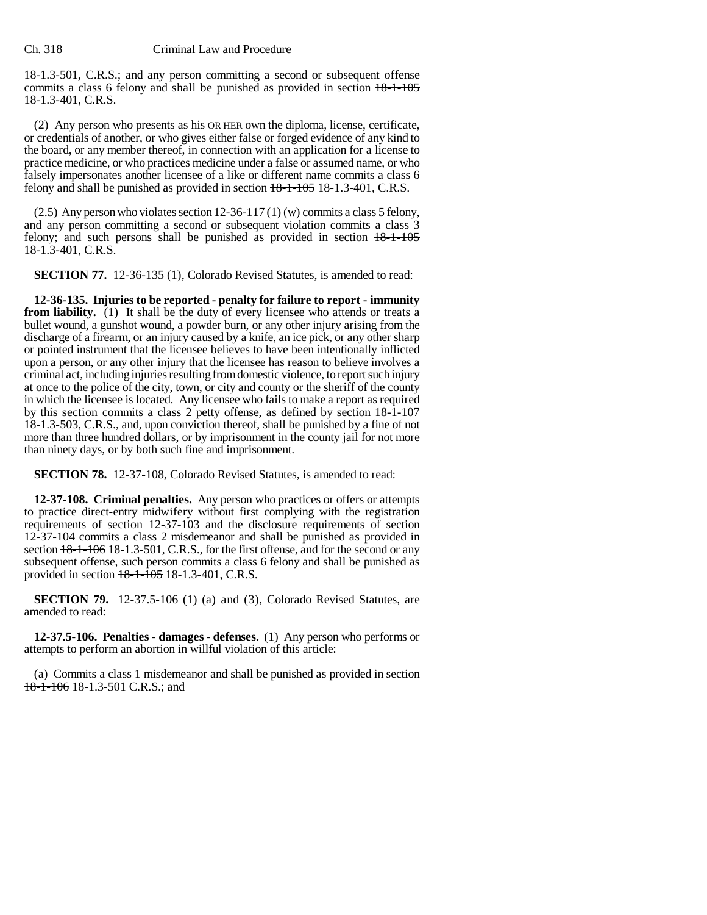18-1.3-501, C.R.S.; and any person committing a second or subsequent offense commits a class 6 felony and shall be punished as provided in section ~~18-1-105~~ 18-1.3-401, C.R.S.

(2) Any person who presents as his OR HER own the diploma, license, certificate, or credentials of another, or who gives either false or forged evidence of any kind to the board, or any member thereof, in connection with an application for a license to practice medicine, or who practices medicine under a false or assumed name, or who falsely impersonates another licensee of a like or different name commits a class 6 felony and shall be punished as provided in section ~~18-1-105~~ 18-1.3-401, C.R.S.

(2.5) Any person who violates section 12-36-117 (1) (w) commits a class 5 felony, and any person committing a second or subsequent violation commits a class 3 felony; and such persons shall be punished as provided in section ~~18-1-105~~ 18-1.3-401, C.R.S.

**SECTION 77.** 12-36-135 (1), Colorado Revised Statutes, is amended to read:

**12-36-135. Injuries to be reported - penalty for failure to report - immunity from liability.** (1) It shall be the duty of every licensee who attends or treats a bullet wound, a gunshot wound, a powder burn, or any other injury arising from the discharge of a firearm, or an injury caused by a knife, an ice pick, or any other sharp or pointed instrument that the licensee believes to have been intentionally inflicted upon a person, or any other injury that the licensee has reason to believe involves a criminal act, including injuries resulting from domestic violence, to report such injury at once to the police of the city, town, or city and county or the sheriff of the county in which the licensee is located. Any licensee who fails to make a report as required by this section commits a class 2 petty offense, as defined by section ~~18-1-107~~ 18-1.3-503, C.R.S., and, upon conviction thereof, shall be punished by a fine of not more than three hundred dollars, or by imprisonment in the county jail for not more than ninety days, or by both such fine and imprisonment.

**SECTION 78.** 12-37-108, Colorado Revised Statutes, is amended to read:

**12-37-108. Criminal penalties.** Any person who practices or offers or attempts to practice direct-entry midwifery without first complying with the registration requirements of section 12-37-103 and the disclosure requirements of section 12-37-104 commits a class 2 misdemeanor and shall be punished as provided in section ~~18-1-106~~ 18-1.3-501, C.R.S., for the first offense, and for the second or any subsequent offense, such person commits a class 6 felony and shall be punished as provided in section ~~18-1-105~~ 18-1.3-401, C.R.S.

**SECTION 79.** 12-37.5-106 (1) (a) and (3), Colorado Revised Statutes, are amended to read:

**12-37.5-106. Penalties - damages - defenses.** (1) Any person who performs or attempts to perform an abortion in willful violation of this article:

(a) Commits a class 1 misdemeanor and shall be punished as provided in section ~~18-1-106~~ 18-1.3-501 C.R.S.; and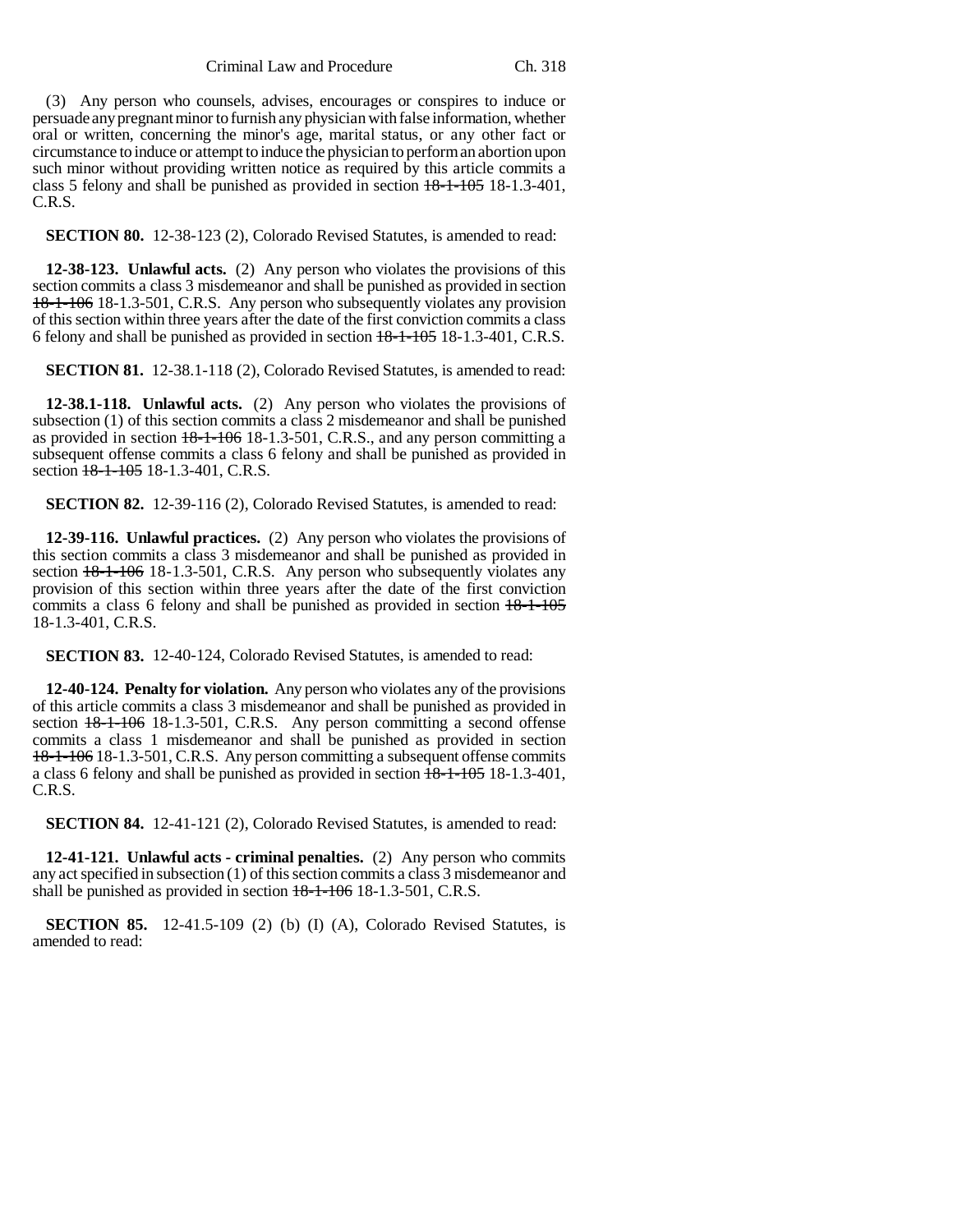(3) Any person who counsels, advises, encourages or conspires to induce or persuade any pregnant minor to furnish any physician with false information, whether oral or written, concerning the minor's age, marital status, or any other fact or circumstance to induce or attempt to induce the physician to perform an abortion upon such minor without providing written notice as required by this article commits a class 5 felony and shall be punished as provided in section ~~18-1-105~~ 18-1.3-401, C.R.S.

**SECTION 80.** 12-38-123 (2), Colorado Revised Statutes, is amended to read:

**12-38-123. Unlawful acts.** (2) Any person who violates the provisions of this section commits a class 3 misdemeanor and shall be punished as provided in section ~~18-1-106~~ 18-1.3-501, C.R.S. Any person who subsequently violates any provision of this section within three years after the date of the first conviction commits a class 6 felony and shall be punished as provided in section ~~18-1-105~~ 18-1.3-401, C.R.S.

**SECTION 81.** 12-38.1-118 (2), Colorado Revised Statutes, is amended to read:

**12-38.1-118. Unlawful acts.** (2) Any person who violates the provisions of subsection (1) of this section commits a class 2 misdemeanor and shall be punished as provided in section ~~18-1-106~~ 18-1.3-501, C.R.S., and any person committing a subsequent offense commits a class 6 felony and shall be punished as provided in section ~~18-1-105~~ 18-1.3-401, C.R.S.

**SECTION 82.** 12-39-116 (2), Colorado Revised Statutes, is amended to read:

**12-39-116. Unlawful practices.** (2) Any person who violates the provisions of this section commits a class 3 misdemeanor and shall be punished as provided in section ~~18-1-106~~ 18-1.3-501, C.R.S. Any person who subsequently violates any provision of this section within three years after the date of the first conviction commits a class 6 felony and shall be punished as provided in section ~~18-1-105~~ 18-1.3-401, C.R.S.

**SECTION 83.** 12-40-124, Colorado Revised Statutes, is amended to read:

**12-40-124. Penalty for violation.** Any person who violates any of the provisions of this article commits a class 3 misdemeanor and shall be punished as provided in section ~~18-1-106~~ 18-1.3-501, C.R.S. Any person committing a second offense commits a class 1 misdemeanor and shall be punished as provided in section ~~18-1-106~~ 18-1.3-501, C.R.S. Any person committing a subsequent offense commits a class 6 felony and shall be punished as provided in section ~~18-1-105~~ 18-1.3-401, C.R.S.

**SECTION 84.** 12-41-121 (2), Colorado Revised Statutes, is amended to read:

**12-41-121. Unlawful acts - criminal penalties.** (2) Any person who commits any act specified in subsection (1) of this section commits a class 3 misdemeanor and shall be punished as provided in section ~~18-1-106~~ 18-1.3-501, C.R.S.

**SECTION 85.** 12-41.5-109 (2) (b) (I) (A), Colorado Revised Statutes, is amended to read: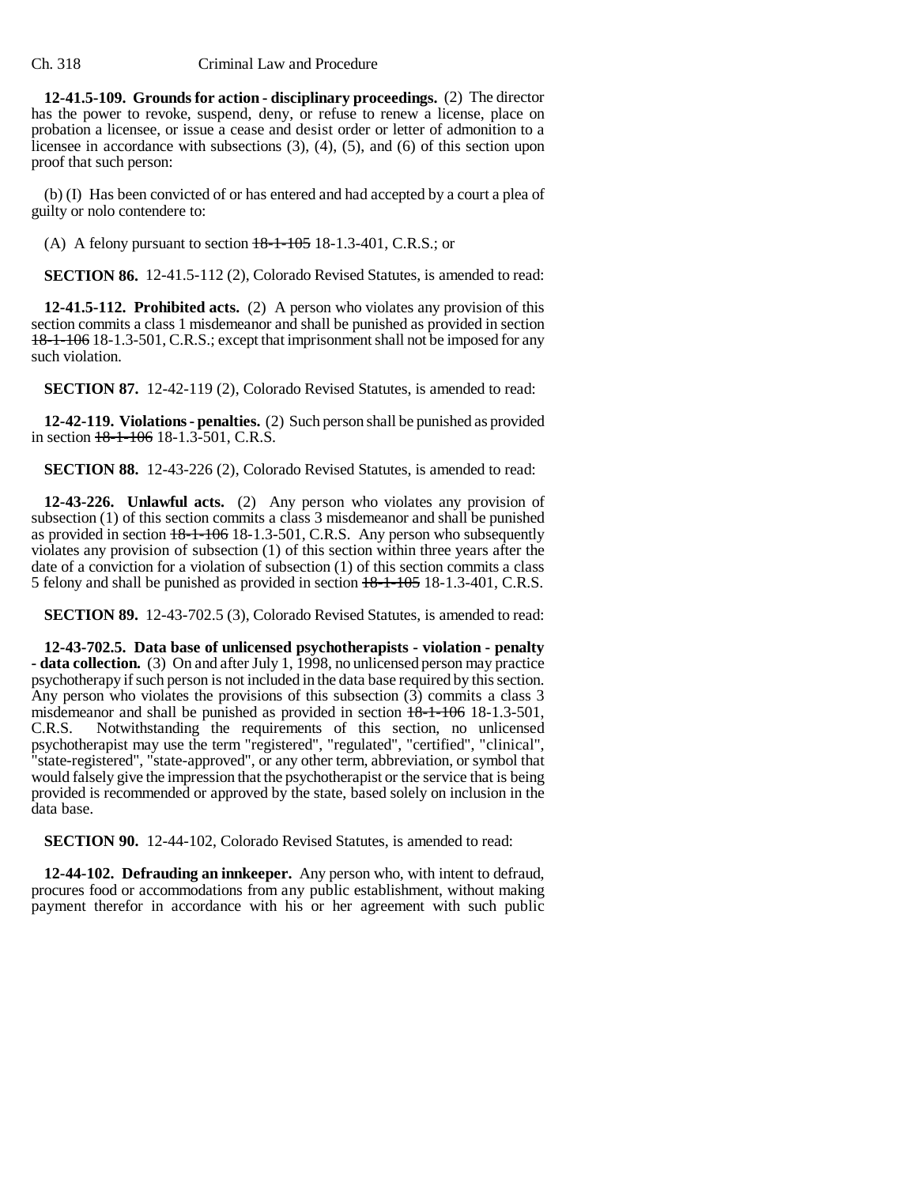**12-41.5-109. Grounds for action - disciplinary proceedings.** (2) The director has the power to revoke, suspend, deny, or refuse to renew a license, place on probation a licensee, or issue a cease and desist order or letter of admonition to a licensee in accordance with subsections (3), (4), (5), and (6) of this section upon proof that such person:

(b) (I) Has been convicted of or has entered and had accepted by a court a plea of guilty or nolo contendere to:

(A) A felony pursuant to section ~~18-1-105~~ 18-1.3-401, C.R.S.; or

**SECTION 86.** 12-41.5-112 (2), Colorado Revised Statutes, is amended to read:

**12-41.5-112. Prohibited acts.** (2) A person who violates any provision of this section commits a class 1 misdemeanor and shall be punished as provided in section ~~18-1-106~~ 18-1.3-501, C.R.S.; except that imprisonment shall not be imposed for any such violation.

**SECTION 87.** 12-42-119 (2), Colorado Revised Statutes, is amended to read:

**12-42-119. Violations - penalties.** (2) Such person shall be punished as provided in section ~~18-1-106~~ 18-1.3-501, C.R.S.

**SECTION 88.** 12-43-226 (2), Colorado Revised Statutes, is amended to read:

**12-43-226. Unlawful acts.** (2) Any person who violates any provision of subsection (1) of this section commits a class 3 misdemeanor and shall be punished as provided in section ~~18-1-106~~ 18-1.3-501, C.R.S. Any person who subsequently violates any provision of subsection (1) of this section within three years after the date of a conviction for a violation of subsection (1) of this section commits a class 5 felony and shall be punished as provided in section ~~18-1-105~~ 18-1.3-401, C.R.S.

**SECTION 89.** 12-43-702.5 (3), Colorado Revised Statutes, is amended to read:

**12-43-702.5. Data base of unlicensed psychotherapists - violation - penalty - data collection.** (3) On and after July 1, 1998, no unlicensed person may practice psychotherapy if such person is not included in the data base required by this section. Any person who violates the provisions of this subsection (3) commits a class 3 misdemeanor and shall be punished as provided in section ~~18-1-106~~ 18-1.3-501, C.R.S. Notwithstanding the requirements of this section, no unlicensed psychotherapist may use the term "registered", "regulated", "certified", "clinical", "state-registered", "state-approved", or any other term, abbreviation, or symbol that would falsely give the impression that the psychotherapist or the service that is being provided is recommended or approved by the state, based solely on inclusion in the data base.

**SECTION 90.** 12-44-102, Colorado Revised Statutes, is amended to read:

**12-44-102. Defrauding an innkeeper.** Any person who, with intent to defraud, procures food or accommodations from any public establishment, without making payment therefor in accordance with his or her agreement with such public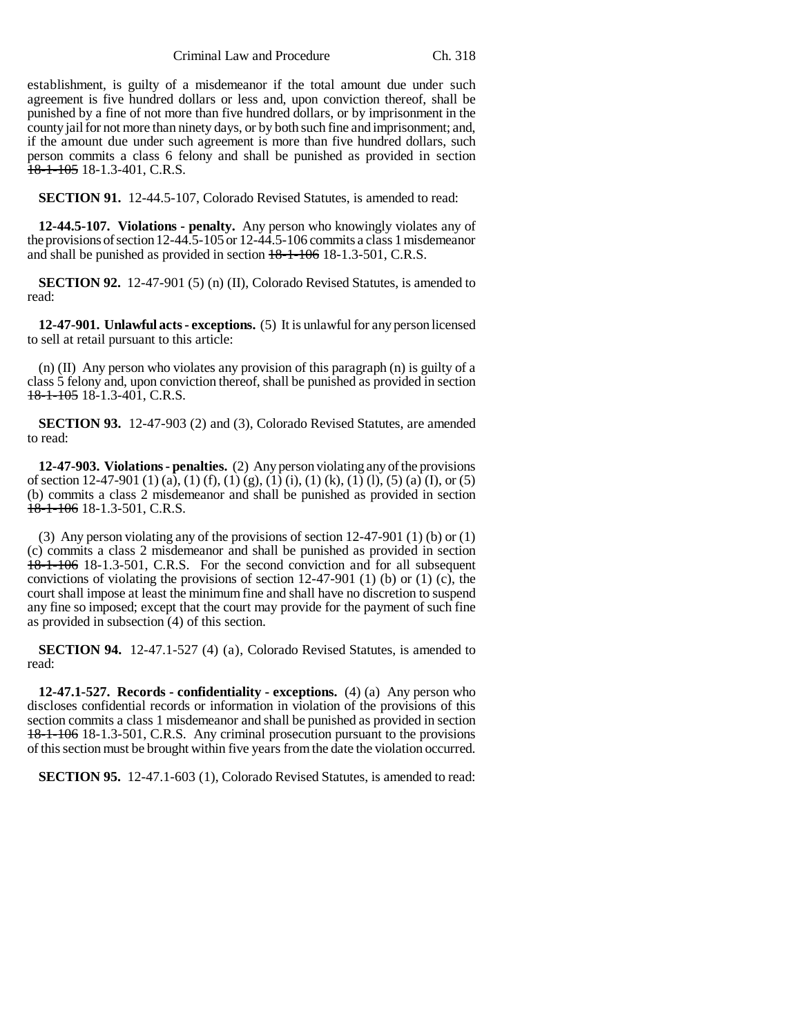establishment, is guilty of a misdemeanor if the total amount due under such agreement is five hundred dollars or less and, upon conviction thereof, shall be punished by a fine of not more than five hundred dollars, or by imprisonment in the county jail for not more than ninety days, or by both such fine and imprisonment; and, if the amount due under such agreement is more than five hundred dollars, such person commits a class 6 felony and shall be punished as provided in section ~~18-1-105~~ 18-1.3-401, C.R.S.

**SECTION 91.** 12-44.5-107, Colorado Revised Statutes, is amended to read:

**12-44.5-107. Violations - penalty.** Any person who knowingly violates any of the provisions of section 12-44.5-105 or 12-44.5-106 commits a class 1 misdemeanor and shall be punished as provided in section ~~18-1-106~~ 18-1.3-501, C.R.S.

**SECTION 92.** 12-47-901 (5) (n) (II), Colorado Revised Statutes, is amended to read:

**12-47-901. Unlawful acts - exceptions.** (5) It is unlawful for any person licensed to sell at retail pursuant to this article:

(n) (II) Any person who violates any provision of this paragraph (n) is guilty of a class 5 felony and, upon conviction thereof, shall be punished as provided in section ~~18-1-105~~ 18-1.3-401, C.R.S.

**SECTION 93.** 12-47-903 (2) and (3), Colorado Revised Statutes, are amended to read:

**12-47-903. Violations - penalties.** (2) Any person violating any of the provisions of section 12-47-901 (1) (a), (1) (f), (1) (g), (1) (i), (1) (k), (1) (l), (5) (a) (I), or (5) (b) commits a class 2 misdemeanor and shall be punished as provided in section ~~18-1-106~~ 18-1.3-501, C.R.S.

(3) Any person violating any of the provisions of section 12-47-901 (1) (b) or (1) (c) commits a class 2 misdemeanor and shall be punished as provided in section ~~18-1-106~~ 18-1.3-501, C.R.S. For the second conviction and for all subsequent convictions of violating the provisions of section 12-47-901 (1) (b) or (1) (c), the court shall impose at least the minimum fine and shall have no discretion to suspend any fine so imposed; except that the court may provide for the payment of such fine as provided in subsection (4) of this section.

**SECTION 94.** 12-47.1-527 (4) (a), Colorado Revised Statutes, is amended to read:

**12-47.1-527. Records - confidentiality - exceptions.** (4) (a) Any person who discloses confidential records or information in violation of the provisions of this section commits a class 1 misdemeanor and shall be punished as provided in section ~~18-1-106~~ 18-1.3-501, C.R.S. Any criminal prosecution pursuant to the provisions of this section must be brought within five years from the date the violation occurred.

**SECTION 95.** 12-47.1-603 (1), Colorado Revised Statutes, is amended to read: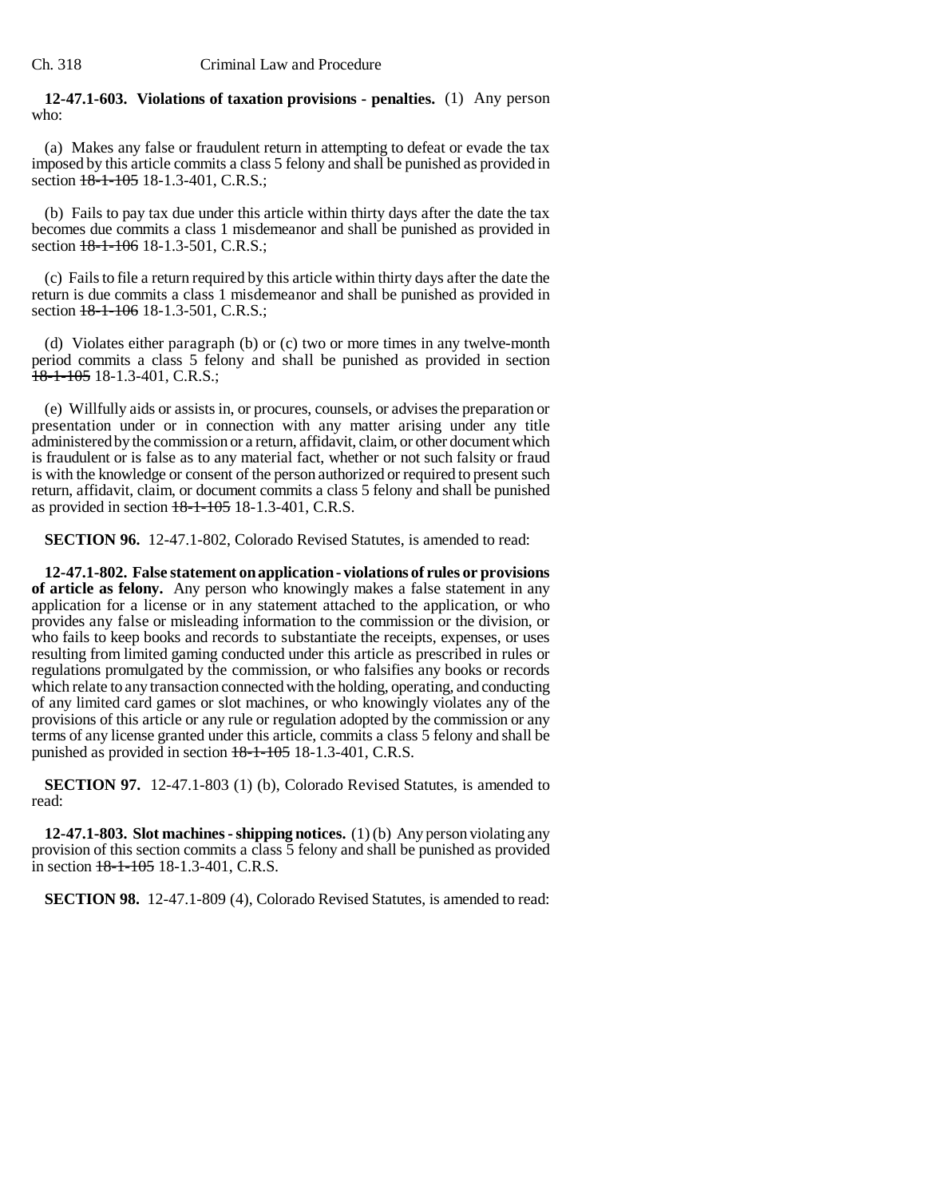**12-47.1-603. Violations of taxation provisions - penalties.** (1) Any person who:

(a) Makes any false or fraudulent return in attempting to defeat or evade the tax imposed by this article commits a class 5 felony and shall be punished as provided in section ~~18-1-105~~ 18-1.3-401, C.R.S.;

(b) Fails to pay tax due under this article within thirty days after the date the tax becomes due commits a class 1 misdemeanor and shall be punished as provided in section ~~18-1-106~~ 18-1.3-501, C.R.S.;

(c) Fails to file a return required by this article within thirty days after the date the return is due commits a class 1 misdemeanor and shall be punished as provided in section ~~18-1-106~~ 18-1.3-501, C.R.S.;

(d) Violates either paragraph (b) or (c) two or more times in any twelve-month period commits a class 5 felony and shall be punished as provided in section ~~18-1-105~~ 18-1.3-401, C.R.S.;

(e) Willfully aids or assists in, or procures, counsels, or advises the preparation or presentation under or in connection with any matter arising under any title administered by the commission or a return, affidavit, claim, or other document which is fraudulent or is false as to any material fact, whether or not such falsity or fraud is with the knowledge or consent of the person authorized or required to present such return, affidavit, claim, or document commits a class 5 felony and shall be punished as provided in section ~~18-1-105~~ 18-1.3-401, C.R.S.

**SECTION 96.** 12-47.1-802, Colorado Revised Statutes, is amended to read:

**12-47.1-802. False statement on application - violations of rules or provisions of article as felony.** Any person who knowingly makes a false statement in any application for a license or in any statement attached to the application, or who provides any false or misleading information to the commission or the division, or who fails to keep books and records to substantiate the receipts, expenses, or uses resulting from limited gaming conducted under this article as prescribed in rules or regulations promulgated by the commission, or who falsifies any books or records which relate to any transaction connected with the holding, operating, and conducting of any limited card games or slot machines, or who knowingly violates any of the provisions of this article or any rule or regulation adopted by the commission or any terms of any license granted under this article, commits a class 5 felony and shall be punished as provided in section ~~18-1-105~~ 18-1.3-401, C.R.S.

**SECTION 97.** 12-47.1-803 (1) (b), Colorado Revised Statutes, is amended to read:

**12-47.1-803. Slot machines - shipping notices.** (1) (b) Any person violating any provision of this section commits a class 5 felony and shall be punished as provided in section ~~18-1-105~~ 18-1.3-401, C.R.S.

**SECTION 98.** 12-47.1-809 (4), Colorado Revised Statutes, is amended to read: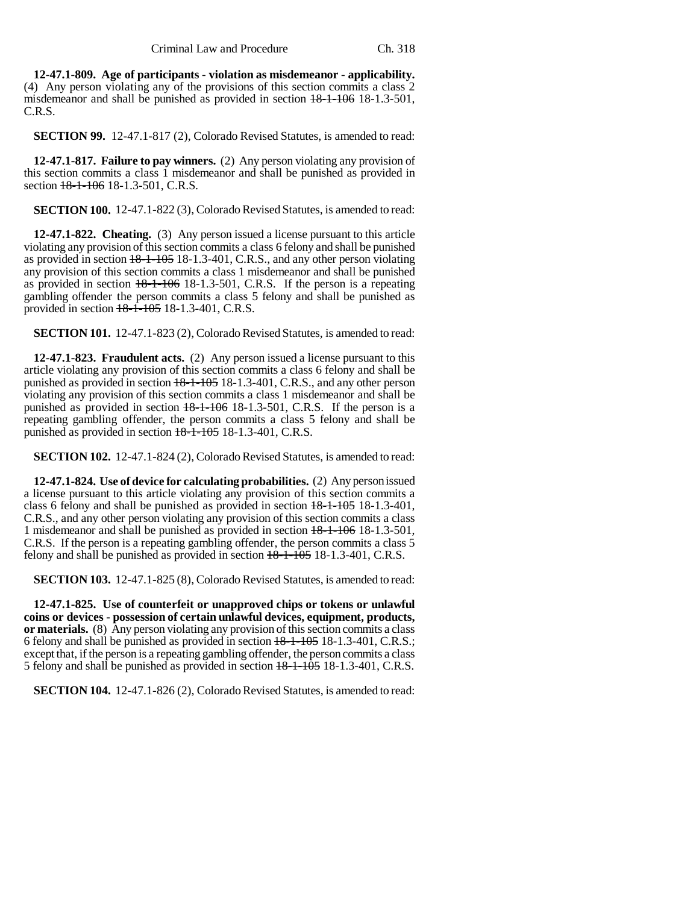**12-47.1-809. Age of participants - violation as misdemeanor - applicability.** (4) Any person violating any of the provisions of this section commits a class 2 misdemeanor and shall be punished as provided in section ~~18-1-106~~ 18-1.3-501, C.R.S.

**SECTION 99.** 12-47.1-817 (2), Colorado Revised Statutes, is amended to read:

**12-47.1-817. Failure to pay winners.** (2) Any person violating any provision of this section commits a class 1 misdemeanor and shall be punished as provided in section ~~18-1-106~~ 18-1.3-501, C.R.S.

**SECTION 100.** 12-47.1-822 (3), Colorado Revised Statutes, is amended to read:

**12-47.1-822. Cheating.** (3) Any person issued a license pursuant to this article violating any provision of this section commits a class 6 felony and shall be punished as provided in section ~~18-1-105~~ 18-1.3-401, C.R.S., and any other person violating any provision of this section commits a class 1 misdemeanor and shall be punished as provided in section ~~18-1-106~~ 18-1.3-501, C.R.S. If the person is a repeating gambling offender the person commits a class 5 felony and shall be punished as provided in section ~~18-1-105~~ 18-1.3-401, C.R.S.

**SECTION 101.** 12-47.1-823 (2), Colorado Revised Statutes, is amended to read:

**12-47.1-823. Fraudulent acts.** (2) Any person issued a license pursuant to this article violating any provision of this section commits a class 6 felony and shall be punished as provided in section ~~18-1-105~~ 18-1.3-401, C.R.S., and any other person violating any provision of this section commits a class 1 misdemeanor and shall be punished as provided in section ~~18-1-106~~ 18-1.3-501, C.R.S. If the person is a repeating gambling offender, the person commits a class 5 felony and shall be punished as provided in section ~~18-1-105~~ 18-1.3-401, C.R.S.

**SECTION 102.** 12-47.1-824 (2), Colorado Revised Statutes, is amended to read:

**12-47.1-824. Use of device for calculating probabilities.** (2) Any person issued a license pursuant to this article violating any provision of this section commits a class 6 felony and shall be punished as provided in section ~~18-1-105~~ 18-1.3-401, C.R.S., and any other person violating any provision of this section commits a class 1 misdemeanor and shall be punished as provided in section ~~18-1-106~~ 18-1.3-501, C.R.S. If the person is a repeating gambling offender, the person commits a class 5 felony and shall be punished as provided in section ~~18-1-105~~ 18-1.3-401, C.R.S.

**SECTION 103.** 12-47.1-825 (8), Colorado Revised Statutes, is amended to read:

**12-47.1-825. Use of counterfeit or unapproved chips or tokens or unlawful coins or devices - possession of certain unlawful devices, equipment, products, or materials.** (8) Any person violating any provision of this section commits a class 6 felony and shall be punished as provided in section ~~18-1-105~~ 18-1.3-401, C.R.S.; except that, if the person is a repeating gambling offender, the person commits a class 5 felony and shall be punished as provided in section ~~18-1-105~~ 18-1.3-401, C.R.S.

**SECTION 104.** 12-47.1-826 (2), Colorado Revised Statutes, is amended to read: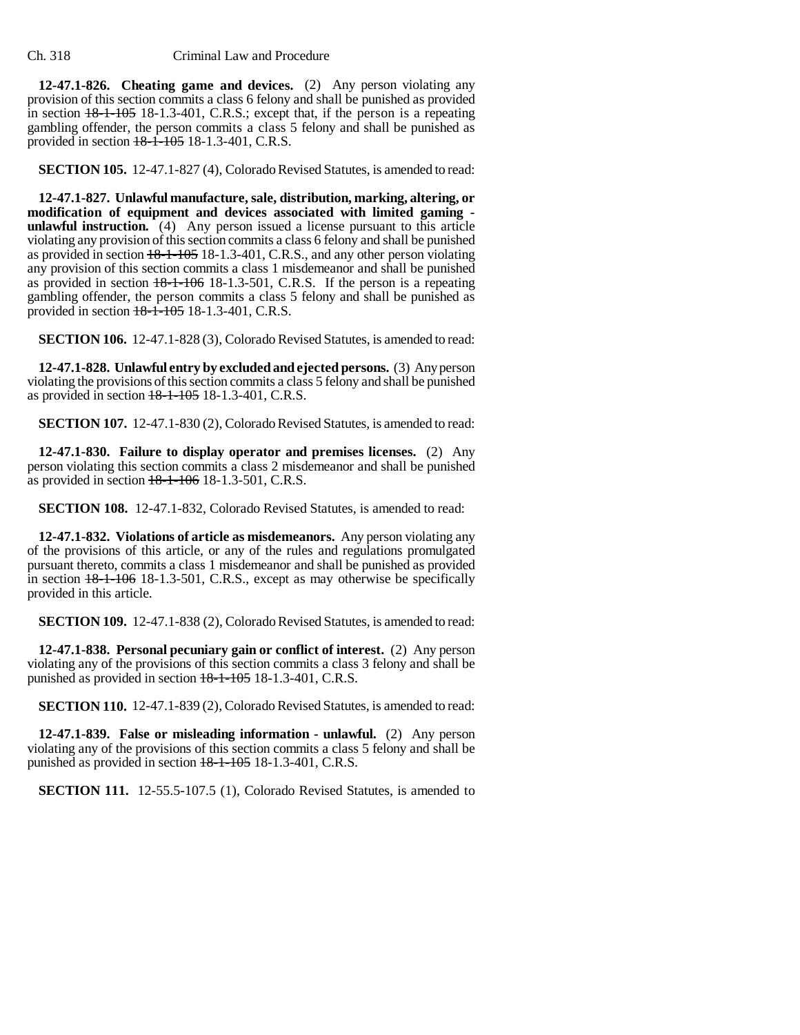**12-47.1-826. Cheating game and devices.** (2) Any person violating any provision of this section commits a class 6 felony and shall be punished as provided in section ~~18-1-105~~ 18-1.3-401, C.R.S.; except that, if the person is a repeating gambling offender, the person commits a class 5 felony and shall be punished as provided in section ~~18-1-105~~ 18-1.3-401, C.R.S.

**SECTION 105.** 12-47.1-827 (4), Colorado Revised Statutes, is amended to read:

**12-47.1-827. Unlawful manufacture, sale, distribution, marking, altering, or modification of equipment and devices associated with limited gaming - unlawful instruction.** (4) Any person issued a license pursuant to this article violating any provision of this section commits a class 6 felony and shall be punished as provided in section ~~18-1-105~~ 18-1.3-401, C.R.S., and any other person violating any provision of this section commits a class 1 misdemeanor and shall be punished as provided in section ~~18-1-106~~ 18-1.3-501, C.R.S. If the person is a repeating gambling offender, the person commits a class 5 felony and shall be punished as provided in section ~~18-1-105~~ 18-1.3-401, C.R.S.

**SECTION 106.** 12-47.1-828 (3), Colorado Revised Statutes, is amended to read:

**12-47.1-828. Unlawful entry by excluded and ejected persons.** (3) Any person violating the provisions of this section commits a class 5 felony and shall be punished as provided in section ~~18-1-105~~ 18-1.3-401, C.R.S.

**SECTION 107.** 12-47.1-830 (2), Colorado Revised Statutes, is amended to read:

**12-47.1-830. Failure to display operator and premises licenses.** (2) Any person violating this section commits a class 2 misdemeanor and shall be punished as provided in section ~~18-1-106~~ 18-1.3-501, C.R.S.

**SECTION 108.** 12-47.1-832, Colorado Revised Statutes, is amended to read:

**12-47.1-832. Violations of article as misdemeanors.** Any person violating any of the provisions of this article, or any of the rules and regulations promulgated pursuant thereto, commits a class 1 misdemeanor and shall be punished as provided in section ~~18-1-106~~ 18-1.3-501, C.R.S., except as may otherwise be specifically provided in this article.

**SECTION 109.** 12-47.1-838 (2), Colorado Revised Statutes, is amended to read:

**12-47.1-838. Personal pecuniary gain or conflict of interest.** (2) Any person violating any of the provisions of this section commits a class 3 felony and shall be punished as provided in section ~~18-1-105~~ 18-1.3-401, C.R.S.

**SECTION 110.** 12-47.1-839 (2), Colorado Revised Statutes, is amended to read:

**12-47.1-839. False or misleading information - unlawful.** (2) Any person violating any of the provisions of this section commits a class 5 felony and shall be punished as provided in section ~~18-1-105~~ 18-1.3-401, C.R.S.

**SECTION 111.** 12-55.5-107.5 (1), Colorado Revised Statutes, is amended to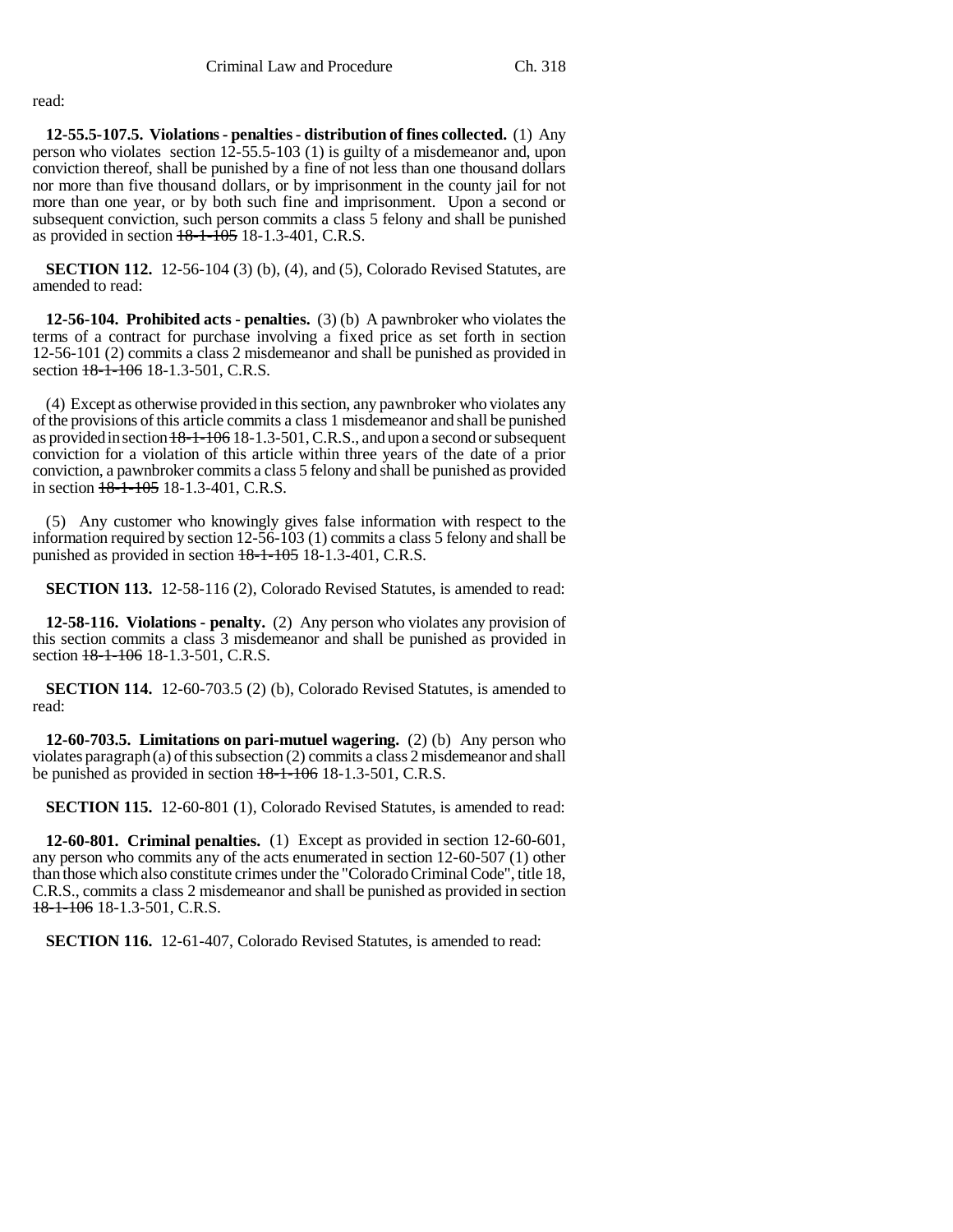read:

**12-55.5-107.5. Violations - penalties - distribution of fines collected.** (1) Any person who violates section 12-55.5-103 (1) is guilty of a misdemeanor and, upon conviction thereof, shall be punished by a fine of not less than one thousand dollars nor more than five thousand dollars, or by imprisonment in the county jail for not more than one year, or by both such fine and imprisonment. Upon a second or subsequent conviction, such person commits a class 5 felony and shall be punished as provided in section ~~18-1-105~~ 18-1.3-401, C.R.S.

**SECTION 112.** 12-56-104 (3) (b), (4), and (5), Colorado Revised Statutes, are amended to read:

**12-56-104. Prohibited acts - penalties.** (3) (b) A pawnbroker who violates the terms of a contract for purchase involving a fixed price as set forth in section 12-56-101 (2) commits a class 2 misdemeanor and shall be punished as provided in section ~~18-1-106~~ 18-1.3-501, C.R.S.

(4) Except as otherwise provided in this section, any pawnbroker who violates any of the provisions of this article commits a class 1 misdemeanor and shall be punished as provided in section ~~18-1-106~~ 18-1.3-501, C.R.S., and upon a second or subsequent conviction for a violation of this article within three years of the date of a prior conviction, a pawnbroker commits a class 5 felony and shall be punished as provided in section ~~18-1-105~~ 18-1.3-401, C.R.S.

(5) Any customer who knowingly gives false information with respect to the information required by section 12-56-103 (1) commits a class 5 felony and shall be punished as provided in section ~~18-1-105~~ 18-1.3-401, C.R.S.

**SECTION 113.** 12-58-116 (2), Colorado Revised Statutes, is amended to read:

**12-58-116. Violations - penalty.** (2) Any person who violates any provision of this section commits a class 3 misdemeanor and shall be punished as provided in section ~~18-1-106~~ 18-1.3-501, C.R.S.

**SECTION 114.** 12-60-703.5 (2) (b), Colorado Revised Statutes, is amended to read:

**12-60-703.5. Limitations on pari-mutuel wagering.** (2) (b) Any person who violates paragraph (a) of this subsection (2) commits a class 2 misdemeanor and shall be punished as provided in section ~~18-1-106~~ 18-1.3-501, C.R.S.

**SECTION 115.** 12-60-801 (1), Colorado Revised Statutes, is amended to read:

**12-60-801. Criminal penalties.** (1) Except as provided in section 12-60-601, any person who commits any of the acts enumerated in section 12-60-507 (1) other than those which also constitute crimes under the "Colorado Criminal Code", title 18, C.R.S., commits a class 2 misdemeanor and shall be punished as provided in section ~~18-1-106~~ 18-1.3-501, C.R.S.

**SECTION 116.** 12-61-407, Colorado Revised Statutes, is amended to read: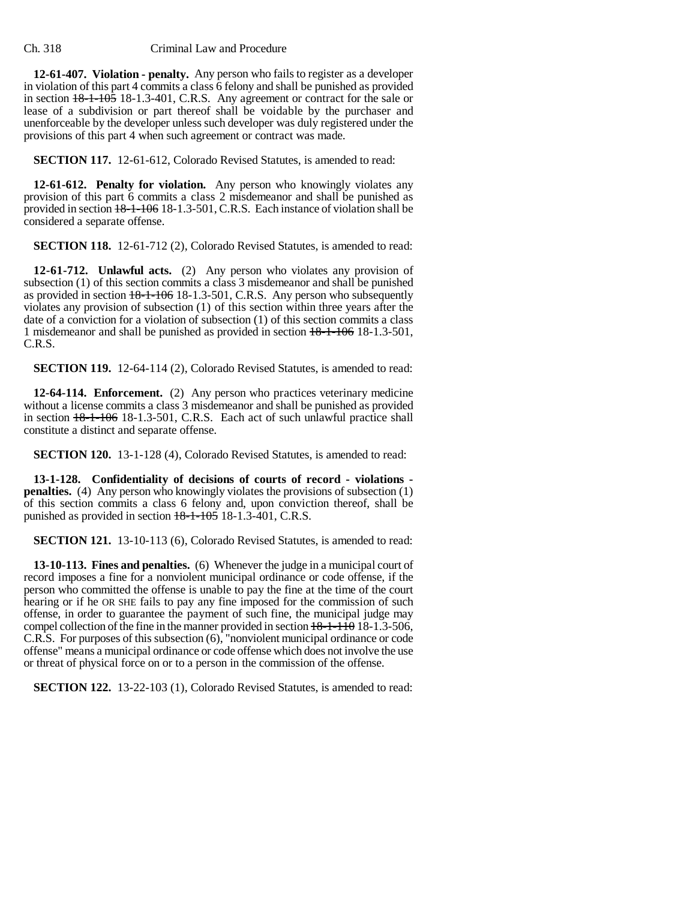**12-61-407. Violation - penalty.** Any person who fails to register as a developer in violation of this part 4 commits a class 6 felony and shall be punished as provided in section ~~18-1-105~~ 18-1.3-401, C.R.S. Any agreement or contract for the sale or lease of a subdivision or part thereof shall be voidable by the purchaser and unenforceable by the developer unless such developer was duly registered under the provisions of this part 4 when such agreement or contract was made.

**SECTION 117.** 12-61-612, Colorado Revised Statutes, is amended to read:

**12-61-612. Penalty for violation.** Any person who knowingly violates any provision of this part 6 commits a class 2 misdemeanor and shall be punished as provided in section ~~18-1-106~~ 18-1.3-501, C.R.S. Each instance of violation shall be considered a separate offense.

**SECTION 118.** 12-61-712 (2), Colorado Revised Statutes, is amended to read:

**12-61-712. Unlawful acts.** (2) Any person who violates any provision of subsection (1) of this section commits a class 3 misdemeanor and shall be punished as provided in section ~~18-1-106~~ 18-1.3-501, C.R.S. Any person who subsequently violates any provision of subsection (1) of this section within three years after the date of a conviction for a violation of subsection (1) of this section commits a class 1 misdemeanor and shall be punished as provided in section ~~18-1-106~~ 18-1.3-501, C.R.S.

**SECTION 119.** 12-64-114 (2), Colorado Revised Statutes, is amended to read:

**12-64-114. Enforcement.** (2) Any person who practices veterinary medicine without a license commits a class 3 misdemeanor and shall be punished as provided in section ~~18-1-106~~ 18-1.3-501, C.R.S. Each act of such unlawful practice shall constitute a distinct and separate offense.

**SECTION 120.** 13-1-128 (4), Colorado Revised Statutes, is amended to read:

**13-1-128. Confidentiality of decisions of courts of record - violations - penalties.** (4) Any person who knowingly violates the provisions of subsection (1) of this section commits a class 6 felony and, upon conviction thereof, shall be punished as provided in section ~~18-1-105~~ 18-1.3-401, C.R.S.

**SECTION 121.** 13-10-113 (6), Colorado Revised Statutes, is amended to read:

**13-10-113. Fines and penalties.** (6) Whenever the judge in a municipal court of record imposes a fine for a nonviolent municipal ordinance or code offense, if the person who committed the offense is unable to pay the fine at the time of the court hearing or if he OR SHE fails to pay any fine imposed for the commission of such offense, in order to guarantee the payment of such fine, the municipal judge may compel collection of the fine in the manner provided in section ~~18-1-110~~ 18-1.3-506, C.R.S. For purposes of this subsection (6), "nonviolent municipal ordinance or code offense" means a municipal ordinance or code offense which does not involve the use or threat of physical force on or to a person in the commission of the offense.

**SECTION 122.** 13-22-103 (1), Colorado Revised Statutes, is amended to read: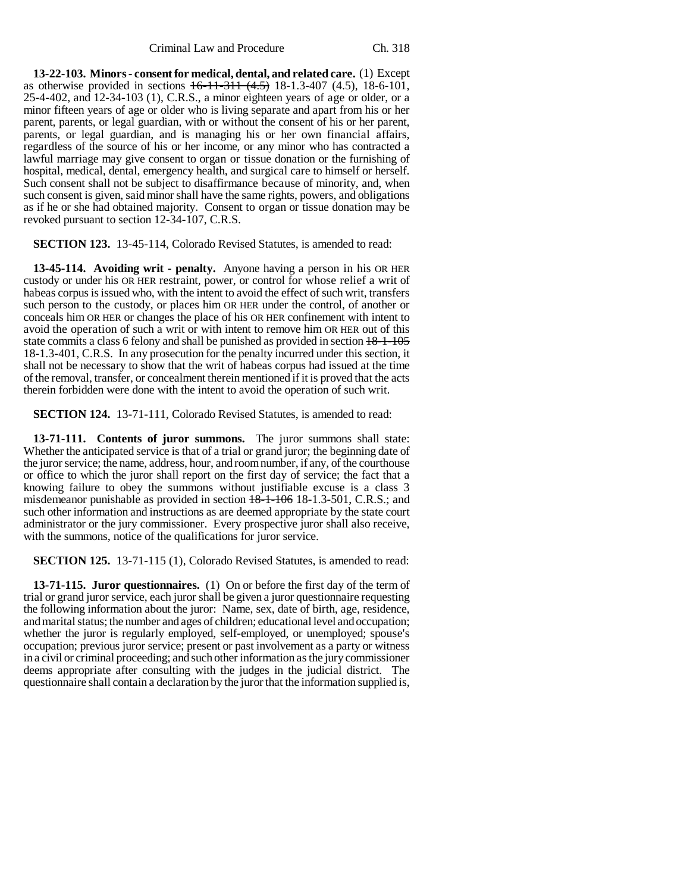**13-22-103. Minors - consent for medical, dental, and related care.** (1) Except as otherwise provided in sections ~~16-11-311 (4.5)~~ 18-1.3-407 (4.5), 18-6-101, 25-4-402, and 12-34-103 (1), C.R.S., a minor eighteen years of age or older, or a minor fifteen years of age or older who is living separate and apart from his or her parent, parents, or legal guardian, with or without the consent of his or her parent, parents, or legal guardian, and is managing his or her own financial affairs, regardless of the source of his or her income, or any minor who has contracted a lawful marriage may give consent to organ or tissue donation or the furnishing of hospital, medical, dental, emergency health, and surgical care to himself or herself. Such consent shall not be subject to disaffirmance because of minority, and, when such consent is given, said minor shall have the same rights, powers, and obligations as if he or she had obtained majority. Consent to organ or tissue donation may be revoked pursuant to section 12-34-107, C.R.S.

**SECTION 123.** 13-45-114, Colorado Revised Statutes, is amended to read:

**13-45-114. Avoiding writ - penalty.** Anyone having a person in his OR HER custody or under his OR HER restraint, power, or control for whose relief a writ of habeas corpus is issued who, with the intent to avoid the effect of such writ, transfers such person to the custody, or places him OR HER under the control, of another or conceals him OR HER or changes the place of his OR HER confinement with intent to avoid the operation of such a writ or with intent to remove him OR HER out of this state commits a class 6 felony and shall be punished as provided in section ~~18-1-105~~ 18-1.3-401, C.R.S. In any prosecution for the penalty incurred under this section, it shall not be necessary to show that the writ of habeas corpus had issued at the time of the removal, transfer, or concealment therein mentioned if it is proved that the acts therein forbidden were done with the intent to avoid the operation of such writ.

**SECTION 124.** 13-71-111, Colorado Revised Statutes, is amended to read:

**13-71-111. Contents of juror summons.** The juror summons shall state: Whether the anticipated service is that of a trial or grand juror; the beginning date of the juror service; the name, address, hour, and room number, if any, of the courthouse or office to which the juror shall report on the first day of service; the fact that a knowing failure to obey the summons without justifiable excuse is a class 3 misdemeanor punishable as provided in section ~~18-1-106~~ 18-1.3-501, C.R.S.; and such other information and instructions as are deemed appropriate by the state court administrator or the jury commissioner. Every prospective juror shall also receive, with the summons, notice of the qualifications for juror service.

**SECTION 125.** 13-71-115 (1), Colorado Revised Statutes, is amended to read:

**13-71-115. Juror questionnaires.** (1) On or before the first day of the term of trial or grand juror service, each juror shall be given a juror questionnaire requesting the following information about the juror: Name, sex, date of birth, age, residence, and marital status; the number and ages of children; educational level and occupation; whether the juror is regularly employed, self-employed, or unemployed; spouse's occupation; previous juror service; present or past involvement as a party or witness in a civil or criminal proceeding; and such other information as the jury commissioner deems appropriate after consulting with the judges in the judicial district. The questionnaire shall contain a declaration by the juror that the information supplied is,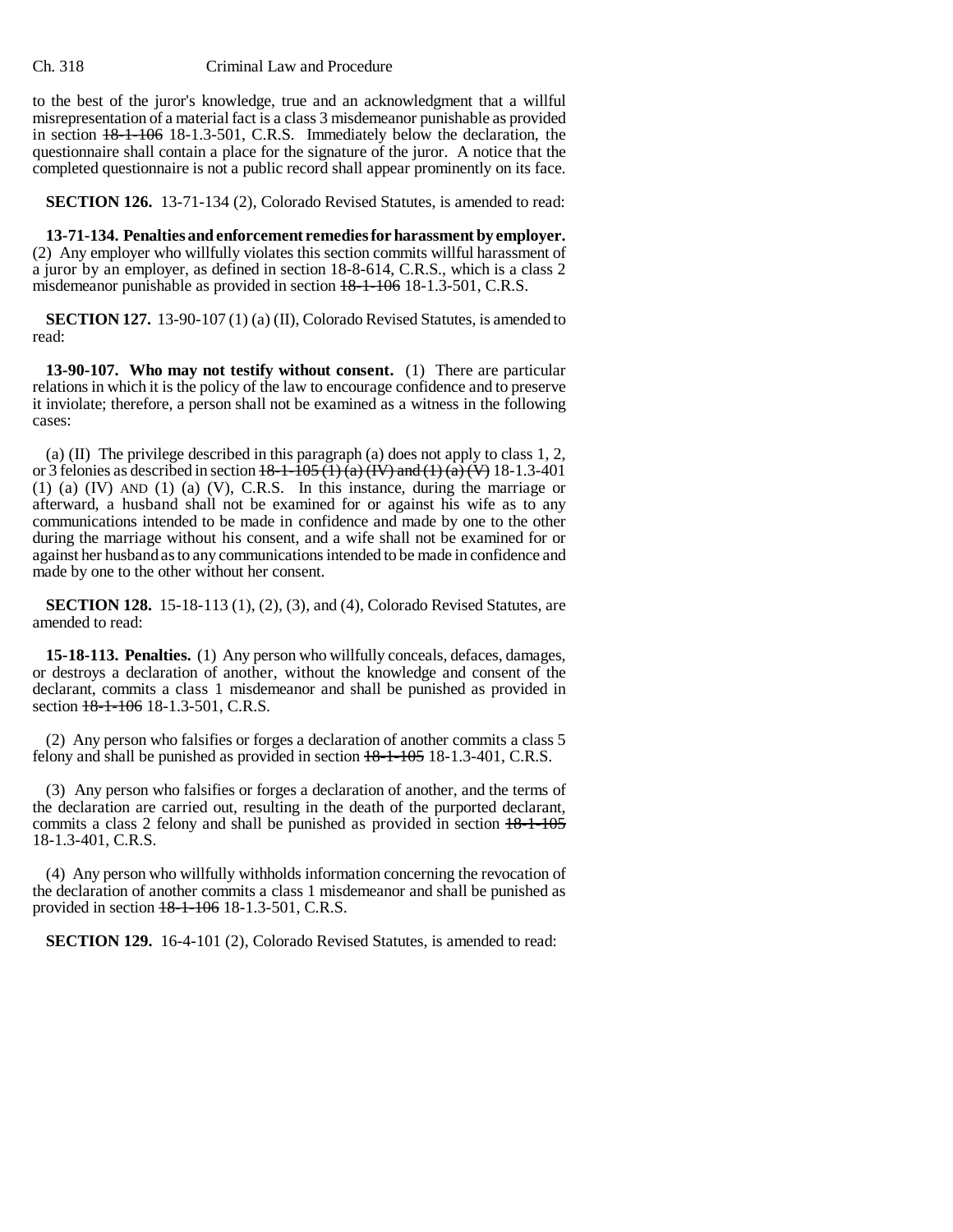to the best of the juror's knowledge, true and an acknowledgment that a willful misrepresentation of a material fact is a class 3 misdemeanor punishable as provided in section ~~18-1-106~~ 18-1.3-501, C.R.S. Immediately below the declaration, the questionnaire shall contain a place for the signature of the juror. A notice that the completed questionnaire is not a public record shall appear prominently on its face.

**SECTION 126.** 13-71-134 (2), Colorado Revised Statutes, is amended to read:

**13-71-134. Penalties and enforcement remedies for harassment by employer.** (2) Any employer who willfully violates this section commits willful harassment of a juror by an employer, as defined in section 18-8-614, C.R.S., which is a class 2 misdemeanor punishable as provided in section ~~18-1-106~~ 18-1.3-501, C.R.S.

**SECTION 127.** 13-90-107 (1) (a) (II), Colorado Revised Statutes, is amended to read:

**13-90-107. Who may not testify without consent.** (1) There are particular relations in which it is the policy of the law to encourage confidence and to preserve it inviolate; therefore, a person shall not be examined as a witness in the following cases:

(a) (II) The privilege described in this paragraph (a) does not apply to class 1, 2, or 3 felonies as described in section ~~18-1-105 (1) (a) (IV) and (1) (a) (V)~~ 18-1.3-401 (1) (a) (IV) AND (1) (a) (V), C.R.S. In this instance, during the marriage or afterward, a husband shall not be examined for or against his wife as to any communications intended to be made in confidence and made by one to the other during the marriage without his consent, and a wife shall not be examined for or against her husband as to any communications intended to be made in confidence and made by one to the other without her consent.

**SECTION 128.** 15-18-113 (1), (2), (3), and (4), Colorado Revised Statutes, are amended to read:

**15-18-113. Penalties.** (1) Any person who willfully conceals, defaces, damages, or destroys a declaration of another, without the knowledge and consent of the declarant, commits a class 1 misdemeanor and shall be punished as provided in section ~~18-1-106~~ 18-1.3-501, C.R.S.

(2) Any person who falsifies or forges a declaration of another commits a class 5 felony and shall be punished as provided in section ~~18-1-105~~ 18-1.3-401, C.R.S.

(3) Any person who falsifies or forges a declaration of another, and the terms of the declaration are carried out, resulting in the death of the purported declarant, commits a class 2 felony and shall be punished as provided in section ~~18-1-105~~ 18-1.3-401, C.R.S.

(4) Any person who willfully withholds information concerning the revocation of the declaration of another commits a class 1 misdemeanor and shall be punished as provided in section ~~18-1-106~~ 18-1.3-501, C.R.S.

**SECTION 129.** 16-4-101 (2), Colorado Revised Statutes, is amended to read: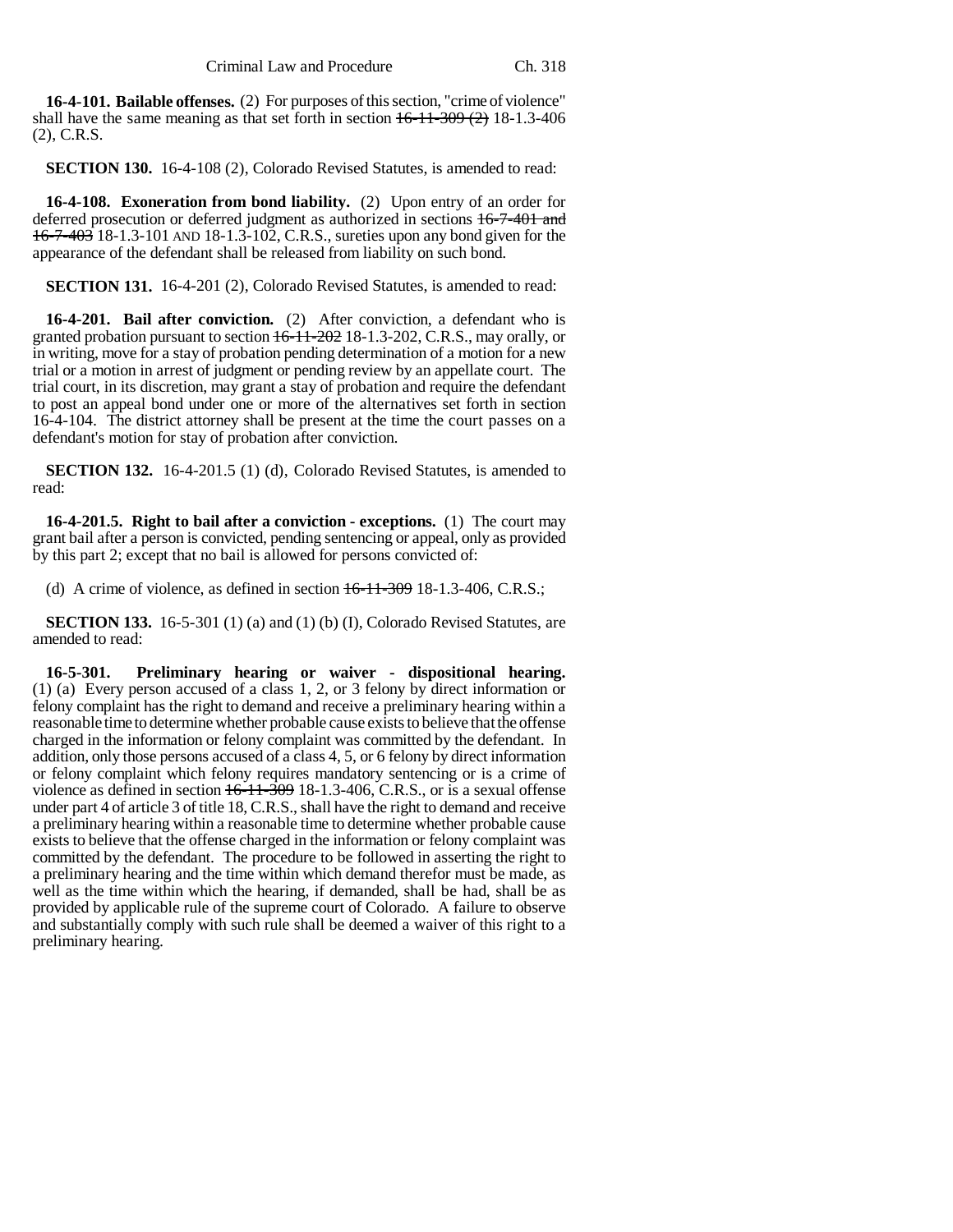**16-4-101. Bailable offenses.** (2) For purposes of this section, "crime of violence" shall have the same meaning as that set forth in section ~~16-11-309 (2)~~ 18-1.3-406 (2), C.R.S.

**SECTION 130.** 16-4-108 (2), Colorado Revised Statutes, is amended to read:

**16-4-108. Exoneration from bond liability.** (2) Upon entry of an order for deferred prosecution or deferred judgment as authorized in sections ~~16-7-401 and 16-7-403~~ 18-1.3-101 AND 18-1.3-102, C.R.S., sureties upon any bond given for the appearance of the defendant shall be released from liability on such bond.

**SECTION 131.** 16-4-201 (2), Colorado Revised Statutes, is amended to read:

**16-4-201. Bail after conviction.** (2) After conviction, a defendant who is granted probation pursuant to section ~~16-11-202~~ 18-1.3-202, C.R.S., may orally, or in writing, move for a stay of probation pending determination of a motion for a new trial or a motion in arrest of judgment or pending review by an appellate court. The trial court, in its discretion, may grant a stay of probation and require the defendant to post an appeal bond under one or more of the alternatives set forth in section 16-4-104. The district attorney shall be present at the time the court passes on a defendant's motion for stay of probation after conviction.

**SECTION 132.** 16-4-201.5 (1) (d), Colorado Revised Statutes, is amended to read:

**16-4-201.5. Right to bail after a conviction - exceptions.** (1) The court may grant bail after a person is convicted, pending sentencing or appeal, only as provided by this part 2; except that no bail is allowed for persons convicted of:

(d) A crime of violence, as defined in section ~~16-11-309~~ 18-1.3-406, C.R.S.;

**SECTION 133.** 16-5-301 (1) (a) and (1) (b) (I), Colorado Revised Statutes, are amended to read:

**16-5-301. Preliminary hearing or waiver - dispositional hearing.** (1) (a) Every person accused of a class 1, 2, or 3 felony by direct information or felony complaint has the right to demand and receive a preliminary hearing within a reasonable time to determine whether probable cause exists to believe that the offense charged in the information or felony complaint was committed by the defendant. In addition, only those persons accused of a class 4, 5, or 6 felony by direct information or felony complaint which felony requires mandatory sentencing or is a crime of violence as defined in section ~~16-11-309~~ 18-1.3-406, C.R.S., or is a sexual offense under part 4 of article 3 of title 18, C.R.S., shall have the right to demand and receive a preliminary hearing within a reasonable time to determine whether probable cause exists to believe that the offense charged in the information or felony complaint was committed by the defendant. The procedure to be followed in asserting the right to a preliminary hearing and the time within which demand therefor must be made, as well as the time within which the hearing, if demanded, shall be had, shall be as provided by applicable rule of the supreme court of Colorado. A failure to observe and substantially comply with such rule shall be deemed a waiver of this right to a preliminary hearing.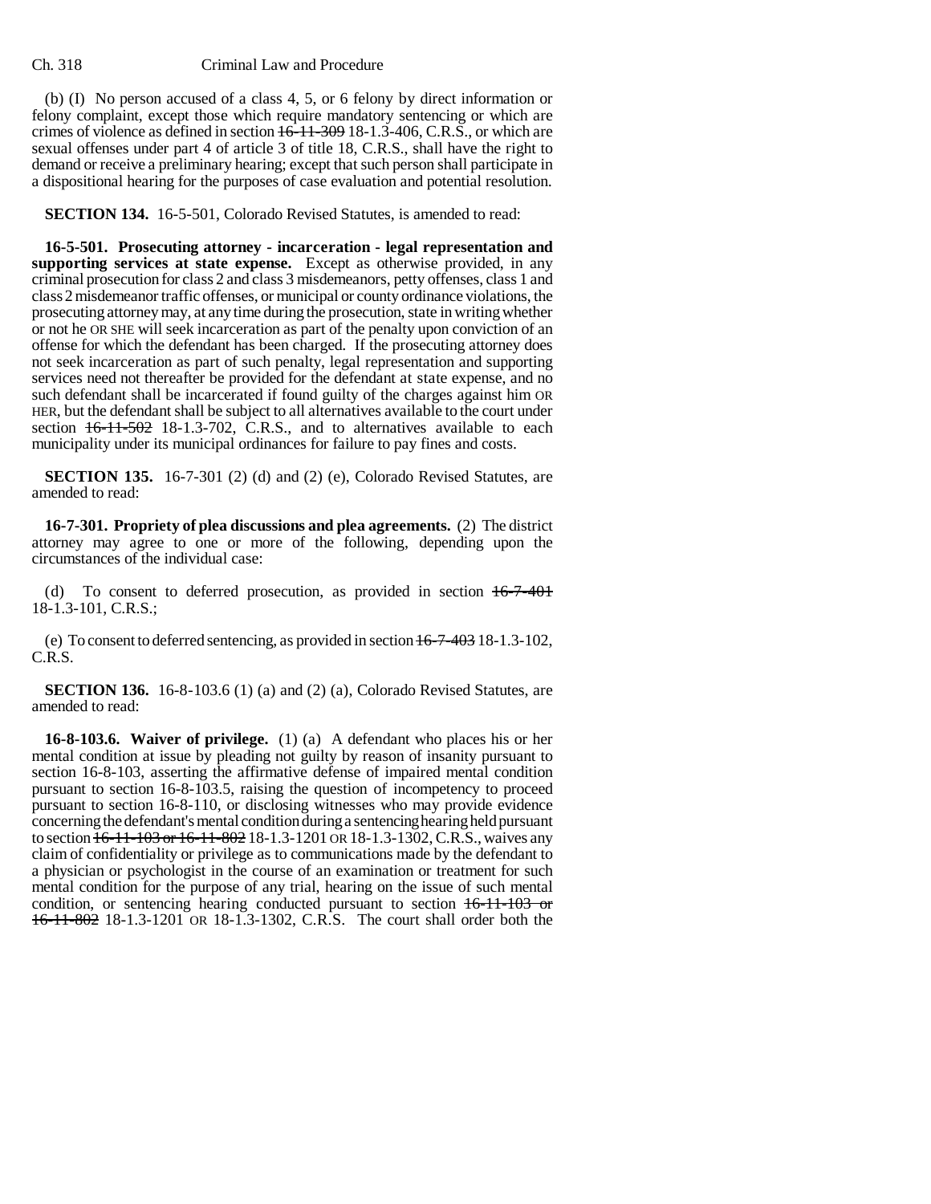(b) (I) No person accused of a class 4, 5, or 6 felony by direct information or felony complaint, except those which require mandatory sentencing or which are crimes of violence as defined in section ~~16-11-309~~ 18-1.3-406, C.R.S., or which are sexual offenses under part 4 of article 3 of title 18, C.R.S., shall have the right to demand or receive a preliminary hearing; except that such person shall participate in a dispositional hearing for the purposes of case evaluation and potential resolution.

**SECTION 134.** 16-5-501, Colorado Revised Statutes, is amended to read:

**16-5-501. Prosecuting attorney - incarceration - legal representation and supporting services at state expense.** Except as otherwise provided, in any criminal prosecution for class 2 and class 3 misdemeanors, petty offenses, class 1 and class 2 misdemeanor traffic offenses, or municipal or county ordinance violations, the prosecuting attorney may, at any time during the prosecution, state in writing whether or not he OR SHE will seek incarceration as part of the penalty upon conviction of an offense for which the defendant has been charged. If the prosecuting attorney does not seek incarceration as part of such penalty, legal representation and supporting services need not thereafter be provided for the defendant at state expense, and no such defendant shall be incarcerated if found guilty of the charges against him OR HER, but the defendant shall be subject to all alternatives available to the court under section ~~16-11-502~~ 18-1.3-702, C.R.S., and to alternatives available to each municipality under its municipal ordinances for failure to pay fines and costs.

**SECTION 135.** 16-7-301 (2) (d) and (2) (e), Colorado Revised Statutes, are amended to read:

**16-7-301. Propriety of plea discussions and plea agreements.** (2) The district attorney may agree to one or more of the following, depending upon the circumstances of the individual case:

(d) To consent to deferred prosecution, as provided in section ~~16-7-401~~ 18-1.3-101, C.R.S.;

(e) To consent to deferred sentencing, as provided in section ~~16-7-403~~ 18-1.3-102, C.R.S.

**SECTION 136.** 16-8-103.6 (1) (a) and (2) (a), Colorado Revised Statutes, are amended to read:

**16-8-103.6. Waiver of privilege.** (1) (a) A defendant who places his or her mental condition at issue by pleading not guilty by reason of insanity pursuant to section 16-8-103, asserting the affirmative defense of impaired mental condition pursuant to section 16-8-103.5, raising the question of incompetency to proceed pursuant to section 16-8-110, or disclosing witnesses who may provide evidence concerning the defendant's mental condition during a sentencing hearing held pursuant to section ~~16-11-103 or 16-11-802~~ 18-1.3-1201 OR 18-1.3-1302, C.R.S., waives any claim of confidentiality or privilege as to communications made by the defendant to a physician or psychologist in the course of an examination or treatment for such mental condition for the purpose of any trial, hearing on the issue of such mental condition, or sentencing hearing conducted pursuant to section ~~16-11-103 or 16-11-802~~ 18-1.3-1201 OR 18-1.3-1302, C.R.S. The court shall order both the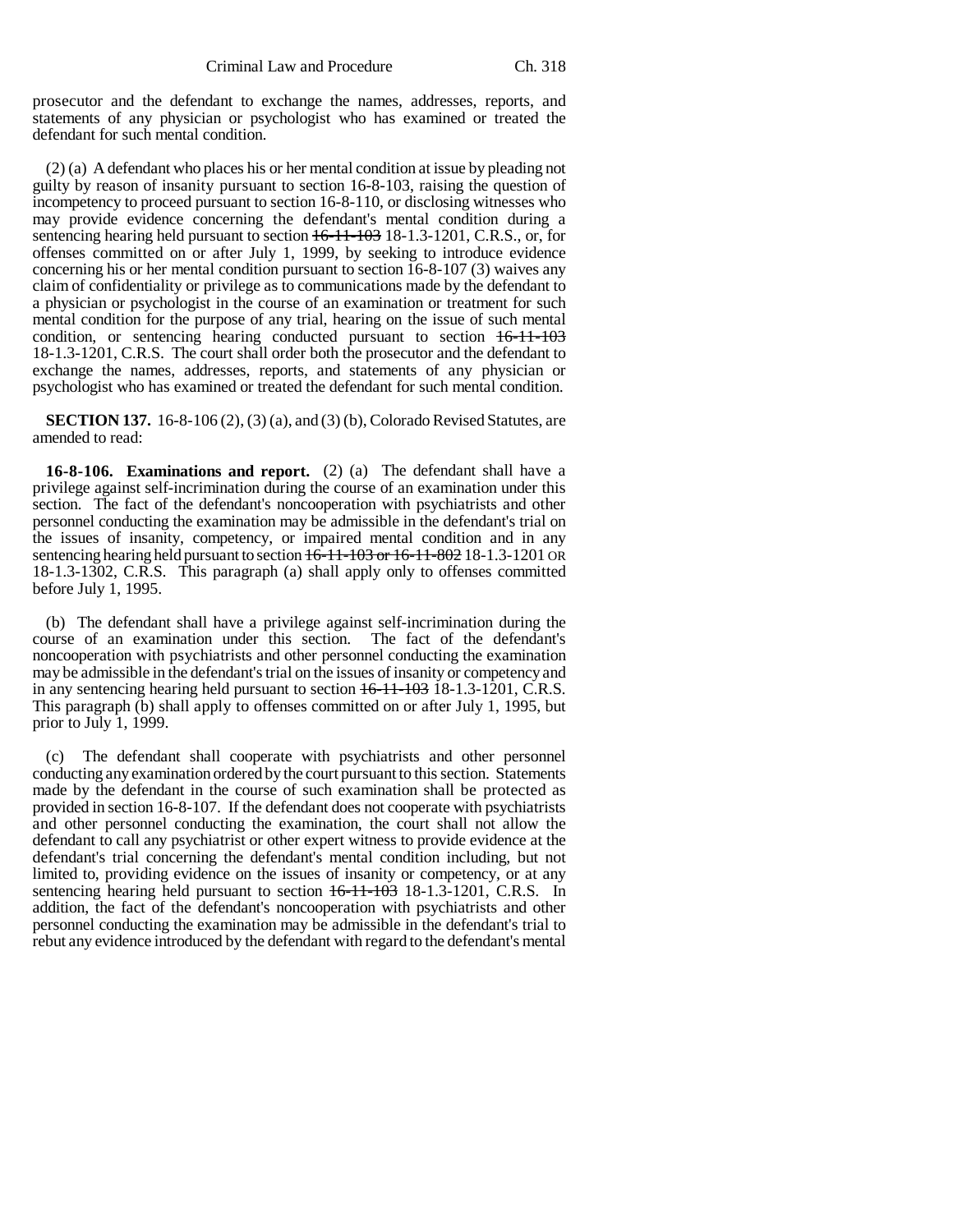prosecutor and the defendant to exchange the names, addresses, reports, and statements of any physician or psychologist who has examined or treated the defendant for such mental condition.

(2) (a) A defendant who places his or her mental condition at issue by pleading not guilty by reason of insanity pursuant to section 16-8-103, raising the question of incompetency to proceed pursuant to section 16-8-110, or disclosing witnesses who may provide evidence concerning the defendant's mental condition during a sentencing hearing held pursuant to section ~~16-11-103~~ 18-1.3-1201, C.R.S., or, for offenses committed on or after July 1, 1999, by seeking to introduce evidence concerning his or her mental condition pursuant to section 16-8-107 (3) waives any claim of confidentiality or privilege as to communications made by the defendant to a physician or psychologist in the course of an examination or treatment for such mental condition for the purpose of any trial, hearing on the issue of such mental condition, or sentencing hearing conducted pursuant to section ~~16-11-103~~ 18-1.3-1201, C.R.S. The court shall order both the prosecutor and the defendant to exchange the names, addresses, reports, and statements of any physician or psychologist who has examined or treated the defendant for such mental condition.

**SECTION 137.** 16-8-106 (2), (3) (a), and (3) (b), Colorado Revised Statutes, are amended to read:

**16-8-106. Examinations and report.** (2) (a) The defendant shall have a privilege against self-incrimination during the course of an examination under this section. The fact of the defendant's noncooperation with psychiatrists and other personnel conducting the examination may be admissible in the defendant's trial on the issues of insanity, competency, or impaired mental condition and in any sentencing hearing held pursuant to section ~~16-11-103 or 16-11-802~~ 18-1.3-1201 OR 18-1.3-1302, C.R.S. This paragraph (a) shall apply only to offenses committed before July 1, 1995.

(b) The defendant shall have a privilege against self-incrimination during the course of an examination under this section. The fact of the defendant's noncooperation with psychiatrists and other personnel conducting the examination may be admissible in the defendant's trial on the issues of insanity or competency and in any sentencing hearing held pursuant to section ~~16-11-103~~ 18-1.3-1201, C.R.S. This paragraph (b) shall apply to offenses committed on or after July 1, 1995, but prior to July 1, 1999.

(c) The defendant shall cooperate with psychiatrists and other personnel conducting any examination ordered by the court pursuant to this section. Statements made by the defendant in the course of such examination shall be protected as provided in section 16-8-107. If the defendant does not cooperate with psychiatrists and other personnel conducting the examination, the court shall not allow the defendant to call any psychiatrist or other expert witness to provide evidence at the defendant's trial concerning the defendant's mental condition including, but not limited to, providing evidence on the issues of insanity or competency, or at any sentencing hearing held pursuant to section ~~16-11-103~~ 18-1.3-1201, C.R.S. In addition, the fact of the defendant's noncooperation with psychiatrists and other personnel conducting the examination may be admissible in the defendant's trial to rebut any evidence introduced by the defendant with regard to the defendant's mental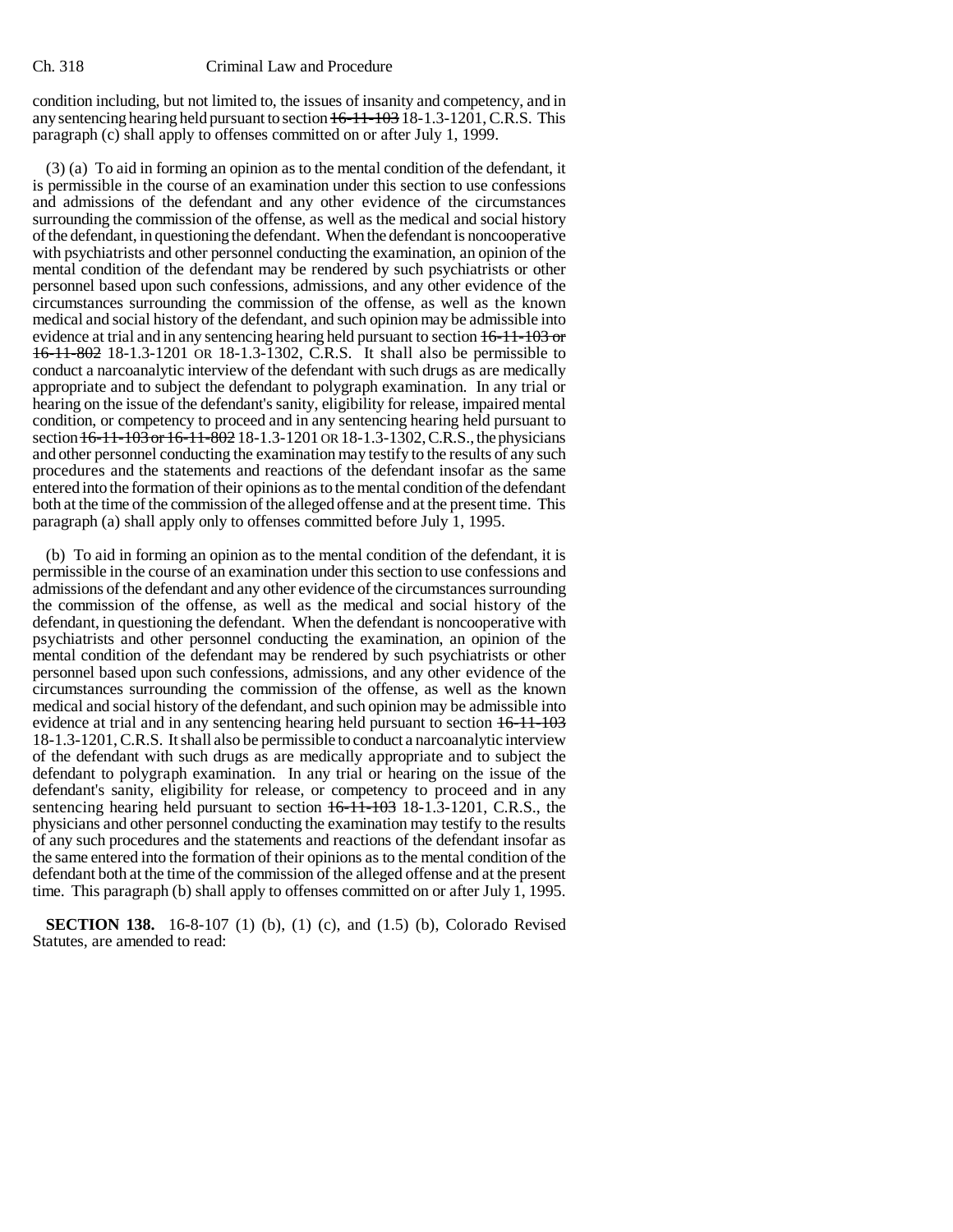condition including, but not limited to, the issues of insanity and competency, and in any sentencing hearing held pursuant to section ~~16-11-103~~ 18-1.3-1201, C.R.S. This paragraph (c) shall apply to offenses committed on or after July 1, 1999.

(3) (a) To aid in forming an opinion as to the mental condition of the defendant, it is permissible in the course of an examination under this section to use confessions and admissions of the defendant and any other evidence of the circumstances surrounding the commission of the offense, as well as the medical and social history of the defendant, in questioning the defendant. When the defendant is noncooperative with psychiatrists and other personnel conducting the examination, an opinion of the mental condition of the defendant may be rendered by such psychiatrists or other personnel based upon such confessions, admissions, and any other evidence of the circumstances surrounding the commission of the offense, as well as the known medical and social history of the defendant, and such opinion may be admissible into evidence at trial and in any sentencing hearing held pursuant to section ~~16-11-103 or 16-11-802~~ 18-1.3-1201 OR 18-1.3-1302, C.R.S. It shall also be permissible to conduct a narcoanalytic interview of the defendant with such drugs as are medically appropriate and to subject the defendant to polygraph examination. In any trial or hearing on the issue of the defendant's sanity, eligibility for release, impaired mental condition, or competency to proceed and in any sentencing hearing held pursuant to section ~~16-11-103 or 16-11-802~~ 18-1.3-1201 OR 18-1.3-1302, C.R.S., the physicians and other personnel conducting the examination may testify to the results of any such procedures and the statements and reactions of the defendant insofar as the same entered into the formation of their opinions as to the mental condition of the defendant both at the time of the commission of the alleged offense and at the present time. This paragraph (a) shall apply only to offenses committed before July 1, 1995.

(b) To aid in forming an opinion as to the mental condition of the defendant, it is permissible in the course of an examination under this section to use confessions and admissions of the defendant and any other evidence of the circumstances surrounding the commission of the offense, as well as the medical and social history of the defendant, in questioning the defendant. When the defendant is noncooperative with psychiatrists and other personnel conducting the examination, an opinion of the mental condition of the defendant may be rendered by such psychiatrists or other personnel based upon such confessions, admissions, and any other evidence of the circumstances surrounding the commission of the offense, as well as the known medical and social history of the defendant, and such opinion may be admissible into evidence at trial and in any sentencing hearing held pursuant to section ~~16-11-103~~ 18-1.3-1201, C.R.S. It shall also be permissible to conduct a narcoanalytic interview of the defendant with such drugs as are medically appropriate and to subject the defendant to polygraph examination. In any trial or hearing on the issue of the defendant's sanity, eligibility for release, or competency to proceed and in any sentencing hearing held pursuant to section ~~16-11-103~~ 18-1.3-1201, C.R.S., the physicians and other personnel conducting the examination may testify to the results of any such procedures and the statements and reactions of the defendant insofar as the same entered into the formation of their opinions as to the mental condition of the defendant both at the time of the commission of the alleged offense and at the present time. This paragraph (b) shall apply to offenses committed on or after July 1, 1995.

**SECTION 138.** 16-8-107 (1) (b), (1) (c), and (1.5) (b), Colorado Revised Statutes, are amended to read: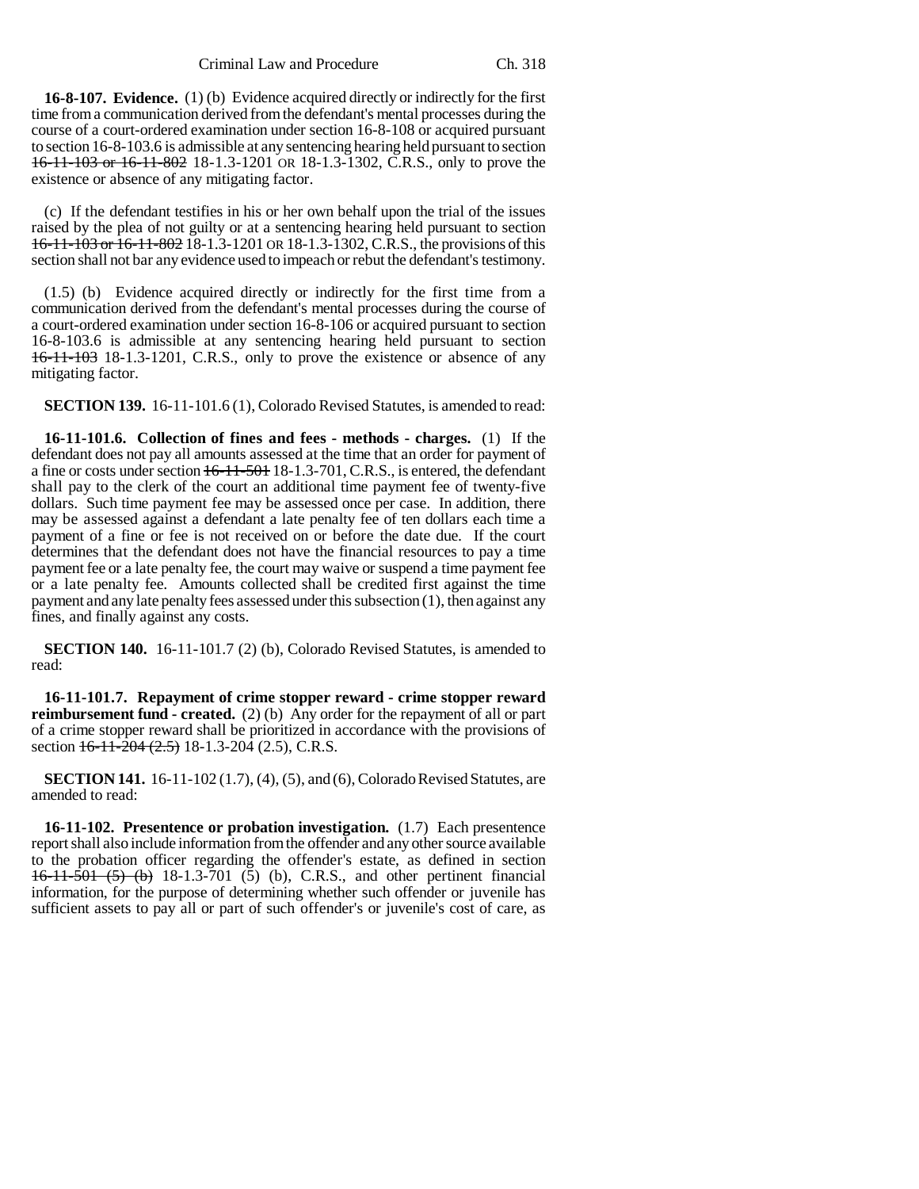**16-8-107. Evidence.** (1) (b) Evidence acquired directly or indirectly for the first time from a communication derived from the defendant's mental processes during the course of a court-ordered examination under section 16-8-108 or acquired pursuant to section 16-8-103.6 is admissible at any sentencing hearing held pursuant to section ~~16-11-103 or 16-11-802~~ 18-1.3-1201 OR 18-1.3-1302, C.R.S., only to prove the existence or absence of any mitigating factor.

(c) If the defendant testifies in his or her own behalf upon the trial of the issues raised by the plea of not guilty or at a sentencing hearing held pursuant to section ~~16-11-103 or 16-11-802~~ 18-1.3-1201 OR 18-1.3-1302, C.R.S., the provisions of this section shall not bar any evidence used to impeach or rebut the defendant's testimony.

(1.5) (b) Evidence acquired directly or indirectly for the first time from a communication derived from the defendant's mental processes during the course of a court-ordered examination under section 16-8-106 or acquired pursuant to section 16-8-103.6 is admissible at any sentencing hearing held pursuant to section ~~16-11-103~~ 18-1.3-1201, C.R.S., only to prove the existence or absence of any mitigating factor.

**SECTION 139.** 16-11-101.6 (1), Colorado Revised Statutes, is amended to read:

**16-11-101.6. Collection of fines and fees - methods - charges.** (1) If the defendant does not pay all amounts assessed at the time that an order for payment of a fine or costs under section ~~16-11-501~~ 18-1.3-701, C.R.S., is entered, the defendant shall pay to the clerk of the court an additional time payment fee of twenty-five dollars. Such time payment fee may be assessed once per case. In addition, there may be assessed against a defendant a late penalty fee of ten dollars each time a payment of a fine or fee is not received on or before the date due. If the court determines that the defendant does not have the financial resources to pay a time payment fee or a late penalty fee, the court may waive or suspend a time payment fee or a late penalty fee. Amounts collected shall be credited first against the time payment and any late penalty fees assessed under this subsection (1), then against any fines, and finally against any costs.

**SECTION 140.** 16-11-101.7 (2) (b), Colorado Revised Statutes, is amended to read:

**16-11-101.7. Repayment of crime stopper reward - crime stopper reward reimbursement fund - created.** (2) (b) Any order for the repayment of all or part of a crime stopper reward shall be prioritized in accordance with the provisions of section ~~16-11-204 (2.5)~~ 18-1.3-204 (2.5), C.R.S.

**SECTION 141.** 16-11-102 (1.7), (4), (5), and (6), Colorado Revised Statutes, are amended to read:

**16-11-102. Presentence or probation investigation.** (1.7) Each presentence report shall also include information from the offender and any other source available to the probation officer regarding the offender's estate, as defined in section ~~16-11-501 (5) (b)~~ 18-1.3-701 (5) (b), C.R.S., and other pertinent financial information, for the purpose of determining whether such offender or juvenile has sufficient assets to pay all or part of such offender's or juvenile's cost of care, as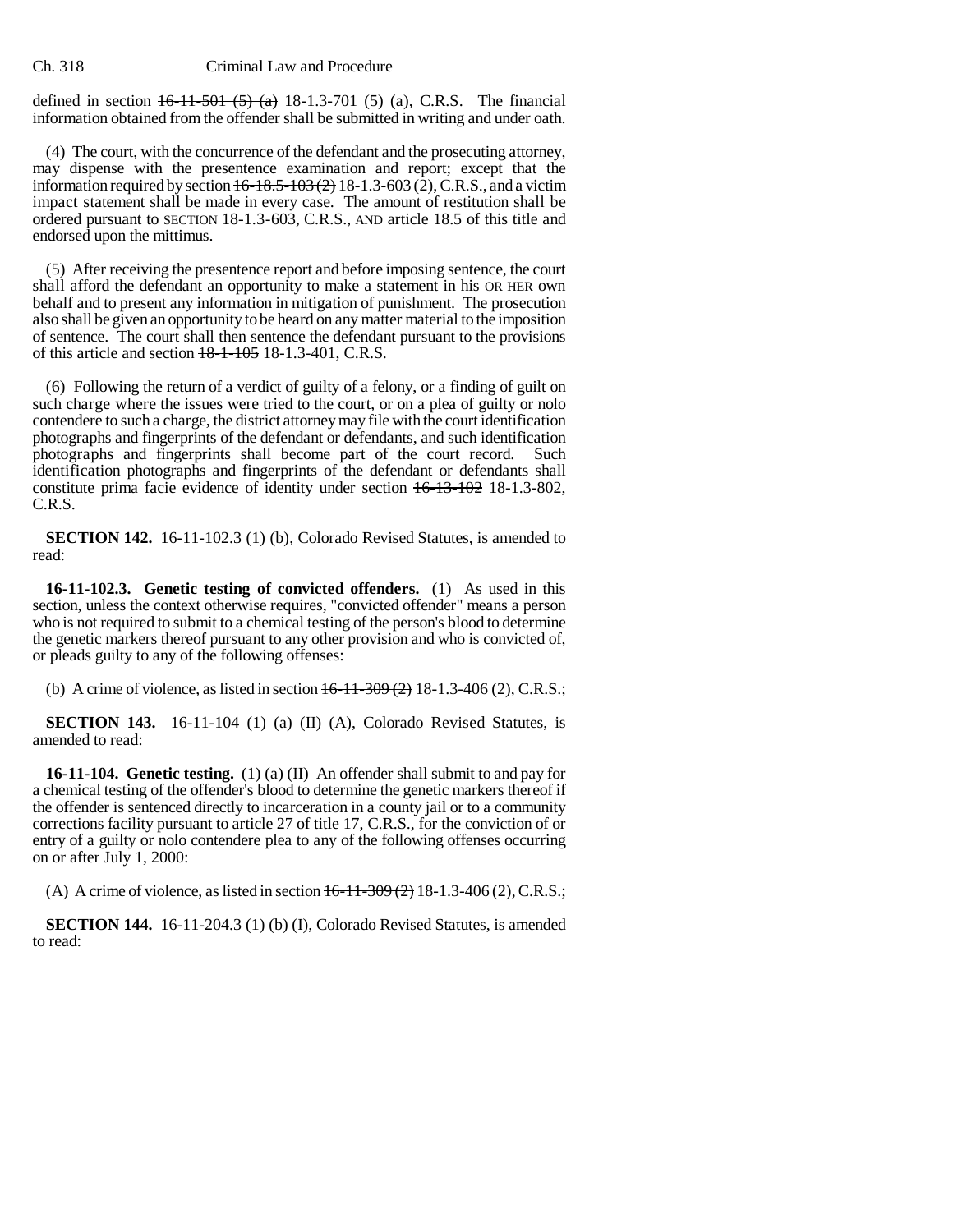defined in section ~~16-11-501 (5) (a)~~ 18-1.3-701 (5) (a), C.R.S. The financial information obtained from the offender shall be submitted in writing and under oath.

(4) The court, with the concurrence of the defendant and the prosecuting attorney, may dispense with the presentence examination and report; except that the information required by section ~~16-18.5-103 (2)~~ 18-1.3-603 (2), C.R.S., and a victim impact statement shall be made in every case. The amount of restitution shall be ordered pursuant to SECTION 18-1.3-603, C.R.S., AND article 18.5 of this title and endorsed upon the mittimus.

(5) After receiving the presentence report and before imposing sentence, the court shall afford the defendant an opportunity to make a statement in his OR HER own behalf and to present any information in mitigation of punishment. The prosecution also shall be given an opportunity to be heard on any matter material to the imposition of sentence. The court shall then sentence the defendant pursuant to the provisions of this article and section ~~18-1-105~~ 18-1.3-401, C.R.S.

(6) Following the return of a verdict of guilty of a felony, or a finding of guilt on such charge where the issues were tried to the court, or on a plea of guilty or nolo contendere to such a charge, the district attorney may file with the court identification photographs and fingerprints of the defendant or defendants, and such identification photographs and fingerprints shall become part of the court record. Such identification photographs and fingerprints of the defendant or defendants shall constitute prima facie evidence of identity under section ~~16-13-102~~ 18-1.3-802, C.R.S.

**SECTION 142.** 16-11-102.3 (1) (b), Colorado Revised Statutes, is amended to read:

**16-11-102.3. Genetic testing of convicted offenders.** (1) As used in this section, unless the context otherwise requires, "convicted offender" means a person who is not required to submit to a chemical testing of the person's blood to determine the genetic markers thereof pursuant to any other provision and who is convicted of, or pleads guilty to any of the following offenses:

(b) A crime of violence, as listed in section ~~16-11-309 (2)~~ 18-1.3-406 (2), C.R.S.;

**SECTION 143.** 16-11-104 (1) (a) (II) (A), Colorado Revised Statutes, is amended to read:

**16-11-104. Genetic testing.** (1) (a) (II) An offender shall submit to and pay for a chemical testing of the offender's blood to determine the genetic markers thereof if the offender is sentenced directly to incarceration in a county jail or to a community corrections facility pursuant to article 27 of title 17, C.R.S., for the conviction of or entry of a guilty or nolo contendere plea to any of the following offenses occurring on or after July 1, 2000:

(A) A crime of violence, as listed in section ~~16-11-309 (2)~~ 18-1.3-406 (2), C.R.S.;

**SECTION 144.** 16-11-204.3 (1) (b) (I), Colorado Revised Statutes, is amended to read: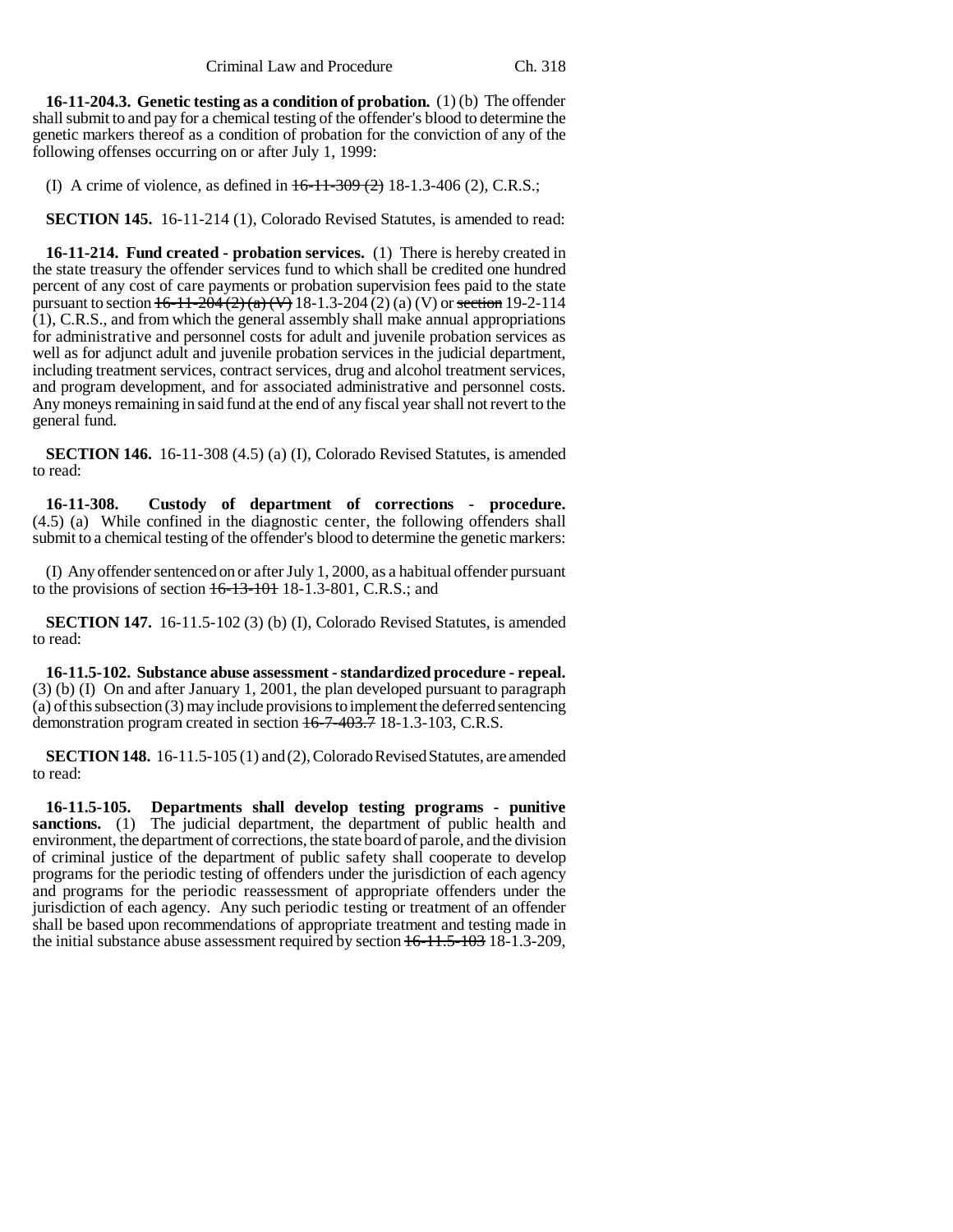**16-11-204.3. Genetic testing as a condition of probation.** (1) (b) The offender shall submit to and pay for a chemical testing of the offender's blood to determine the genetic markers thereof as a condition of probation for the conviction of any of the following offenses occurring on or after July 1, 1999:

(I) A crime of violence, as defined in ~~16-11-309 (2)~~ 18-1.3-406 (2), C.R.S.;

**SECTION 145.** 16-11-214 (1), Colorado Revised Statutes, is amended to read:

**16-11-214. Fund created - probation services.** (1) There is hereby created in the state treasury the offender services fund to which shall be credited one hundred percent of any cost of care payments or probation supervision fees paid to the state pursuant to section ~~16-11-204 (2) (a) (V)~~ 18-1.3-204 (2) (a) (V) or ~~section~~ 19-2-114 (1), C.R.S., and from which the general assembly shall make annual appropriations for administrative and personnel costs for adult and juvenile probation services as well as for adjunct adult and juvenile probation services in the judicial department, including treatment services, contract services, drug and alcohol treatment services, and program development, and for associated administrative and personnel costs. Any moneys remaining in said fund at the end of any fiscal year shall not revert to the general fund.

**SECTION 146.** 16-11-308 (4.5) (a) (I), Colorado Revised Statutes, is amended to read:

**16-11-308. Custody of department of corrections - procedure.** (4.5) (a) While confined in the diagnostic center, the following offenders shall submit to a chemical testing of the offender's blood to determine the genetic markers:

(I) Any offender sentenced on or after July 1, 2000, as a habitual offender pursuant to the provisions of section ~~16-13-101~~ 18-1.3-801, C.R.S.; and

**SECTION 147.** 16-11.5-102 (3) (b) (I), Colorado Revised Statutes, is amended to read:

**16-11.5-102. Substance abuse assessment - standardized procedure - repeal.** (3) (b) (I) On and after January 1, 2001, the plan developed pursuant to paragraph (a) of this subsection (3) may include provisions to implement the deferred sentencing demonstration program created in section ~~16-7-403.7~~ 18-1.3-103, C.R.S.

**SECTION 148.** 16-11.5-105 (1) and (2), Colorado Revised Statutes, are amended to read:

**16-11.5-105. Departments shall develop testing programs - punitive sanctions.** (1) The judicial department, the department of public health and environment, the department of corrections, the state board of parole, and the division of criminal justice of the department of public safety shall cooperate to develop programs for the periodic testing of offenders under the jurisdiction of each agency and programs for the periodic reassessment of appropriate offenders under the jurisdiction of each agency. Any such periodic testing or treatment of an offender shall be based upon recommendations of appropriate treatment and testing made in the initial substance abuse assessment required by section ~~16-11.5-103~~ 18-1.3-209,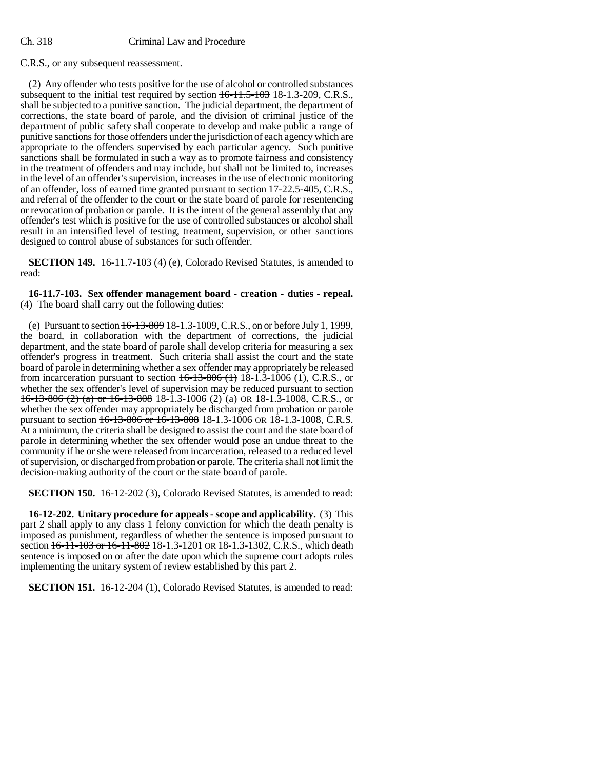C.R.S., or any subsequent reassessment.

(2) Any offender who tests positive for the use of alcohol or controlled substances subsequent to the initial test required by section ~~16-11.5-103~~ 18-1.3-209, C.R.S., shall be subjected to a punitive sanction. The judicial department, the department of corrections, the state board of parole, and the division of criminal justice of the department of public safety shall cooperate to develop and make public a range of punitive sanctions for those offenders under the jurisdiction of each agency which are appropriate to the offenders supervised by each particular agency. Such punitive sanctions shall be formulated in such a way as to promote fairness and consistency in the treatment of offenders and may include, but shall not be limited to, increases in the level of an offender's supervision, increases in the use of electronic monitoring of an offender, loss of earned time granted pursuant to section 17-22.5-405, C.R.S., and referral of the offender to the court or the state board of parole for resentencing or revocation of probation or parole. It is the intent of the general assembly that any offender's test which is positive for the use of controlled substances or alcohol shall result in an intensified level of testing, treatment, supervision, or other sanctions designed to control abuse of substances for such offender.

**SECTION 149.** 16-11.7-103 (4) (e), Colorado Revised Statutes, is amended to read:

**16-11.7-103. Sex offender management board - creation - duties - repeal.** (4) The board shall carry out the following duties:

(e) Pursuant to section ~~16-13-809~~ 18-1.3-1009, C.R.S., on or before July 1, 1999, the board, in collaboration with the department of corrections, the judicial department, and the state board of parole shall develop criteria for measuring a sex offender's progress in treatment. Such criteria shall assist the court and the state board of parole in determining whether a sex offender may appropriately be released from incarceration pursuant to section ~~16-13-806 (1)~~ 18-1.3-1006 (1), C.R.S., or whether the sex offender's level of supervision may be reduced pursuant to section ~~16-13-806 (2) (a) or 16-13-808~~ 18-1.3-1006 (2) (a) OR 18-1.3-1008, C.R.S., or whether the sex offender may appropriately be discharged from probation or parole pursuant to section ~~16-13-806 or 16-13-808~~ 18-1.3-1006 OR 18-1.3-1008, C.R.S. At a minimum, the criteria shall be designed to assist the court and the state board of parole in determining whether the sex offender would pose an undue threat to the community if he or she were released from incarceration, released to a reduced level of supervision, or discharged from probation or parole. The criteria shall not limit the decision-making authority of the court or the state board of parole.

**SECTION 150.** 16-12-202 (3), Colorado Revised Statutes, is amended to read:

**16-12-202. Unitary procedure for appeals - scope and applicability.** (3) This part 2 shall apply to any class 1 felony conviction for which the death penalty is imposed as punishment, regardless of whether the sentence is imposed pursuant to section ~~16-11-103 or 16-11-802~~ 18-1.3-1201 OR 18-1.3-1302, C.R.S., which death sentence is imposed on or after the date upon which the supreme court adopts rules implementing the unitary system of review established by this part 2.

**SECTION 151.** 16-12-204 (1), Colorado Revised Statutes, is amended to read: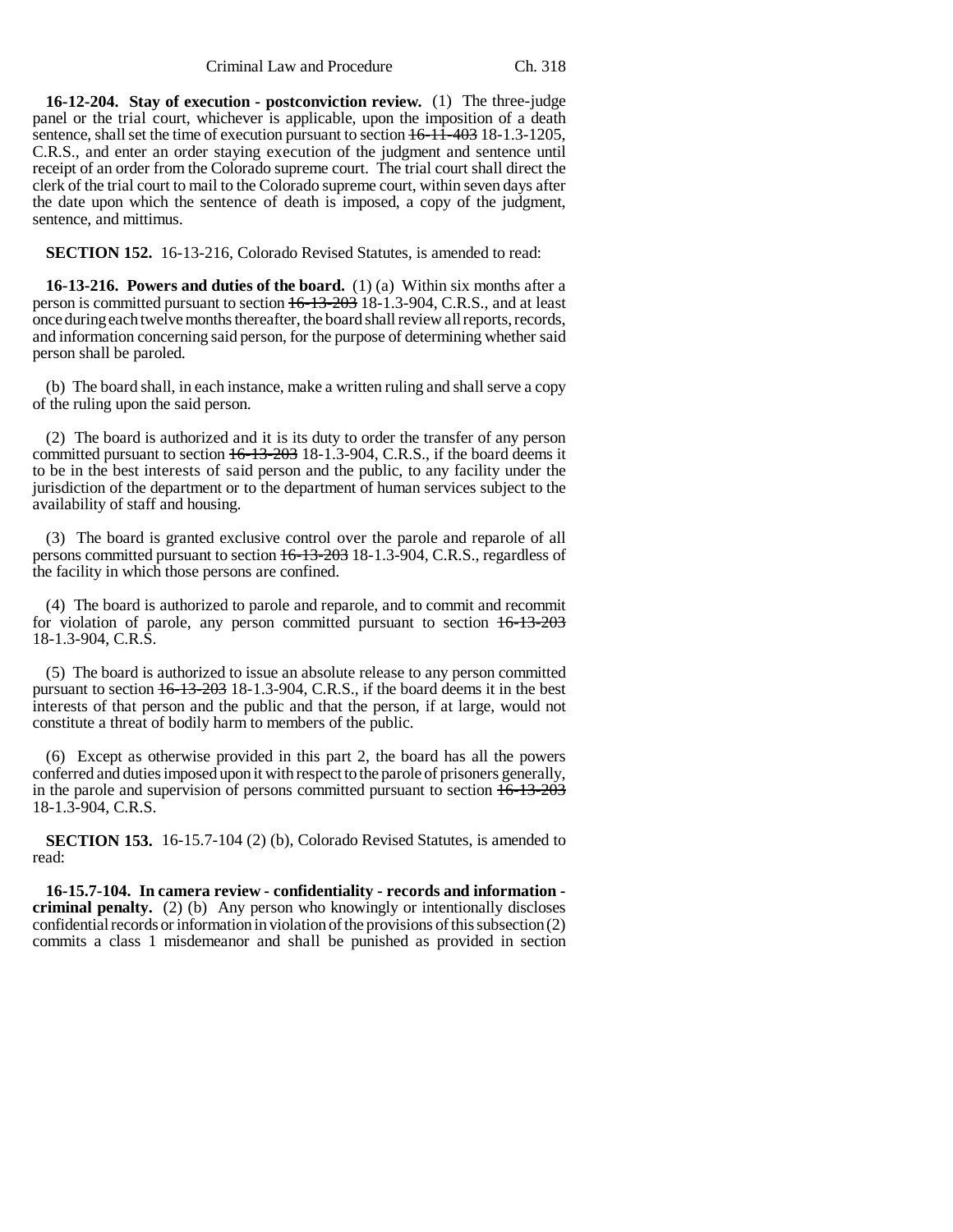**16-12-204. Stay of execution - postconviction review.** (1) The three-judge panel or the trial court, whichever is applicable, upon the imposition of a death sentence, shall set the time of execution pursuant to section ~~16-11-403~~ 18-1.3-1205, C.R.S., and enter an order staying execution of the judgment and sentence until receipt of an order from the Colorado supreme court. The trial court shall direct the clerk of the trial court to mail to the Colorado supreme court, within seven days after the date upon which the sentence of death is imposed, a copy of the judgment, sentence, and mittimus.

**SECTION 152.** 16-13-216, Colorado Revised Statutes, is amended to read:

**16-13-216. Powers and duties of the board.** (1) (a) Within six months after a person is committed pursuant to section ~~16-13-203~~ 18-1.3-904, C.R.S., and at least once during each twelve months thereafter, the board shall review all reports, records, and information concerning said person, for the purpose of determining whether said person shall be paroled.

(b) The board shall, in each instance, make a written ruling and shall serve a copy of the ruling upon the said person.

(2) The board is authorized and it is its duty to order the transfer of any person committed pursuant to section ~~16-13-203~~ 18-1.3-904, C.R.S., if the board deems it to be in the best interests of said person and the public, to any facility under the jurisdiction of the department or to the department of human services subject to the availability of staff and housing.

(3) The board is granted exclusive control over the parole and reparole of all persons committed pursuant to section ~~16-13-203~~ 18-1.3-904, C.R.S., regardless of the facility in which those persons are confined.

(4) The board is authorized to parole and reparole, and to commit and recommit for violation of parole, any person committed pursuant to section ~~16-13-203~~ 18-1.3-904, C.R.S.

(5) The board is authorized to issue an absolute release to any person committed pursuant to section ~~16-13-203~~ 18-1.3-904, C.R.S., if the board deems it in the best interests of that person and the public and that the person, if at large, would not constitute a threat of bodily harm to members of the public.

(6) Except as otherwise provided in this part 2, the board has all the powers conferred and duties imposed upon it with respect to the parole of prisoners generally, in the parole and supervision of persons committed pursuant to section ~~16-13-203~~ 18-1.3-904, C.R.S.

**SECTION 153.** 16-15.7-104 (2) (b), Colorado Revised Statutes, is amended to read:

**16-15.7-104. In camera review - confidentiality - records and information - criminal penalty.** (2) (b) Any person who knowingly or intentionally discloses confidential records or information in violation of the provisions of this subsection (2) commits a class 1 misdemeanor and shall be punished as provided in section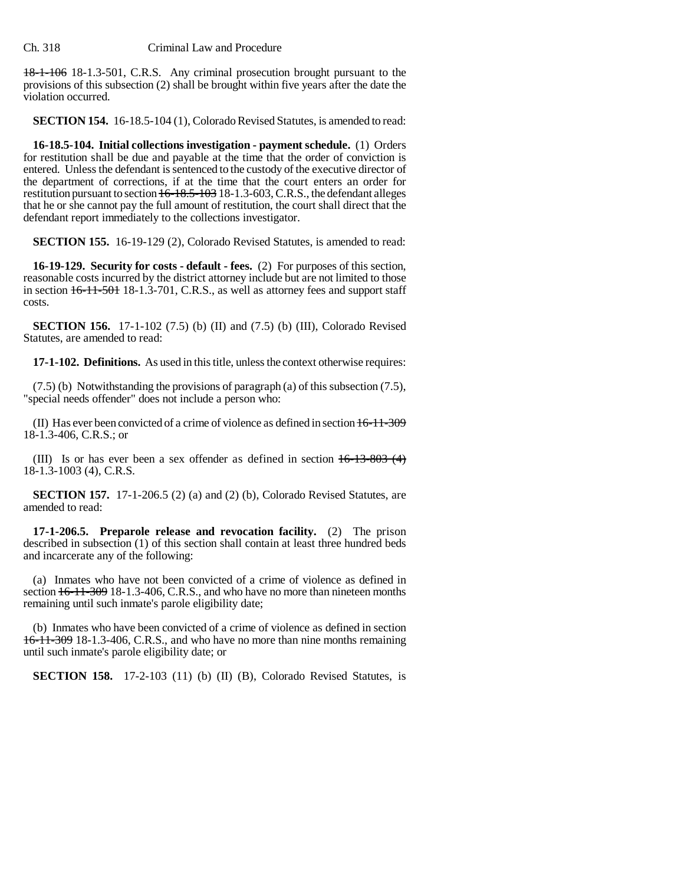~~18-1-106~~ 18-1.3-501, C.R.S. Any criminal prosecution brought pursuant to the provisions of this subsection (2) shall be brought within five years after the date the violation occurred.

**SECTION 154.** 16-18.5-104 (1), Colorado Revised Statutes, is amended to read:

**16-18.5-104. Initial collections investigation - payment schedule.** (1) Orders for restitution shall be due and payable at the time that the order of conviction is entered. Unless the defendant is sentenced to the custody of the executive director of the department of corrections, if at the time that the court enters an order for restitution pursuant to section ~~16-18.5-103~~ 18-1.3-603, C.R.S., the defendant alleges that he or she cannot pay the full amount of restitution, the court shall direct that the defendant report immediately to the collections investigator.

**SECTION 155.** 16-19-129 (2), Colorado Revised Statutes, is amended to read:

**16-19-129. Security for costs - default - fees.** (2) For purposes of this section, reasonable costs incurred by the district attorney include but are not limited to those in section ~~16-11-501~~ 18-1.3-701, C.R.S., as well as attorney fees and support staff costs.

**SECTION 156.** 17-1-102 (7.5) (b) (II) and (7.5) (b) (III), Colorado Revised Statutes, are amended to read:

**17-1-102. Definitions.** As used in this title, unless the context otherwise requires:

(7.5) (b) Notwithstanding the provisions of paragraph (a) of this subsection (7.5), "special needs offender" does not include a person who:

(II) Has ever been convicted of a crime of violence as defined in section ~~16-11-309~~ 18-1.3-406, C.R.S.; or

(III) Is or has ever been a sex offender as defined in section ~~16-13-803 (4)~~ 18-1.3-1003 (4), C.R.S.

**SECTION 157.** 17-1-206.5 (2) (a) and (2) (b), Colorado Revised Statutes, are amended to read:

**17-1-206.5. Preparole release and revocation facility.** (2) The prison described in subsection (1) of this section shall contain at least three hundred beds and incarcerate any of the following:

(a) Inmates who have not been convicted of a crime of violence as defined in section ~~16-11-309~~ 18-1.3-406, C.R.S., and who have no more than nineteen months remaining until such inmate's parole eligibility date;

(b) Inmates who have been convicted of a crime of violence as defined in section ~~16-11-309~~ 18-1.3-406, C.R.S., and who have no more than nine months remaining until such inmate's parole eligibility date; or

**SECTION 158.** 17-2-103 (11) (b) (II) (B), Colorado Revised Statutes, is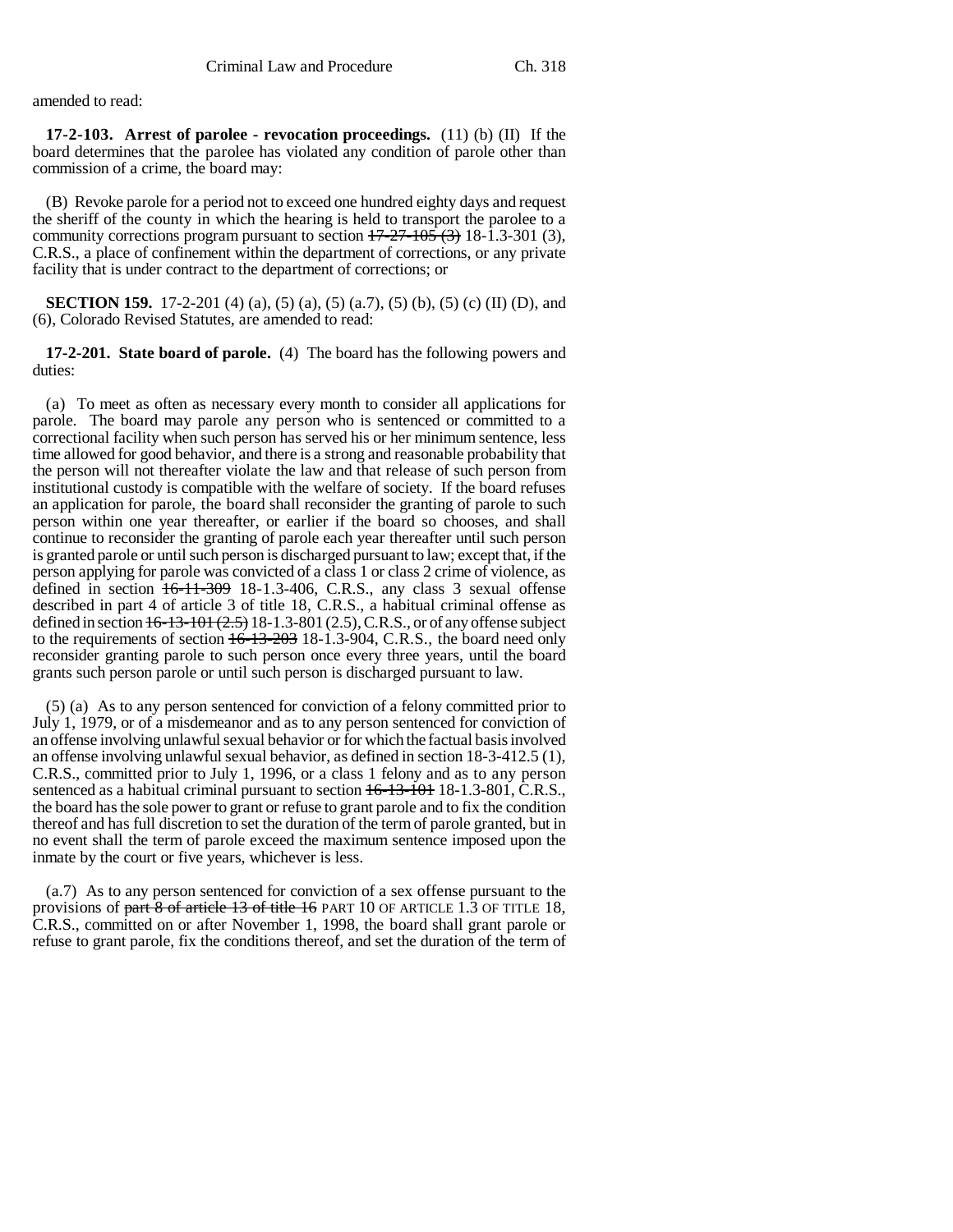amended to read:

**17-2-103. Arrest of parolee - revocation proceedings.** (11) (b) (II) If the board determines that the parolee has violated any condition of parole other than commission of a crime, the board may:

(B) Revoke parole for a period not to exceed one hundred eighty days and request the sheriff of the county in which the hearing is held to transport the parolee to a community corrections program pursuant to section ~~17-27-105 (3)~~ 18-1.3-301 (3), C.R.S., a place of confinement within the department of corrections, or any private facility that is under contract to the department of corrections; or

**SECTION 159.** 17-2-201 (4) (a), (5) (a), (5) (a.7), (5) (b), (5) (c) (II) (D), and (6), Colorado Revised Statutes, are amended to read:

**17-2-201. State board of parole.** (4) The board has the following powers and duties:

(a) To meet as often as necessary every month to consider all applications for parole. The board may parole any person who is sentenced or committed to a correctional facility when such person has served his or her minimum sentence, less time allowed for good behavior, and there is a strong and reasonable probability that the person will not thereafter violate the law and that release of such person from institutional custody is compatible with the welfare of society. If the board refuses an application for parole, the board shall reconsider the granting of parole to such person within one year thereafter, or earlier if the board so chooses, and shall continue to reconsider the granting of parole each year thereafter until such person is granted parole or until such person is discharged pursuant to law; except that, if the person applying for parole was convicted of a class 1 or class 2 crime of violence, as defined in section ~~16-11-309~~ 18-1.3-406, C.R.S., any class 3 sexual offense described in part 4 of article 3 of title 18, C.R.S., a habitual criminal offense as defined in section ~~16-13-101 (2.5)~~ 18-1.3-801 (2.5), C.R.S., or of any offense subject to the requirements of section ~~16-13-203~~ 18-1.3-904, C.R.S., the board need only reconsider granting parole to such person once every three years, until the board grants such person parole or until such person is discharged pursuant to law.

(5) (a) As to any person sentenced for conviction of a felony committed prior to July 1, 1979, or of a misdemeanor and as to any person sentenced for conviction of an offense involving unlawful sexual behavior or for which the factual basis involved an offense involving unlawful sexual behavior, as defined in section 18-3-412.5 (1), C.R.S., committed prior to July 1, 1996, or a class 1 felony and as to any person sentenced as a habitual criminal pursuant to section ~~16-13-101~~ 18-1.3-801, C.R.S., the board has the sole power to grant or refuse to grant parole and to fix the condition thereof and has full discretion to set the duration of the term of parole granted, but in no event shall the term of parole exceed the maximum sentence imposed upon the inmate by the court or five years, whichever is less.

(a.7) As to any person sentenced for conviction of a sex offense pursuant to the provisions of ~~part 8 of article 13 of title 16~~ PART 10 OF ARTICLE 1.3 OF TITLE 18, C.R.S., committed on or after November 1, 1998, the board shall grant parole or refuse to grant parole, fix the conditions thereof, and set the duration of the term of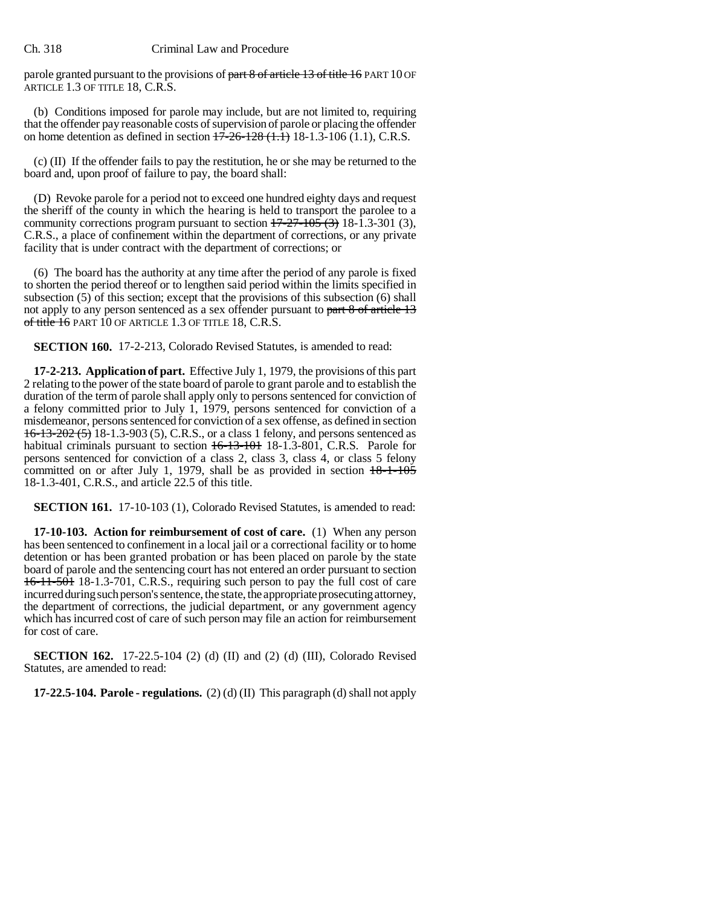parole granted pursuant to the provisions of ~~part 8 of article 13 of title 16~~ PART 10 OF ARTICLE 1.3 OF TITLE 18, C.R.S.

(b) Conditions imposed for parole may include, but are not limited to, requiring that the offender pay reasonable costs of supervision of parole or placing the offender on home detention as defined in section ~~17-26-128 (1.1)~~ 18-1.3-106 (1.1), C.R.S.

(c) (II) If the offender fails to pay the restitution, he or she may be returned to the board and, upon proof of failure to pay, the board shall:

(D) Revoke parole for a period not to exceed one hundred eighty days and request the sheriff of the county in which the hearing is held to transport the parolee to a community corrections program pursuant to section ~~17-27-105 (3)~~ 18-1.3-301 (3), C.R.S., a place of confinement within the department of corrections, or any private facility that is under contract with the department of corrections; or

(6) The board has the authority at any time after the period of any parole is fixed to shorten the period thereof or to lengthen said period within the limits specified in subsection (5) of this section; except that the provisions of this subsection (6) shall not apply to any person sentenced as a sex offender pursuant to ~~part 8 of article 13 of title 16~~ PART 10 OF ARTICLE 1.3 OF TITLE 18, C.R.S.

**SECTION 160.** 17-2-213, Colorado Revised Statutes, is amended to read:

**17-2-213. Application of part.** Effective July 1, 1979, the provisions of this part 2 relating to the power of the state board of parole to grant parole and to establish the duration of the term of parole shall apply only to persons sentenced for conviction of a felony committed prior to July 1, 1979, persons sentenced for conviction of a misdemeanor, persons sentenced for conviction of a sex offense, as defined in section ~~16-13-202 (5)~~ 18-1.3-903 (5), C.R.S., or a class 1 felony, and persons sentenced as habitual criminals pursuant to section ~~16-13-101~~ 18-1.3-801, C.R.S. Parole for persons sentenced for conviction of a class 2, class 3, class 4, or class 5 felony committed on or after July 1, 1979, shall be as provided in section ~~18-1-105~~ 18-1.3-401, C.R.S., and article 22.5 of this title.

**SECTION 161.** 17-10-103 (1), Colorado Revised Statutes, is amended to read:

**17-10-103. Action for reimbursement of cost of care.** (1) When any person has been sentenced to confinement in a local jail or a correctional facility or to home detention or has been granted probation or has been placed on parole by the state board of parole and the sentencing court has not entered an order pursuant to section ~~16-11-501~~ 18-1.3-701, C.R.S., requiring such person to pay the full cost of care incurred during such person's sentence, the state, the appropriate prosecuting attorney, the department of corrections, the judicial department, or any government agency which has incurred cost of care of such person may file an action for reimbursement for cost of care.

**SECTION 162.** 17-22.5-104 (2) (d) (II) and (2) (d) (III), Colorado Revised Statutes, are amended to read:

**17-22.5-104. Parole - regulations.** (2) (d) (II) This paragraph (d) shall not apply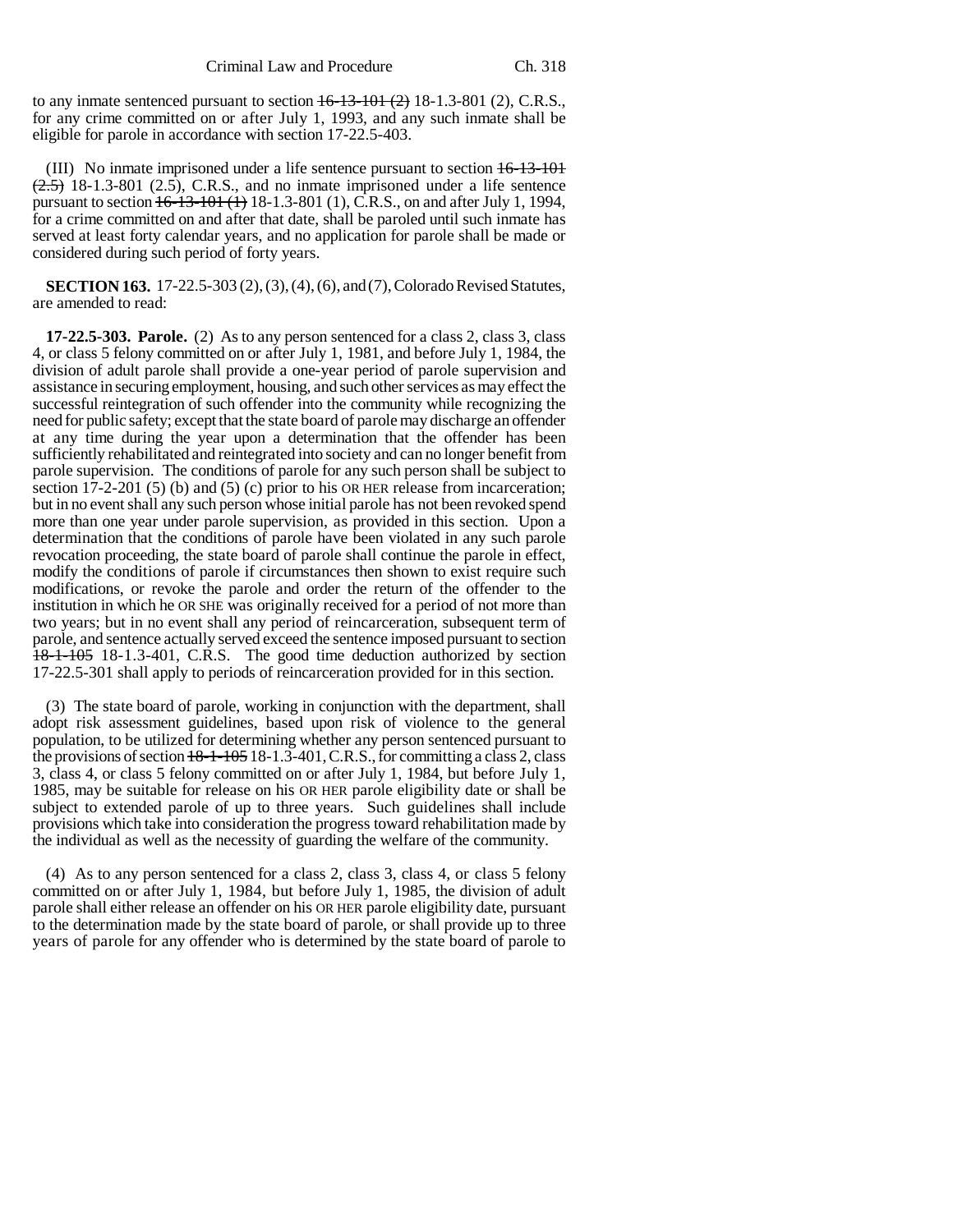to any inmate sentenced pursuant to section ~~16-13-101 (2)~~ 18-1.3-801 (2), C.R.S., for any crime committed on or after July 1, 1993, and any such inmate shall be eligible for parole in accordance with section 17-22.5-403.

(III) No inmate imprisoned under a life sentence pursuant to section ~~16-13-101 (2.5)~~ 18-1.3-801 (2.5), C.R.S., and no inmate imprisoned under a life sentence pursuant to section ~~16-13-101 (1)~~ 18-1.3-801 (1), C.R.S., on and after July 1, 1994, for a crime committed on and after that date, shall be paroled until such inmate has served at least forty calendar years, and no application for parole shall be made or considered during such period of forty years.

**SECTION 163.** 17-22.5-303 (2), (3), (4), (6), and (7), Colorado Revised Statutes, are amended to read:

**17-22.5-303. Parole.** (2) As to any person sentenced for a class 2, class 3, class 4, or class 5 felony committed on or after July 1, 1981, and before July 1, 1984, the division of adult parole shall provide a one-year period of parole supervision and assistance in securing employment, housing, and such other services as may effect the successful reintegration of such offender into the community while recognizing the need for public safety; except that the state board of parole may discharge an offender at any time during the year upon a determination that the offender has been sufficiently rehabilitated and reintegrated into society and can no longer benefit from parole supervision. The conditions of parole for any such person shall be subject to section 17-2-201 (5) (b) and (5) (c) prior to his OR HER release from incarceration; but in no event shall any such person whose initial parole has not been revoked spend more than one year under parole supervision, as provided in this section. Upon a determination that the conditions of parole have been violated in any such parole revocation proceeding, the state board of parole shall continue the parole in effect, modify the conditions of parole if circumstances then shown to exist require such modifications, or revoke the parole and order the return of the offender to the institution in which he OR SHE was originally received for a period of not more than two years; but in no event shall any period of reincarceration, subsequent term of parole, and sentence actually served exceed the sentence imposed pursuant to section ~~18-1-105~~ 18-1.3-401, C.R.S. The good time deduction authorized by section 17-22.5-301 shall apply to periods of reincarceration provided for in this section.

(3) The state board of parole, working in conjunction with the department, shall adopt risk assessment guidelines, based upon risk of violence to the general population, to be utilized for determining whether any person sentenced pursuant to the provisions of section ~~18-1-105~~ 18-1.3-401, C.R.S., for committing a class 2, class 3, class 4, or class 5 felony committed on or after July 1, 1984, but before July 1, 1985, may be suitable for release on his OR HER parole eligibility date or shall be subject to extended parole of up to three years. Such guidelines shall include provisions which take into consideration the progress toward rehabilitation made by the individual as well as the necessity of guarding the welfare of the community.

(4) As to any person sentenced for a class 2, class 3, class 4, or class 5 felony committed on or after July 1, 1984, but before July 1, 1985, the division of adult parole shall either release an offender on his OR HER parole eligibility date, pursuant to the determination made by the state board of parole, or shall provide up to three years of parole for any offender who is determined by the state board of parole to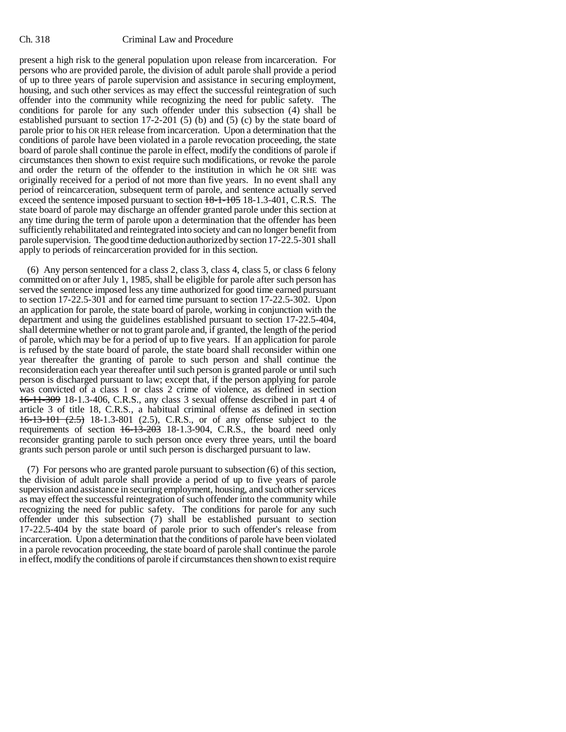present a high risk to the general population upon release from incarceration. For persons who are provided parole, the division of adult parole shall provide a period of up to three years of parole supervision and assistance in securing employment, housing, and such other services as may effect the successful reintegration of such offender into the community while recognizing the need for public safety. The conditions for parole for any such offender under this subsection (4) shall be established pursuant to section 17-2-201 (5) (b) and (5) (c) by the state board of parole prior to his OR HER release from incarceration. Upon a determination that the conditions of parole have been violated in a parole revocation proceeding, the state board of parole shall continue the parole in effect, modify the conditions of parole if circumstances then shown to exist require such modifications, or revoke the parole and order the return of the offender to the institution in which he OR SHE was originally received for a period of not more than five years. In no event shall any period of reincarceration, subsequent term of parole, and sentence actually served exceed the sentence imposed pursuant to section ~~18-1-105~~ 18-1.3-401, C.R.S. The state board of parole may discharge an offender granted parole under this section at any time during the term of parole upon a determination that the offender has been sufficiently rehabilitated and reintegrated into society and can no longer benefit from parole supervision. The good time deduction authorized by section 17-22.5-301 shall apply to periods of reincarceration provided for in this section.

(6) Any person sentenced for a class 2, class 3, class 4, class 5, or class 6 felony committed on or after July 1, 1985, shall be eligible for parole after such person has served the sentence imposed less any time authorized for good time earned pursuant to section 17-22.5-301 and for earned time pursuant to section 17-22.5-302. Upon an application for parole, the state board of parole, working in conjunction with the department and using the guidelines established pursuant to section 17-22.5-404, shall determine whether or not to grant parole and, if granted, the length of the period of parole, which may be for a period of up to five years. If an application for parole is refused by the state board of parole, the state board shall reconsider within one year thereafter the granting of parole to such person and shall continue the reconsideration each year thereafter until such person is granted parole or until such person is discharged pursuant to law; except that, if the person applying for parole was convicted of a class 1 or class 2 crime of violence, as defined in section ~~16-11-309~~ 18-1.3-406, C.R.S., any class 3 sexual offense described in part 4 of article 3 of title 18, C.R.S., a habitual criminal offense as defined in section ~~16-13-101 (2.5)~~ 18-1.3-801 (2.5), C.R.S., or of any offense subject to the requirements of section ~~16-13-203~~ 18-1.3-904, C.R.S., the board need only reconsider granting parole to such person once every three years, until the board grants such person parole or until such person is discharged pursuant to law.

(7) For persons who are granted parole pursuant to subsection (6) of this section, the division of adult parole shall provide a period of up to five years of parole supervision and assistance in securing employment, housing, and such other services as may effect the successful reintegration of such offender into the community while recognizing the need for public safety. The conditions for parole for any such offender under this subsection (7) shall be established pursuant to section 17-22.5-404 by the state board of parole prior to such offender's release from incarceration. Upon a determination that the conditions of parole have been violated in a parole revocation proceeding, the state board of parole shall continue the parole in effect, modify the conditions of parole if circumstances then shown to exist require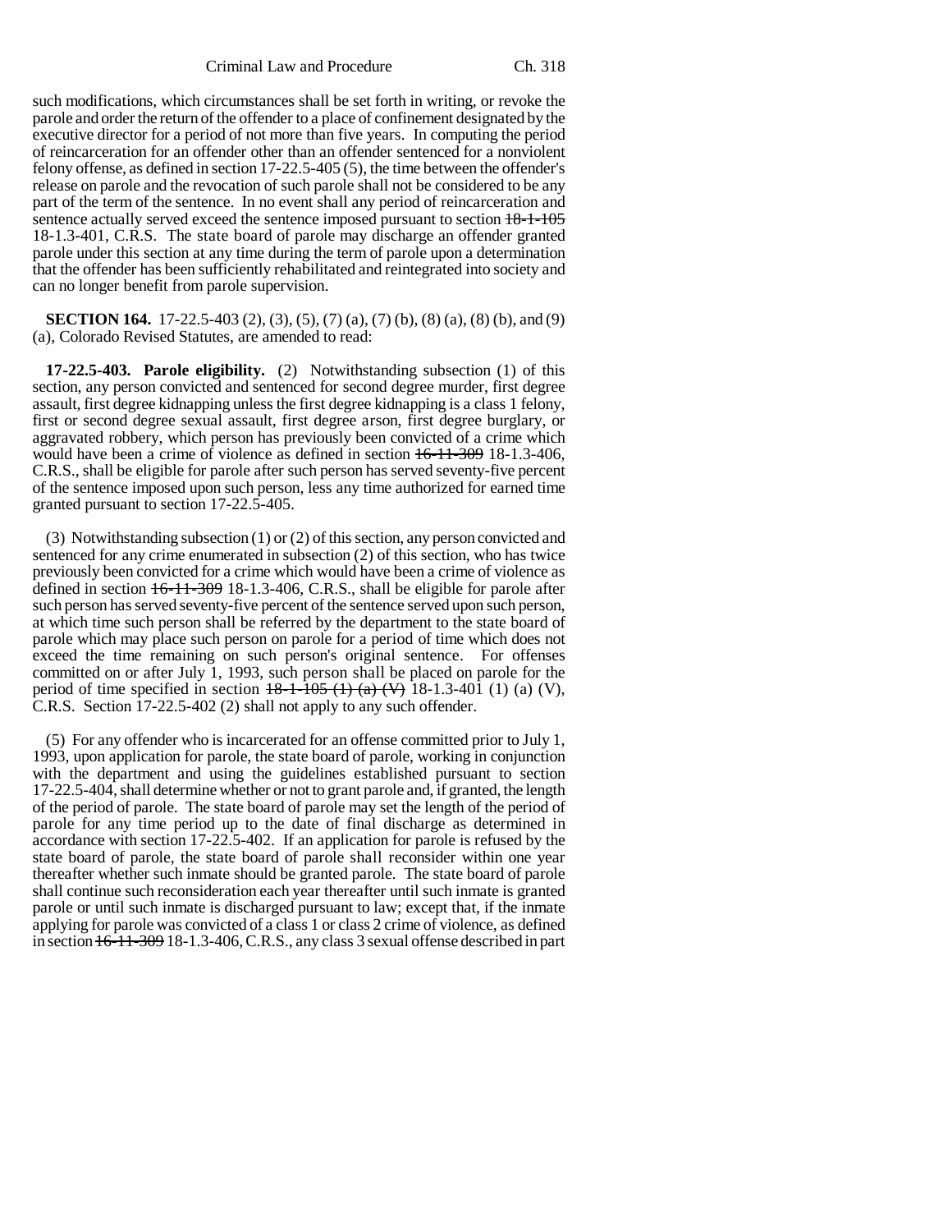such modifications, which circumstances shall be set forth in writing, or revoke the parole and order the return of the offender to a place of confinement designated by the executive director for a period of not more than five years. In computing the period of reincarceration for an offender other than an offender sentenced for a nonviolent felony offense, as defined in section 17-22.5-405 (5), the time between the offender's release on parole and the revocation of such parole shall not be considered to be any part of the term of the sentence. In no event shall any period of reincarceration and sentence actually served exceed the sentence imposed pursuant to section ~~18-1-105~~ 18-1.3-401, C.R.S. The state board of parole may discharge an offender granted parole under this section at any time during the term of parole upon a determination that the offender has been sufficiently rehabilitated and reintegrated into society and can no longer benefit from parole supervision.

**SECTION 164.** 17-22.5-403 (2), (3), (5), (7) (a), (7) (b), (8) (a), (8) (b), and (9) (a), Colorado Revised Statutes, are amended to read:

**17-22.5-403. Parole eligibility.** (2) Notwithstanding subsection (1) of this section, any person convicted and sentenced for second degree murder, first degree assault, first degree kidnapping unless the first degree kidnapping is a class 1 felony, first or second degree sexual assault, first degree arson, first degree burglary, or aggravated robbery, which person has previously been convicted of a crime which would have been a crime of violence as defined in section ~~16-11-309~~ 18-1.3-406, C.R.S., shall be eligible for parole after such person has served seventy-five percent of the sentence imposed upon such person, less any time authorized for earned time granted pursuant to section 17-22.5-405.

(3) Notwithstanding subsection (1) or (2) of this section, any person convicted and sentenced for any crime enumerated in subsection (2) of this section, who has twice previously been convicted for a crime which would have been a crime of violence as defined in section ~~16-11-309~~ 18-1.3-406, C.R.S., shall be eligible for parole after such person has served seventy-five percent of the sentence served upon such person, at which time such person shall be referred by the department to the state board of parole which may place such person on parole for a period of time which does not exceed the time remaining on such person's original sentence. For offenses committed on or after July 1, 1993, such person shall be placed on parole for the period of time specified in section ~~18-1-105 (1) (a) (V)~~ 18-1.3-401 (1) (a) (V), C.R.S. Section 17-22.5-402 (2) shall not apply to any such offender.

(5) For any offender who is incarcerated for an offense committed prior to July 1, 1993, upon application for parole, the state board of parole, working in conjunction with the department and using the guidelines established pursuant to section 17-22.5-404, shall determine whether or not to grant parole and, if granted, the length of the period of parole. The state board of parole may set the length of the period of parole for any time period up to the date of final discharge as determined in accordance with section 17-22.5-402. If an application for parole is refused by the state board of parole, the state board of parole shall reconsider within one year thereafter whether such inmate should be granted parole. The state board of parole shall continue such reconsideration each year thereafter until such inmate is granted parole or until such inmate is discharged pursuant to law; except that, if the inmate applying for parole was convicted of a class 1 or class 2 crime of violence, as defined in section ~~16-11-309~~ 18-1.3-406, C.R.S., any class 3 sexual offense described in part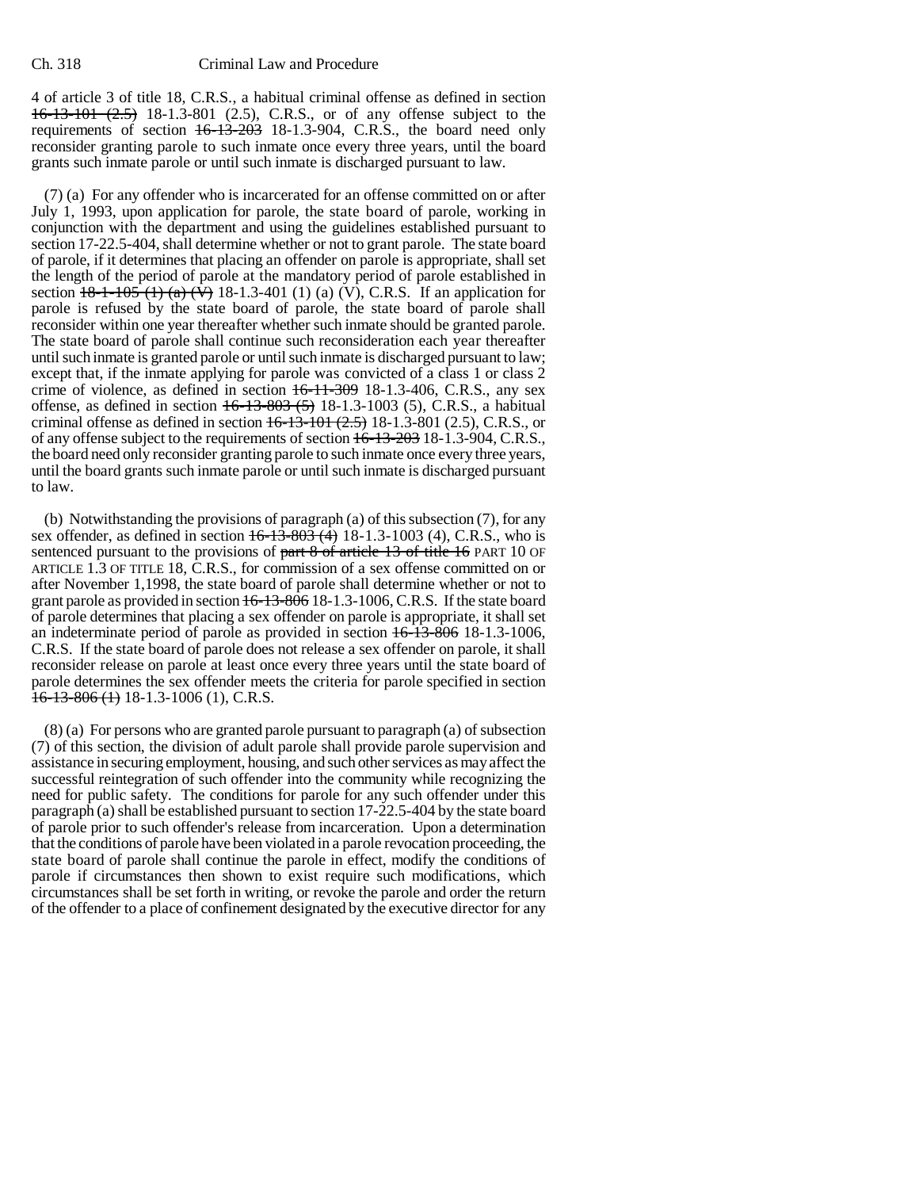4 of article 3 of title 18, C.R.S., a habitual criminal offense as defined in section ~~16-13-101 (2.5)~~ 18-1.3-801 (2.5), C.R.S., or of any offense subject to the requirements of section ~~16-13-203~~ 18-1.3-904, C.R.S., the board need only reconsider granting parole to such inmate once every three years, until the board grants such inmate parole or until such inmate is discharged pursuant to law.

(7) (a) For any offender who is incarcerated for an offense committed on or after July 1, 1993, upon application for parole, the state board of parole, working in conjunction with the department and using the guidelines established pursuant to section 17-22.5-404, shall determine whether or not to grant parole. The state board of parole, if it determines that placing an offender on parole is appropriate, shall set the length of the period of parole at the mandatory period of parole established in section ~~18-1-105 (1) (a) (V)~~ 18-1.3-401 (1) (a) (V), C.R.S. If an application for parole is refused by the state board of parole, the state board of parole shall reconsider within one year thereafter whether such inmate should be granted parole. The state board of parole shall continue such reconsideration each year thereafter until such inmate is granted parole or until such inmate is discharged pursuant to law; except that, if the inmate applying for parole was convicted of a class 1 or class 2 crime of violence, as defined in section ~~16-11-309~~ 18-1.3-406, C.R.S., any sex offense, as defined in section ~~16-13-803 (5)~~ 18-1.3-1003 (5), C.R.S., a habitual criminal offense as defined in section ~~16-13-101 (2.5)~~ 18-1.3-801 (2.5), C.R.S., or of any offense subject to the requirements of section ~~16-13-203~~ 18-1.3-904, C.R.S., the board need only reconsider granting parole to such inmate once every three years, until the board grants such inmate parole or until such inmate is discharged pursuant to law.

(b) Notwithstanding the provisions of paragraph (a) of this subsection (7), for any sex offender, as defined in section ~~16-13-803 (4)~~ 18-1.3-1003 (4), C.R.S., who is sentenced pursuant to the provisions of ~~part 8 of article 13 of title 16~~ PART 10 OF ARTICLE 1.3 OF TITLE 18, C.R.S., for commission of a sex offense committed on or after November 1,1998, the state board of parole shall determine whether or not to grant parole as provided in section ~~16-13-806~~ 18-1.3-1006, C.R.S. If the state board of parole determines that placing a sex offender on parole is appropriate, it shall set an indeterminate period of parole as provided in section ~~16-13-806~~ 18-1.3-1006, C.R.S. If the state board of parole does not release a sex offender on parole, it shall reconsider release on parole at least once every three years until the state board of parole determines the sex offender meets the criteria for parole specified in section ~~16-13-806 (1)~~ 18-1.3-1006 (1), C.R.S.

(8) (a) For persons who are granted parole pursuant to paragraph (a) of subsection (7) of this section, the division of adult parole shall provide parole supervision and assistance in securing employment, housing, and such other services as may affect the successful reintegration of such offender into the community while recognizing the need for public safety. The conditions for parole for any such offender under this paragraph (a) shall be established pursuant to section 17-22.5-404 by the state board of parole prior to such offender's release from incarceration. Upon a determination that the conditions of parole have been violated in a parole revocation proceeding, the state board of parole shall continue the parole in effect, modify the conditions of parole if circumstances then shown to exist require such modifications, which circumstances shall be set forth in writing, or revoke the parole and order the return of the offender to a place of confinement designated by the executive director for any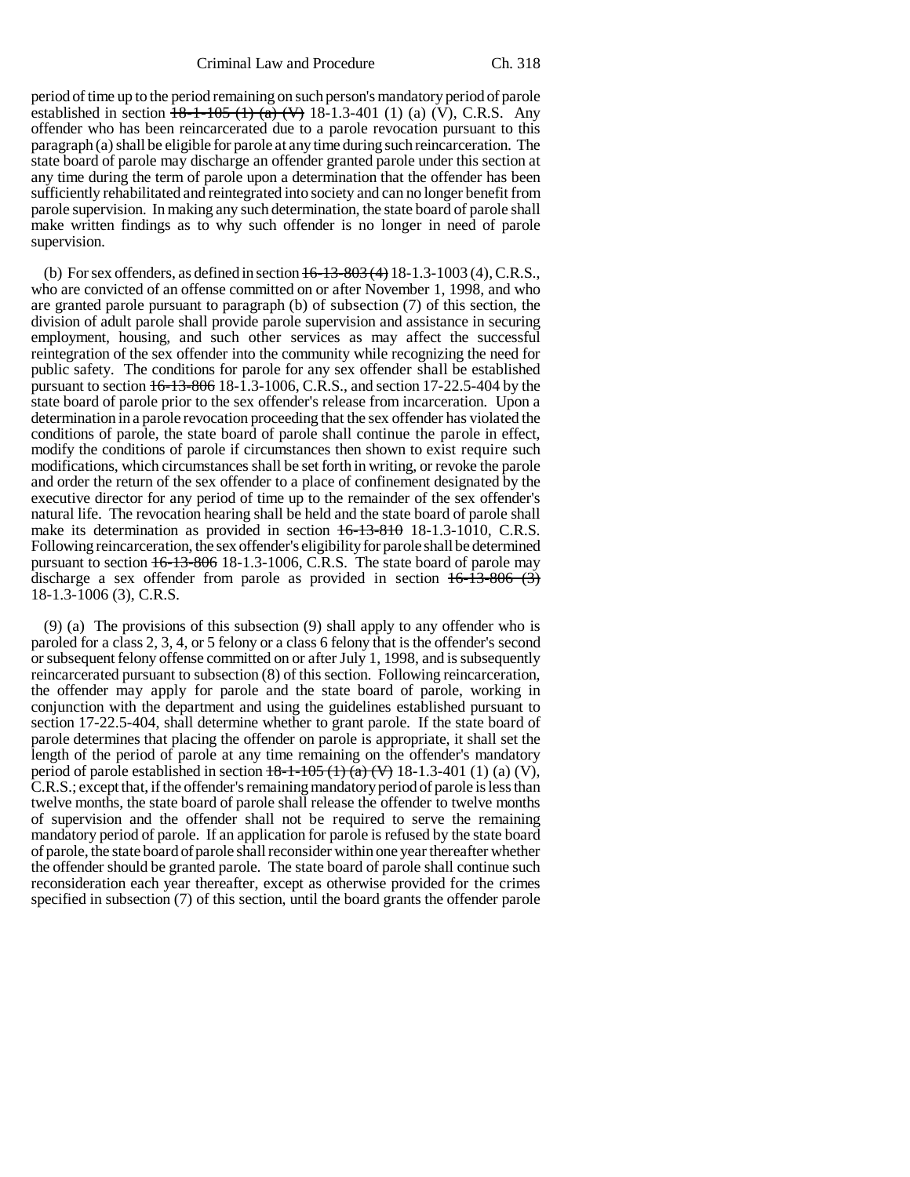period of time up to the period remaining on such person's mandatory period of parole established in section ~~18-1-105 (1) (a) (V)~~ 18-1.3-401 (1) (a) (V), C.R.S. Any offender who has been reincarcerated due to a parole revocation pursuant to this paragraph (a) shall be eligible for parole at any time during such reincarceration. The state board of parole may discharge an offender granted parole under this section at any time during the term of parole upon a determination that the offender has been sufficiently rehabilitated and reintegrated into society and can no longer benefit from parole supervision. In making any such determination, the state board of parole shall make written findings as to why such offender is no longer in need of parole supervision.

(b) For sex offenders, as defined in section ~~16-13-803 (4)~~ 18-1.3-1003 (4), C.R.S., who are convicted of an offense committed on or after November 1, 1998, and who are granted parole pursuant to paragraph (b) of subsection (7) of this section, the division of adult parole shall provide parole supervision and assistance in securing employment, housing, and such other services as may affect the successful reintegration of the sex offender into the community while recognizing the need for public safety. The conditions for parole for any sex offender shall be established pursuant to section ~~16-13-806~~ 18-1.3-1006, C.R.S., and section 17-22.5-404 by the state board of parole prior to the sex offender's release from incarceration. Upon a determination in a parole revocation proceeding that the sex offender has violated the conditions of parole, the state board of parole shall continue the parole in effect, modify the conditions of parole if circumstances then shown to exist require such modifications, which circumstances shall be set forth in writing, or revoke the parole and order the return of the sex offender to a place of confinement designated by the executive director for any period of time up to the remainder of the sex offender's natural life. The revocation hearing shall be held and the state board of parole shall make its determination as provided in section ~~16-13-810~~ 18-1.3-1010, C.R.S. Following reincarceration, the sex offender's eligibility for parole shall be determined pursuant to section ~~16-13-806~~ 18-1.3-1006, C.R.S. The state board of parole may discharge a sex offender from parole as provided in section ~~16-13-806 (3)~~ 18-1.3-1006 (3), C.R.S.

(9) (a) The provisions of this subsection (9) shall apply to any offender who is paroled for a class 2, 3, 4, or 5 felony or a class 6 felony that is the offender's second or subsequent felony offense committed on or after July 1, 1998, and is subsequently reincarcerated pursuant to subsection (8) of this section. Following reincarceration, the offender may apply for parole and the state board of parole, working in conjunction with the department and using the guidelines established pursuant to section 17-22.5-404, shall determine whether to grant parole. If the state board of parole determines that placing the offender on parole is appropriate, it shall set the length of the period of parole at any time remaining on the offender's mandatory period of parole established in section ~~18-1-105 (1) (a) (V)~~ 18-1.3-401 (1) (a) (V), C.R.S.; except that, if the offender's remaining mandatory period of parole is less than twelve months, the state board of parole shall release the offender to twelve months of supervision and the offender shall not be required to serve the remaining mandatory period of parole. If an application for parole is refused by the state board of parole, the state board of parole shall reconsider within one year thereafter whether the offender should be granted parole. The state board of parole shall continue such reconsideration each year thereafter, except as otherwise provided for the crimes specified in subsection (7) of this section, until the board grants the offender parole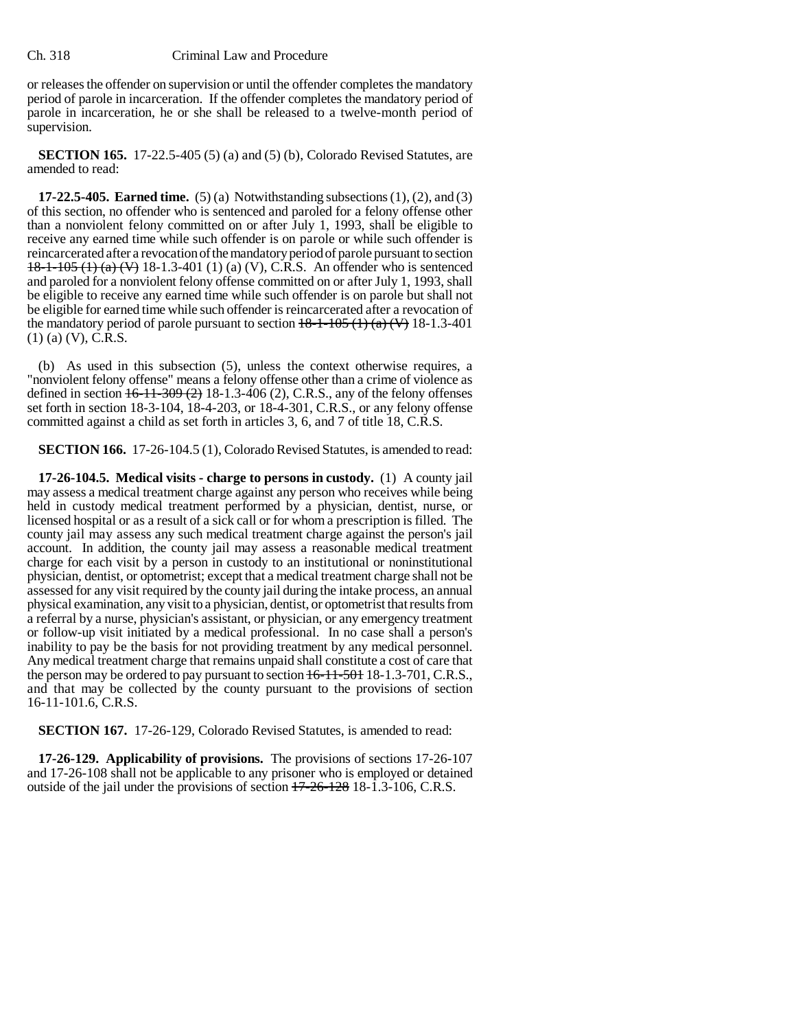or releases the offender on supervision or until the offender completes the mandatory period of parole in incarceration. If the offender completes the mandatory period of parole in incarceration, he or she shall be released to a twelve-month period of supervision.

**SECTION 165.** 17-22.5-405 (5) (a) and (5) (b), Colorado Revised Statutes, are amended to read:

**17-22.5-405. Earned time.** (5) (a) Notwithstanding subsections (1), (2), and (3) of this section, no offender who is sentenced and paroled for a felony offense other than a nonviolent felony committed on or after July 1, 1993, shall be eligible to receive any earned time while such offender is on parole or while such offender is reincarcerated after a revocation of the mandatory period of parole pursuant to section ~~18-1-105 (1) (a) (V)~~ 18-1.3-401 (1) (a) (V), C.R.S. An offender who is sentenced and paroled for a nonviolent felony offense committed on or after July 1, 1993, shall be eligible to receive any earned time while such offender is on parole but shall not be eligible for earned time while such offender is reincarcerated after a revocation of the mandatory period of parole pursuant to section ~~18-1-105 (1) (a) (V)~~ 18-1.3-401 (1) (a) (V), C.R.S.

(b) As used in this subsection (5), unless the context otherwise requires, a "nonviolent felony offense" means a felony offense other than a crime of violence as defined in section ~~16-11-309 (2)~~ 18-1.3-406 (2), C.R.S., any of the felony offenses set forth in section 18-3-104, 18-4-203, or 18-4-301, C.R.S., or any felony offense committed against a child as set forth in articles 3, 6, and 7 of title 18, C.R.S.

**SECTION 166.** 17-26-104.5 (1), Colorado Revised Statutes, is amended to read:

**17-26-104.5. Medical visits - charge to persons in custody.** (1) A county jail may assess a medical treatment charge against any person who receives while being held in custody medical treatment performed by a physician, dentist, nurse, or licensed hospital or as a result of a sick call or for whom a prescription is filled. The county jail may assess any such medical treatment charge against the person's jail account. In addition, the county jail may assess a reasonable medical treatment charge for each visit by a person in custody to an institutional or noninstitutional physician, dentist, or optometrist; except that a medical treatment charge shall not be assessed for any visit required by the county jail during the intake process, an annual physical examination, any visit to a physician, dentist, or optometrist that results from a referral by a nurse, physician's assistant, or physician, or any emergency treatment or follow-up visit initiated by a medical professional. In no case shall a person's inability to pay be the basis for not providing treatment by any medical personnel. Any medical treatment charge that remains unpaid shall constitute a cost of care that the person may be ordered to pay pursuant to section ~~16-11-501~~ 18-1.3-701, C.R.S., and that may be collected by the county pursuant to the provisions of section 16-11-101.6, C.R.S.

**SECTION 167.** 17-26-129, Colorado Revised Statutes, is amended to read:

**17-26-129. Applicability of provisions.** The provisions of sections 17-26-107 and 17-26-108 shall not be applicable to any prisoner who is employed or detained outside of the jail under the provisions of section ~~17-26-128~~ 18-1.3-106, C.R.S.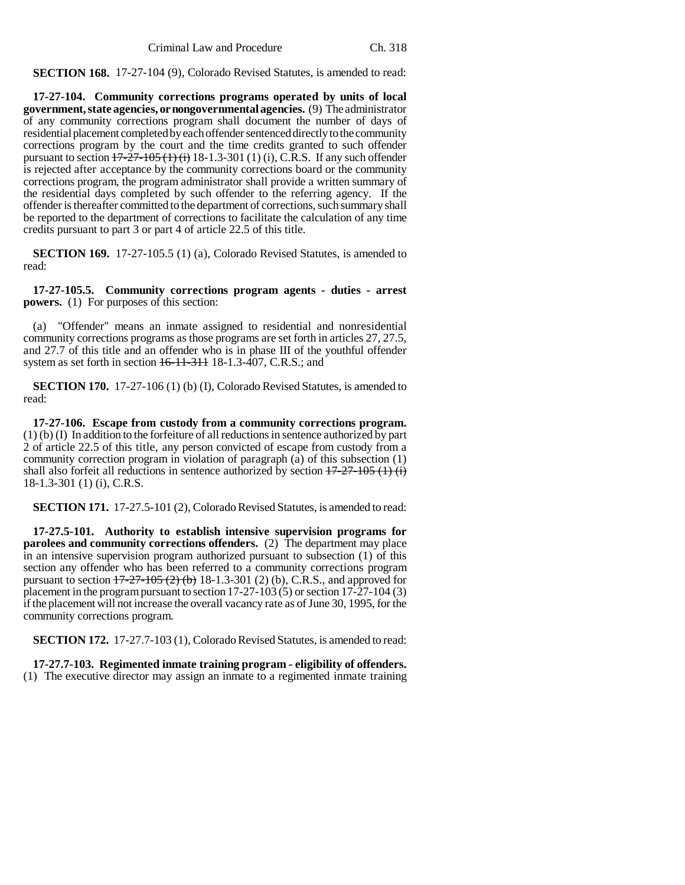**SECTION 168.** 17-27-104 (9), Colorado Revised Statutes, is amended to read:

**17-27-104. Community corrections programs operated by units of local government, state agencies, or nongovernmental agencies.** (9) The administrator of any community corrections program shall document the number of days of residential placement completed by each offender sentenced directly to the community corrections program by the court and the time credits granted to such offender pursuant to section ~~17-27-105 (1) (i)~~ 18-1.3-301 (1) (i), C.R.S. If any such offender is rejected after acceptance by the community corrections board or the community corrections program, the program administrator shall provide a written summary of the residential days completed by such offender to the referring agency. If the offender is thereafter committed to the department of corrections, such summary shall be reported to the department of corrections to facilitate the calculation of any time credits pursuant to part 3 or part 4 of article 22.5 of this title.

**SECTION 169.** 17-27-105.5 (1) (a), Colorado Revised Statutes, is amended to read:

**17-27-105.5. Community corrections program agents - duties - arrest powers.** (1) For purposes of this section:

(a) "Offender" means an inmate assigned to residential and nonresidential community corrections programs as those programs are set forth in articles 27, 27.5, and 27.7 of this title and an offender who is in phase III of the youthful offender system as set forth in section ~~16-11-311~~ 18-1.3-407, C.R.S.; and

**SECTION 170.** 17-27-106 (1) (b) (I), Colorado Revised Statutes, is amended to read:

**17-27-106. Escape from custody from a community corrections program.** (1) (b) (I) In addition to the forfeiture of all reductions in sentence authorized by part 2 of article 22.5 of this title, any person convicted of escape from custody from a community correction program in violation of paragraph (a) of this subsection (1) shall also forfeit all reductions in sentence authorized by section ~~17-27-105 (1) (i)~~ 18-1.3-301 (1) (i), C.R.S.

**SECTION 171.** 17-27.5-101 (2), Colorado Revised Statutes, is amended to read:

**17-27.5-101. Authority to establish intensive supervision programs for parolees and community corrections offenders.** (2) The department may place in an intensive supervision program authorized pursuant to subsection (1) of this section any offender who has been referred to a community corrections program pursuant to section ~~17-27-105 (2) (b)~~ 18-1.3-301 (2) (b), C.R.S., and approved for placement in the program pursuant to section 17-27-103 (5) or section 17-27-104 (3) if the placement will not increase the overall vacancy rate as of June 30, 1995, for the community corrections program.

**SECTION 172.** 17-27.7-103 (1), Colorado Revised Statutes, is amended to read:

**17-27.7-103. Regimented inmate training program - eligibility of offenders.** (1) The executive director may assign an inmate to a regimented inmate training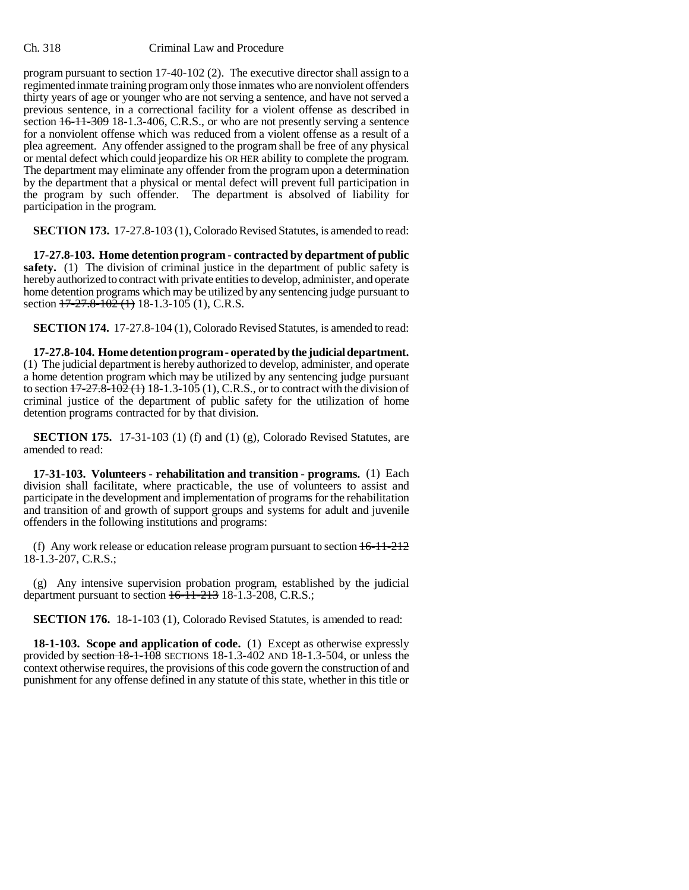program pursuant to section 17-40-102 (2). The executive director shall assign to a regimented inmate training program only those inmates who are nonviolent offenders thirty years of age or younger who are not serving a sentence, and have not served a previous sentence, in a correctional facility for a violent offense as described in section ~~16-11-309~~ 18-1.3-406, C.R.S., or who are not presently serving a sentence for a nonviolent offense which was reduced from a violent offense as a result of a plea agreement. Any offender assigned to the program shall be free of any physical or mental defect which could jeopardize his OR HER ability to complete the program. The department may eliminate any offender from the program upon a determination by the department that a physical or mental defect will prevent full participation in the program by such offender. The department is absolved of liability for participation in the program.

**SECTION 173.** 17-27.8-103 (1), Colorado Revised Statutes, is amended to read:

**17-27.8-103. Home detention program - contracted by department of public safety.** (1) The division of criminal justice in the department of public safety is hereby authorized to contract with private entities to develop, administer, and operate home detention programs which may be utilized by any sentencing judge pursuant to section ~~17-27.8-102 (1)~~ 18-1.3-105 (1), C.R.S.

**SECTION 174.** 17-27.8-104 (1), Colorado Revised Statutes, is amended to read:

**17-27.8-104. Home detention program - operated by the judicial department.** (1) The judicial department is hereby authorized to develop, administer, and operate a home detention program which may be utilized by any sentencing judge pursuant to section ~~17-27.8-102 (1)~~ 18-1.3-105 (1), C.R.S., or to contract with the division of criminal justice of the department of public safety for the utilization of home detention programs contracted for by that division.

**SECTION 175.** 17-31-103 (1) (f) and (1) (g), Colorado Revised Statutes, are amended to read:

**17-31-103. Volunteers - rehabilitation and transition - programs.** (1) Each division shall facilitate, where practicable, the use of volunteers to assist and participate in the development and implementation of programs for the rehabilitation and transition of and growth of support groups and systems for adult and juvenile offenders in the following institutions and programs:

(f) Any work release or education release program pursuant to section ~~16-11-212~~ 18-1.3-207, C.R.S.;

(g) Any intensive supervision probation program, established by the judicial department pursuant to section ~~16-11-213~~ 18-1.3-208, C.R.S.;

**SECTION 176.** 18-1-103 (1), Colorado Revised Statutes, is amended to read:

**18-1-103. Scope and application of code.** (1) Except as otherwise expressly provided by ~~section 18-1-108~~ SECTIONS 18-1.3-402 AND 18-1.3-504, or unless the context otherwise requires, the provisions of this code govern the construction of and punishment for any offense defined in any statute of this state, whether in this title or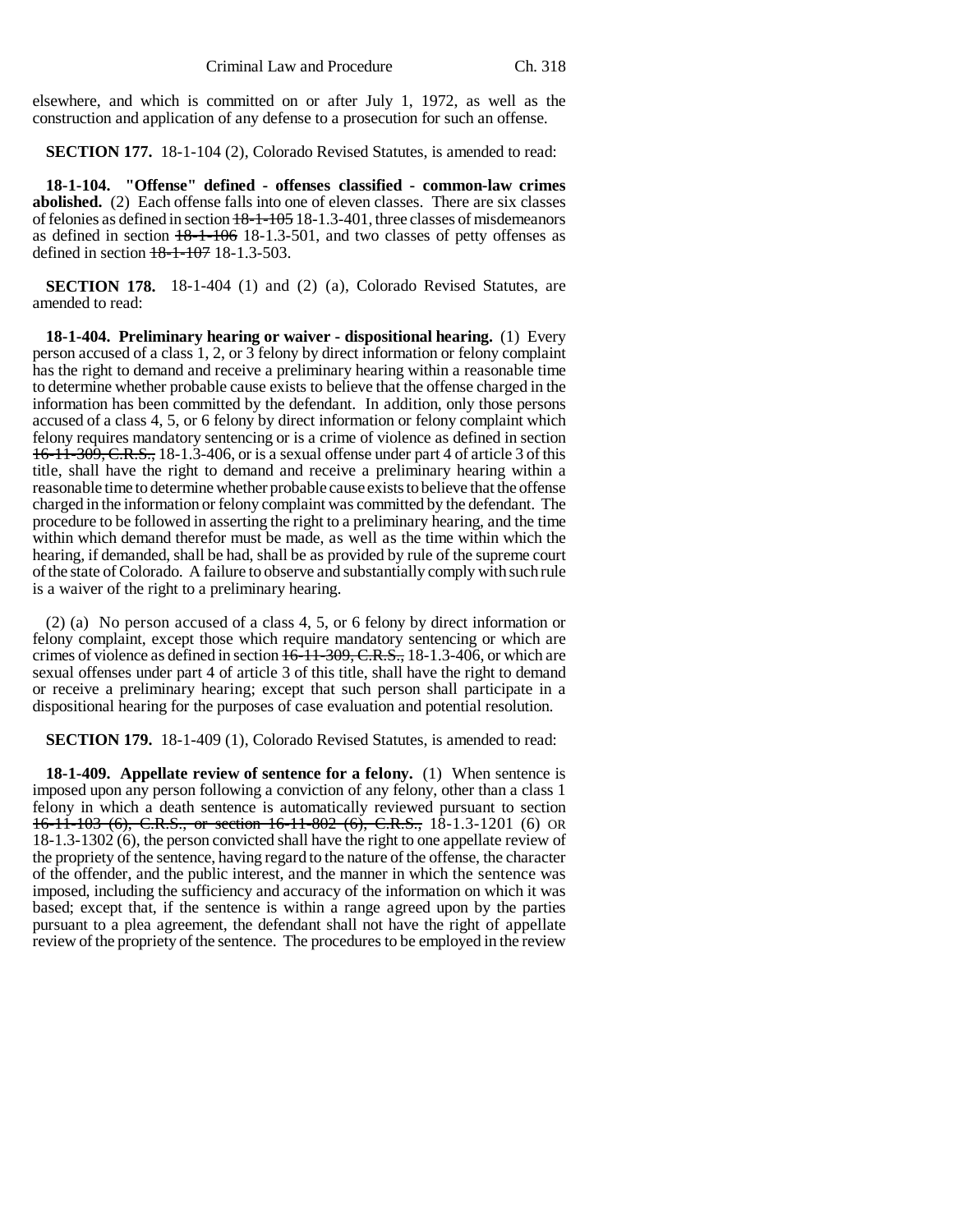elsewhere, and which is committed on or after July 1, 1972, as well as the construction and application of any defense to a prosecution for such an offense.

**SECTION 177.** 18-1-104 (2), Colorado Revised Statutes, is amended to read:

**18-1-104. "Offense" defined - offenses classified - common-law crimes abolished.** (2) Each offense falls into one of eleven classes. There are six classes of felonies as defined in section ~~18-1-105~~ 18-1.3-401, three classes of misdemeanors as defined in section ~~18-1-106~~ 18-1.3-501, and two classes of petty offenses as defined in section ~~18-1-107~~ 18-1.3-503.

**SECTION 178.** 18-1-404 (1) and (2) (a), Colorado Revised Statutes, are amended to read:

**18-1-404. Preliminary hearing or waiver - dispositional hearing.** (1) Every person accused of a class 1, 2, or 3 felony by direct information or felony complaint has the right to demand and receive a preliminary hearing within a reasonable time to determine whether probable cause exists to believe that the offense charged in the information has been committed by the defendant. In addition, only those persons accused of a class 4, 5, or 6 felony by direct information or felony complaint which felony requires mandatory sentencing or is a crime of violence as defined in section ~~16-11-309, C.R.S.,~~ 18-1.3-406, or is a sexual offense under part 4 of article 3 of this title, shall have the right to demand and receive a preliminary hearing within a reasonable time to determine whether probable cause exists to believe that the offense charged in the information or felony complaint was committed by the defendant. The procedure to be followed in asserting the right to a preliminary hearing, and the time within which demand therefor must be made, as well as the time within which the hearing, if demanded, shall be had, shall be as provided by rule of the supreme court of the state of Colorado. A failure to observe and substantially comply with such rule is a waiver of the right to a preliminary hearing.

(2) (a) No person accused of a class 4, 5, or 6 felony by direct information or felony complaint, except those which require mandatory sentencing or which are crimes of violence as defined in section ~~16-11-309, C.R.S.,~~ 18-1.3-406, or which are sexual offenses under part 4 of article 3 of this title, shall have the right to demand or receive a preliminary hearing; except that such person shall participate in a dispositional hearing for the purposes of case evaluation and potential resolution.

**SECTION 179.** 18-1-409 (1), Colorado Revised Statutes, is amended to read:

**18-1-409. Appellate review of sentence for a felony.** (1) When sentence is imposed upon any person following a conviction of any felony, other than a class 1 felony in which a death sentence is automatically reviewed pursuant to section ~~16-11-103 (6), C.R.S., or section 16-11-802 (6), C.R.S.,~~ 18-1.3-1201 (6) OR 18-1.3-1302 (6), the person convicted shall have the right to one appellate review of the propriety of the sentence, having regard to the nature of the offense, the character of the offender, and the public interest, and the manner in which the sentence was imposed, including the sufficiency and accuracy of the information on which it was based; except that, if the sentence is within a range agreed upon by the parties pursuant to a plea agreement, the defendant shall not have the right of appellate review of the propriety of the sentence. The procedures to be employed in the review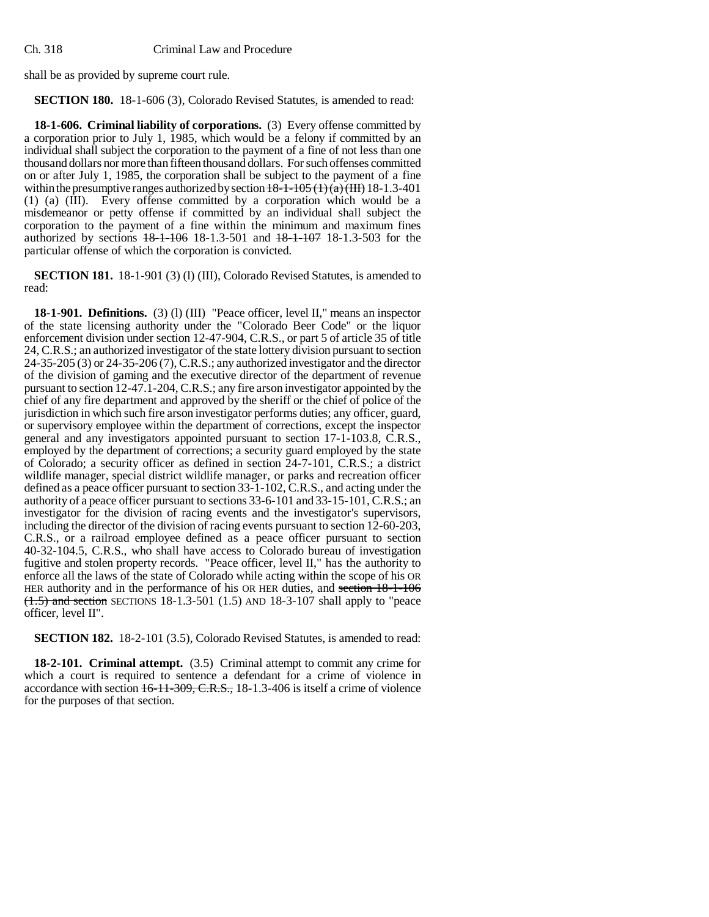shall be as provided by supreme court rule.

**SECTION 180.** 18-1-606 (3), Colorado Revised Statutes, is amended to read:

**18-1-606. Criminal liability of corporations.** (3) Every offense committed by a corporation prior to July 1, 1985, which would be a felony if committed by an individual shall subject the corporation to the payment of a fine of not less than one thousand dollars nor more than fifteen thousand dollars. For such offenses committed on or after July 1, 1985, the corporation shall be subject to the payment of a fine within the presumptive ranges authorized by section ~~18-1-105 (1) (a) (III)~~ 18-1.3-401 (1) (a) (III). Every offense committed by a corporation which would be a misdemeanor or petty offense if committed by an individual shall subject the corporation to the payment of a fine within the minimum and maximum fines authorized by sections ~~18-1-106~~ 18-1.3-501 and ~~18-1-107~~ 18-1.3-503 for the particular offense of which the corporation is convicted.

**SECTION 181.** 18-1-901 (3) (l) (III), Colorado Revised Statutes, is amended to read:

**18-1-901. Definitions.** (3) (l) (III) "Peace officer, level II," means an inspector of the state licensing authority under the "Colorado Beer Code" or the liquor enforcement division under section 12-47-904, C.R.S., or part 5 of article 35 of title 24, C.R.S.; an authorized investigator of the state lottery division pursuant to section 24-35-205 (3) or 24-35-206 (7), C.R.S.; any authorized investigator and the director of the division of gaming and the executive director of the department of revenue pursuant to section 12-47.1-204, C.R.S.; any fire arson investigator appointed by the chief of any fire department and approved by the sheriff or the chief of police of the jurisdiction in which such fire arson investigator performs duties; any officer, guard, or supervisory employee within the department of corrections, except the inspector general and any investigators appointed pursuant to section 17-1-103.8, C.R.S., employed by the department of corrections; a security guard employed by the state of Colorado; a security officer as defined in section 24-7-101, C.R.S.; a district wildlife manager, special district wildlife manager, or parks and recreation officer defined as a peace officer pursuant to section 33-1-102, C.R.S., and acting under the authority of a peace officer pursuant to sections 33-6-101 and 33-15-101, C.R.S.; an investigator for the division of racing events and the investigator's supervisors, including the director of the division of racing events pursuant to section 12-60-203, C.R.S., or a railroad employee defined as a peace officer pursuant to section 40-32-104.5, C.R.S., who shall have access to Colorado bureau of investigation fugitive and stolen property records. "Peace officer, level II," has the authority to enforce all the laws of the state of Colorado while acting within the scope of his OR HER authority and in the performance of his OR HER duties, and ~~section 18-1-106 (1.5) and section~~ SECTIONS 18-1.3-501 (1.5) AND 18-3-107 shall apply to "peace officer, level II".

**SECTION 182.** 18-2-101 (3.5), Colorado Revised Statutes, is amended to read:

**18-2-101. Criminal attempt.** (3.5) Criminal attempt to commit any crime for which a court is required to sentence a defendant for a crime of violence in accordance with section ~~16-11-309, C.R.S.,~~ 18-1.3-406 is itself a crime of violence for the purposes of that section.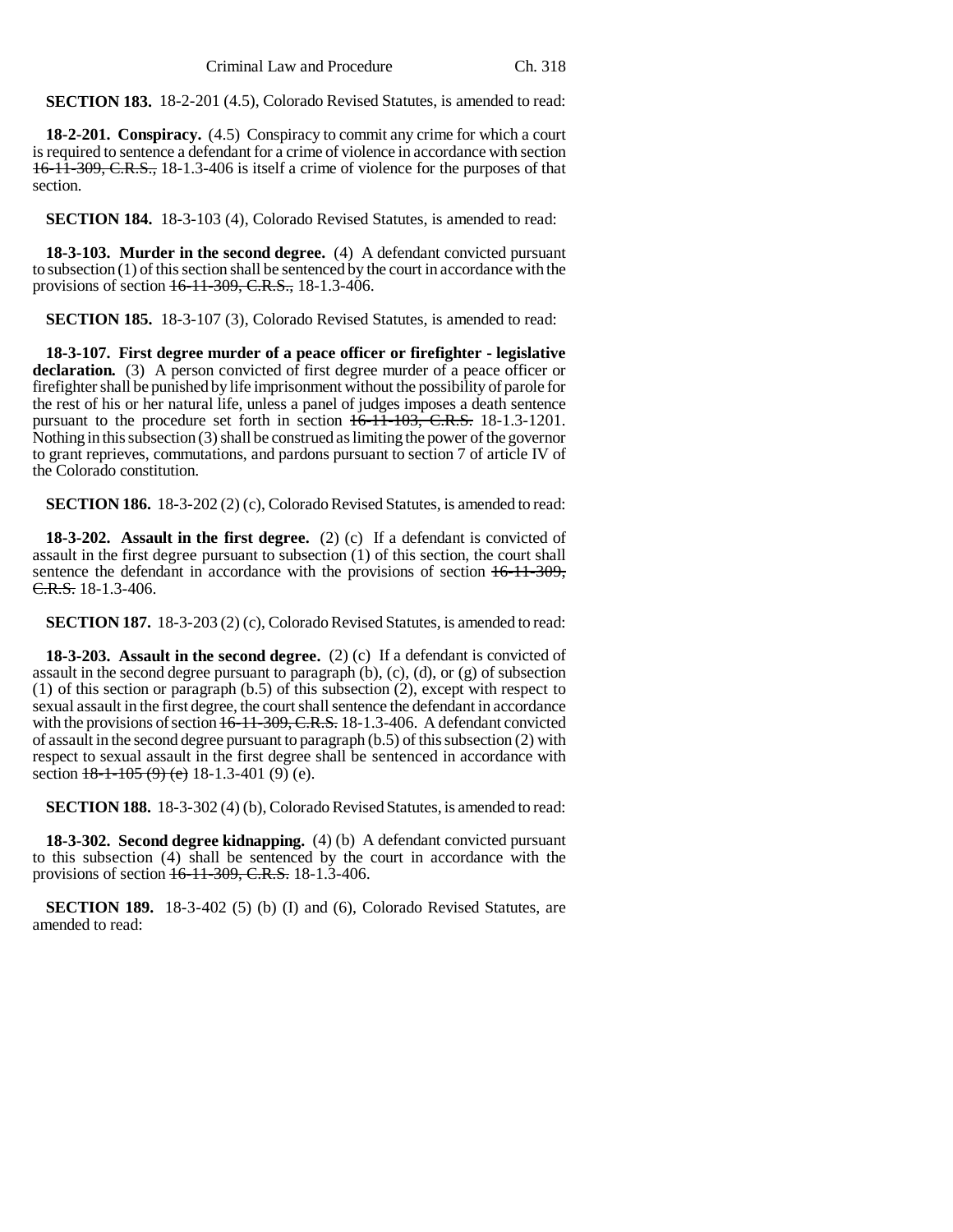**SECTION 183.** 18-2-201 (4.5), Colorado Revised Statutes, is amended to read:

**18-2-201. Conspiracy.** (4.5) Conspiracy to commit any crime for which a court is required to sentence a defendant for a crime of violence in accordance with section ~~16-11-309, C.R.S.,~~ 18-1.3-406 is itself a crime of violence for the purposes of that section.

**SECTION 184.** 18-3-103 (4), Colorado Revised Statutes, is amended to read:

**18-3-103. Murder in the second degree.** (4) A defendant convicted pursuant to subsection (1) of this section shall be sentenced by the court in accordance with the provisions of section ~~16-11-309, C.R.S.,~~ 18-1.3-406.

**SECTION 185.** 18-3-107 (3), Colorado Revised Statutes, is amended to read:

**18-3-107. First degree murder of a peace officer or firefighter - legislative declaration.** (3) A person convicted of first degree murder of a peace officer or firefighter shall be punished by life imprisonment without the possibility of parole for the rest of his or her natural life, unless a panel of judges imposes a death sentence pursuant to the procedure set forth in section ~~16-11-103, C.R.S.~~ 18-1.3-1201. Nothing in this subsection (3) shall be construed as limiting the power of the governor to grant reprieves, commutations, and pardons pursuant to section 7 of article IV of the Colorado constitution.

**SECTION 186.** 18-3-202 (2) (c), Colorado Revised Statutes, is amended to read:

**18-3-202. Assault in the first degree.** (2) (c) If a defendant is convicted of assault in the first degree pursuant to subsection (1) of this section, the court shall sentence the defendant in accordance with the provisions of section ~~16-11-309, C.R.S.~~ 18-1.3-406.

**SECTION 187.** 18-3-203 (2) (c), Colorado Revised Statutes, is amended to read:

**18-3-203. Assault in the second degree.** (2) (c) If a defendant is convicted of assault in the second degree pursuant to paragraph (b), (c), (d), or (g) of subsection (1) of this section or paragraph (b.5) of this subsection (2), except with respect to sexual assault in the first degree, the court shall sentence the defendant in accordance with the provisions of section ~~16-11-309, C.R.S.~~ 18-1.3-406. A defendant convicted of assault in the second degree pursuant to paragraph (b.5) of this subsection (2) with respect to sexual assault in the first degree shall be sentenced in accordance with section ~~18-1-105 (9) (e)~~ 18-1.3-401 (9) (e).

**SECTION 188.** 18-3-302 (4) (b), Colorado Revised Statutes, is amended to read:

**18-3-302. Second degree kidnapping.** (4) (b) A defendant convicted pursuant to this subsection (4) shall be sentenced by the court in accordance with the provisions of section ~~16-11-309, C.R.S.~~ 18-1.3-406.

**SECTION 189.** 18-3-402 (5) (b) (I) and (6), Colorado Revised Statutes, are amended to read: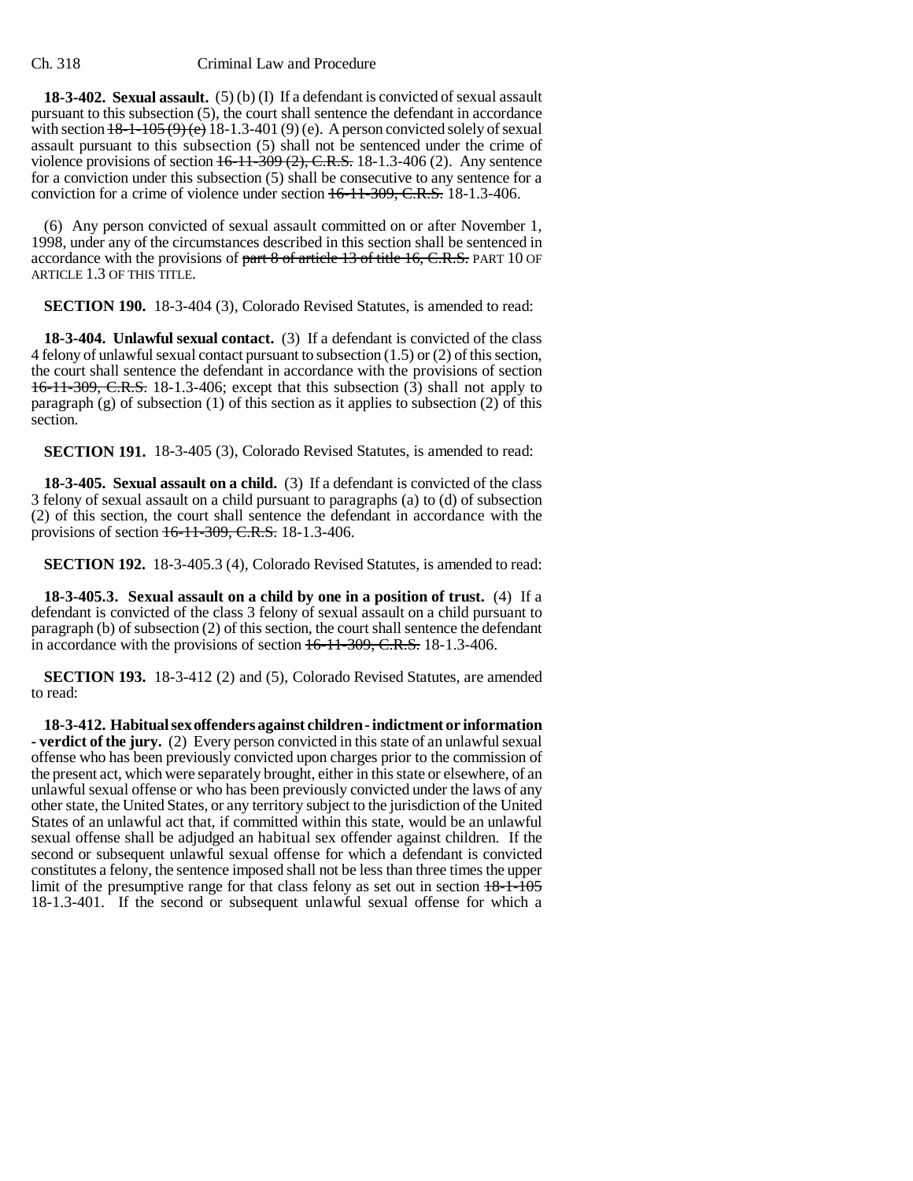**18-3-402. Sexual assault.** (5) (b) (I) If a defendant is convicted of sexual assault pursuant to this subsection (5), the court shall sentence the defendant in accordance with section ~~18-1-105 (9) (e)~~ 18-1.3-401 (9) (e). A person convicted solely of sexual assault pursuant to this subsection (5) shall not be sentenced under the crime of violence provisions of section ~~16-11-309 (2), C.R.S.~~ 18-1.3-406 (2). Any sentence for a conviction under this subsection (5) shall be consecutive to any sentence for a conviction for a crime of violence under section ~~16-11-309, C.R.S.~~ 18-1.3-406.

(6) Any person convicted of sexual assault committed on or after November 1, 1998, under any of the circumstances described in this section shall be sentenced in accordance with the provisions of ~~part 8 of article 13 of title 16, C.R.S.~~ PART 10 OF ARTICLE 1.3 OF THIS TITLE.

**SECTION 190.** 18-3-404 (3), Colorado Revised Statutes, is amended to read:

**18-3-404. Unlawful sexual contact.** (3) If a defendant is convicted of the class 4 felony of unlawful sexual contact pursuant to subsection (1.5) or (2) of this section, the court shall sentence the defendant in accordance with the provisions of section ~~16-11-309, C.R.S.~~ 18-1.3-406; except that this subsection (3) shall not apply to paragraph (g) of subsection (1) of this section as it applies to subsection (2) of this section.

**SECTION 191.** 18-3-405 (3), Colorado Revised Statutes, is amended to read:

**18-3-405. Sexual assault on a child.** (3) If a defendant is convicted of the class 3 felony of sexual assault on a child pursuant to paragraphs (a) to (d) of subsection (2) of this section, the court shall sentence the defendant in accordance with the provisions of section ~~16-11-309, C.R.S.~~ 18-1.3-406.

**SECTION 192.** 18-3-405.3 (4), Colorado Revised Statutes, is amended to read:

**18-3-405.3. Sexual assault on a child by one in a position of trust.** (4) If a defendant is convicted of the class 3 felony of sexual assault on a child pursuant to paragraph (b) of subsection (2) of this section, the court shall sentence the defendant in accordance with the provisions of section ~~16-11-309, C.R.S.~~ 18-1.3-406.

**SECTION 193.** 18-3-412 (2) and (5), Colorado Revised Statutes, are amended to read:

**18-3-412. Habitual sex offenders against children - indictment or information - verdict of the jury.** (2) Every person convicted in this state of an unlawful sexual offense who has been previously convicted upon charges prior to the commission of the present act, which were separately brought, either in this state or elsewhere, of an unlawful sexual offense or who has been previously convicted under the laws of any other state, the United States, or any territory subject to the jurisdiction of the United States of an unlawful act that, if committed within this state, would be an unlawful sexual offense shall be adjudged an habitual sex offender against children. If the second or subsequent unlawful sexual offense for which a defendant is convicted constitutes a felony, the sentence imposed shall not be less than three times the upper limit of the presumptive range for that class felony as set out in section ~~18-1-105~~ 18-1.3-401. If the second or subsequent unlawful sexual offense for which a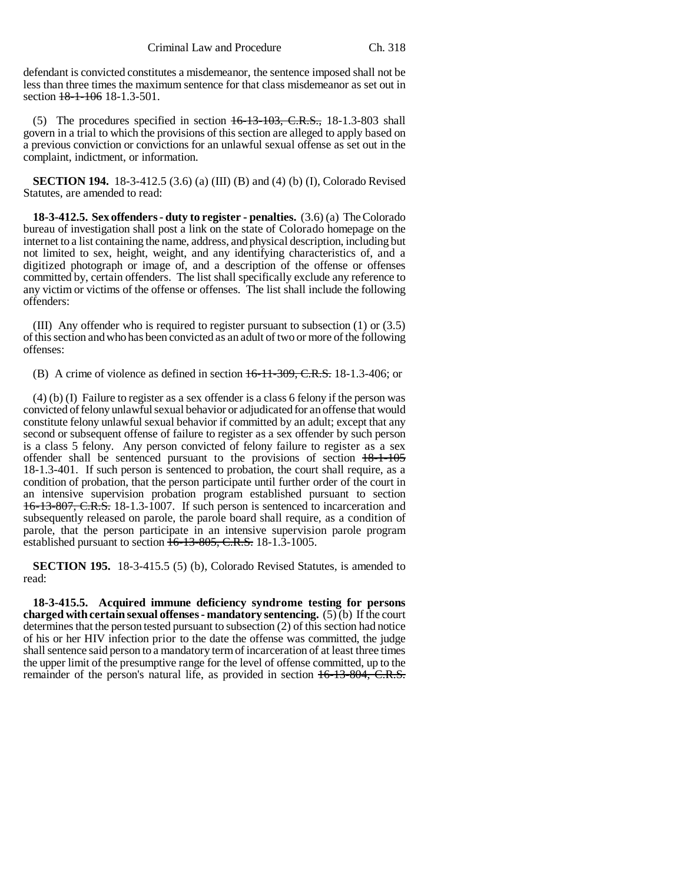defendant is convicted constitutes a misdemeanor, the sentence imposed shall not be less than three times the maximum sentence for that class misdemeanor as set out in section ~~18-1-106~~ 18-1.3-501.

(5) The procedures specified in section ~~16-13-103, C.R.S.,~~ 18-1.3-803 shall govern in a trial to which the provisions of this section are alleged to apply based on a previous conviction or convictions for an unlawful sexual offense as set out in the complaint, indictment, or information.

**SECTION 194.** 18-3-412.5 (3.6) (a) (III) (B) and (4) (b) (I), Colorado Revised Statutes, are amended to read:

**18-3-412.5. Sex offenders - duty to register - penalties.** (3.6) (a) The Colorado bureau of investigation shall post a link on the state of Colorado homepage on the internet to a list containing the name, address, and physical description, including but not limited to sex, height, weight, and any identifying characteristics of, and a digitized photograph or image of, and a description of the offense or offenses committed by, certain offenders. The list shall specifically exclude any reference to any victim or victims of the offense or offenses. The list shall include the following offenders:

(III) Any offender who is required to register pursuant to subsection (1) or (3.5) of this section and who has been convicted as an adult of two or more of the following offenses:

(B) A crime of violence as defined in section ~~16-11-309, C.R.S.~~ 18-1.3-406; or

(4) (b) (I) Failure to register as a sex offender is a class 6 felony if the person was convicted of felony unlawful sexual behavior or adjudicated for an offense that would constitute felony unlawful sexual behavior if committed by an adult; except that any second or subsequent offense of failure to register as a sex offender by such person is a class 5 felony. Any person convicted of felony failure to register as a sex offender shall be sentenced pursuant to the provisions of section ~~18-1-105~~ 18-1.3-401. If such person is sentenced to probation, the court shall require, as a condition of probation, that the person participate until further order of the court in an intensive supervision probation program established pursuant to section ~~16-13-807, C.R.S.~~ 18-1.3-1007. If such person is sentenced to incarceration and subsequently released on parole, the parole board shall require, as a condition of parole, that the person participate in an intensive supervision parole program established pursuant to section ~~16-13-805, C.R.S.~~ 18-1.3-1005.

**SECTION 195.** 18-3-415.5 (5) (b), Colorado Revised Statutes, is amended to read:

**18-3-415.5. Acquired immune deficiency syndrome testing for persons charged with certain sexual offenses - mandatory sentencing.** (5) (b) If the court determines that the person tested pursuant to subsection (2) of this section had notice of his or her HIV infection prior to the date the offense was committed, the judge shall sentence said person to a mandatory term of incarceration of at least three times the upper limit of the presumptive range for the level of offense committed, up to the remainder of the person's natural life, as provided in section ~~16-13-804, C.R.S.~~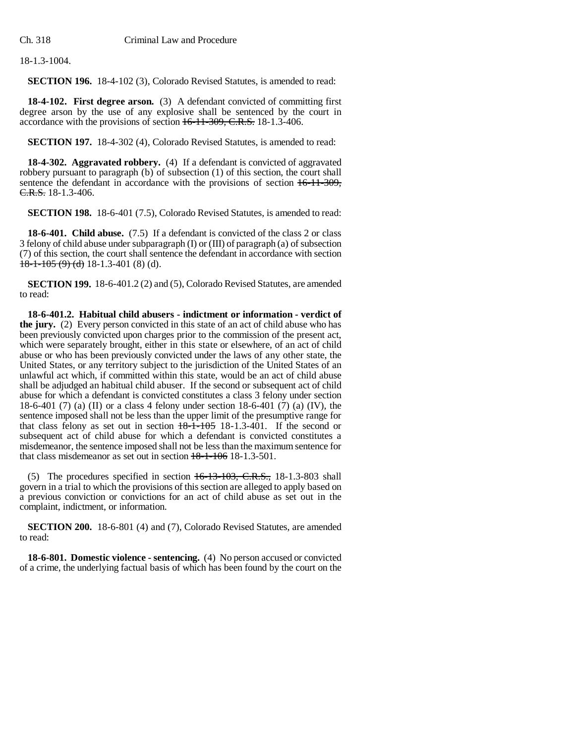18-1.3-1004.

**SECTION 196.** 18-4-102 (3), Colorado Revised Statutes, is amended to read:

**18-4-102. First degree arson.** (3) A defendant convicted of committing first degree arson by the use of any explosive shall be sentenced by the court in accordance with the provisions of section ~~16-11-309, C.R.S.~~ 18-1.3-406.

**SECTION 197.** 18-4-302 (4), Colorado Revised Statutes, is amended to read:

**18-4-302. Aggravated robbery.** (4) If a defendant is convicted of aggravated robbery pursuant to paragraph (b) of subsection (1) of this section, the court shall sentence the defendant in accordance with the provisions of section ~~16-11-309, C.R.S.~~ 18-1.3-406.

**SECTION 198.** 18-6-401 (7.5), Colorado Revised Statutes, is amended to read:

**18-6-401. Child abuse.** (7.5) If a defendant is convicted of the class 2 or class 3 felony of child abuse under subparagraph (I) or (III) of paragraph (a) of subsection (7) of this section, the court shall sentence the defendant in accordance with section ~~18-1-105 (9) (d)~~ 18-1.3-401 (8) (d).

**SECTION 199.** 18-6-401.2 (2) and (5), Colorado Revised Statutes, are amended to read:

**18-6-401.2. Habitual child abusers - indictment or information - verdict of the jury.** (2) Every person convicted in this state of an act of child abuse who has been previously convicted upon charges prior to the commission of the present act, which were separately brought, either in this state or elsewhere, of an act of child abuse or who has been previously convicted under the laws of any other state, the United States, or any territory subject to the jurisdiction of the United States of an unlawful act which, if committed within this state, would be an act of child abuse shall be adjudged an habitual child abuser. If the second or subsequent act of child abuse for which a defendant is convicted constitutes a class 3 felony under section 18-6-401 (7) (a) (II) or a class 4 felony under section 18-6-401 (7) (a) (IV), the sentence imposed shall not be less than the upper limit of the presumptive range for that class felony as set out in section ~~18-1-105~~ 18-1.3-401. If the second or subsequent act of child abuse for which a defendant is convicted constitutes a misdemeanor, the sentence imposed shall not be less than the maximum sentence for that class misdemeanor as set out in section ~~18-1-106~~ 18-1.3-501.

(5) The procedures specified in section ~~16-13-103, C.R.S.,~~ 18-1.3-803 shall govern in a trial to which the provisions of this section are alleged to apply based on a previous conviction or convictions for an act of child abuse as set out in the complaint, indictment, or information.

**SECTION 200.** 18-6-801 (4) and (7), Colorado Revised Statutes, are amended to read:

**18-6-801. Domestic violence - sentencing.** (4) No person accused or convicted of a crime, the underlying factual basis of which has been found by the court on the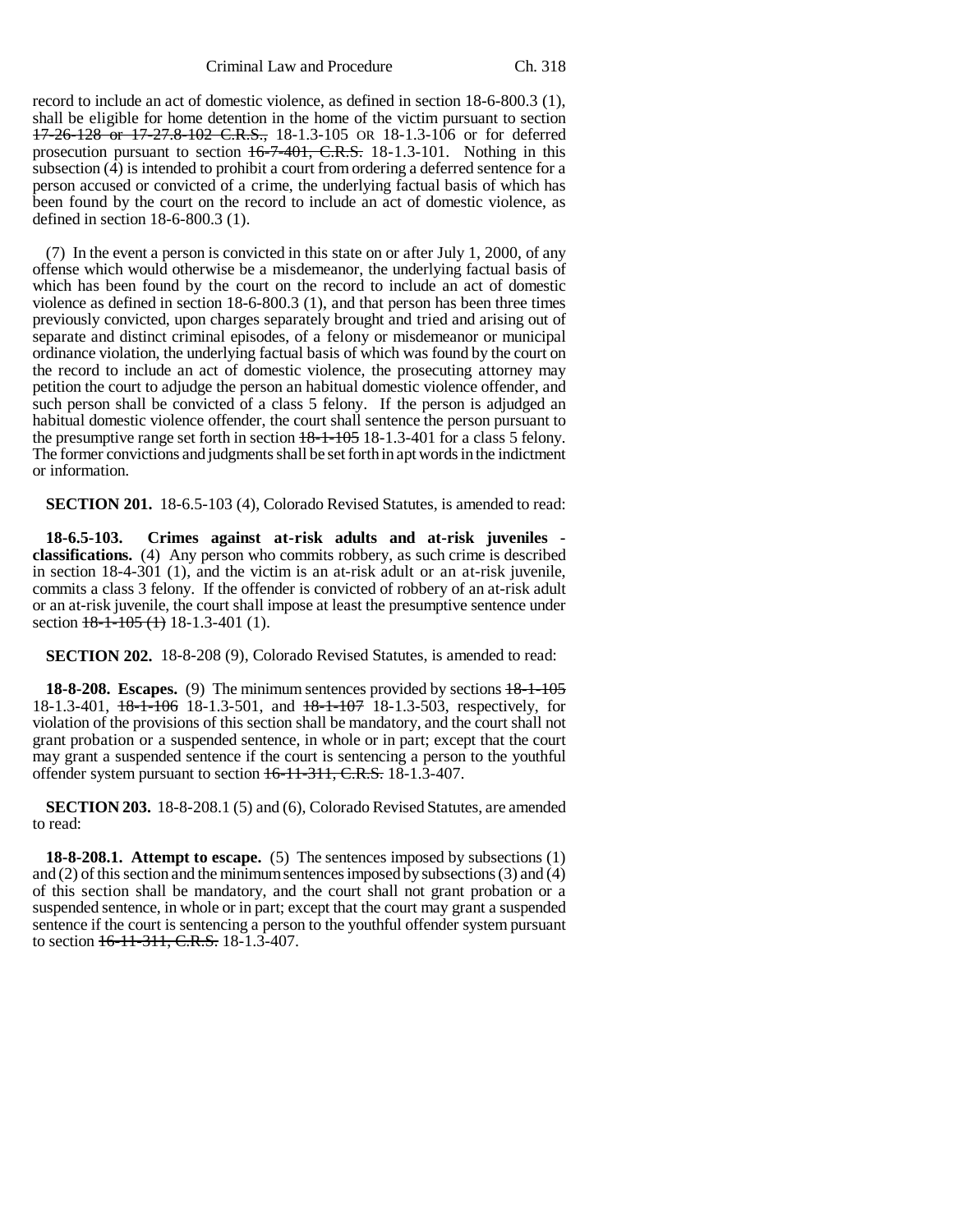record to include an act of domestic violence, as defined in section 18-6-800.3 (1), shall be eligible for home detention in the home of the victim pursuant to section ~~17-26-128 or 17-27.8-102 C.R.S.,~~ 18-1.3-105 OR 18-1.3-106 or for deferred prosecution pursuant to section ~~16-7-401, C.R.S.~~ 18-1.3-101. Nothing in this subsection (4) is intended to prohibit a court from ordering a deferred sentence for a person accused or convicted of a crime, the underlying factual basis of which has been found by the court on the record to include an act of domestic violence, as defined in section 18-6-800.3 (1).

(7) In the event a person is convicted in this state on or after July 1, 2000, of any offense which would otherwise be a misdemeanor, the underlying factual basis of which has been found by the court on the record to include an act of domestic violence as defined in section 18-6-800.3 (1), and that person has been three times previously convicted, upon charges separately brought and tried and arising out of separate and distinct criminal episodes, of a felony or misdemeanor or municipal ordinance violation, the underlying factual basis of which was found by the court on the record to include an act of domestic violence, the prosecuting attorney may petition the court to adjudge the person an habitual domestic violence offender, and such person shall be convicted of a class 5 felony. If the person is adjudged an habitual domestic violence offender, the court shall sentence the person pursuant to the presumptive range set forth in section ~~18-1-105~~ 18-1.3-401 for a class 5 felony. The former convictions and judgments shall be set forth in apt words in the indictment or information.

**SECTION 201.** 18-6.5-103 (4), Colorado Revised Statutes, is amended to read:

**18-6.5-103. Crimes against at-risk adults and at-risk juveniles - classifications.** (4) Any person who commits robbery, as such crime is described in section 18-4-301 (1), and the victim is an at-risk adult or an at-risk juvenile, commits a class 3 felony. If the offender is convicted of robbery of an at-risk adult or an at-risk juvenile, the court shall impose at least the presumptive sentence under section ~~18-1-105 (1)~~ 18-1.3-401 (1).

**SECTION 202.** 18-8-208 (9), Colorado Revised Statutes, is amended to read:

**18-8-208. Escapes.** (9) The minimum sentences provided by sections ~~18-1-105~~ 18-1.3-401, ~~18-1-106~~ 18-1.3-501, and ~~18-1-107~~ 18-1.3-503, respectively, for violation of the provisions of this section shall be mandatory, and the court shall not grant probation or a suspended sentence, in whole or in part; except that the court may grant a suspended sentence if the court is sentencing a person to the youthful offender system pursuant to section ~~16-11-311, C.R.S.~~ 18-1.3-407.

**SECTION 203.** 18-8-208.1 (5) and (6), Colorado Revised Statutes, are amended to read:

**18-8-208.1. Attempt to escape.** (5) The sentences imposed by subsections (1) and (2) of this section and the minimum sentences imposed by subsections (3) and (4) of this section shall be mandatory, and the court shall not grant probation or a suspended sentence, in whole or in part; except that the court may grant a suspended sentence if the court is sentencing a person to the youthful offender system pursuant to section ~~16-11-311, C.R.S.~~ 18-1.3-407.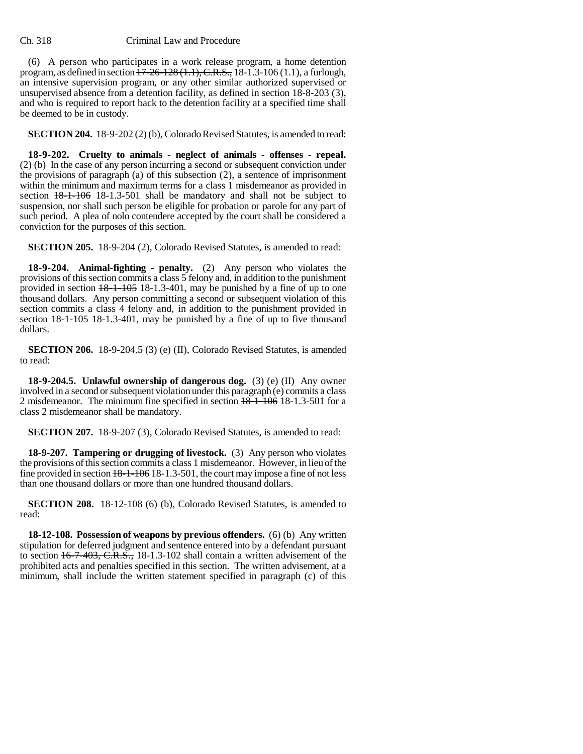(6) A person who participates in a work release program, a home detention program, as defined in section ~~17-26-128 (1.1), C.R.S.,~~ 18-1.3-106 (1.1), a furlough, an intensive supervision program, or any other similar authorized supervised or unsupervised absence from a detention facility, as defined in section 18-8-203 (3), and who is required to report back to the detention facility at a specified time shall be deemed to be in custody.

**SECTION 204.** 18-9-202 (2) (b), Colorado Revised Statutes, is amended to read:

**18-9-202. Cruelty to animals - neglect of animals - offenses - repeal.** (2) (b) In the case of any person incurring a second or subsequent conviction under the provisions of paragraph (a) of this subsection (2), a sentence of imprisonment within the minimum and maximum terms for a class 1 misdemeanor as provided in section ~~18-1-106~~ 18-1.3-501 shall be mandatory and shall not be subject to suspension, nor shall such person be eligible for probation or parole for any part of such period. A plea of nolo contendere accepted by the court shall be considered a conviction for the purposes of this section.

**SECTION 205.** 18-9-204 (2), Colorado Revised Statutes, is amended to read:

**18-9-204. Animal-fighting - penalty.** (2) Any person who violates the provisions of this section commits a class 5 felony and, in addition to the punishment provided in section ~~18-1-105~~ 18-1.3-401, may be punished by a fine of up to one thousand dollars. Any person committing a second or subsequent violation of this section commits a class 4 felony and, in addition to the punishment provided in section ~~18-1-105~~ 18-1.3-401, may be punished by a fine of up to five thousand dollars.

**SECTION 206.** 18-9-204.5 (3) (e) (II), Colorado Revised Statutes, is amended to read:

**18-9-204.5. Unlawful ownership of dangerous dog.** (3) (e) (II) Any owner involved in a second or subsequent violation under this paragraph (e) commits a class 2 misdemeanor. The minimum fine specified in section ~~18-1-106~~ 18-1.3-501 for a class 2 misdemeanor shall be mandatory.

**SECTION 207.** 18-9-207 (3), Colorado Revised Statutes, is amended to read:

**18-9-207. Tampering or drugging of livestock.** (3) Any person who violates the provisions of this section commits a class 1 misdemeanor. However, in lieu of the fine provided in section ~~18-1-106~~ 18-1.3-501, the court may impose a fine of not less than one thousand dollars or more than one hundred thousand dollars.

**SECTION 208.** 18-12-108 (6) (b), Colorado Revised Statutes, is amended to read:

**18-12-108. Possession of weapons by previous offenders.** (6) (b) Any written stipulation for deferred judgment and sentence entered into by a defendant pursuant to section ~~16-7-403, C.R.S.,~~ 18-1.3-102 shall contain a written advisement of the prohibited acts and penalties specified in this section. The written advisement, at a minimum, shall include the written statement specified in paragraph (c) of this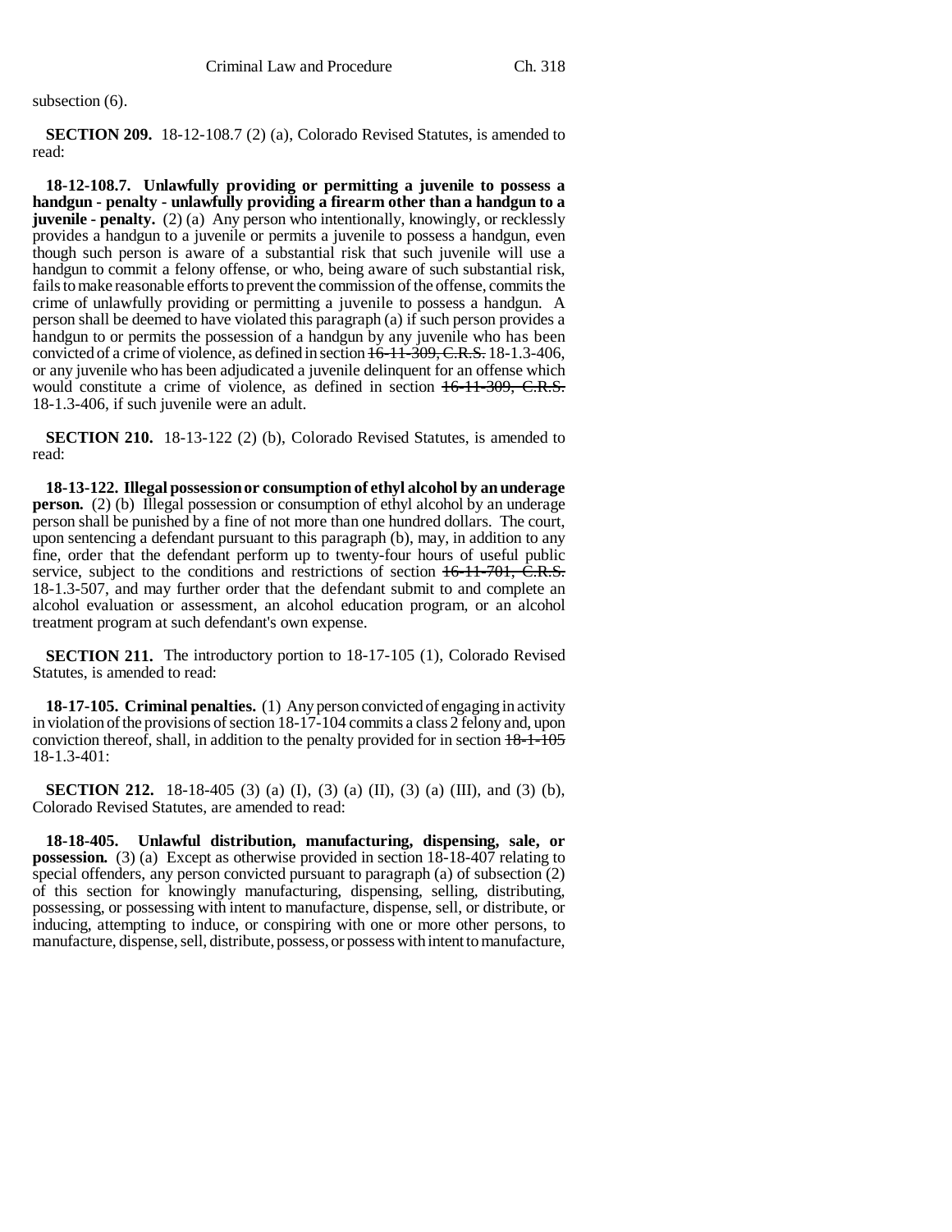subsection (6).

**SECTION 209.** 18-12-108.7 (2) (a), Colorado Revised Statutes, is amended to read:

**18-12-108.7. Unlawfully providing or permitting a juvenile to possess a handgun - penalty - unlawfully providing a firearm other than a handgun to a juvenile - penalty.** (2) (a) Any person who intentionally, knowingly, or recklessly provides a handgun to a juvenile or permits a juvenile to possess a handgun, even though such person is aware of a substantial risk that such juvenile will use a handgun to commit a felony offense, or who, being aware of such substantial risk, fails to make reasonable efforts to prevent the commission of the offense, commits the crime of unlawfully providing or permitting a juvenile to possess a handgun. A person shall be deemed to have violated this paragraph (a) if such person provides a handgun to or permits the possession of a handgun by any juvenile who has been convicted of a crime of violence, as defined in section ~~16-11-309, C.R.S.~~ 18-1.3-406, or any juvenile who has been adjudicated a juvenile delinquent for an offense which would constitute a crime of violence, as defined in section ~~16-11-309, C.R.S.~~ 18-1.3-406, if such juvenile were an adult.

**SECTION 210.** 18-13-122 (2) (b), Colorado Revised Statutes, is amended to read:

**18-13-122. Illegal possession or consumption of ethyl alcohol by an underage person.** (2) (b) Illegal possession or consumption of ethyl alcohol by an underage person shall be punished by a fine of not more than one hundred dollars. The court, upon sentencing a defendant pursuant to this paragraph (b), may, in addition to any fine, order that the defendant perform up to twenty-four hours of useful public service, subject to the conditions and restrictions of section ~~16-11-701, C.R.S.~~ 18-1.3-507, and may further order that the defendant submit to and complete an alcohol evaluation or assessment, an alcohol education program, or an alcohol treatment program at such defendant's own expense.

**SECTION 211.** The introductory portion to 18-17-105 (1), Colorado Revised Statutes, is amended to read:

**18-17-105. Criminal penalties.** (1) Any person convicted of engaging in activity in violation of the provisions of section 18-17-104 commits a class 2 felony and, upon conviction thereof, shall, in addition to the penalty provided for in section ~~18-1-105~~ 18-1.3-401:

**SECTION 212.** 18-18-405 (3) (a) (I), (3) (a) (II), (3) (a) (III), and (3) (b), Colorado Revised Statutes, are amended to read:

**18-18-405. Unlawful distribution, manufacturing, dispensing, sale, or possession.** (3) (a) Except as otherwise provided in section 18-18-407 relating to special offenders, any person convicted pursuant to paragraph (a) of subsection (2) of this section for knowingly manufacturing, dispensing, selling, distributing, possessing, or possessing with intent to manufacture, dispense, sell, or distribute, or inducing, attempting to induce, or conspiring with one or more other persons, to manufacture, dispense, sell, distribute, possess, or possess with intent to manufacture,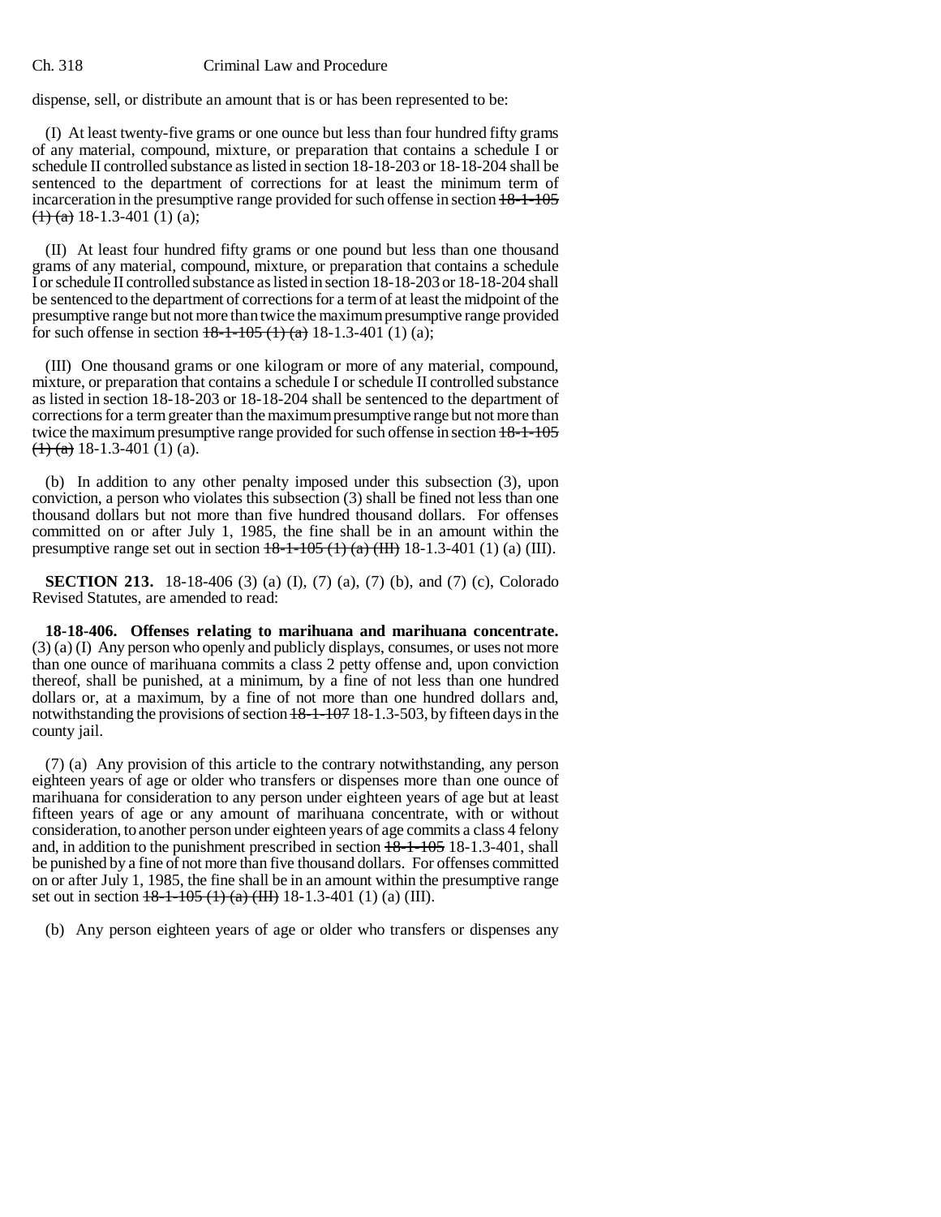dispense, sell, or distribute an amount that is or has been represented to be:

(I) At least twenty-five grams or one ounce but less than four hundred fifty grams of any material, compound, mixture, or preparation that contains a schedule I or schedule II controlled substance as listed in section 18-18-203 or 18-18-204 shall be sentenced to the department of corrections for at least the minimum term of incarceration in the presumptive range provided for such offense in section ~~18-1-105 (1) (a)~~ 18-1.3-401 (1) (a);

(II) At least four hundred fifty grams or one pound but less than one thousand grams of any material, compound, mixture, or preparation that contains a schedule I or schedule II controlled substance as listed in section 18-18-203 or 18-18-204 shall be sentenced to the department of corrections for a term of at least the midpoint of the presumptive range but not more than twice the maximum presumptive range provided for such offense in section ~~18-1-105 (1) (a)~~ 18-1.3-401 (1) (a);

(III) One thousand grams or one kilogram or more of any material, compound, mixture, or preparation that contains a schedule I or schedule II controlled substance as listed in section 18-18-203 or 18-18-204 shall be sentenced to the department of corrections for a term greater than the maximum presumptive range but not more than twice the maximum presumptive range provided for such offense in section ~~18-1-105 (1) (a)~~ 18-1.3-401 (1) (a).

(b) In addition to any other penalty imposed under this subsection (3), upon conviction, a person who violates this subsection (3) shall be fined not less than one thousand dollars but not more than five hundred thousand dollars. For offenses committed on or after July 1, 1985, the fine shall be in an amount within the presumptive range set out in section ~~18-1-105 (1) (a) (III)~~ 18-1.3-401 (1) (a) (III).

**SECTION 213.** 18-18-406 (3) (a) (I), (7) (a), (7) (b), and (7) (c), Colorado Revised Statutes, are amended to read:

**18-18-406. Offenses relating to marihuana and marihuana concentrate.** (3) (a) (I) Any person who openly and publicly displays, consumes, or uses not more than one ounce of marihuana commits a class 2 petty offense and, upon conviction thereof, shall be punished, at a minimum, by a fine of not less than one hundred dollars or, at a maximum, by a fine of not more than one hundred dollars and, notwithstanding the provisions of section ~~18-1-107~~ 18-1.3-503, by fifteen days in the county jail.

(7) (a) Any provision of this article to the contrary notwithstanding, any person eighteen years of age or older who transfers or dispenses more than one ounce of marihuana for consideration to any person under eighteen years of age but at least fifteen years of age or any amount of marihuana concentrate, with or without consideration, to another person under eighteen years of age commits a class 4 felony and, in addition to the punishment prescribed in section ~~18-1-105~~ 18-1.3-401, shall be punished by a fine of not more than five thousand dollars. For offenses committed on or after July 1, 1985, the fine shall be in an amount within the presumptive range set out in section ~~18-1-105 (1) (a) (III)~~ 18-1.3-401 (1) (a) (III).

(b) Any person eighteen years of age or older who transfers or dispenses any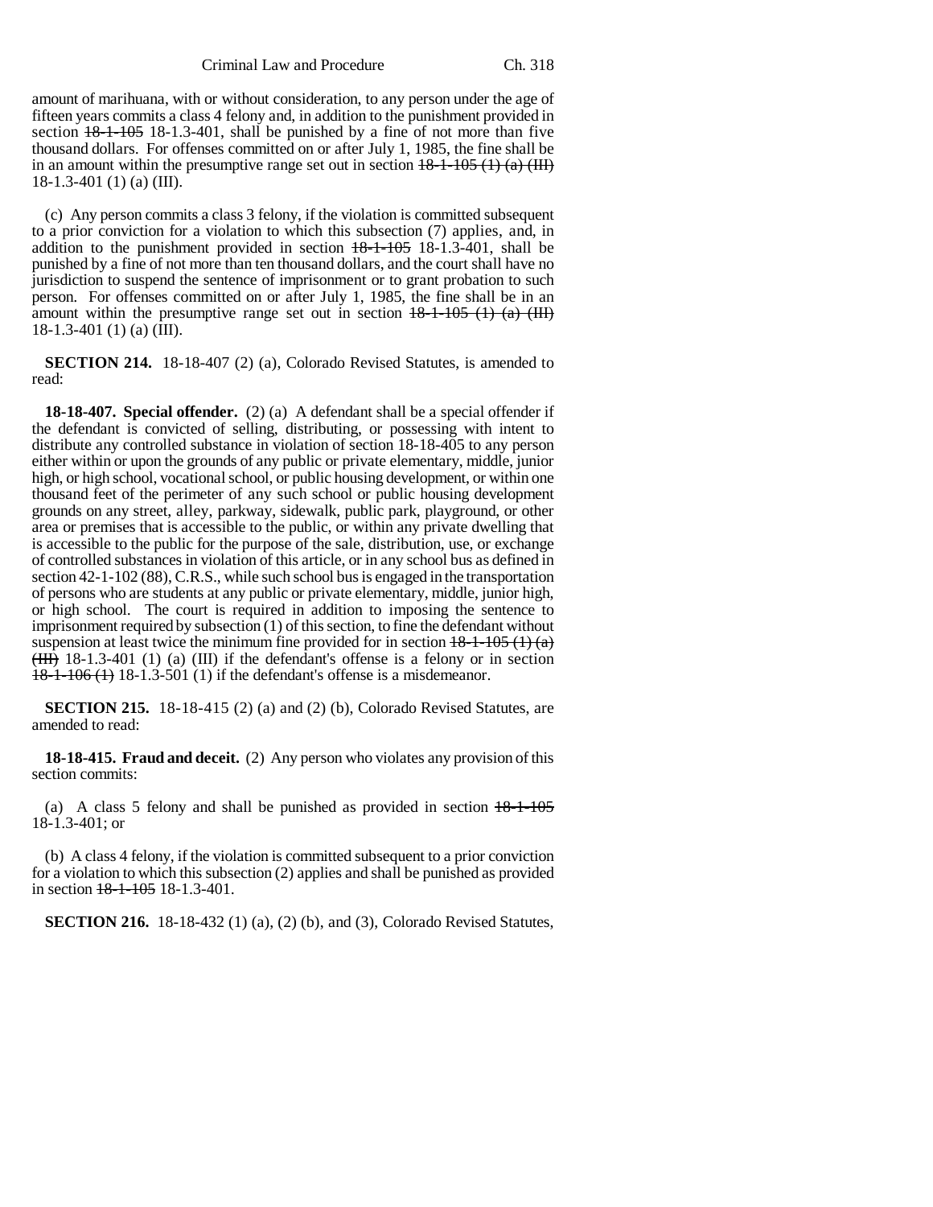amount of marihuana, with or without consideration, to any person under the age of fifteen years commits a class 4 felony and, in addition to the punishment provided in section ~~18-1-105~~ 18-1.3-401, shall be punished by a fine of not more than five thousand dollars. For offenses committed on or after July 1, 1985, the fine shall be in an amount within the presumptive range set out in section ~~18-1-105 (1) (a) (III)~~ 18-1.3-401 (1) (a) (III).

(c) Any person commits a class 3 felony, if the violation is committed subsequent to a prior conviction for a violation to which this subsection (7) applies, and, in addition to the punishment provided in section ~~18-1-105~~ 18-1.3-401, shall be punished by a fine of not more than ten thousand dollars, and the court shall have no jurisdiction to suspend the sentence of imprisonment or to grant probation to such person. For offenses committed on or after July 1, 1985, the fine shall be in an amount within the presumptive range set out in section ~~18-1-105 (1) (a) (III)~~ 18-1.3-401 (1) (a) (III).

**SECTION 214.** 18-18-407 (2) (a), Colorado Revised Statutes, is amended to read:

**18-18-407. Special offender.** (2) (a) A defendant shall be a special offender if the defendant is convicted of selling, distributing, or possessing with intent to distribute any controlled substance in violation of section 18-18-405 to any person either within or upon the grounds of any public or private elementary, middle, junior high, or high school, vocational school, or public housing development, or within one thousand feet of the perimeter of any such school or public housing development grounds on any street, alley, parkway, sidewalk, public park, playground, or other area or premises that is accessible to the public, or within any private dwelling that is accessible to the public for the purpose of the sale, distribution, use, or exchange of controlled substances in violation of this article, or in any school bus as defined in section 42-1-102 (88), C.R.S., while such school bus is engaged in the transportation of persons who are students at any public or private elementary, middle, junior high, or high school. The court is required in addition to imposing the sentence to imprisonment required by subsection (1) of this section, to fine the defendant without suspension at least twice the minimum fine provided for in section ~~18-1-105 (1) (a) (III)~~ 18-1.3-401 (1) (a) (III) if the defendant's offense is a felony or in section ~~18-1-106 (1)~~ 18-1.3-501 (1) if the defendant's offense is a misdemeanor.

**SECTION 215.** 18-18-415 (2) (a) and (2) (b), Colorado Revised Statutes, are amended to read:

**18-18-415. Fraud and deceit.** (2) Any person who violates any provision of this section commits:

(a) A class 5 felony and shall be punished as provided in section ~~18-1-105~~ 18-1.3-401; or

(b) A class 4 felony, if the violation is committed subsequent to a prior conviction for a violation to which this subsection (2) applies and shall be punished as provided in section ~~18-1-105~~ 18-1.3-401.

**SECTION 216.** 18-18-432 (1) (a), (2) (b), and (3), Colorado Revised Statutes,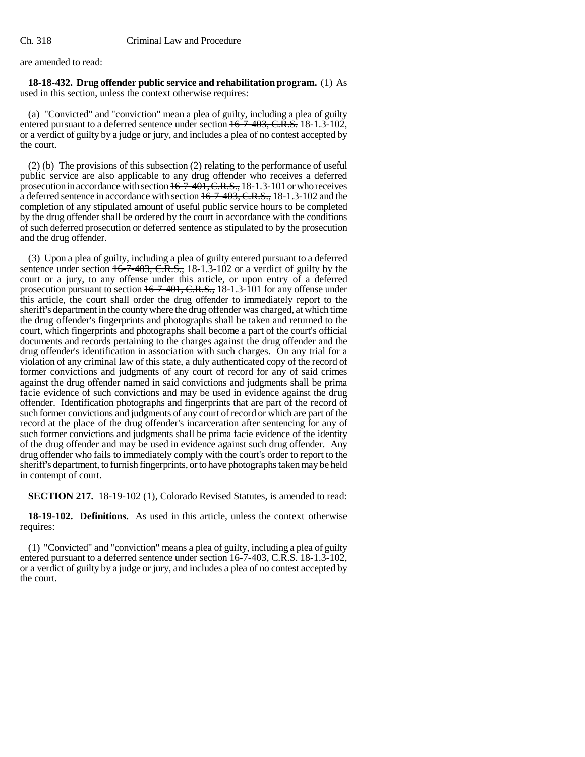are amended to read:

**18-18-432. Drug offender public service and rehabilitation program.** (1) As used in this section, unless the context otherwise requires:

(a) "Convicted" and "conviction" mean a plea of guilty, including a plea of guilty entered pursuant to a deferred sentence under section ~~16-7-403, C.R.S.~~ 18-1.3-102, or a verdict of guilty by a judge or jury, and includes a plea of no contest accepted by the court.

(2) (b) The provisions of this subsection (2) relating to the performance of useful public service are also applicable to any drug offender who receives a deferred prosecution in accordance with section ~~16-7-401, C.R.S.,~~ 18-1.3-101 or who receives a deferred sentence in accordance with section ~~16-7-403, C.R.S.,~~ 18-1.3-102 and the completion of any stipulated amount of useful public service hours to be completed by the drug offender shall be ordered by the court in accordance with the conditions of such deferred prosecution or deferred sentence as stipulated to by the prosecution and the drug offender.

(3) Upon a plea of guilty, including a plea of guilty entered pursuant to a deferred sentence under section ~~16-7-403, C.R.S.,~~ 18-1.3-102 or a verdict of guilty by the court or a jury, to any offense under this article, or upon entry of a deferred prosecution pursuant to section ~~16-7-401, C.R.S.,~~ 18-1.3-101 for any offense under this article, the court shall order the drug offender to immediately report to the sheriff's department in the county where the drug offender was charged, at which time the drug offender's fingerprints and photographs shall be taken and returned to the court, which fingerprints and photographs shall become a part of the court's official documents and records pertaining to the charges against the drug offender and the drug offender's identification in association with such charges. On any trial for a violation of any criminal law of this state, a duly authenticated copy of the record of former convictions and judgments of any court of record for any of said crimes against the drug offender named in said convictions and judgments shall be prima facie evidence of such convictions and may be used in evidence against the drug offender. Identification photographs and fingerprints that are part of the record of such former convictions and judgments of any court of record or which are part of the record at the place of the drug offender's incarceration after sentencing for any of such former convictions and judgments shall be prima facie evidence of the identity of the drug offender and may be used in evidence against such drug offender. Any drug offender who fails to immediately comply with the court's order to report to the sheriff's department, to furnish fingerprints, or to have photographs taken may be held in contempt of court.

**SECTION 217.** 18-19-102 (1), Colorado Revised Statutes, is amended to read:

**18-19-102. Definitions.** As used in this article, unless the context otherwise requires:

(1) "Convicted" and "conviction" means a plea of guilty, including a plea of guilty entered pursuant to a deferred sentence under section ~~16-7-403, C.R.S.~~ 18-1.3-102, or a verdict of guilty by a judge or jury, and includes a plea of no contest accepted by the court.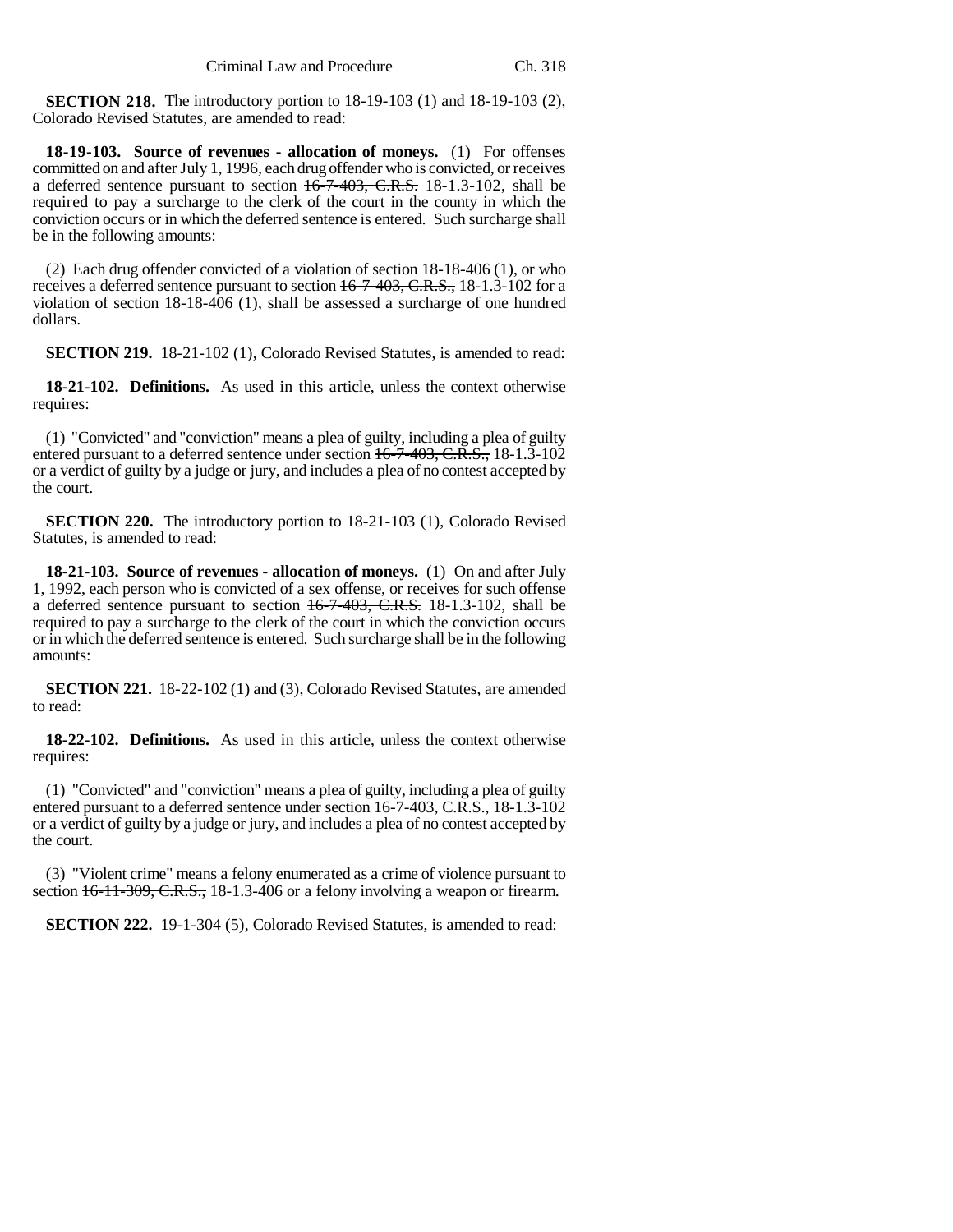**SECTION 218.** The introductory portion to 18-19-103 (1) and 18-19-103 (2), Colorado Revised Statutes, are amended to read:

**18-19-103. Source of revenues - allocation of moneys.** (1) For offenses committed on and after July 1, 1996, each drug offender who is convicted, or receives a deferred sentence pursuant to section ~~16-7-403, C.R.S.~~ 18-1.3-102, shall be required to pay a surcharge to the clerk of the court in the county in which the conviction occurs or in which the deferred sentence is entered. Such surcharge shall be in the following amounts:

(2) Each drug offender convicted of a violation of section 18-18-406 (1), or who receives a deferred sentence pursuant to section ~~16-7-403, C.R.S.,~~ 18-1.3-102 for a violation of section 18-18-406 (1), shall be assessed a surcharge of one hundred dollars.

**SECTION 219.** 18-21-102 (1), Colorado Revised Statutes, is amended to read:

**18-21-102. Definitions.** As used in this article, unless the context otherwise requires:

(1) "Convicted" and "conviction" means a plea of guilty, including a plea of guilty entered pursuant to a deferred sentence under section ~~16-7-403, C.R.S.,~~ 18-1.3-102 or a verdict of guilty by a judge or jury, and includes a plea of no contest accepted by the court.

**SECTION 220.** The introductory portion to 18-21-103 (1), Colorado Revised Statutes, is amended to read:

**18-21-103. Source of revenues - allocation of moneys.** (1) On and after July 1, 1992, each person who is convicted of a sex offense, or receives for such offense a deferred sentence pursuant to section ~~16-7-403, C.R.S.~~ 18-1.3-102, shall be required to pay a surcharge to the clerk of the court in which the conviction occurs or in which the deferred sentence is entered. Such surcharge shall be in the following amounts:

**SECTION 221.** 18-22-102 (1) and (3), Colorado Revised Statutes, are amended to read:

**18-22-102. Definitions.** As used in this article, unless the context otherwise requires:

(1) "Convicted" and "conviction" means a plea of guilty, including a plea of guilty entered pursuant to a deferred sentence under section ~~16-7-403, C.R.S.,~~ 18-1.3-102 or a verdict of guilty by a judge or jury, and includes a plea of no contest accepted by the court.

(3) "Violent crime" means a felony enumerated as a crime of violence pursuant to section ~~16-11-309, C.R.S.,~~ 18-1.3-406 or a felony involving a weapon or firearm.

**SECTION 222.** 19-1-304 (5), Colorado Revised Statutes, is amended to read: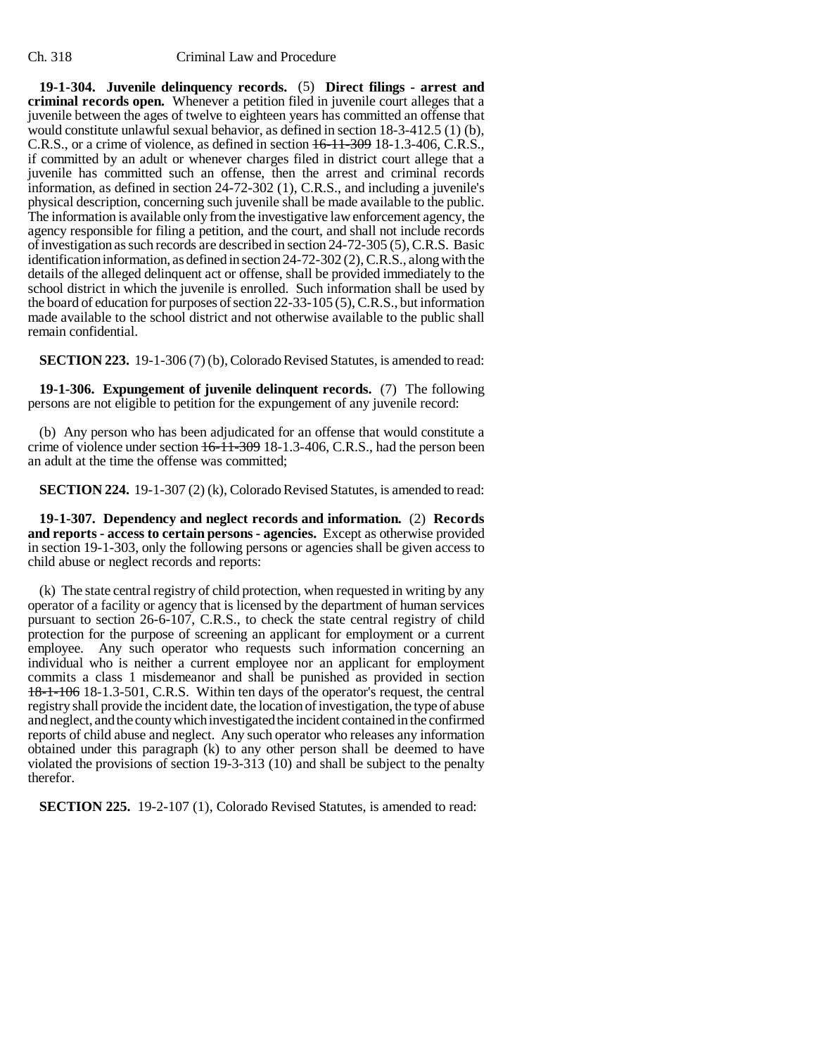**19-1-304. Juvenile delinquency records.** (5) **Direct filings - arrest and criminal records open.** Whenever a petition filed in juvenile court alleges that a juvenile between the ages of twelve to eighteen years has committed an offense that would constitute unlawful sexual behavior, as defined in section 18-3-412.5 (1) (b), C.R.S., or a crime of violence, as defined in section ~~16-11-309~~ 18-1.3-406, C.R.S., if committed by an adult or whenever charges filed in district court allege that a juvenile has committed such an offense, then the arrest and criminal records information, as defined in section 24-72-302 (1), C.R.S., and including a juvenile's physical description, concerning such juvenile shall be made available to the public. The information is available only from the investigative law enforcement agency, the agency responsible for filing a petition, and the court, and shall not include records of investigation as such records are described in section 24-72-305 (5), C.R.S. Basic identification information, as defined in section 24-72-302 (2), C.R.S., along with the details of the alleged delinquent act or offense, shall be provided immediately to the school district in which the juvenile is enrolled. Such information shall be used by the board of education for purposes of section 22-33-105 (5), C.R.S., but information made available to the school district and not otherwise available to the public shall remain confidential.

**SECTION 223.** 19-1-306 (7) (b), Colorado Revised Statutes, is amended to read:

**19-1-306. Expungement of juvenile delinquent records.** (7) The following persons are not eligible to petition for the expungement of any juvenile record:

(b) Any person who has been adjudicated for an offense that would constitute a crime of violence under section ~~16-11-309~~ 18-1.3-406, C.R.S., had the person been an adult at the time the offense was committed;

**SECTION 224.** 19-1-307 (2) (k), Colorado Revised Statutes, is amended to read:

**19-1-307. Dependency and neglect records and information.** (2) **Records and reports - access to certain persons - agencies.** Except as otherwise provided in section 19-1-303, only the following persons or agencies shall be given access to child abuse or neglect records and reports:

(k) The state central registry of child protection, when requested in writing by any operator of a facility or agency that is licensed by the department of human services pursuant to section 26-6-107, C.R.S., to check the state central registry of child protection for the purpose of screening an applicant for employment or a current employee. Any such operator who requests such information concerning an individual who is neither a current employee nor an applicant for employment commits a class 1 misdemeanor and shall be punished as provided in section ~~18-1-106~~ 18-1.3-501, C.R.S. Within ten days of the operator's request, the central registry shall provide the incident date, the location of investigation, the type of abuse and neglect, and the county which investigated the incident contained in the confirmed reports of child abuse and neglect. Any such operator who releases any information obtained under this paragraph (k) to any other person shall be deemed to have violated the provisions of section 19-3-313 (10) and shall be subject to the penalty therefor.

**SECTION 225.** 19-2-107 (1), Colorado Revised Statutes, is amended to read: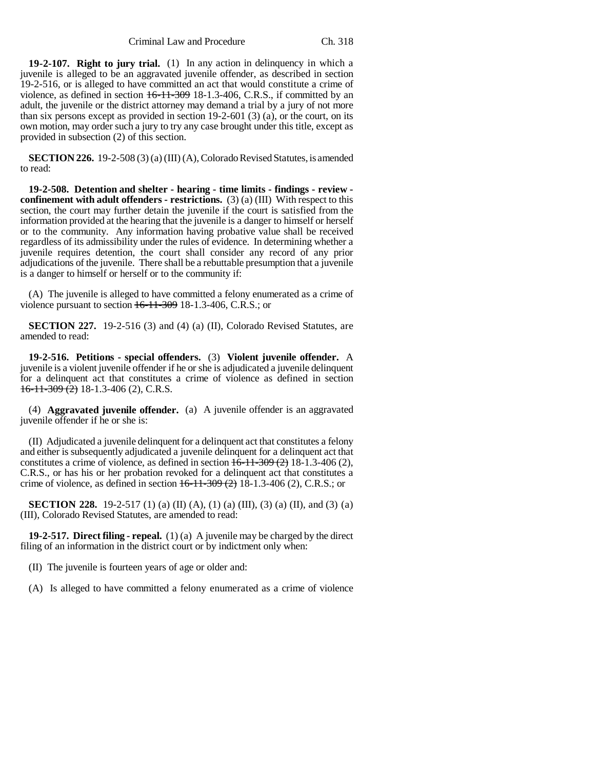**19-2-107. Right to jury trial.** (1) In any action in delinquency in which a juvenile is alleged to be an aggravated juvenile offender, as described in section 19-2-516, or is alleged to have committed an act that would constitute a crime of violence, as defined in section ~~16-11-309~~ 18-1.3-406, C.R.S., if committed by an adult, the juvenile or the district attorney may demand a trial by a jury of not more than six persons except as provided in section 19-2-601 (3) (a), or the court, on its own motion, may order such a jury to try any case brought under this title, except as provided in subsection (2) of this section.

**SECTION 226.** 19-2-508 (3) (a) (III) (A), Colorado Revised Statutes, is amended to read:

**19-2-508. Detention and shelter - hearing - time limits - findings - review - confinement with adult offenders - restrictions.** (3) (a) (III) With respect to this section, the court may further detain the juvenile if the court is satisfied from the information provided at the hearing that the juvenile is a danger to himself or herself or to the community. Any information having probative value shall be received regardless of its admissibility under the rules of evidence. In determining whether a juvenile requires detention, the court shall consider any record of any prior adjudications of the juvenile. There shall be a rebuttable presumption that a juvenile is a danger to himself or herself or to the community if:

(A) The juvenile is alleged to have committed a felony enumerated as a crime of violence pursuant to section ~~16-11-309~~ 18-1.3-406, C.R.S.; or

**SECTION 227.** 19-2-516 (3) and (4) (a) (II), Colorado Revised Statutes, are amended to read:

**19-2-516. Petitions - special offenders.** (3) **Violent juvenile offender.** A juvenile is a violent juvenile offender if he or she is adjudicated a juvenile delinquent for a delinquent act that constitutes a crime of violence as defined in section ~~16-11-309 (2)~~ 18-1.3-406 (2), C.R.S.

(4) **Aggravated juvenile offender.** (a) A juvenile offender is an aggravated juvenile offender if he or she is:

(II) Adjudicated a juvenile delinquent for a delinquent act that constitutes a felony and either is subsequently adjudicated a juvenile delinquent for a delinquent act that constitutes a crime of violence, as defined in section ~~16-11-309 (2)~~ 18-1.3-406 (2), C.R.S., or has his or her probation revoked for a delinquent act that constitutes a crime of violence, as defined in section ~~16-11-309 (2)~~ 18-1.3-406 (2), C.R.S.; or

**SECTION 228.** 19-2-517 (1) (a) (II) (A), (1) (a) (III), (3) (a) (II), and (3) (a) (III), Colorado Revised Statutes, are amended to read:

**19-2-517. Direct filing - repeal.** (1) (a) A juvenile may be charged by the direct filing of an information in the district court or by indictment only when:

(II) The juvenile is fourteen years of age or older and:

(A) Is alleged to have committed a felony enumerated as a crime of violence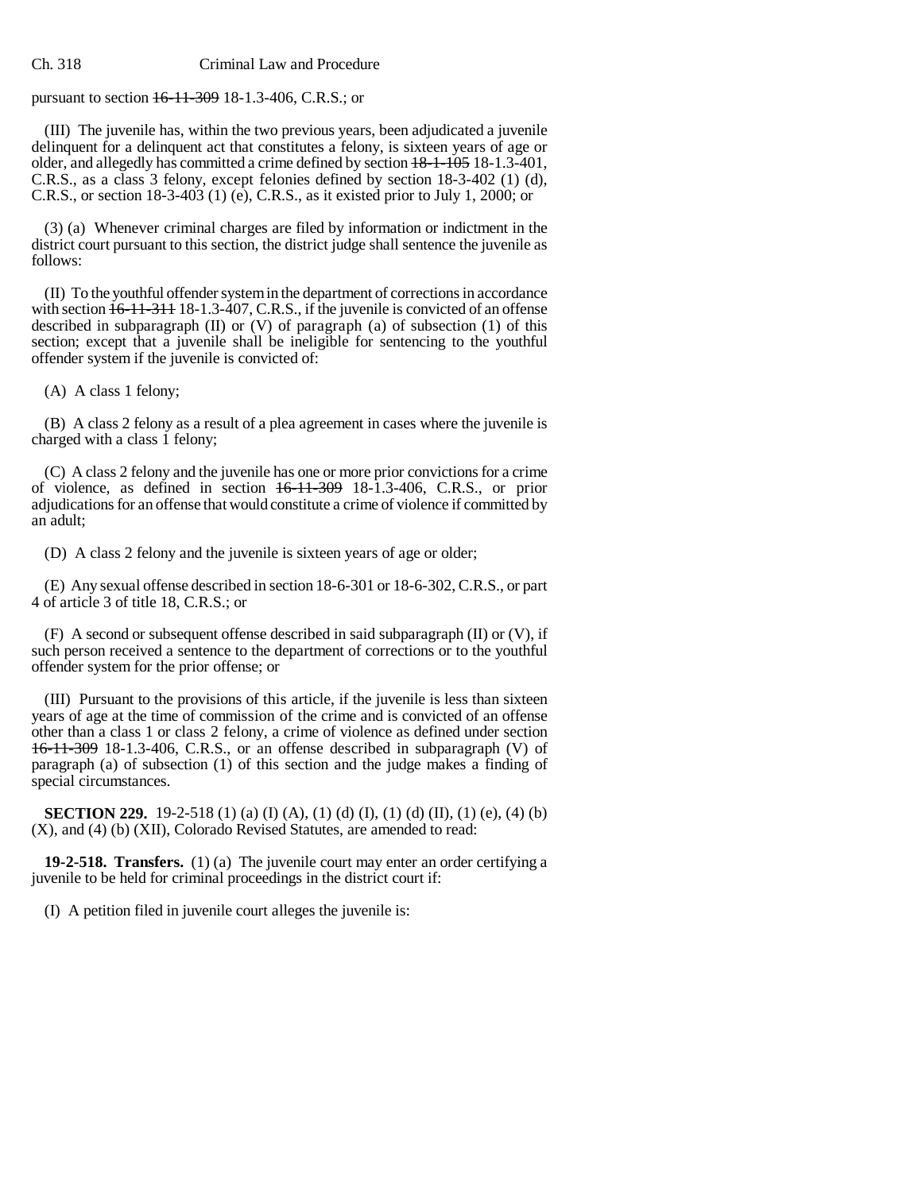pursuant to section ~~16-11-309~~ 18-1.3-406, C.R.S.; or

(III) The juvenile has, within the two previous years, been adjudicated a juvenile delinquent for a delinquent act that constitutes a felony, is sixteen years of age or older, and allegedly has committed a crime defined by section ~~18-1-105~~ 18-1.3-401, C.R.S., as a class 3 felony, except felonies defined by section 18-3-402 (1) (d), C.R.S., or section 18-3-403 (1) (e), C.R.S., as it existed prior to July 1, 2000; or

(3) (a) Whenever criminal charges are filed by information or indictment in the district court pursuant to this section, the district judge shall sentence the juvenile as follows:

(II) To the youthful offender system in the department of corrections in accordance with section ~~16-11-311~~ 18-1.3-407, C.R.S., if the juvenile is convicted of an offense described in subparagraph (II) or (V) of paragraph (a) of subsection (1) of this section; except that a juvenile shall be ineligible for sentencing to the youthful offender system if the juvenile is convicted of:

(A) A class 1 felony;

(B) A class 2 felony as a result of a plea agreement in cases where the juvenile is charged with a class 1 felony;

(C) A class 2 felony and the juvenile has one or more prior convictions for a crime of violence, as defined in section ~~16-11-309~~ 18-1.3-406, C.R.S., or prior adjudications for an offense that would constitute a crime of violence if committed by an adult;

(D) A class 2 felony and the juvenile is sixteen years of age or older;

(E) Any sexual offense described in section 18-6-301 or 18-6-302, C.R.S., or part 4 of article 3 of title 18, C.R.S.; or

(F) A second or subsequent offense described in said subparagraph (II) or (V), if such person received a sentence to the department of corrections or to the youthful offender system for the prior offense; or

(III) Pursuant to the provisions of this article, if the juvenile is less than sixteen years of age at the time of commission of the crime and is convicted of an offense other than a class 1 or class 2 felony, a crime of violence as defined under section ~~16-11-309~~ 18-1.3-406, C.R.S., or an offense described in subparagraph (V) of paragraph (a) of subsection (1) of this section and the judge makes a finding of special circumstances.

**SECTION 229.** 19-2-518 (1) (a) (I) (A), (1) (d) (I), (1) (d) (II), (1) (e), (4) (b) (X), and (4) (b) (XII), Colorado Revised Statutes, are amended to read:

**19-2-518. Transfers.** (1) (a) The juvenile court may enter an order certifying a juvenile to be held for criminal proceedings in the district court if:

(I) A petition filed in juvenile court alleges the juvenile is: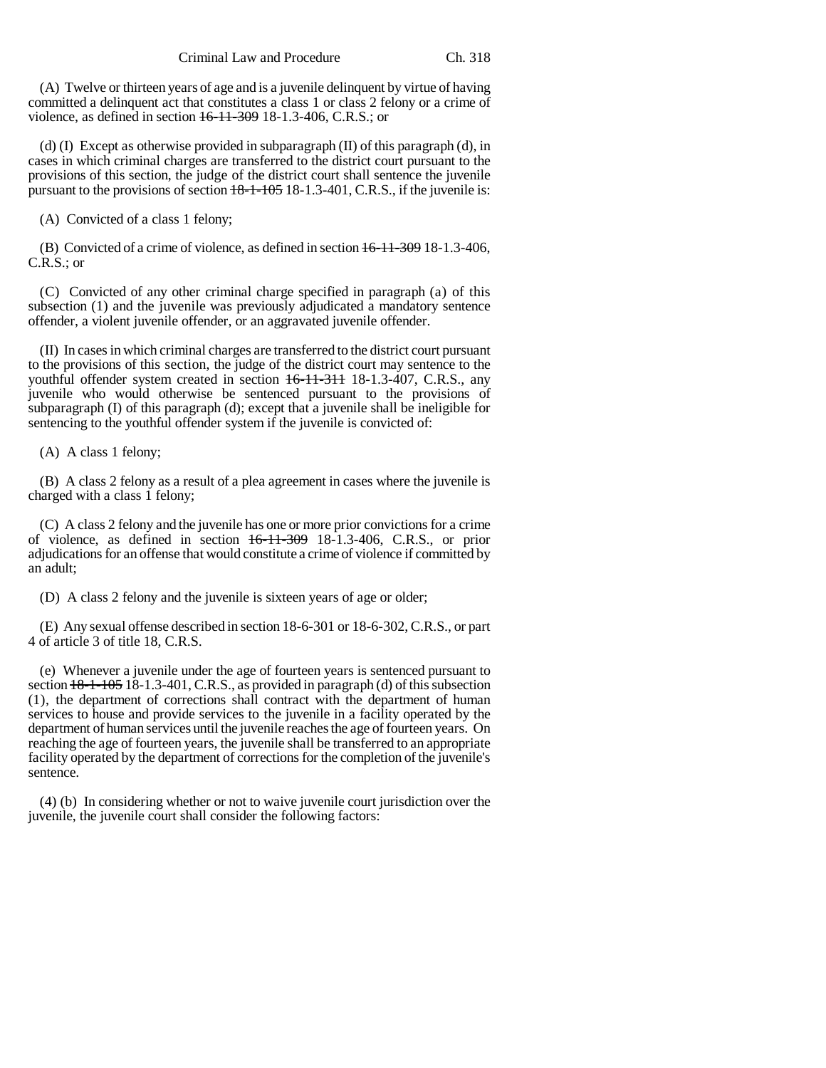(A) Twelve or thirteen years of age and is a juvenile delinquent by virtue of having committed a delinquent act that constitutes a class 1 or class 2 felony or a crime of violence, as defined in section ~~16-11-309~~ 18-1.3-406, C.R.S.; or

(d) (I) Except as otherwise provided in subparagraph (II) of this paragraph (d), in cases in which criminal charges are transferred to the district court pursuant to the provisions of this section, the judge of the district court shall sentence the juvenile pursuant to the provisions of section ~~18-1-105~~ 18-1.3-401, C.R.S., if the juvenile is:

(A) Convicted of a class 1 felony;

(B) Convicted of a crime of violence, as defined in section ~~16-11-309~~ 18-1.3-406, C.R.S.; or

(C) Convicted of any other criminal charge specified in paragraph (a) of this subsection (1) and the juvenile was previously adjudicated a mandatory sentence offender, a violent juvenile offender, or an aggravated juvenile offender.

(II) In cases in which criminal charges are transferred to the district court pursuant to the provisions of this section, the judge of the district court may sentence to the youthful offender system created in section ~~16-11-311~~ 18-1.3-407, C.R.S., any juvenile who would otherwise be sentenced pursuant to the provisions of subparagraph (I) of this paragraph (d); except that a juvenile shall be ineligible for sentencing to the youthful offender system if the juvenile is convicted of:

(A) A class 1 felony;

(B) A class 2 felony as a result of a plea agreement in cases where the juvenile is charged with a class 1 felony;

(C) A class 2 felony and the juvenile has one or more prior convictions for a crime of violence, as defined in section ~~16-11-309~~ 18-1.3-406, C.R.S., or prior adjudications for an offense that would constitute a crime of violence if committed by an adult;

(D) A class 2 felony and the juvenile is sixteen years of age or older;

(E) Any sexual offense described in section 18-6-301 or 18-6-302, C.R.S., or part 4 of article 3 of title 18, C.R.S.

(e) Whenever a juvenile under the age of fourteen years is sentenced pursuant to section ~~18-1-105~~ 18-1.3-401, C.R.S., as provided in paragraph (d) of this subsection (1), the department of corrections shall contract with the department of human services to house and provide services to the juvenile in a facility operated by the department of human services until the juvenile reaches the age of fourteen years. On reaching the age of fourteen years, the juvenile shall be transferred to an appropriate facility operated by the department of corrections for the completion of the juvenile's sentence.

(4) (b) In considering whether or not to waive juvenile court jurisdiction over the juvenile, the juvenile court shall consider the following factors: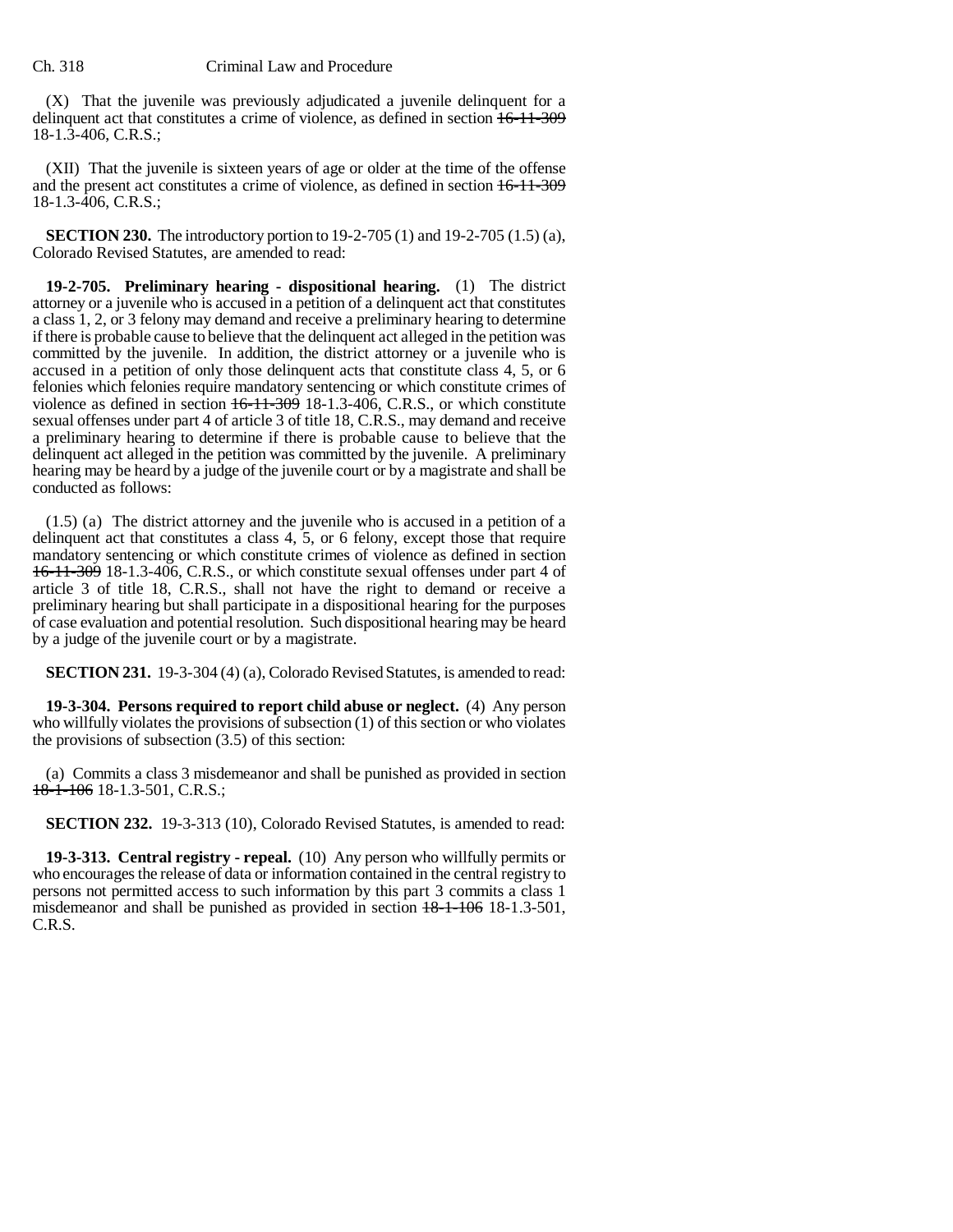(X) That the juvenile was previously adjudicated a juvenile delinquent for a delinquent act that constitutes a crime of violence, as defined in section ~~16-11-309~~ 18-1.3-406, C.R.S.;

(XII) That the juvenile is sixteen years of age or older at the time of the offense and the present act constitutes a crime of violence, as defined in section ~~16-11-309~~ 18-1.3-406, C.R.S.;

**SECTION 230.** The introductory portion to 19-2-705 (1) and 19-2-705 (1.5) (a), Colorado Revised Statutes, are amended to read:

**19-2-705. Preliminary hearing - dispositional hearing.** (1) The district attorney or a juvenile who is accused in a petition of a delinquent act that constitutes a class 1, 2, or 3 felony may demand and receive a preliminary hearing to determine if there is probable cause to believe that the delinquent act alleged in the petition was committed by the juvenile. In addition, the district attorney or a juvenile who is accused in a petition of only those delinquent acts that constitute class 4, 5, or 6 felonies which felonies require mandatory sentencing or which constitute crimes of violence as defined in section ~~16-11-309~~ 18-1.3-406, C.R.S., or which constitute sexual offenses under part 4 of article 3 of title 18, C.R.S., may demand and receive a preliminary hearing to determine if there is probable cause to believe that the delinquent act alleged in the petition was committed by the juvenile. A preliminary hearing may be heard by a judge of the juvenile court or by a magistrate and shall be conducted as follows:

(1.5) (a) The district attorney and the juvenile who is accused in a petition of a delinquent act that constitutes a class 4, 5, or 6 felony, except those that require mandatory sentencing or which constitute crimes of violence as defined in section ~~16-11-309~~ 18-1.3-406, C.R.S., or which constitute sexual offenses under part 4 of article 3 of title 18, C.R.S., shall not have the right to demand or receive a preliminary hearing but shall participate in a dispositional hearing for the purposes of case evaluation and potential resolution. Such dispositional hearing may be heard by a judge of the juvenile court or by a magistrate.

**SECTION 231.** 19-3-304 (4) (a), Colorado Revised Statutes, is amended to read:

**19-3-304. Persons required to report child abuse or neglect.** (4) Any person who willfully violates the provisions of subsection (1) of this section or who violates the provisions of subsection (3.5) of this section:

(a) Commits a class 3 misdemeanor and shall be punished as provided in section ~~18-1-106~~ 18-1.3-501, C.R.S.;

**SECTION 232.** 19-3-313 (10), Colorado Revised Statutes, is amended to read:

**19-3-313. Central registry - repeal.** (10) Any person who willfully permits or who encourages the release of data or information contained in the central registry to persons not permitted access to such information by this part 3 commits a class 1 misdemeanor and shall be punished as provided in section ~~18-1-106~~ 18-1.3-501, C.R.S.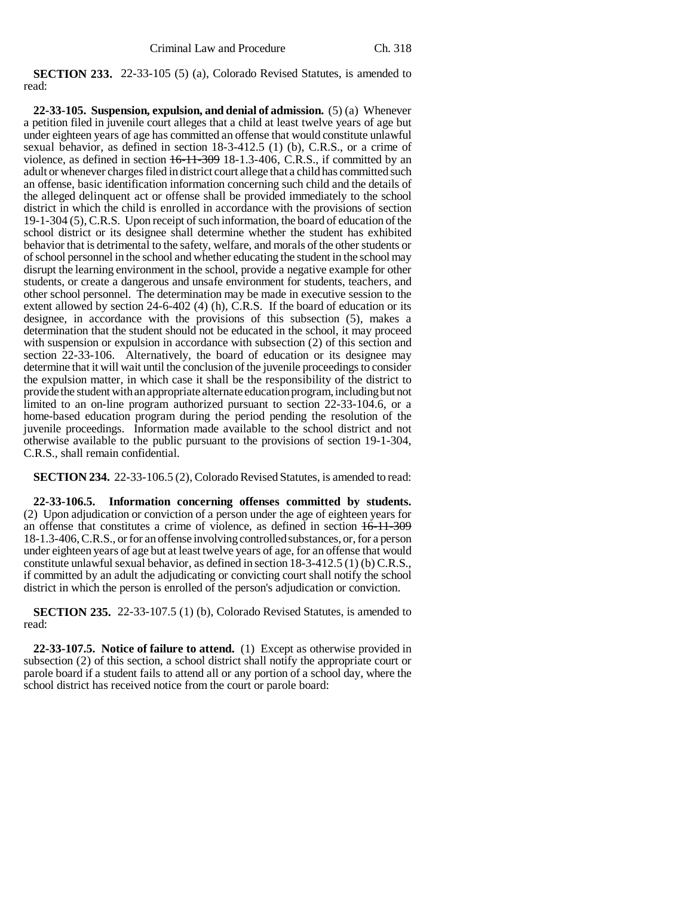**SECTION 233.** 22-33-105 (5) (a), Colorado Revised Statutes, is amended to read:

**22-33-105. Suspension, expulsion, and denial of admission.** (5) (a) Whenever a petition filed in juvenile court alleges that a child at least twelve years of age but under eighteen years of age has committed an offense that would constitute unlawful sexual behavior, as defined in section 18-3-412.5 (1) (b), C.R.S., or a crime of violence, as defined in section ~~16-11-309~~ 18-1.3-406, C.R.S., if committed by an adult or whenever charges filed in district court allege that a child has committed such an offense, basic identification information concerning such child and the details of the alleged delinquent act or offense shall be provided immediately to the school district in which the child is enrolled in accordance with the provisions of section 19-1-304 (5), C.R.S. Upon receipt of such information, the board of education of the school district or its designee shall determine whether the student has exhibited behavior that is detrimental to the safety, welfare, and morals of the other students or of school personnel in the school and whether educating the student in the school may disrupt the learning environment in the school, provide a negative example for other students, or create a dangerous and unsafe environment for students, teachers, and other school personnel. The determination may be made in executive session to the extent allowed by section 24-6-402 (4) (h), C.R.S. If the board of education or its designee, in accordance with the provisions of this subsection (5), makes a determination that the student should not be educated in the school, it may proceed with suspension or expulsion in accordance with subsection (2) of this section and section 22-33-106. Alternatively, the board of education or its designee may determine that it will wait until the conclusion of the juvenile proceedings to consider the expulsion matter, in which case it shall be the responsibility of the district to provide the student with an appropriate alternate education program, including but not limited to an on-line program authorized pursuant to section 22-33-104.6, or a home-based education program during the period pending the resolution of the juvenile proceedings. Information made available to the school district and not otherwise available to the public pursuant to the provisions of section 19-1-304, C.R.S., shall remain confidential.

**SECTION 234.** 22-33-106.5 (2), Colorado Revised Statutes, is amended to read:

**22-33-106.5. Information concerning offenses committed by students.** (2) Upon adjudication or conviction of a person under the age of eighteen years for an offense that constitutes a crime of violence, as defined in section ~~16-11-309~~ 18-1.3-406, C.R.S., or for an offense involving controlled substances, or, for a person under eighteen years of age but at least twelve years of age, for an offense that would constitute unlawful sexual behavior, as defined in section 18-3-412.5 (1) (b) C.R.S., if committed by an adult the adjudicating or convicting court shall notify the school district in which the person is enrolled of the person's adjudication or conviction.

**SECTION 235.** 22-33-107.5 (1) (b), Colorado Revised Statutes, is amended to read:

**22-33-107.5. Notice of failure to attend.** (1) Except as otherwise provided in subsection (2) of this section, a school district shall notify the appropriate court or parole board if a student fails to attend all or any portion of a school day, where the school district has received notice from the court or parole board: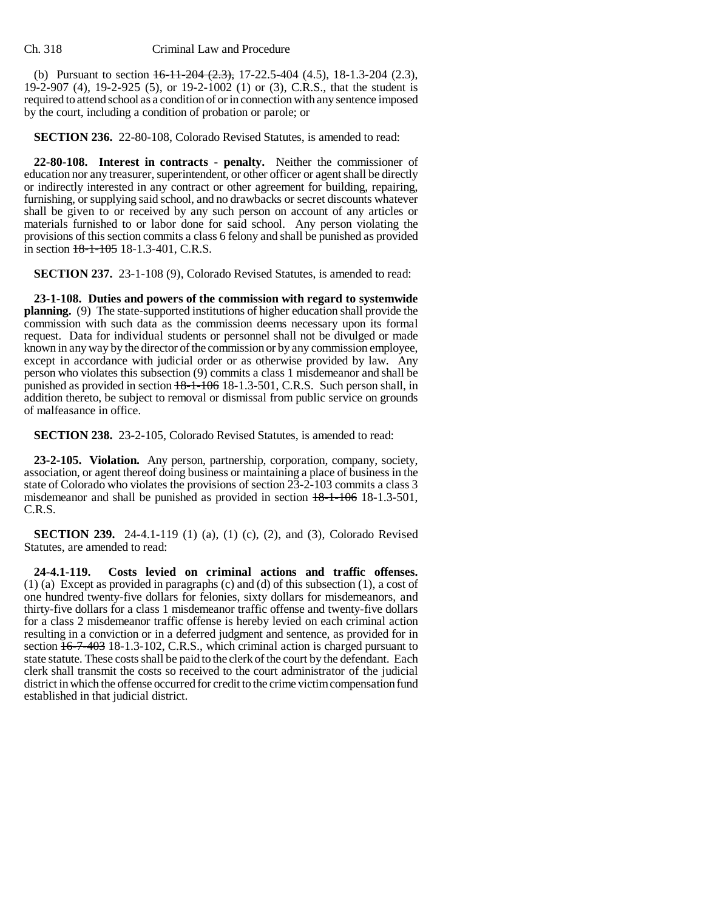(b) Pursuant to section ~~16-11-204 (2.3),~~ 17-22.5-404 (4.5), 18-1.3-204 (2.3), 19-2-907 (4), 19-2-925 (5), or 19-2-1002 (1) or (3), C.R.S., that the student is required to attend school as a condition of or in connection with any sentence imposed by the court, including a condition of probation or parole; or

**SECTION 236.** 22-80-108, Colorado Revised Statutes, is amended to read:

**22-80-108. Interest in contracts - penalty.** Neither the commissioner of education nor any treasurer, superintendent, or other officer or agent shall be directly or indirectly interested in any contract or other agreement for building, repairing, furnishing, or supplying said school, and no drawbacks or secret discounts whatever shall be given to or received by any such person on account of any articles or materials furnished to or labor done for said school. Any person violating the provisions of this section commits a class 6 felony and shall be punished as provided in section ~~18-1-105~~ 18-1.3-401, C.R.S.

**SECTION 237.** 23-1-108 (9), Colorado Revised Statutes, is amended to read:

**23-1-108. Duties and powers of the commission with regard to systemwide planning.** (9) The state-supported institutions of higher education shall provide the commission with such data as the commission deems necessary upon its formal request. Data for individual students or personnel shall not be divulged or made known in any way by the director of the commission or by any commission employee, except in accordance with judicial order or as otherwise provided by law. Any person who violates this subsection (9) commits a class 1 misdemeanor and shall be punished as provided in section ~~18-1-106~~ 18-1.3-501, C.R.S. Such person shall, in addition thereto, be subject to removal or dismissal from public service on grounds of malfeasance in office.

**SECTION 238.** 23-2-105, Colorado Revised Statutes, is amended to read:

**23-2-105. Violation.** Any person, partnership, corporation, company, society, association, or agent thereof doing business or maintaining a place of business in the state of Colorado who violates the provisions of section 23-2-103 commits a class 3 misdemeanor and shall be punished as provided in section ~~18-1-106~~ 18-1.3-501, C.R.S.

**SECTION 239.** 24-4.1-119 (1) (a), (1) (c), (2), and (3), Colorado Revised Statutes, are amended to read:

**24-4.1-119. Costs levied on criminal actions and traffic offenses.** (1) (a) Except as provided in paragraphs (c) and (d) of this subsection (1), a cost of one hundred twenty-five dollars for felonies, sixty dollars for misdemeanors, and thirty-five dollars for a class 1 misdemeanor traffic offense and twenty-five dollars for a class 2 misdemeanor traffic offense is hereby levied on each criminal action resulting in a conviction or in a deferred judgment and sentence, as provided for in section ~~16-7-403~~ 18-1.3-102, C.R.S., which criminal action is charged pursuant to state statute. These costs shall be paid to the clerk of the court by the defendant. Each clerk shall transmit the costs so received to the court administrator of the judicial district in which the offense occurred for credit to the crime victim compensation fund established in that judicial district.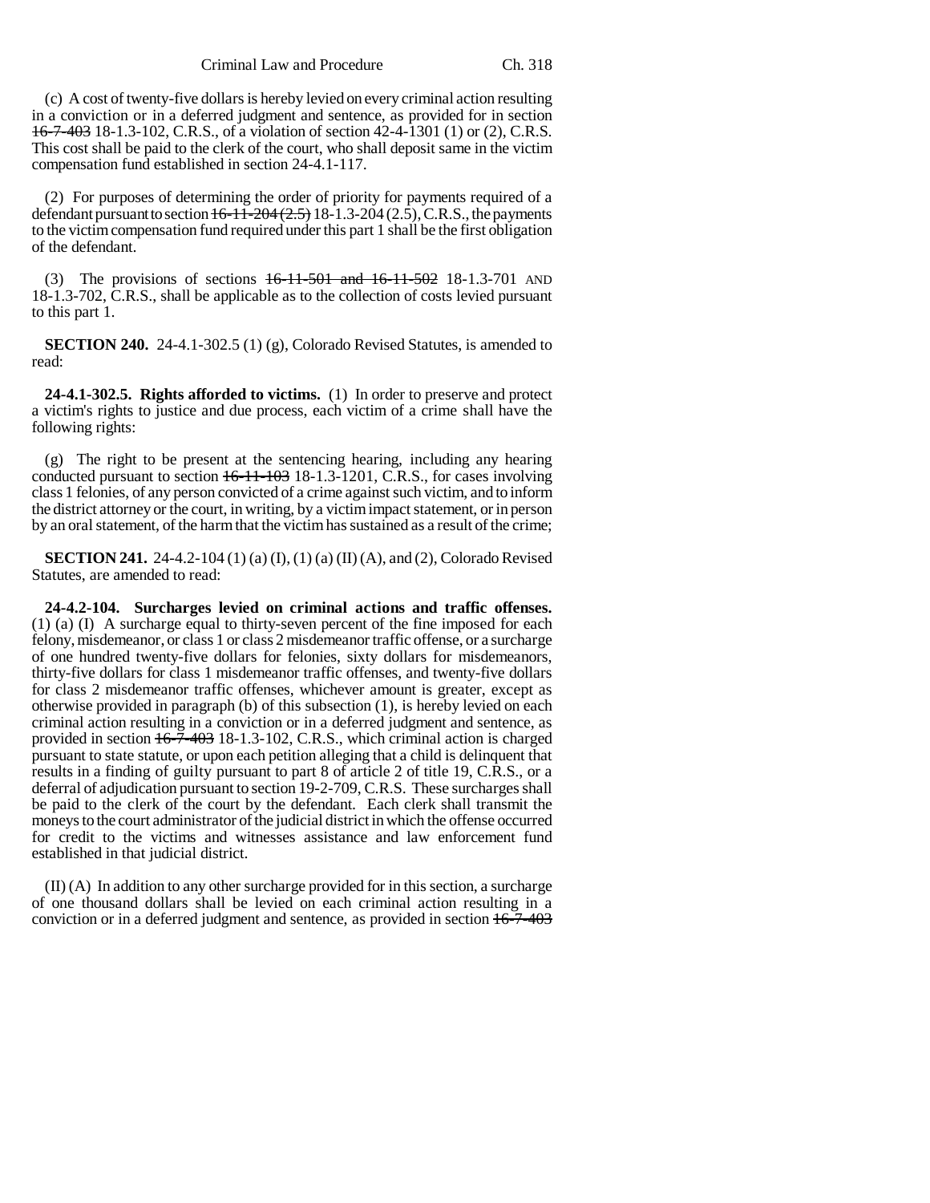(c) A cost of twenty-five dollars is hereby levied on every criminal action resulting in a conviction or in a deferred judgment and sentence, as provided for in section ~~16-7-403~~ 18-1.3-102, C.R.S., of a violation of section 42-4-1301 (1) or (2), C.R.S. This cost shall be paid to the clerk of the court, who shall deposit same in the victim compensation fund established in section 24-4.1-117.

(2) For purposes of determining the order of priority for payments required of a defendant pursuant to section ~~16-11-204 (2.5)~~ 18-1.3-204 (2.5), C.R.S., the payments to the victim compensation fund required under this part 1 shall be the first obligation of the defendant.

(3) The provisions of sections ~~16-11-501 and 16-11-502~~ 18-1.3-701 AND 18-1.3-702, C.R.S., shall be applicable as to the collection of costs levied pursuant to this part 1.

**SECTION 240.** 24-4.1-302.5 (1) (g), Colorado Revised Statutes, is amended to read:

**24-4.1-302.5. Rights afforded to victims.** (1) In order to preserve and protect a victim's rights to justice and due process, each victim of a crime shall have the following rights:

(g) The right to be present at the sentencing hearing, including any hearing conducted pursuant to section ~~16-11-103~~ 18-1.3-1201, C.R.S., for cases involving class 1 felonies, of any person convicted of a crime against such victim, and to inform the district attorney or the court, in writing, by a victim impact statement, or in person by an oral statement, of the harm that the victim has sustained as a result of the crime;

**SECTION 241.** 24-4.2-104 (1) (a) (I), (1) (a) (II) (A), and (2), Colorado Revised Statutes, are amended to read:

**24-4.2-104. Surcharges levied on criminal actions and traffic offenses.** (1) (a) (I) A surcharge equal to thirty-seven percent of the fine imposed for each felony, misdemeanor, or class 1 or class 2 misdemeanor traffic offense, or a surcharge of one hundred twenty-five dollars for felonies, sixty dollars for misdemeanors, thirty-five dollars for class 1 misdemeanor traffic offenses, and twenty-five dollars for class 2 misdemeanor traffic offenses, whichever amount is greater, except as otherwise provided in paragraph (b) of this subsection (1), is hereby levied on each criminal action resulting in a conviction or in a deferred judgment and sentence, as provided in section ~~16-7-403~~ 18-1.3-102, C.R.S., which criminal action is charged pursuant to state statute, or upon each petition alleging that a child is delinquent that results in a finding of guilty pursuant to part 8 of article 2 of title 19, C.R.S., or a deferral of adjudication pursuant to section 19-2-709, C.R.S. These surcharges shall be paid to the clerk of the court by the defendant. Each clerk shall transmit the moneys to the court administrator of the judicial district in which the offense occurred for credit to the victims and witnesses assistance and law enforcement fund established in that judicial district.

(II) (A) In addition to any other surcharge provided for in this section, a surcharge of one thousand dollars shall be levied on each criminal action resulting in a conviction or in a deferred judgment and sentence, as provided in section ~~16-7-403~~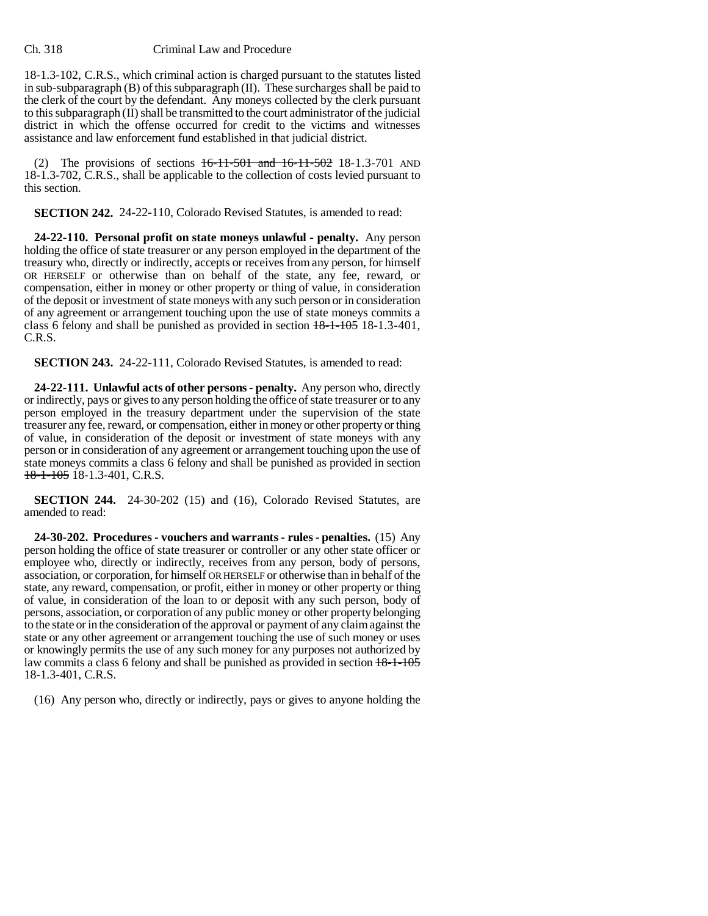18-1.3-102, C.R.S., which criminal action is charged pursuant to the statutes listed in sub-subparagraph (B) of this subparagraph (II). These surcharges shall be paid to the clerk of the court by the defendant. Any moneys collected by the clerk pursuant to this subparagraph (II) shall be transmitted to the court administrator of the judicial district in which the offense occurred for credit to the victims and witnesses assistance and law enforcement fund established in that judicial district.

(2) The provisions of sections ~~16-11-501 and 16-11-502~~ 18-1.3-701 AND 18-1.3-702, C.R.S., shall be applicable to the collection of costs levied pursuant to this section.

**SECTION 242.** 24-22-110, Colorado Revised Statutes, is amended to read:

**24-22-110. Personal profit on state moneys unlawful - penalty.** Any person holding the office of state treasurer or any person employed in the department of the treasury who, directly or indirectly, accepts or receives from any person, for himself OR HERSELF or otherwise than on behalf of the state, any fee, reward, or compensation, either in money or other property or thing of value, in consideration of the deposit or investment of state moneys with any such person or in consideration of any agreement or arrangement touching upon the use of state moneys commits a class 6 felony and shall be punished as provided in section ~~18-1-105~~ 18-1.3-401, C.R.S.

**SECTION 243.** 24-22-111, Colorado Revised Statutes, is amended to read:

**24-22-111. Unlawful acts of other persons - penalty.** Any person who, directly or indirectly, pays or gives to any person holding the office of state treasurer or to any person employed in the treasury department under the supervision of the state treasurer any fee, reward, or compensation, either in money or other property or thing of value, in consideration of the deposit or investment of state moneys with any person or in consideration of any agreement or arrangement touching upon the use of state moneys commits a class 6 felony and shall be punished as provided in section ~~18-1-105~~ 18-1.3-401, C.R.S.

**SECTION 244.** 24-30-202 (15) and (16), Colorado Revised Statutes, are amended to read:

**24-30-202. Procedures - vouchers and warrants - rules - penalties.** (15) Any person holding the office of state treasurer or controller or any other state officer or employee who, directly or indirectly, receives from any person, body of persons, association, or corporation, for himself OR HERSELF or otherwise than in behalf of the state, any reward, compensation, or profit, either in money or other property or thing of value, in consideration of the loan to or deposit with any such person, body of persons, association, or corporation of any public money or other property belonging to the state or in the consideration of the approval or payment of any claim against the state or any other agreement or arrangement touching the use of such money or uses or knowingly permits the use of any such money for any purposes not authorized by law commits a class 6 felony and shall be punished as provided in section ~~18-1-105~~ 18-1.3-401, C.R.S.

(16) Any person who, directly or indirectly, pays or gives to anyone holding the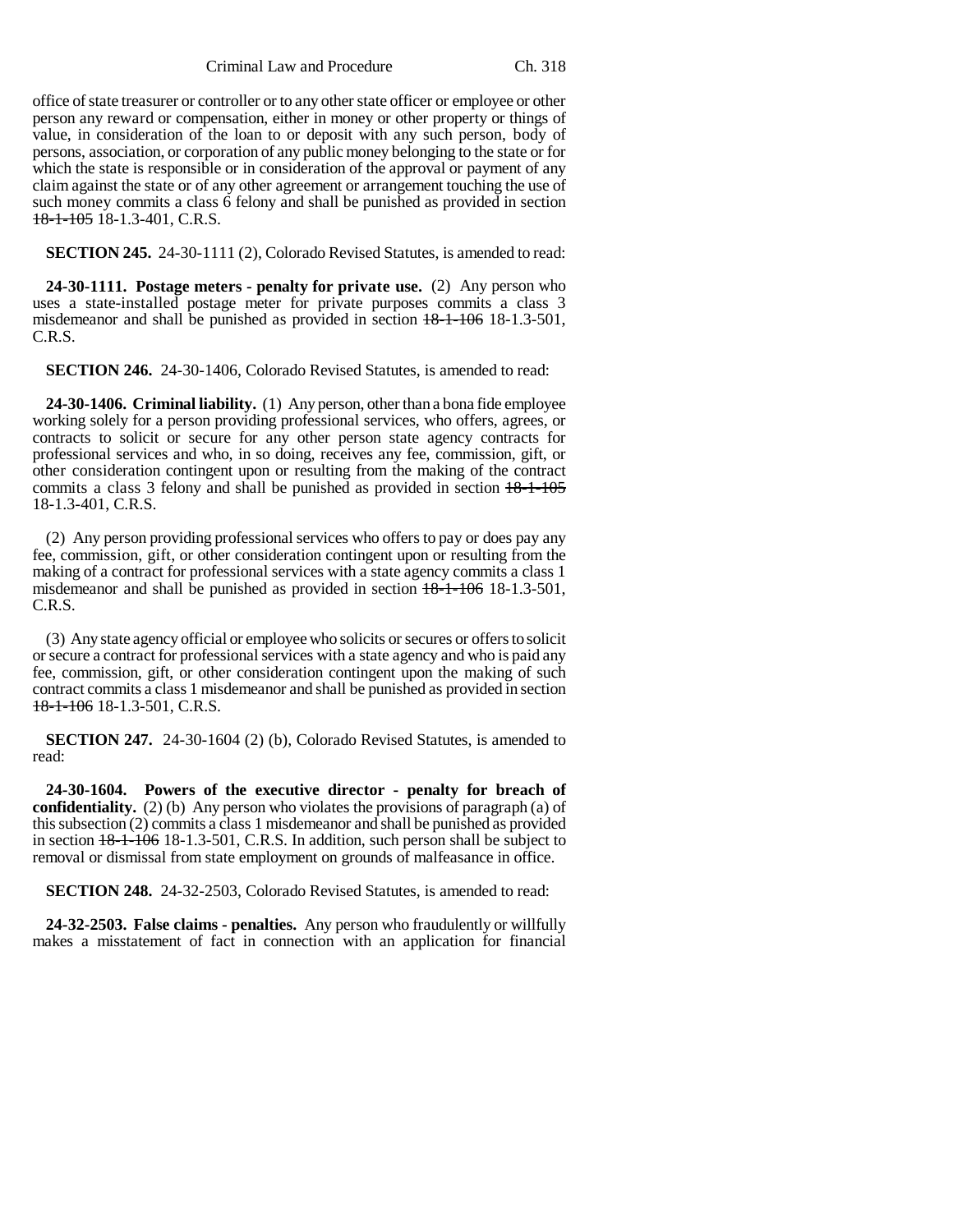office of state treasurer or controller or to any other state officer or employee or other person any reward or compensation, either in money or other property or things of value, in consideration of the loan to or deposit with any such person, body of persons, association, or corporation of any public money belonging to the state or for which the state is responsible or in consideration of the approval or payment of any claim against the state or of any other agreement or arrangement touching the use of such money commits a class 6 felony and shall be punished as provided in section ~~18-1-105~~ 18-1.3-401, C.R.S.

**SECTION 245.** 24-30-1111 (2), Colorado Revised Statutes, is amended to read:

**24-30-1111. Postage meters - penalty for private use.** (2) Any person who uses a state-installed postage meter for private purposes commits a class 3 misdemeanor and shall be punished as provided in section ~~18-1-106~~ 18-1.3-501, C.R.S.

**SECTION 246.** 24-30-1406, Colorado Revised Statutes, is amended to read:

**24-30-1406. Criminal liability.** (1) Any person, other than a bona fide employee working solely for a person providing professional services, who offers, agrees, or contracts to solicit or secure for any other person state agency contracts for professional services and who, in so doing, receives any fee, commission, gift, or other consideration contingent upon or resulting from the making of the contract commits a class 3 felony and shall be punished as provided in section ~~18-1-105~~ 18-1.3-401, C.R.S.

(2) Any person providing professional services who offers to pay or does pay any fee, commission, gift, or other consideration contingent upon or resulting from the making of a contract for professional services with a state agency commits a class 1 misdemeanor and shall be punished as provided in section ~~18-1-106~~ 18-1.3-501, C.R.S.

(3) Any state agency official or employee who solicits or secures or offers to solicit or secure a contract for professional services with a state agency and who is paid any fee, commission, gift, or other consideration contingent upon the making of such contract commits a class 1 misdemeanor and shall be punished as provided in section ~~18-1-106~~ 18-1.3-501, C.R.S.

**SECTION 247.** 24-30-1604 (2) (b), Colorado Revised Statutes, is amended to read:

**24-30-1604. Powers of the executive director - penalty for breach of confidentiality.** (2) (b) Any person who violates the provisions of paragraph (a) of this subsection (2) commits a class 1 misdemeanor and shall be punished as provided in section ~~18-1-106~~ 18-1.3-501, C.R.S. In addition, such person shall be subject to removal or dismissal from state employment on grounds of malfeasance in office.

**SECTION 248.** 24-32-2503, Colorado Revised Statutes, is amended to read:

**24-32-2503. False claims - penalties.** Any person who fraudulently or willfully makes a misstatement of fact in connection with an application for financial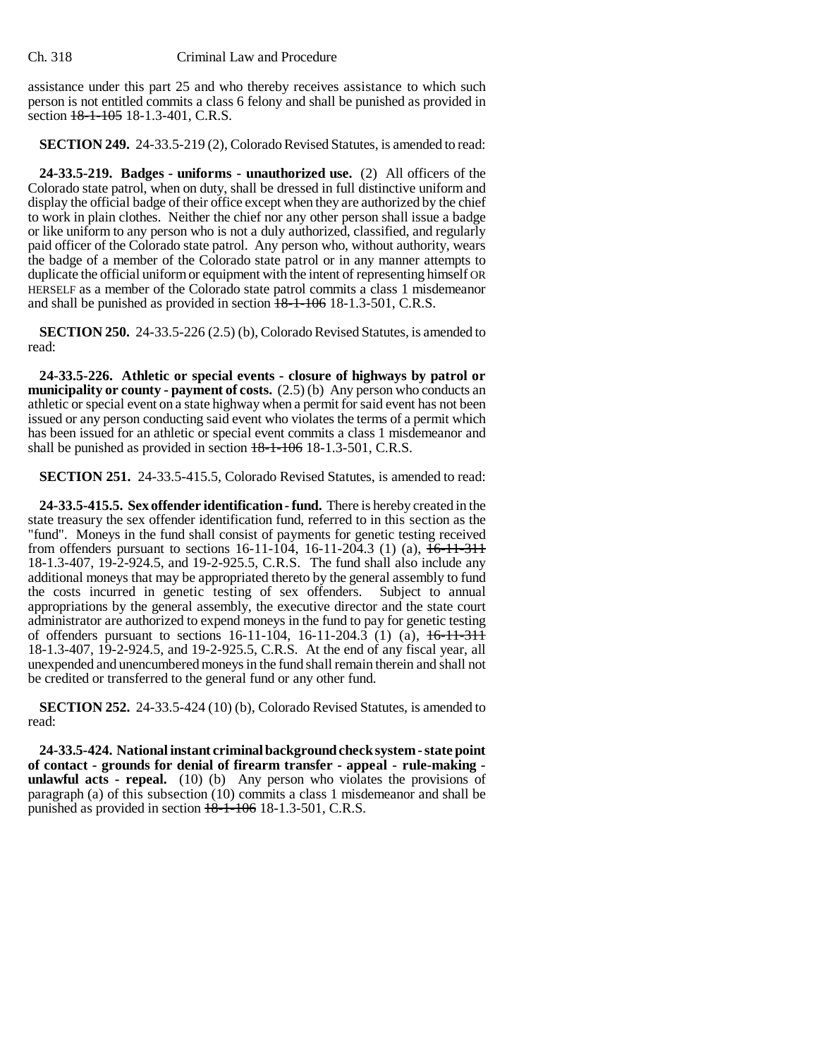assistance under this part 25 and who thereby receives assistance to which such person is not entitled commits a class 6 felony and shall be punished as provided in section ~~18-1-105~~ 18-1.3-401, C.R.S.

**SECTION 249.** 24-33.5-219 (2), Colorado Revised Statutes, is amended to read:

**24-33.5-219. Badges - uniforms - unauthorized use.** (2) All officers of the Colorado state patrol, when on duty, shall be dressed in full distinctive uniform and display the official badge of their office except when they are authorized by the chief to work in plain clothes. Neither the chief nor any other person shall issue a badge or like uniform to any person who is not a duly authorized, classified, and regularly paid officer of the Colorado state patrol. Any person who, without authority, wears the badge of a member of the Colorado state patrol or in any manner attempts to duplicate the official uniform or equipment with the intent of representing himself OR HERSELF as a member of the Colorado state patrol commits a class 1 misdemeanor and shall be punished as provided in section ~~18-1-106~~ 18-1.3-501, C.R.S.

**SECTION 250.** 24-33.5-226 (2.5) (b), Colorado Revised Statutes, is amended to read:

**24-33.5-226. Athletic or special events - closure of highways by patrol or municipality or county - payment of costs.** (2.5) (b) Any person who conducts an athletic or special event on a state highway when a permit for said event has not been issued or any person conducting said event who violates the terms of a permit which has been issued for an athletic or special event commits a class 1 misdemeanor and shall be punished as provided in section ~~18-1-106~~ 18-1.3-501, C.R.S.

**SECTION 251.** 24-33.5-415.5, Colorado Revised Statutes, is amended to read:

**24-33.5-415.5. Sex offender identification - fund.** There is hereby created in the state treasury the sex offender identification fund, referred to in this section as the "fund". Moneys in the fund shall consist of payments for genetic testing received from offenders pursuant to sections 16-11-104, 16-11-204.3 (1) (a), ~~16-11-311~~ 18-1.3-407, 19-2-924.5, and 19-2-925.5, C.R.S. The fund shall also include any additional moneys that may be appropriated thereto by the general assembly to fund the costs incurred in genetic testing of sex offenders. Subject to annual appropriations by the general assembly, the executive director and the state court administrator are authorized to expend moneys in the fund to pay for genetic testing of offenders pursuant to sections 16-11-104, 16-11-204.3 (1) (a), ~~16-11-311~~ 18-1.3-407, 19-2-924.5, and 19-2-925.5, C.R.S. At the end of any fiscal year, all unexpended and unencumbered moneys in the fund shall remain therein and shall not be credited or transferred to the general fund or any other fund.

**SECTION 252.** 24-33.5-424 (10) (b), Colorado Revised Statutes, is amended to read:

**24-33.5-424. National instant criminal background check system - state point of contact - grounds for denial of firearm transfer - appeal - rule-making - unlawful acts - repeal.** (10) (b) Any person who violates the provisions of paragraph (a) of this subsection (10) commits a class 1 misdemeanor and shall be punished as provided in section ~~18-1-106~~ 18-1.3-501, C.R.S.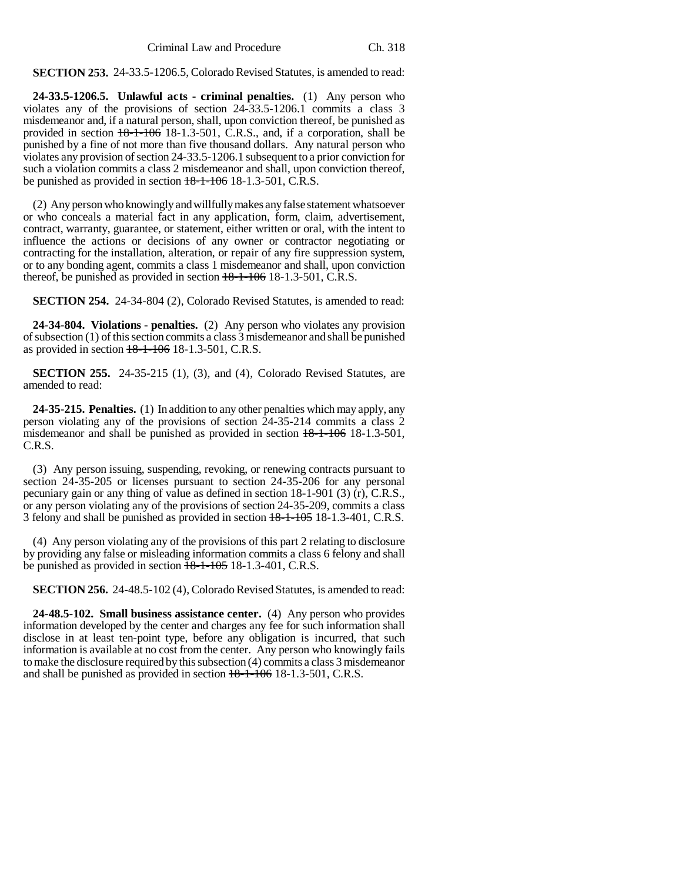**SECTION 253.** 24-33.5-1206.5, Colorado Revised Statutes, is amended to read:

**24-33.5-1206.5. Unlawful acts - criminal penalties.** (1) Any person who violates any of the provisions of section 24-33.5-1206.1 commits a class 3 misdemeanor and, if a natural person, shall, upon conviction thereof, be punished as provided in section ~~18-1-106~~ 18-1.3-501, C.R.S., and, if a corporation, shall be punished by a fine of not more than five thousand dollars. Any natural person who violates any provision of section 24-33.5-1206.1 subsequent to a prior conviction for such a violation commits a class 2 misdemeanor and shall, upon conviction thereof, be punished as provided in section ~~18-1-106~~ 18-1.3-501, C.R.S.

(2) Any person who knowingly and willfully makes any false statement whatsoever or who conceals a material fact in any application, form, claim, advertisement, contract, warranty, guarantee, or statement, either written or oral, with the intent to influence the actions or decisions of any owner or contractor negotiating or contracting for the installation, alteration, or repair of any fire suppression system, or to any bonding agent, commits a class 1 misdemeanor and shall, upon conviction thereof, be punished as provided in section ~~18-1-106~~ 18-1.3-501, C.R.S.

**SECTION 254.** 24-34-804 (2), Colorado Revised Statutes, is amended to read:

**24-34-804. Violations - penalties.** (2) Any person who violates any provision of subsection (1) of this section commits a class 3 misdemeanor and shall be punished as provided in section ~~18-1-106~~ 18-1.3-501, C.R.S.

**SECTION 255.** 24-35-215 (1), (3), and (4), Colorado Revised Statutes, are amended to read:

**24-35-215. Penalties.** (1) In addition to any other penalties which may apply, any person violating any of the provisions of section 24-35-214 commits a class 2 misdemeanor and shall be punished as provided in section ~~18-1-106~~ 18-1.3-501, C.R.S.

(3) Any person issuing, suspending, revoking, or renewing contracts pursuant to section 24-35-205 or licenses pursuant to section 24-35-206 for any personal pecuniary gain or any thing of value as defined in section 18-1-901 (3) (r), C.R.S., or any person violating any of the provisions of section 24-35-209, commits a class 3 felony and shall be punished as provided in section ~~18-1-105~~ 18-1.3-401, C.R.S.

(4) Any person violating any of the provisions of this part 2 relating to disclosure by providing any false or misleading information commits a class 6 felony and shall be punished as provided in section ~~18-1-105~~ 18-1.3-401, C.R.S.

**SECTION 256.** 24-48.5-102 (4), Colorado Revised Statutes, is amended to read:

**24-48.5-102. Small business assistance center.** (4) Any person who provides information developed by the center and charges any fee for such information shall disclose in at least ten-point type, before any obligation is incurred, that such information is available at no cost from the center. Any person who knowingly fails to make the disclosure required by this subsection (4) commits a class 3 misdemeanor and shall be punished as provided in section ~~18-1-106~~ 18-1.3-501, C.R.S.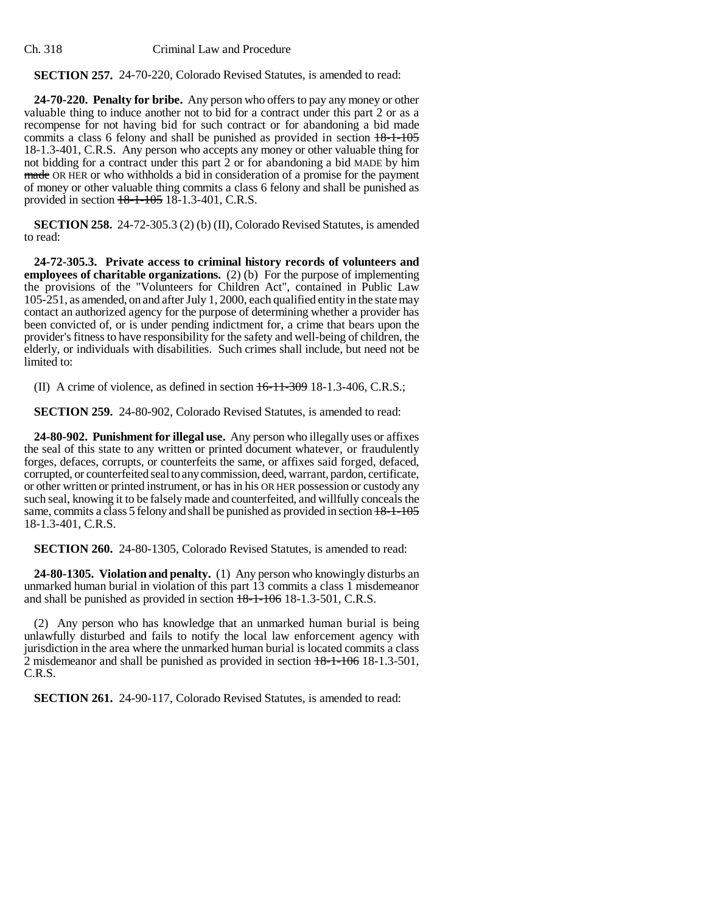**SECTION 257.** 24-70-220, Colorado Revised Statutes, is amended to read:

**24-70-220. Penalty for bribe.** Any person who offers to pay any money or other valuable thing to induce another not to bid for a contract under this part 2 or as a recompense for not having bid for such contract or for abandoning a bid made commits a class 6 felony and shall be punished as provided in section ~~18-1-105~~ 18-1.3-401, C.R.S. Any person who accepts any money or other valuable thing for not bidding for a contract under this part 2 or for abandoning a bid MADE by him ~~made~~ OR HER or who withholds a bid in consideration of a promise for the payment of money or other valuable thing commits a class 6 felony and shall be punished as provided in section ~~18-1-105~~ 18-1.3-401, C.R.S.

**SECTION 258.** 24-72-305.3 (2) (b) (II), Colorado Revised Statutes, is amended to read:

**24-72-305.3. Private access to criminal history records of volunteers and employees of charitable organizations.** (2) (b) For the purpose of implementing the provisions of the "Volunteers for Children Act", contained in Public Law 105-251, as amended, on and after July 1, 2000, each qualified entity in the state may contact an authorized agency for the purpose of determining whether a provider has been convicted of, or is under pending indictment for, a crime that bears upon the provider's fitness to have responsibility for the safety and well-being of children, the elderly, or individuals with disabilities. Such crimes shall include, but need not be limited to:

(II) A crime of violence, as defined in section ~~16-11-309~~ 18-1.3-406, C.R.S.;

**SECTION 259.** 24-80-902, Colorado Revised Statutes, is amended to read:

**24-80-902. Punishment for illegal use.** Any person who illegally uses or affixes the seal of this state to any written or printed document whatever, or fraudulently forges, defaces, corrupts, or counterfeits the same, or affixes said forged, defaced, corrupted, or counterfeited seal to any commission, deed, warrant, pardon, certificate, or other written or printed instrument, or has in his OR HER possession or custody any such seal, knowing it to be falsely made and counterfeited, and willfully conceals the same, commits a class 5 felony and shall be punished as provided in section ~~18-1-105~~ 18-1.3-401, C.R.S.

**SECTION 260.** 24-80-1305, Colorado Revised Statutes, is amended to read:

**24-80-1305. Violation and penalty.** (1) Any person who knowingly disturbs an unmarked human burial in violation of this part 13 commits a class 1 misdemeanor and shall be punished as provided in section ~~18-1-106~~ 18-1.3-501, C.R.S.

(2) Any person who has knowledge that an unmarked human burial is being unlawfully disturbed and fails to notify the local law enforcement agency with jurisdiction in the area where the unmarked human burial is located commits a class 2 misdemeanor and shall be punished as provided in section ~~18-1-106~~ 18-1.3-501, C.R.S.

**SECTION 261.** 24-90-117, Colorado Revised Statutes, is amended to read: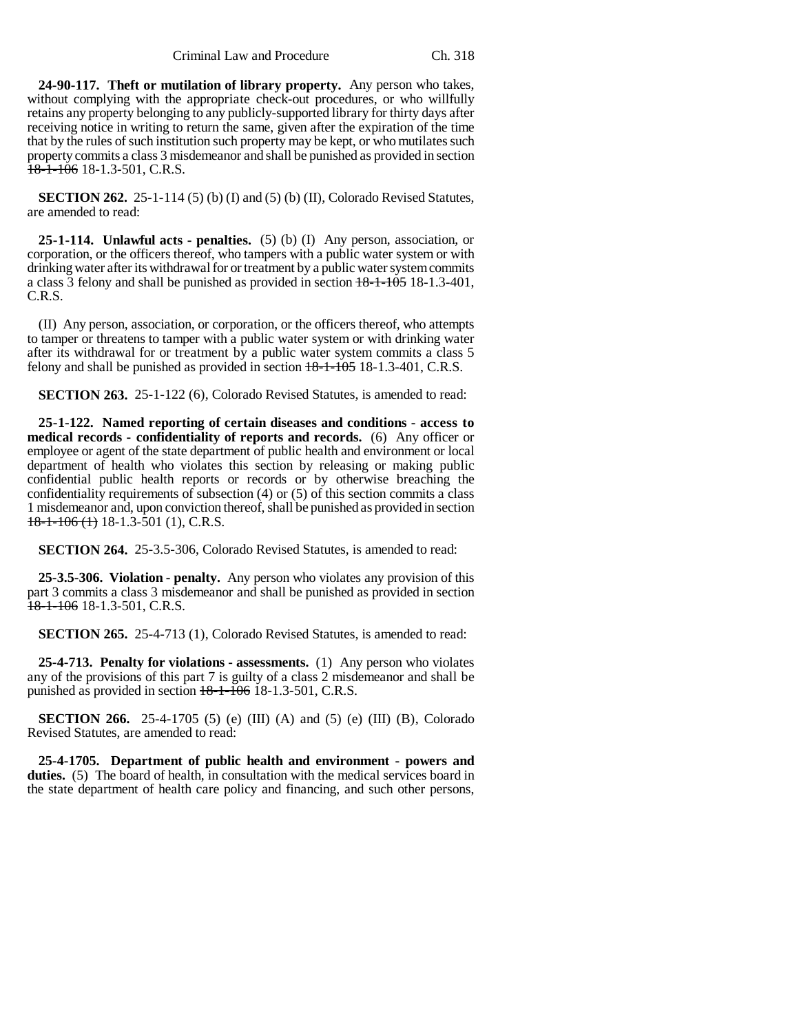**24-90-117. Theft or mutilation of library property.** Any person who takes, without complying with the appropriate check-out procedures, or who willfully retains any property belonging to any publicly-supported library for thirty days after receiving notice in writing to return the same, given after the expiration of the time that by the rules of such institution such property may be kept, or who mutilates such property commits a class 3 misdemeanor and shall be punished as provided in section ~~18-1-106~~ 18-1.3-501, C.R.S.

**SECTION 262.** 25-1-114 (5) (b) (I) and (5) (b) (II), Colorado Revised Statutes, are amended to read:

**25-1-114. Unlawful acts - penalties.** (5) (b) (I) Any person, association, or corporation, or the officers thereof, who tampers with a public water system or with drinking water after its withdrawal for or treatment by a public water system commits a class 3 felony and shall be punished as provided in section ~~18-1-105~~ 18-1.3-401, C.R.S.

(II) Any person, association, or corporation, or the officers thereof, who attempts to tamper or threatens to tamper with a public water system or with drinking water after its withdrawal for or treatment by a public water system commits a class 5 felony and shall be punished as provided in section ~~18-1-105~~ 18-1.3-401, C.R.S.

**SECTION 263.** 25-1-122 (6), Colorado Revised Statutes, is amended to read:

**25-1-122. Named reporting of certain diseases and conditions - access to medical records - confidentiality of reports and records.** (6) Any officer or employee or agent of the state department of public health and environment or local department of health who violates this section by releasing or making public confidential public health reports or records or by otherwise breaching the confidentiality requirements of subsection (4) or (5) of this section commits a class 1 misdemeanor and, upon conviction thereof, shall be punished as provided in section ~~18-1-106 (1)~~ 18-1.3-501 (1), C.R.S.

**SECTION 264.** 25-3.5-306, Colorado Revised Statutes, is amended to read:

**25-3.5-306. Violation - penalty.** Any person who violates any provision of this part 3 commits a class 3 misdemeanor and shall be punished as provided in section ~~18-1-106~~ 18-1.3-501, C.R.S.

**SECTION 265.** 25-4-713 (1), Colorado Revised Statutes, is amended to read:

**25-4-713. Penalty for violations - assessments.** (1) Any person who violates any of the provisions of this part 7 is guilty of a class 2 misdemeanor and shall be punished as provided in section ~~18-1-106~~ 18-1.3-501, C.R.S.

**SECTION 266.** 25-4-1705 (5) (e) (III) (A) and (5) (e) (III) (B), Colorado Revised Statutes, are amended to read:

**25-4-1705. Department of public health and environment - powers and duties.** (5) The board of health, in consultation with the medical services board in the state department of health care policy and financing, and such other persons,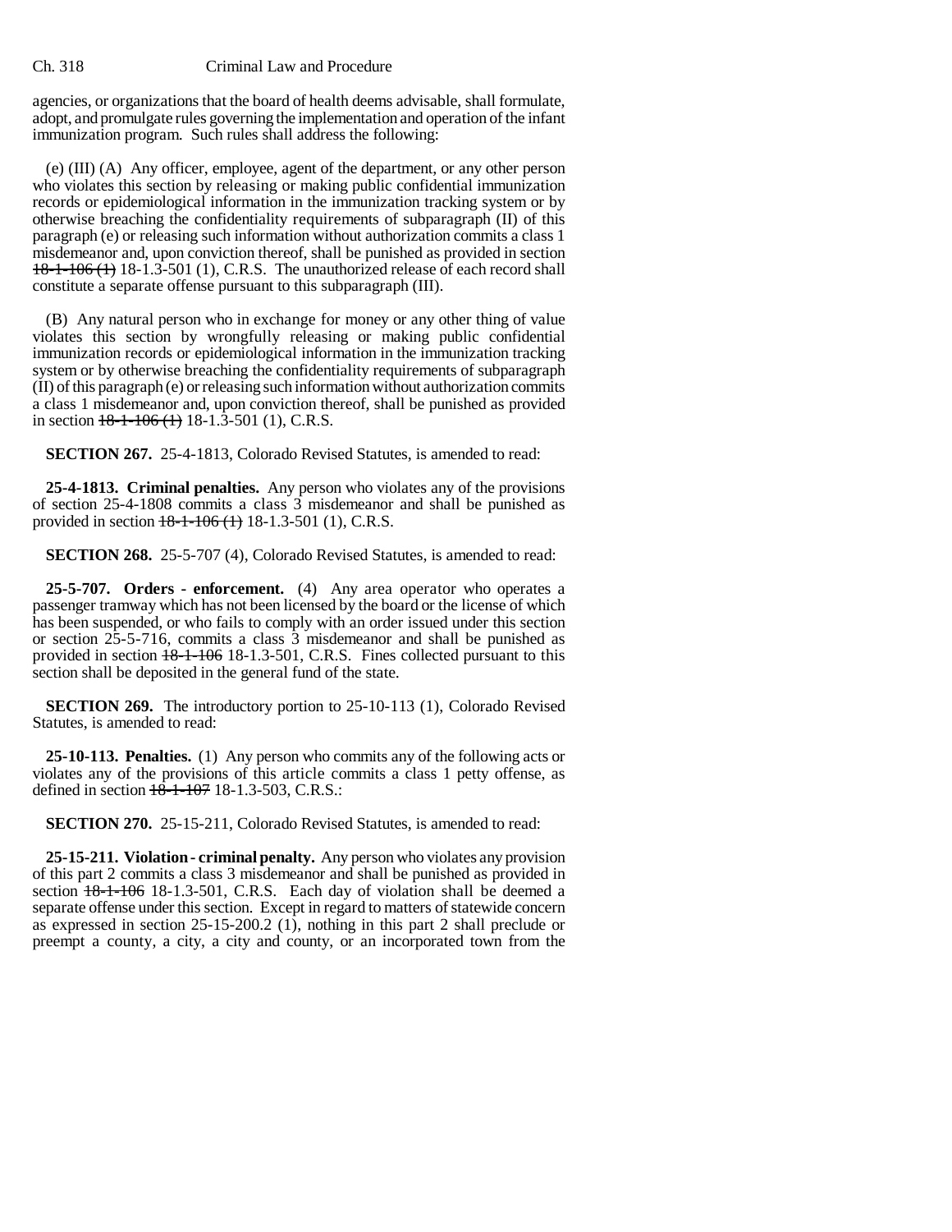agencies, or organizations that the board of health deems advisable, shall formulate, adopt, and promulgate rules governing the implementation and operation of the infant immunization program. Such rules shall address the following:

(e) (III) (A) Any officer, employee, agent of the department, or any other person who violates this section by releasing or making public confidential immunization records or epidemiological information in the immunization tracking system or by otherwise breaching the confidentiality requirements of subparagraph (II) of this paragraph (e) or releasing such information without authorization commits a class 1 misdemeanor and, upon conviction thereof, shall be punished as provided in section ~~18-1-106 (1)~~ 18-1.3-501 (1), C.R.S. The unauthorized release of each record shall constitute a separate offense pursuant to this subparagraph (III).

(B) Any natural person who in exchange for money or any other thing of value violates this section by wrongfully releasing or making public confidential immunization records or epidemiological information in the immunization tracking system or by otherwise breaching the confidentiality requirements of subparagraph (II) of this paragraph (e) or releasing such information without authorization commits a class 1 misdemeanor and, upon conviction thereof, shall be punished as provided in section ~~18-1-106 (1)~~ 18-1.3-501 (1), C.R.S.

**SECTION 267.** 25-4-1813, Colorado Revised Statutes, is amended to read:

**25-4-1813. Criminal penalties.** Any person who violates any of the provisions of section 25-4-1808 commits a class 3 misdemeanor and shall be punished as provided in section ~~18-1-106 (1)~~ 18-1.3-501 (1), C.R.S.

**SECTION 268.** 25-5-707 (4), Colorado Revised Statutes, is amended to read:

**25-5-707. Orders - enforcement.** (4) Any area operator who operates a passenger tramway which has not been licensed by the board or the license of which has been suspended, or who fails to comply with an order issued under this section or section 25-5-716, commits a class 3 misdemeanor and shall be punished as provided in section ~~18-1-106~~ 18-1.3-501, C.R.S. Fines collected pursuant to this section shall be deposited in the general fund of the state.

**SECTION 269.** The introductory portion to 25-10-113 (1), Colorado Revised Statutes, is amended to read:

**25-10-113. Penalties.** (1) Any person who commits any of the following acts or violates any of the provisions of this article commits a class 1 petty offense, as defined in section ~~18-1-107~~ 18-1.3-503, C.R.S.:

**SECTION 270.** 25-15-211, Colorado Revised Statutes, is amended to read:

**25-15-211. Violation - criminal penalty.** Any person who violates any provision of this part 2 commits a class 3 misdemeanor and shall be punished as provided in section ~~18-1-106~~ 18-1.3-501, C.R.S. Each day of violation shall be deemed a separate offense under this section. Except in regard to matters of statewide concern as expressed in section 25-15-200.2 (1), nothing in this part 2 shall preclude or preempt a county, a city, a city and county, or an incorporated town from the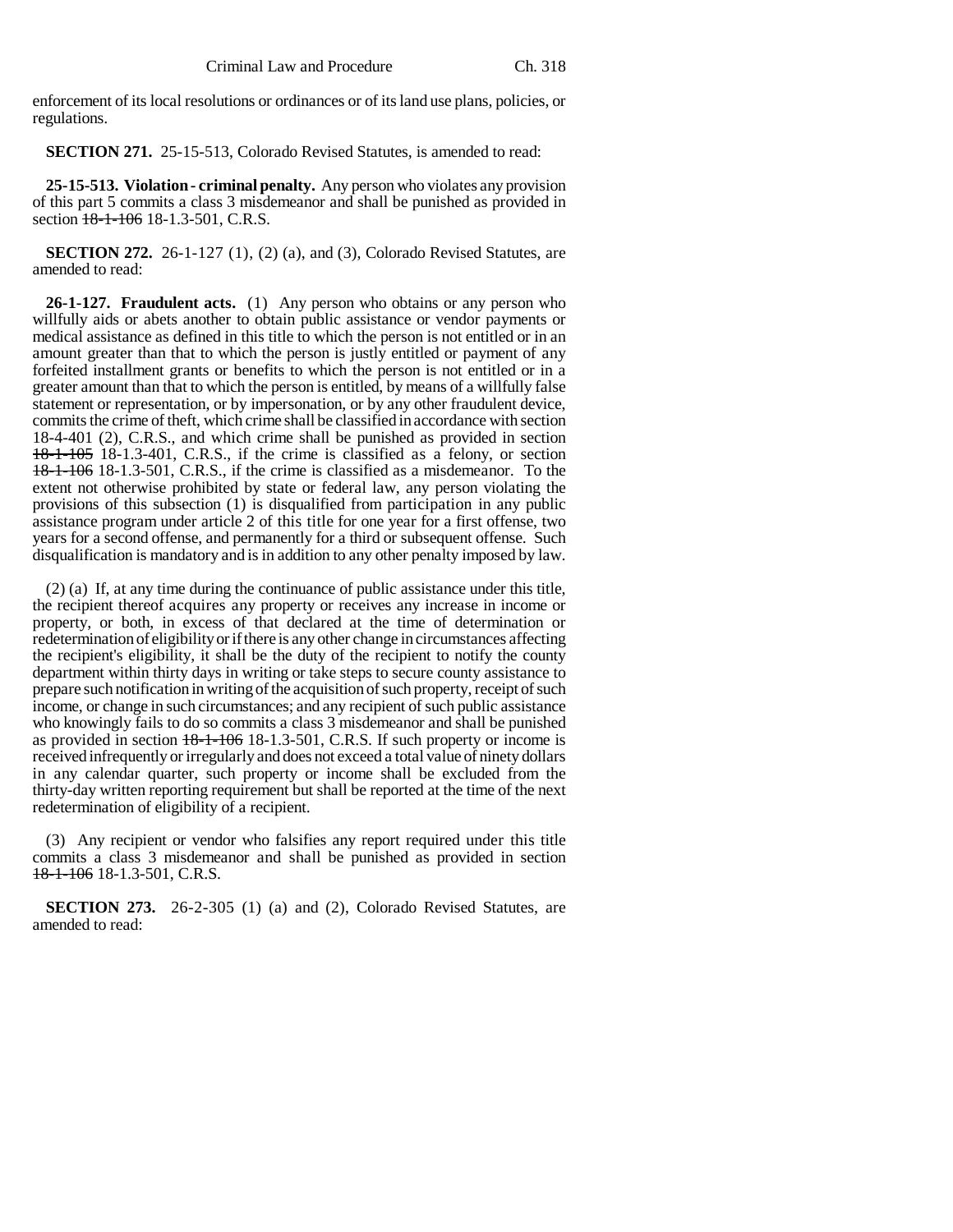enforcement of its local resolutions or ordinances or of its land use plans, policies, or regulations.

**SECTION 271.** 25-15-513, Colorado Revised Statutes, is amended to read:

**25-15-513. Violation - criminal penalty.** Any person who violates any provision of this part 5 commits a class 3 misdemeanor and shall be punished as provided in section ~~18-1-106~~ 18-1.3-501, C.R.S.

**SECTION 272.** 26-1-127 (1), (2) (a), and (3), Colorado Revised Statutes, are amended to read:

**26-1-127. Fraudulent acts.** (1) Any person who obtains or any person who willfully aids or abets another to obtain public assistance or vendor payments or medical assistance as defined in this title to which the person is not entitled or in an amount greater than that to which the person is justly entitled or payment of any forfeited installment grants or benefits to which the person is not entitled or in a greater amount than that to which the person is entitled, by means of a willfully false statement or representation, or by impersonation, or by any other fraudulent device, commits the crime of theft, which crime shall be classified in accordance with section 18-4-401 (2), C.R.S., and which crime shall be punished as provided in section ~~18-1-105~~ 18-1.3-401, C.R.S., if the crime is classified as a felony, or section ~~18-1-106~~ 18-1.3-501, C.R.S., if the crime is classified as a misdemeanor. To the extent not otherwise prohibited by state or federal law, any person violating the provisions of this subsection (1) is disqualified from participation in any public assistance program under article 2 of this title for one year for a first offense, two years for a second offense, and permanently for a third or subsequent offense. Such disqualification is mandatory and is in addition to any other penalty imposed by law.

(2) (a) If, at any time during the continuance of public assistance under this title, the recipient thereof acquires any property or receives any increase in income or property, or both, in excess of that declared at the time of determination or redetermination of eligibility or if there is any other change in circumstances affecting the recipient's eligibility, it shall be the duty of the recipient to notify the county department within thirty days in writing or take steps to secure county assistance to prepare such notification in writing of the acquisition of such property, receipt of such income, or change in such circumstances; and any recipient of such public assistance who knowingly fails to do so commits a class 3 misdemeanor and shall be punished as provided in section ~~18-1-106~~ 18-1.3-501, C.R.S. If such property or income is received infrequently or irregularly and does not exceed a total value of ninety dollars in any calendar quarter, such property or income shall be excluded from the thirty-day written reporting requirement but shall be reported at the time of the next redetermination of eligibility of a recipient.

(3) Any recipient or vendor who falsifies any report required under this title commits a class 3 misdemeanor and shall be punished as provided in section ~~18-1-106~~ 18-1.3-501, C.R.S.

**SECTION 273.** 26-2-305 (1) (a) and (2), Colorado Revised Statutes, are amended to read: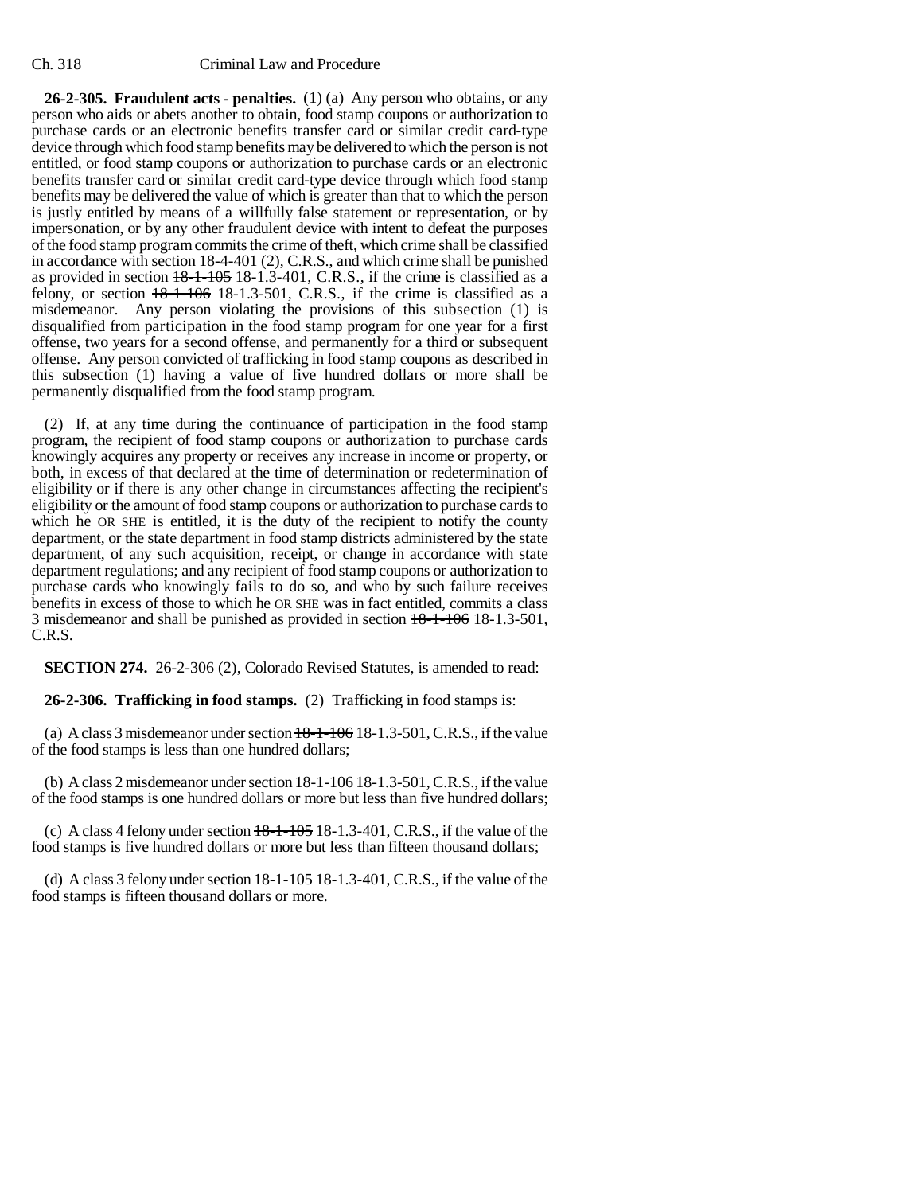**26-2-305. Fraudulent acts - penalties.** (1) (a) Any person who obtains, or any person who aids or abets another to obtain, food stamp coupons or authorization to purchase cards or an electronic benefits transfer card or similar credit card-type device through which food stamp benefits may be delivered to which the person is not entitled, or food stamp coupons or authorization to purchase cards or an electronic benefits transfer card or similar credit card-type device through which food stamp benefits may be delivered the value of which is greater than that to which the person is justly entitled by means of a willfully false statement or representation, or by impersonation, or by any other fraudulent device with intent to defeat the purposes of the food stamp program commits the crime of theft, which crime shall be classified in accordance with section 18-4-401 (2), C.R.S., and which crime shall be punished as provided in section ~~18-1-105~~ 18-1.3-401, C.R.S., if the crime is classified as a felony, or section ~~18-1-106~~ 18-1.3-501, C.R.S., if the crime is classified as a misdemeanor. Any person violating the provisions of this subsection (1) is disqualified from participation in the food stamp program for one year for a first offense, two years for a second offense, and permanently for a third or subsequent offense. Any person convicted of trafficking in food stamp coupons as described in this subsection (1) having a value of five hundred dollars or more shall be permanently disqualified from the food stamp program.

(2) If, at any time during the continuance of participation in the food stamp program, the recipient of food stamp coupons or authorization to purchase cards knowingly acquires any property or receives any increase in income or property, or both, in excess of that declared at the time of determination or redetermination of eligibility or if there is any other change in circumstances affecting the recipient's eligibility or the amount of food stamp coupons or authorization to purchase cards to which he OR SHE is entitled, it is the duty of the recipient to notify the county department, or the state department in food stamp districts administered by the state department, of any such acquisition, receipt, or change in accordance with state department regulations; and any recipient of food stamp coupons or authorization to purchase cards who knowingly fails to do so, and who by such failure receives benefits in excess of those to which he OR SHE was in fact entitled, commits a class 3 misdemeanor and shall be punished as provided in section ~~18-1-106~~ 18-1.3-501, C.R.S.

**SECTION 274.** 26-2-306 (2), Colorado Revised Statutes, is amended to read:

**26-2-306. Trafficking in food stamps.** (2) Trafficking in food stamps is:

(a) A class 3 misdemeanor under section ~~18-1-106~~ 18-1.3-501, C.R.S., if the value of the food stamps is less than one hundred dollars;

(b) A class 2 misdemeanor under section ~~18-1-106~~ 18-1.3-501, C.R.S., if the value of the food stamps is one hundred dollars or more but less than five hundred dollars;

(c) A class 4 felony under section ~~18-1-105~~ 18-1.3-401, C.R.S., if the value of the food stamps is five hundred dollars or more but less than fifteen thousand dollars;

(d) A class 3 felony under section ~~18-1-105~~ 18-1.3-401, C.R.S., if the value of the food stamps is fifteen thousand dollars or more.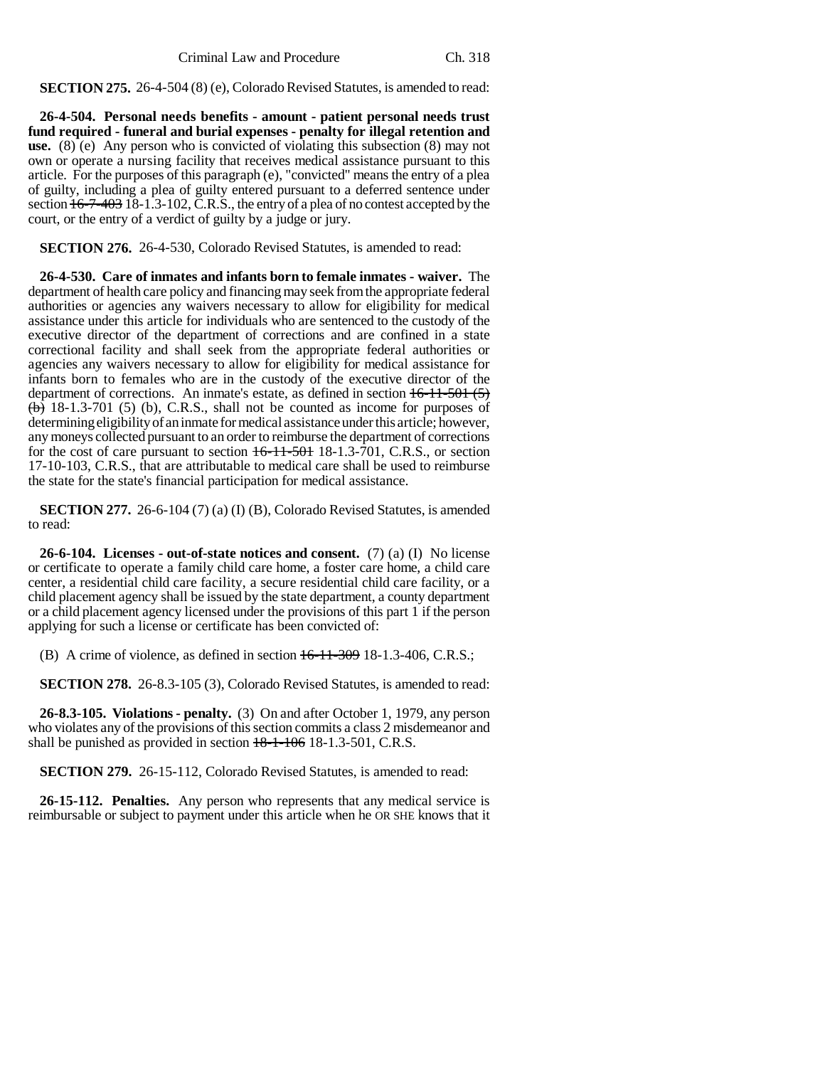**SECTION 275.** 26-4-504 (8) (e), Colorado Revised Statutes, is amended to read:

**26-4-504. Personal needs benefits - amount - patient personal needs trust fund required - funeral and burial expenses - penalty for illegal retention and use.** (8) (e) Any person who is convicted of violating this subsection (8) may not own or operate a nursing facility that receives medical assistance pursuant to this article. For the purposes of this paragraph (e), "convicted" means the entry of a plea of guilty, including a plea of guilty entered pursuant to a deferred sentence under section ~~16-7-403~~ 18-1.3-102, C.R.S., the entry of a plea of no contest accepted by the court, or the entry of a verdict of guilty by a judge or jury.

**SECTION 276.** 26-4-530, Colorado Revised Statutes, is amended to read:

**26-4-530. Care of inmates and infants born to female inmates - waiver.** The department of health care policy and financing may seek from the appropriate federal authorities or agencies any waivers necessary to allow for eligibility for medical assistance under this article for individuals who are sentenced to the custody of the executive director of the department of corrections and are confined in a state correctional facility and shall seek from the appropriate federal authorities or agencies any waivers necessary to allow for eligibility for medical assistance for infants born to females who are in the custody of the executive director of the department of corrections. An inmate's estate, as defined in section ~~16-11-501 (5) (b)~~ 18-1.3-701 (5) (b), C.R.S., shall not be counted as income for purposes of determining eligibility of an inmate for medical assistance under this article; however, any moneys collected pursuant to an order to reimburse the department of corrections for the cost of care pursuant to section ~~16-11-501~~ 18-1.3-701, C.R.S., or section 17-10-103, C.R.S., that are attributable to medical care shall be used to reimburse the state for the state's financial participation for medical assistance.

**SECTION 277.** 26-6-104 (7) (a) (I) (B), Colorado Revised Statutes, is amended to read:

**26-6-104. Licenses - out-of-state notices and consent.** (7) (a) (I) No license or certificate to operate a family child care home, a foster care home, a child care center, a residential child care facility, a secure residential child care facility, or a child placement agency shall be issued by the state department, a county department or a child placement agency licensed under the provisions of this part 1 if the person applying for such a license or certificate has been convicted of:

(B) A crime of violence, as defined in section ~~16-11-309~~ 18-1.3-406, C.R.S.;

**SECTION 278.** 26-8.3-105 (3), Colorado Revised Statutes, is amended to read:

**26-8.3-105. Violations - penalty.** (3) On and after October 1, 1979, any person who violates any of the provisions of this section commits a class 2 misdemeanor and shall be punished as provided in section ~~18-1-106~~ 18-1.3-501, C.R.S.

**SECTION 279.** 26-15-112, Colorado Revised Statutes, is amended to read:

**26-15-112. Penalties.** Any person who represents that any medical service is reimbursable or subject to payment under this article when he OR SHE knows that it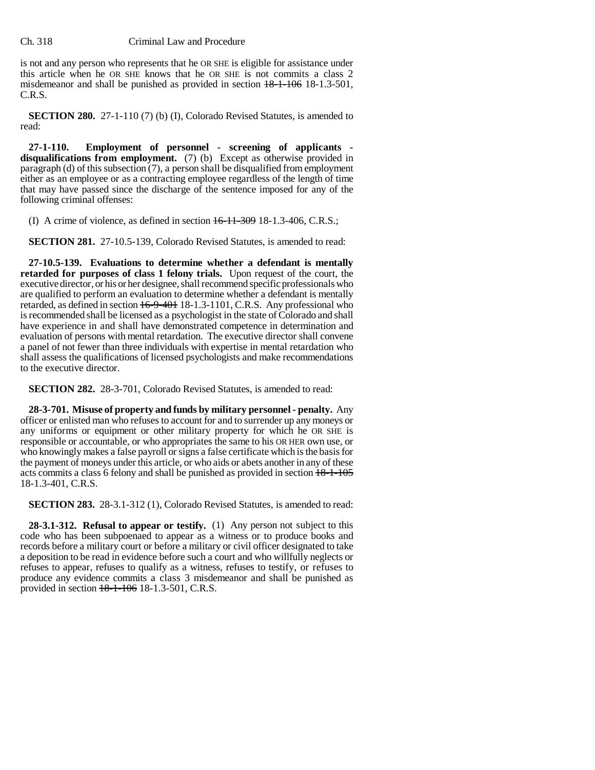is not and any person who represents that he OR SHE is eligible for assistance under this article when he OR SHE knows that he OR SHE is not commits a class 2 misdemeanor and shall be punished as provided in section ~~18-1-106~~ 18-1.3-501, C.R.S.

**SECTION 280.** 27-1-110 (7) (b) (I), Colorado Revised Statutes, is amended to read:

**27-1-110. Employment of personnel - screening of applicants - disqualifications from employment.** (7) (b) Except as otherwise provided in paragraph (d) of this subsection (7), a person shall be disqualified from employment either as an employee or as a contracting employee regardless of the length of time that may have passed since the discharge of the sentence imposed for any of the following criminal offenses:

(I) A crime of violence, as defined in section ~~16-11-309~~ 18-1.3-406, C.R.S.;

**SECTION 281.** 27-10.5-139, Colorado Revised Statutes, is amended to read:

**27-10.5-139. Evaluations to determine whether a defendant is mentally retarded for purposes of class 1 felony trials.** Upon request of the court, the executive director, or his or her designee, shall recommend specific professionals who are qualified to perform an evaluation to determine whether a defendant is mentally retarded, as defined in section ~~16-9-401~~ 18-1.3-1101, C.R.S. Any professional who is recommended shall be licensed as a psychologist in the state of Colorado and shall have experience in and shall have demonstrated competence in determination and evaluation of persons with mental retardation. The executive director shall convene a panel of not fewer than three individuals with expertise in mental retardation who shall assess the qualifications of licensed psychologists and make recommendations to the executive director.

**SECTION 282.** 28-3-701, Colorado Revised Statutes, is amended to read:

**28-3-701. Misuse of property and funds by military personnel - penalty.** Any officer or enlisted man who refuses to account for and to surrender up any moneys or any uniforms or equipment or other military property for which he OR SHE is responsible or accountable, or who appropriates the same to his OR HER own use, or who knowingly makes a false payroll or signs a false certificate which is the basis for the payment of moneys under this article, or who aids or abets another in any of these acts commits a class 6 felony and shall be punished as provided in section ~~18-1-105~~ 18-1.3-401, C.R.S.

**SECTION 283.** 28-3.1-312 (1), Colorado Revised Statutes, is amended to read:

**28-3.1-312. Refusal to appear or testify.** (1) Any person not subject to this code who has been subpoenaed to appear as a witness or to produce books and records before a military court or before a military or civil officer designated to take a deposition to be read in evidence before such a court and who willfully neglects or refuses to appear, refuses to qualify as a witness, refuses to testify, or refuses to produce any evidence commits a class 3 misdemeanor and shall be punished as provided in section ~~18-1-106~~ 18-1.3-501, C.R.S.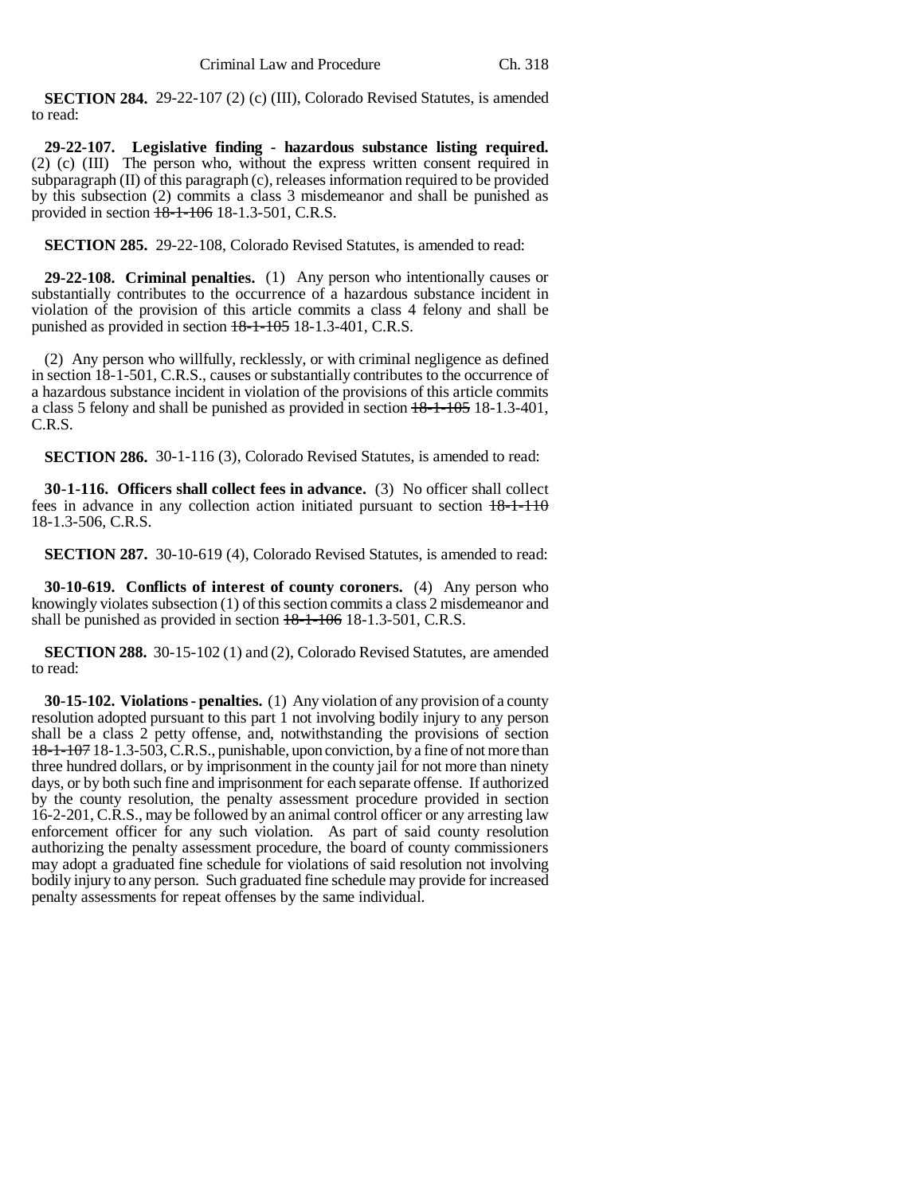**SECTION 284.** 29-22-107 (2) (c) (III), Colorado Revised Statutes, is amended to read:

**29-22-107. Legislative finding - hazardous substance listing required.** (2) (c) (III) The person who, without the express written consent required in subparagraph (II) of this paragraph (c), releases information required to be provided by this subsection (2) commits a class 3 misdemeanor and shall be punished as provided in section ~~18-1-106~~ 18-1.3-501, C.R.S.

**SECTION 285.** 29-22-108, Colorado Revised Statutes, is amended to read:

**29-22-108. Criminal penalties.** (1) Any person who intentionally causes or substantially contributes to the occurrence of a hazardous substance incident in violation of the provision of this article commits a class 4 felony and shall be punished as provided in section ~~18-1-105~~ 18-1.3-401, C.R.S.

(2) Any person who willfully, recklessly, or with criminal negligence as defined in section 18-1-501, C.R.S., causes or substantially contributes to the occurrence of a hazardous substance incident in violation of the provisions of this article commits a class 5 felony and shall be punished as provided in section ~~18-1-105~~ 18-1.3-401, C.R.S.

**SECTION 286.** 30-1-116 (3), Colorado Revised Statutes, is amended to read:

**30-1-116. Officers shall collect fees in advance.** (3) No officer shall collect fees in advance in any collection action initiated pursuant to section ~~18-1-110~~ 18-1.3-506, C.R.S.

**SECTION 287.** 30-10-619 (4), Colorado Revised Statutes, is amended to read:

**30-10-619. Conflicts of interest of county coroners.** (4) Any person who knowingly violates subsection (1) of this section commits a class 2 misdemeanor and shall be punished as provided in section ~~18-1-106~~ 18-1.3-501, C.R.S.

**SECTION 288.** 30-15-102 (1) and (2), Colorado Revised Statutes, are amended to read:

**30-15-102. Violations - penalties.** (1) Any violation of any provision of a county resolution adopted pursuant to this part 1 not involving bodily injury to any person shall be a class 2 petty offense, and, notwithstanding the provisions of section ~~18-1-107~~ 18-1.3-503, C.R.S., punishable, upon conviction, by a fine of not more than three hundred dollars, or by imprisonment in the county jail for not more than ninety days, or by both such fine and imprisonment for each separate offense. If authorized by the county resolution, the penalty assessment procedure provided in section 16-2-201, C.R.S., may be followed by an animal control officer or any arresting law enforcement officer for any such violation. As part of said county resolution authorizing the penalty assessment procedure, the board of county commissioners may adopt a graduated fine schedule for violations of said resolution not involving bodily injury to any person. Such graduated fine schedule may provide for increased penalty assessments for repeat offenses by the same individual.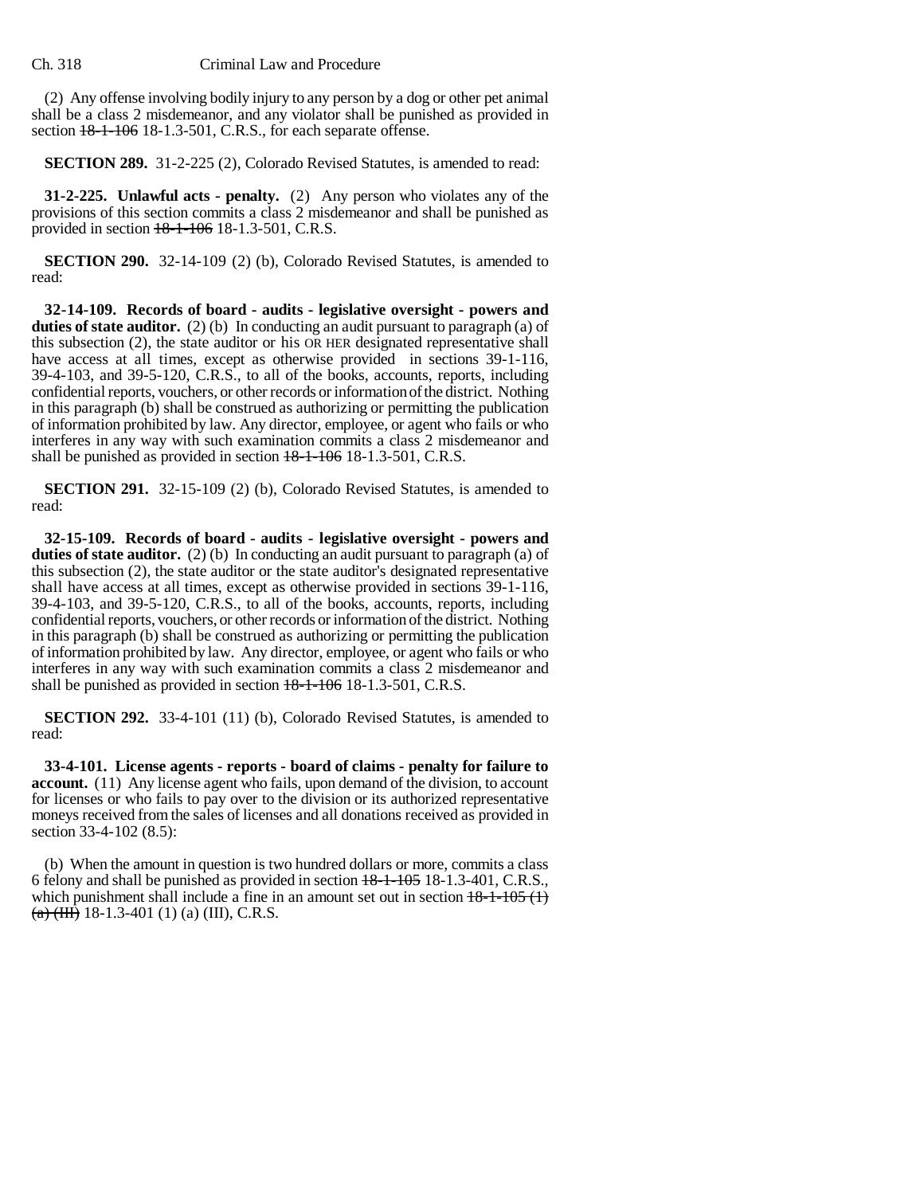(2) Any offense involving bodily injury to any person by a dog or other pet animal shall be a class 2 misdemeanor, and any violator shall be punished as provided in section ~~18-1-106~~ 18-1.3-501, C.R.S., for each separate offense.

**SECTION 289.** 31-2-225 (2), Colorado Revised Statutes, is amended to read:

**31-2-225. Unlawful acts - penalty.** (2) Any person who violates any of the provisions of this section commits a class 2 misdemeanor and shall be punished as provided in section ~~18-1-106~~ 18-1.3-501, C.R.S.

**SECTION 290.** 32-14-109 (2) (b), Colorado Revised Statutes, is amended to read:

**32-14-109. Records of board - audits - legislative oversight - powers and duties of state auditor.** (2) (b) In conducting an audit pursuant to paragraph (a) of this subsection (2), the state auditor or his OR HER designated representative shall have access at all times, except as otherwise provided in sections 39-1-116, 39-4-103, and 39-5-120, C.R.S., to all of the books, accounts, reports, including confidential reports, vouchers, or other records or information of the district. Nothing in this paragraph (b) shall be construed as authorizing or permitting the publication of information prohibited by law. Any director, employee, or agent who fails or who interferes in any way with such examination commits a class 2 misdemeanor and shall be punished as provided in section ~~18-1-106~~ 18-1.3-501, C.R.S.

**SECTION 291.** 32-15-109 (2) (b), Colorado Revised Statutes, is amended to read:

**32-15-109. Records of board - audits - legislative oversight - powers and duties of state auditor.** (2) (b) In conducting an audit pursuant to paragraph (a) of this subsection (2), the state auditor or the state auditor's designated representative shall have access at all times, except as otherwise provided in sections 39-1-116, 39-4-103, and 39-5-120, C.R.S., to all of the books, accounts, reports, including confidential reports, vouchers, or other records or information of the district. Nothing in this paragraph (b) shall be construed as authorizing or permitting the publication of information prohibited by law. Any director, employee, or agent who fails or who interferes in any way with such examination commits a class 2 misdemeanor and shall be punished as provided in section ~~18-1-106~~ 18-1.3-501, C.R.S.

**SECTION 292.** 33-4-101 (11) (b), Colorado Revised Statutes, is amended to read:

**33-4-101. License agents - reports - board of claims - penalty for failure to account.** (11) Any license agent who fails, upon demand of the division, to account for licenses or who fails to pay over to the division or its authorized representative moneys received from the sales of licenses and all donations received as provided in section 33-4-102 (8.5):

(b) When the amount in question is two hundred dollars or more, commits a class 6 felony and shall be punished as provided in section ~~18-1-105~~ 18-1.3-401, C.R.S., which punishment shall include a fine in an amount set out in section ~~18-1-105 (1) (a) (III)~~ 18-1.3-401 (1) (a) (III), C.R.S.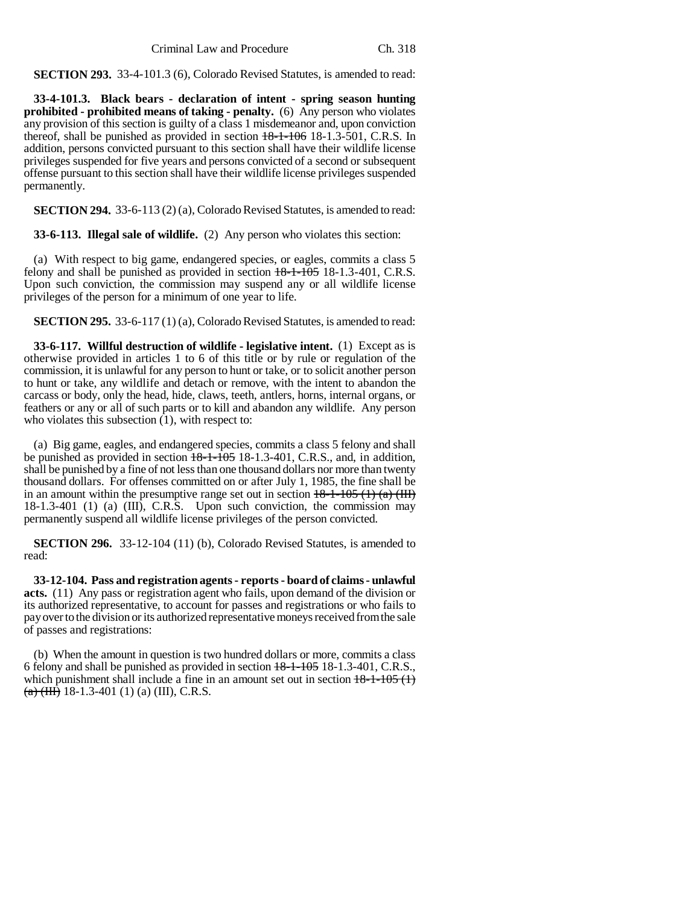**SECTION 293.** 33-4-101.3 (6), Colorado Revised Statutes, is amended to read:

**33-4-101.3. Black bears - declaration of intent - spring season hunting prohibited - prohibited means of taking - penalty.** (6) Any person who violates any provision of this section is guilty of a class 1 misdemeanor and, upon conviction thereof, shall be punished as provided in section ~~18-1-106~~ 18-1.3-501, C.R.S. In addition, persons convicted pursuant to this section shall have their wildlife license privileges suspended for five years and persons convicted of a second or subsequent offense pursuant to this section shall have their wildlife license privileges suspended permanently.

**SECTION 294.** 33-6-113 (2) (a), Colorado Revised Statutes, is amended to read:

**33-6-113. Illegal sale of wildlife.** (2) Any person who violates this section:

(a) With respect to big game, endangered species, or eagles, commits a class 5 felony and shall be punished as provided in section ~~18-1-105~~ 18-1.3-401, C.R.S. Upon such conviction, the commission may suspend any or all wildlife license privileges of the person for a minimum of one year to life.

**SECTION 295.** 33-6-117 (1) (a), Colorado Revised Statutes, is amended to read:

**33-6-117. Willful destruction of wildlife - legislative intent.** (1) Except as is otherwise provided in articles 1 to 6 of this title or by rule or regulation of the commission, it is unlawful for any person to hunt or take, or to solicit another person to hunt or take, any wildlife and detach or remove, with the intent to abandon the carcass or body, only the head, hide, claws, teeth, antlers, horns, internal organs, or feathers or any or all of such parts or to kill and abandon any wildlife. Any person who violates this subsection (1), with respect to:

(a) Big game, eagles, and endangered species, commits a class 5 felony and shall be punished as provided in section ~~18-1-105~~ 18-1.3-401, C.R.S., and, in addition, shall be punished by a fine of not less than one thousand dollars nor more than twenty thousand dollars. For offenses committed on or after July 1, 1985, the fine shall be in an amount within the presumptive range set out in section ~~18-1-105 (1) (a) (III)~~ 18-1.3-401 (1) (a) (III), C.R.S. Upon such conviction, the commission may permanently suspend all wildlife license privileges of the person convicted.

**SECTION 296.** 33-12-104 (11) (b), Colorado Revised Statutes, is amended to read:

**33-12-104. Pass and registration agents - reports - board of claims - unlawful acts.** (11) Any pass or registration agent who fails, upon demand of the division or its authorized representative, to account for passes and registrations or who fails to pay over to the division or its authorized representative moneys received from the sale of passes and registrations:

(b) When the amount in question is two hundred dollars or more, commits a class 6 felony and shall be punished as provided in section ~~18-1-105~~ 18-1.3-401, C.R.S., which punishment shall include a fine in an amount set out in section ~~18-1-105 (1) (a) (III)~~ 18-1.3-401 (1) (a) (III), C.R.S.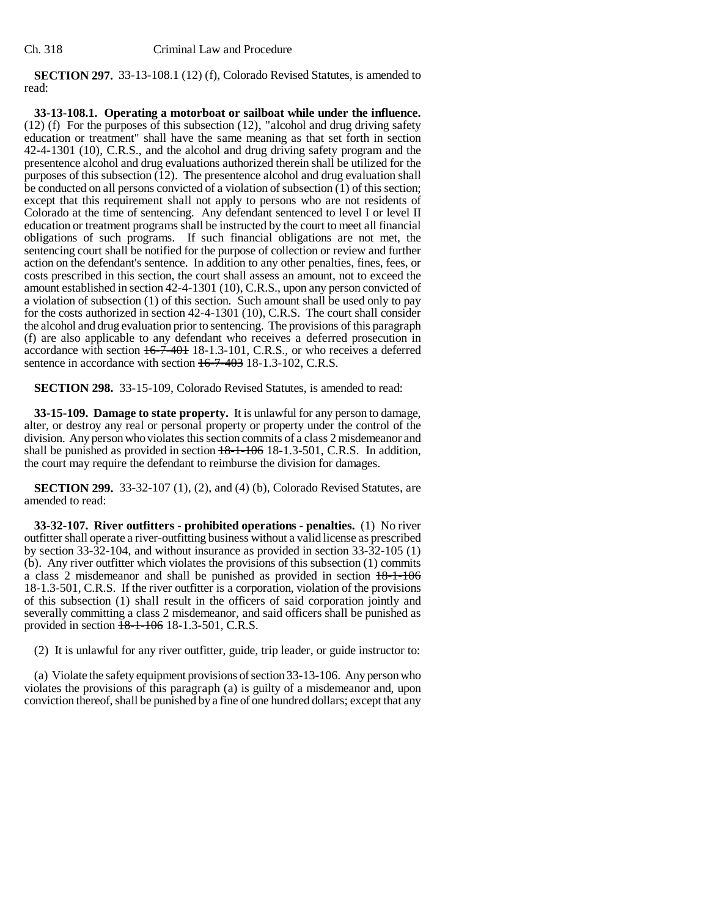**SECTION 297.** 33-13-108.1 (12) (f), Colorado Revised Statutes, is amended to read:

**33-13-108.1. Operating a motorboat or sailboat while under the influence.** (12) (f) For the purposes of this subsection (12), "alcohol and drug driving safety education or treatment" shall have the same meaning as that set forth in section 42-4-1301 (10), C.R.S., and the alcohol and drug driving safety program and the presentence alcohol and drug evaluations authorized therein shall be utilized for the purposes of this subsection (12). The presentence alcohol and drug evaluation shall be conducted on all persons convicted of a violation of subsection (1) of this section; except that this requirement shall not apply to persons who are not residents of Colorado at the time of sentencing. Any defendant sentenced to level I or level II education or treatment programs shall be instructed by the court to meet all financial obligations of such programs. If such financial obligations are not met, the sentencing court shall be notified for the purpose of collection or review and further action on the defendant's sentence. In addition to any other penalties, fines, fees, or costs prescribed in this section, the court shall assess an amount, not to exceed the amount established in section 42-4-1301 (10), C.R.S., upon any person convicted of a violation of subsection (1) of this section. Such amount shall be used only to pay for the costs authorized in section 42-4-1301 (10), C.R.S. The court shall consider the alcohol and drug evaluation prior to sentencing. The provisions of this paragraph (f) are also applicable to any defendant who receives a deferred prosecution in accordance with section ~~16-7-401~~ 18-1.3-101, C.R.S., or who receives a deferred sentence in accordance with section ~~16-7-403~~ 18-1.3-102, C.R.S.

**SECTION 298.** 33-15-109, Colorado Revised Statutes, is amended to read:

**33-15-109. Damage to state property.** It is unlawful for any person to damage, alter, or destroy any real or personal property or property under the control of the division. Any person who violates this section commits of a class 2 misdemeanor and shall be punished as provided in section ~~18-1-106~~ 18-1.3-501, C.R.S. In addition, the court may require the defendant to reimburse the division for damages.

**SECTION 299.** 33-32-107 (1), (2), and (4) (b), Colorado Revised Statutes, are amended to read:

**33-32-107. River outfitters - prohibited operations - penalties.** (1) No river outfitter shall operate a river-outfitting business without a valid license as prescribed by section 33-32-104, and without insurance as provided in section 33-32-105 (1) (b). Any river outfitter which violates the provisions of this subsection (1) commits a class 2 misdemeanor and shall be punished as provided in section ~~18-1-106~~ 18-1.3-501, C.R.S. If the river outfitter is a corporation, violation of the provisions of this subsection (1) shall result in the officers of said corporation jointly and severally committing a class 2 misdemeanor, and said officers shall be punished as provided in section ~~18-1-106~~ 18-1.3-501, C.R.S.

(2) It is unlawful for any river outfitter, guide, trip leader, or guide instructor to:

(a) Violate the safety equipment provisions of section 33-13-106. Any person who violates the provisions of this paragraph (a) is guilty of a misdemeanor and, upon conviction thereof, shall be punished by a fine of one hundred dollars; except that any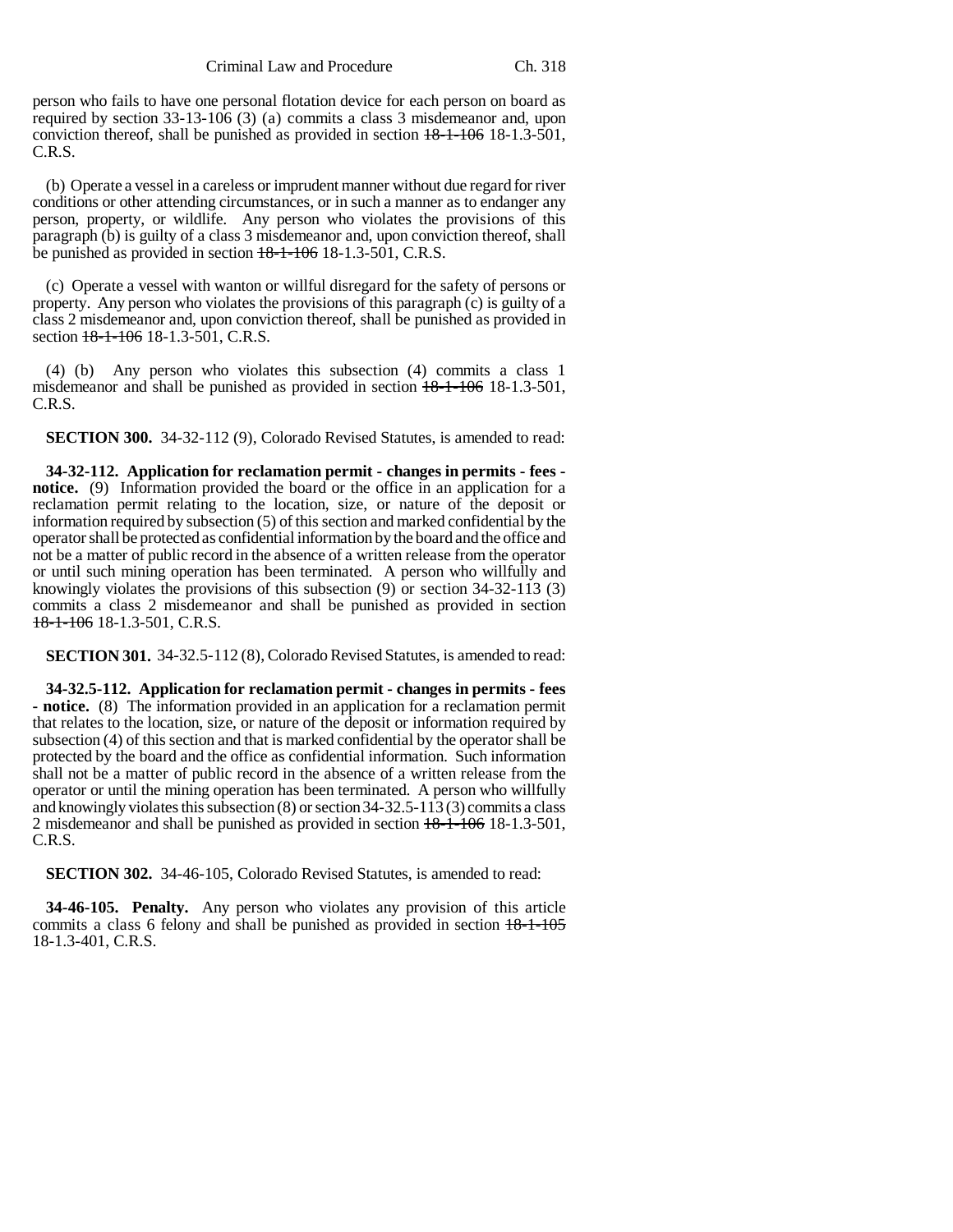person who fails to have one personal flotation device for each person on board as required by section 33-13-106 (3) (a) commits a class 3 misdemeanor and, upon conviction thereof, shall be punished as provided in section ~~18-1-106~~ 18-1.3-501, C.R.S.

(b) Operate a vessel in a careless or imprudent manner without due regard for river conditions or other attending circumstances, or in such a manner as to endanger any person, property, or wildlife. Any person who violates the provisions of this paragraph (b) is guilty of a class 3 misdemeanor and, upon conviction thereof, shall be punished as provided in section ~~18-1-106~~ 18-1.3-501, C.R.S.

(c) Operate a vessel with wanton or willful disregard for the safety of persons or property. Any person who violates the provisions of this paragraph (c) is guilty of a class 2 misdemeanor and, upon conviction thereof, shall be punished as provided in section ~~18-1-106~~ 18-1.3-501, C.R.S.

(4) (b) Any person who violates this subsection (4) commits a class 1 misdemeanor and shall be punished as provided in section ~~18-1-106~~ 18-1.3-501, C.R.S.

**SECTION 300.** 34-32-112 (9), Colorado Revised Statutes, is amended to read:

**34-32-112. Application for reclamation permit - changes in permits - fees - notice.** (9) Information provided the board or the office in an application for a reclamation permit relating to the location, size, or nature of the deposit or information required by subsection (5) of this section and marked confidential by the operator shall be protected as confidential information by the board and the office and not be a matter of public record in the absence of a written release from the operator or until such mining operation has been terminated. A person who willfully and knowingly violates the provisions of this subsection (9) or section 34-32-113 (3) commits a class 2 misdemeanor and shall be punished as provided in section ~~18-1-106~~ 18-1.3-501, C.R.S.

**SECTION 301.** 34-32.5-112 (8), Colorado Revised Statutes, is amended to read:

**34-32.5-112. Application for reclamation permit - changes in permits - fees - notice.** (8) The information provided in an application for a reclamation permit that relates to the location, size, or nature of the deposit or information required by subsection (4) of this section and that is marked confidential by the operator shall be protected by the board and the office as confidential information. Such information shall not be a matter of public record in the absence of a written release from the operator or until the mining operation has been terminated. A person who willfully and knowingly violates this subsection (8) or section 34-32.5-113 (3) commits a class 2 misdemeanor and shall be punished as provided in section ~~18-1-106~~ 18-1.3-501, C.R.S.

**SECTION 302.** 34-46-105, Colorado Revised Statutes, is amended to read:

**34-46-105. Penalty.** Any person who violates any provision of this article commits a class 6 felony and shall be punished as provided in section ~~18-1-105~~ 18-1.3-401, C.R.S.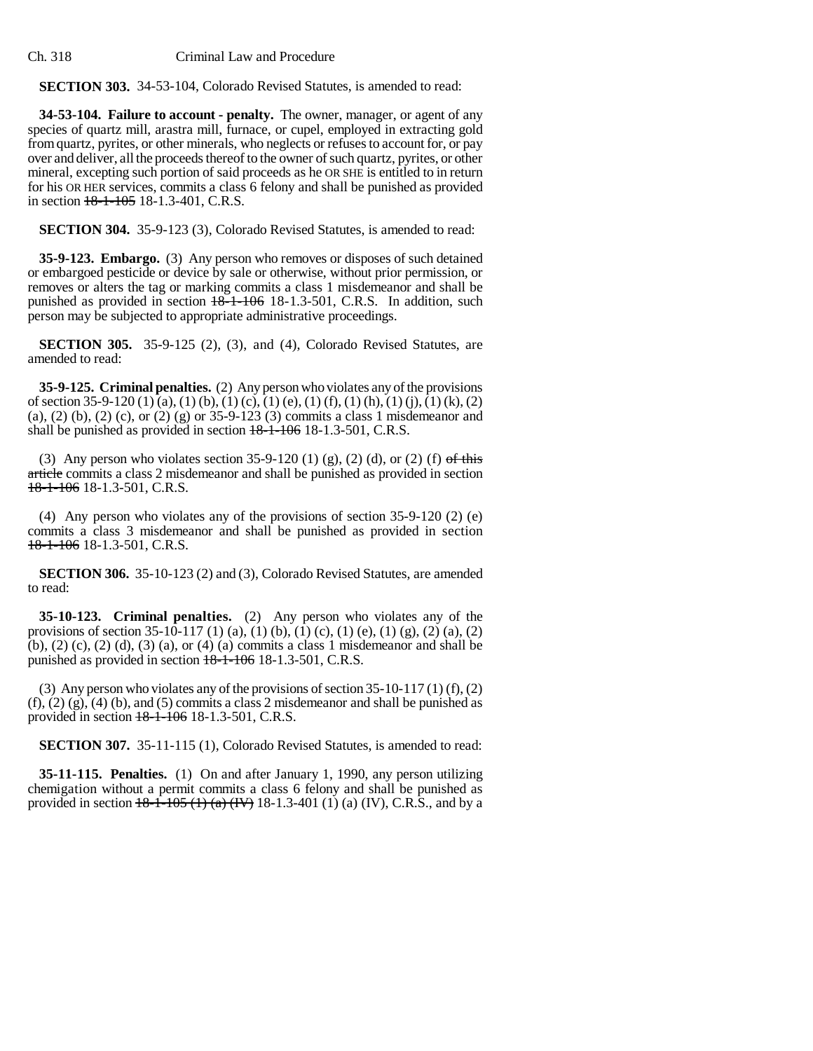**SECTION 303.** 34-53-104, Colorado Revised Statutes, is amended to read:

**34-53-104. Failure to account - penalty.** The owner, manager, or agent of any species of quartz mill, arastra mill, furnace, or cupel, employed in extracting gold from quartz, pyrites, or other minerals, who neglects or refuses to account for, or pay over and deliver, all the proceeds thereof to the owner of such quartz, pyrites, or other mineral, excepting such portion of said proceeds as he OR SHE is entitled to in return for his OR HER services, commits a class 6 felony and shall be punished as provided in section ~~18-1-105~~ 18-1.3-401, C.R.S.

**SECTION 304.** 35-9-123 (3), Colorado Revised Statutes, is amended to read:

**35-9-123. Embargo.** (3) Any person who removes or disposes of such detained or embargoed pesticide or device by sale or otherwise, without prior permission, or removes or alters the tag or marking commits a class 1 misdemeanor and shall be punished as provided in section ~~18-1-106~~ 18-1.3-501, C.R.S. In addition, such person may be subjected to appropriate administrative proceedings.

**SECTION 305.** 35-9-125 (2), (3), and (4), Colorado Revised Statutes, are amended to read:

**35-9-125. Criminal penalties.** (2) Any person who violates any of the provisions of section 35-9-120 (1) (a), (1) (b), (1) (c), (1) (e), (1) (f), (1) (h), (1) (j), (1) (k), (2) (a), (2) (b), (2) (c), or (2) (g) or 35-9-123 (3) commits a class 1 misdemeanor and shall be punished as provided in section ~~18-1-106~~ 18-1.3-501, C.R.S.

(3) Any person who violates section 35-9-120 (1) (g), (2) (d), or (2) (f) ~~of this article~~ commits a class 2 misdemeanor and shall be punished as provided in section ~~18-1-106~~ 18-1.3-501, C.R.S.

(4) Any person who violates any of the provisions of section 35-9-120 (2) (e) commits a class 3 misdemeanor and shall be punished as provided in section ~~18-1-106~~ 18-1.3-501, C.R.S.

**SECTION 306.** 35-10-123 (2) and (3), Colorado Revised Statutes, are amended to read:

**35-10-123. Criminal penalties.** (2) Any person who violates any of the provisions of section 35-10-117 (1) (a), (1) (b), (1) (c), (1) (e), (1) (g), (2) (a), (2) (b), (2) (c), (2) (d), (3) (a), or (4) (a) commits a class 1 misdemeanor and shall be punished as provided in section ~~18-1-106~~ 18-1.3-501, C.R.S.

(3) Any person who violates any of the provisions of section 35-10-117 (1) (f), (2) (f), (2) (g), (4) (b), and (5) commits a class 2 misdemeanor and shall be punished as provided in section ~~18-1-106~~ 18-1.3-501, C.R.S.

**SECTION 307.** 35-11-115 (1), Colorado Revised Statutes, is amended to read:

**35-11-115. Penalties.** (1) On and after January 1, 1990, any person utilizing chemigation without a permit commits a class 6 felony and shall be punished as provided in section ~~18-1-105 (1) (a) (IV)~~ 18-1.3-401 (1) (a) (IV), C.R.S., and by a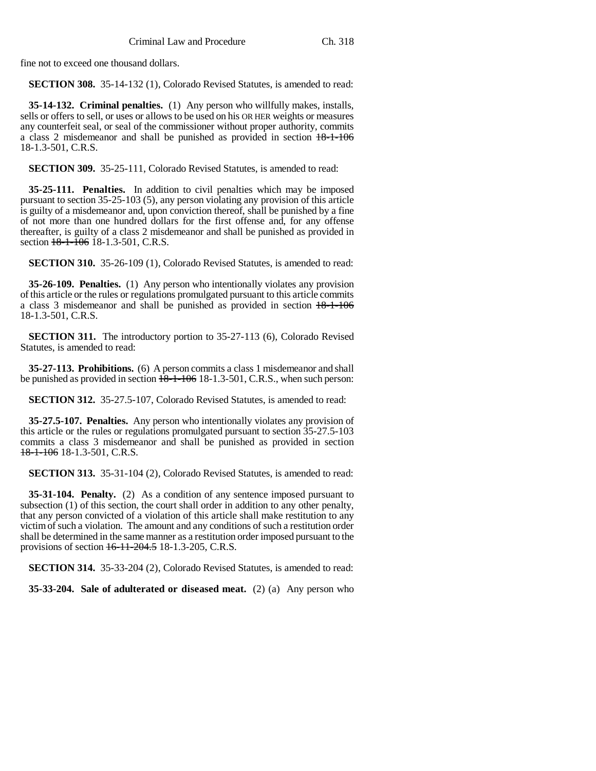fine not to exceed one thousand dollars.

**SECTION 308.** 35-14-132 (1), Colorado Revised Statutes, is amended to read:

**35-14-132. Criminal penalties.** (1) Any person who willfully makes, installs, sells or offers to sell, or uses or allows to be used on his OR HER weights or measures any counterfeit seal, or seal of the commissioner without proper authority, commits a class 2 misdemeanor and shall be punished as provided in section ~~18-1-106~~ 18-1.3-501, C.R.S.

**SECTION 309.** 35-25-111, Colorado Revised Statutes, is amended to read:

**35-25-111. Penalties.** In addition to civil penalties which may be imposed pursuant to section 35-25-103 (5), any person violating any provision of this article is guilty of a misdemeanor and, upon conviction thereof, shall be punished by a fine of not more than one hundred dollars for the first offense and, for any offense thereafter, is guilty of a class 2 misdemeanor and shall be punished as provided in section ~~18-1-106~~ 18-1.3-501, C.R.S.

**SECTION 310.** 35-26-109 (1), Colorado Revised Statutes, is amended to read:

**35-26-109. Penalties.** (1) Any person who intentionally violates any provision of this article or the rules or regulations promulgated pursuant to this article commits a class 3 misdemeanor and shall be punished as provided in section ~~18-1-106~~ 18-1.3-501, C.R.S.

**SECTION 311.** The introductory portion to 35-27-113 (6), Colorado Revised Statutes, is amended to read:

**35-27-113. Prohibitions.** (6) A person commits a class 1 misdemeanor and shall be punished as provided in section ~~18-1-106~~ 18-1.3-501, C.R.S., when such person:

**SECTION 312.** 35-27.5-107, Colorado Revised Statutes, is amended to read:

**35-27.5-107. Penalties.** Any person who intentionally violates any provision of this article or the rules or regulations promulgated pursuant to section 35-27.5-103 commits a class 3 misdemeanor and shall be punished as provided in section ~~18-1-106~~ 18-1.3-501, C.R.S.

**SECTION 313.** 35-31-104 (2), Colorado Revised Statutes, is amended to read:

**35-31-104. Penalty.** (2) As a condition of any sentence imposed pursuant to subsection (1) of this section, the court shall order in addition to any other penalty, that any person convicted of a violation of this article shall make restitution to any victim of such a violation. The amount and any conditions of such a restitution order shall be determined in the same manner as a restitution order imposed pursuant to the provisions of section ~~16-11-204.5~~ 18-1.3-205, C.R.S.

**SECTION 314.** 35-33-204 (2), Colorado Revised Statutes, is amended to read:

**35-33-204. Sale of adulterated or diseased meat.** (2) (a) Any person who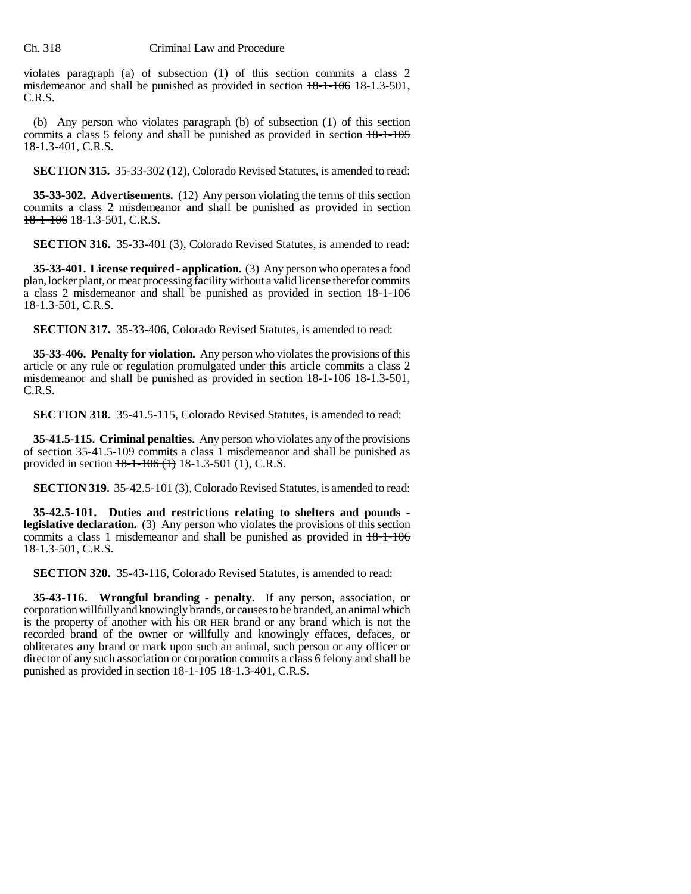violates paragraph (a) of subsection (1) of this section commits a class 2 misdemeanor and shall be punished as provided in section ~~18-1-106~~ 18-1.3-501, C.R.S.

(b) Any person who violates paragraph (b) of subsection (1) of this section commits a class 5 felony and shall be punished as provided in section ~~18-1-105~~ 18-1.3-401, C.R.S.

**SECTION 315.** 35-33-302 (12), Colorado Revised Statutes, is amended to read:

**35-33-302. Advertisements.** (12) Any person violating the terms of this section commits a class 2 misdemeanor and shall be punished as provided in section ~~18-1-106~~ 18-1.3-501, C.R.S.

**SECTION 316.** 35-33-401 (3), Colorado Revised Statutes, is amended to read:

**35-33-401. License required - application.** (3) Any person who operates a food plan, locker plant, or meat processing facility without a valid license therefor commits a class 2 misdemeanor and shall be punished as provided in section ~~18-1-106~~ 18-1.3-501, C.R.S.

**SECTION 317.** 35-33-406, Colorado Revised Statutes, is amended to read:

**35-33-406. Penalty for violation.** Any person who violates the provisions of this article or any rule or regulation promulgated under this article commits a class 2 misdemeanor and shall be punished as provided in section ~~18-1-106~~ 18-1.3-501, C.R.S.

**SECTION 318.** 35-41.5-115, Colorado Revised Statutes, is amended to read:

**35-41.5-115. Criminal penalties.** Any person who violates any of the provisions of section 35-41.5-109 commits a class 1 misdemeanor and shall be punished as provided in section ~~18-1-106 (1)~~ 18-1.3-501 (1), C.R.S.

**SECTION 319.** 35-42.5-101 (3), Colorado Revised Statutes, is amended to read:

**35-42.5-101. Duties and restrictions relating to shelters and pounds - legislative declaration.** (3) Any person who violates the provisions of this section commits a class 1 misdemeanor and shall be punished as provided in ~~18-1-106~~ 18-1.3-501, C.R.S.

**SECTION 320.** 35-43-116, Colorado Revised Statutes, is amended to read:

**35-43-116. Wrongful branding - penalty.** If any person, association, or corporation willfully and knowingly brands, or causes to be branded, an animal which is the property of another with his OR HER brand or any brand which is not the recorded brand of the owner or willfully and knowingly effaces, defaces, or obliterates any brand or mark upon such an animal, such person or any officer or director of any such association or corporation commits a class 6 felony and shall be punished as provided in section ~~18-1-105~~ 18-1.3-401, C.R.S.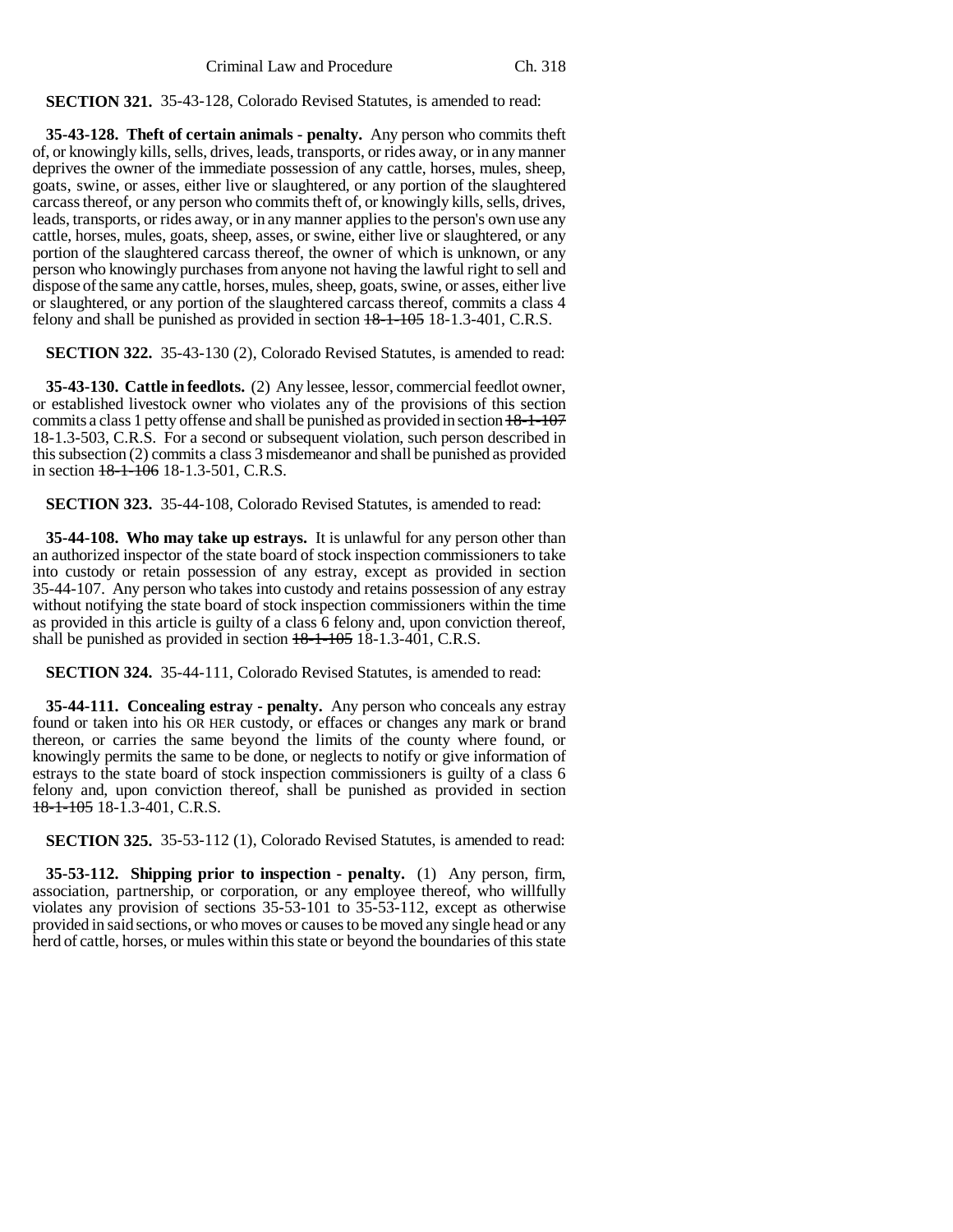**SECTION 321.** 35-43-128, Colorado Revised Statutes, is amended to read:

**35-43-128. Theft of certain animals - penalty.** Any person who commits theft of, or knowingly kills, sells, drives, leads, transports, or rides away, or in any manner deprives the owner of the immediate possession of any cattle, horses, mules, sheep, goats, swine, or asses, either live or slaughtered, or any portion of the slaughtered carcass thereof, or any person who commits theft of, or knowingly kills, sells, drives, leads, transports, or rides away, or in any manner applies to the person's own use any cattle, horses, mules, goats, sheep, asses, or swine, either live or slaughtered, or any portion of the slaughtered carcass thereof, the owner of which is unknown, or any person who knowingly purchases from anyone not having the lawful right to sell and dispose of the same any cattle, horses, mules, sheep, goats, swine, or asses, either live or slaughtered, or any portion of the slaughtered carcass thereof, commits a class 4 felony and shall be punished as provided in section ~~18-1-105~~ 18-1.3-401, C.R.S.

**SECTION 322.** 35-43-130 (2), Colorado Revised Statutes, is amended to read:

**35-43-130. Cattle in feedlots.** (2) Any lessee, lessor, commercial feedlot owner, or established livestock owner who violates any of the provisions of this section commits a class 1 petty offense and shall be punished as provided in section ~~18-1-107~~ 18-1.3-503, C.R.S. For a second or subsequent violation, such person described in this subsection (2) commits a class 3 misdemeanor and shall be punished as provided in section ~~18-1-106~~ 18-1.3-501, C.R.S.

**SECTION 323.** 35-44-108, Colorado Revised Statutes, is amended to read:

**35-44-108. Who may take up estrays.** It is unlawful for any person other than an authorized inspector of the state board of stock inspection commissioners to take into custody or retain possession of any estray, except as provided in section 35-44-107. Any person who takes into custody and retains possession of any estray without notifying the state board of stock inspection commissioners within the time as provided in this article is guilty of a class 6 felony and, upon conviction thereof, shall be punished as provided in section ~~18-1-105~~ 18-1.3-401, C.R.S.

**SECTION 324.** 35-44-111, Colorado Revised Statutes, is amended to read:

**35-44-111. Concealing estray - penalty.** Any person who conceals any estray found or taken into his OR HER custody, or effaces or changes any mark or brand thereon, or carries the same beyond the limits of the county where found, or knowingly permits the same to be done, or neglects to notify or give information of estrays to the state board of stock inspection commissioners is guilty of a class 6 felony and, upon conviction thereof, shall be punished as provided in section ~~18-1-105~~ 18-1.3-401, C.R.S.

**SECTION 325.** 35-53-112 (1), Colorado Revised Statutes, is amended to read:

**35-53-112. Shipping prior to inspection - penalty.** (1) Any person, firm, association, partnership, or corporation, or any employee thereof, who willfully violates any provision of sections 35-53-101 to 35-53-112, except as otherwise provided in said sections, or who moves or causes to be moved any single head or any herd of cattle, horses, or mules within this state or beyond the boundaries of this state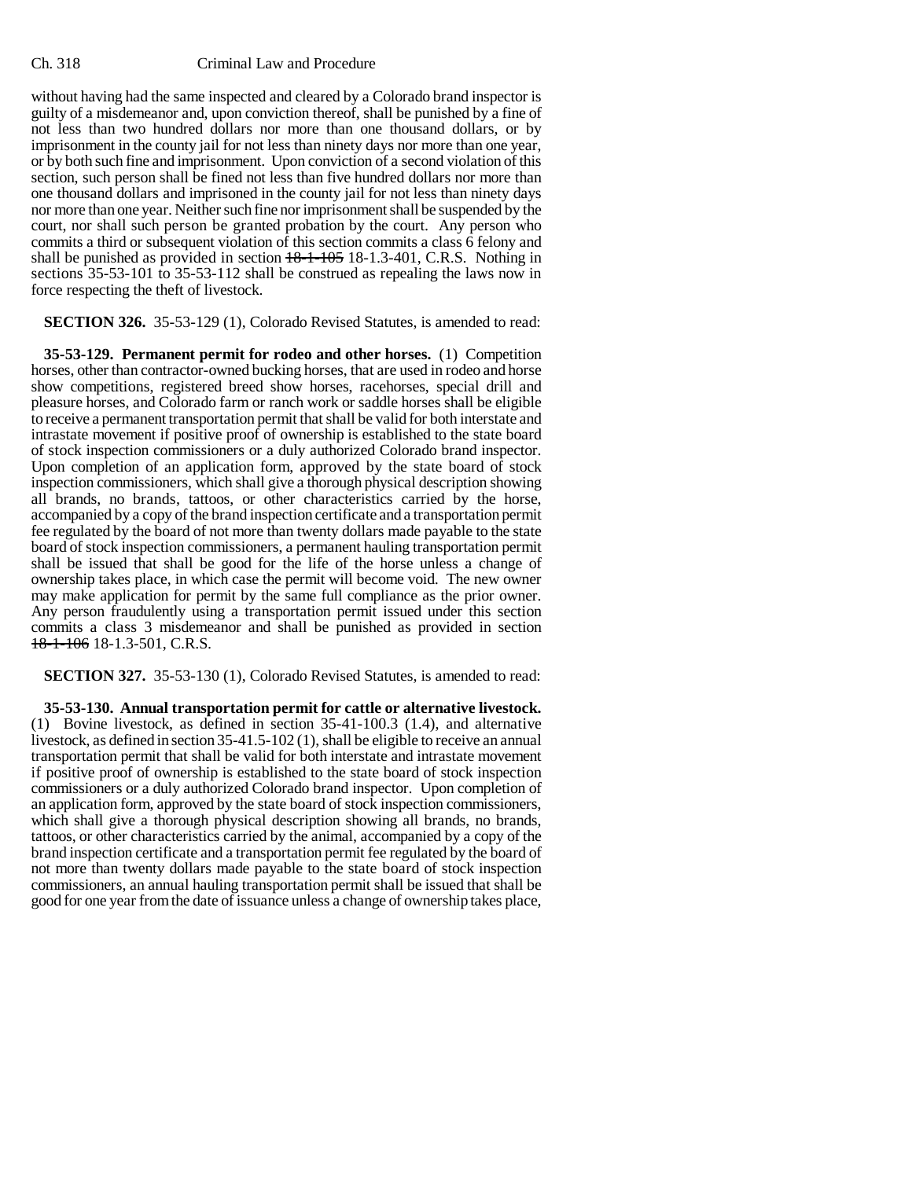without having had the same inspected and cleared by a Colorado brand inspector is guilty of a misdemeanor and, upon conviction thereof, shall be punished by a fine of not less than two hundred dollars nor more than one thousand dollars, or by imprisonment in the county jail for not less than ninety days nor more than one year, or by both such fine and imprisonment. Upon conviction of a second violation of this section, such person shall be fined not less than five hundred dollars nor more than one thousand dollars and imprisoned in the county jail for not less than ninety days nor more than one year. Neither such fine nor imprisonment shall be suspended by the court, nor shall such person be granted probation by the court. Any person who commits a third or subsequent violation of this section commits a class 6 felony and shall be punished as provided in section ~~18-1-105~~ 18-1.3-401, C.R.S. Nothing in sections 35-53-101 to 35-53-112 shall be construed as repealing the laws now in force respecting the theft of livestock.

**SECTION 326.** 35-53-129 (1), Colorado Revised Statutes, is amended to read:

**35-53-129. Permanent permit for rodeo and other horses.** (1) Competition horses, other than contractor-owned bucking horses, that are used in rodeo and horse show competitions, registered breed show horses, racehorses, special drill and pleasure horses, and Colorado farm or ranch work or saddle horses shall be eligible to receive a permanent transportation permit that shall be valid for both interstate and intrastate movement if positive proof of ownership is established to the state board of stock inspection commissioners or a duly authorized Colorado brand inspector. Upon completion of an application form, approved by the state board of stock inspection commissioners, which shall give a thorough physical description showing all brands, no brands, tattoos, or other characteristics carried by the horse, accompanied by a copy of the brand inspection certificate and a transportation permit fee regulated by the board of not more than twenty dollars made payable to the state board of stock inspection commissioners, a permanent hauling transportation permit shall be issued that shall be good for the life of the horse unless a change of ownership takes place, in which case the permit will become void. The new owner may make application for permit by the same full compliance as the prior owner. Any person fraudulently using a transportation permit issued under this section commits a class 3 misdemeanor and shall be punished as provided in section ~~18-1-106~~ 18-1.3-501, C.R.S.

**SECTION 327.** 35-53-130 (1), Colorado Revised Statutes, is amended to read:

**35-53-130. Annual transportation permit for cattle or alternative livestock.** (1) Bovine livestock, as defined in section 35-41-100.3 (1.4), and alternative livestock, as defined in section 35-41.5-102 (1), shall be eligible to receive an annual transportation permit that shall be valid for both interstate and intrastate movement if positive proof of ownership is established to the state board of stock inspection commissioners or a duly authorized Colorado brand inspector. Upon completion of an application form, approved by the state board of stock inspection commissioners, which shall give a thorough physical description showing all brands, no brands, tattoos, or other characteristics carried by the animal, accompanied by a copy of the brand inspection certificate and a transportation permit fee regulated by the board of not more than twenty dollars made payable to the state board of stock inspection commissioners, an annual hauling transportation permit shall be issued that shall be good for one year from the date of issuance unless a change of ownership takes place,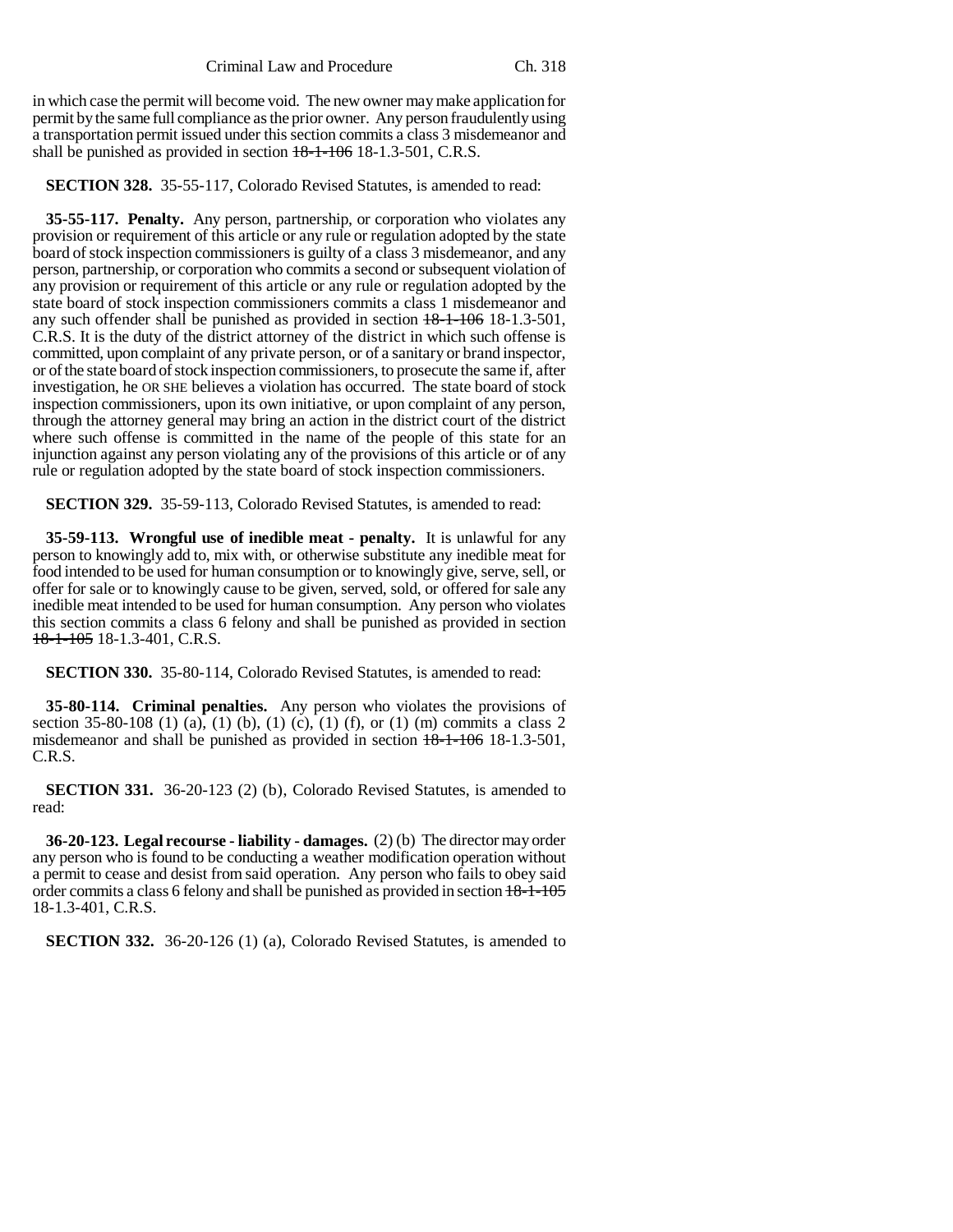in which case the permit will become void. The new owner may make application for permit by the same full compliance as the prior owner. Any person fraudulently using a transportation permit issued under this section commits a class 3 misdemeanor and shall be punished as provided in section ~~18-1-106~~ 18-1.3-501, C.R.S.

**SECTION 328.** 35-55-117, Colorado Revised Statutes, is amended to read:

**35-55-117. Penalty.** Any person, partnership, or corporation who violates any provision or requirement of this article or any rule or regulation adopted by the state board of stock inspection commissioners is guilty of a class 3 misdemeanor, and any person, partnership, or corporation who commits a second or subsequent violation of any provision or requirement of this article or any rule or regulation adopted by the state board of stock inspection commissioners commits a class 1 misdemeanor and any such offender shall be punished as provided in section ~~18-1-106~~ 18-1.3-501, C.R.S. It is the duty of the district attorney of the district in which such offense is committed, upon complaint of any private person, or of a sanitary or brand inspector, or of the state board of stock inspection commissioners, to prosecute the same if, after investigation, he OR SHE believes a violation has occurred. The state board of stock inspection commissioners, upon its own initiative, or upon complaint of any person, through the attorney general may bring an action in the district court of the district where such offense is committed in the name of the people of this state for an injunction against any person violating any of the provisions of this article or of any rule or regulation adopted by the state board of stock inspection commissioners.

**SECTION 329.** 35-59-113, Colorado Revised Statutes, is amended to read:

**35-59-113. Wrongful use of inedible meat - penalty.** It is unlawful for any person to knowingly add to, mix with, or otherwise substitute any inedible meat for food intended to be used for human consumption or to knowingly give, serve, sell, or offer for sale or to knowingly cause to be given, served, sold, or offered for sale any inedible meat intended to be used for human consumption. Any person who violates this section commits a class 6 felony and shall be punished as provided in section ~~18-1-105~~ 18-1.3-401, C.R.S.

**SECTION 330.** 35-80-114, Colorado Revised Statutes, is amended to read:

**35-80-114. Criminal penalties.** Any person who violates the provisions of section 35-80-108 (1) (a), (1) (b), (1) (c), (1) (f), or (1) (m) commits a class 2 misdemeanor and shall be punished as provided in section ~~18-1-106~~ 18-1.3-501, C.R.S.

**SECTION 331.** 36-20-123 (2) (b), Colorado Revised Statutes, is amended to read:

**36-20-123. Legal recourse - liability - damages.** (2) (b) The director may order any person who is found to be conducting a weather modification operation without a permit to cease and desist from said operation. Any person who fails to obey said order commits a class 6 felony and shall be punished as provided in section ~~18-1-105~~ 18-1.3-401, C.R.S.

**SECTION 332.** 36-20-126 (1) (a), Colorado Revised Statutes, is amended to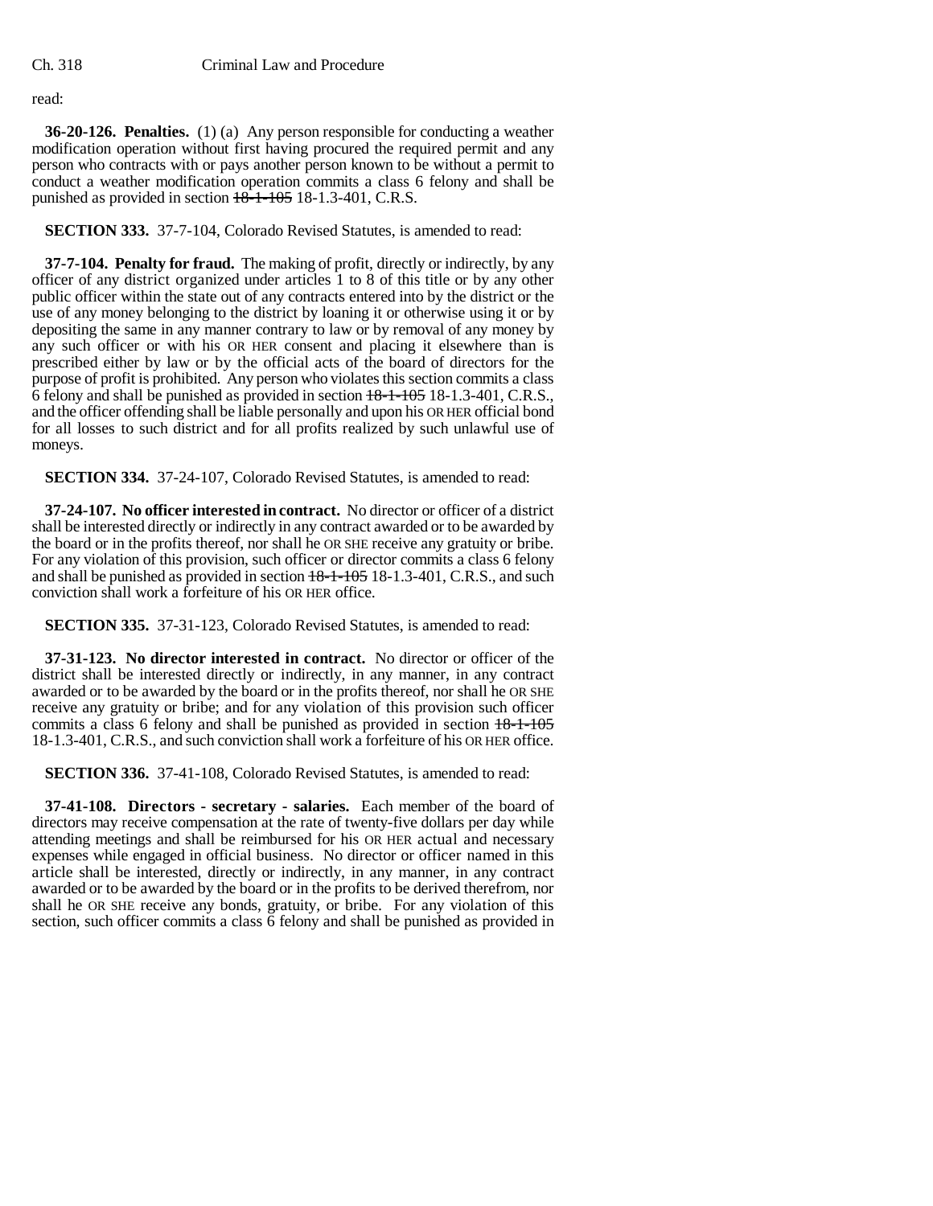read:

**36-20-126. Penalties.** (1) (a) Any person responsible for conducting a weather modification operation without first having procured the required permit and any person who contracts with or pays another person known to be without a permit to conduct a weather modification operation commits a class 6 felony and shall be punished as provided in section ~~18-1-105~~ 18-1.3-401, C.R.S.

**SECTION 333.** 37-7-104, Colorado Revised Statutes, is amended to read:

**37-7-104. Penalty for fraud.** The making of profit, directly or indirectly, by any officer of any district organized under articles 1 to 8 of this title or by any other public officer within the state out of any contracts entered into by the district or the use of any money belonging to the district by loaning it or otherwise using it or by depositing the same in any manner contrary to law or by removal of any money by any such officer or with his OR HER consent and placing it elsewhere than is prescribed either by law or by the official acts of the board of directors for the purpose of profit is prohibited. Any person who violates this section commits a class 6 felony and shall be punished as provided in section ~~18-1-105~~ 18-1.3-401, C.R.S., and the officer offending shall be liable personally and upon his OR HER official bond for all losses to such district and for all profits realized by such unlawful use of moneys.

**SECTION 334.** 37-24-107, Colorado Revised Statutes, is amended to read:

**37-24-107. No officer interested in contract.** No director or officer of a district shall be interested directly or indirectly in any contract awarded or to be awarded by the board or in the profits thereof, nor shall he OR SHE receive any gratuity or bribe. For any violation of this provision, such officer or director commits a class 6 felony and shall be punished as provided in section ~~18-1-105~~ 18-1.3-401, C.R.S., and such conviction shall work a forfeiture of his OR HER office.

**SECTION 335.** 37-31-123, Colorado Revised Statutes, is amended to read:

**37-31-123. No director interested in contract.** No director or officer of the district shall be interested directly or indirectly, in any manner, in any contract awarded or to be awarded by the board or in the profits thereof, nor shall he OR SHE receive any gratuity or bribe; and for any violation of this provision such officer commits a class 6 felony and shall be punished as provided in section ~~18-1-105~~ 18-1.3-401, C.R.S., and such conviction shall work a forfeiture of his OR HER office.

**SECTION 336.** 37-41-108, Colorado Revised Statutes, is amended to read:

**37-41-108. Directors - secretary - salaries.** Each member of the board of directors may receive compensation at the rate of twenty-five dollars per day while attending meetings and shall be reimbursed for his OR HER actual and necessary expenses while engaged in official business. No director or officer named in this article shall be interested, directly or indirectly, in any manner, in any contract awarded or to be awarded by the board or in the profits to be derived therefrom, nor shall he OR SHE receive any bonds, gratuity, or bribe. For any violation of this section, such officer commits a class 6 felony and shall be punished as provided in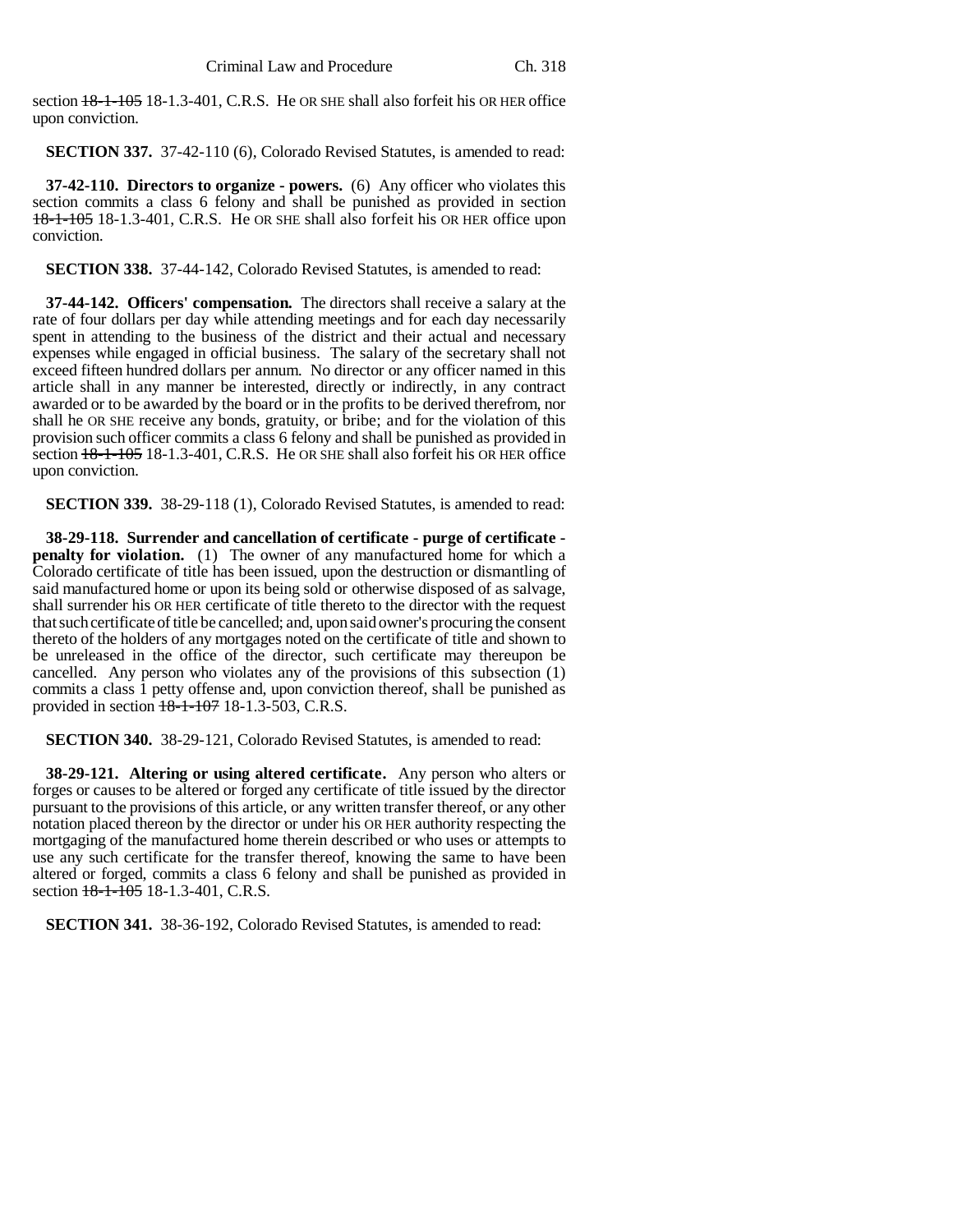section ~~18-1-105~~ 18-1.3-401, C.R.S. He OR SHE shall also forfeit his OR HER office upon conviction.

**SECTION 337.** 37-42-110 (6), Colorado Revised Statutes, is amended to read:

**37-42-110. Directors to organize - powers.** (6) Any officer who violates this section commits a class 6 felony and shall be punished as provided in section ~~18-1-105~~ 18-1.3-401, C.R.S. He OR SHE shall also forfeit his OR HER office upon conviction.

**SECTION 338.** 37-44-142, Colorado Revised Statutes, is amended to read:

**37-44-142. Officers' compensation.** The directors shall receive a salary at the rate of four dollars per day while attending meetings and for each day necessarily spent in attending to the business of the district and their actual and necessary expenses while engaged in official business. The salary of the secretary shall not exceed fifteen hundred dollars per annum. No director or any officer named in this article shall in any manner be interested, directly or indirectly, in any contract awarded or to be awarded by the board or in the profits to be derived therefrom, nor shall he OR SHE receive any bonds, gratuity, or bribe; and for the violation of this provision such officer commits a class 6 felony and shall be punished as provided in section ~~18-1-105~~ 18-1.3-401, C.R.S. He OR SHE shall also forfeit his OR HER office upon conviction.

**SECTION 339.** 38-29-118 (1), Colorado Revised Statutes, is amended to read:

**38-29-118. Surrender and cancellation of certificate - purge of certificate - penalty for violation.** (1) The owner of any manufactured home for which a Colorado certificate of title has been issued, upon the destruction or dismantling of said manufactured home or upon its being sold or otherwise disposed of as salvage, shall surrender his OR HER certificate of title thereto to the director with the request that such certificate of title be cancelled; and, upon said owner's procuring the consent thereto of the holders of any mortgages noted on the certificate of title and shown to be unreleased in the office of the director, such certificate may thereupon be cancelled. Any person who violates any of the provisions of this subsection (1) commits a class 1 petty offense and, upon conviction thereof, shall be punished as provided in section ~~18-1-107~~ 18-1.3-503, C.R.S.

**SECTION 340.** 38-29-121, Colorado Revised Statutes, is amended to read:

**38-29-121. Altering or using altered certificate.** Any person who alters or forges or causes to be altered or forged any certificate of title issued by the director pursuant to the provisions of this article, or any written transfer thereof, or any other notation placed thereon by the director or under his OR HER authority respecting the mortgaging of the manufactured home therein described or who uses or attempts to use any such certificate for the transfer thereof, knowing the same to have been altered or forged, commits a class 6 felony and shall be punished as provided in section ~~18-1-105~~ 18-1.3-401, C.R.S.

**SECTION 341.** 38-36-192, Colorado Revised Statutes, is amended to read: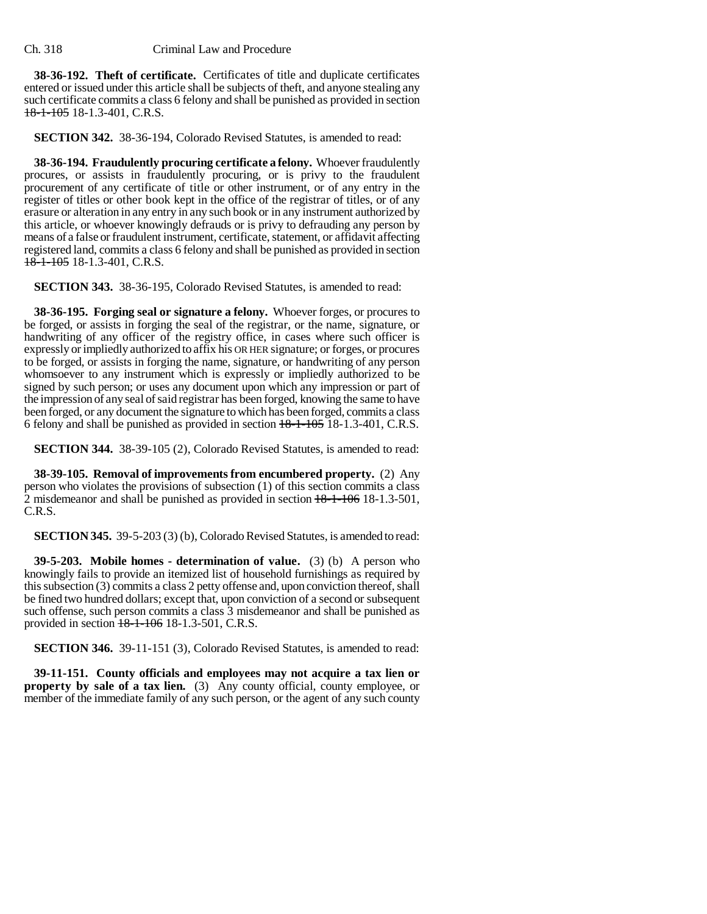**38-36-192. Theft of certificate.** Certificates of title and duplicate certificates entered or issued under this article shall be subjects of theft, and anyone stealing any such certificate commits a class 6 felony and shall be punished as provided in section ~~18-1-105~~ 18-1.3-401, C.R.S.

**SECTION 342.** 38-36-194, Colorado Revised Statutes, is amended to read:

**38-36-194. Fraudulently procuring certificate a felony.** Whoever fraudulently procures, or assists in fraudulently procuring, or is privy to the fraudulent procurement of any certificate of title or other instrument, or of any entry in the register of titles or other book kept in the office of the registrar of titles, or of any erasure or alteration in any entry in any such book or in any instrument authorized by this article, or whoever knowingly defrauds or is privy to defrauding any person by means of a false or fraudulent instrument, certificate, statement, or affidavit affecting registered land, commits a class 6 felony and shall be punished as provided in section ~~18-1-105~~ 18-1.3-401, C.R.S.

**SECTION 343.** 38-36-195, Colorado Revised Statutes, is amended to read:

**38-36-195. Forging seal or signature a felony.** Whoever forges, or procures to be forged, or assists in forging the seal of the registrar, or the name, signature, or handwriting of any officer of the registry office, in cases where such officer is expressly or impliedly authorized to affix his OR HER signature; or forges, or procures to be forged, or assists in forging the name, signature, or handwriting of any person whomsoever to any instrument which is expressly or impliedly authorized to be signed by such person; or uses any document upon which any impression or part of the impression of any seal of said registrar has been forged, knowing the same to have been forged, or any document the signature to which has been forged, commits a class 6 felony and shall be punished as provided in section ~~18-1-105~~ 18-1.3-401, C.R.S.

**SECTION 344.** 38-39-105 (2), Colorado Revised Statutes, is amended to read:

**38-39-105. Removal of improvements from encumbered property.** (2) Any person who violates the provisions of subsection (1) of this section commits a class 2 misdemeanor and shall be punished as provided in section ~~18-1-106~~ 18-1.3-501, C.R.S.

**SECTION 345.** 39-5-203 (3) (b), Colorado Revised Statutes, is amended to read:

**39-5-203. Mobile homes - determination of value.** (3) (b) A person who knowingly fails to provide an itemized list of household furnishings as required by this subsection (3) commits a class 2 petty offense and, upon conviction thereof, shall be fined two hundred dollars; except that, upon conviction of a second or subsequent such offense, such person commits a class 3 misdemeanor and shall be punished as provided in section ~~18-1-106~~ 18-1.3-501, C.R.S.

**SECTION 346.** 39-11-151 (3), Colorado Revised Statutes, is amended to read:

**39-11-151. County officials and employees may not acquire a tax lien or property by sale of a tax lien.** (3) Any county official, county employee, or member of the immediate family of any such person, or the agent of any such county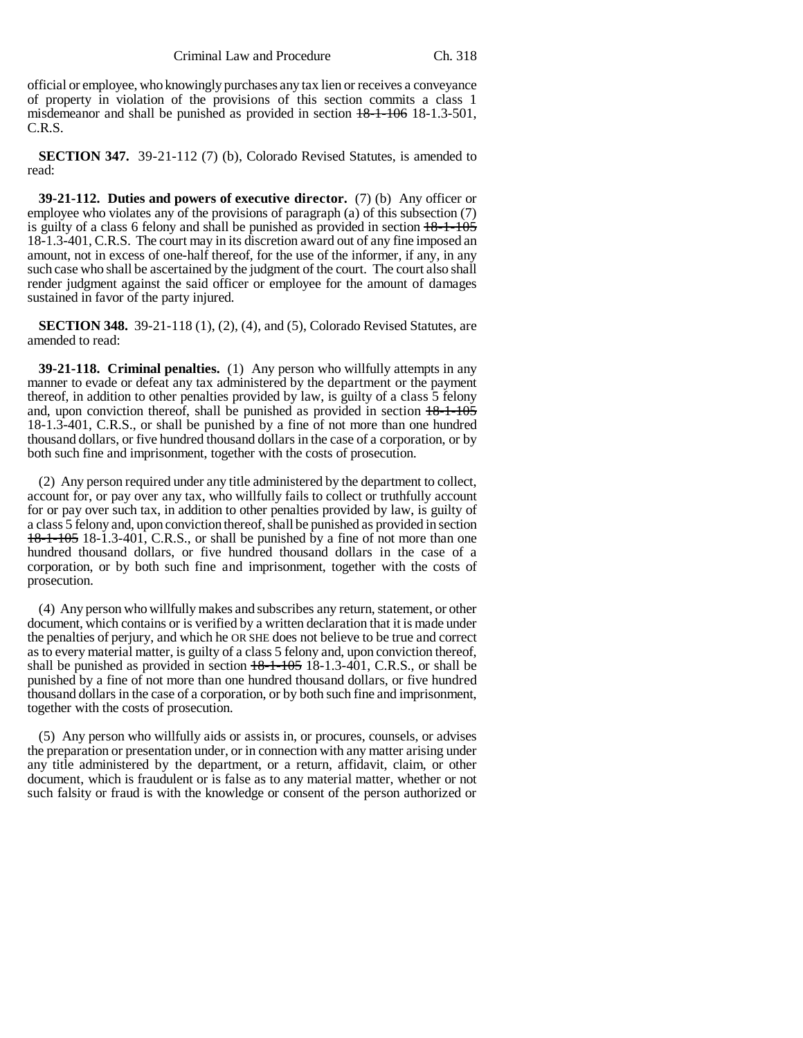official or employee, who knowingly purchases any tax lien or receives a conveyance of property in violation of the provisions of this section commits a class 1 misdemeanor and shall be punished as provided in section ~~18-1-106~~ 18-1.3-501, C.R.S.

**SECTION 347.** 39-21-112 (7) (b), Colorado Revised Statutes, is amended to read:

**39-21-112. Duties and powers of executive director.** (7) (b) Any officer or employee who violates any of the provisions of paragraph (a) of this subsection (7) is guilty of a class 6 felony and shall be punished as provided in section ~~18-1-105~~ 18-1.3-401, C.R.S. The court may in its discretion award out of any fine imposed an amount, not in excess of one-half thereof, for the use of the informer, if any, in any such case who shall be ascertained by the judgment of the court. The court also shall render judgment against the said officer or employee for the amount of damages sustained in favor of the party injured.

**SECTION 348.** 39-21-118 (1), (2), (4), and (5), Colorado Revised Statutes, are amended to read:

**39-21-118. Criminal penalties.** (1) Any person who willfully attempts in any manner to evade or defeat any tax administered by the department or the payment thereof, in addition to other penalties provided by law, is guilty of a class 5 felony and, upon conviction thereof, shall be punished as provided in section ~~18-1-105~~ 18-1.3-401, C.R.S., or shall be punished by a fine of not more than one hundred thousand dollars, or five hundred thousand dollars in the case of a corporation, or by both such fine and imprisonment, together with the costs of prosecution.

(2) Any person required under any title administered by the department to collect, account for, or pay over any tax, who willfully fails to collect or truthfully account for or pay over such tax, in addition to other penalties provided by law, is guilty of a class 5 felony and, upon conviction thereof, shall be punished as provided in section ~~18-1-105~~ 18-1.3-401, C.R.S., or shall be punished by a fine of not more than one hundred thousand dollars, or five hundred thousand dollars in the case of a corporation, or by both such fine and imprisonment, together with the costs of prosecution.

(4) Any person who willfully makes and subscribes any return, statement, or other document, which contains or is verified by a written declaration that it is made under the penalties of perjury, and which he OR SHE does not believe to be true and correct as to every material matter, is guilty of a class 5 felony and, upon conviction thereof, shall be punished as provided in section ~~18-1-105~~ 18-1.3-401, C.R.S., or shall be punished by a fine of not more than one hundred thousand dollars, or five hundred thousand dollars in the case of a corporation, or by both such fine and imprisonment, together with the costs of prosecution.

(5) Any person who willfully aids or assists in, or procures, counsels, or advises the preparation or presentation under, or in connection with any matter arising under any title administered by the department, or a return, affidavit, claim, or other document, which is fraudulent or is false as to any material matter, whether or not such falsity or fraud is with the knowledge or consent of the person authorized or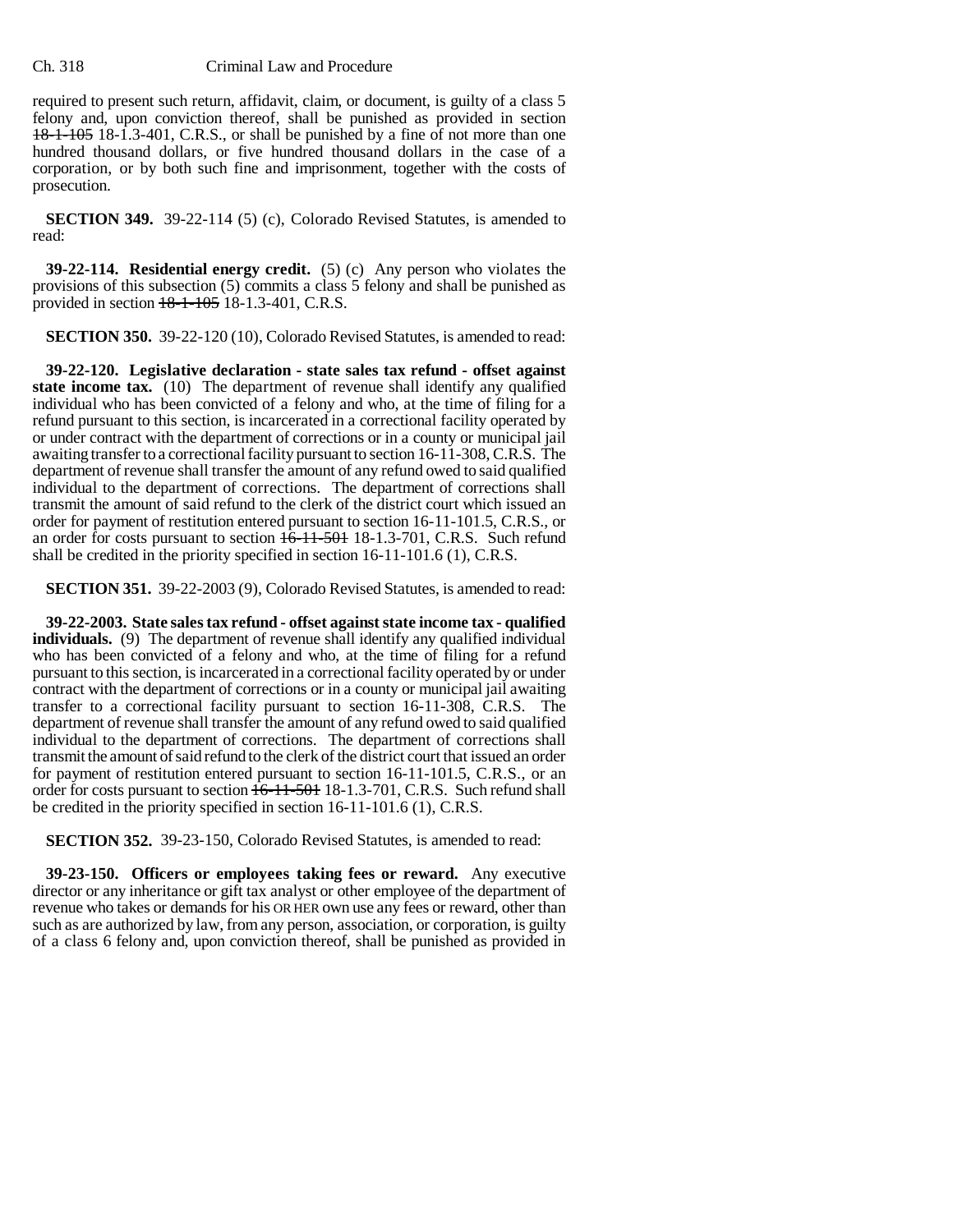required to present such return, affidavit, claim, or document, is guilty of a class 5 felony and, upon conviction thereof, shall be punished as provided in section ~~18-1-105~~ 18-1.3-401, C.R.S., or shall be punished by a fine of not more than one hundred thousand dollars, or five hundred thousand dollars in the case of a corporation, or by both such fine and imprisonment, together with the costs of prosecution.

**SECTION 349.** 39-22-114 (5) (c), Colorado Revised Statutes, is amended to read:

**39-22-114. Residential energy credit.** (5) (c) Any person who violates the provisions of this subsection (5) commits a class 5 felony and shall be punished as provided in section ~~18-1-105~~ 18-1.3-401, C.R.S.

**SECTION 350.** 39-22-120 (10), Colorado Revised Statutes, is amended to read:

**39-22-120. Legislative declaration - state sales tax refund - offset against state income tax.** (10) The department of revenue shall identify any qualified individual who has been convicted of a felony and who, at the time of filing for a refund pursuant to this section, is incarcerated in a correctional facility operated by or under contract with the department of corrections or in a county or municipal jail awaiting transfer to a correctional facility pursuant to section 16-11-308, C.R.S. The department of revenue shall transfer the amount of any refund owed to said qualified individual to the department of corrections. The department of corrections shall transmit the amount of said refund to the clerk of the district court which issued an order for payment of restitution entered pursuant to section 16-11-101.5, C.R.S., or an order for costs pursuant to section ~~16-11-501~~ 18-1.3-701, C.R.S. Such refund shall be credited in the priority specified in section 16-11-101.6 (1), C.R.S.

**SECTION 351.** 39-22-2003 (9), Colorado Revised Statutes, is amended to read:

**39-22-2003. State sales tax refund - offset against state income tax - qualified individuals.** (9) The department of revenue shall identify any qualified individual who has been convicted of a felony and who, at the time of filing for a refund pursuant to this section, is incarcerated in a correctional facility operated by or under contract with the department of corrections or in a county or municipal jail awaiting transfer to a correctional facility pursuant to section 16-11-308, C.R.S. The department of revenue shall transfer the amount of any refund owed to said qualified individual to the department of corrections. The department of corrections shall transmit the amount of said refund to the clerk of the district court that issued an order for payment of restitution entered pursuant to section 16-11-101.5, C.R.S., or an order for costs pursuant to section ~~16-11-501~~ 18-1.3-701, C.R.S. Such refund shall be credited in the priority specified in section 16-11-101.6 (1), C.R.S.

**SECTION 352.** 39-23-150, Colorado Revised Statutes, is amended to read:

**39-23-150. Officers or employees taking fees or reward.** Any executive director or any inheritance or gift tax analyst or other employee of the department of revenue who takes or demands for his OR HER own use any fees or reward, other than such as are authorized by law, from any person, association, or corporation, is guilty of a class 6 felony and, upon conviction thereof, shall be punished as provided in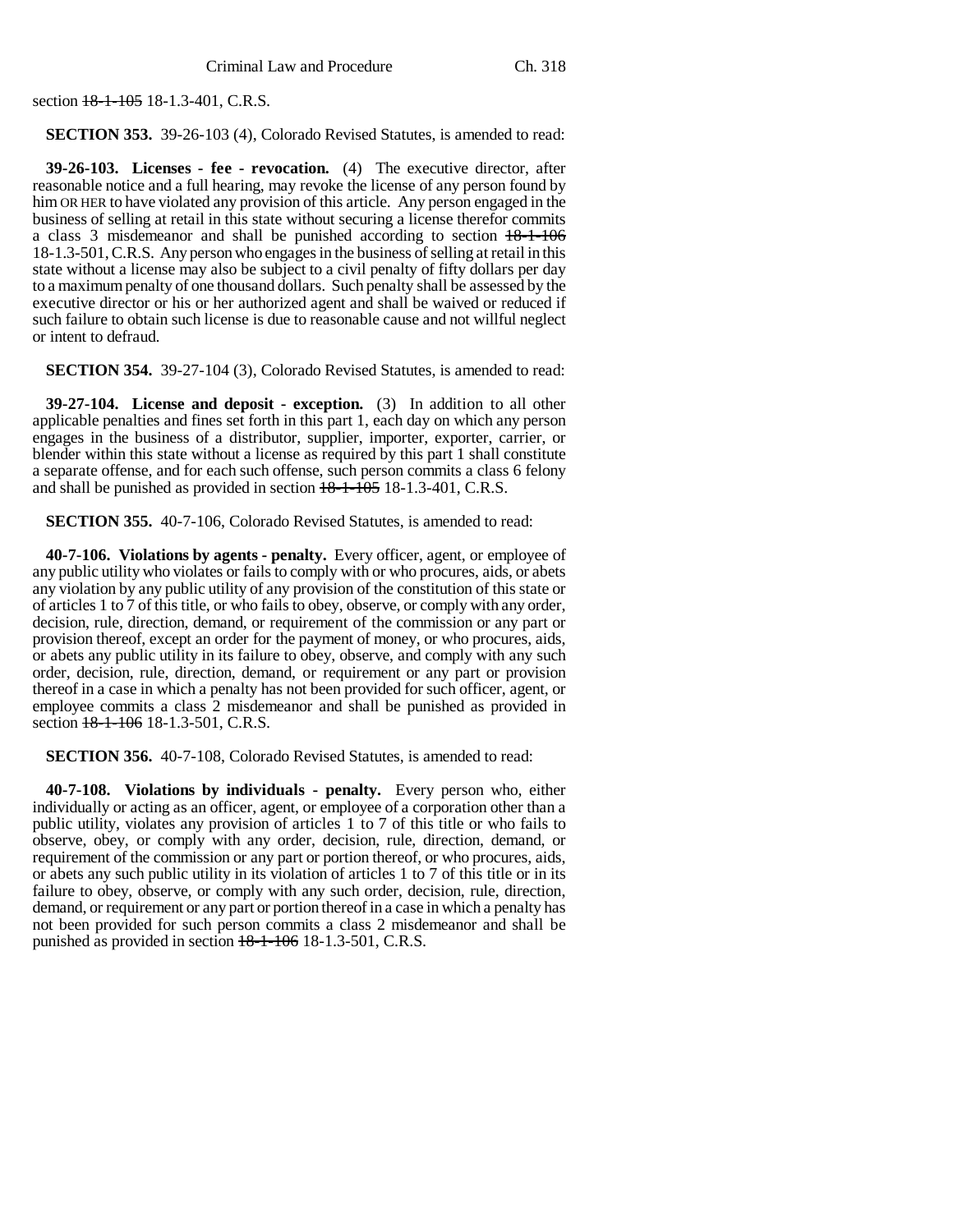section ~~18-1-105~~ 18-1.3-401, C.R.S.

**SECTION 353.** 39-26-103 (4), Colorado Revised Statutes, is amended to read:

**39-26-103. Licenses - fee - revocation.** (4) The executive director, after reasonable notice and a full hearing, may revoke the license of any person found by him OR HER to have violated any provision of this article. Any person engaged in the business of selling at retail in this state without securing a license therefor commits a class 3 misdemeanor and shall be punished according to section ~~18-1-106~~ 18-1.3-501, C.R.S. Any person who engages in the business of selling at retail in this state without a license may also be subject to a civil penalty of fifty dollars per day to a maximum penalty of one thousand dollars. Such penalty shall be assessed by the executive director or his or her authorized agent and shall be waived or reduced if such failure to obtain such license is due to reasonable cause and not willful neglect or intent to defraud.

**SECTION 354.** 39-27-104 (3), Colorado Revised Statutes, is amended to read:

**39-27-104. License and deposit - exception.** (3) In addition to all other applicable penalties and fines set forth in this part 1, each day on which any person engages in the business of a distributor, supplier, importer, exporter, carrier, or blender within this state without a license as required by this part 1 shall constitute a separate offense, and for each such offense, such person commits a class 6 felony and shall be punished as provided in section ~~18-1-105~~ 18-1.3-401, C.R.S.

**SECTION 355.** 40-7-106, Colorado Revised Statutes, is amended to read:

**40-7-106. Violations by agents - penalty.** Every officer, agent, or employee of any public utility who violates or fails to comply with or who procures, aids, or abets any violation by any public utility of any provision of the constitution of this state or of articles 1 to 7 of this title, or who fails to obey, observe, or comply with any order, decision, rule, direction, demand, or requirement of the commission or any part or provision thereof, except an order for the payment of money, or who procures, aids, or abets any public utility in its failure to obey, observe, and comply with any such order, decision, rule, direction, demand, or requirement or any part or provision thereof in a case in which a penalty has not been provided for such officer, agent, or employee commits a class 2 misdemeanor and shall be punished as provided in section ~~18-1-106~~ 18-1.3-501, C.R.S.

**SECTION 356.** 40-7-108, Colorado Revised Statutes, is amended to read:

**40-7-108. Violations by individuals - penalty.** Every person who, either individually or acting as an officer, agent, or employee of a corporation other than a public utility, violates any provision of articles 1 to 7 of this title or who fails to observe, obey, or comply with any order, decision, rule, direction, demand, or requirement of the commission or any part or portion thereof, or who procures, aids, or abets any such public utility in its violation of articles 1 to 7 of this title or in its failure to obey, observe, or comply with any such order, decision, rule, direction, demand, or requirement or any part or portion thereof in a case in which a penalty has not been provided for such person commits a class 2 misdemeanor and shall be punished as provided in section ~~18-1-106~~ 18-1.3-501, C.R.S.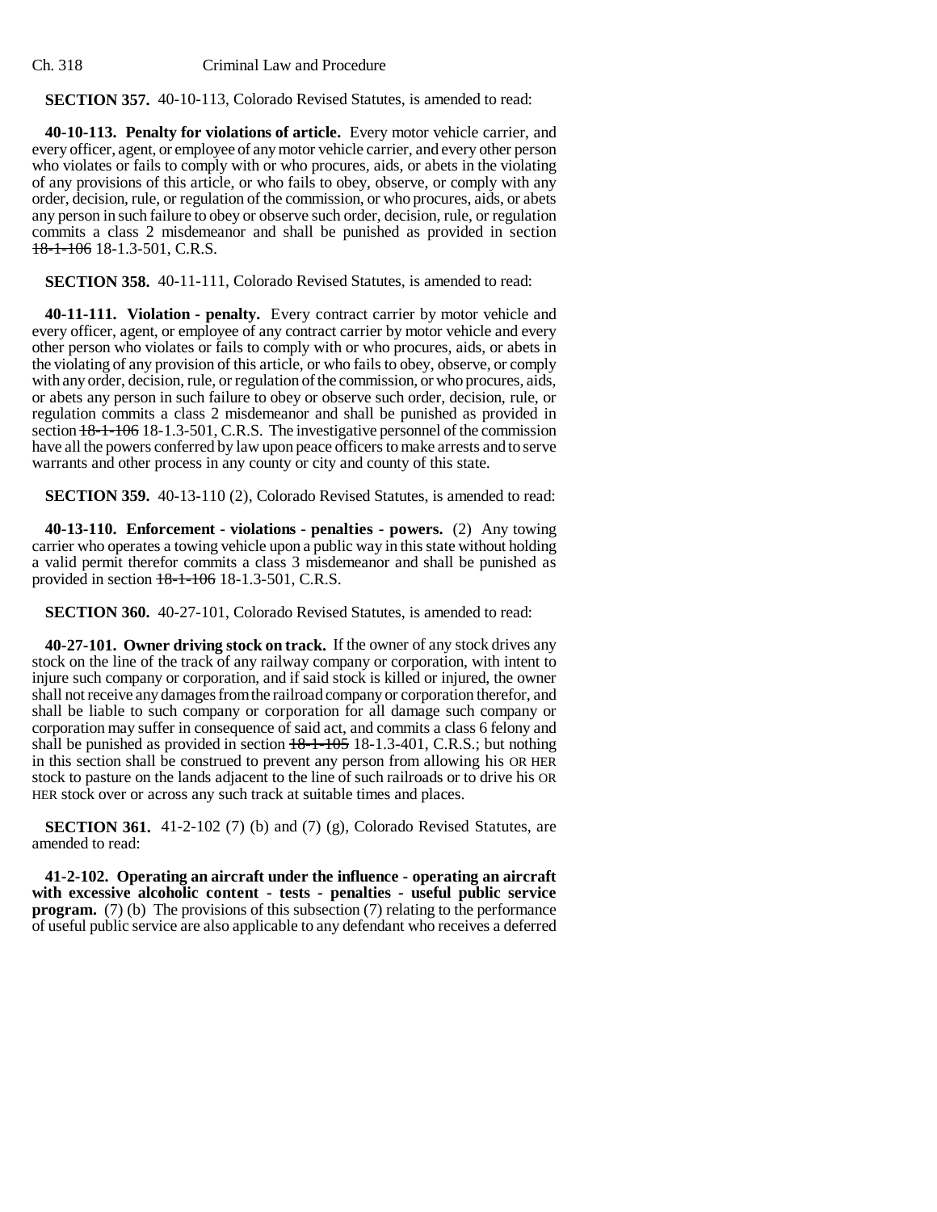**SECTION 357.** 40-10-113, Colorado Revised Statutes, is amended to read:

**40-10-113. Penalty for violations of article.** Every motor vehicle carrier, and every officer, agent, or employee of any motor vehicle carrier, and every other person who violates or fails to comply with or who procures, aids, or abets in the violating of any provisions of this article, or who fails to obey, observe, or comply with any order, decision, rule, or regulation of the commission, or who procures, aids, or abets any person in such failure to obey or observe such order, decision, rule, or regulation commits a class 2 misdemeanor and shall be punished as provided in section ~~18-1-106~~ 18-1.3-501, C.R.S.

**SECTION 358.** 40-11-111, Colorado Revised Statutes, is amended to read:

**40-11-111. Violation - penalty.** Every contract carrier by motor vehicle and every officer, agent, or employee of any contract carrier by motor vehicle and every other person who violates or fails to comply with or who procures, aids, or abets in the violating of any provision of this article, or who fails to obey, observe, or comply with any order, decision, rule, or regulation of the commission, or who procures, aids, or abets any person in such failure to obey or observe such order, decision, rule, or regulation commits a class 2 misdemeanor and shall be punished as provided in section ~~18-1-106~~ 18-1.3-501, C.R.S. The investigative personnel of the commission have all the powers conferred by law upon peace officers to make arrests and to serve warrants and other process in any county or city and county of this state.

**SECTION 359.** 40-13-110 (2), Colorado Revised Statutes, is amended to read:

**40-13-110. Enforcement - violations - penalties - powers.** (2) Any towing carrier who operates a towing vehicle upon a public way in this state without holding a valid permit therefor commits a class 3 misdemeanor and shall be punished as provided in section ~~18-1-106~~ 18-1.3-501, C.R.S.

**SECTION 360.** 40-27-101, Colorado Revised Statutes, is amended to read:

**40-27-101. Owner driving stock on track.** If the owner of any stock drives any stock on the line of the track of any railway company or corporation, with intent to injure such company or corporation, and if said stock is killed or injured, the owner shall not receive any damages from the railroad company or corporation therefor, and shall be liable to such company or corporation for all damage such company or corporation may suffer in consequence of said act, and commits a class 6 felony and shall be punished as provided in section ~~18-1-105~~ 18-1.3-401, C.R.S.; but nothing in this section shall be construed to prevent any person from allowing his OR HER stock to pasture on the lands adjacent to the line of such railroads or to drive his OR HER stock over or across any such track at suitable times and places.

**SECTION 361.** 41-2-102 (7) (b) and (7) (g), Colorado Revised Statutes, are amended to read:

**41-2-102. Operating an aircraft under the influence - operating an aircraft with excessive alcoholic content - tests - penalties - useful public service program.** (7) (b) The provisions of this subsection (7) relating to the performance of useful public service are also applicable to any defendant who receives a deferred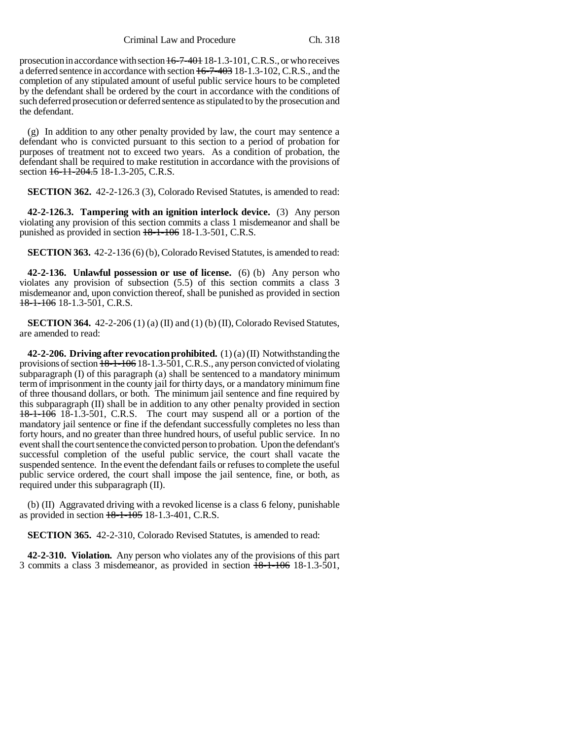prosecution in accordance with section ~~16-7-401~~ 18-1.3-101, C.R.S., or who receives a deferred sentence in accordance with section ~~16-7-403~~ 18-1.3-102, C.R.S., and the completion of any stipulated amount of useful public service hours to be completed by the defendant shall be ordered by the court in accordance with the conditions of such deferred prosecution or deferred sentence as stipulated to by the prosecution and the defendant.

(g) In addition to any other penalty provided by law, the court may sentence a defendant who is convicted pursuant to this section to a period of probation for purposes of treatment not to exceed two years. As a condition of probation, the defendant shall be required to make restitution in accordance with the provisions of section ~~16-11-204.5~~ 18-1.3-205, C.R.S.

**SECTION 362.** 42-2-126.3 (3), Colorado Revised Statutes, is amended to read:

**42-2-126.3. Tampering with an ignition interlock device.** (3) Any person violating any provision of this section commits a class 1 misdemeanor and shall be punished as provided in section ~~18-1-106~~ 18-1.3-501, C.R.S.

**SECTION 363.** 42-2-136 (6) (b), Colorado Revised Statutes, is amended to read:

**42-2-136. Unlawful possession or use of license.** (6) (b) Any person who violates any provision of subsection (5.5) of this section commits a class 3 misdemeanor and, upon conviction thereof, shall be punished as provided in section ~~18-1-106~~ 18-1.3-501, C.R.S.

**SECTION 364.** 42-2-206 (1) (a) (II) and (1) (b) (II), Colorado Revised Statutes, are amended to read:

**42-2-206. Driving after revocation prohibited.** (1) (a) (II) Notwithstanding the provisions of section ~~18-1-106~~ 18-1.3-501, C.R.S., any person convicted of violating subparagraph (I) of this paragraph (a) shall be sentenced to a mandatory minimum term of imprisonment in the county jail for thirty days, or a mandatory minimum fine of three thousand dollars, or both. The minimum jail sentence and fine required by this subparagraph (II) shall be in addition to any other penalty provided in section ~~18-1-106~~ 18-1.3-501, C.R.S. The court may suspend all or a portion of the mandatory jail sentence or fine if the defendant successfully completes no less than forty hours, and no greater than three hundred hours, of useful public service. In no event shall the court sentence the convicted person to probation. Upon the defendant's successful completion of the useful public service, the court shall vacate the suspended sentence. In the event the defendant fails or refuses to complete the useful public service ordered, the court shall impose the jail sentence, fine, or both, as required under this subparagraph (II).

(b) (II) Aggravated driving with a revoked license is a class 6 felony, punishable as provided in section ~~18-1-105~~ 18-1.3-401, C.R.S.

**SECTION 365.** 42-2-310, Colorado Revised Statutes, is amended to read:

**42-2-310. Violation.** Any person who violates any of the provisions of this part 3 commits a class 3 misdemeanor, as provided in section ~~18-1-106~~ 18-1.3-501,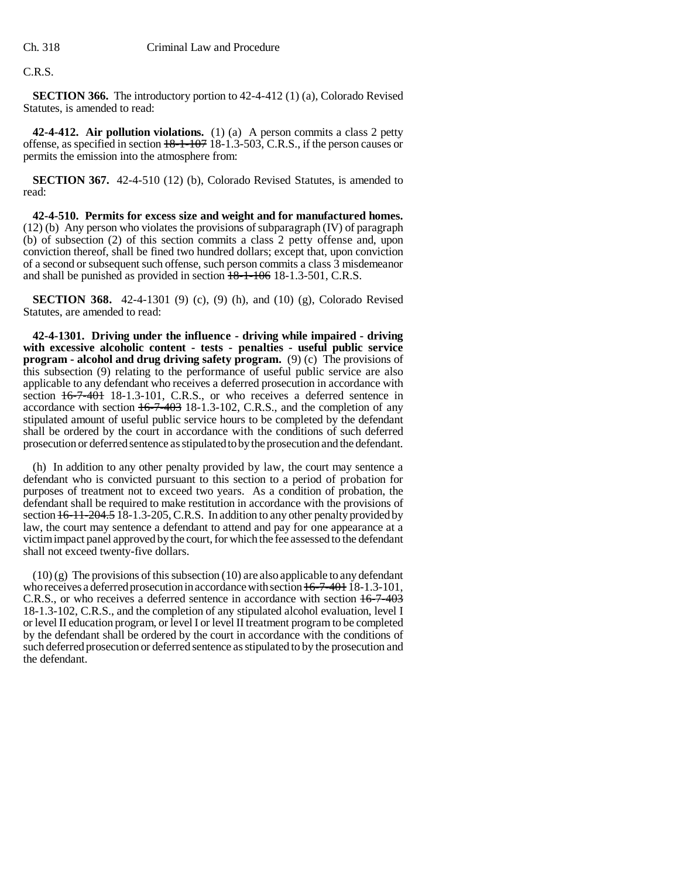C.R.S.

**SECTION 366.** The introductory portion to 42-4-412 (1) (a), Colorado Revised Statutes, is amended to read:

**42-4-412. Air pollution violations.** (1) (a) A person commits a class 2 petty offense, as specified in section ~~18-1-107~~ 18-1.3-503, C.R.S., if the person causes or permits the emission into the atmosphere from:

**SECTION 367.** 42-4-510 (12) (b), Colorado Revised Statutes, is amended to read:

**42-4-510. Permits for excess size and weight and for manufactured homes.** (12) (b) Any person who violates the provisions of subparagraph (IV) of paragraph (b) of subsection (2) of this section commits a class 2 petty offense and, upon conviction thereof, shall be fined two hundred dollars; except that, upon conviction of a second or subsequent such offense, such person commits a class 3 misdemeanor and shall be punished as provided in section ~~18-1-106~~ 18-1.3-501, C.R.S.

**SECTION 368.** 42-4-1301 (9) (c), (9) (h), and (10) (g), Colorado Revised Statutes, are amended to read:

**42-4-1301. Driving under the influence - driving while impaired - driving with excessive alcoholic content - tests - penalties - useful public service program - alcohol and drug driving safety program.** (9) (c) The provisions of this subsection (9) relating to the performance of useful public service are also applicable to any defendant who receives a deferred prosecution in accordance with section ~~16-7-401~~ 18-1.3-101, C.R.S., or who receives a deferred sentence in accordance with section ~~16-7-403~~ 18-1.3-102, C.R.S., and the completion of any stipulated amount of useful public service hours to be completed by the defendant shall be ordered by the court in accordance with the conditions of such deferred prosecution or deferred sentence as stipulated to by the prosecution and the defendant.

(h) In addition to any other penalty provided by law, the court may sentence a defendant who is convicted pursuant to this section to a period of probation for purposes of treatment not to exceed two years. As a condition of probation, the defendant shall be required to make restitution in accordance with the provisions of section ~~16-11-204.5~~ 18-1.3-205, C.R.S. In addition to any other penalty provided by law, the court may sentence a defendant to attend and pay for one appearance at a victim impact panel approved by the court, for which the fee assessed to the defendant shall not exceed twenty-five dollars.

(10) (g) The provisions of this subsection (10) are also applicable to any defendant who receives a deferred prosecution in accordance with section ~~16-7-401~~ 18-1.3-101, C.R.S., or who receives a deferred sentence in accordance with section ~~16-7-403~~ 18-1.3-102, C.R.S., and the completion of any stipulated alcohol evaluation, level I or level II education program, or level I or level II treatment program to be completed by the defendant shall be ordered by the court in accordance with the conditions of such deferred prosecution or deferred sentence as stipulated to by the prosecution and the defendant.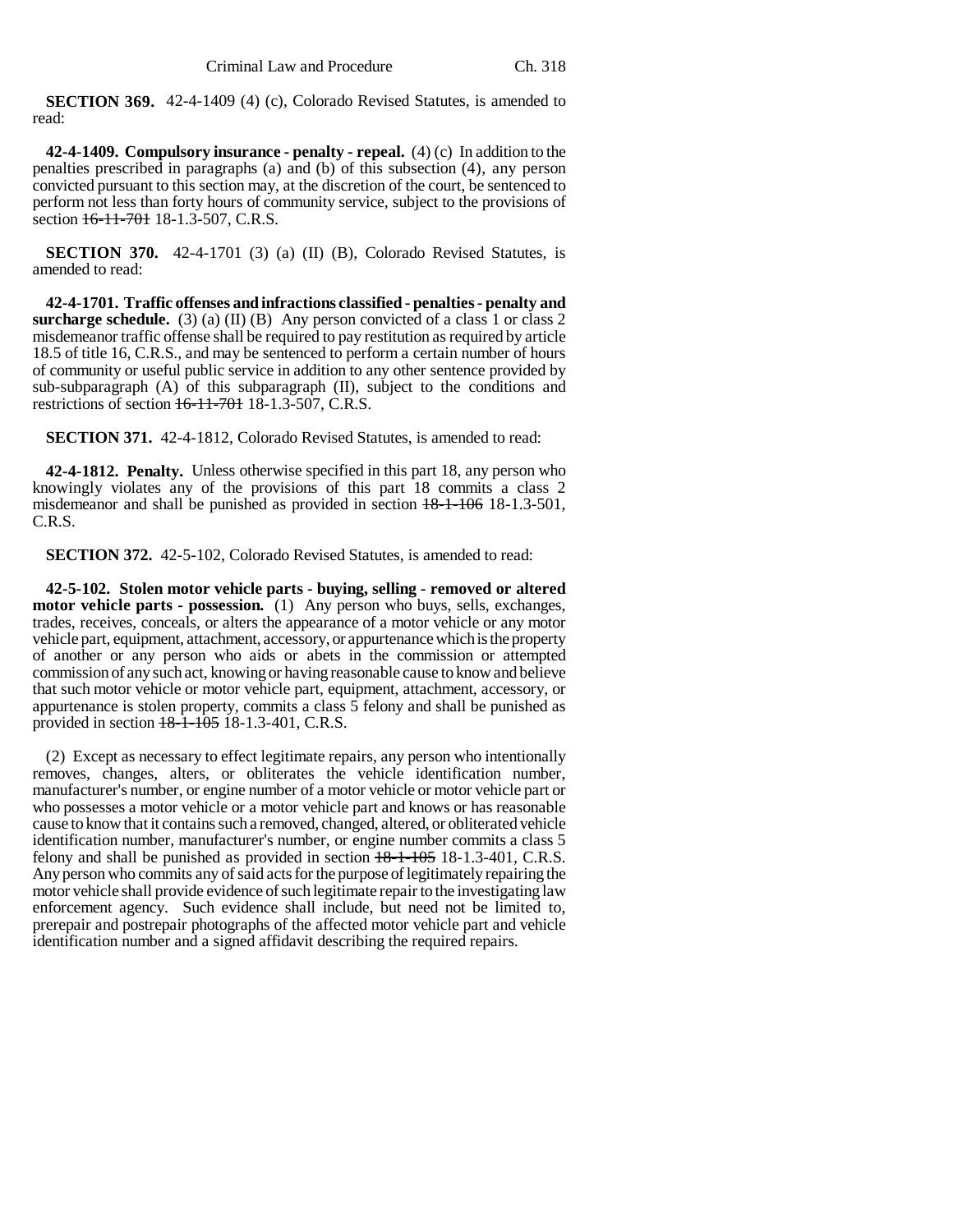**SECTION 369.** 42-4-1409 (4) (c), Colorado Revised Statutes, is amended to read:

**42-4-1409. Compulsory insurance - penalty - repeal.** (4) (c) In addition to the penalties prescribed in paragraphs (a) and (b) of this subsection (4), any person convicted pursuant to this section may, at the discretion of the court, be sentenced to perform not less than forty hours of community service, subject to the provisions of section ~~16-11-701~~ 18-1.3-507, C.R.S.

**SECTION 370.** 42-4-1701 (3) (a) (II) (B), Colorado Revised Statutes, is amended to read:

**42-4-1701. Traffic offenses and infractions classified - penalties - penalty and surcharge schedule.** (3) (a) (II) (B) Any person convicted of a class 1 or class 2 misdemeanor traffic offense shall be required to pay restitution as required by article 18.5 of title 16, C.R.S., and may be sentenced to perform a certain number of hours of community or useful public service in addition to any other sentence provided by sub-subparagraph (A) of this subparagraph (II), subject to the conditions and restrictions of section ~~16-11-701~~ 18-1.3-507, C.R.S.

**SECTION 371.** 42-4-1812, Colorado Revised Statutes, is amended to read:

**42-4-1812. Penalty.** Unless otherwise specified in this part 18, any person who knowingly violates any of the provisions of this part 18 commits a class 2 misdemeanor and shall be punished as provided in section ~~18-1-106~~ 18-1.3-501, C.R.S.

**SECTION 372.** 42-5-102, Colorado Revised Statutes, is amended to read:

**42-5-102. Stolen motor vehicle parts - buying, selling - removed or altered motor vehicle parts - possession.** (1) Any person who buys, sells, exchanges, trades, receives, conceals, or alters the appearance of a motor vehicle or any motor vehicle part, equipment, attachment, accessory, or appurtenance which is the property of another or any person who aids or abets in the commission or attempted commission of any such act, knowing or having reasonable cause to know and believe that such motor vehicle or motor vehicle part, equipment, attachment, accessory, or appurtenance is stolen property, commits a class 5 felony and shall be punished as provided in section ~~18-1-105~~ 18-1.3-401, C.R.S.

(2) Except as necessary to effect legitimate repairs, any person who intentionally removes, changes, alters, or obliterates the vehicle identification number, manufacturer's number, or engine number of a motor vehicle or motor vehicle part or who possesses a motor vehicle or a motor vehicle part and knows or has reasonable cause to know that it contains such a removed, changed, altered, or obliterated vehicle identification number, manufacturer's number, or engine number commits a class 5 felony and shall be punished as provided in section ~~18-1-105~~ 18-1.3-401, C.R.S. Any person who commits any of said acts for the purpose of legitimately repairing the motor vehicle shall provide evidence of such legitimate repair to the investigating law enforcement agency. Such evidence shall include, but need not be limited to, prerepair and postrepair photographs of the affected motor vehicle part and vehicle identification number and a signed affidavit describing the required repairs.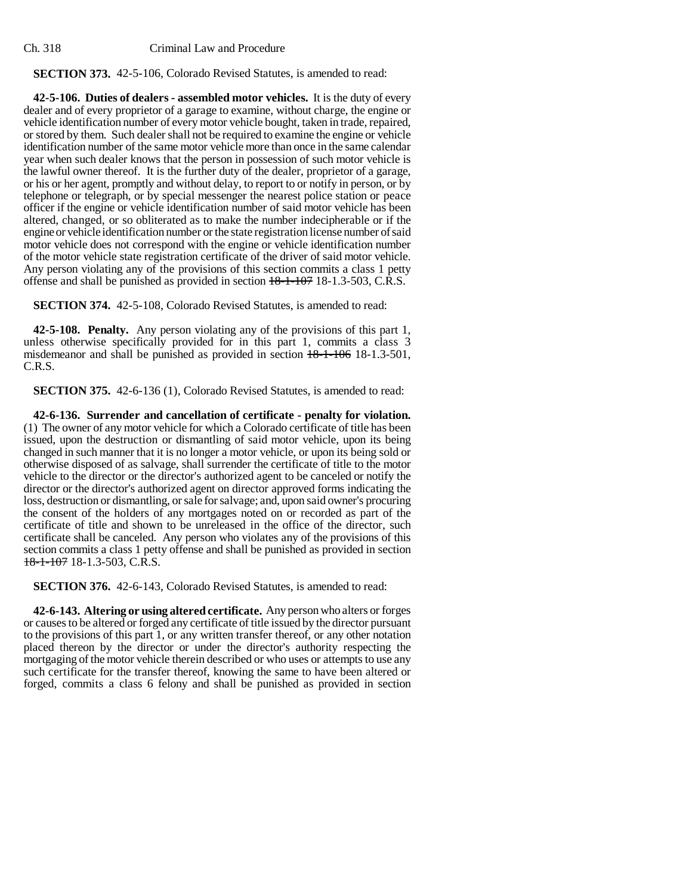**SECTION 373.** 42-5-106, Colorado Revised Statutes, is amended to read:

**42-5-106. Duties of dealers - assembled motor vehicles.** It is the duty of every dealer and of every proprietor of a garage to examine, without charge, the engine or vehicle identification number of every motor vehicle bought, taken in trade, repaired, or stored by them. Such dealer shall not be required to examine the engine or vehicle identification number of the same motor vehicle more than once in the same calendar year when such dealer knows that the person in possession of such motor vehicle is the lawful owner thereof. It is the further duty of the dealer, proprietor of a garage, or his or her agent, promptly and without delay, to report to or notify in person, or by telephone or telegraph, or by special messenger the nearest police station or peace officer if the engine or vehicle identification number of said motor vehicle has been altered, changed, or so obliterated as to make the number indecipherable or if the engine or vehicle identification number or the state registration license number of said motor vehicle does not correspond with the engine or vehicle identification number of the motor vehicle state registration certificate of the driver of said motor vehicle. Any person violating any of the provisions of this section commits a class 1 petty offense and shall be punished as provided in section ~~18-1-107~~ 18-1.3-503, C.R.S.

**SECTION 374.** 42-5-108, Colorado Revised Statutes, is amended to read:

**42-5-108. Penalty.** Any person violating any of the provisions of this part 1, unless otherwise specifically provided for in this part 1, commits a class 3 misdemeanor and shall be punished as provided in section ~~18-1-106~~ 18-1.3-501, C.R.S.

**SECTION 375.** 42-6-136 (1), Colorado Revised Statutes, is amended to read:

**42-6-136. Surrender and cancellation of certificate - penalty for violation.** (1) The owner of any motor vehicle for which a Colorado certificate of title has been issued, upon the destruction or dismantling of said motor vehicle, upon its being changed in such manner that it is no longer a motor vehicle, or upon its being sold or otherwise disposed of as salvage, shall surrender the certificate of title to the motor vehicle to the director or the director's authorized agent to be canceled or notify the director or the director's authorized agent on director approved forms indicating the loss, destruction or dismantling, or sale for salvage; and, upon said owner's procuring the consent of the holders of any mortgages noted on or recorded as part of the certificate of title and shown to be unreleased in the office of the director, such certificate shall be canceled. Any person who violates any of the provisions of this section commits a class 1 petty offense and shall be punished as provided in section ~~18-1-107~~ 18-1.3-503, C.R.S.

**SECTION 376.** 42-6-143, Colorado Revised Statutes, is amended to read:

**42-6-143. Altering or using altered certificate.** Any person who alters or forges or causes to be altered or forged any certificate of title issued by the director pursuant to the provisions of this part 1, or any written transfer thereof, or any other notation placed thereon by the director or under the director's authority respecting the mortgaging of the motor vehicle therein described or who uses or attempts to use any such certificate for the transfer thereof, knowing the same to have been altered or forged, commits a class 6 felony and shall be punished as provided in section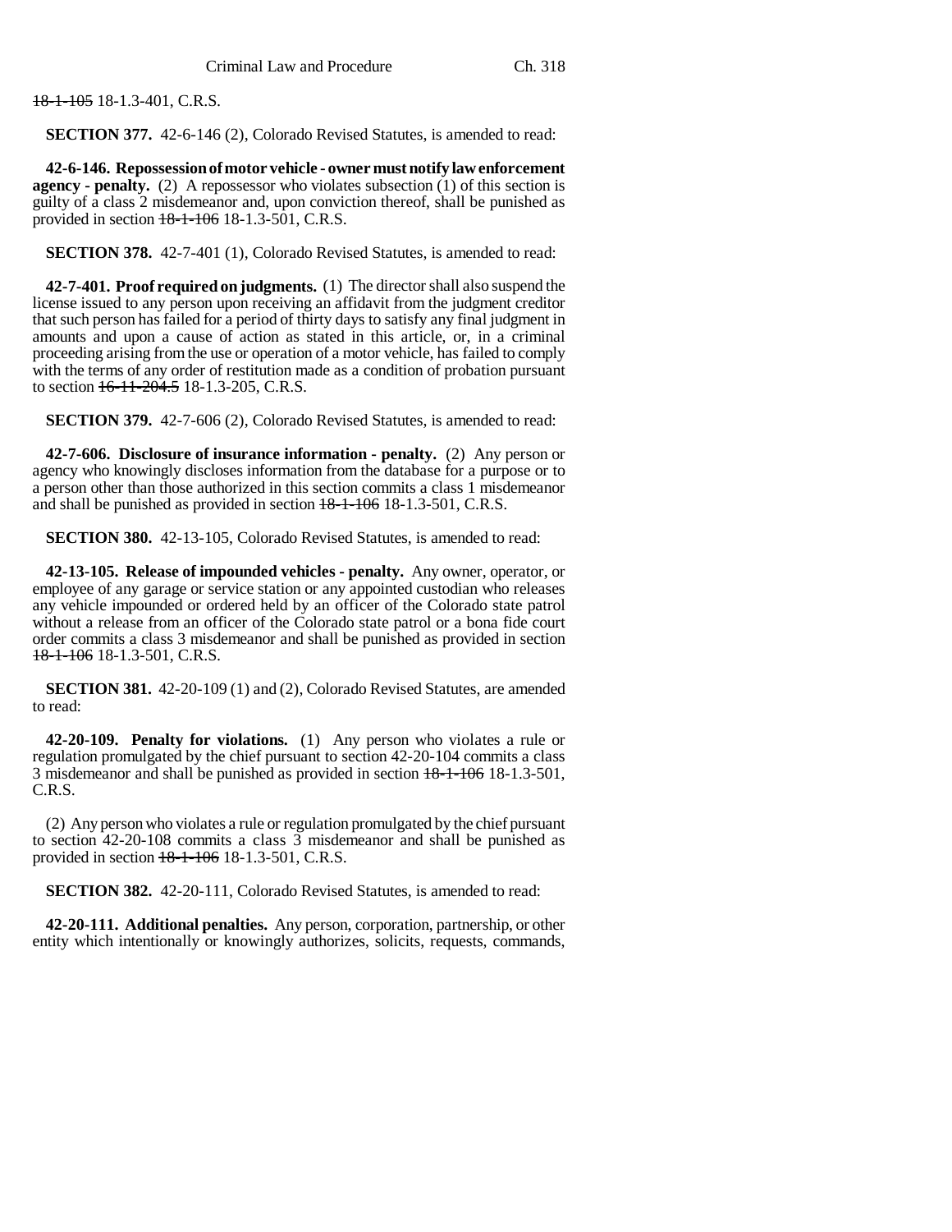18-1-105 18-1.3-401, C.R.S.

**SECTION 377.** 42-6-146 (2), Colorado Revised Statutes, is amended to read:

**42-6-146. Repossession of motor vehicle - owner must notify law enforcement agency - penalty.** (2) A repossessor who violates subsection (1) of this section is guilty of a class 2 misdemeanor and, upon conviction thereof, shall be punished as provided in section 18-1-106 18-1.3-501, C.R.S.

**SECTION 378.** 42-7-401 (1), Colorado Revised Statutes, is amended to read:

**42-7-401. Proof required on judgments.** (1) The director shall also suspend the license issued to any person upon receiving an affidavit from the judgment creditor that such person has failed for a period of thirty days to satisfy any final judgment in amounts and upon a cause of action as stated in this article, or, in a criminal proceeding arising from the use or operation of a motor vehicle, has failed to comply with the terms of any order of restitution made as a condition of probation pursuant to section 16-11-204.5 18-1.3-205, C.R.S.

**SECTION 379.** 42-7-606 (2), Colorado Revised Statutes, is amended to read:

**42-7-606. Disclosure of insurance information - penalty.** (2) Any person or agency who knowingly discloses information from the database for a purpose or to a person other than those authorized in this section commits a class 1 misdemeanor and shall be punished as provided in section 18-1-106 18-1.3-501, C.R.S.

**SECTION 380.** 42-13-105, Colorado Revised Statutes, is amended to read:

**42-13-105. Release of impounded vehicles - penalty.** Any owner, operator, or employee of any garage or service station or any appointed custodian who releases any vehicle impounded or ordered held by an officer of the Colorado state patrol without a release from an officer of the Colorado state patrol or a bona fide court order commits a class 3 misdemeanor and shall be punished as provided in section 18-1-106 18-1.3-501, C.R.S.

**SECTION 381.** 42-20-109 (1) and (2), Colorado Revised Statutes, are amended to read:

**42-20-109. Penalty for violations.** (1) Any person who violates a rule or regulation promulgated by the chief pursuant to section 42-20-104 commits a class 3 misdemeanor and shall be punished as provided in section 18-1-106 18-1.3-501, C.R.S.

(2) Any person who violates a rule or regulation promulgated by the chief pursuant to section 42-20-108 commits a class 3 misdemeanor and shall be punished as provided in section 18-1-106 18-1.3-501, C.R.S.

**SECTION 382.** 42-20-111, Colorado Revised Statutes, is amended to read:

**42-20-111. Additional penalties.** Any person, corporation, partnership, or other entity which intentionally or knowingly authorizes, solicits, requests, commands,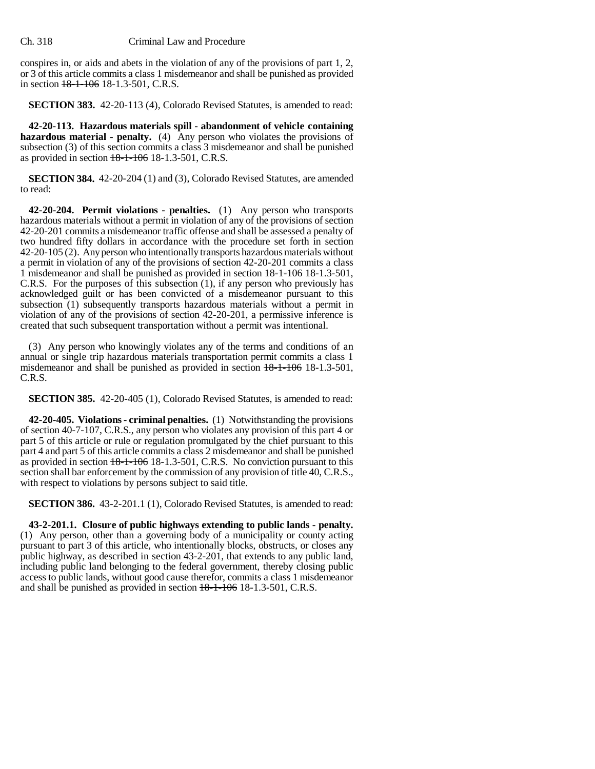conspires in, or aids and abets in the violation of any of the provisions of part 1, 2, or 3 of this article commits a class 1 misdemeanor and shall be punished as provided in section ~~18-1-106~~ 18-1.3-501, C.R.S.

**SECTION 383.** 42-20-113 (4), Colorado Revised Statutes, is amended to read:

**42-20-113. Hazardous materials spill - abandonment of vehicle containing hazardous material - penalty.** (4) Any person who violates the provisions of subsection (3) of this section commits a class 3 misdemeanor and shall be punished as provided in section ~~18-1-106~~ 18-1.3-501, C.R.S.

**SECTION 384.** 42-20-204 (1) and (3), Colorado Revised Statutes, are amended to read:

**42-20-204. Permit violations - penalties.** (1) Any person who transports hazardous materials without a permit in violation of any of the provisions of section 42-20-201 commits a misdemeanor traffic offense and shall be assessed a penalty of two hundred fifty dollars in accordance with the procedure set forth in section 42-20-105 (2). Any person who intentionally transports hazardous materials without a permit in violation of any of the provisions of section 42-20-201 commits a class 1 misdemeanor and shall be punished as provided in section ~~18-1-106~~ 18-1.3-501, C.R.S. For the purposes of this subsection (1), if any person who previously has acknowledged guilt or has been convicted of a misdemeanor pursuant to this subsection (1) subsequently transports hazardous materials without a permit in violation of any of the provisions of section 42-20-201, a permissive inference is created that such subsequent transportation without a permit was intentional.

(3) Any person who knowingly violates any of the terms and conditions of an annual or single trip hazardous materials transportation permit commits a class 1 misdemeanor and shall be punished as provided in section ~~18-1-106~~ 18-1.3-501, C.R.S.

**SECTION 385.** 42-20-405 (1), Colorado Revised Statutes, is amended to read:

**42-20-405. Violations - criminal penalties.** (1) Notwithstanding the provisions of section 40-7-107, C.R.S., any person who violates any provision of this part 4 or part 5 of this article or rule or regulation promulgated by the chief pursuant to this part 4 and part 5 of this article commits a class 2 misdemeanor and shall be punished as provided in section ~~18-1-106~~ 18-1.3-501, C.R.S. No conviction pursuant to this section shall bar enforcement by the commission of any provision of title 40, C.R.S., with respect to violations by persons subject to said title.

**SECTION 386.** 43-2-201.1 (1), Colorado Revised Statutes, is amended to read:

**43-2-201.1. Closure of public highways extending to public lands - penalty.** (1) Any person, other than a governing body of a municipality or county acting pursuant to part 3 of this article, who intentionally blocks, obstructs, or closes any public highway, as described in section 43-2-201, that extends to any public land, including public land belonging to the federal government, thereby closing public access to public lands, without good cause therefor, commits a class 1 misdemeanor and shall be punished as provided in section ~~18-1-106~~ 18-1.3-501, C.R.S.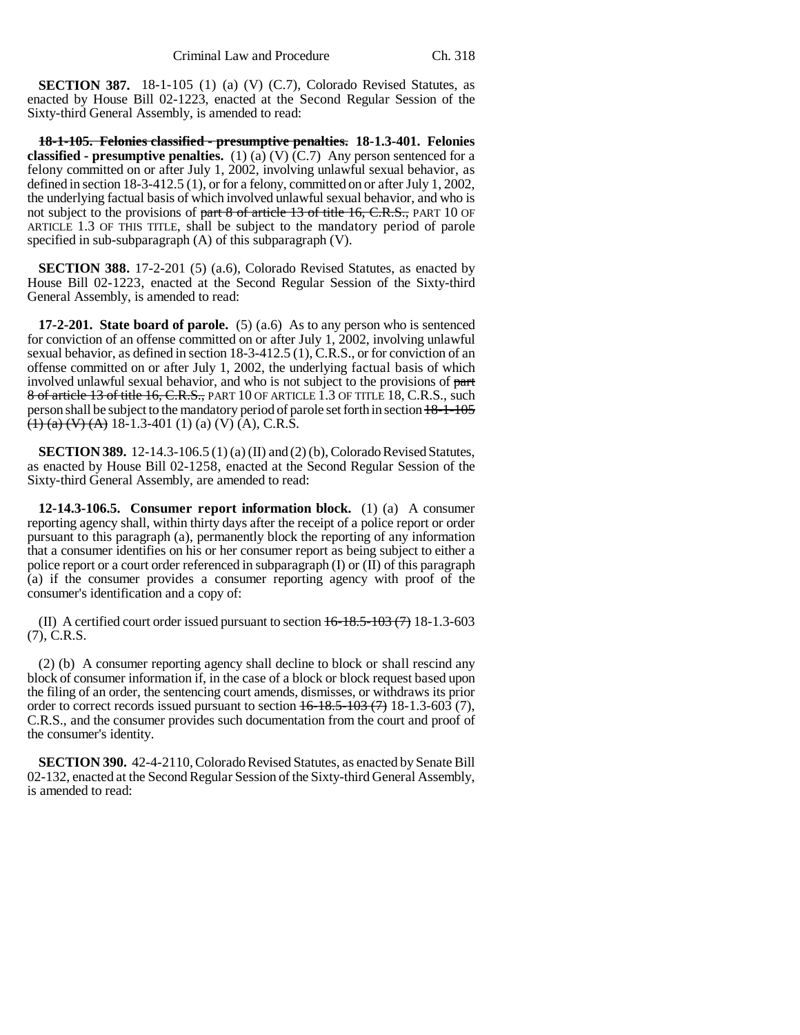**SECTION 387.** 18-1-105 (1) (a) (V) (C.7), Colorado Revised Statutes, as enacted by House Bill 02-1223, enacted at the Second Regular Session of the Sixty-third General Assembly, is amended to read:

~~**18-1-105. Felonies classified - presumptive penalties.**~~ **18-1.3-401. Felonies classified - presumptive penalties.** (1) (a) (V) (C.7) Any person sentenced for a felony committed on or after July 1, 2002, involving unlawful sexual behavior, as defined in section 18-3-412.5 (1), or for a felony, committed on or after July 1, 2002, the underlying factual basis of which involved unlawful sexual behavior, and who is not subject to the provisions of ~~part 8 of article 13 of title 16, C.R.S.,~~ PART 10 OF ARTICLE 1.3 OF THIS TITLE, shall be subject to the mandatory period of parole specified in sub-subparagraph (A) of this subparagraph (V).

**SECTION 388.** 17-2-201 (5) (a.6), Colorado Revised Statutes, as enacted by House Bill 02-1223, enacted at the Second Regular Session of the Sixty-third General Assembly, is amended to read:

**17-2-201. State board of parole.** (5) (a.6) As to any person who is sentenced for conviction of an offense committed on or after July 1, 2002, involving unlawful sexual behavior, as defined in section 18-3-412.5 (1), C.R.S., or for conviction of an offense committed on or after July 1, 2002, the underlying factual basis of which involved unlawful sexual behavior, and who is not subject to the provisions of ~~part 8 of article 13 of title 16, C.R.S.,~~ PART 10 OF ARTICLE 1.3 OF TITLE 18, C.R.S., such person shall be subject to the mandatory period of parole set forth in section ~~18-1-105 (1) (a) (V) (A)~~ 18-1.3-401 (1) (a) (V) (A), C.R.S.

**SECTION 389.** 12-14.3-106.5 (1) (a) (II) and (2) (b), Colorado Revised Statutes, as enacted by House Bill 02-1258, enacted at the Second Regular Session of the Sixty-third General Assembly, are amended to read:

**12-14.3-106.5. Consumer report information block.** (1) (a) A consumer reporting agency shall, within thirty days after the receipt of a police report or order pursuant to this paragraph (a), permanently block the reporting of any information that a consumer identifies on his or her consumer report as being subject to either a police report or a court order referenced in subparagraph (I) or (II) of this paragraph (a) if the consumer provides a consumer reporting agency with proof of the consumer's identification and a copy of:

(II) A certified court order issued pursuant to section ~~16-18.5-103 (7)~~ 18-1.3-603 (7), C.R.S.

(2) (b) A consumer reporting agency shall decline to block or shall rescind any block of consumer information if, in the case of a block or block request based upon the filing of an order, the sentencing court amends, dismisses, or withdraws its prior order to correct records issued pursuant to section ~~16-18.5-103 (7)~~ 18-1.3-603 (7), C.R.S., and the consumer provides such documentation from the court and proof of the consumer's identity.

**SECTION 390.** 42-4-2110, Colorado Revised Statutes, as enacted by Senate Bill 02-132, enacted at the Second Regular Session of the Sixty-third General Assembly, is amended to read: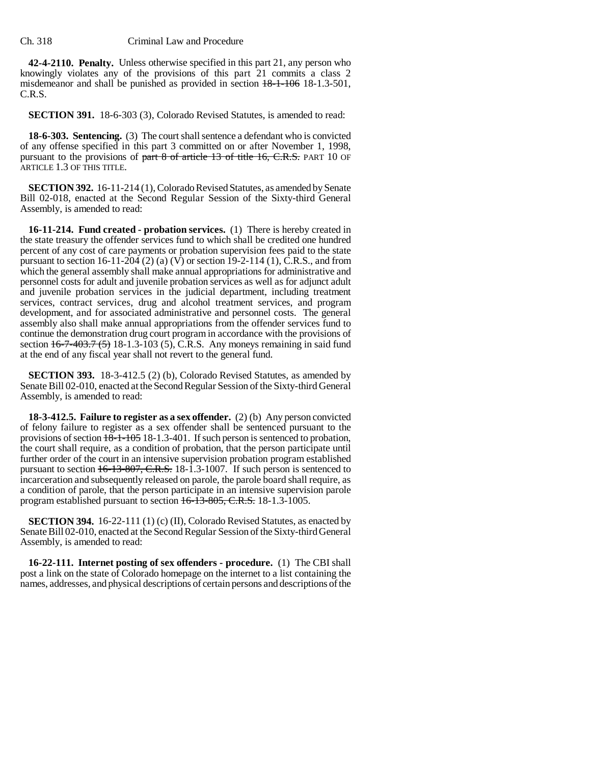**42-4-2110. Penalty.** Unless otherwise specified in this part 21, any person who knowingly violates any of the provisions of this part 21 commits a class 2 misdemeanor and shall be punished as provided in section ~~18-1-106~~ 18-1.3-501, C.R.S.

**SECTION 391.** 18-6-303 (3), Colorado Revised Statutes, is amended to read:

**18-6-303. Sentencing.** (3) The court shall sentence a defendant who is convicted of any offense specified in this part 3 committed on or after November 1, 1998, pursuant to the provisions of ~~part 8 of article 13 of title 16, C.R.S.~~ PART 10 OF ARTICLE 1.3 OF THIS TITLE.

**SECTION 392.** 16-11-214 (1), Colorado Revised Statutes, as amended by Senate Bill 02-018, enacted at the Second Regular Session of the Sixty-third General Assembly, is amended to read:

**16-11-214. Fund created - probation services.** (1) There is hereby created in the state treasury the offender services fund to which shall be credited one hundred percent of any cost of care payments or probation supervision fees paid to the state pursuant to section 16-11-204 (2) (a) (V) or section 19-2-114 (1), C.R.S., and from which the general assembly shall make annual appropriations for administrative and personnel costs for adult and juvenile probation services as well as for adjunct adult and juvenile probation services in the judicial department, including treatment services, contract services, drug and alcohol treatment services, and program development, and for associated administrative and personnel costs. The general assembly also shall make annual appropriations from the offender services fund to continue the demonstration drug court program in accordance with the provisions of section ~~16-7-403.7 (5)~~ 18-1.3-103 (5), C.R.S. Any moneys remaining in said fund at the end of any fiscal year shall not revert to the general fund.

**SECTION 393.** 18-3-412.5 (2) (b), Colorado Revised Statutes, as amended by Senate Bill 02-010, enacted at the Second Regular Session of the Sixty-third General Assembly, is amended to read:

**18-3-412.5. Failure to register as a sex offender.** (2) (b) Any person convicted of felony failure to register as a sex offender shall be sentenced pursuant to the provisions of section ~~18-1-105~~ 18-1.3-401. If such person is sentenced to probation, the court shall require, as a condition of probation, that the person participate until further order of the court in an intensive supervision probation program established pursuant to section ~~16-13-807, C.R.S.~~ 18-1.3-1007. If such person is sentenced to incarceration and subsequently released on parole, the parole board shall require, as a condition of parole, that the person participate in an intensive supervision parole program established pursuant to section ~~16-13-805, C.R.S.~~ 18-1.3-1005.

**SECTION 394.** 16-22-111 (1) (c) (II), Colorado Revised Statutes, as enacted by Senate Bill 02-010, enacted at the Second Regular Session of the Sixty-third General Assembly, is amended to read:

**16-22-111. Internet posting of sex offenders - procedure.** (1) The CBI shall post a link on the state of Colorado homepage on the internet to a list containing the names, addresses, and physical descriptions of certain persons and descriptions of the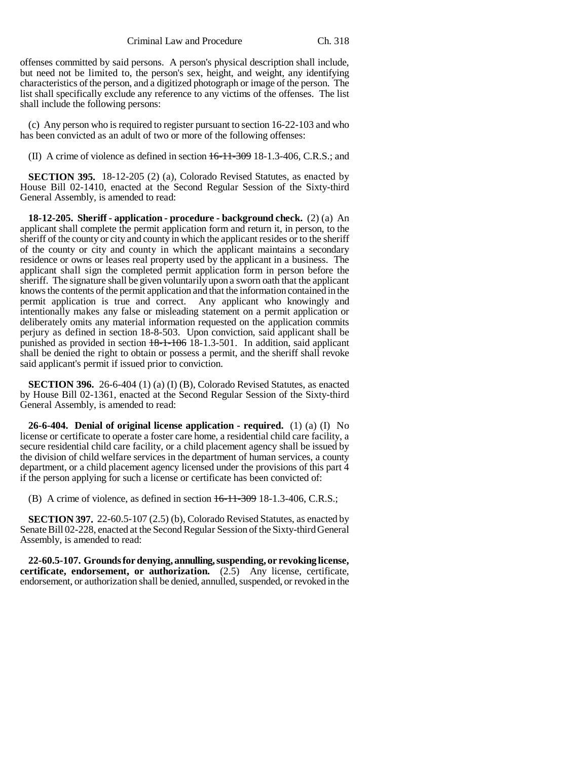offenses committed by said persons. A person's physical description shall include, but need not be limited to, the person's sex, height, and weight, any identifying characteristics of the person, and a digitized photograph or image of the person. The list shall specifically exclude any reference to any victims of the offenses. The list shall include the following persons:

(c) Any person who is required to register pursuant to section 16-22-103 and who has been convicted as an adult of two or more of the following offenses:

(II) A crime of violence as defined in section ~~16-11-309~~ 18-1.3-406, C.R.S.; and

**SECTION 395.** 18-12-205 (2) (a), Colorado Revised Statutes, as enacted by House Bill 02-1410, enacted at the Second Regular Session of the Sixty-third General Assembly, is amended to read:

**18-12-205. Sheriff - application - procedure - background check.** (2) (a) An applicant shall complete the permit application form and return it, in person, to the sheriff of the county or city and county in which the applicant resides or to the sheriff of the county or city and county in which the applicant maintains a secondary residence or owns or leases real property used by the applicant in a business. The applicant shall sign the completed permit application form in person before the sheriff. The signature shall be given voluntarily upon a sworn oath that the applicant knows the contents of the permit application and that the information contained in the permit application is true and correct. Any applicant who knowingly and intentionally makes any false or misleading statement on a permit application or deliberately omits any material information requested on the application commits perjury as defined in section 18-8-503. Upon conviction, said applicant shall be punished as provided in section ~~18-1-106~~ 18-1.3-501. In addition, said applicant shall be denied the right to obtain or possess a permit, and the sheriff shall revoke said applicant's permit if issued prior to conviction.

**SECTION 396.** 26-6-404 (1) (a) (I) (B), Colorado Revised Statutes, as enacted by House Bill 02-1361, enacted at the Second Regular Session of the Sixty-third General Assembly, is amended to read:

**26-6-404. Denial of original license application - required.** (1) (a) (I) No license or certificate to operate a foster care home, a residential child care facility, a secure residential child care facility, or a child placement agency shall be issued by the division of child welfare services in the department of human services, a county department, or a child placement agency licensed under the provisions of this part 4 if the person applying for such a license or certificate has been convicted of:

(B) A crime of violence, as defined in section ~~16-11-309~~ 18-1.3-406, C.R.S.;

**SECTION 397.** 22-60.5-107 (2.5) (b), Colorado Revised Statutes, as enacted by Senate Bill 02-228, enacted at the Second Regular Session of the Sixty-third General Assembly, is amended to read:

**22-60.5-107. Grounds for denying, annulling, suspending, or revoking license, certificate, endorsement, or authorization.** (2.5) Any license, certificate, endorsement, or authorization shall be denied, annulled, suspended, or revoked in the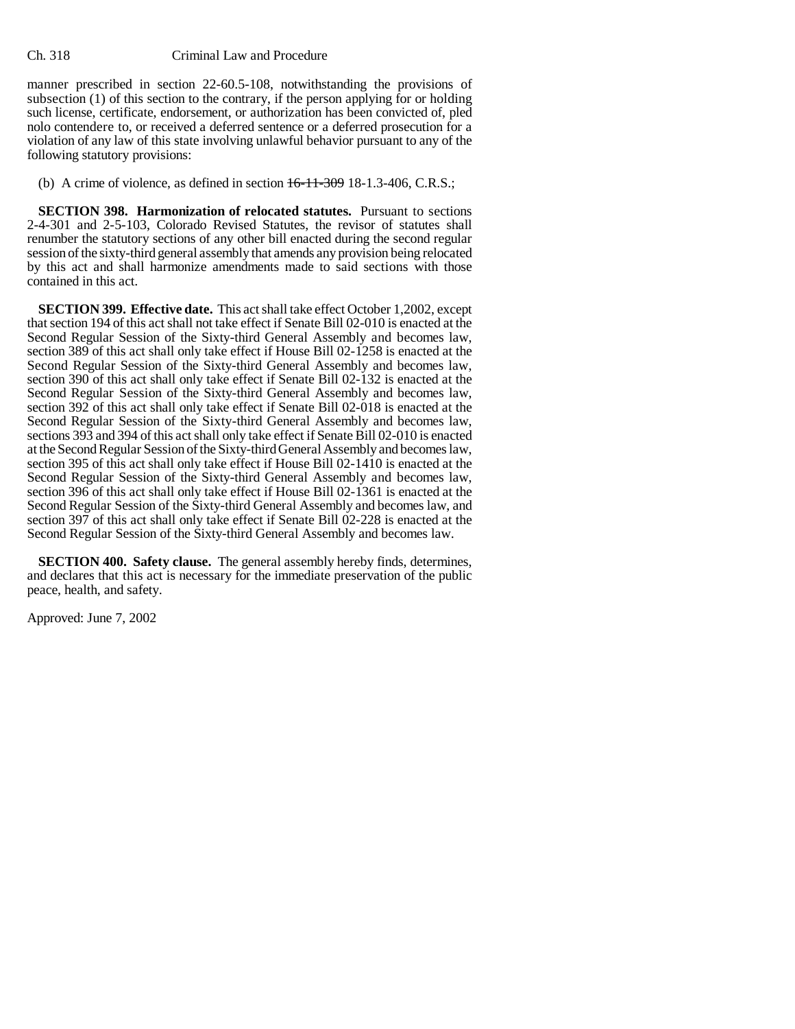manner prescribed in section 22-60.5-108, notwithstanding the provisions of subsection (1) of this section to the contrary, if the person applying for or holding such license, certificate, endorsement, or authorization has been convicted of, pled nolo contendere to, or received a deferred sentence or a deferred prosecution for a violation of any law of this state involving unlawful behavior pursuant to any of the following statutory provisions:

(b) A crime of violence, as defined in section ~~16-11-309~~ 18-1.3-406, C.R.S.;

**SECTION 398. Harmonization of relocated statutes.** Pursuant to sections 2-4-301 and 2-5-103, Colorado Revised Statutes, the revisor of statutes shall renumber the statutory sections of any other bill enacted during the second regular session of the sixty-third general assembly that amends any provision being relocated by this act and shall harmonize amendments made to said sections with those contained in this act.

**SECTION 399. Effective date.** This act shall take effect October 1,2002, except that section 194 of this act shall not take effect if Senate Bill 02-010 is enacted at the Second Regular Session of the Sixty-third General Assembly and becomes law, section 389 of this act shall only take effect if House Bill 02-1258 is enacted at the Second Regular Session of the Sixty-third General Assembly and becomes law, section 390 of this act shall only take effect if Senate Bill 02-132 is enacted at the Second Regular Session of the Sixty-third General Assembly and becomes law, section 392 of this act shall only take effect if Senate Bill 02-018 is enacted at the Second Regular Session of the Sixty-third General Assembly and becomes law, sections 393 and 394 of this act shall only take effect if Senate Bill 02-010 is enacted at the Second Regular Session of the Sixty-third General Assembly and becomes law, section 395 of this act shall only take effect if House Bill 02-1410 is enacted at the Second Regular Session of the Sixty-third General Assembly and becomes law, section 396 of this act shall only take effect if House Bill 02-1361 is enacted at the Second Regular Session of the Sixty-third General Assembly and becomes law, and section 397 of this act shall only take effect if Senate Bill 02-228 is enacted at the Second Regular Session of the Sixty-third General Assembly and becomes law.

**SECTION 400. Safety clause.** The general assembly hereby finds, determines, and declares that this act is necessary for the immediate preservation of the public peace, health, and safety.

Approved: June 7, 2002